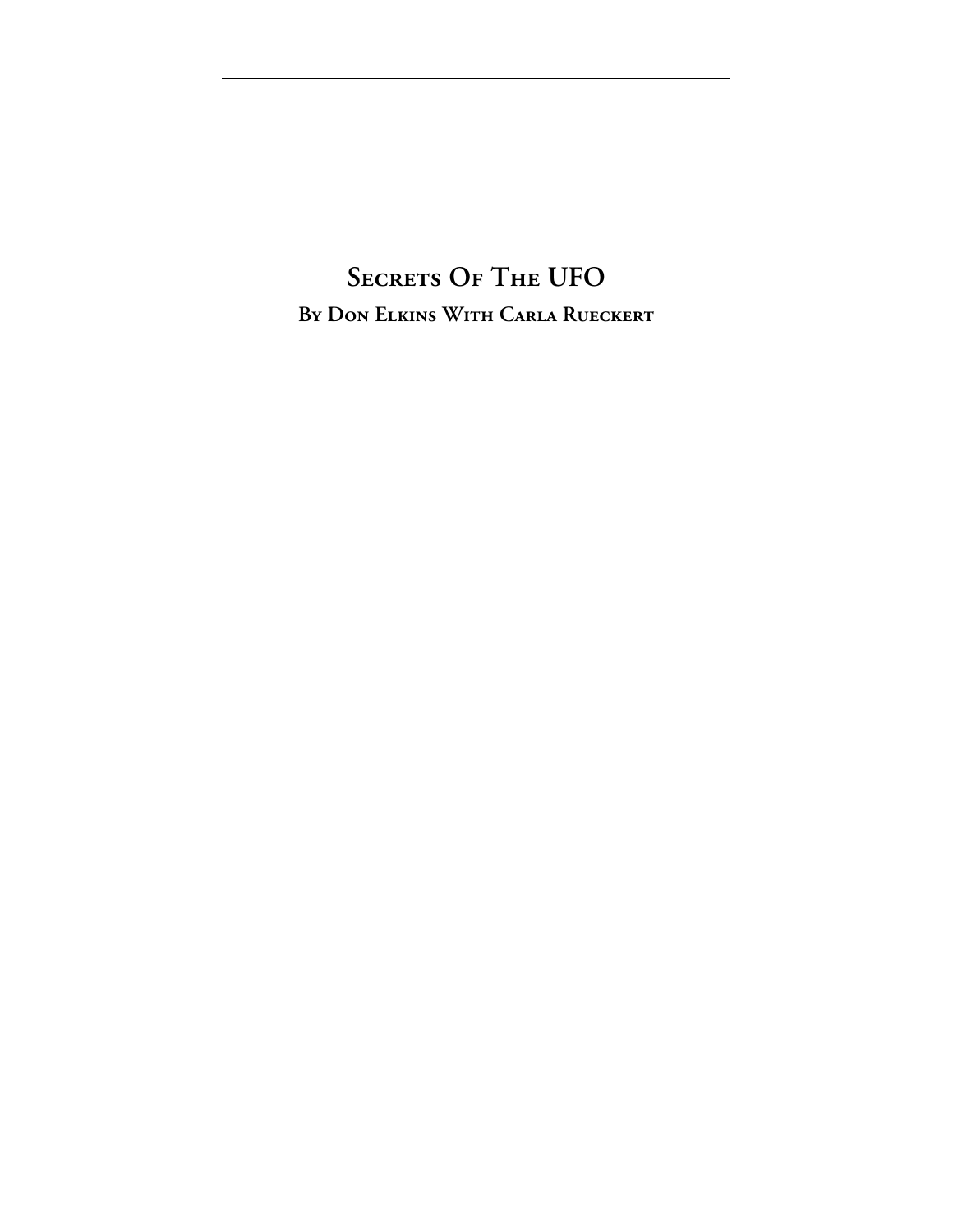# Secrets Of The UFO

## By Don Elkins With Carla Rueckert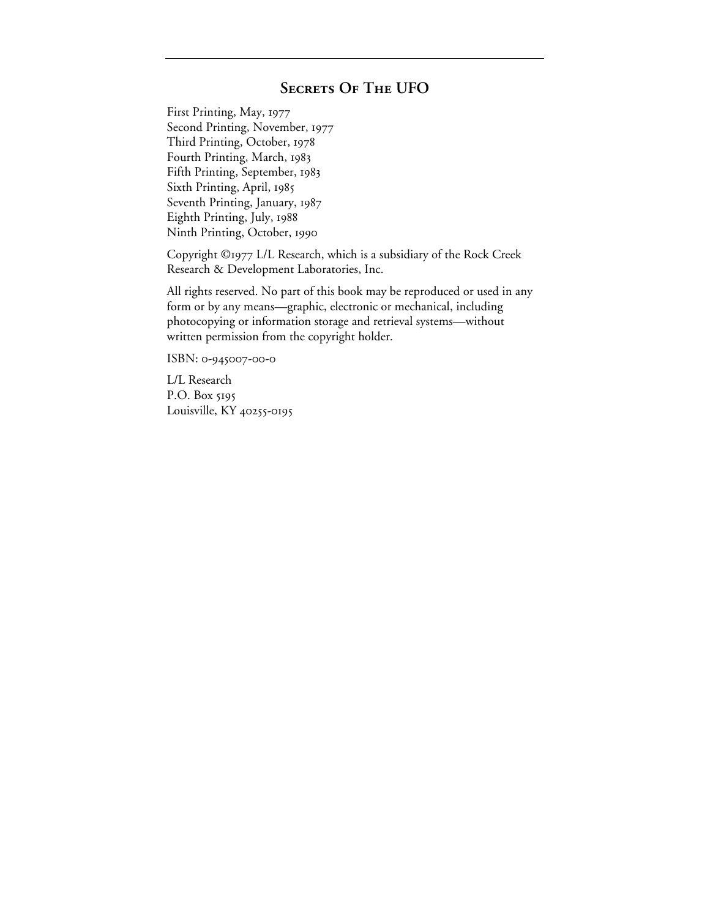# Secrets Of The UFO

First Printing, May, 1977
Second Printing, November, 1977
Third Printing, October, 1978
Fourth Printing, March, 1983
Fifth Printing, September, 1983
Sixth Printing, April, 1985
Seventh Printing, January, 1987
Eighth Printing, July, 1988
Ninth Printing, October, 1990

Copyright ©1977 L/L Research, which is a subsidiary of the Rock Creek Research & Development Laboratories, Inc.

All rights reserved. No part of this book may be reproduced or used in any form or by any means—graphic, electronic or mechanical, including photocopying or information storage and retrieval systems—without written permission from the copyright holder.

ISBN: 0-945007-00-0

L/L Research
P.O. Box 5195
Louisville, KY 40255-0195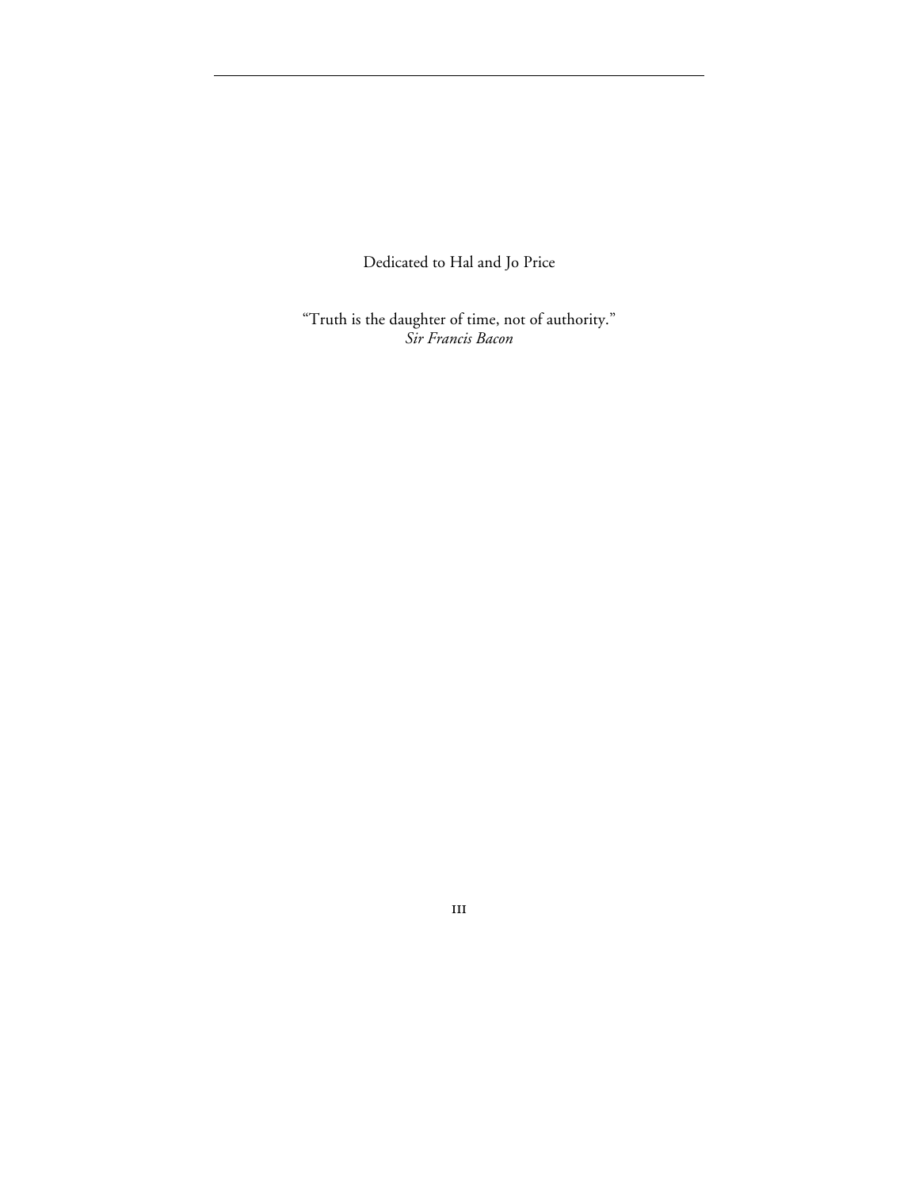Dedicated to Hal and Jo Price

"Truth is the daughter of time, not of authority."
*Sir Francis Bacon*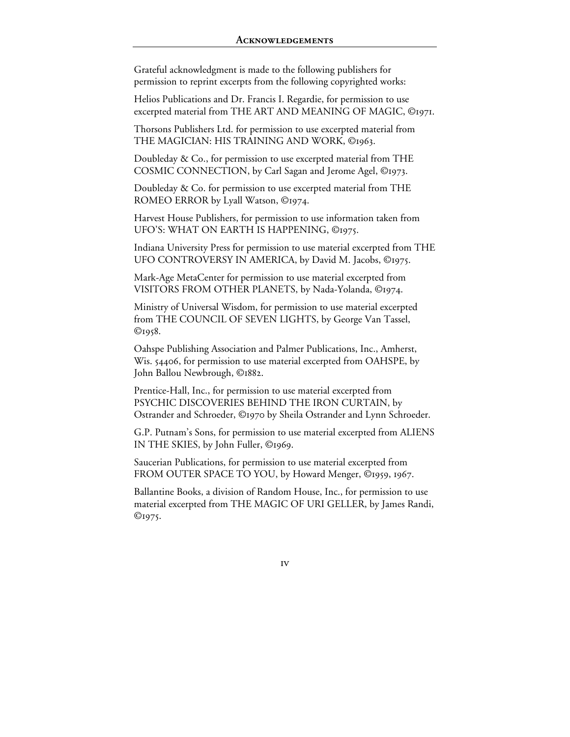# Acknowledgements

Grateful acknowledgment is made to the following publishers for permission to reprint excerpts from the following copyrighted works:

Helios Publications and Dr. Francis I. Regardie, for permission to use excerpted material from THE ART AND MEANING OF MAGIC, ©1971.

Thorsons Publishers Ltd. for permission to use excerpted material from THE MAGICIAN: HIS TRAINING AND WORK, ©1963.

Doubleday & Co., for permission to use excerpted material from THE COSMIC CONNECTION, by Carl Sagan and Jerome Agel, ©1973.

Doubleday & Co. for permission to use excerpted material from THE ROMEO ERROR by Lyall Watson, ©1974.

Harvest House Publishers, for permission to use information taken from UFO'S: WHAT ON EARTH IS HAPPENING, ©1975.

Indiana University Press for permission to use material excerpted from THE UFO CONTROVERSY IN AMERICA, by David M. Jacobs, ©1975.

Mark-Age MetaCenter for permission to use material excerpted from VISITORS FROM OTHER PLANETS, by Nada-Yolanda, ©1974.

Ministry of Universal Wisdom, for permission to use material excerpted from THE COUNCIL OF SEVEN LIGHTS, by George Van Tassel, ©1958.

Oahspe Publishing Association and Palmer Publications, Inc., Amherst, Wis. 54406, for permission to use material excerpted from OAHSPE, by John Ballou Newbrough, ©1882.

Prentice-Hall, Inc., for permission to use material excerpted from PSYCHIC DISCOVERIES BEHIND THE IRON CURTAIN, by Ostrander and Schroeder, ©1970 by Sheila Ostrander and Lynn Schroeder.

G.P. Putnam's Sons, for permission to use material excerpted from ALIENS IN THE SKIES, by John Fuller, ©1969.

Saucerian Publications, for permission to use material excerpted from FROM OUTER SPACE TO YOU, by Howard Menger, ©1959, 1967.

Ballantine Books, a division of Random House, Inc., for permission to use material excerpted from THE MAGIC OF URI GELLER, by James Randi, ©1975.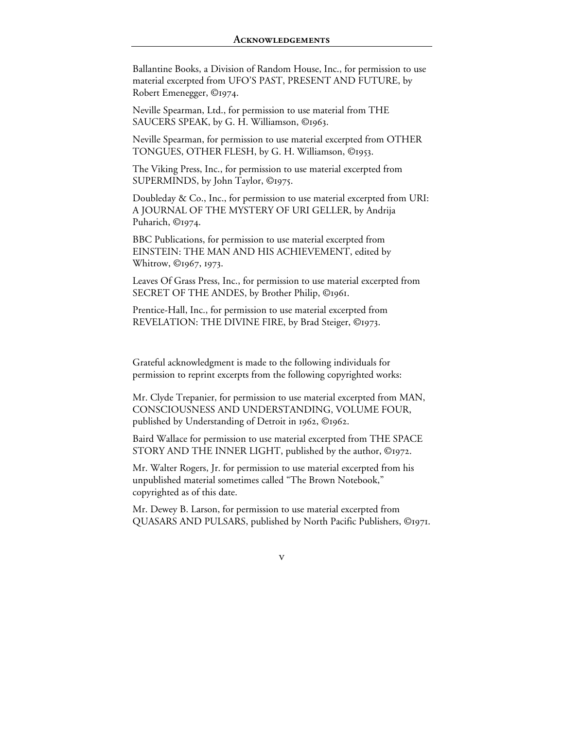Ballantine Books, a Division of Random House, Inc., for permission to use material excerpted from UFO'S PAST, PRESENT AND FUTURE, by Robert Emenegger, ©1974.

Neville Spearman, Ltd., for permission to use material from THE SAUCERS SPEAK, by G. H. Williamson, ©1963.

Neville Spearman, for permission to use material excerpted from OTHER TONGUES, OTHER FLESH, by G. H. Williamson, ©1953.

The Viking Press, Inc., for permission to use material excerpted from SUPERMINDS, by John Taylor, ©1975.

Doubleday & Co., Inc., for permission to use material excerpted from URI: A JOURNAL OF THE MYSTERY OF URI GELLER, by Andrija Puharich, ©1974.

BBC Publications, for permission to use material excerpted from EINSTEIN: THE MAN AND HIS ACHIEVEMENT, edited by Whitrow, ©1967, 1973.

Leaves Of Grass Press, Inc., for permission to use material excerpted from SECRET OF THE ANDES, by Brother Philip, ©1961.

Prentice-Hall, Inc., for permission to use material excerpted from REVELATION: THE DIVINE FIRE, by Brad Steiger, ©1973.

Grateful acknowledgment is made to the following individuals for permission to reprint excerpts from the following copyrighted works:

Mr. Clyde Trepanier, for permission to use material excerpted from MAN, CONSCIOUSNESS AND UNDERSTANDING, VOLUME FOUR, published by Understanding of Detroit in 1962, ©1962.

Baird Wallace for permission to use material excerpted from THE SPACE STORY AND THE INNER LIGHT, published by the author, ©1972.

Mr. Walter Rogers, Jr. for permission to use material excerpted from his unpublished material sometimes called "The Brown Notebook," copyrighted as of this date.

Mr. Dewey B. Larson, for permission to use material excerpted from QUASARS AND PULSARS, published by North Pacific Publishers, ©1971.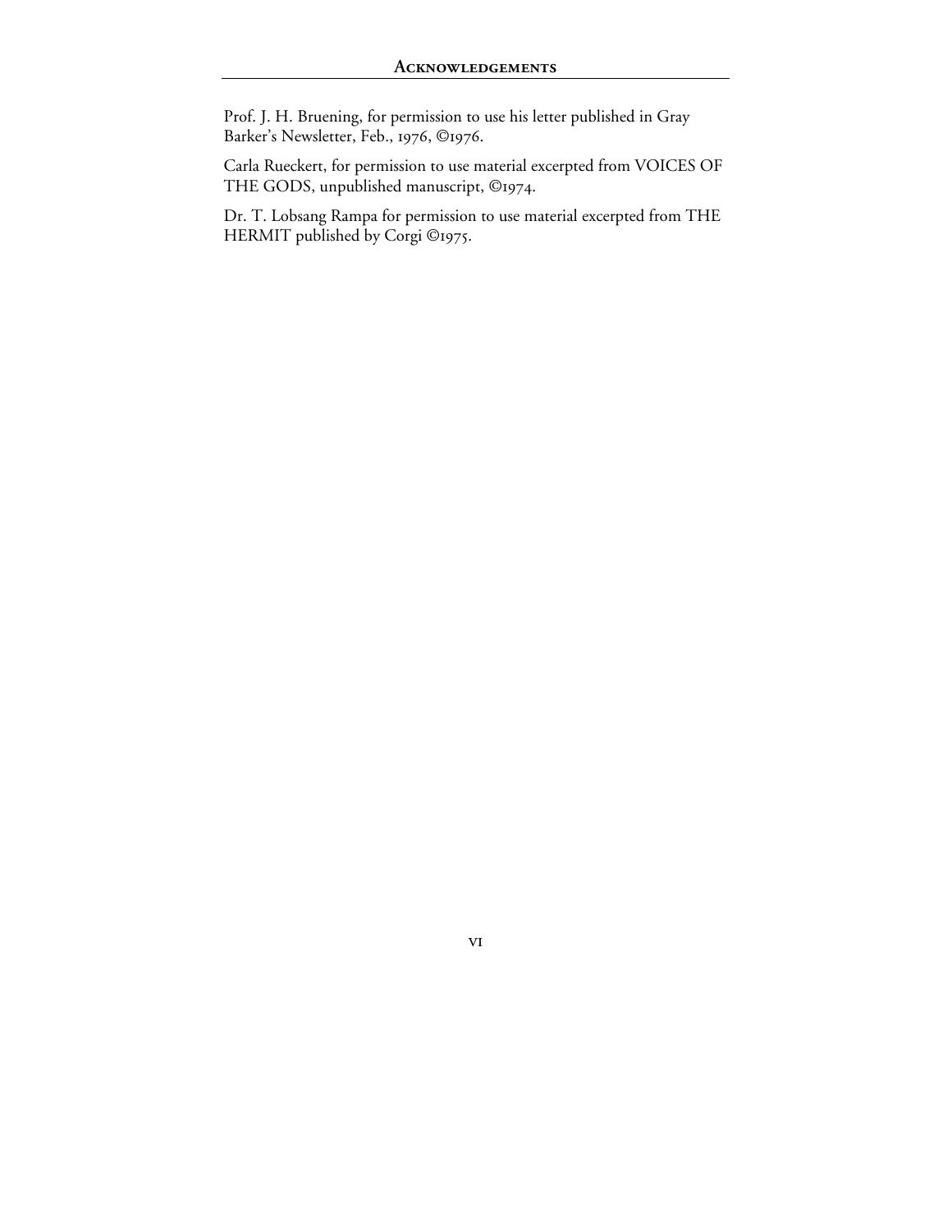Prof. J. H. Bruening, for permission to use his letter published in Gray Barker's Newsletter, Feb., 1976, ©1976.

Carla Rueckert, for permission to use material excerpted from VOICES OF THE GODS, unpublished manuscript, ©1974.

Dr. T. Lobsang Rampa for permission to use material excerpted from THE HERMIT published by Corgi ©1975.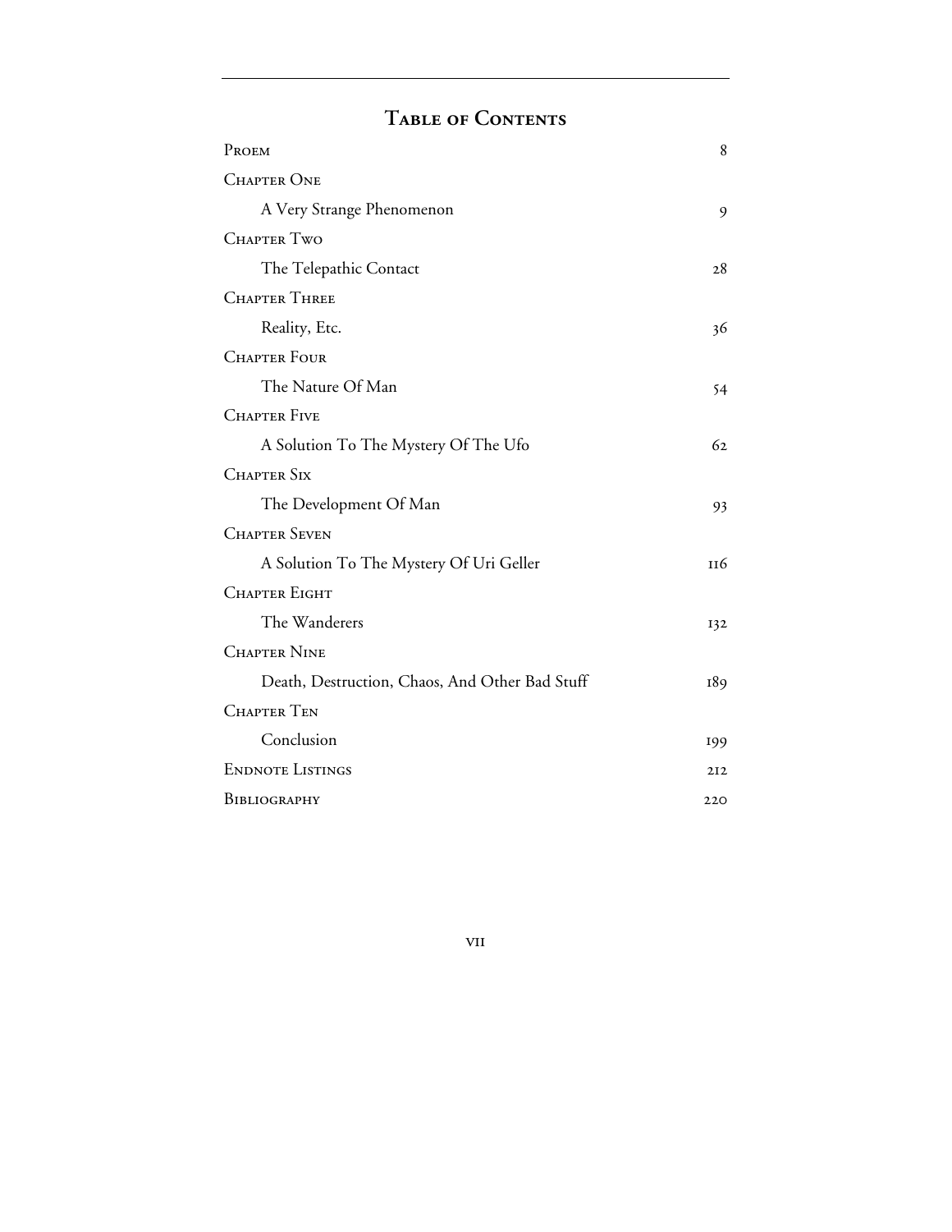# Table of Contents

| | |
|---|---|
| Proem | 8 |
| Chapter One | |
| A Very Strange Phenomenon | 9 |
| Chapter Two | |
| The Telepathic Contact | 28 |
| Chapter Three | |
| Reality, Etc. | 36 |
| Chapter Four | |
| The Nature Of Man | 54 |
| Chapter Five | |
| A Solution To The Mystery Of The Ufo | 62 |
| Chapter Six | |
| The Development Of Man | 93 |
| Chapter Seven | |
| A Solution To The Mystery Of Uri Geller | 116 |
| Chapter Eight | |
| The Wanderers | 132 |
| Chapter Nine | |
| Death, Destruction, Chaos, And Other Bad Stuff | 189 |
| Chapter Ten | |
| Conclusion | 199 |
| Endnote Listings | 212 |
| Bibliography | 220 |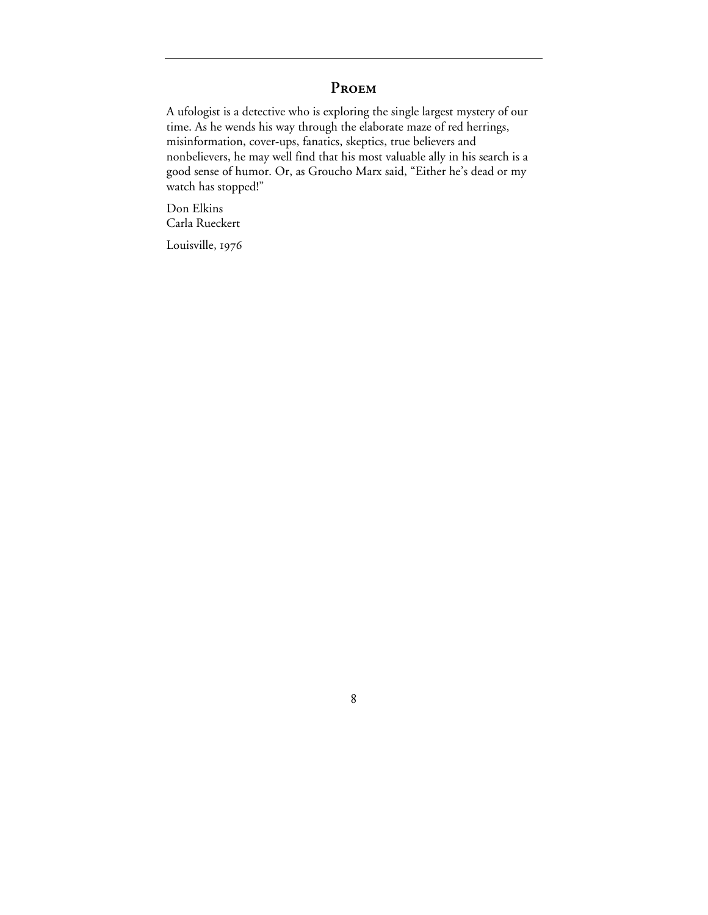## Proem

A ufologist is a detective who is exploring the single largest mystery of our time. As he wends his way through the elaborate maze of red herrings, misinformation, cover-ups, fanatics, skeptics, true believers and nonbelievers, he may well find that his most valuable ally in his search is a good sense of humor. Or, as Groucho Marx said, "Either he's dead or my watch has stopped!"

Don Elkins
Carla Rueckert

Louisville, 1976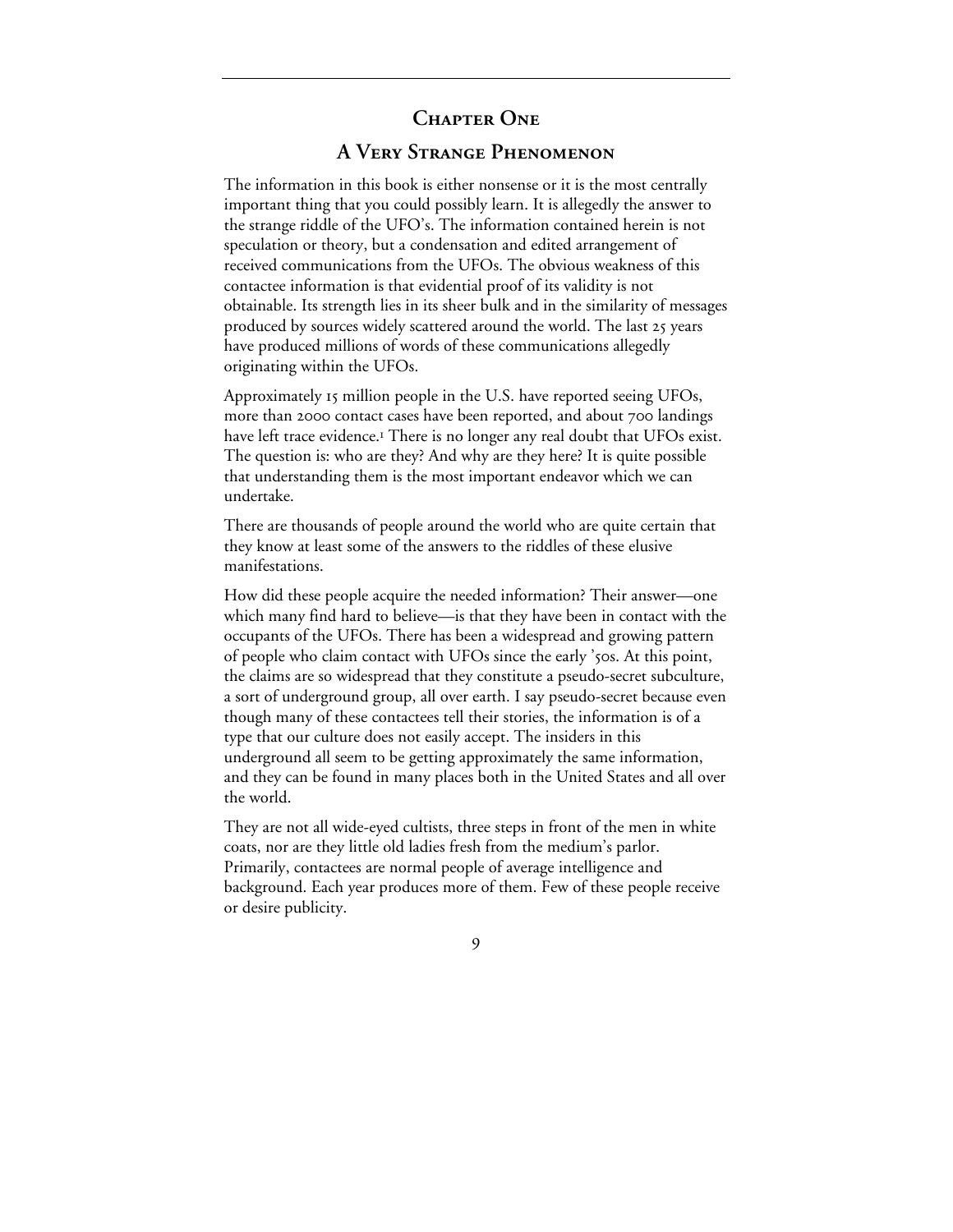# Chapter One

## A Very Strange Phenomenon

The information in this book is either nonsense or it is the most centrally important thing that you could possibly learn. It is allegedly the answer to the strange riddle of the UFO's. The information contained herein is not speculation or theory, but a condensation and edited arrangement of received communications from the UFOs. The obvious weakness of this contactee information is that evidential proof of its validity is not obtainable. Its strength lies in its sheer bulk and in the similarity of messages produced by sources widely scattered around the world. The last 25 years have produced millions of words of these communications allegedly originating within the UFOs.

Approximately 15 million people in the U.S. have reported seeing UFOs, more than 2000 contact cases have been reported, and about 700 landings have left trace evidence.[1] There is no longer any real doubt that UFOs exist. The question is: who are they? And why are they here? It is quite possible that understanding them is the most important endeavor which we can undertake.

There are thousands of people around the world who are quite certain that they know at least some of the answers to the riddles of these elusive manifestations.

How did these people acquire the needed information? Their answer—one which many find hard to believe—is that they have been in contact with the occupants of the UFOs. There has been a widespread and growing pattern of people who claim contact with UFOs since the early '50s. At this point, the claims are so widespread that they constitute a pseudo-secret subculture, a sort of underground group, all over earth. I say pseudo-secret because even though many of these contactees tell their stories, the information is of a type that our culture does not easily accept. The insiders in this underground all seem to be getting approximately the same information, and they can be found in many places both in the United States and all over the world.

They are not all wide-eyed cultists, three steps in front of the men in white coats, nor are they little old ladies fresh from the medium's parlor. Primarily, contactees are normal people of average intelligence and background. Each year produces more of them. Few of these people receive or desire publicity.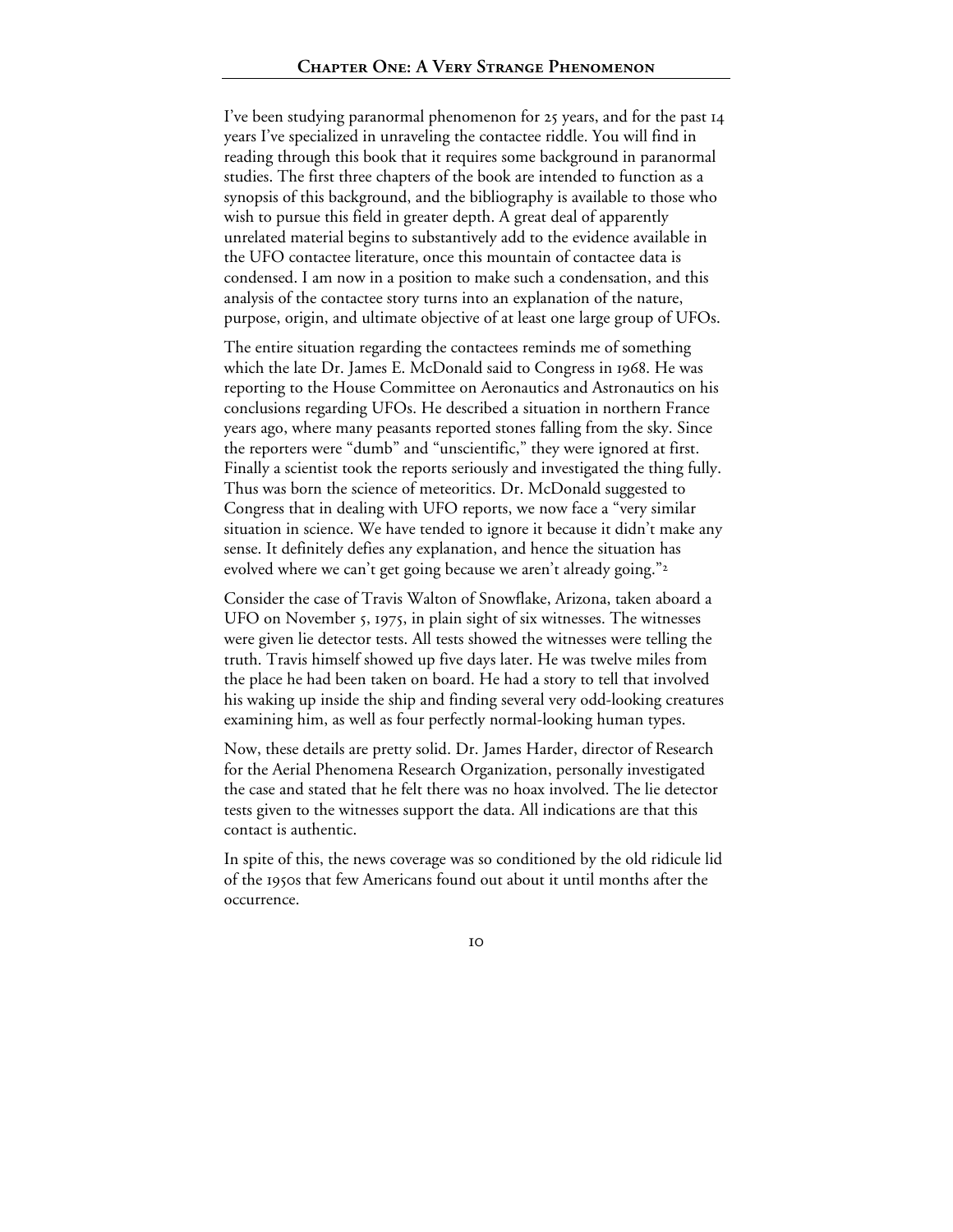I've been studying paranormal phenomenon for 25 years, and for the past 14 years I've specialized in unraveling the contactee riddle. You will find in reading through this book that it requires some background in paranormal studies. The first three chapters of the book are intended to function as a synopsis of this background, and the bibliography is available to those who wish to pursue this field in greater depth. A great deal of apparently unrelated material begins to substantively add to the evidence available in the UFO contactee literature, once this mountain of contactee data is condensed. I am now in a position to make such a condensation, and this analysis of the contactee story turns into an explanation of the nature, purpose, origin, and ultimate objective of at least one large group of UFOs.

The entire situation regarding the contactees reminds me of something which the late Dr. James E. McDonald said to Congress in 1968. He was reporting to the House Committee on Aeronautics and Astronautics on his conclusions regarding UFOs. He described a situation in northern France years ago, where many peasants reported stones falling from the sky. Since the reporters were "dumb" and "unscientific," they were ignored at first. Finally a scientist took the reports seriously and investigated the thing fully. Thus was born the science of meteoritics. Dr. McDonald suggested to Congress that in dealing with UFO reports, we now face a "very similar situation in science. We have tended to ignore it because it didn't make any sense. It definitely defies any explanation, and hence the situation has evolved where we can't get going because we aren't already going."[2]

Consider the case of Travis Walton of Snowflake, Arizona, taken aboard a UFO on November 5, 1975, in plain sight of six witnesses. The witnesses were given lie detector tests. All tests showed the witnesses were telling the truth. Travis himself showed up five days later. He was twelve miles from the place he had been taken on board. He had a story to tell that involved his waking up inside the ship and finding several very odd-looking creatures examining him, as well as four perfectly normal-looking human types.

Now, these details are pretty solid. Dr. James Harder, director of Research for the Aerial Phenomena Research Organization, personally investigated the case and stated that he felt there was no hoax involved. The lie detector tests given to the witnesses support the data. All indications are that this contact is authentic.

In spite of this, the news coverage was so conditioned by the old ridicule lid of the 1950s that few Americans found out about it until months after the occurrence.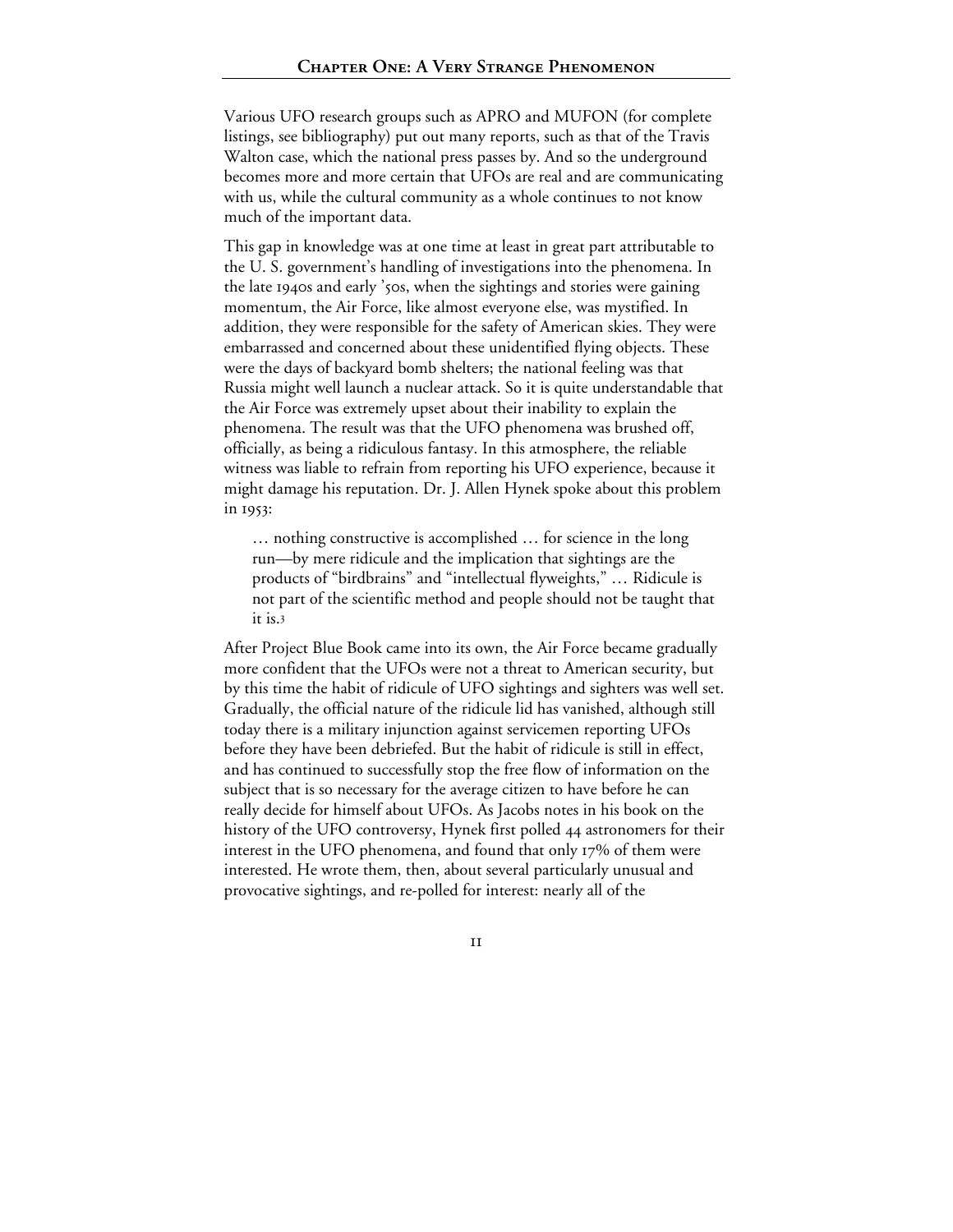Various UFO research groups such as APRO and MUFON (for complete listings, see bibliography) put out many reports, such as that of the Travis Walton case, which the national press passes by. And so the underground becomes more and more certain that UFOs are real and are communicating with us, while the cultural community as a whole continues to not know much of the important data.

This gap in knowledge was at one time at least in great part attributable to the U. S. government's handling of investigations into the phenomena. In the late 1940s and early '50s, when the sightings and stories were gaining momentum, the Air Force, like almost everyone else, was mystified. In addition, they were responsible for the safety of American skies. They were embarrassed and concerned about these unidentified flying objects. These were the days of backyard bomb shelters; the national feeling was that Russia might well launch a nuclear attack. So it is quite understandable that the Air Force was extremely upset about their inability to explain the phenomena. The result was that the UFO phenomena was brushed off, officially, as being a ridiculous fantasy. In this atmosphere, the reliable witness was liable to refrain from reporting his UFO experience, because it might damage his reputation. Dr. J. Allen Hynek spoke about this problem in 1953:

> … nothing constructive is accomplished … for science in the long run—by mere ridicule and the implication that sightings are the products of "birdbrains" and "intellectual flyweights," … Ridicule is not part of the scientific method and people should not be taught that it is.[3]

After Project Blue Book came into its own, the Air Force became gradually more confident that the UFOs were not a threat to American security, but by this time the habit of ridicule of UFO sightings and sighters was well set. Gradually, the official nature of the ridicule lid has vanished, although still today there is a military injunction against servicemen reporting UFOs before they have been debriefed. But the habit of ridicule is still in effect, and has continued to successfully stop the free flow of information on the subject that is so necessary for the average citizen to have before he can really decide for himself about UFOs. As Jacobs notes in his book on the history of the UFO controversy, Hynek first polled 44 astronomers for their interest in the UFO phenomena, and found that only 17% of them were interested. He wrote them, then, about several particularly unusual and provocative sightings, and re-polled for interest: nearly all of the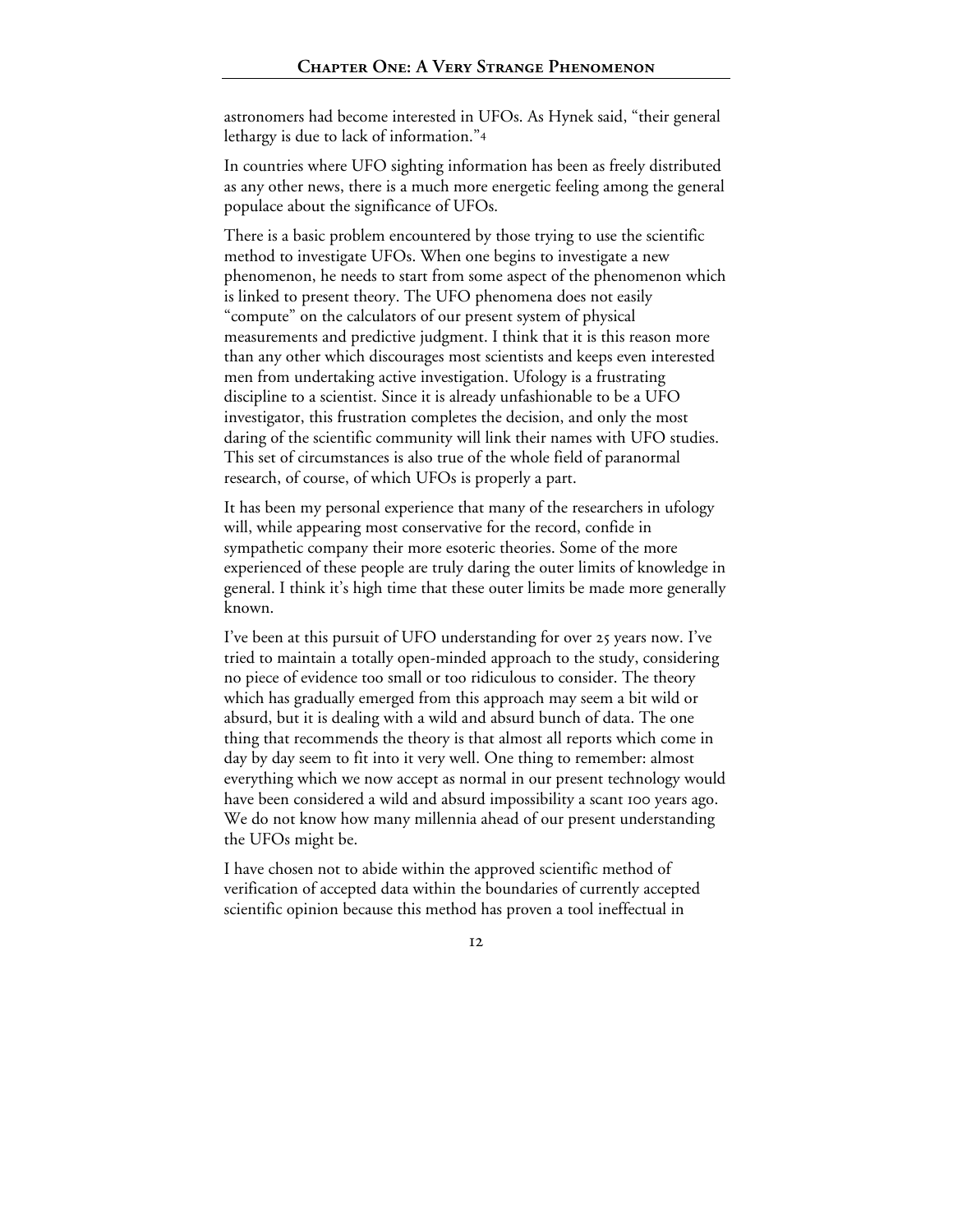astronomers had become interested in UFOs. As Hynek said, "their general lethargy is due to lack of information."[4]

In countries where UFO sighting information has been as freely distributed as any other news, there is a much more energetic feeling among the general populace about the significance of UFOs.

There is a basic problem encountered by those trying to use the scientific method to investigate UFOs. When one begins to investigate a new phenomenon, he needs to start from some aspect of the phenomenon which is linked to present theory. The UFO phenomena does not easily "compute" on the calculators of our present system of physical measurements and predictive judgment. I think that it is this reason more than any other which discourages most scientists and keeps even interested men from undertaking active investigation. Ufology is a frustrating discipline to a scientist. Since it is already unfashionable to be a UFO investigator, this frustration completes the decision, and only the most daring of the scientific community will link their names with UFO studies. This set of circumstances is also true of the whole field of paranormal research, of course, of which UFOs is properly a part.

It has been my personal experience that many of the researchers in ufology will, while appearing most conservative for the record, confide in sympathetic company their more esoteric theories. Some of the more experienced of these people are truly daring the outer limits of knowledge in general. I think it's high time that these outer limits be made more generally known.

I've been at this pursuit of UFO understanding for over 25 years now. I've tried to maintain a totally open-minded approach to the study, considering no piece of evidence too small or too ridiculous to consider. The theory which has gradually emerged from this approach may seem a bit wild or absurd, but it is dealing with a wild and absurd bunch of data. The one thing that recommends the theory is that almost all reports which come in day by day seem to fit into it very well. One thing to remember: almost everything which we now accept as normal in our present technology would have been considered a wild and absurd impossibility a scant 100 years ago. We do not know how many millennia ahead of our present understanding the UFOs might be.

I have chosen not to abide within the approved scientific method of verification of accepted data within the boundaries of currently accepted scientific opinion because this method has proven a tool ineffectual in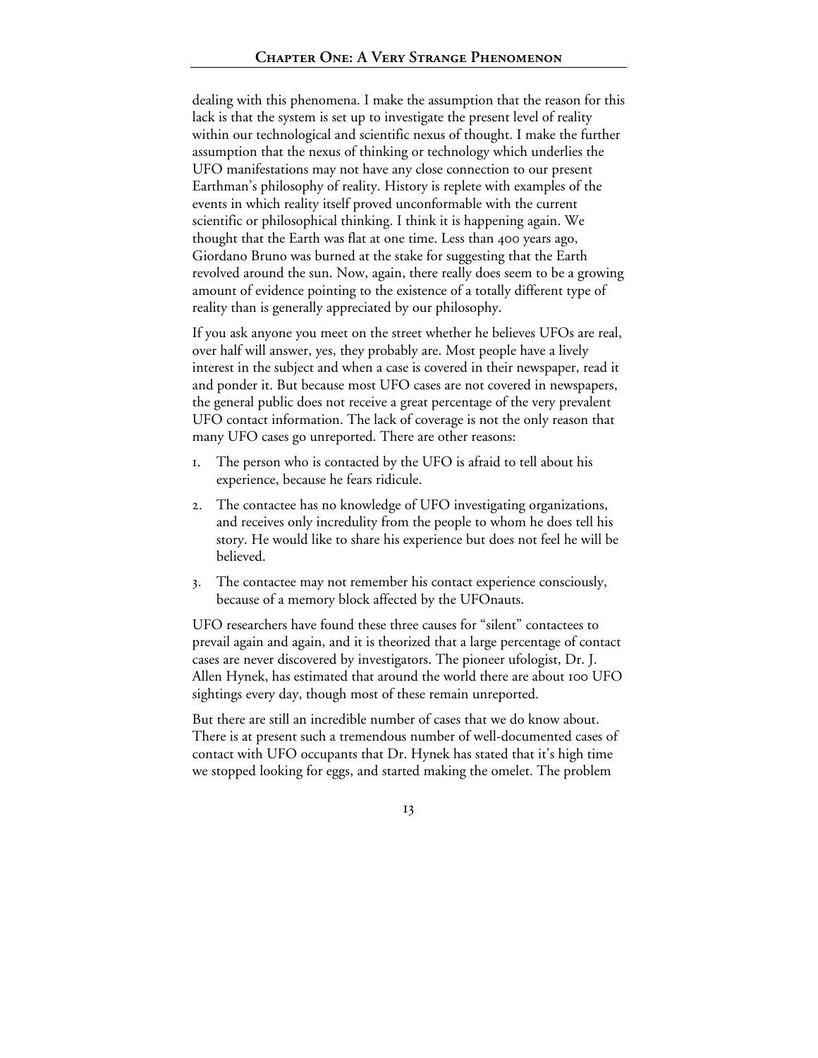dealing with this phenomena. I make the assumption that the reason for this lack is that the system is set up to investigate the present level of reality within our technological and scientific nexus of thought. I make the further assumption that the nexus of thinking or technology which underlies the UFO manifestations may not have any close connection to our present Earthman's philosophy of reality. History is replete with examples of the events in which reality itself proved unconformable with the current scientific or philosophical thinking. I think it is happening again. We thought that the Earth was flat at one time. Less than 400 years ago, Giordano Bruno was burned at the stake for suggesting that the Earth revolved around the sun. Now, again, there really does seem to be a growing amount of evidence pointing to the existence of a totally different type of reality than is generally appreciated by our philosophy.

If you ask anyone you meet on the street whether he believes UFOs are real, over half will answer, yes, they probably are. Most people have a lively interest in the subject and when a case is covered in their newspaper, read it and ponder it. But because most UFO cases are not covered in newspapers, the general public does not receive a great percentage of the very prevalent UFO contact information. The lack of coverage is not the only reason that many UFO cases go unreported. There are other reasons:

1. The person who is contacted by the UFO is afraid to tell about his experience, because he fears ridicule.
2. The contactee has no knowledge of UFO investigating organizations, and receives only incredulity from the people to whom he does tell his story. He would like to share his experience but does not feel he will be believed.
3. The contactee may not remember his contact experience consciously, because of a memory block affected by the UFOnauts.

UFO researchers have found these three causes for "silent" contactees to prevail again and again, and it is theorized that a large percentage of contact cases are never discovered by investigators. The pioneer ufologist, Dr. J. Allen Hynek, has estimated that around the world there are about 100 UFO sightings every day, though most of these remain unreported.

But there are still an incredible number of cases that we do know about. There is at present such a tremendous number of well-documented cases of contact with UFO occupants that Dr. Hynek has stated that it's high time we stopped looking for eggs, and started making the omelet. The problem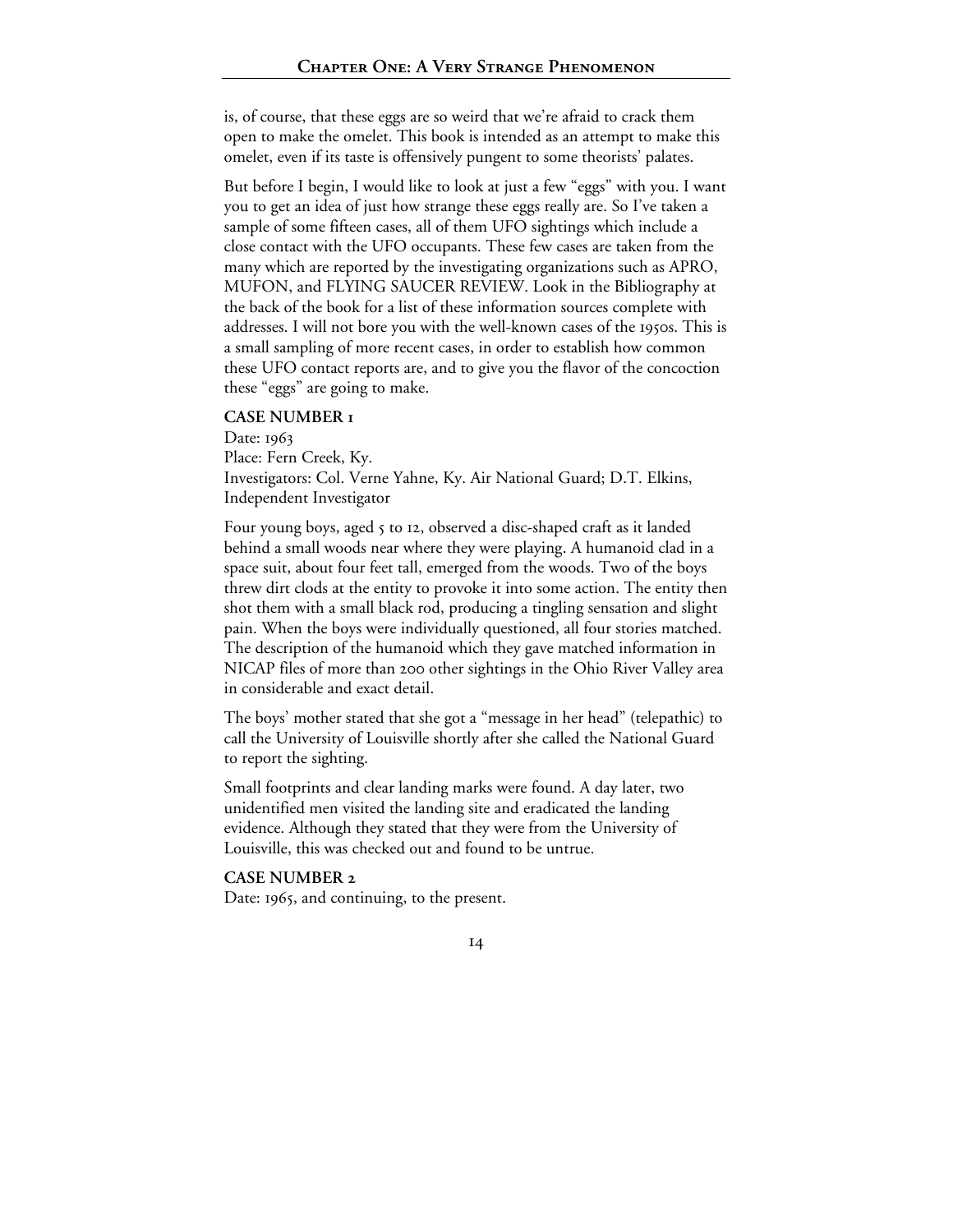is, of course, that these eggs are so weird that we're afraid to crack them open to make the omelet. This book is intended as an attempt to make this omelet, even if its taste is offensively pungent to some theorists' palates.

But before I begin, I would like to look at just a few "eggs" with you. I want you to get an idea of just how strange these eggs really are. So I've taken a sample of some fifteen cases, all of them UFO sightings which include a close contact with the UFO occupants. These few cases are taken from the many which are reported by the investigating organizations such as APRO, MUFON, and FLYING SAUCER REVIEW. Look in the Bibliography at the back of the book for a list of these information sources complete with addresses. I will not bore you with the well-known cases of the 1950s. This is a small sampling of more recent cases, in order to establish how common these UFO contact reports are, and to give you the flavor of the concoction these "eggs" are going to make.

**CASE NUMBER 1**

Date: 1963
Place: Fern Creek, Ky.
Investigators: Col. Verne Yahne, Ky. Air National Guard; D.T. Elkins, Independent Investigator

Four young boys, aged 5 to 12, observed a disc-shaped craft as it landed behind a small woods near where they were playing. A humanoid clad in a space suit, about four feet tall, emerged from the woods. Two of the boys threw dirt clods at the entity to provoke it into some action. The entity then shot them with a small black rod, producing a tingling sensation and slight pain. When the boys were individually questioned, all four stories matched. The description of the humanoid which they gave matched information in NICAP files of more than 200 other sightings in the Ohio River Valley area in considerable and exact detail.

The boys' mother stated that she got a "message in her head" (telepathic) to call the University of Louisville shortly after she called the National Guard to report the sighting.

Small footprints and clear landing marks were found. A day later, two unidentified men visited the landing site and eradicated the landing evidence. Although they stated that they were from the University of Louisville, this was checked out and found to be untrue.

**CASE NUMBER 2**

Date: 1965, and continuing, to the present.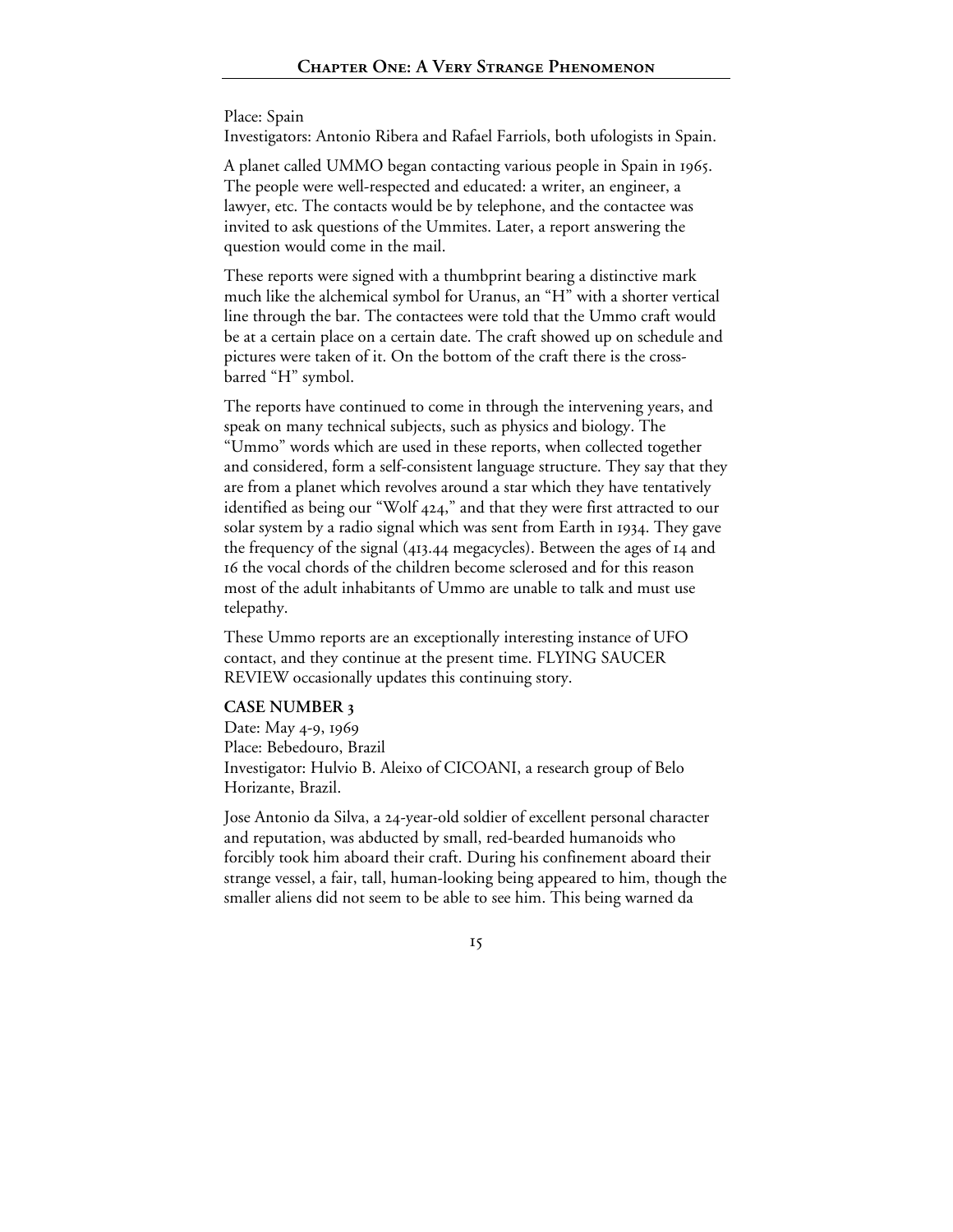Place: Spain
Investigators: Antonio Ribera and Rafael Farriols, both ufologists in Spain.

A planet called UMMO began contacting various people in Spain in 1965. The people were well-respected and educated: a writer, an engineer, a lawyer, etc. The contacts would be by telephone, and the contactee was invited to ask questions of the Ummites. Later, a report answering the question would come in the mail.

These reports were signed with a thumbprint bearing a distinctive mark much like the alchemical symbol for Uranus, an "H" with a shorter vertical line through the bar. The contactees were told that the Ummo craft would be at a certain place on a certain date. The craft showed up on schedule and pictures were taken of it. On the bottom of the craft there is the cross-barred "H" symbol.

The reports have continued to come in through the intervening years, and speak on many technical subjects, such as physics and biology. The "Ummo" words which are used in these reports, when collected together and considered, form a self-consistent language structure. They say that they are from a planet which revolves around a star which they have tentatively identified as being our "Wolf 424," and that they were first attracted to our solar system by a radio signal which was sent from Earth in 1934. They gave the frequency of the signal (413.44 megacycles). Between the ages of 14 and 16 the vocal chords of the children become sclerosed and for this reason most of the adult inhabitants of Ummo are unable to talk and must use telepathy.

These Ummo reports are an exceptionally interesting instance of UFO contact, and they continue at the present time. FLYING SAUCER REVIEW occasionally updates this continuing story.

**CASE NUMBER 3**

Date: May 4-9, 1969
Place: Bebedouro, Brazil
Investigator: Hulvio B. Aleixo of CICOANI, a research group of Belo Horizante, Brazil.

Jose Antonio da Silva, a 24-year-old soldier of excellent personal character and reputation, was abducted by small, red-bearded humanoids who forcibly took him aboard their craft. During his confinement aboard their strange vessel, a fair, tall, human-looking being appeared to him, though the smaller aliens did not seem to be able to see him. This being warned da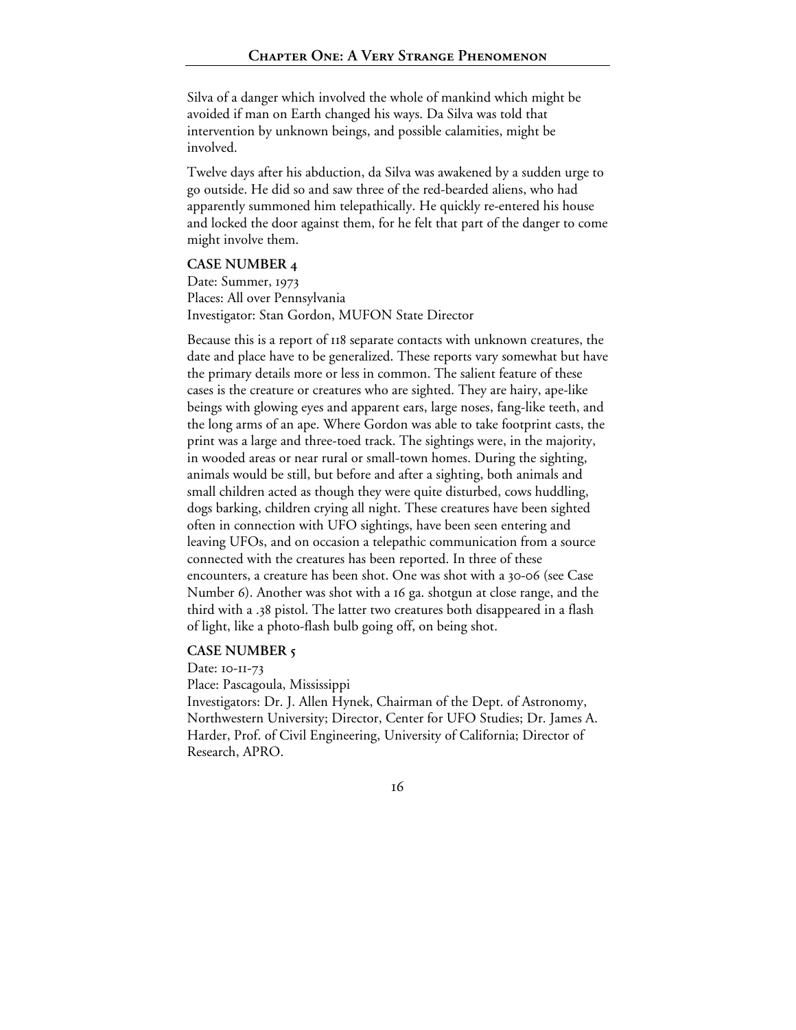Silva of a danger which involved the whole of mankind which might be avoided if man on Earth changed his ways. Da Silva was told that intervention by unknown beings, and possible calamities, might be involved.

Twelve days after his abduction, da Silva was awakened by a sudden urge to go outside. He did so and saw three of the red-bearded aliens, who had apparently summoned him telepathically. He quickly re-entered his house and locked the door against them, for he felt that part of the danger to come might involve them.

**CASE NUMBER 4**

Date: Summer, 1973
Places: All over Pennsylvania
Investigator: Stan Gordon, MUFON State Director

Because this is a report of 118 separate contacts with unknown creatures, the date and place have to be generalized. These reports vary somewhat but have the primary details more or less in common. The salient feature of these cases is the creature or creatures who are sighted. They are hairy, ape-like beings with glowing eyes and apparent ears, large noses, fang-like teeth, and the long arms of an ape. Where Gordon was able to take footprint casts, the print was a large and three-toed track. The sightings were, in the majority, in wooded areas or near rural or small-town homes. During the sighting, animals would be still, but before and after a sighting, both animals and small children acted as though they were quite disturbed, cows huddling, dogs barking, children crying all night. These creatures have been sighted often in connection with UFO sightings, have been seen entering and leaving UFOs, and on occasion a telepathic communication from a source connected with the creatures has been reported. In three of these encounters, a creature has been shot. One was shot with a 30-06 (see Case Number 6). Another was shot with a 16 ga. shotgun at close range, and the third with a .38 pistol. The latter two creatures both disappeared in a flash of light, like a photo-flash bulb going off, on being shot.

**CASE NUMBER 5**

Date: 10-11-73
Place: Pascagoula, Mississippi
Investigators: Dr. J. Allen Hynek, Chairman of the Dept. of Astronomy, Northwestern University; Director, Center for UFO Studies; Dr. James A. Harder, Prof. of Civil Engineering, University of California; Director of Research, APRO.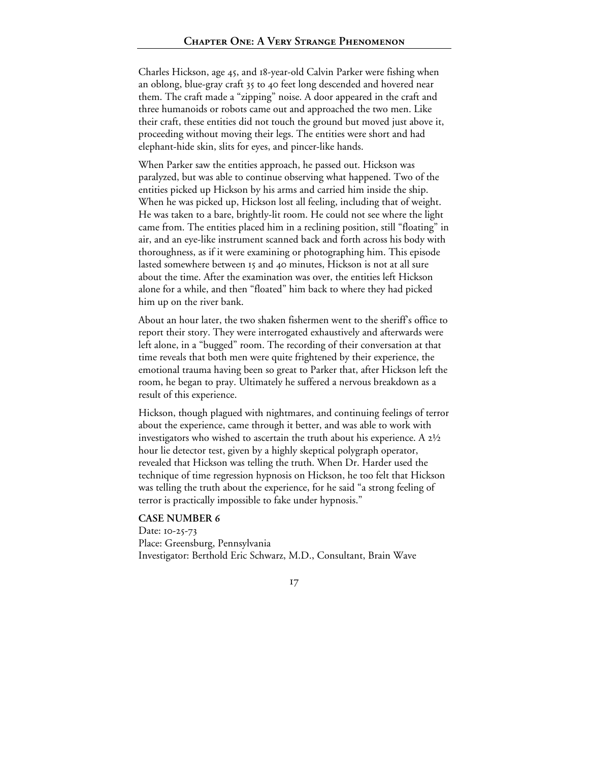Charles Hickson, age 45, and 18-year-old Calvin Parker were fishing when an oblong, blue-gray craft 35 to 40 feet long descended and hovered near them. The craft made a "zipping" noise. A door appeared in the craft and three humanoids or robots came out and approached the two men. Like their craft, these entities did not touch the ground but moved just above it, proceeding without moving their legs. The entities were short and had elephant-hide skin, slits for eyes, and pincer-like hands.

When Parker saw the entities approach, he passed out. Hickson was paralyzed, but was able to continue observing what happened. Two of the entities picked up Hickson by his arms and carried him inside the ship. When he was picked up, Hickson lost all feeling, including that of weight. He was taken to a bare, brightly-lit room. He could not see where the light came from. The entities placed him in a reclining position, still "floating" in air, and an eye-like instrument scanned back and forth across his body with thoroughness, as if it were examining or photographing him. This episode lasted somewhere between 15 and 40 minutes, Hickson is not at all sure about the time. After the examination was over, the entities left Hickson alone for a while, and then "floated" him back to where they had picked him up on the river bank.

About an hour later, the two shaken fishermen went to the sheriff's office to report their story. They were interrogated exhaustively and afterwards were left alone, in a "bugged" room. The recording of their conversation at that time reveals that both men were quite frightened by their experience, the emotional trauma having been so great to Parker that, after Hickson left the room, he began to pray. Ultimately he suffered a nervous breakdown as a result of this experience.

Hickson, though plagued with nightmares, and continuing feelings of terror about the experience, came through it better, and was able to work with investigators who wished to ascertain the truth about his experience. A 2½ hour lie detector test, given by a highly skeptical polygraph operator, revealed that Hickson was telling the truth. When Dr. Harder used the technique of time regression hypnosis on Hickson, he too felt that Hickson was telling the truth about the experience, for he said "a strong feeling of terror is practically impossible to fake under hypnosis."

**CASE NUMBER 6**

Date: 10-25-73
Place: Greensburg, Pennsylvania
Investigator: Berthold Eric Schwarz, M.D., Consultant, Brain Wave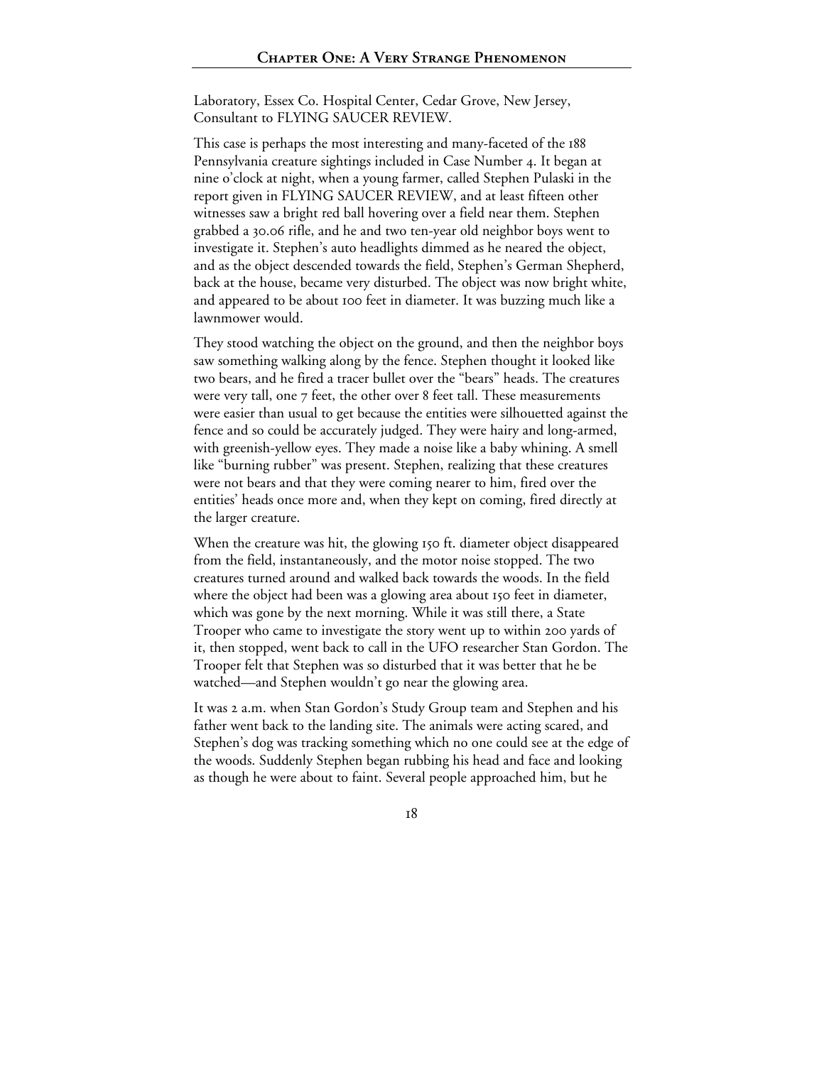Laboratory, Essex Co. Hospital Center, Cedar Grove, New Jersey, Consultant to FLYING SAUCER REVIEW.

This case is perhaps the most interesting and many-faceted of the 188 Pennsylvania creature sightings included in Case Number 4. It began at nine o'clock at night, when a young farmer, called Stephen Pulaski in the report given in FLYING SAUCER REVIEW, and at least fifteen other witnesses saw a bright red ball hovering over a field near them. Stephen grabbed a 30.06 rifle, and he and two ten-year old neighbor boys went to investigate it. Stephen's auto headlights dimmed as he neared the object, and as the object descended towards the field, Stephen's German Shepherd, back at the house, became very disturbed. The object was now bright white, and appeared to be about 100 feet in diameter. It was buzzing much like a lawnmower would.

They stood watching the object on the ground, and then the neighbor boys saw something walking along by the fence. Stephen thought it looked like two bears, and he fired a tracer bullet over the "bears" heads. The creatures were very tall, one 7 feet, the other over 8 feet tall. These measurements were easier than usual to get because the entities were silhouetted against the fence and so could be accurately judged. They were hairy and long-armed, with greenish-yellow eyes. They made a noise like a baby whining. A smell like "burning rubber" was present. Stephen, realizing that these creatures were not bears and that they were coming nearer to him, fired over the entities' heads once more and, when they kept on coming, fired directly at the larger creature.

When the creature was hit, the glowing 150 ft. diameter object disappeared from the field, instantaneously, and the motor noise stopped. The two creatures turned around and walked back towards the woods. In the field where the object had been was a glowing area about 150 feet in diameter, which was gone by the next morning. While it was still there, a State Trooper who came to investigate the story went up to within 200 yards of it, then stopped, went back to call in the UFO researcher Stan Gordon. The Trooper felt that Stephen was so disturbed that it was better that he be watched—and Stephen wouldn't go near the glowing area.

It was 2 a.m. when Stan Gordon's Study Group team and Stephen and his father went back to the landing site. The animals were acting scared, and Stephen's dog was tracking something which no one could see at the edge of the woods. Suddenly Stephen began rubbing his head and face and looking as though he were about to faint. Several people approached him, but he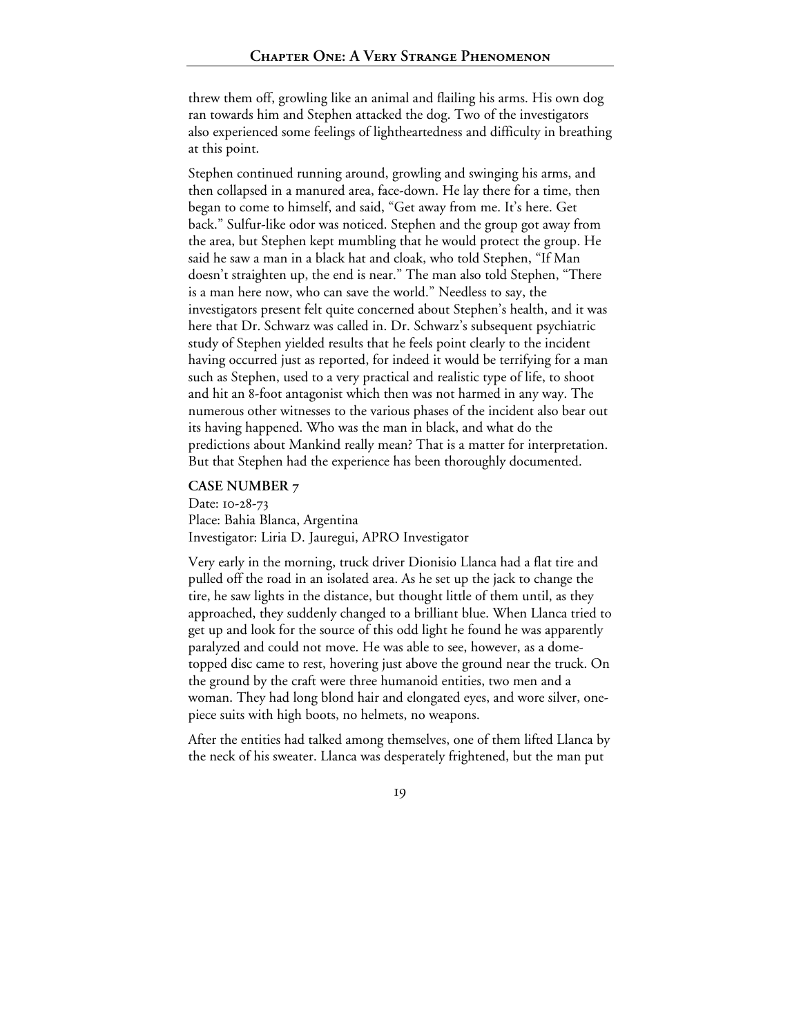threw them off, growling like an animal and flailing his arms. His own dog ran towards him and Stephen attacked the dog. Two of the investigators also experienced some feelings of lightheartedness and difficulty in breathing at this point.

Stephen continued running around, growling and swinging his arms, and then collapsed in a manured area, face-down. He lay there for a time, then began to come to himself, and said, "Get away from me. It's here. Get back." Sulfur-like odor was noticed. Stephen and the group got away from the area, but Stephen kept mumbling that he would protect the group. He said he saw a man in a black hat and cloak, who told Stephen, "If Man doesn't straighten up, the end is near." The man also told Stephen, "There is a man here now, who can save the world." Needless to say, the investigators present felt quite concerned about Stephen's health, and it was here that Dr. Schwarz was called in. Dr. Schwarz's subsequent psychiatric study of Stephen yielded results that he feels point clearly to the incident having occurred just as reported, for indeed it would be terrifying for a man such as Stephen, used to a very practical and realistic type of life, to shoot and hit an 8-foot antagonist which then was not harmed in any way. The numerous other witnesses to the various phases of the incident also bear out its having happened. Who was the man in black, and what do the predictions about Mankind really mean? That is a matter for interpretation. But that Stephen had the experience has been thoroughly documented.

**CASE NUMBER 7**

Date: 10-28-73
Place: Bahia Blanca, Argentina
Investigator: Liria D. Jauregui, APRO Investigator

Very early in the morning, truck driver Dionisio Llanca had a flat tire and pulled off the road in an isolated area. As he set up the jack to change the tire, he saw lights in the distance, but thought little of them until, as they approached, they suddenly changed to a brilliant blue. When Llanca tried to get up and look for the source of this odd light he found he was apparently paralyzed and could not move. He was able to see, however, as a dome-topped disc came to rest, hovering just above the ground near the truck. On the ground by the craft were three humanoid entities, two men and a woman. They had long blond hair and elongated eyes, and wore silver, one-piece suits with high boots, no helmets, no weapons.

After the entities had talked among themselves, one of them lifted Llanca by the neck of his sweater. Llanca was desperately frightened, but the man put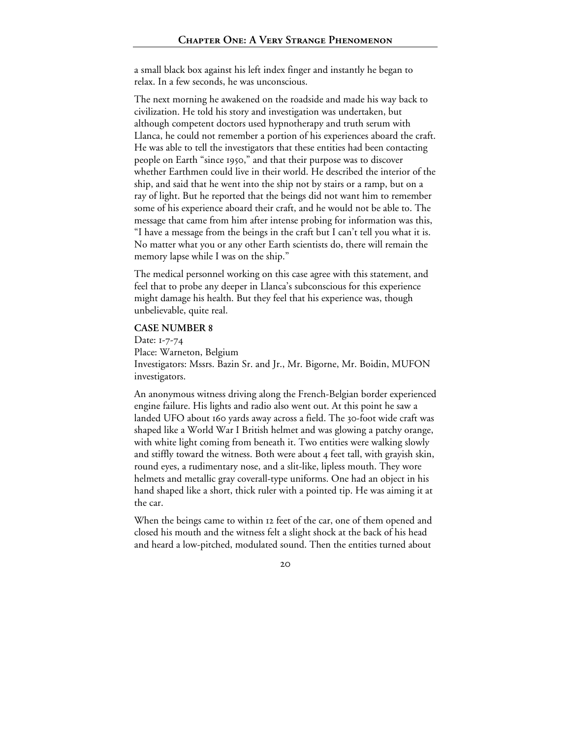a small black box against his left index finger and instantly he began to relax. In a few seconds, he was unconscious.

The next morning he awakened on the roadside and made his way back to civilization. He told his story and investigation was undertaken, but although competent doctors used hypnotherapy and truth serum with Llanca, he could not remember a portion of his experiences aboard the craft. He was able to tell the investigators that these entities had been contacting people on Earth "since 1950," and that their purpose was to discover whether Earthmen could live in their world. He described the interior of the ship, and said that he went into the ship not by stairs or a ramp, but on a ray of light. But he reported that the beings did not want him to remember some of his experience aboard their craft, and he would not be able to. The message that came from him after intense probing for information was this, "I have a message from the beings in the craft but I can't tell you what it is. No matter what you or any other Earth scientists do, there will remain the memory lapse while I was on the ship."

The medical personnel working on this case agree with this statement, and feel that to probe any deeper in Llanca's subconscious for this experience might damage his health. But they feel that his experience was, though unbelievable, quite real.

**CASE NUMBER 8**

Date: 1-7-74
Place: Warneton, Belgium
Investigators: Mssrs. Bazin Sr. and Jr., Mr. Bigorne, Mr. Boidin, MUFON investigators.

An anonymous witness driving along the French-Belgian border experienced engine failure. His lights and radio also went out. At this point he saw a landed UFO about 160 yards away across a field. The 30-foot wide craft was shaped like a World War I British helmet and was glowing a patchy orange, with white light coming from beneath it. Two entities were walking slowly and stiffly toward the witness. Both were about 4 feet tall, with grayish skin, round eyes, a rudimentary nose, and a slit-like, lipless mouth. They wore helmets and metallic gray coverall-type uniforms. One had an object in his hand shaped like a short, thick ruler with a pointed tip. He was aiming it at the car.

When the beings came to within 12 feet of the car, one of them opened and closed his mouth and the witness felt a slight shock at the back of his head and heard a low-pitched, modulated sound. Then the entities turned about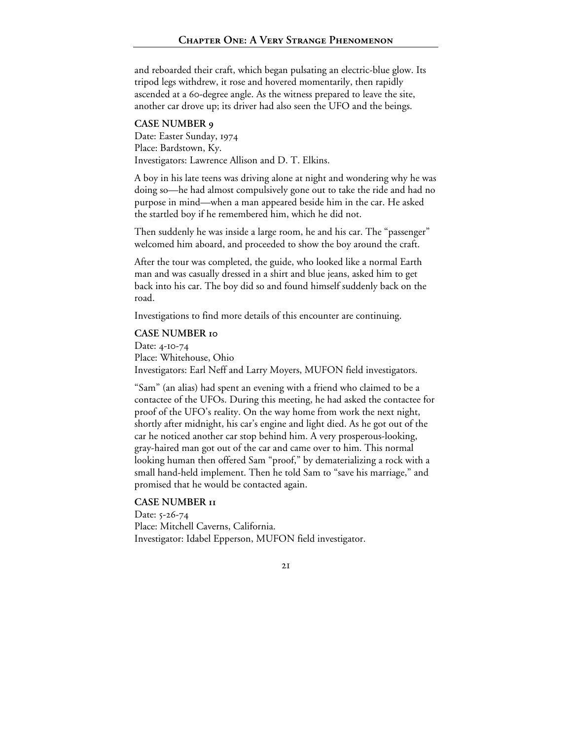and reboarded their craft, which began pulsating an electric-blue glow. Its tripod legs withdrew, it rose and hovered momentarily, then rapidly ascended at a 60-degree angle. As the witness prepared to leave the site, another car drove up; its driver had also seen the UFO and the beings.

**CASE NUMBER 9**

Date: Easter Sunday, 1974
Place: Bardstown, Ky.
Investigators: Lawrence Allison and D. T. Elkins.

A boy in his late teens was driving alone at night and wondering why he was doing so—he had almost compulsively gone out to take the ride and had no purpose in mind—when a man appeared beside him in the car. He asked the startled boy if he remembered him, which he did not.

Then suddenly he was inside a large room, he and his car. The "passenger" welcomed him aboard, and proceeded to show the boy around the craft.

After the tour was completed, the guide, who looked like a normal Earth man and was casually dressed in a shirt and blue jeans, asked him to get back into his car. The boy did so and found himself suddenly back on the road.

Investigations to find more details of this encounter are continuing.

**CASE NUMBER 10**

Date: 4-10-74
Place: Whitehouse, Ohio
Investigators: Earl Neff and Larry Moyers, MUFON field investigators.

"Sam" (an alias) had spent an evening with a friend who claimed to be a contactee of the UFOs. During this meeting, he had asked the contactee for proof of the UFO's reality. On the way home from work the next night, shortly after midnight, his car's engine and light died. As he got out of the car he noticed another car stop behind him. A very prosperous-looking, gray-haired man got out of the car and came over to him. This normal looking human then offered Sam "proof," by dematerializing a rock with a small hand-held implement. Then he told Sam to "save his marriage," and promised that he would be contacted again.

**CASE NUMBER 11**

Date: 5-26-74
Place: Mitchell Caverns, California.
Investigator: Idabel Epperson, MUFON field investigator.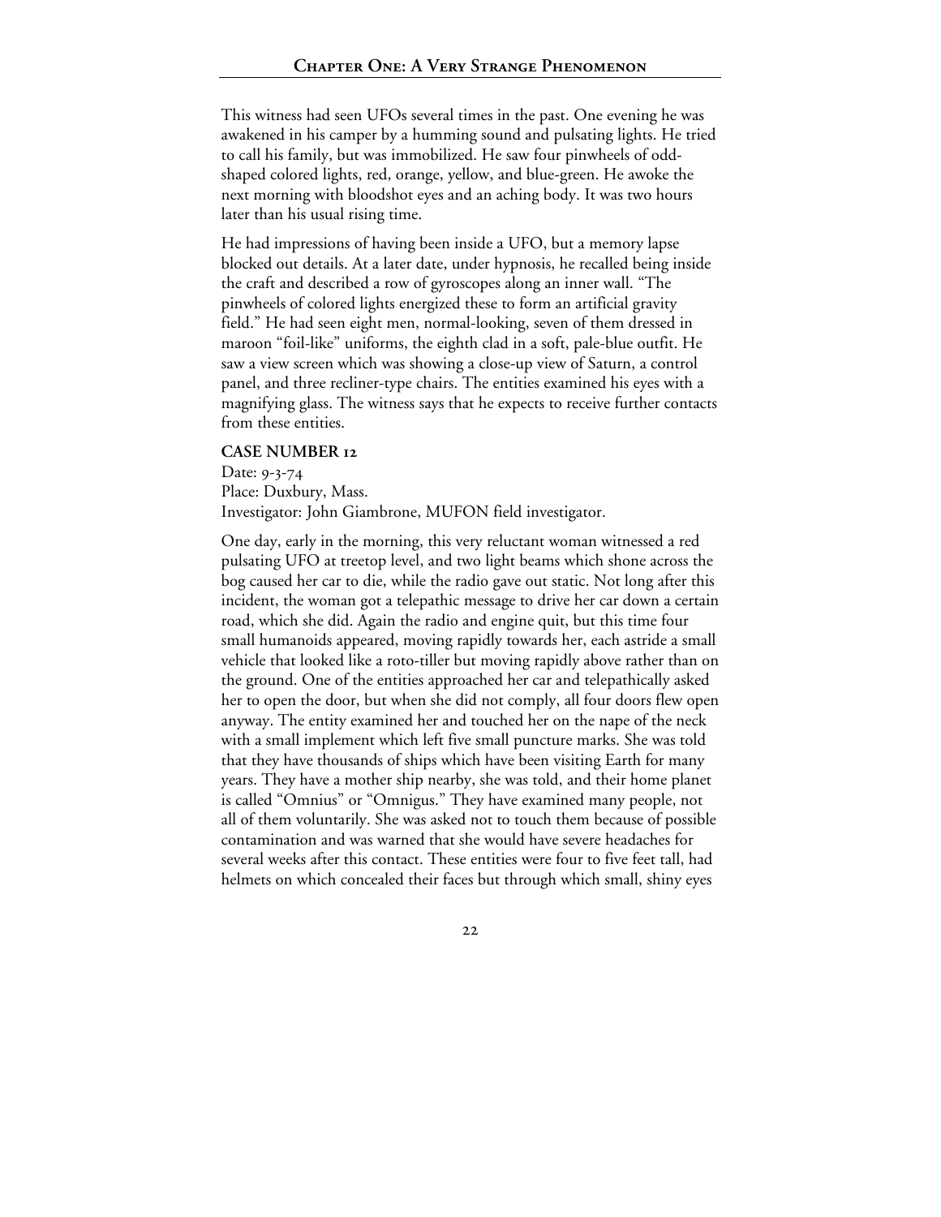This witness had seen UFOs several times in the past. One evening he was awakened in his camper by a humming sound and pulsating lights. He tried to call his family, but was immobilized. He saw four pinwheels of odd-shaped colored lights, red, orange, yellow, and blue-green. He awoke the next morning with bloodshot eyes and an aching body. It was two hours later than his usual rising time.

He had impressions of having been inside a UFO, but a memory lapse blocked out details. At a later date, under hypnosis, he recalled being inside the craft and described a row of gyroscopes along an inner wall. "The pinwheels of colored lights energized these to form an artificial gravity field." He had seen eight men, normal-looking, seven of them dressed in maroon "foil-like" uniforms, the eighth clad in a soft, pale-blue outfit. He saw a view screen which was showing a close-up view of Saturn, a control panel, and three recliner-type chairs. The entities examined his eyes with a magnifying glass. The witness says that he expects to receive further contacts from these entities.

**CASE NUMBER 12**

Date: 9-3-74
Place: Duxbury, Mass.
Investigator: John Giambrone, MUFON field investigator.

One day, early in the morning, this very reluctant woman witnessed a red pulsating UFO at treetop level, and two light beams which shone across the bog caused her car to die, while the radio gave out static. Not long after this incident, the woman got a telepathic message to drive her car down a certain road, which she did. Again the radio and engine quit, but this time four small humanoids appeared, moving rapidly towards her, each astride a small vehicle that looked like a roto-tiller but moving rapidly above rather than on the ground. One of the entities approached her car and telepathically asked her to open the door, but when she did not comply, all four doors flew open anyway. The entity examined her and touched her on the nape of the neck with a small implement which left five small puncture marks. She was told that they have thousands of ships which have been visiting Earth for many years. They have a mother ship nearby, she was told, and their home planet is called "Omnius" or "Omnigus." They have examined many people, not all of them voluntarily. She was asked not to touch them because of possible contamination and was warned that she would have severe headaches for several weeks after this contact. These entities were four to five feet tall, had helmets on which concealed their faces but through which small, shiny eyes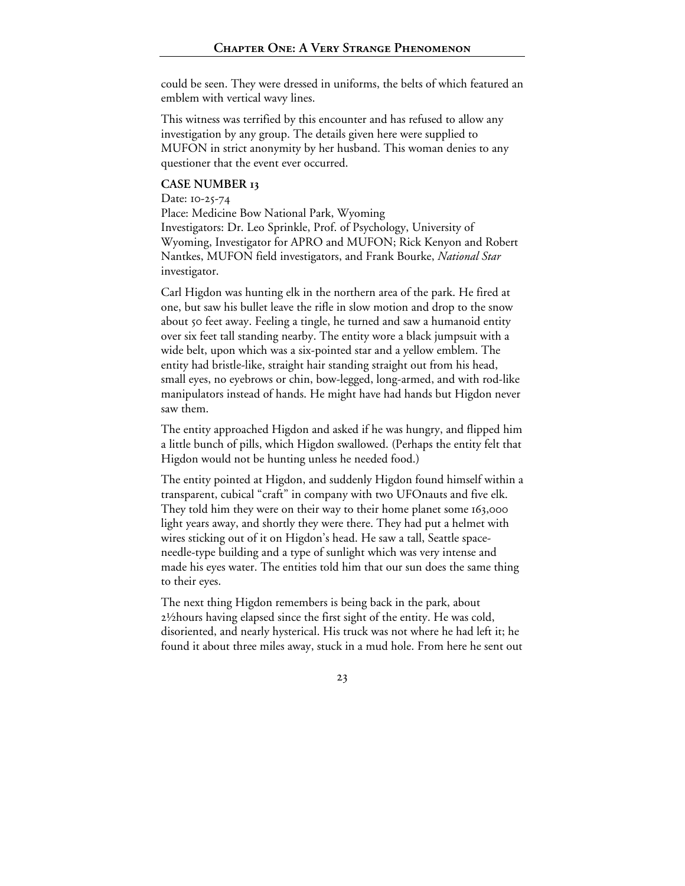could be seen. They were dressed in uniforms, the belts of which featured an emblem with vertical wavy lines.

This witness was terrified by this encounter and has refused to allow any investigation by any group. The details given here were supplied to MUFON in strict anonymity by her husband. This woman denies to any questioner that the event ever occurred.

**CASE NUMBER 13**

Date: 10-25-74
Place: Medicine Bow National Park, Wyoming
Investigators: Dr. Leo Sprinkle, Prof. of Psychology, University of Wyoming, Investigator for APRO and MUFON; Rick Kenyon and Robert Nantkes, MUFON field investigators, and Frank Bourke, *National Star* investigator.

Carl Higdon was hunting elk in the northern area of the park. He fired at one, but saw his bullet leave the rifle in slow motion and drop to the snow about 50 feet away. Feeling a tingle, he turned and saw a humanoid entity over six feet tall standing nearby. The entity wore a black jumpsuit with a wide belt, upon which was a six-pointed star and a yellow emblem. The entity had bristle-like, straight hair standing straight out from his head, small eyes, no eyebrows or chin, bow-legged, long-armed, and with rod-like manipulators instead of hands. He might have had hands but Higdon never saw them.

The entity approached Higdon and asked if he was hungry, and flipped him a little bunch of pills, which Higdon swallowed. (Perhaps the entity felt that Higdon would not be hunting unless he needed food.)

The entity pointed at Higdon, and suddenly Higdon found himself within a transparent, cubical "craft" in company with two UFOnauts and five elk. They told him they were on their way to their home planet some 163,000 light years away, and shortly they were there. They had put a helmet with wires sticking out of it on Higdon's head. He saw a tall, Seattle space-needle-type building and a type of sunlight which was very intense and made his eyes water. The entities told him that our sun does the same thing to their eyes.

The next thing Higdon remembers is being back in the park, about 2½hours having elapsed since the first sight of the entity. He was cold, disoriented, and nearly hysterical. His truck was not where he had left it; he found it about three miles away, stuck in a mud hole. From here he sent out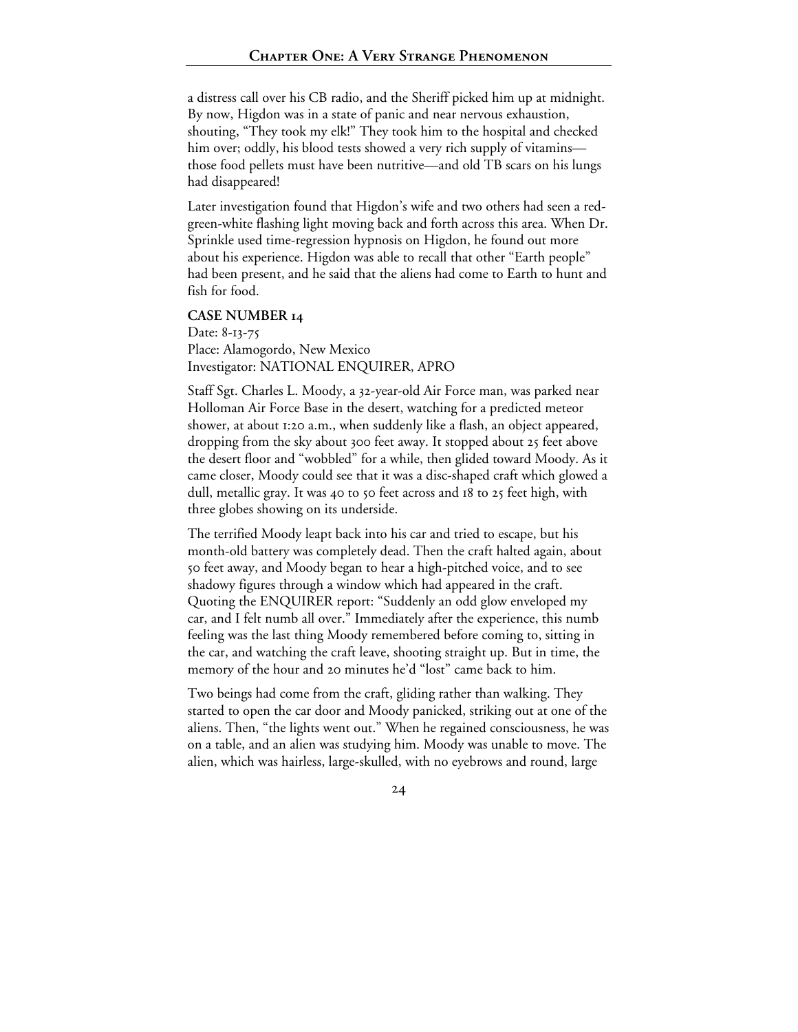a distress call over his CB radio, and the Sheriff picked him up at midnight. By now, Higdon was in a state of panic and near nervous exhaustion, shouting, "They took my elk!" They took him to the hospital and checked him over; oddly, his blood tests showed a very rich supply of vitamins—those food pellets must have been nutritive—and old TB scars on his lungs had disappeared!

Later investigation found that Higdon's wife and two others had seen a red-green-white flashing light moving back and forth across this area. When Dr. Sprinkle used time-regression hypnosis on Higdon, he found out more about his experience. Higdon was able to recall that other "Earth people" had been present, and he said that the aliens had come to Earth to hunt and fish for food.

**CASE NUMBER 14**

Date: 8-13-75
Place: Alamogordo, New Mexico
Investigator: NATIONAL ENQUIRER, APRO

Staff Sgt. Charles L. Moody, a 32-year-old Air Force man, was parked near Holloman Air Force Base in the desert, watching for a predicted meteor shower, at about 1:20 a.m., when suddenly like a flash, an object appeared, dropping from the sky about 300 feet away. It stopped about 25 feet above the desert floor and "wobbled" for a while, then glided toward Moody. As it came closer, Moody could see that it was a disc-shaped craft which glowed a dull, metallic gray. It was 40 to 50 feet across and 18 to 25 feet high, with three globes showing on its underside.

The terrified Moody leapt back into his car and tried to escape, but his month-old battery was completely dead. Then the craft halted again, about 50 feet away, and Moody began to hear a high-pitched voice, and to see shadowy figures through a window which had appeared in the craft. Quoting the ENQUIRER report: "Suddenly an odd glow enveloped my car, and I felt numb all over." Immediately after the experience, this numb feeling was the last thing Moody remembered before coming to, sitting in the car, and watching the craft leave, shooting straight up. But in time, the memory of the hour and 20 minutes he'd "lost" came back to him.

Two beings had come from the craft, gliding rather than walking. They started to open the car door and Moody panicked, striking out at one of the aliens. Then, "the lights went out." When he regained consciousness, he was on a table, and an alien was studying him. Moody was unable to move. The alien, which was hairless, large-skulled, with no eyebrows and round, large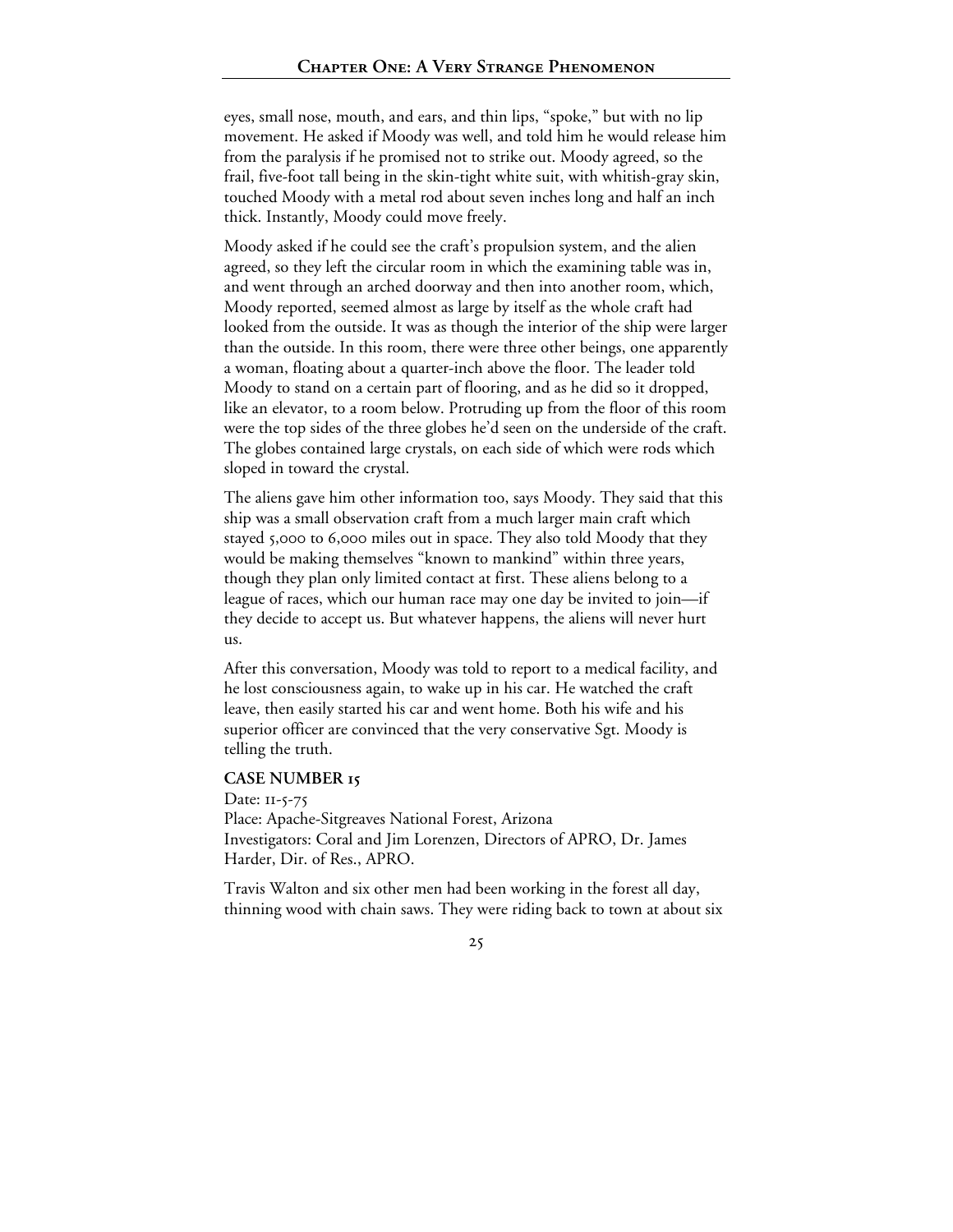eyes, small nose, mouth, and ears, and thin lips, "spoke," but with no lip movement. He asked if Moody was well, and told him he would release him from the paralysis if he promised not to strike out. Moody agreed, so the frail, five-foot tall being in the skin-tight white suit, with whitish-gray skin, touched Moody with a metal rod about seven inches long and half an inch thick. Instantly, Moody could move freely.

Moody asked if he could see the craft's propulsion system, and the alien agreed, so they left the circular room in which the examining table was in, and went through an arched doorway and then into another room, which, Moody reported, seemed almost as large by itself as the whole craft had looked from the outside. It was as though the interior of the ship were larger than the outside. In this room, there were three other beings, one apparently a woman, floating about a quarter-inch above the floor. The leader told Moody to stand on a certain part of flooring, and as he did so it dropped, like an elevator, to a room below. Protruding up from the floor of this room were the top sides of the three globes he'd seen on the underside of the craft. The globes contained large crystals, on each side of which were rods which sloped in toward the crystal.

The aliens gave him other information too, says Moody. They said that this ship was a small observation craft from a much larger main craft which stayed 5,000 to 6,000 miles out in space. They also told Moody that they would be making themselves "known to mankind" within three years, though they plan only limited contact at first. These aliens belong to a league of races, which our human race may one day be invited to join—if they decide to accept us. But whatever happens, the aliens will never hurt us.

After this conversation, Moody was told to report to a medical facility, and he lost consciousness again, to wake up in his car. He watched the craft leave, then easily started his car and went home. Both his wife and his superior officer are convinced that the very conservative Sgt. Moody is telling the truth.

**CASE NUMBER 15**

Date: 11-5-75
Place: Apache-Sitgreaves National Forest, Arizona
Investigators: Coral and Jim Lorenzen, Directors of APRO, Dr. James Harder, Dir. of Res., APRO.

Travis Walton and six other men had been working in the forest all day, thinning wood with chain saws. They were riding back to town at about six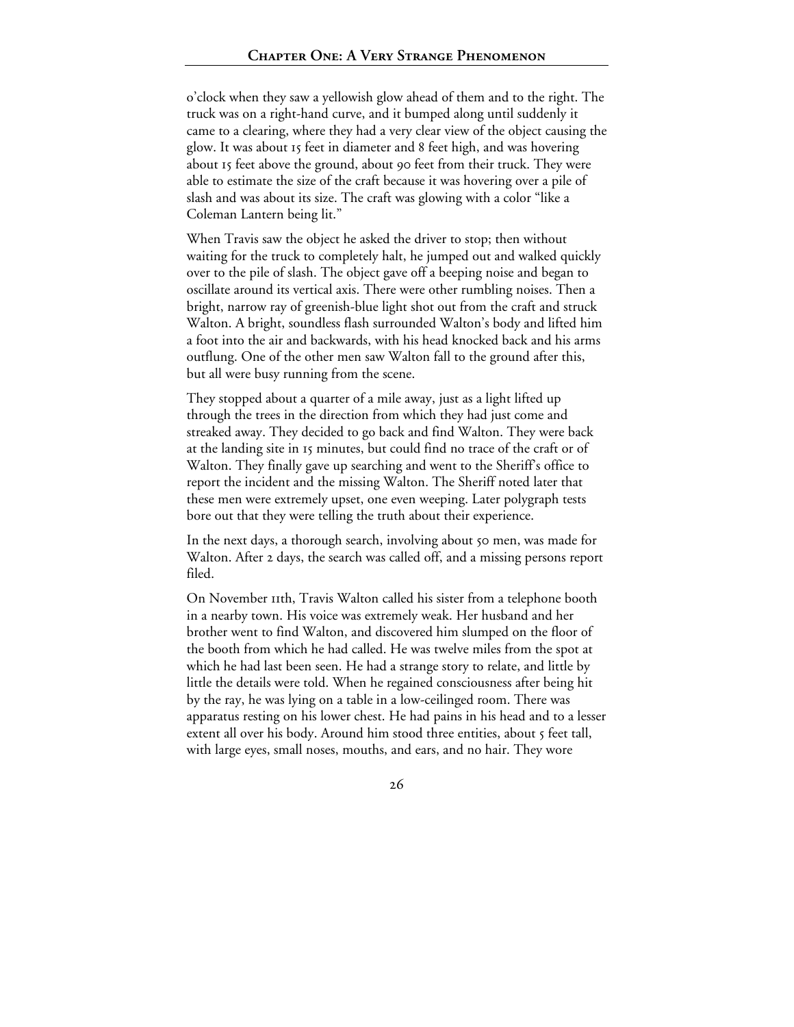o'clock when they saw a yellowish glow ahead of them and to the right. The truck was on a right-hand curve, and it bumped along until suddenly it came to a clearing, where they had a very clear view of the object causing the glow. It was about 15 feet in diameter and 8 feet high, and was hovering about 15 feet above the ground, about 90 feet from their truck. They were able to estimate the size of the craft because it was hovering over a pile of slash and was about its size. The craft was glowing with a color "like a Coleman Lantern being lit."

When Travis saw the object he asked the driver to stop; then without waiting for the truck to completely halt, he jumped out and walked quickly over to the pile of slash. The object gave off a beeping noise and began to oscillate around its vertical axis. There were other rumbling noises. Then a bright, narrow ray of greenish-blue light shot out from the craft and struck Walton. A bright, soundless flash surrounded Walton's body and lifted him a foot into the air and backwards, with his head knocked back and his arms outflung. One of the other men saw Walton fall to the ground after this, but all were busy running from the scene.

They stopped about a quarter of a mile away, just as a light lifted up through the trees in the direction from which they had just come and streaked away. They decided to go back and find Walton. They were back at the landing site in 15 minutes, but could find no trace of the craft or of Walton. They finally gave up searching and went to the Sheriff's office to report the incident and the missing Walton. The Sheriff noted later that these men were extremely upset, one even weeping. Later polygraph tests bore out that they were telling the truth about their experience.

In the next days, a thorough search, involving about 50 men, was made for Walton. After 2 days, the search was called off, and a missing persons report filed.

On November 11th, Travis Walton called his sister from a telephone booth in a nearby town. His voice was extremely weak. Her husband and her brother went to find Walton, and discovered him slumped on the floor of the booth from which he had called. He was twelve miles from the spot at which he had last been seen. He had a strange story to relate, and little by little the details were told. When he regained consciousness after being hit by the ray, he was lying on a table in a low-ceilinged room. There was apparatus resting on his lower chest. He had pains in his head and to a lesser extent all over his body. Around him stood three entities, about 5 feet tall, with large eyes, small noses, mouths, and ears, and no hair. They wore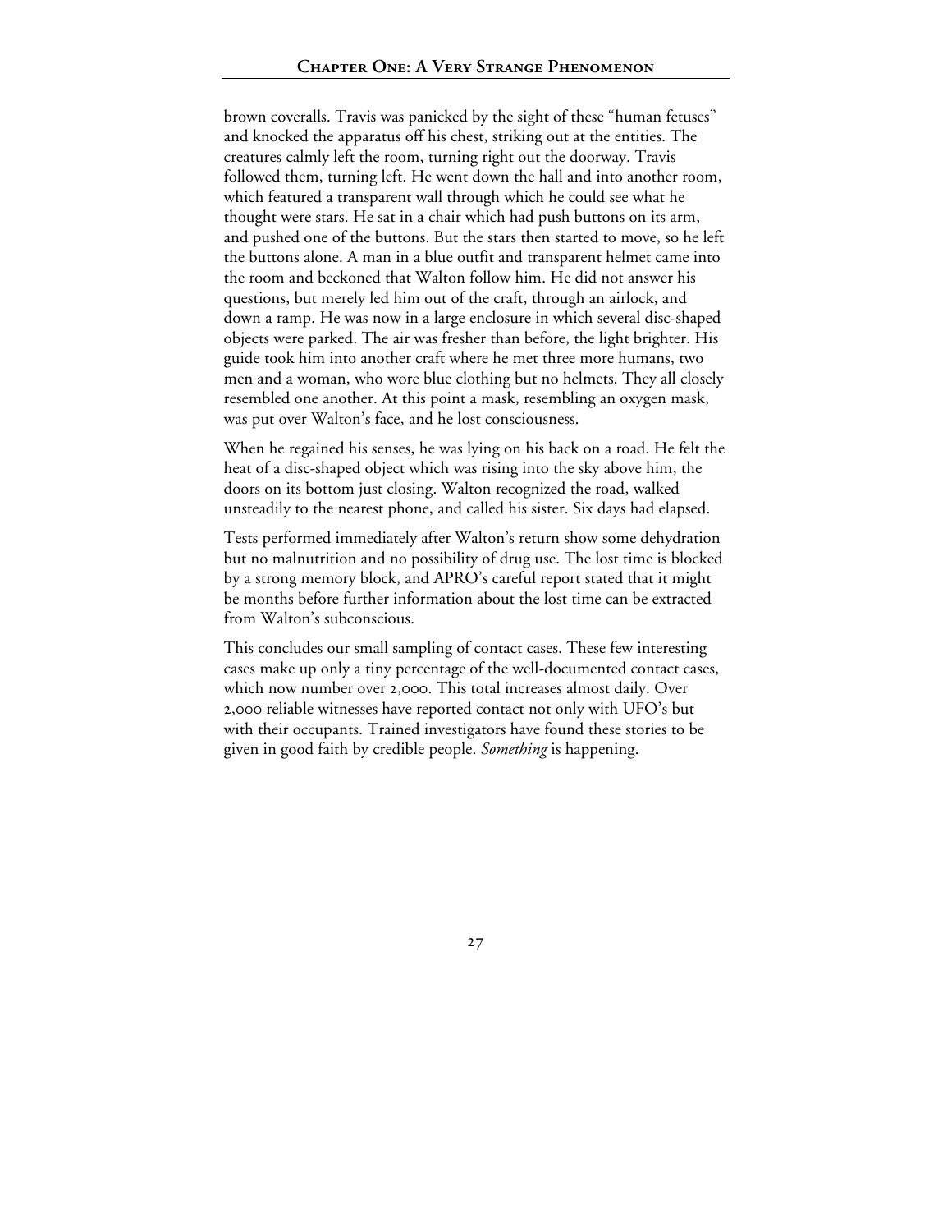brown coveralls. Travis was panicked by the sight of these "human fetuses" and knocked the apparatus off his chest, striking out at the entities. The creatures calmly left the room, turning right out the doorway. Travis followed them, turning left. He went down the hall and into another room, which featured a transparent wall through which he could see what he thought were stars. He sat in a chair which had push buttons on its arm, and pushed one of the buttons. But the stars then started to move, so he left the buttons alone. A man in a blue outfit and transparent helmet came into the room and beckoned that Walton follow him. He did not answer his questions, but merely led him out of the craft, through an airlock, and down a ramp. He was now in a large enclosure in which several disc-shaped objects were parked. The air was fresher than before, the light brighter. His guide took him into another craft where he met three more humans, two men and a woman, who wore blue clothing but no helmets. They all closely resembled one another. At this point a mask, resembling an oxygen mask, was put over Walton's face, and he lost consciousness.

When he regained his senses, he was lying on his back on a road. He felt the heat of a disc-shaped object which was rising into the sky above him, the doors on its bottom just closing. Walton recognized the road, walked unsteadily to the nearest phone, and called his sister. Six days had elapsed.

Tests performed immediately after Walton's return show some dehydration but no malnutrition and no possibility of drug use. The lost time is blocked by a strong memory block, and APRO's careful report stated that it might be months before further information about the lost time can be extracted from Walton's subconscious.

This concludes our small sampling of contact cases. These few interesting cases make up only a tiny percentage of the well-documented contact cases, which now number over 2,000. This total increases almost daily. Over 2,000 reliable witnesses have reported contact not only with UFO's but with their occupants. Trained investigators have found these stories to be given in good faith by credible people. *Something* is happening.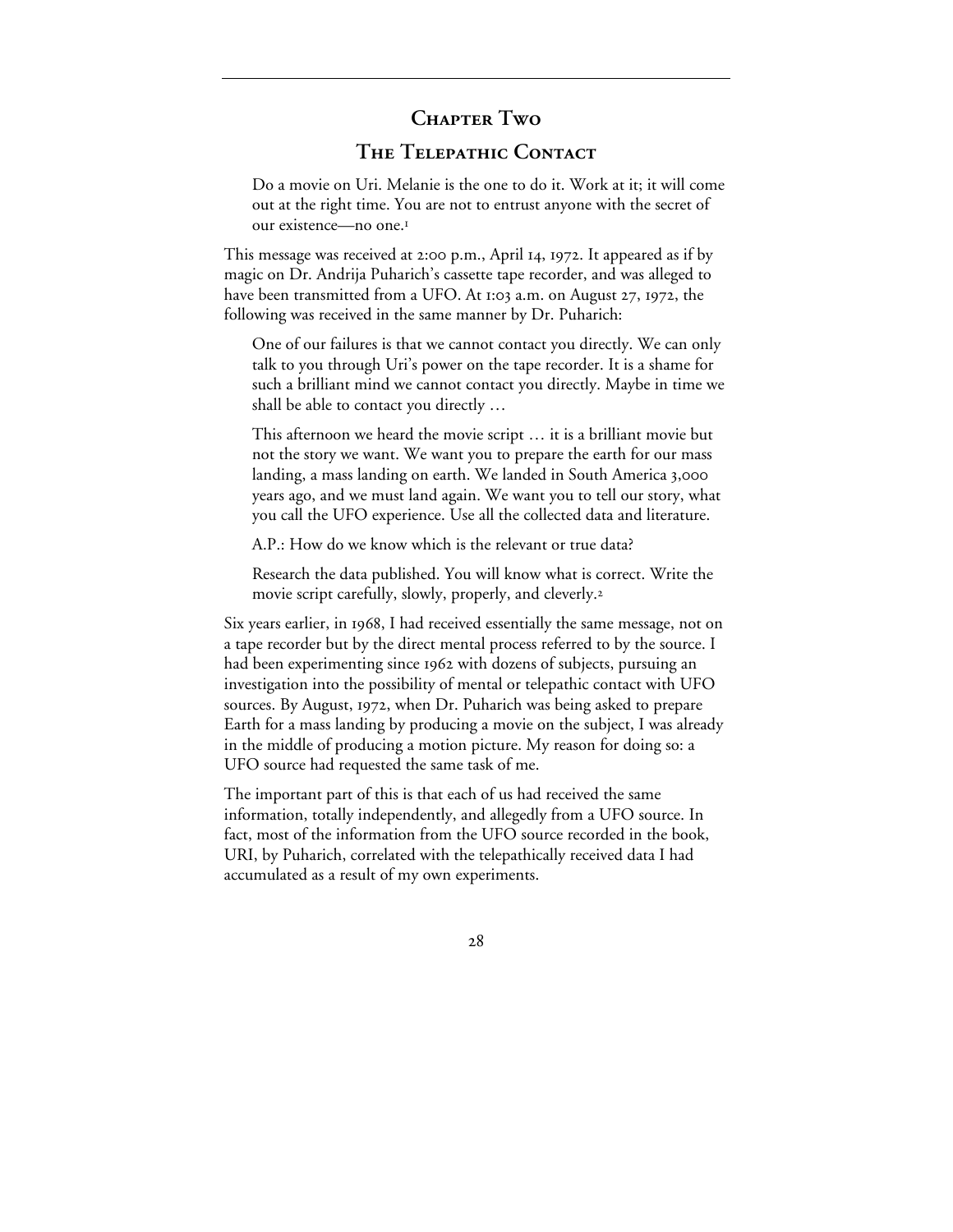# Chapter Two

## The Telepathic Contact

> Do a movie on Uri. Melanie is the one to do it. Work at it; it will come out at the right time. You are not to entrust anyone with the secret of our existence—no one.[1]

This message was received at 2:00 p.m., April 14, 1972. It appeared as if by magic on Dr. Andrija Puharich's cassette tape recorder, and was alleged to have been transmitted from a UFO. At 1:03 a.m. on August 27, 1972, the following was received in the same manner by Dr. Puharich:

> One of our failures is that we cannot contact you directly. We can only talk to you through Uri's power on the tape recorder. It is a shame for such a brilliant mind we cannot contact you directly. Maybe in time we shall be able to contact you directly …
>
> This afternoon we heard the movie script … it is a brilliant movie but not the story we want. We want you to prepare the earth for our mass landing, a mass landing on earth. We landed in South America 3,000 years ago, and we must land again. We want you to tell our story, what you call the UFO experience. Use all the collected data and literature.
>
> A.P.: How do we know which is the relevant or true data?
>
> Research the data published. You will know what is correct. Write the movie script carefully, slowly, properly, and cleverly.[2]

Six years earlier, in 1968, I had received essentially the same message, not on a tape recorder but by the direct mental process referred to by the source. I had been experimenting since 1962 with dozens of subjects, pursuing an investigation into the possibility of mental or telepathic contact with UFO sources. By August, 1972, when Dr. Puharich was being asked to prepare Earth for a mass landing by producing a movie on the subject, I was already in the middle of producing a motion picture. My reason for doing so: a UFO source had requested the same task of me.

The important part of this is that each of us had received the same information, totally independently, and allegedly from a UFO source. In fact, most of the information from the UFO source recorded in the book, URI, by Puharich, correlated with the telepathically received data I had accumulated as a result of my own experiments.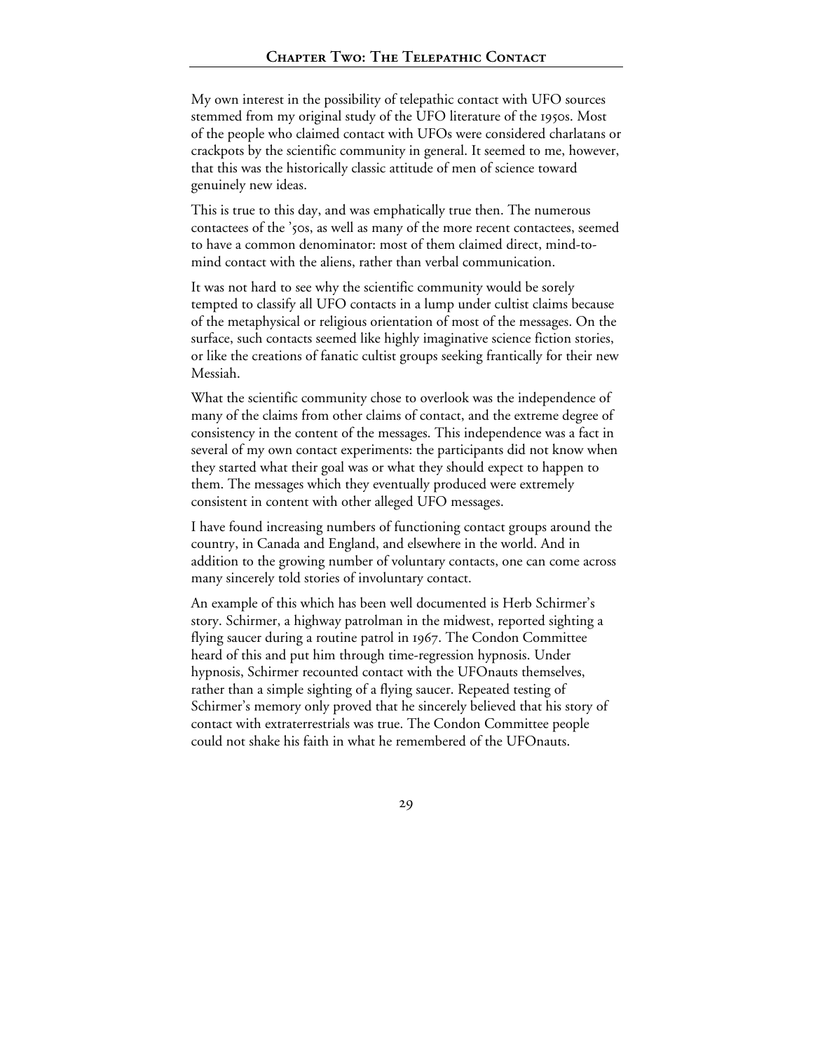My own interest in the possibility of telepathic contact with UFO sources stemmed from my original study of the UFO literature of the 1950s. Most of the people who claimed contact with UFOs were considered charlatans or crackpots by the scientific community in general. It seemed to me, however, that this was the historically classic attitude of men of science toward genuinely new ideas.

This is true to this day, and was emphatically true then. The numerous contactees of the '50s, as well as many of the more recent contactees, seemed to have a common denominator: most of them claimed direct, mind-to-mind contact with the aliens, rather than verbal communication.

It was not hard to see why the scientific community would be sorely tempted to classify all UFO contacts in a lump under cultist claims because of the metaphysical or religious orientation of most of the messages. On the surface, such contacts seemed like highly imaginative science fiction stories, or like the creations of fanatic cultist groups seeking frantically for their new Messiah.

What the scientific community chose to overlook was the independence of many of the claims from other claims of contact, and the extreme degree of consistency in the content of the messages. This independence was a fact in several of my own contact experiments: the participants did not know when they started what their goal was or what they should expect to happen to them. The messages which they eventually produced were extremely consistent in content with other alleged UFO messages.

I have found increasing numbers of functioning contact groups around the country, in Canada and England, and elsewhere in the world. And in addition to the growing number of voluntary contacts, one can come across many sincerely told stories of involuntary contact.

An example of this which has been well documented is Herb Schirmer's story. Schirmer, a highway patrolman in the midwest, reported sighting a flying saucer during a routine patrol in 1967. The Condon Committee heard of this and put him through time-regression hypnosis. Under hypnosis, Schirmer recounted contact with the UFOnauts themselves, rather than a simple sighting of a flying saucer. Repeated testing of Schirmer's memory only proved that he sincerely believed that his story of contact with extraterrestrials was true. The Condon Committee people could not shake his faith in what he remembered of the UFOnauts.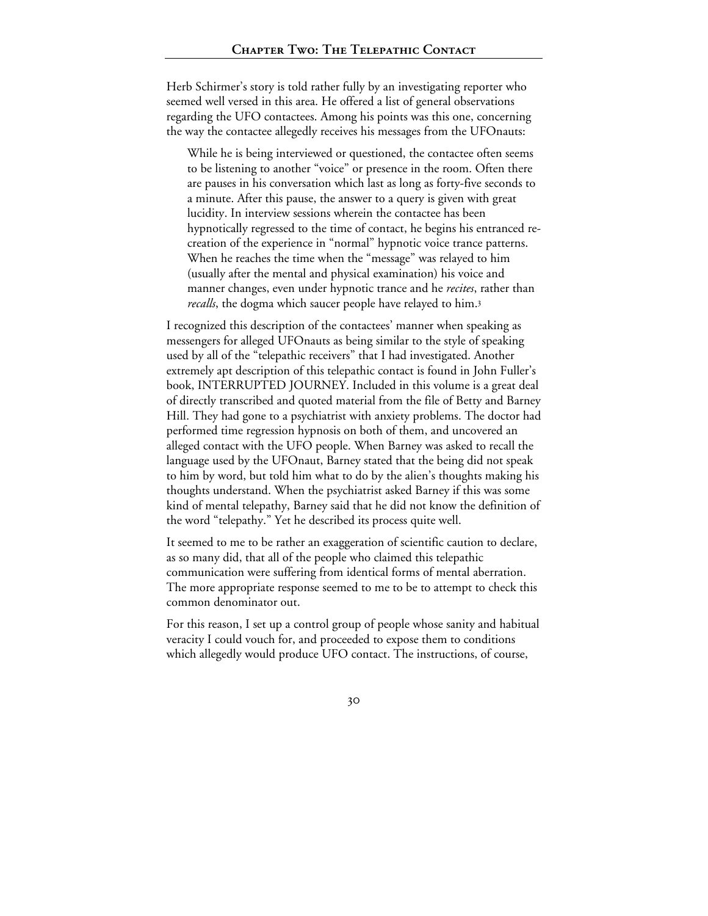Herb Schirmer's story is told rather fully by an investigating reporter who seemed well versed in this area. He offered a list of general observations regarding the UFO contactees. Among his points was this one, concerning the way the contactee allegedly receives his messages from the UFOnauts:

> While he is being interviewed or questioned, the contactee often seems to be listening to another "voice" or presence in the room. Often there are pauses in his conversation which last as long as forty-five seconds to a minute. After this pause, the answer to a query is given with great lucidity. In interview sessions wherein the contactee has been hypnotically regressed to the time of contact, he begins his entranced re-creation of the experience in "normal" hypnotic voice trance patterns. When he reaches the time when the "message" was relayed to him (usually after the mental and physical examination) his voice and manner changes, even under hypnotic trance and he *recites*, rather than *recalls*, the dogma which saucer people have relayed to him.[3]

I recognized this description of the contactees' manner when speaking as messengers for alleged UFOnauts as being similar to the style of speaking used by all of the "telepathic receivers" that I had investigated. Another extremely apt description of this telepathic contact is found in John Fuller's book, INTERRUPTED JOURNEY. Included in this volume is a great deal of directly transcribed and quoted material from the file of Betty and Barney Hill. They had gone to a psychiatrist with anxiety problems. The doctor had performed time regression hypnosis on both of them, and uncovered an alleged contact with the UFO people. When Barney was asked to recall the language used by the UFOnaut, Barney stated that the being did not speak to him by word, but told him what to do by the alien's thoughts making his thoughts understand. When the psychiatrist asked Barney if this was some kind of mental telepathy, Barney said that he did not know the definition of the word "telepathy." Yet he described its process quite well.

It seemed to me to be rather an exaggeration of scientific caution to declare, as so many did, that all of the people who claimed this telepathic communication were suffering from identical forms of mental aberration. The more appropriate response seemed to me to be to attempt to check this common denominator out.

For this reason, I set up a control group of people whose sanity and habitual veracity I could vouch for, and proceeded to expose them to conditions which allegedly would produce UFO contact. The instructions, of course,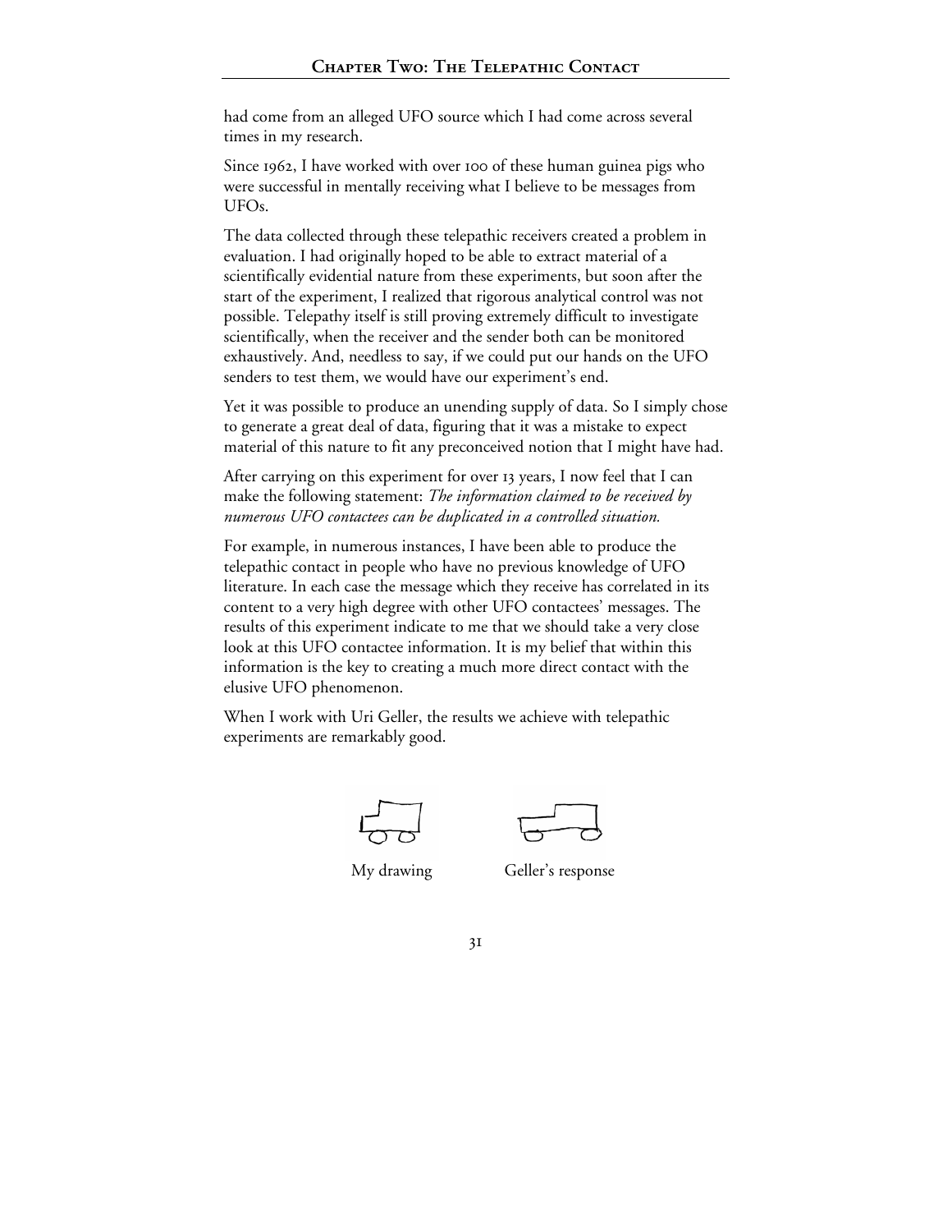had come from an alleged UFO source which I had come across several times in my research.

Since 1962, I have worked with over 100 of these human guinea pigs who were successful in mentally receiving what I believe to be messages from UFOs.

The data collected through these telepathic receivers created a problem in evaluation. I had originally hoped to be able to extract material of a scientifically evidential nature from these experiments, but soon after the start of the experiment, I realized that rigorous analytical control was not possible. Telepathy itself is still proving extremely difficult to investigate scientifically, when the receiver and the sender both can be monitored exhaustively. And, needless to say, if we could put our hands on the UFO senders to test them, we would have our experiment's end.

Yet it was possible to produce an unending supply of data. So I simply chose to generate a great deal of data, figuring that it was a mistake to expect material of this nature to fit any preconceived notion that I might have had.

After carrying on this experiment for over 13 years, I now feel that I can make the following statement: *The information claimed to be received by numerous UFO contactees can be duplicated in a controlled situation.*

For example, in numerous instances, I have been able to produce the telepathic contact in people who have no previous knowledge of UFO literature. In each case the message which they receive has correlated in its content to a very high degree with other UFO contactees' messages. The results of this experiment indicate to me that we should take a very close look at this UFO contactee information. It is my belief that within this information is the key to creating a much more direct contact with the elusive UFO phenomenon.

When I work with Uri Geller, the results we achieve with telepathic experiments are remarkably good.

My drawing Geller's response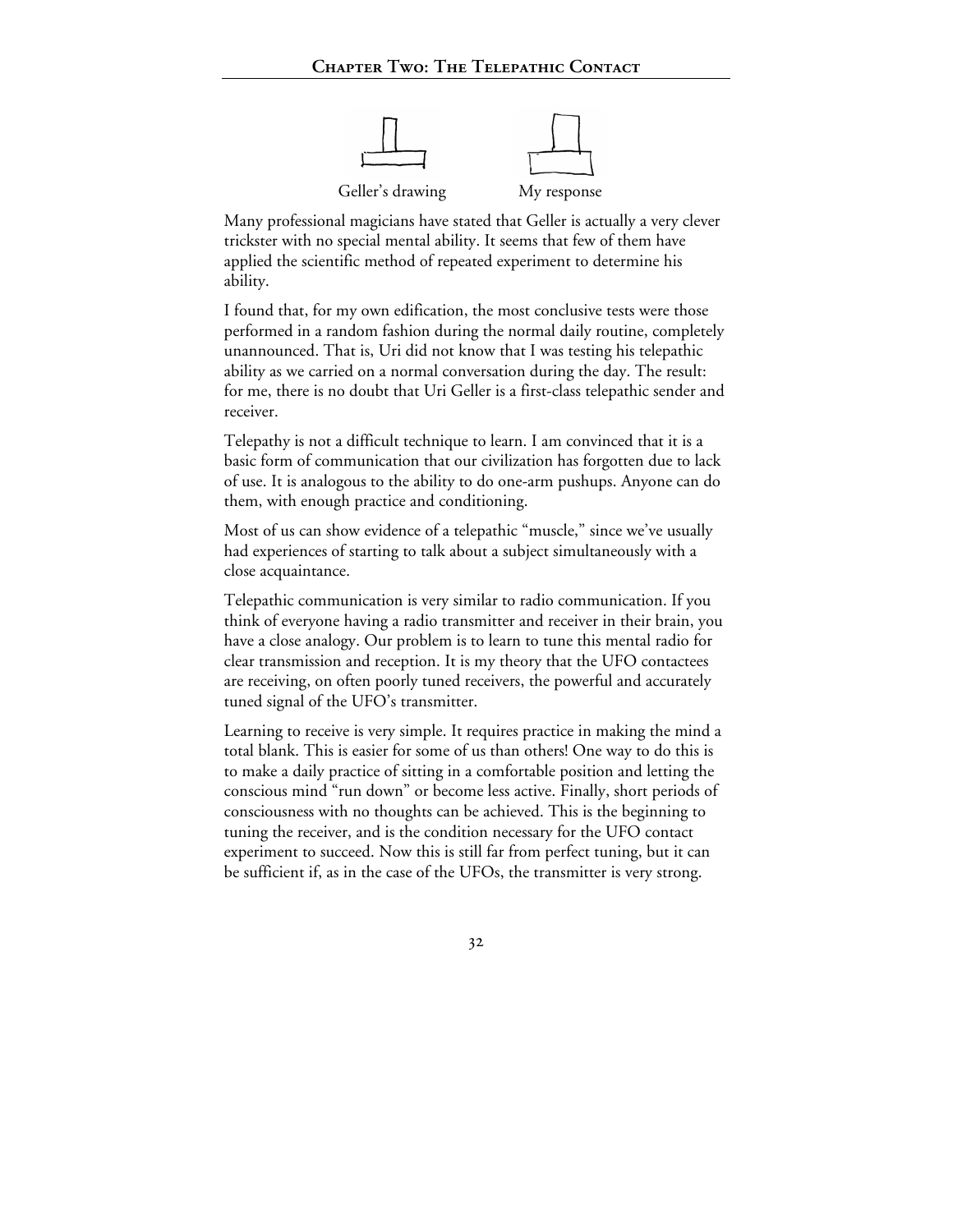Geller's drawing My response

Many professional magicians have stated that Geller is actually a very clever trickster with no special mental ability. It seems that few of them have applied the scientific method of repeated experiment to determine his ability.

I found that, for my own edification, the most conclusive tests were those performed in a random fashion during the normal daily routine, completely unannounced. That is, Uri did not know that I was testing his telepathic ability as we carried on a normal conversation during the day. The result: for me, there is no doubt that Uri Geller is a first-class telepathic sender and receiver.

Telepathy is not a difficult technique to learn. I am convinced that it is a basic form of communication that our civilization has forgotten due to lack of use. It is analogous to the ability to do one-arm pushups. Anyone can do them, with enough practice and conditioning.

Most of us can show evidence of a telepathic "muscle," since we've usually had experiences of starting to talk about a subject simultaneously with a close acquaintance.

Telepathic communication is very similar to radio communication. If you think of everyone having a radio transmitter and receiver in their brain, you have a close analogy. Our problem is to learn to tune this mental radio for clear transmission and reception. It is my theory that the UFO contactees are receiving, on often poorly tuned receivers, the powerful and accurately tuned signal of the UFO's transmitter.

Learning to receive is very simple. It requires practice in making the mind a total blank. This is easier for some of us than others! One way to do this is to make a daily practice of sitting in a comfortable position and letting the conscious mind "run down" or become less active. Finally, short periods of consciousness with no thoughts can be achieved. This is the beginning to tuning the receiver, and is the condition necessary for the UFO contact experiment to succeed. Now this is still far from perfect tuning, but it can be sufficient if, as in the case of the UFOs, the transmitter is very strong.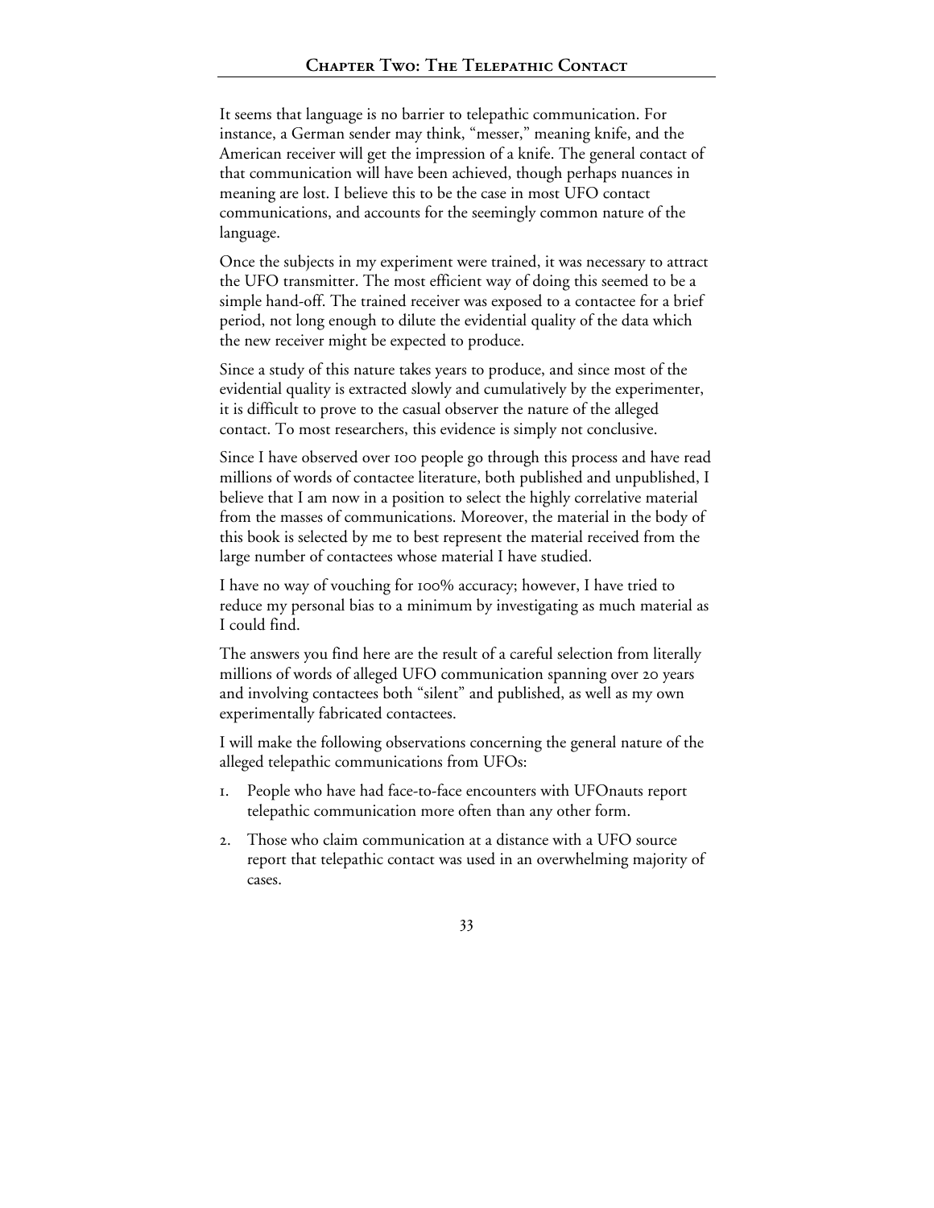It seems that language is no barrier to telepathic communication. For instance, a German sender may think, "messer," meaning knife, and the American receiver will get the impression of a knife. The general contact of that communication will have been achieved, though perhaps nuances in meaning are lost. I believe this to be the case in most UFO contact communications, and accounts for the seemingly common nature of the language.

Once the subjects in my experiment were trained, it was necessary to attract the UFO transmitter. The most efficient way of doing this seemed to be a simple hand-off. The trained receiver was exposed to a contactee for a brief period, not long enough to dilute the evidential quality of the data which the new receiver might be expected to produce.

Since a study of this nature takes years to produce, and since most of the evidential quality is extracted slowly and cumulatively by the experimenter, it is difficult to prove to the casual observer the nature of the alleged contact. To most researchers, this evidence is simply not conclusive.

Since I have observed over 100 people go through this process and have read millions of words of contactee literature, both published and unpublished, I believe that I am now in a position to select the highly correlative material from the masses of communications. Moreover, the material in the body of this book is selected by me to best represent the material received from the large number of contactees whose material I have studied.

I have no way of vouching for 100% accuracy; however, I have tried to reduce my personal bias to a minimum by investigating as much material as I could find.

The answers you find here are the result of a careful selection from literally millions of words of alleged UFO communication spanning over 20 years and involving contactees both "silent" and published, as well as my own experimentally fabricated contactees.

I will make the following observations concerning the general nature of the alleged telepathic communications from UFOs:

1. People who have had face-to-face encounters with UFOnauts report telepathic communication more often than any other form.
2. Those who claim communication at a distance with a UFO source report that telepathic contact was used in an overwhelming majority of cases.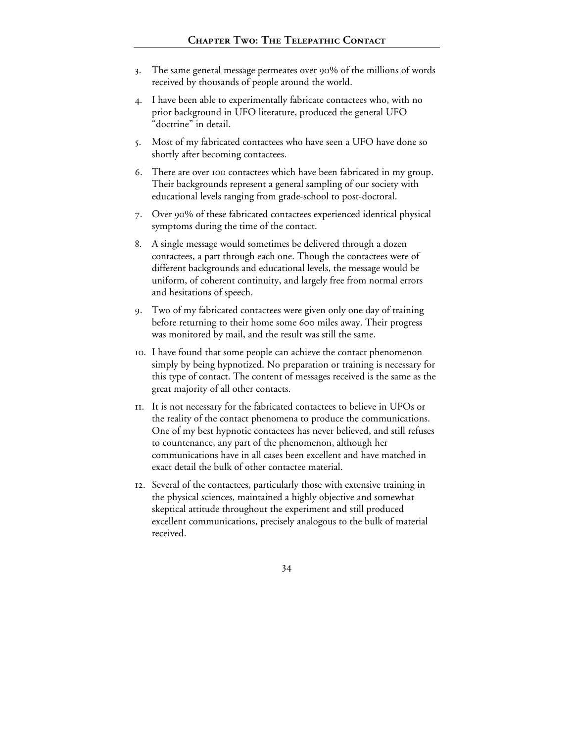3. The same general message permeates over 90% of the millions of words received by thousands of people around the world.
4. I have been able to experimentally fabricate contactees who, with no prior background in UFO literature, produced the general UFO "doctrine" in detail.
5. Most of my fabricated contactees who have seen a UFO have done so shortly after becoming contactees.
6. There are over 100 contactees which have been fabricated in my group. Their backgrounds represent a general sampling of our society with educational levels ranging from grade-school to post-doctoral.
7. Over 90% of these fabricated contactees experienced identical physical symptoms during the time of the contact.
8. A single message would sometimes be delivered through a dozen contactees, a part through each one. Though the contactees were of different backgrounds and educational levels, the message would be uniform, of coherent continuity, and largely free from normal errors and hesitations of speech.
9. Two of my fabricated contactees were given only one day of training before returning to their home some 600 miles away. Their progress was monitored by mail, and the result was still the same.
10. I have found that some people can achieve the contact phenomenon simply by being hypnotized. No preparation or training is necessary for this type of contact. The content of messages received is the same as the great majority of all other contacts.
11. It is not necessary for the fabricated contactees to believe in UFOs or the reality of the contact phenomena to produce the communications. One of my best hypnotic contactees has never believed, and still refuses to countenance, any part of the phenomenon, although her communications have in all cases been excellent and have matched in exact detail the bulk of other contactee material.
12. Several of the contactees, particularly those with extensive training in the physical sciences, maintained a highly objective and somewhat skeptical attitude throughout the experiment and still produced excellent communications, precisely analogous to the bulk of material received.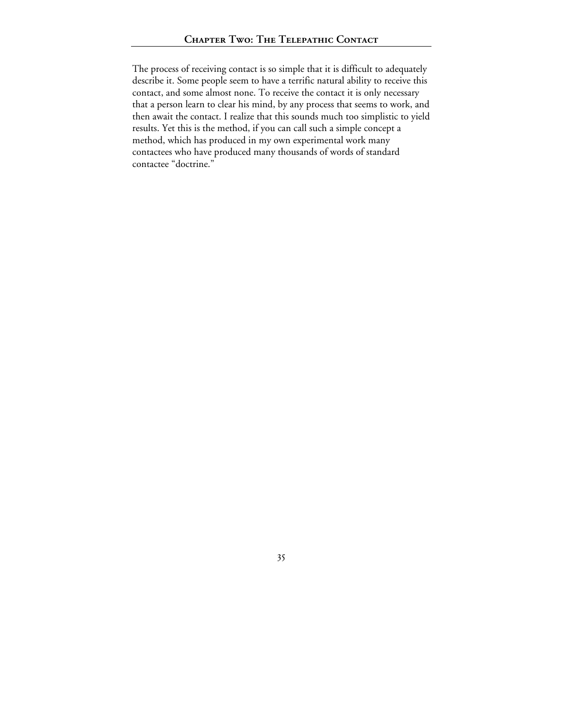The process of receiving contact is so simple that it is difficult to adequately describe it. Some people seem to have a terrific natural ability to receive this contact, and some almost none. To receive the contact it is only necessary that a person learn to clear his mind, by any process that seems to work, and then await the contact. I realize that this sounds much too simplistic to yield results. Yet this is the method, if you can call such a simple concept a method, which has produced in my own experimental work many contactees who have produced many thousands of words of standard contactee "doctrine."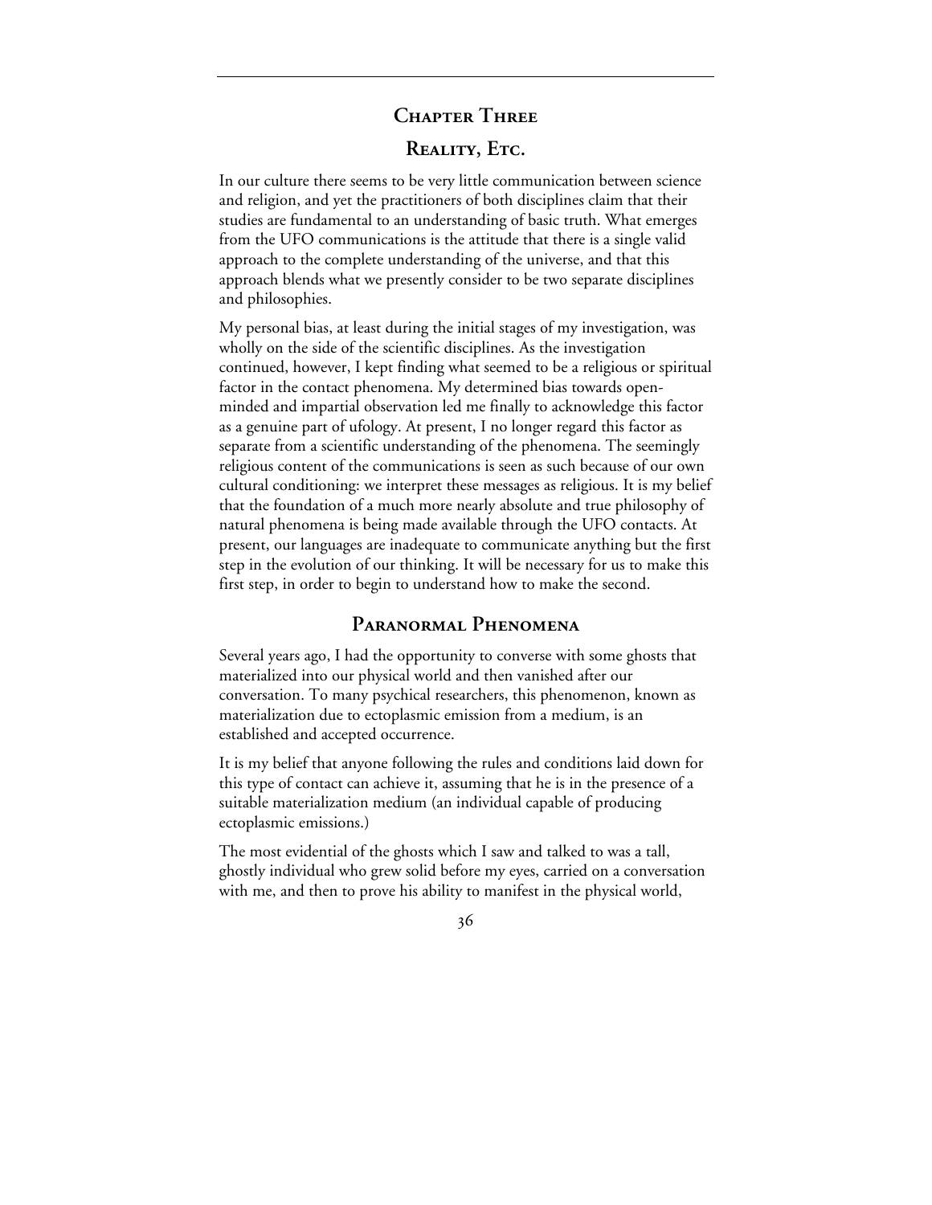# Chapter Three

## Reality, Etc.

In our culture there seems to be very little communication between science and religion, and yet the practitioners of both disciplines claim that their studies are fundamental to an understanding of basic truth. What emerges from the UFO communications is the attitude that there is a single valid approach to the complete understanding of the universe, and that this approach blends what we presently consider to be two separate disciplines and philosophies.

My personal bias, at least during the initial stages of my investigation, was wholly on the side of the scientific disciplines. As the investigation continued, however, I kept finding what seemed to be a religious or spiritual factor in the contact phenomena. My determined bias towards open-minded and impartial observation led me finally to acknowledge this factor as a genuine part of ufology. At present, I no longer regard this factor as separate from a scientific understanding of the phenomena. The seemingly religious content of the communications is seen as such because of our own cultural conditioning: we interpret these messages as religious. It is my belief that the foundation of a much more nearly absolute and true philosophy of natural phenomena is being made available through the UFO contacts. At present, our languages are inadequate to communicate anything but the first step in the evolution of our thinking. It will be necessary for us to make this first step, in order to begin to understand how to make the second.

## Paranormal Phenomena

Several years ago, I had the opportunity to converse with some ghosts that materialized into our physical world and then vanished after our conversation. To many psychical researchers, this phenomenon, known as materialization due to ectoplasmic emission from a medium, is an established and accepted occurrence.

It is my belief that anyone following the rules and conditions laid down for this type of contact can achieve it, assuming that he is in the presence of a suitable materialization medium (an individual capable of producing ectoplasmic emissions.)

The most evidential of the ghosts which I saw and talked to was a tall, ghostly individual who grew solid before my eyes, carried on a conversation with me, and then to prove his ability to manifest in the physical world,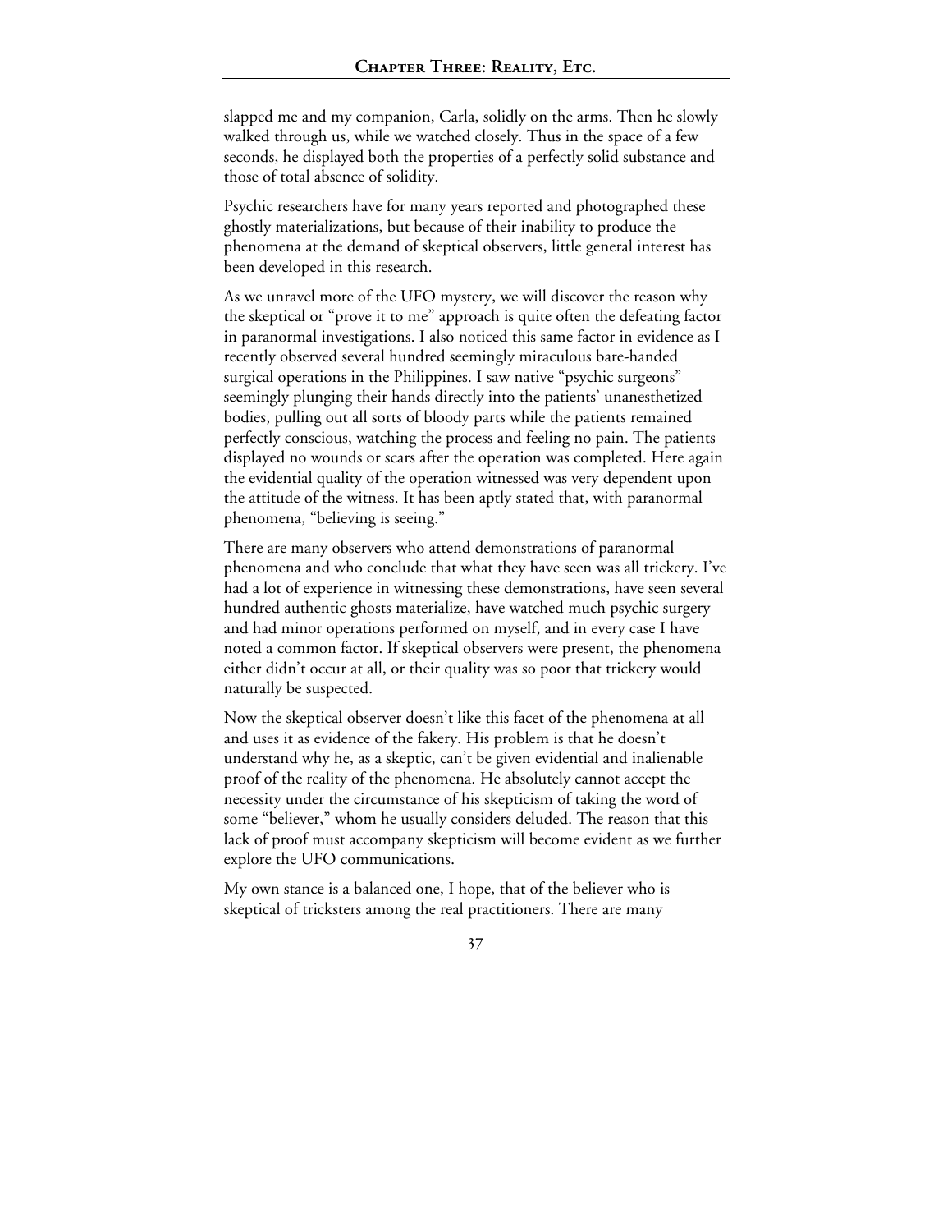slapped me and my companion, Carla, solidly on the arms. Then he slowly walked through us, while we watched closely. Thus in the space of a few seconds, he displayed both the properties of a perfectly solid substance and those of total absence of solidity.

Psychic researchers have for many years reported and photographed these ghostly materializations, but because of their inability to produce the phenomena at the demand of skeptical observers, little general interest has been developed in this research.

As we unravel more of the UFO mystery, we will discover the reason why the skeptical or "prove it to me" approach is quite often the defeating factor in paranormal investigations. I also noticed this same factor in evidence as I recently observed several hundred seemingly miraculous bare-handed surgical operations in the Philippines. I saw native "psychic surgeons" seemingly plunging their hands directly into the patients' unanesthetized bodies, pulling out all sorts of bloody parts while the patients remained perfectly conscious, watching the process and feeling no pain. The patients displayed no wounds or scars after the operation was completed. Here again the evidential quality of the operation witnessed was very dependent upon the attitude of the witness. It has been aptly stated that, with paranormal phenomena, "believing is seeing."

There are many observers who attend demonstrations of paranormal phenomena and who conclude that what they have seen was all trickery. I've had a lot of experience in witnessing these demonstrations, have seen several hundred authentic ghosts materialize, have watched much psychic surgery and had minor operations performed on myself, and in every case I have noted a common factor. If skeptical observers were present, the phenomena either didn't occur at all, or their quality was so poor that trickery would naturally be suspected.

Now the skeptical observer doesn't like this facet of the phenomena at all and uses it as evidence of the fakery. His problem is that he doesn't understand why he, as a skeptic, can't be given evidential and inalienable proof of the reality of the phenomena. He absolutely cannot accept the necessity under the circumstance of his skepticism of taking the word of some "believer," whom he usually considers deluded. The reason that this lack of proof must accompany skepticism will become evident as we further explore the UFO communications.

My own stance is a balanced one, I hope, that of the believer who is skeptical of tricksters among the real practitioners. There are many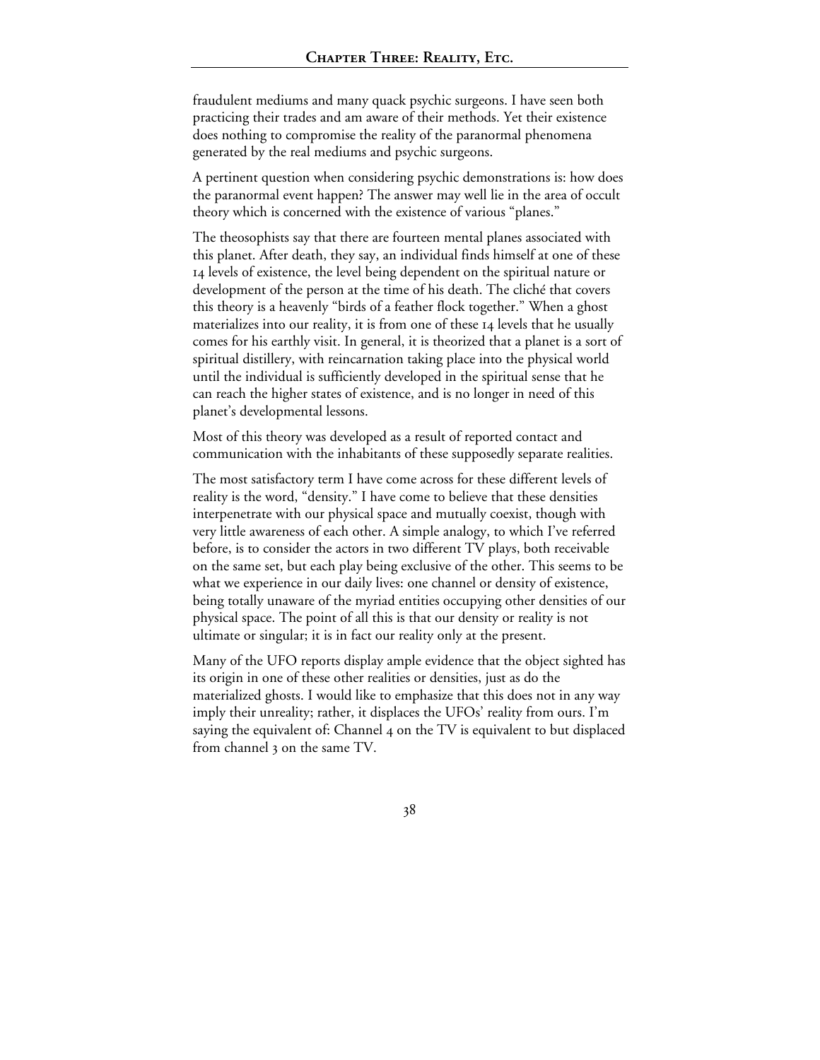fraudulent mediums and many quack psychic surgeons. I have seen both practicing their trades and am aware of their methods. Yet their existence does nothing to compromise the reality of the paranormal phenomena generated by the real mediums and psychic surgeons.

A pertinent question when considering psychic demonstrations is: how does the paranormal event happen? The answer may well lie in the area of occult theory which is concerned with the existence of various "planes."

The theosophists say that there are fourteen mental planes associated with this planet. After death, they say, an individual finds himself at one of these 14 levels of existence, the level being dependent on the spiritual nature or development of the person at the time of his death. The cliché that covers this theory is a heavenly "birds of a feather flock together." When a ghost materializes into our reality, it is from one of these 14 levels that he usually comes for his earthly visit. In general, it is theorized that a planet is a sort of spiritual distillery, with reincarnation taking place into the physical world until the individual is sufficiently developed in the spiritual sense that he can reach the higher states of existence, and is no longer in need of this planet's developmental lessons.

Most of this theory was developed as a result of reported contact and communication with the inhabitants of these supposedly separate realities.

The most satisfactory term I have come across for these different levels of reality is the word, "density." I have come to believe that these densities interpenetrate with our physical space and mutually coexist, though with very little awareness of each other. A simple analogy, to which I've referred before, is to consider the actors in two different TV plays, both receivable on the same set, but each play being exclusive of the other. This seems to be what we experience in our daily lives: one channel or density of existence, being totally unaware of the myriad entities occupying other densities of our physical space. The point of all this is that our density or reality is not ultimate or singular; it is in fact our reality only at the present.

Many of the UFO reports display ample evidence that the object sighted has its origin in one of these other realities or densities, just as do the materialized ghosts. I would like to emphasize that this does not in any way imply their unreality; rather, it displaces the UFOs' reality from ours. I'm saying the equivalent of: Channel 4 on the TV is equivalent to but displaced from channel 3 on the same TV.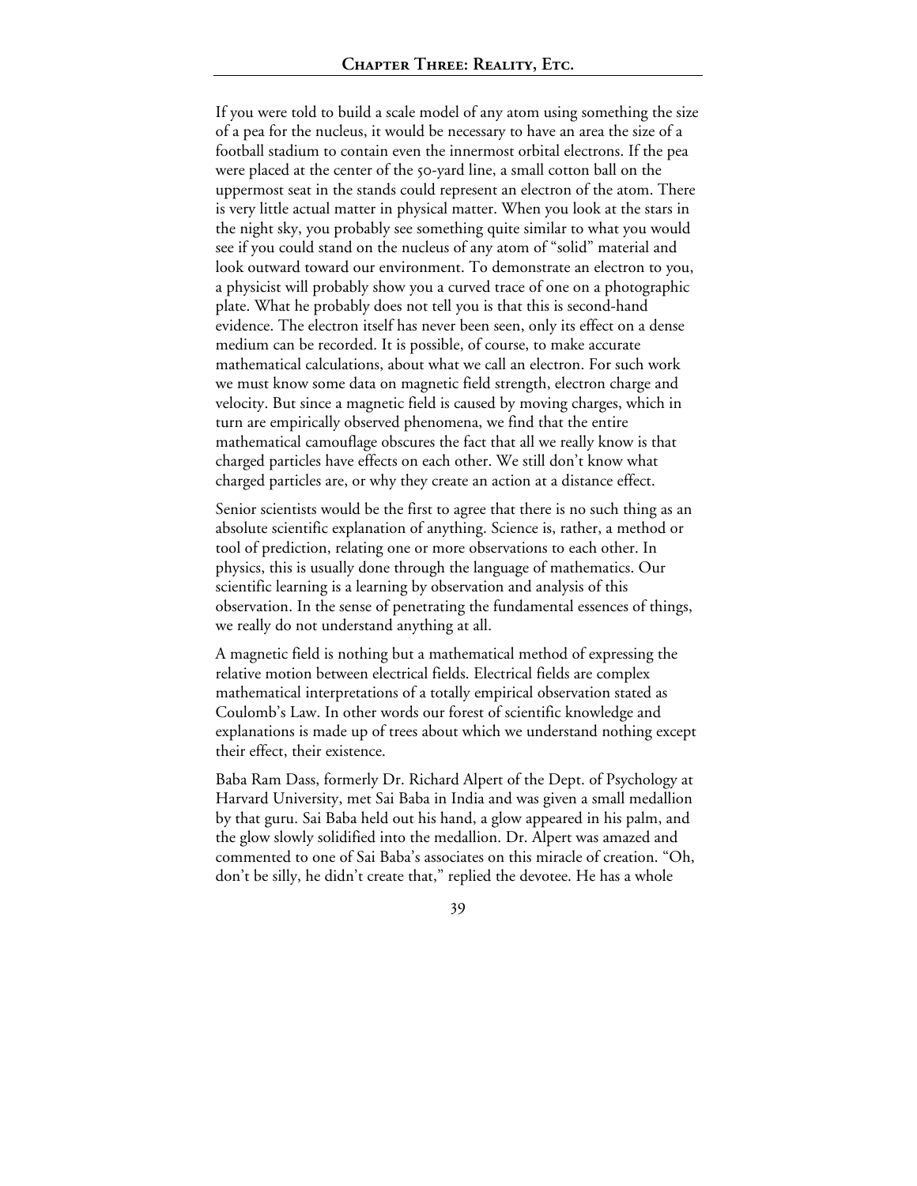If you were told to build a scale model of any atom using something the size of a pea for the nucleus, it would be necessary to have an area the size of a football stadium to contain even the innermost orbital electrons. If the pea were placed at the center of the 50-yard line, a small cotton ball on the uppermost seat in the stands could represent an electron of the atom. There is very little actual matter in physical matter. When you look at the stars in the night sky, you probably see something quite similar to what you would see if you could stand on the nucleus of any atom of "solid" material and look outward toward our environment. To demonstrate an electron to you, a physicist will probably show you a curved trace of one on a photographic plate. What he probably does not tell you is that this is second-hand evidence. The electron itself has never been seen, only its effect on a dense medium can be recorded. It is possible, of course, to make accurate mathematical calculations, about what we call an electron. For such work we must know some data on magnetic field strength, electron charge and velocity. But since a magnetic field is caused by moving charges, which in turn are empirically observed phenomena, we find that the entire mathematical camouflage obscures the fact that all we really know is that charged particles have effects on each other. We still don't know what charged particles are, or why they create an action at a distance effect.

Senior scientists would be the first to agree that there is no such thing as an absolute scientific explanation of anything. Science is, rather, a method or tool of prediction, relating one or more observations to each other. In physics, this is usually done through the language of mathematics. Our scientific learning is a learning by observation and analysis of this observation. In the sense of penetrating the fundamental essences of things, we really do not understand anything at all.

A magnetic field is nothing but a mathematical method of expressing the relative motion between electrical fields. Electrical fields are complex mathematical interpretations of a totally empirical observation stated as Coulomb's Law. In other words our forest of scientific knowledge and explanations is made up of trees about which we understand nothing except their effect, their existence.

Baba Ram Dass, formerly Dr. Richard Alpert of the Dept. of Psychology at Harvard University, met Sai Baba in India and was given a small medallion by that guru. Sai Baba held out his hand, a glow appeared in his palm, and the glow slowly solidified into the medallion. Dr. Alpert was amazed and commented to one of Sai Baba's associates on this miracle of creation. "Oh, don't be silly, he didn't create that," replied the devotee. He has a whole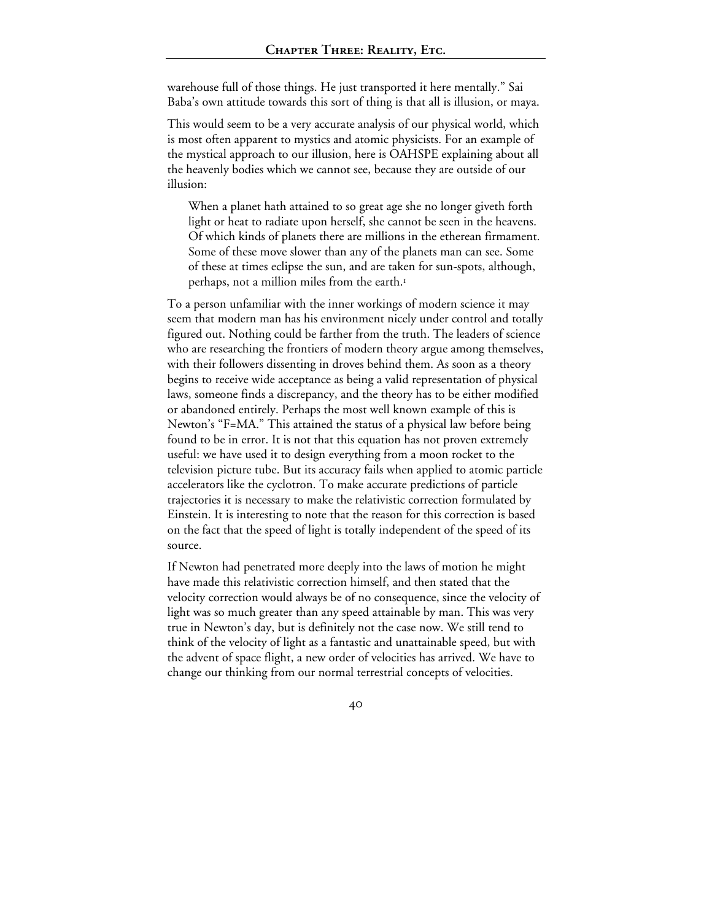warehouse full of those things. He just transported it here mentally." Sai Baba's own attitude towards this sort of thing is that all is illusion, or maya.

This would seem to be a very accurate analysis of our physical world, which is most often apparent to mystics and atomic physicists. For an example of the mystical approach to our illusion, here is OAHSPE explaining about all the heavenly bodies which we cannot see, because they are outside of our illusion:

> When a planet hath attained to so great age she no longer giveth forth light or heat to radiate upon herself, she cannot be seen in the heavens. Of which kinds of planets there are millions in the etherean firmament. Some of these move slower than any of the planets man can see. Some of these at times eclipse the sun, and are taken for sun-spots, although, perhaps, not a million miles from the earth.[1]

To a person unfamiliar with the inner workings of modern science it may seem that modern man has his environment nicely under control and totally figured out. Nothing could be farther from the truth. The leaders of science who are researching the frontiers of modern theory argue among themselves, with their followers dissenting in droves behind them. As soon as a theory begins to receive wide acceptance as being a valid representation of physical laws, someone finds a discrepancy, and the theory has to be either modified or abandoned entirely. Perhaps the most well known example of this is Newton's "F=MA." This attained the status of a physical law before being found to be in error. It is not that this equation has not proven extremely useful: we have used it to design everything from a moon rocket to the television picture tube. But its accuracy fails when applied to atomic particle accelerators like the cyclotron. To make accurate predictions of particle trajectories it is necessary to make the relativistic correction formulated by Einstein. It is interesting to note that the reason for this correction is based on the fact that the speed of light is totally independent of the speed of its source.

If Newton had penetrated more deeply into the laws of motion he might have made this relativistic correction himself, and then stated that the velocity correction would always be of no consequence, since the velocity of light was so much greater than any speed attainable by man. This was very true in Newton's day, but is definitely not the case now. We still tend to think of the velocity of light as a fantastic and unattainable speed, but with the advent of space flight, a new order of velocities has arrived. We have to change our thinking from our normal terrestrial concepts of velocities.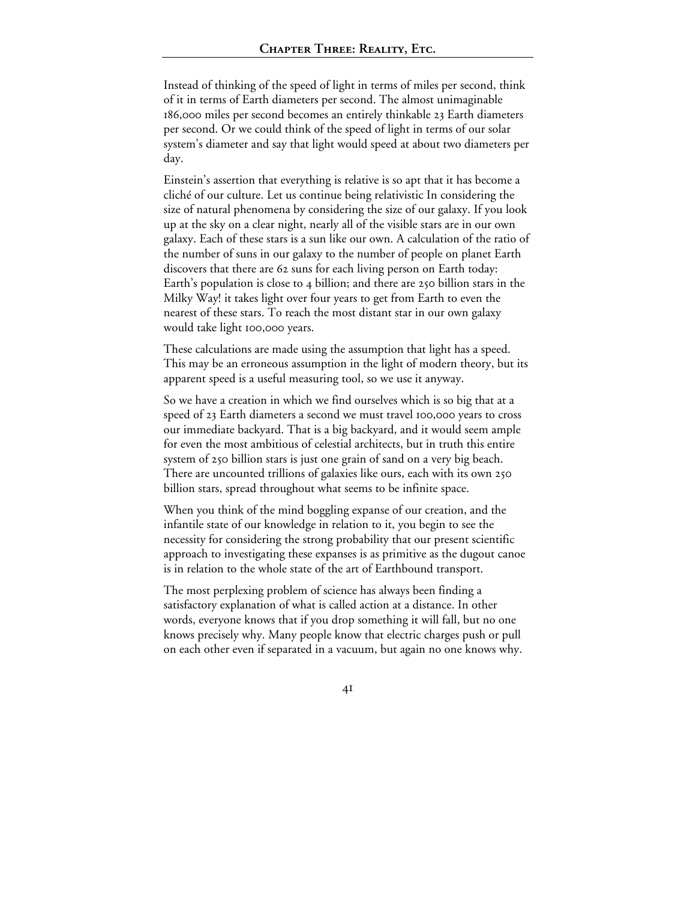Instead of thinking of the speed of light in terms of miles per second, think of it in terms of Earth diameters per second. The almost unimaginable 186,000 miles per second becomes an entirely thinkable 23 Earth diameters per second. Or we could think of the speed of light in terms of our solar system's diameter and say that light would speed at about two diameters per day.

Einstein's assertion that everything is relative is so apt that it has become a cliché of our culture. Let us continue being relativistic In considering the size of natural phenomena by considering the size of our galaxy. If you look up at the sky on a clear night, nearly all of the visible stars are in our own galaxy. Each of these stars is a sun like our own. A calculation of the ratio of the number of suns in our galaxy to the number of people on planet Earth discovers that there are 62 suns for each living person on Earth today: Earth's population is close to 4 billion; and there are 250 billion stars in the Milky Way! it takes light over four years to get from Earth to even the nearest of these stars. To reach the most distant star in our own galaxy would take light 100,000 years.

These calculations are made using the assumption that light has a speed. This may be an erroneous assumption in the light of modern theory, but its apparent speed is a useful measuring tool, so we use it anyway.

So we have a creation in which we find ourselves which is so big that at a speed of 23 Earth diameters a second we must travel 100,000 years to cross our immediate backyard. That is a big backyard, and it would seem ample for even the most ambitious of celestial architects, but in truth this entire system of 250 billion stars is just one grain of sand on a very big beach. There are uncounted trillions of galaxies like ours, each with its own 250 billion stars, spread throughout what seems to be infinite space.

When you think of the mind boggling expanse of our creation, and the infantile state of our knowledge in relation to it, you begin to see the necessity for considering the strong probability that our present scientific approach to investigating these expanses is as primitive as the dugout canoe is in relation to the whole state of the art of Earthbound transport.

The most perplexing problem of science has always been finding a satisfactory explanation of what is called action at a distance. In other words, everyone knows that if you drop something it will fall, but no one knows precisely why. Many people know that electric charges push or pull on each other even if separated in a vacuum, but again no one knows why.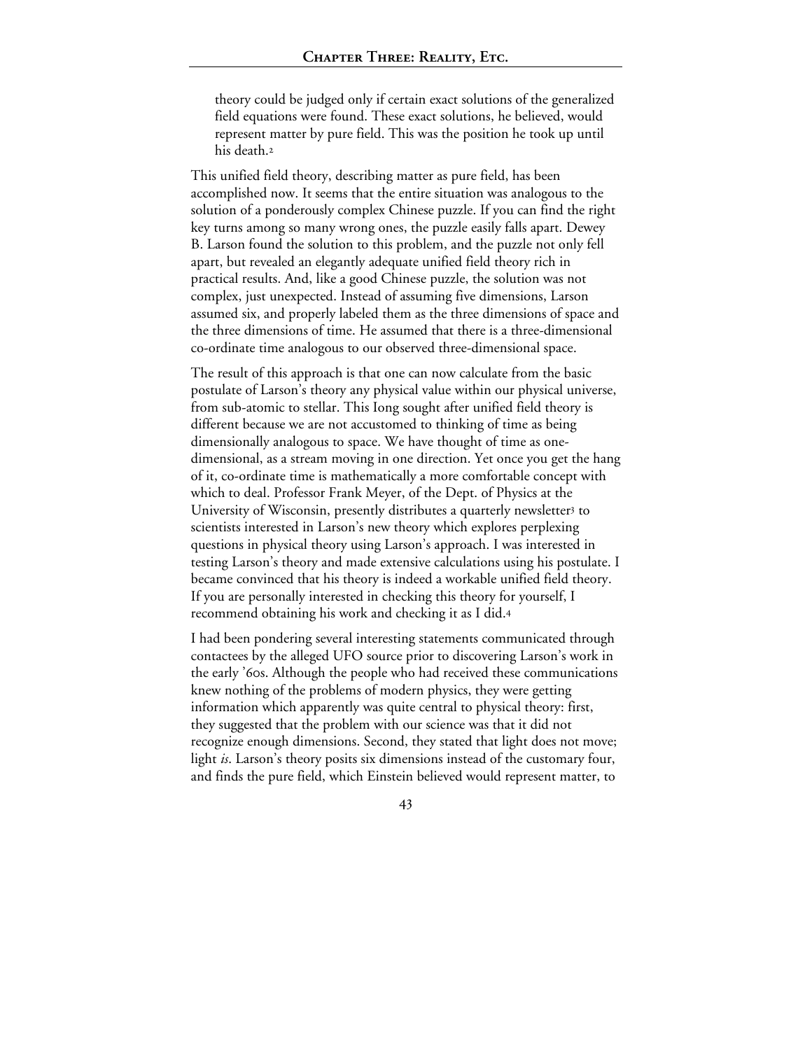theory could be judged only if certain exact solutions of the generalized field equations were found. These exact solutions, he believed, would represent matter by pure field. This was the position he took up until his death.[2]

This unified field theory, describing matter as pure field, has been accomplished now. It seems that the entire situation was analogous to the solution of a ponderously complex Chinese puzzle. If you can find the right key turns among so many wrong ones, the puzzle easily falls apart. Dewey B. Larson found the solution to this problem, and the puzzle not only fell apart, but revealed an elegantly adequate unified field theory rich in practical results. And, like a good Chinese puzzle, the solution was not complex, just unexpected. Instead of assuming five dimensions, Larson assumed six, and properly labeled them as the three dimensions of space and the three dimensions of time. He assumed that there is a three-dimensional co-ordinate time analogous to our observed three-dimensional space.

The result of this approach is that one can now calculate from the basic postulate of Larson's theory any physical value within our physical universe, from sub-atomic to stellar. This Iong sought after unified field theory is different because we are not accustomed to thinking of time as being dimensionally analogous to space. We have thought of time as one-dimensional, as a stream moving in one direction. Yet once you get the hang of it, co-ordinate time is mathematically a more comfortable concept with which to deal. Professor Frank Meyer, of the Dept. of Physics at the University of Wisconsin, presently distributes a quarterly newsletter[3] to scientists interested in Larson's new theory which explores perplexing questions in physical theory using Larson's approach. I was interested in testing Larson's theory and made extensive calculations using his postulate. I became convinced that his theory is indeed a workable unified field theory. If you are personally interested in checking this theory for yourself, I recommend obtaining his work and checking it as I did.[4]

I had been pondering several interesting statements communicated through contactees by the alleged UFO source prior to discovering Larson's work in the early '60s. Although the people who had received these communications knew nothing of the problems of modern physics, they were getting information which apparently was quite central to physical theory: first, they suggested that the problem with our science was that it did not recognize enough dimensions. Second, they stated that light does not move; light *is*. Larson's theory posits six dimensions instead of the customary four, and finds the pure field, which Einstein believed would represent matter, to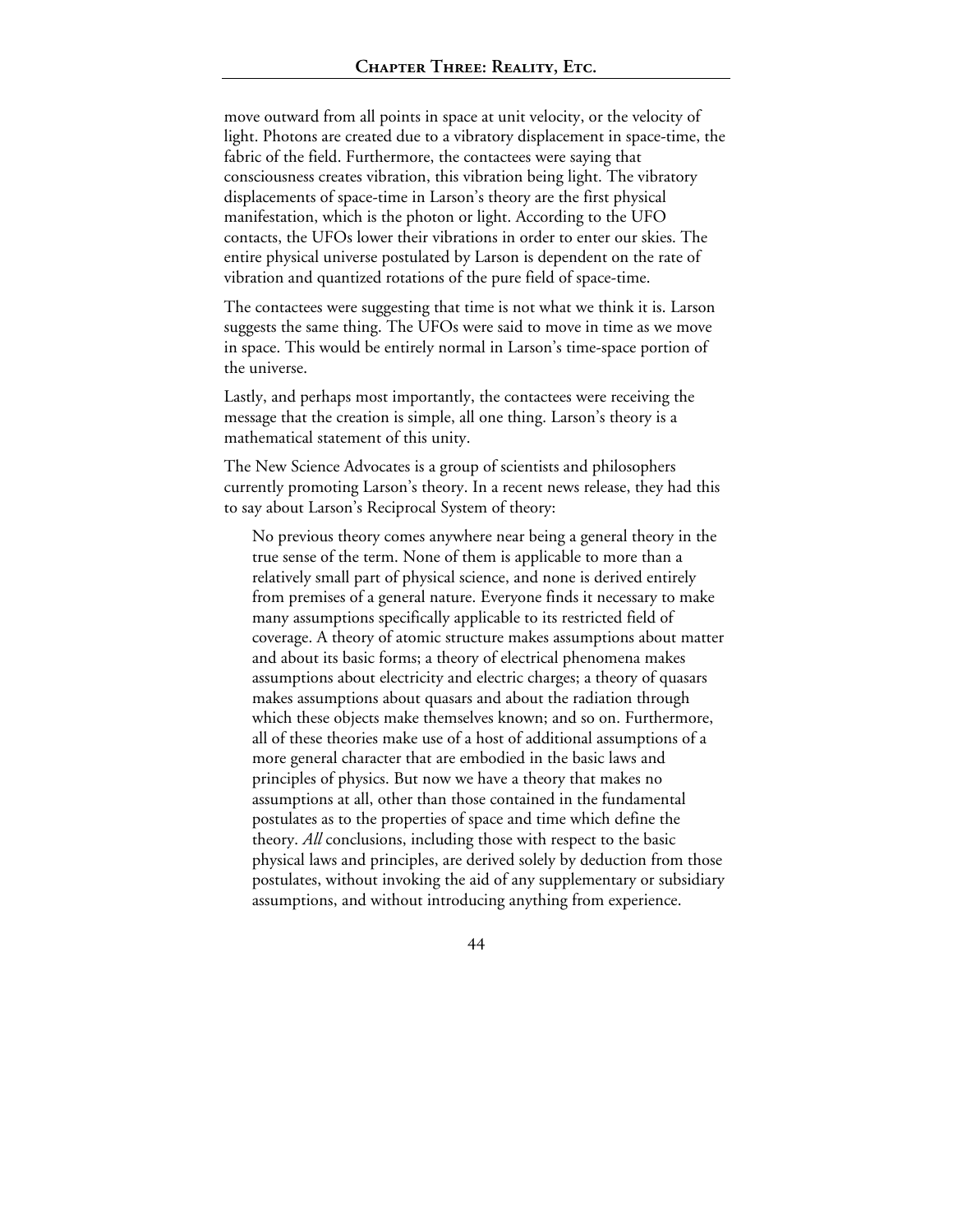move outward from all points in space at unit velocity, or the velocity of light. Photons are created due to a vibratory displacement in space-time, the fabric of the field. Furthermore, the contactees were saying that consciousness creates vibration, this vibration being light. The vibratory displacements of space-time in Larson's theory are the first physical manifestation, which is the photon or light. According to the UFO contacts, the UFOs lower their vibrations in order to enter our skies. The entire physical universe postulated by Larson is dependent on the rate of vibration and quantized rotations of the pure field of space-time.

The contactees were suggesting that time is not what we think it is. Larson suggests the same thing. The UFOs were said to move in time as we move in space. This would be entirely normal in Larson's time-space portion of the universe.

Lastly, and perhaps most importantly, the contactees were receiving the message that the creation is simple, all one thing. Larson's theory is a mathematical statement of this unity.

The New Science Advocates is a group of scientists and philosophers currently promoting Larson's theory. In a recent news release, they had this to say about Larson's Reciprocal System of theory:

> No previous theory comes anywhere near being a general theory in the true sense of the term. None of them is applicable to more than a relatively small part of physical science, and none is derived entirely from premises of a general nature. Everyone finds it necessary to make many assumptions specifically applicable to its restricted field of coverage. A theory of atomic structure makes assumptions about matter and about its basic forms; a theory of electrical phenomena makes assumptions about electricity and electric charges; a theory of quasars makes assumptions about quasars and about the radiation through which these objects make themselves known; and so on. Furthermore, all of these theories make use of a host of additional assumptions of a more general character that are embodied in the basic laws and principles of physics. But now we have a theory that makes no assumptions at all, other than those contained in the fundamental postulates as to the properties of space and time which define the theory. *All* conclusions, including those with respect to the basic physical laws and principles, are derived solely by deduction from those postulates, without invoking the aid of any supplementary or subsidiary assumptions, and without introducing anything from experience.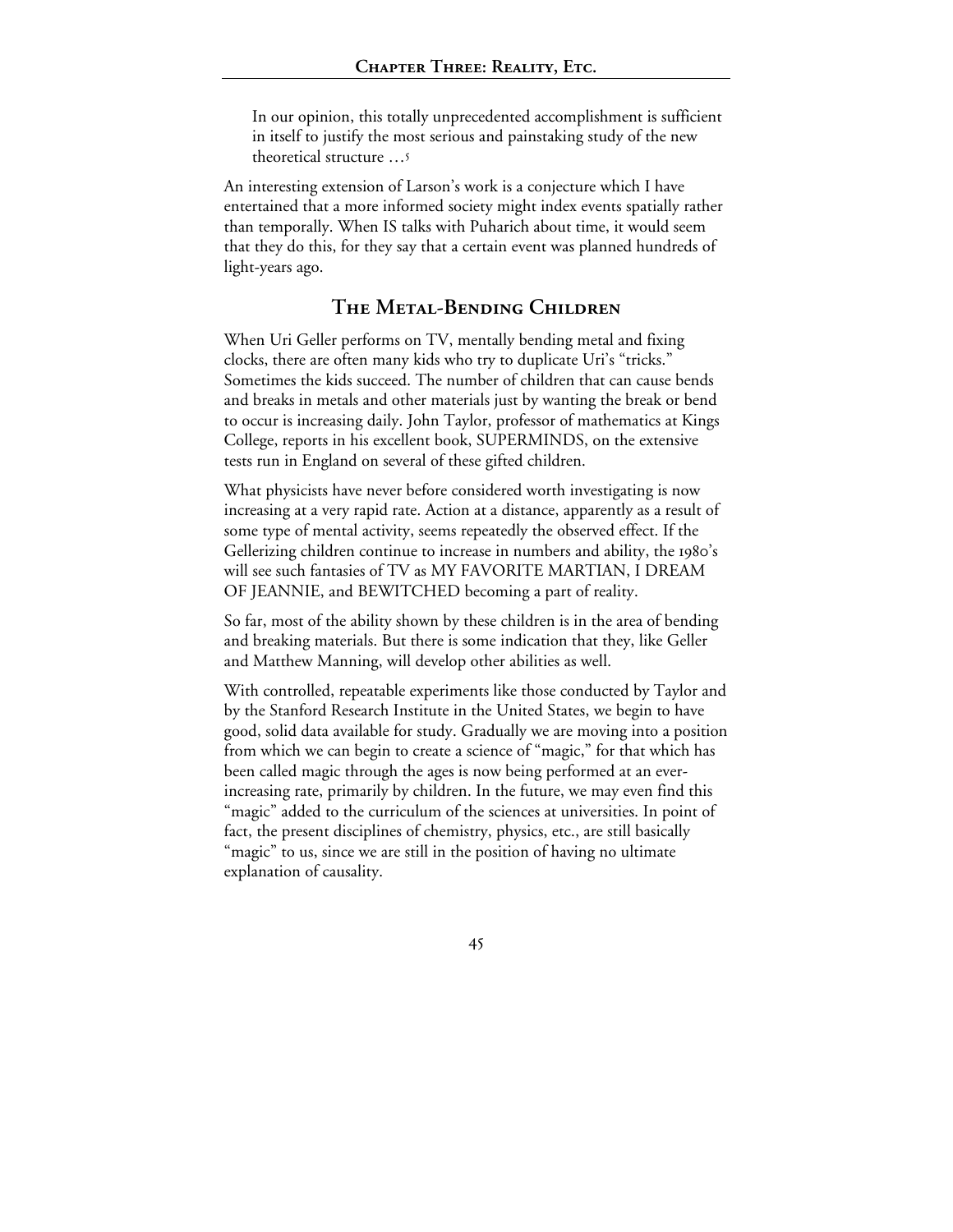> In our opinion, this totally unprecedented accomplishment is sufficient in itself to justify the most serious and painstaking study of the new theoretical structure …[5]

An interesting extension of Larson's work is a conjecture which I have entertained that a more informed society might index events spatially rather than temporally. When IS talks with Puharich about time, it would seem that they do this, for they say that a certain event was planned hundreds of light-years ago.

## The Metal-Bending Children

When Uri Geller performs on TV, mentally bending metal and fixing clocks, there are often many kids who try to duplicate Uri's "tricks." Sometimes the kids succeed. The number of children that can cause bends and breaks in metals and other materials just by wanting the break or bend to occur is increasing daily. John Taylor, professor of mathematics at Kings College, reports in his excellent book, SUPERMINDS, on the extensive tests run in England on several of these gifted children.

What physicists have never before considered worth investigating is now increasing at a very rapid rate. Action at a distance, apparently as a result of some type of mental activity, seems repeatedly the observed effect. If the Gellerizing children continue to increase in numbers and ability, the 1980's will see such fantasies of TV as MY FAVORITE MARTIAN, I DREAM OF JEANNIE, and BEWITCHED becoming a part of reality.

So far, most of the ability shown by these children is in the area of bending and breaking materials. But there is some indication that they, like Geller and Matthew Manning, will develop other abilities as well.

With controlled, repeatable experiments like those conducted by Taylor and by the Stanford Research Institute in the United States, we begin to have good, solid data available for study. Gradually we are moving into a position from which we can begin to create a science of "magic," for that which has been called magic through the ages is now being performed at an ever-increasing rate, primarily by children. In the future, we may even find this "magic" added to the curriculum of the sciences at universities. In point of fact, the present disciplines of chemistry, physics, etc., are still basically "magic" to us, since we are still in the position of having no ultimate explanation of causality.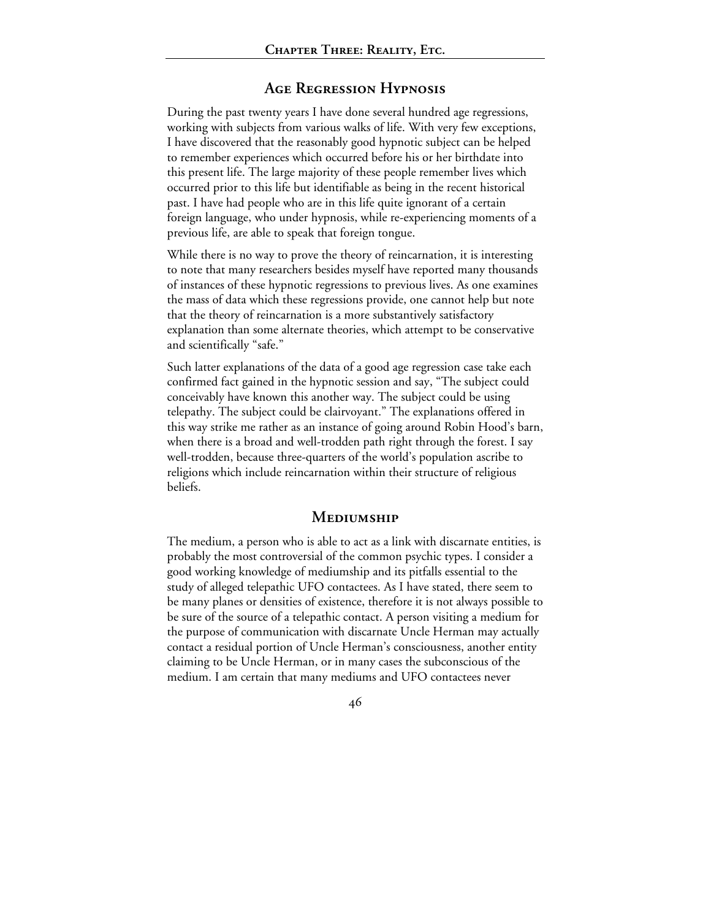## Age Regression Hypnosis

During the past twenty years I have done several hundred age regressions, working with subjects from various walks of life. With very few exceptions, I have discovered that the reasonably good hypnotic subject can be helped to remember experiences which occurred before his or her birthdate into this present life. The large majority of these people remember lives which occurred prior to this life but identifiable as being in the recent historical past. I have had people who are in this life quite ignorant of a certain foreign language, who under hypnosis, while re-experiencing moments of a previous life, are able to speak that foreign tongue.

While there is no way to prove the theory of reincarnation, it is interesting to note that many researchers besides myself have reported many thousands of instances of these hypnotic regressions to previous lives. As one examines the mass of data which these regressions provide, one cannot help but note that the theory of reincarnation is a more substantively satisfactory explanation than some alternate theories, which attempt to be conservative and scientifically "safe."

Such latter explanations of the data of a good age regression case take each confirmed fact gained in the hypnotic session and say, "The subject could conceivably have known this another way. The subject could be using telepathy. The subject could be clairvoyant." The explanations offered in this way strike me rather as an instance of going around Robin Hood's barn, when there is a broad and well-trodden path right through the forest. I say well-trodden, because three-quarters of the world's population ascribe to religions which include reincarnation within their structure of religious beliefs.

## Mediumship

The medium, a person who is able to act as a link with discarnate entities, is probably the most controversial of the common psychic types. I consider a good working knowledge of mediumship and its pitfalls essential to the study of alleged telepathic UFO contactees. As I have stated, there seem to be many planes or densities of existence, therefore it is not always possible to be sure of the source of a telepathic contact. A person visiting a medium for the purpose of communication with discarnate Uncle Herman may actually contact a residual portion of Uncle Herman's consciousness, another entity claiming to be Uncle Herman, or in many cases the subconscious of the medium. I am certain that many mediums and UFO contactees never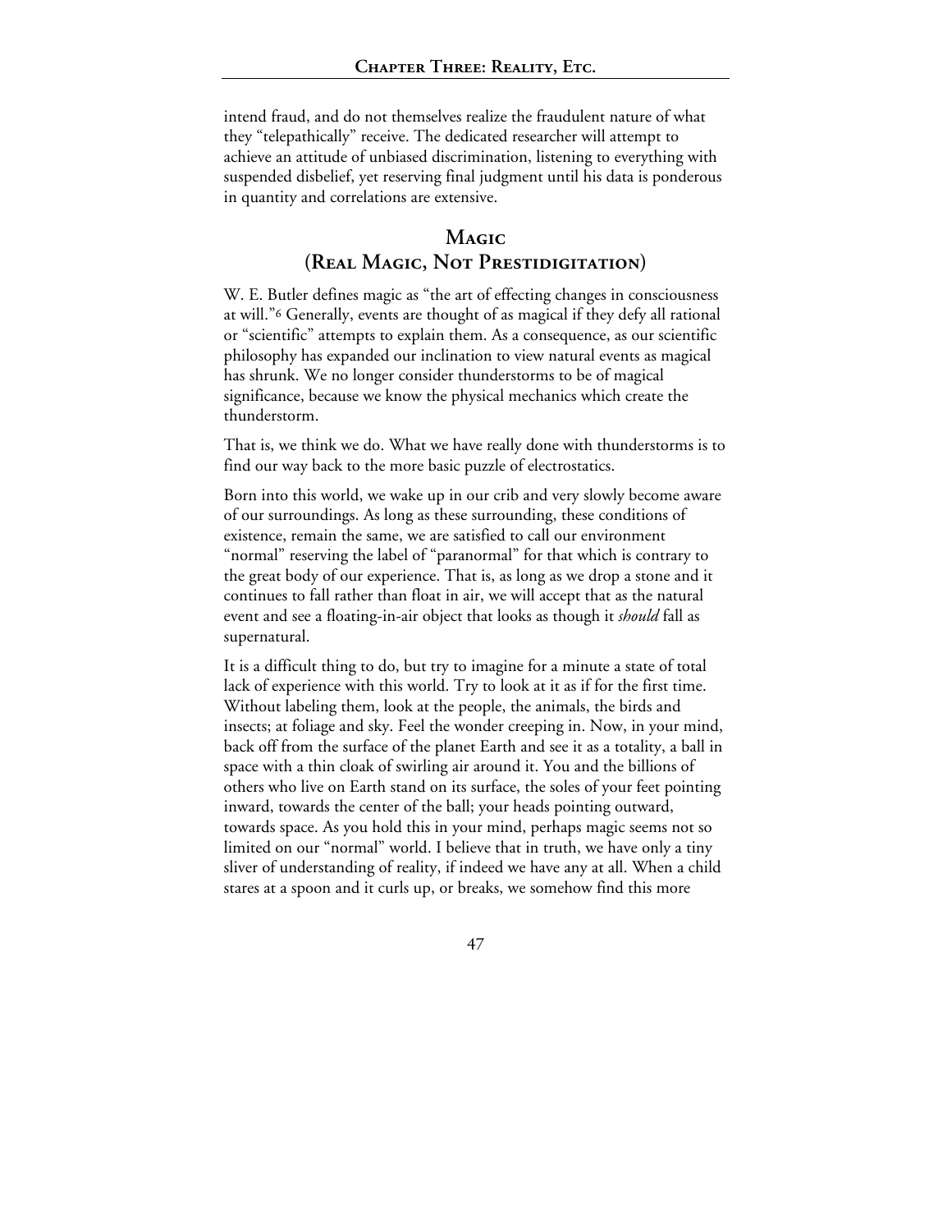intend fraud, and do not themselves realize the fraudulent nature of what they "telepathically" receive. The dedicated researcher will attempt to achieve an attitude of unbiased discrimination, listening to everything with suspended disbelief, yet reserving final judgment until his data is ponderous in quantity and correlations are extensive.

## Magic
## (Real Magic, Not Prestidigitation)

W. E. Butler defines magic as "the art of effecting changes in consciousness at will."[6] Generally, events are thought of as magical if they defy all rational or "scientific" attempts to explain them. As a consequence, as our scientific philosophy has expanded our inclination to view natural events as magical has shrunk. We no longer consider thunderstorms to be of magical significance, because we know the physical mechanics which create the thunderstorm.

That is, we think we do. What we have really done with thunderstorms is to find our way back to the more basic puzzle of electrostatics.

Born into this world, we wake up in our crib and very slowly become aware of our surroundings. As long as these surrounding, these conditions of existence, remain the same, we are satisfied to call our environment "normal" reserving the label of "paranormal" for that which is contrary to the great body of our experience. That is, as long as we drop a stone and it continues to fall rather than float in air, we will accept that as the natural event and see a floating-in-air object that looks as though it *should* fall as supernatural.

It is a difficult thing to do, but try to imagine for a minute a state of total lack of experience with this world. Try to look at it as if for the first time. Without labeling them, look at the people, the animals, the birds and insects; at foliage and sky. Feel the wonder creeping in. Now, in your mind, back off from the surface of the planet Earth and see it as a totality, a ball in space with a thin cloak of swirling air around it. You and the billions of others who live on Earth stand on its surface, the soles of your feet pointing inward, towards the center of the ball; your heads pointing outward, towards space. As you hold this in your mind, perhaps magic seems not so limited on our "normal" world. I believe that in truth, we have only a tiny sliver of understanding of reality, if indeed we have any at all. When a child stares at a spoon and it curls up, or breaks, we somehow find this more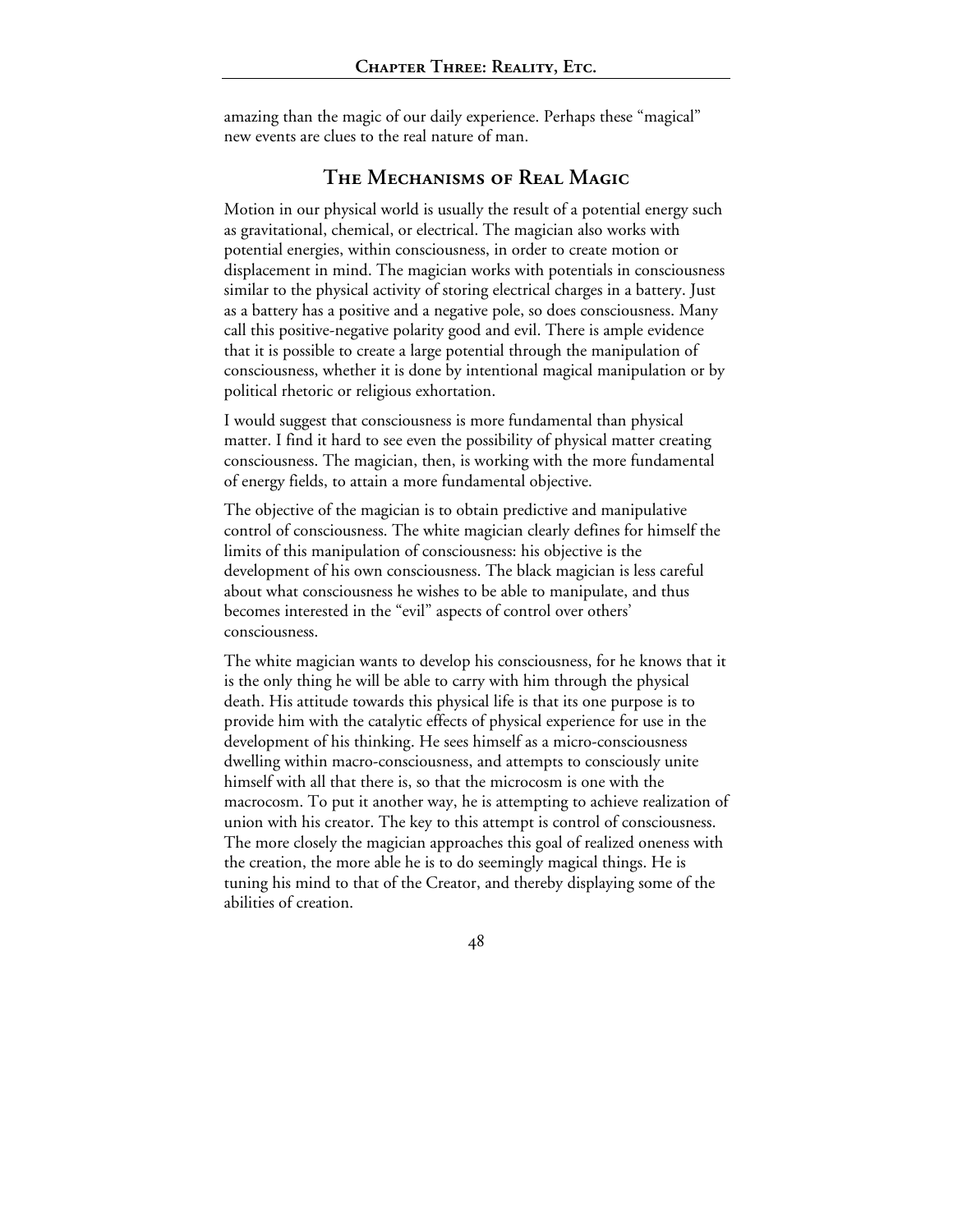amazing than the magic of our daily experience. Perhaps these "magical" new events are clues to the real nature of man.

## The Mechanisms of Real Magic

Motion in our physical world is usually the result of a potential energy such as gravitational, chemical, or electrical. The magician also works with potential energies, within consciousness, in order to create motion or displacement in mind. The magician works with potentials in consciousness similar to the physical activity of storing electrical charges in a battery. Just as a battery has a positive and a negative pole, so does consciousness. Many call this positive-negative polarity good and evil. There is ample evidence that it is possible to create a large potential through the manipulation of consciousness, whether it is done by intentional magical manipulation or by political rhetoric or religious exhortation.

I would suggest that consciousness is more fundamental than physical matter. I find it hard to see even the possibility of physical matter creating consciousness. The magician, then, is working with the more fundamental of energy fields, to attain a more fundamental objective.

The objective of the magician is to obtain predictive and manipulative control of consciousness. The white magician clearly defines for himself the limits of this manipulation of consciousness: his objective is the development of his own consciousness. The black magician is less careful about what consciousness he wishes to be able to manipulate, and thus becomes interested in the "evil" aspects of control over others' consciousness.

The white magician wants to develop his consciousness, for he knows that it is the only thing he will be able to carry with him through the physical death. His attitude towards this physical life is that its one purpose is to provide him with the catalytic effects of physical experience for use in the development of his thinking. He sees himself as a micro-consciousness dwelling within macro-consciousness, and attempts to consciously unite himself with all that there is, so that the microcosm is one with the macrocosm. To put it another way, he is attempting to achieve realization of union with his creator. The key to this attempt is control of consciousness. The more closely the magician approaches this goal of realized oneness with the creation, the more able he is to do seemingly magical things. He is tuning his mind to that of the Creator, and thereby displaying some of the abilities of creation.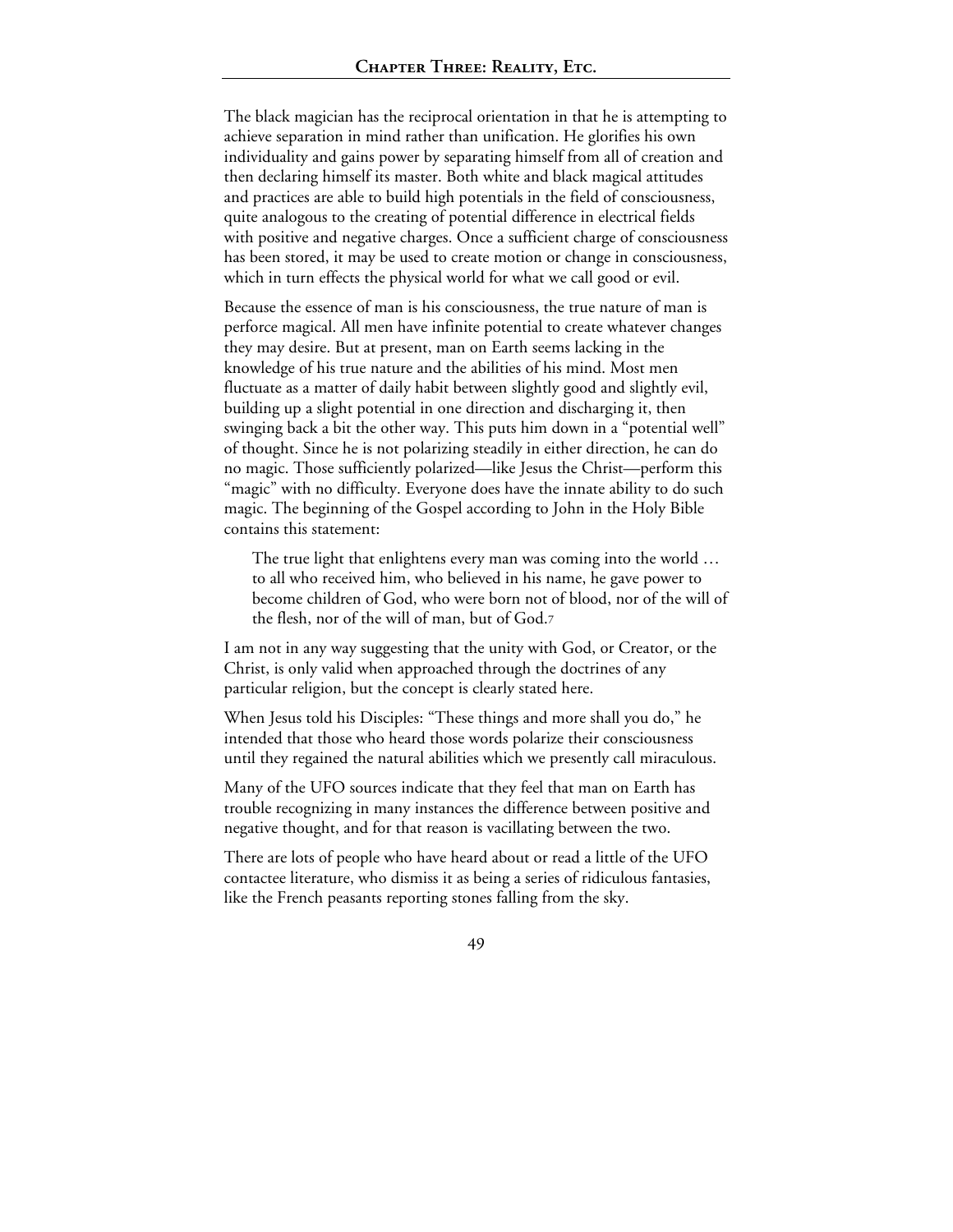The black magician has the reciprocal orientation in that he is attempting to achieve separation in mind rather than unification. He glorifies his own individuality and gains power by separating himself from all of creation and then declaring himself its master. Both white and black magical attitudes and practices are able to build high potentials in the field of consciousness, quite analogous to the creating of potential difference in electrical fields with positive and negative charges. Once a sufficient charge of consciousness has been stored, it may be used to create motion or change in consciousness, which in turn effects the physical world for what we call good or evil.

Because the essence of man is his consciousness, the true nature of man is perforce magical. All men have infinite potential to create whatever changes they may desire. But at present, man on Earth seems lacking in the knowledge of his true nature and the abilities of his mind. Most men fluctuate as a matter of daily habit between slightly good and slightly evil, building up a slight potential in one direction and discharging it, then swinging back a bit the other way. This puts him down in a "potential well" of thought. Since he is not polarizing steadily in either direction, he can do no magic. Those sufficiently polarized—like Jesus the Christ—perform this "magic" with no difficulty. Everyone does have the innate ability to do such magic. The beginning of the Gospel according to John in the Holy Bible contains this statement:

> The true light that enlightens every man was coming into the world … to all who received him, who believed in his name, he gave power to become children of God, who were born not of blood, nor of the will of the flesh, nor of the will of man, but of God.[7]

I am not in any way suggesting that the unity with God, or Creator, or the Christ, is only valid when approached through the doctrines of any particular religion, but the concept is clearly stated here.

When Jesus told his Disciples: "These things and more shall you do," he intended that those who heard those words polarize their consciousness until they regained the natural abilities which we presently call miraculous.

Many of the UFO sources indicate that they feel that man on Earth has trouble recognizing in many instances the difference between positive and negative thought, and for that reason is vacillating between the two.

There are lots of people who have heard about or read a little of the UFO contactee literature, who dismiss it as being a series of ridiculous fantasies, like the French peasants reporting stones falling from the sky.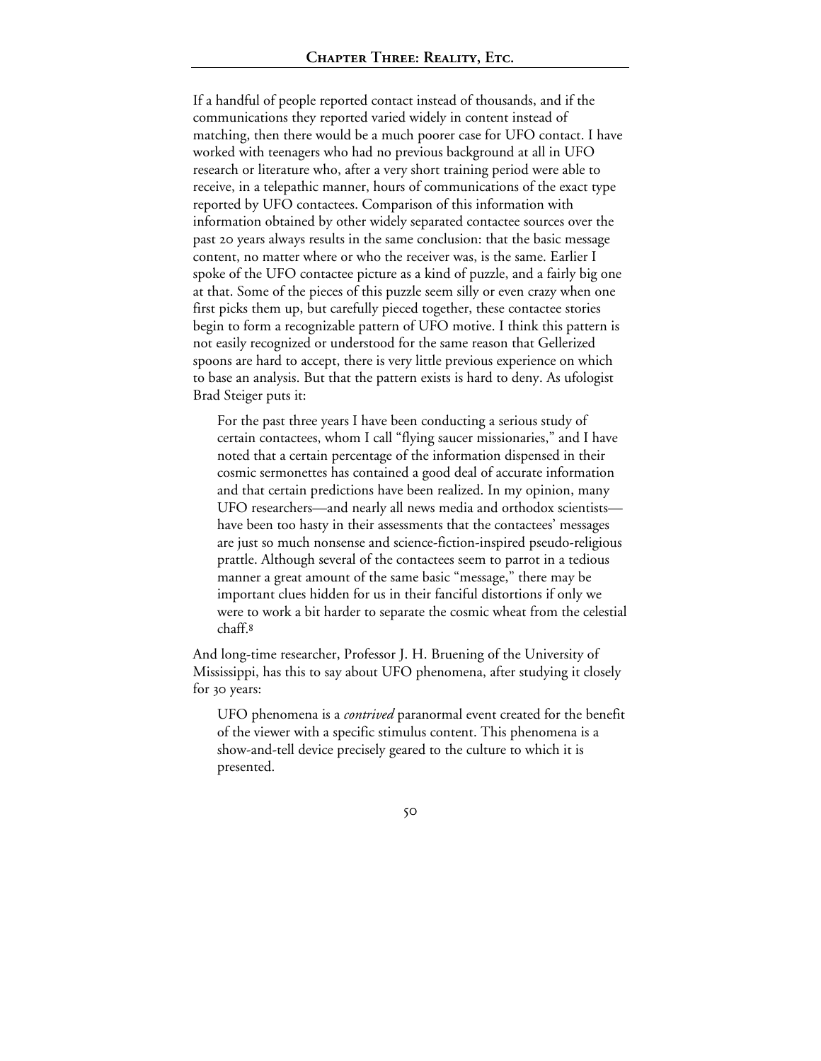If a handful of people reported contact instead of thousands, and if the communications they reported varied widely in content instead of matching, then there would be a much poorer case for UFO contact. I have worked with teenagers who had no previous background at all in UFO research or literature who, after a very short training period were able to receive, in a telepathic manner, hours of communications of the exact type reported by UFO contactees. Comparison of this information with information obtained by other widely separated contactee sources over the past 20 years always results in the same conclusion: that the basic message content, no matter where or who the receiver was, is the same. Earlier I spoke of the UFO contactee picture as a kind of puzzle, and a fairly big one at that. Some of the pieces of this puzzle seem silly or even crazy when one first picks them up, but carefully pieced together, these contactee stories begin to form a recognizable pattern of UFO motive. I think this pattern is not easily recognized or understood for the same reason that Gellerized spoons are hard to accept, there is very little previous experience on which to base an analysis. But that the pattern exists is hard to deny. As ufologist Brad Steiger puts it:

> For the past three years I have been conducting a serious study of certain contactees, whom I call "flying saucer missionaries," and I have noted that a certain percentage of the information dispensed in their cosmic sermonettes has contained a good deal of accurate information and that certain predictions have been realized. In my opinion, many UFO researchers—and nearly all news media and orthodox scientists—have been too hasty in their assessments that the contactees' messages are just so much nonsense and science-fiction-inspired pseudo-religious prattle. Although several of the contactees seem to parrot in a tedious manner a great amount of the same basic "message," there may be important clues hidden for us in their fanciful distortions if only we were to work a bit harder to separate the cosmic wheat from the celestial chaff.[8]

And long-time researcher, Professor J. H. Bruening of the University of Mississippi, has this to say about UFO phenomena, after studying it closely for 30 years:

> UFO phenomena is a *contrived* paranormal event created for the benefit of the viewer with a specific stimulus content. This phenomena is a show-and-tell device precisely geared to the culture to which it is presented.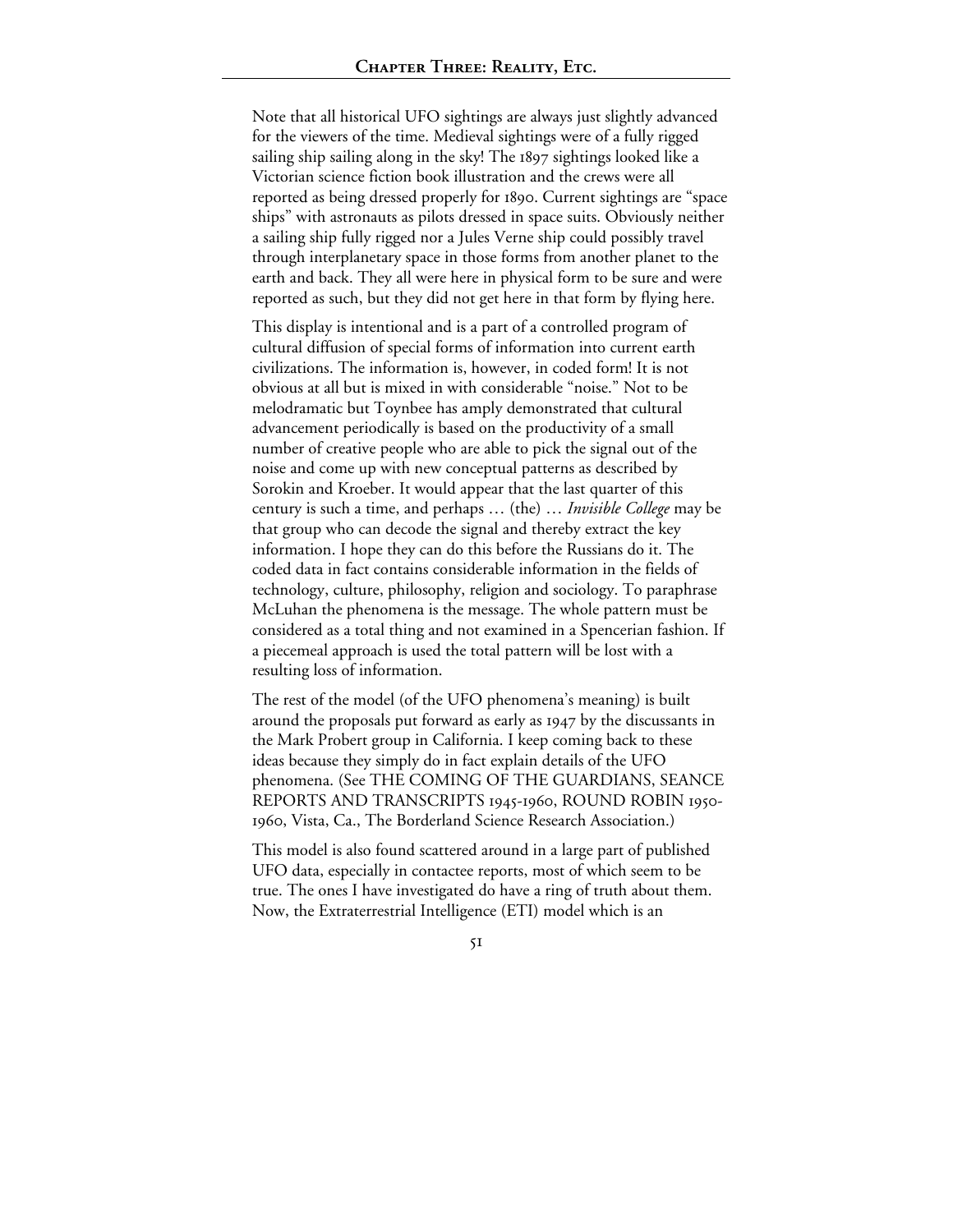Note that all historical UFO sightings are always just slightly advanced for the viewers of the time. Medieval sightings were of a fully rigged sailing ship sailing along in the sky! The 1897 sightings looked like a Victorian science fiction book illustration and the crews were all reported as being dressed properly for 1890. Current sightings are "space ships" with astronauts as pilots dressed in space suits. Obviously neither a sailing ship fully rigged nor a Jules Verne ship could possibly travel through interplanetary space in those forms from another planet to the earth and back. They all were here in physical form to be sure and were reported as such, but they did not get here in that form by flying here.

This display is intentional and is a part of a controlled program of cultural diffusion of special forms of information into current earth civilizations. The information is, however, in coded form! It is not obvious at all but is mixed in with considerable "noise." Not to be melodramatic but Toynbee has amply demonstrated that cultural advancement periodically is based on the productivity of a small number of creative people who are able to pick the signal out of the noise and come up with new conceptual patterns as described by Sorokin and Kroeber. It would appear that the last quarter of this century is such a time, and perhaps … (the) … *Invisible College* may be that group who can decode the signal and thereby extract the key information. I hope they can do this before the Russians do it. The coded data in fact contains considerable information in the fields of technology, culture, philosophy, religion and sociology. To paraphrase McLuhan the phenomena is the message. The whole pattern must be considered as a total thing and not examined in a Spencerian fashion. If a piecemeal approach is used the total pattern will be lost with a resulting loss of information.

The rest of the model (of the UFO phenomena's meaning) is built around the proposals put forward as early as 1947 by the discussants in the Mark Probert group in California. I keep coming back to these ideas because they simply do in fact explain details of the UFO phenomena. (See THE COMING OF THE GUARDIANS, SEANCE REPORTS AND TRANSCRIPTS 1945-1960, ROUND ROBIN 1950-1960, Vista, Ca., The Borderland Science Research Association.)

This model is also found scattered around in a large part of published UFO data, especially in contactee reports, most of which seem to be true. The ones I have investigated do have a ring of truth about them. Now, the Extraterrestrial Intelligence (ETI) model which is an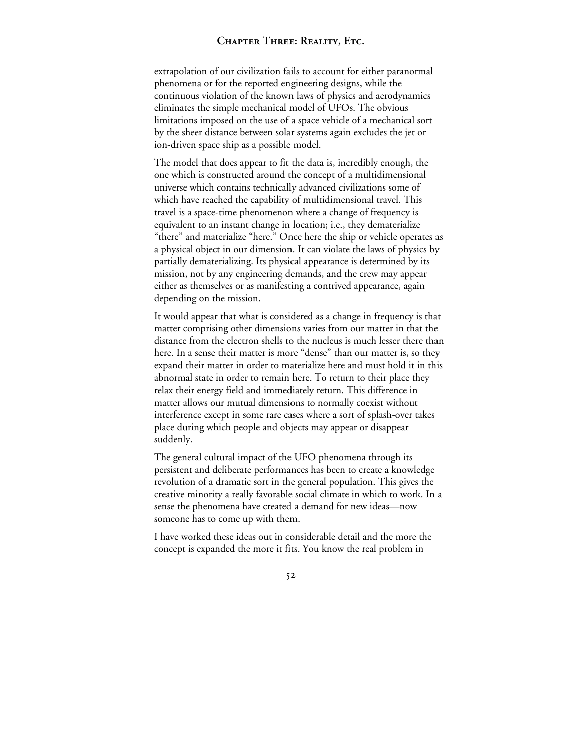extrapolation of our civilization fails to account for either paranormal phenomena or for the reported engineering designs, while the continuous violation of the known laws of physics and aerodynamics eliminates the simple mechanical model of UFOs. The obvious limitations imposed on the use of a space vehicle of a mechanical sort by the sheer distance between solar systems again excludes the jet or ion-driven space ship as a possible model.

The model that does appear to fit the data is, incredibly enough, the one which is constructed around the concept of a multidimensional universe which contains technically advanced civilizations some of which have reached the capability of multidimensional travel. This travel is a space-time phenomenon where a change of frequency is equivalent to an instant change in location; i.e., they dematerialize "there" and materialize "here." Once here the ship or vehicle operates as a physical object in our dimension. It can violate the laws of physics by partially dematerializing. Its physical appearance is determined by its mission, not by any engineering demands, and the crew may appear either as themselves or as manifesting a contrived appearance, again depending on the mission.

It would appear that what is considered as a change in frequency is that matter comprising other dimensions varies from our matter in that the distance from the electron shells to the nucleus is much lesser there than here. In a sense their matter is more "dense" than our matter is, so they expand their matter in order to materialize here and must hold it in this abnormal state in order to remain here. To return to their place they relax their energy field and immediately return. This difference in matter allows our mutual dimensions to normally coexist without interference except in some rare cases where a sort of splash-over takes place during which people and objects may appear or disappear suddenly.

The general cultural impact of the UFO phenomena through its persistent and deliberate performances has been to create a knowledge revolution of a dramatic sort in the general population. This gives the creative minority a really favorable social climate in which to work. In a sense the phenomena have created a demand for new ideas—now someone has to come up with them.

I have worked these ideas out in considerable detail and the more the concept is expanded the more it fits. You know the real problem in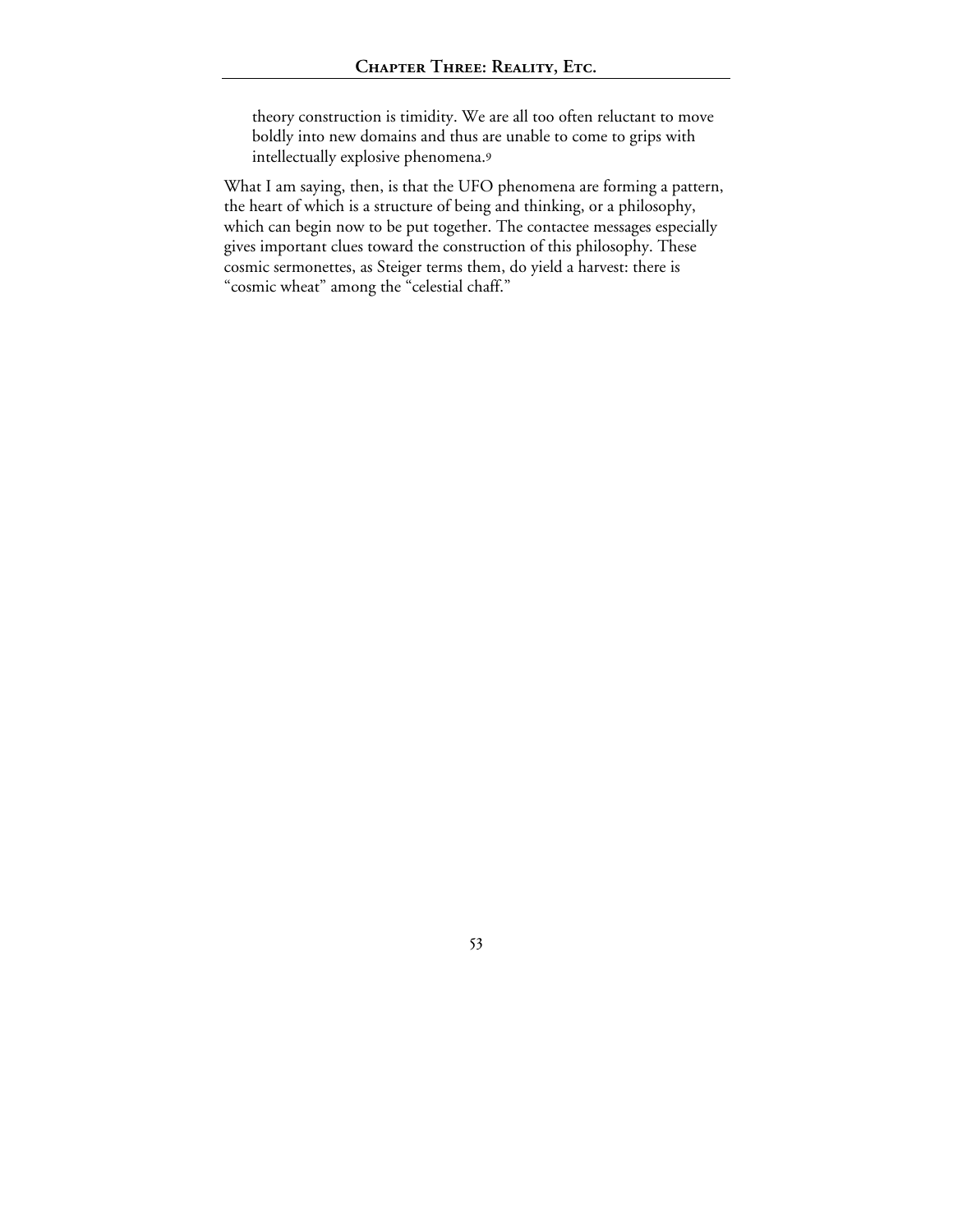> theory construction is timidity. We are all too often reluctant to move boldly into new domains and thus are unable to come to grips with intellectually explosive phenomena.[9]

What I am saying, then, is that the UFO phenomena are forming a pattern, the heart of which is a structure of being and thinking, or a philosophy, which can begin now to be put together. The contactee messages especially gives important clues toward the construction of this philosophy. These cosmic sermonettes, as Steiger terms them, do yield a harvest: there is "cosmic wheat" among the "celestial chaff."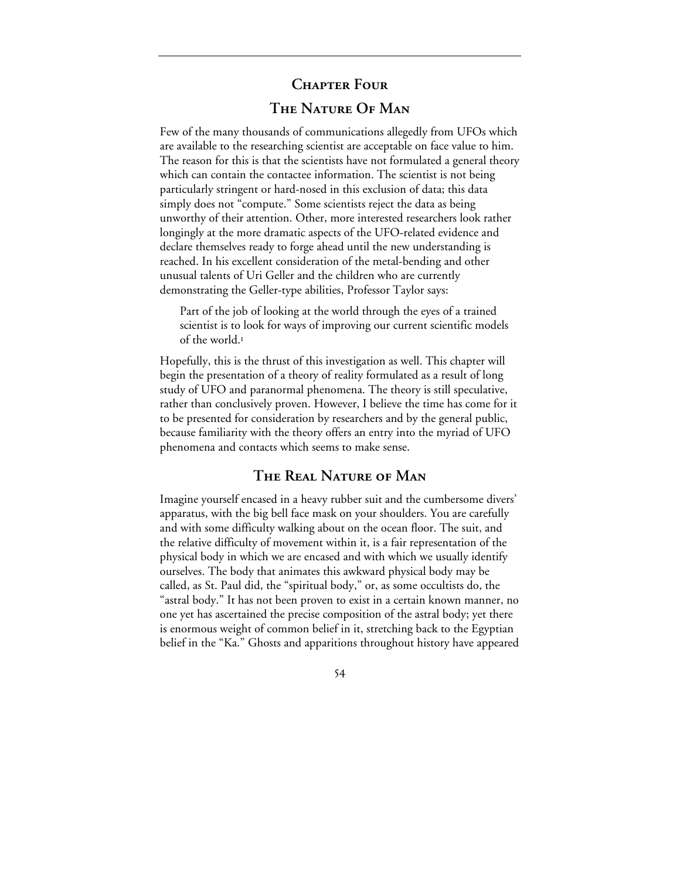## Chapter Four

## The Nature Of Man

Few of the many thousands of communications allegedly from UFOs which are available to the researching scientist are acceptable on face value to him. The reason for this is that the scientists have not formulated a general theory which can contain the contactee information. The scientist is not being particularly stringent or hard-nosed in this exclusion of data; this data simply does not "compute." Some scientists reject the data as being unworthy of their attention. Other, more interested researchers look rather longingly at the more dramatic aspects of the UFO-related evidence and declare themselves ready to forge ahead until the new understanding is reached. In his excellent consideration of the metal-bending and other unusual talents of Uri Geller and the children who are currently demonstrating the Geller-type abilities, Professor Taylor says:

> Part of the job of looking at the world through the eyes of a trained scientist is to look for ways of improving our current scientific models of the world.[1]

Hopefully, this is the thrust of this investigation as well. This chapter will begin the presentation of a theory of reality formulated as a result of long study of UFO and paranormal phenomena. The theory is still speculative, rather than conclusively proven. However, I believe the time has come for it to be presented for consideration by researchers and by the general public, because familiarity with the theory offers an entry into the myriad of UFO phenomena and contacts which seems to make sense.

### The Real Nature of Man

Imagine yourself encased in a heavy rubber suit and the cumbersome divers' apparatus, with the big bell face mask on your shoulders. You are carefully and with some difficulty walking about on the ocean floor. The suit, and the relative difficulty of movement within it, is a fair representation of the physical body in which we are encased and with which we usually identify ourselves. The body that animates this awkward physical body may be called, as St. Paul did, the "spiritual body," or, as some occultists do, the "astral body." It has not been proven to exist in a certain known manner, no one yet has ascertained the precise composition of the astral body; yet there is enormous weight of common belief in it, stretching back to the Egyptian belief in the "Ka." Ghosts and apparitions throughout history have appeared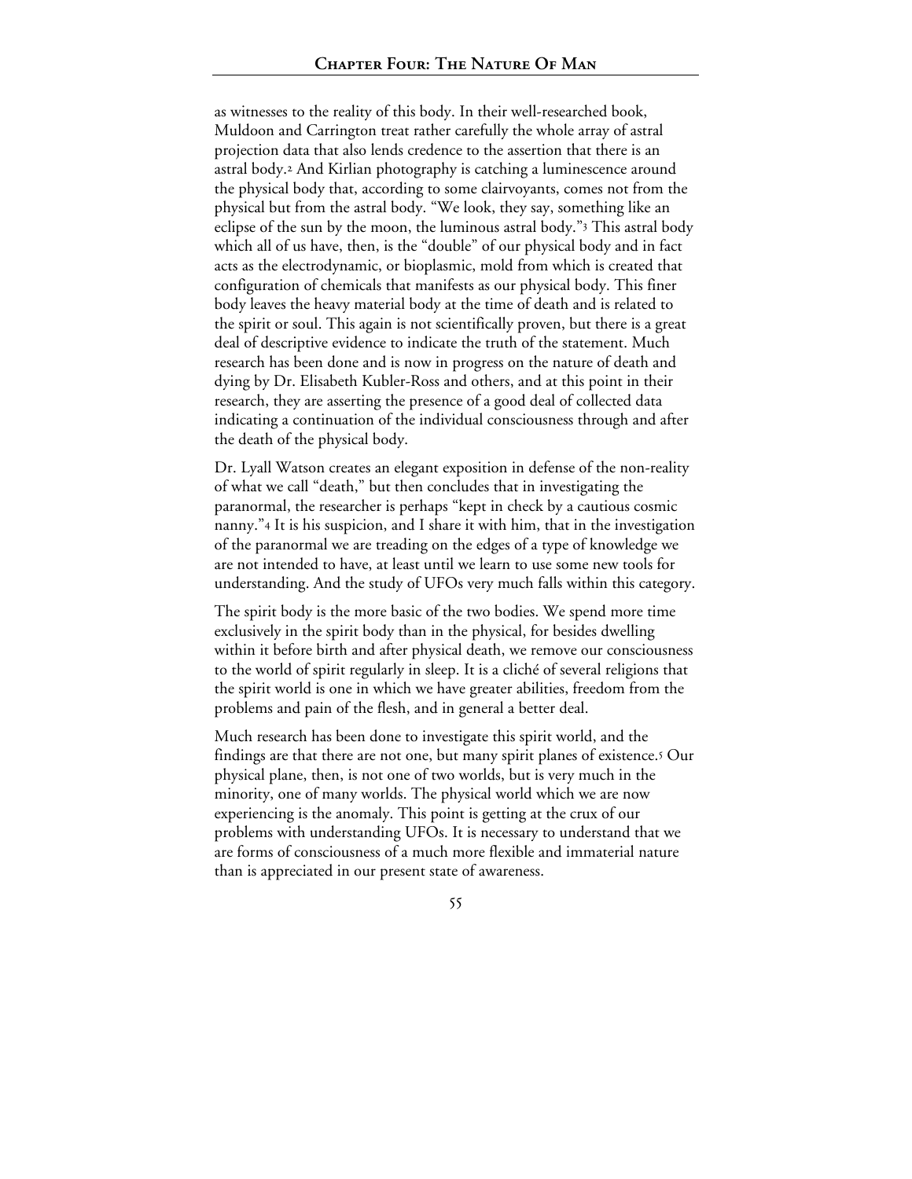as witnesses to the reality of this body. In their well-researched book, Muldoon and Carrington treat rather carefully the whole array of astral projection data that also lends credence to the assertion that there is an astral body.[2] And Kirlian photography is catching a luminescence around the physical body that, according to some clairvoyants, comes not from the physical but from the astral body. "We look, they say, something like an eclipse of the sun by the moon, the luminous astral body."[3] This astral body which all of us have, then, is the "double" of our physical body and in fact acts as the electrodynamic, or bioplasmic, mold from which is created that configuration of chemicals that manifests as our physical body. This finer body leaves the heavy material body at the time of death and is related to the spirit or soul. This again is not scientifically proven, but there is a great deal of descriptive evidence to indicate the truth of the statement. Much research has been done and is now in progress on the nature of death and dying by Dr. Elisabeth Kubler-Ross and others, and at this point in their research, they are asserting the presence of a good deal of collected data indicating a continuation of the individual consciousness through and after the death of the physical body.

Dr. Lyall Watson creates an elegant exposition in defense of the non-reality of what we call "death," but then concludes that in investigating the paranormal, the researcher is perhaps "kept in check by a cautious cosmic nanny."[4] It is his suspicion, and I share it with him, that in the investigation of the paranormal we are treading on the edges of a type of knowledge we are not intended to have, at least until we learn to use some new tools for understanding. And the study of UFOs very much falls within this category.

The spirit body is the more basic of the two bodies. We spend more time exclusively in the spirit body than in the physical, for besides dwelling within it before birth and after physical death, we remove our consciousness to the world of spirit regularly in sleep. It is a cliché of several religions that the spirit world is one in which we have greater abilities, freedom from the problems and pain of the flesh, and in general a better deal.

Much research has been done to investigate this spirit world, and the findings are that there are not one, but many spirit planes of existence.[5] Our physical plane, then, is not one of two worlds, but is very much in the minority, one of many worlds. The physical world which we are now experiencing is the anomaly. This point is getting at the crux of our problems with understanding UFOs. It is necessary to understand that we are forms of consciousness of a much more flexible and immaterial nature than is appreciated in our present state of awareness.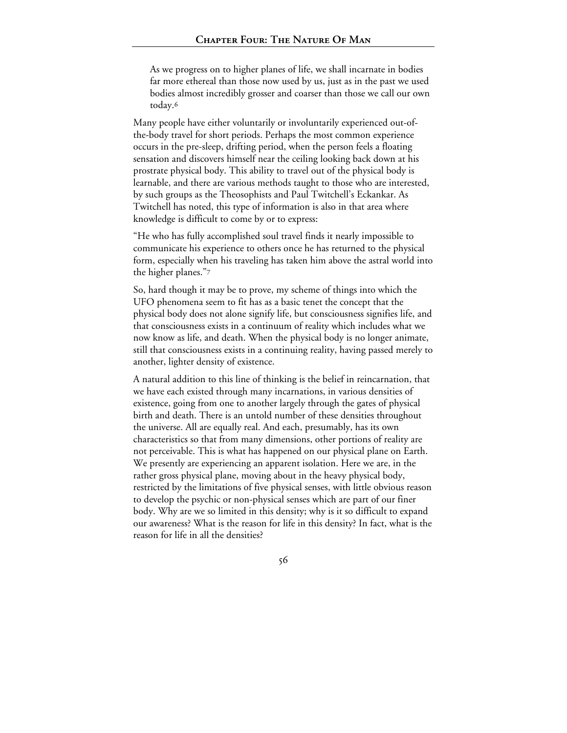> As we progress on to higher planes of life, we shall incarnate in bodies far more ethereal than those now used by us, just as in the past we used bodies almost incredibly grosser and coarser than those we call our own today.[6]

Many people have either voluntarily or involuntarily experienced out-of-the-body travel for short periods. Perhaps the most common experience occurs in the pre-sleep, drifting period, when the person feels a floating sensation and discovers himself near the ceiling looking back down at his prostrate physical body. This ability to travel out of the physical body is learnable, and there are various methods taught to those who are interested, by such groups as the Theosophists and Paul Twitchell's Eckankar. As Twitchell has noted, this type of information is also in that area where knowledge is difficult to come by or to express:

"He who has fully accomplished soul travel finds it nearly impossible to communicate his experience to others once he has returned to the physical form, especially when his traveling has taken him above the astral world into the higher planes."[7]

So, hard though it may be to prove, my scheme of things into which the UFO phenomena seem to fit has as a basic tenet the concept that the physical body does not alone signify life, but consciousness signifies life, and that consciousness exists in a continuum of reality which includes what we now know as life, and death. When the physical body is no longer animate, still that consciousness exists in a continuing reality, having passed merely to another, lighter density of existence.

A natural addition to this line of thinking is the belief in reincarnation, that we have each existed through many incarnations, in various densities of existence, going from one to another largely through the gates of physical birth and death. There is an untold number of these densities throughout the universe. All are equally real. And each, presumably, has its own characteristics so that from many dimensions, other portions of reality are not perceivable. This is what has happened on our physical plane on Earth. We presently are experiencing an apparent isolation. Here we are, in the rather gross physical plane, moving about in the heavy physical body, restricted by the limitations of five physical senses, with little obvious reason to develop the psychic or non-physical senses which are part of our finer body. Why are we so limited in this density; why is it so difficult to expand our awareness? What is the reason for life in this density? In fact, what is the reason for life in all the densities?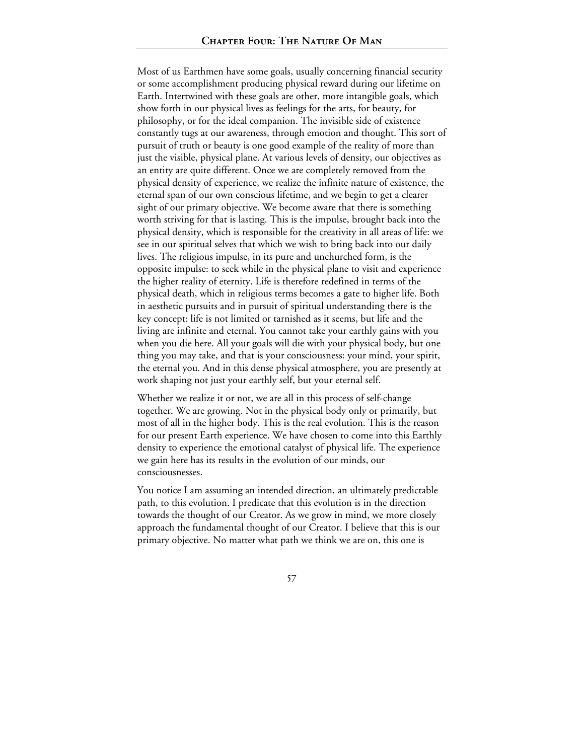Most of us Earthmen have some goals, usually concerning financial security or some accomplishment producing physical reward during our lifetime on Earth. Intertwined with these goals are other, more intangible goals, which show forth in our physical lives as feelings for the arts, for beauty, for philosophy, or for the ideal companion. The invisible side of existence constantly tugs at our awareness, through emotion and thought. This sort of pursuit of truth or beauty is one good example of the reality of more than just the visible, physical plane. At various levels of density, our objectives as an entity are quite different. Once we are completely removed from the physical density of experience, we realize the infinite nature of existence, the eternal span of our own conscious lifetime, and we begin to get a clearer sight of our primary objective. We become aware that there is something worth striving for that is lasting. This is the impulse, brought back into the physical density, which is responsible for the creativity in all areas of life: we see in our spiritual selves that which we wish to bring back into our daily lives. The religious impulse, in its pure and unchurched form, is the opposite impulse: to seek while in the physical plane to visit and experience the higher reality of eternity. Life is therefore redefined in terms of the physical death, which in religious terms becomes a gate to higher life. Both in aesthetic pursuits and in pursuit of spiritual understanding there is the key concept: life is not limited or tarnished as it seems, but life and the living are infinite and eternal. You cannot take your earthly gains with you when you die here. All your goals will die with your physical body, but one thing you may take, and that is your consciousness: your mind, your spirit, the eternal you. And in this dense physical atmosphere, you are presently at work shaping not just your earthly self, but your eternal self.

Whether we realize it or not, we are all in this process of self-change together. We are growing. Not in the physical body only or primarily, but most of all in the higher body. This is the real evolution. This is the reason for our present Earth experience. We have chosen to come into this Earthly density to experience the emotional catalyst of physical life. The experience we gain here has its results in the evolution of our minds, our consciousnesses.

You notice I am assuming an intended direction, an ultimately predictable path, to this evolution. I predicate that this evolution is in the direction towards the thought of our Creator. As we grow in mind, we more closely approach the fundamental thought of our Creator. I believe that this is our primary objective. No matter what path we think we are on, this one is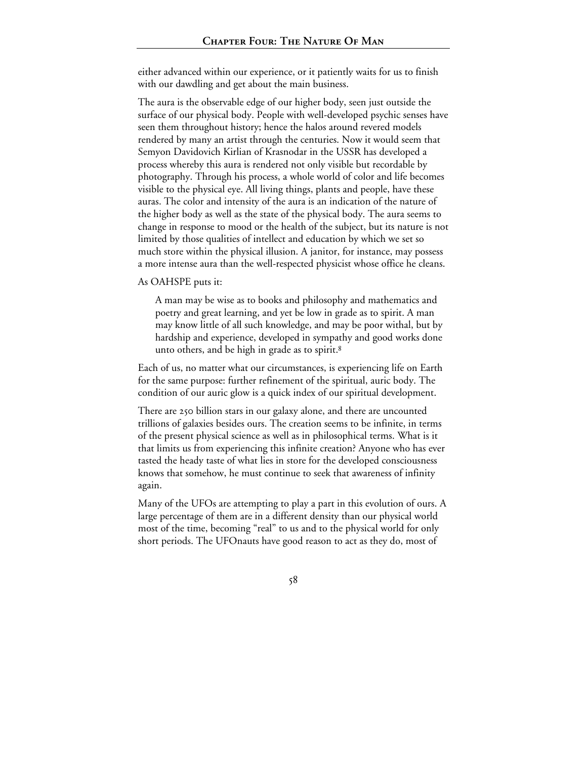either advanced within our experience, or it patiently waits for us to finish with our dawdling and get about the main business.

The aura is the observable edge of our higher body, seen just outside the surface of our physical body. People with well-developed psychic senses have seen them throughout history; hence the halos around revered models rendered by many an artist through the centuries. Now it would seem that Semyon Davidovich Kirlian of Krasnodar in the USSR has developed a process whereby this aura is rendered not only visible but recordable by photography. Through his process, a whole world of color and life becomes visible to the physical eye. All living things, plants and people, have these auras. The color and intensity of the aura is an indication of the nature of the higher body as well as the state of the physical body. The aura seems to change in response to mood or the health of the subject, but its nature is not limited by those qualities of intellect and education by which we set so much store within the physical illusion. A janitor, for instance, may possess a more intense aura than the well-respected physicist whose office he cleans.

As OAHSPE puts it:

> A man may be wise as to books and philosophy and mathematics and poetry and great learning, and yet be low in grade as to spirit. A man may know little of all such knowledge, and may be poor withal, but by hardship and experience, developed in sympathy and good works done unto others, and be high in grade as to spirit.[8]

Each of us, no matter what our circumstances, is experiencing life on Earth for the same purpose: further refinement of the spiritual, auric body. The condition of our auric glow is a quick index of our spiritual development.

There are 250 billion stars in our galaxy alone, and there are uncounted trillions of galaxies besides ours. The creation seems to be infinite, in terms of the present physical science as well as in philosophical terms. What is it that limits us from experiencing this infinite creation? Anyone who has ever tasted the heady taste of what lies in store for the developed consciousness knows that somehow, he must continue to seek that awareness of infinity again.

Many of the UFOs are attempting to play a part in this evolution of ours. A large percentage of them are in a different density than our physical world most of the time, becoming "real" to us and to the physical world for only short periods. The UFOnauts have good reason to act as they do, most of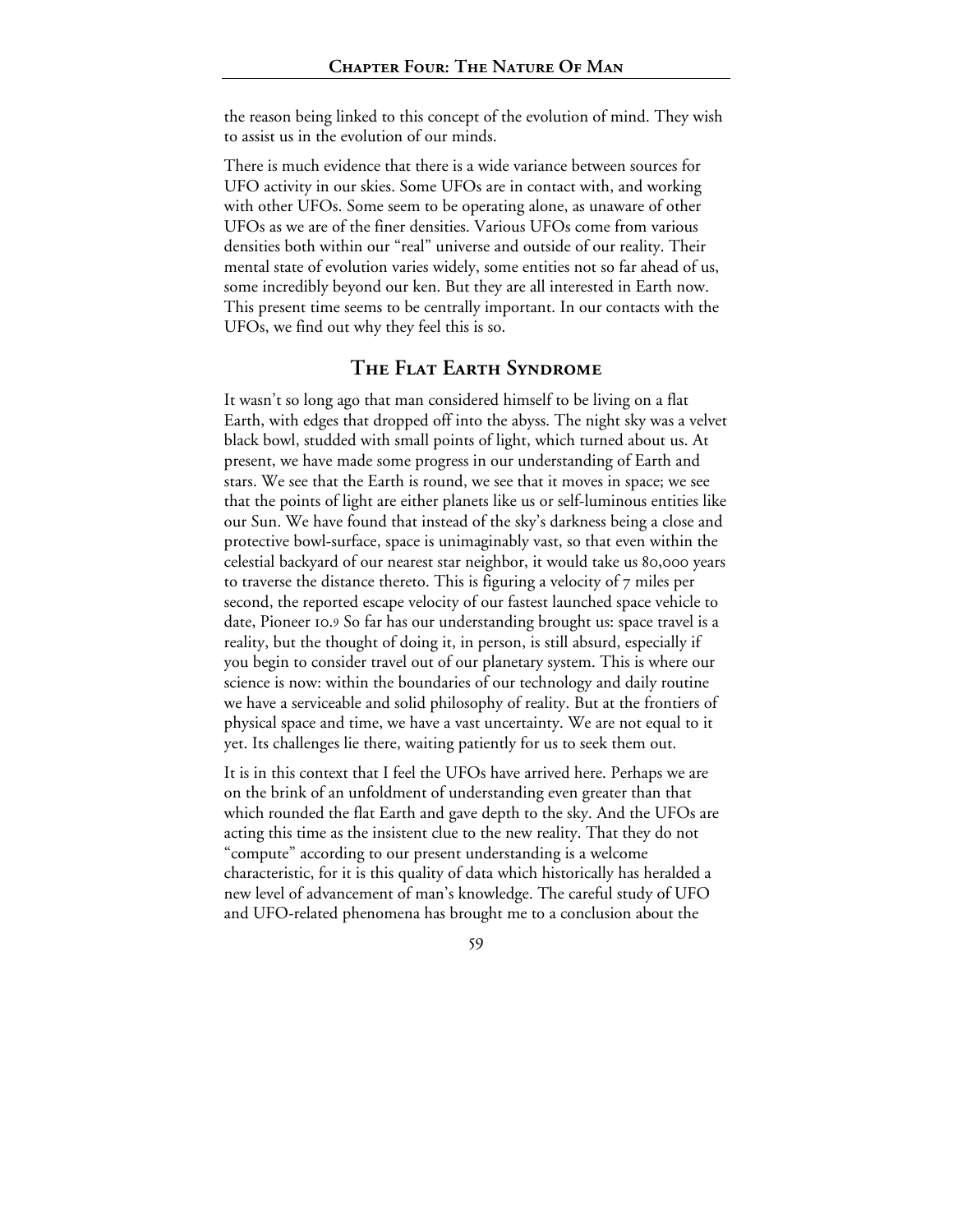the reason being linked to this concept of the evolution of mind. They wish to assist us in the evolution of our minds.

There is much evidence that there is a wide variance between sources for UFO activity in our skies. Some UFOs are in contact with, and working with other UFOs. Some seem to be operating alone, as unaware of other UFOs as we are of the finer densities. Various UFOs come from various densities both within our "real" universe and outside of our reality. Their mental state of evolution varies widely, some entities not so far ahead of us, some incredibly beyond our ken. But they are all interested in Earth now. This present time seems to be centrally important. In our contacts with the UFOs, we find out why they feel this is so.

## The Flat Earth Syndrome

It wasn't so long ago that man considered himself to be living on a flat Earth, with edges that dropped off into the abyss. The night sky was a velvet black bowl, studded with small points of light, which turned about us. At present, we have made some progress in our understanding of Earth and stars. We see that the Earth is round, we see that it moves in space; we see that the points of light are either planets like us or self-luminous entities like our Sun. We have found that instead of the sky's darkness being a close and protective bowl-surface, space is unimaginably vast, so that even within the celestial backyard of our nearest star neighbor, it would take us 80,000 years to traverse the distance thereto. This is figuring a velocity of 7 miles per second, the reported escape velocity of our fastest launched space vehicle to date, Pioneer 10.[9] So far has our understanding brought us: space travel is a reality, but the thought of doing it, in person, is still absurd, especially if you begin to consider travel out of our planetary system. This is where our science is now: within the boundaries of our technology and daily routine we have a serviceable and solid philosophy of reality. But at the frontiers of physical space and time, we have a vast uncertainty. We are not equal to it yet. Its challenges lie there, waiting patiently for us to seek them out.

It is in this context that I feel the UFOs have arrived here. Perhaps we are on the brink of an unfoldment of understanding even greater than that which rounded the flat Earth and gave depth to the sky. And the UFOs are acting this time as the insistent clue to the new reality. That they do not "compute" according to our present understanding is a welcome characteristic, for it is this quality of data which historically has heralded a new level of advancement of man's knowledge. The careful study of UFO and UFO-related phenomena has brought me to a conclusion about the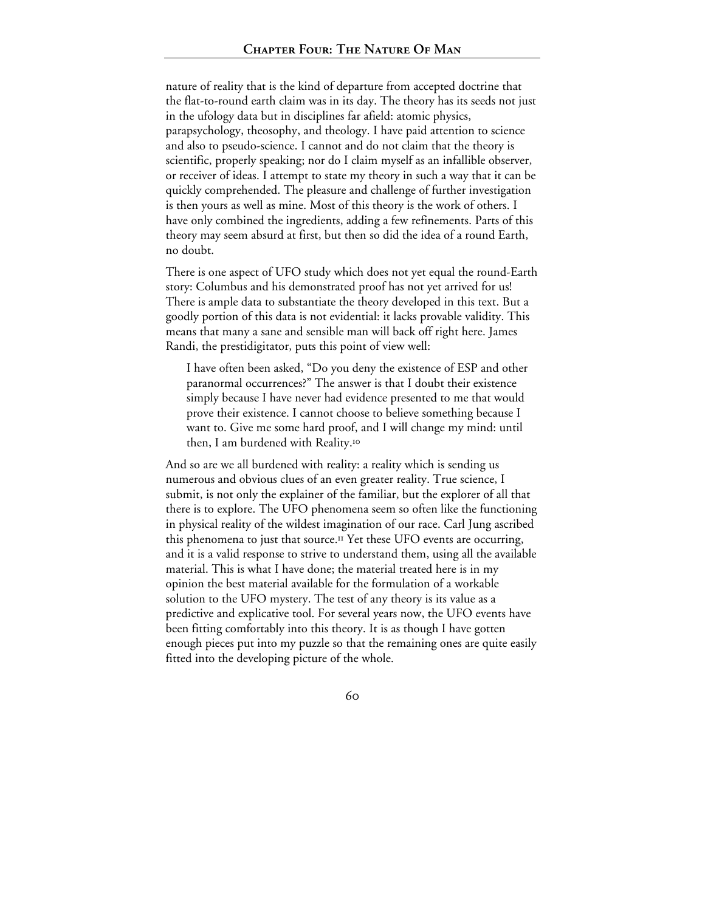nature of reality that is the kind of departure from accepted doctrine that the flat-to-round earth claim was in its day. The theory has its seeds not just in the ufology data but in disciplines far afield: atomic physics, parapsychology, theosophy, and theology. I have paid attention to science and also to pseudo-science. I cannot and do not claim that the theory is scientific, properly speaking; nor do I claim myself as an infallible observer, or receiver of ideas. I attempt to state my theory in such a way that it can be quickly comprehended. The pleasure and challenge of further investigation is then yours as well as mine. Most of this theory is the work of others. I have only combined the ingredients, adding a few refinements. Parts of this theory may seem absurd at first, but then so did the idea of a round Earth, no doubt.

There is one aspect of UFO study which does not yet equal the round-Earth story: Columbus and his demonstrated proof has not yet arrived for us! There is ample data to substantiate the theory developed in this text. But a goodly portion of this data is not evidential: it lacks provable validity. This means that many a sane and sensible man will back off right here. James Randi, the prestidigitator, puts this point of view well:

> I have often been asked, "Do you deny the existence of ESP and other paranormal occurrences?" The answer is that I doubt their existence simply because I have never had evidence presented to me that would prove their existence. I cannot choose to believe something because I want to. Give me some hard proof, and I will change my mind: until then, I am burdened with Reality.[10]

And so are we all burdened with reality: a reality which is sending us numerous and obvious clues of an even greater reality. True science, I submit, is not only the explainer of the familiar, but the explorer of all that there is to explore. The UFO phenomena seem so often like the functioning in physical reality of the wildest imagination of our race. Carl Jung ascribed this phenomena to just that source.[11] Yet these UFO events are occurring, and it is a valid response to strive to understand them, using all the available material. This is what I have done; the material treated here is in my opinion the best material available for the formulation of a workable solution to the UFO mystery. The test of any theory is its value as a predictive and explicative tool. For several years now, the UFO events have been fitting comfortably into this theory. It is as though I have gotten enough pieces put into my puzzle so that the remaining ones are quite easily fitted into the developing picture of the whole.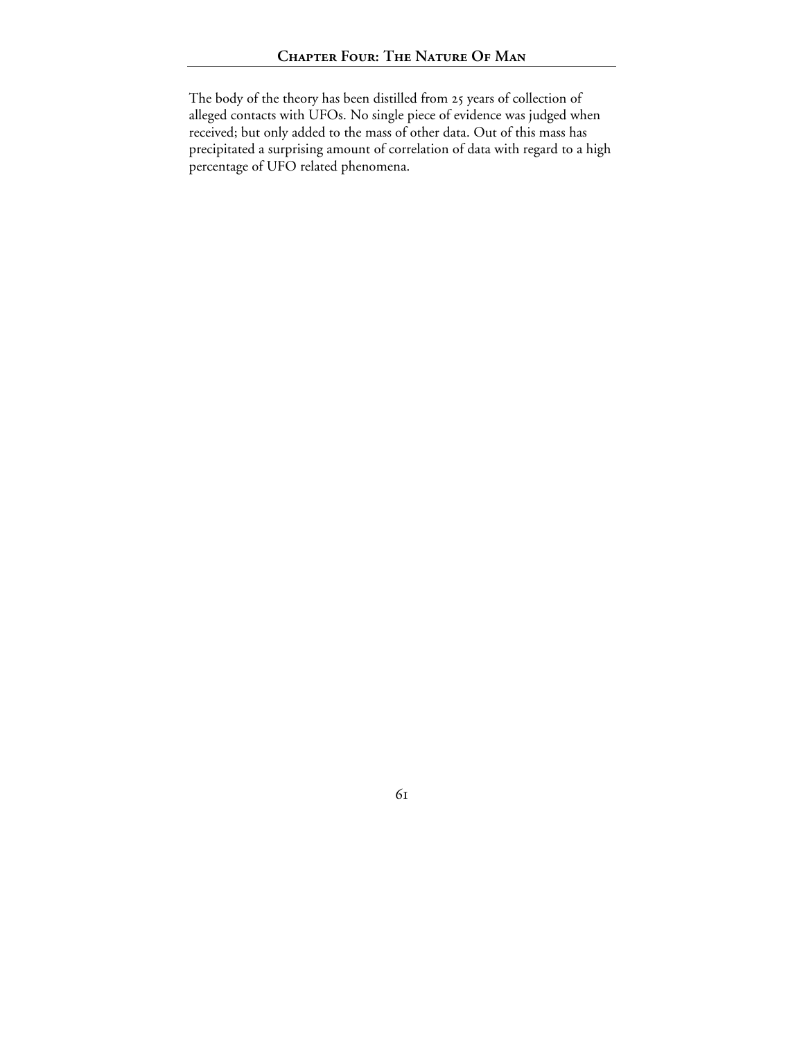The body of the theory has been distilled from 25 years of collection of alleged contacts with UFOs. No single piece of evidence was judged when received; but only added to the mass of other data. Out of this mass has precipitated a surprising amount of correlation of data with regard to a high percentage of UFO related phenomena.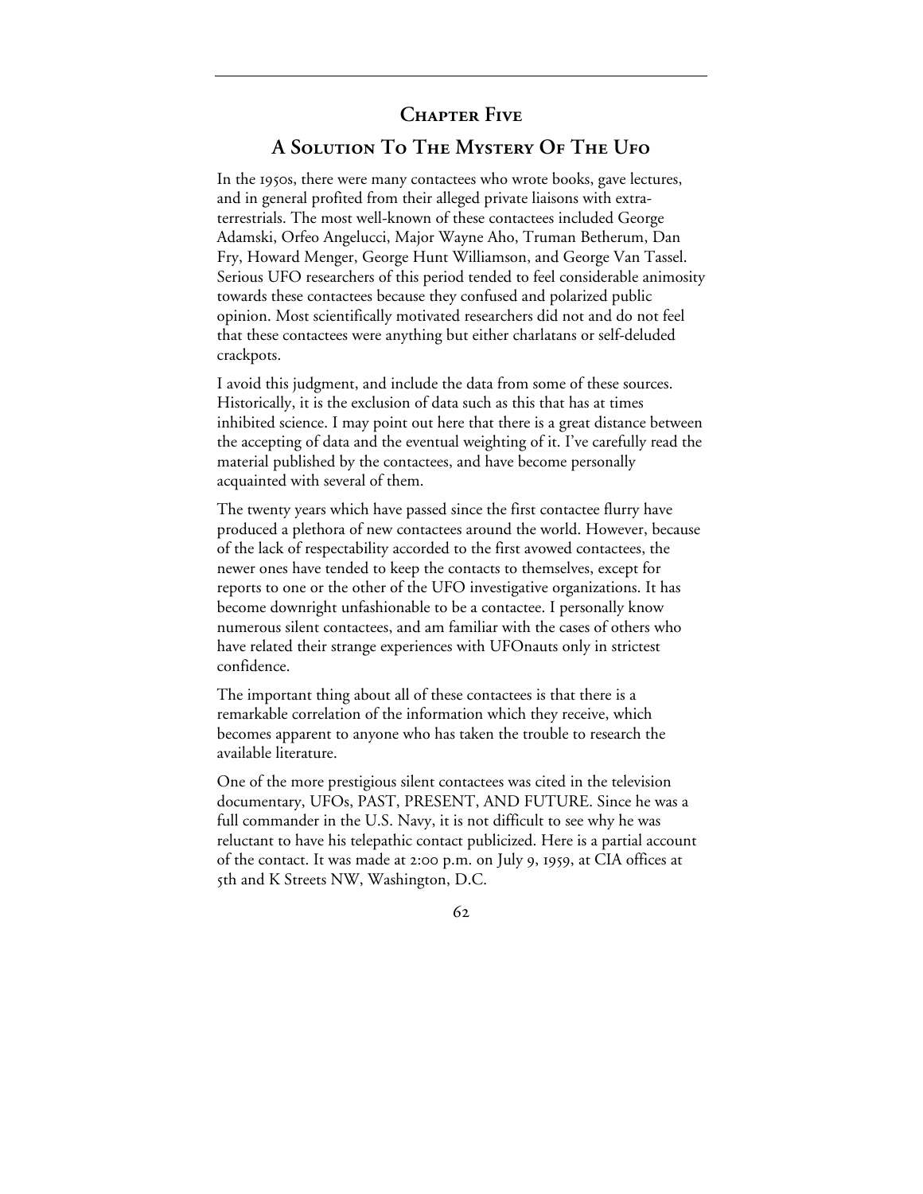## Chapter Five

## A Solution To The Mystery Of The Ufo

In the 1950s, there were many contactees who wrote books, gave lectures, and in general profited from their alleged private liaisons with extra-terrestrials. The most well-known of these contactees included George Adamski, Orfeo Angelucci, Major Wayne Aho, Truman Betherum, Dan Fry, Howard Menger, George Hunt Williamson, and George Van Tassel. Serious UFO researchers of this period tended to feel considerable animosity towards these contactees because they confused and polarized public opinion. Most scientifically motivated researchers did not and do not feel that these contactees were anything but either charlatans or self-deluded crackpots.

I avoid this judgment, and include the data from some of these sources. Historically, it is the exclusion of data such as this that has at times inhibited science. I may point out here that there is a great distance between the accepting of data and the eventual weighting of it. I've carefully read the material published by the contactees, and have become personally acquainted with several of them.

The twenty years which have passed since the first contactee flurry have produced a plethora of new contactees around the world. However, because of the lack of respectability accorded to the first avowed contactees, the newer ones have tended to keep the contacts to themselves, except for reports to one or the other of the UFO investigative organizations. It has become downright unfashionable to be a contactee. I personally know numerous silent contactees, and am familiar with the cases of others who have related their strange experiences with UFOnauts only in strictest confidence.

The important thing about all of these contactees is that there is a remarkable correlation of the information which they receive, which becomes apparent to anyone who has taken the trouble to research the available literature.

One of the more prestigious silent contactees was cited in the television documentary, UFOs, PAST, PRESENT, AND FUTURE. Since he was a full commander in the U.S. Navy, it is not difficult to see why he was reluctant to have his telepathic contact publicized. Here is a partial account of the contact. It was made at 2:00 p.m. on July 9, 1959, at CIA offices at 5th and K Streets NW, Washington, D.C.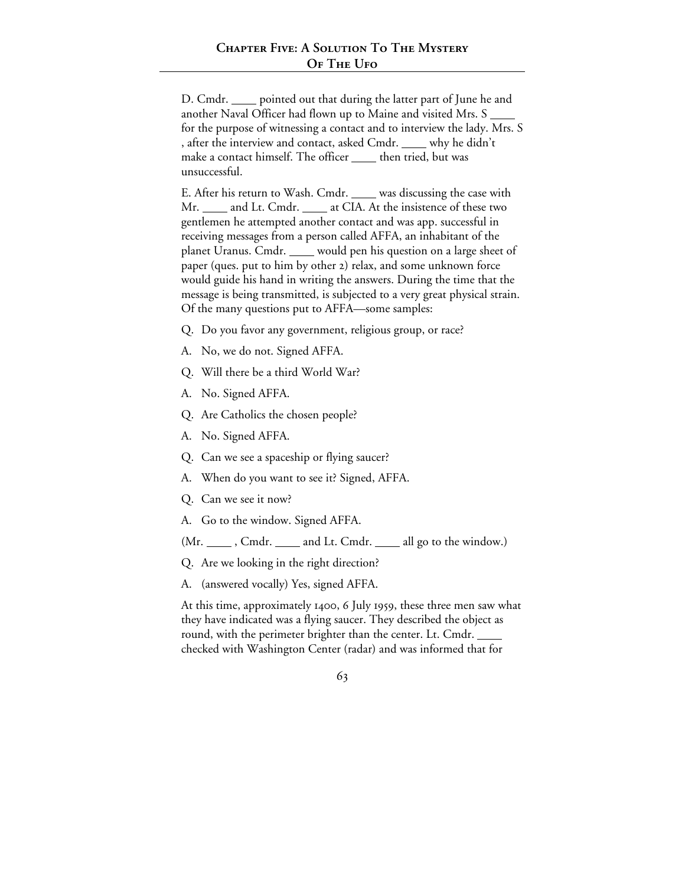D. Cmdr. ____ pointed out that during the latter part of June he and another Naval Officer had flown up to Maine and visited Mrs. S ____ for the purpose of witnessing a contact and to interview the lady. Mrs. S , after the interview and contact, asked Cmdr. ____ why he didn't make a contact himself. The officer ____ then tried, but was unsuccessful.

E. After his return to Wash. Cmdr. ____ was discussing the case with Mr. ____ and Lt. Cmdr. ____ at CIA. At the insistence of these two gentlemen he attempted another contact and was app. successful in receiving messages from a person called AFFA, an inhabitant of the planet Uranus. Cmdr. ____ would pen his question on a large sheet of paper (ques. put to him by other 2) relax, and some unknown force would guide his hand in writing the answers. During the time that the message is being transmitted, is subjected to a very great physical strain. Of the many questions put to AFFA—some samples:

Q. Do you favor any government, religious group, or race?

A. No, we do not. Signed AFFA.

Q. Will there be a third World War?

A. No. Signed AFFA.

Q. Are Catholics the chosen people?

A. No. Signed AFFA.

Q. Can we see a spaceship or flying saucer?

A. When do you want to see it? Signed, AFFA.

Q. Can we see it now?

A. Go to the window. Signed AFFA.

(Mr. ____ , Cmdr. ____ and Lt. Cmdr. ____ all go to the window.)

Q. Are we looking in the right direction?

A. (answered vocally) Yes, signed AFFA.

At this time, approximately 1400, 6 July 1959, these three men saw what they have indicated was a flying saucer. They described the object as round, with the perimeter brighter than the center. Lt. Cmdr. ____ checked with Washington Center (radar) and was informed that for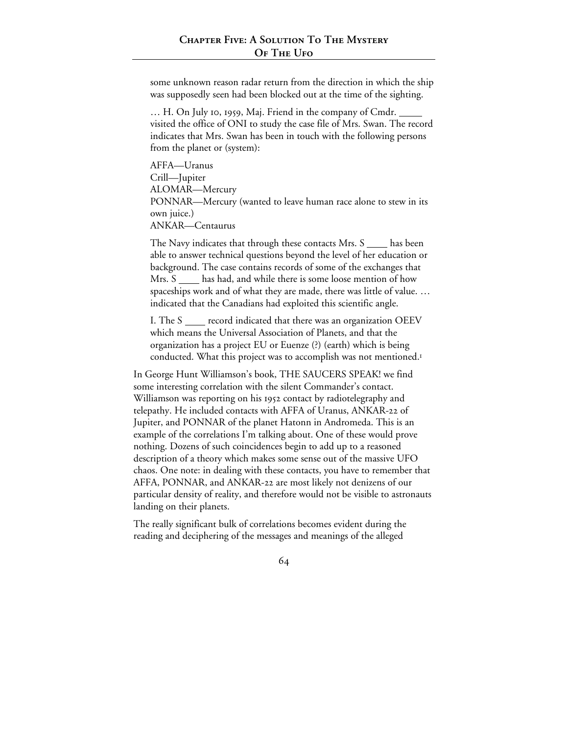some unknown reason radar return from the direction in which the ship was supposedly seen had been blocked out at the time of the sighting.

> … H. On July 10, 1959, Maj. Friend in the company of Cmdr. \_\_\_\_ visited the office of ONI to study the case file of Mrs. Swan. The record indicates that Mrs. Swan has been in touch with the following persons from the planet or (system):
>
> AFFA—Uranus
> Crill—Jupiter
> ALOMAR—Mercury
> PONNAR—Mercury (wanted to leave human race alone to stew in its own juice.)
> ANKAR—Centaurus
>
> The Navy indicates that through these contacts Mrs. S \_\_\_\_ has been able to answer technical questions beyond the level of her education or background. The case contains records of some of the exchanges that Mrs. S \_\_\_\_ has had, and while there is some loose mention of how spaceships work and of what they are made, there was little of value. … indicated that the Canadians had exploited this scientific angle.
>
> I. The S \_\_\_\_ record indicated that there was an organization OEEV which means the Universal Association of Planets, and that the organization has a project EU or Euenze (?) (earth) which is being conducted. What this project was to accomplish was not mentioned.[1]

In George Hunt Williamson's book, THE SAUCERS SPEAK! we find some interesting correlation with the silent Commander's contact. Williamson was reporting on his 1952 contact by radiotelegraphy and telepathy. He included contacts with AFFA of Uranus, ANKAR-22 of Jupiter, and PONNAR of the planet Hatonn in Andromeda. This is an example of the correlations I'm talking about. One of these would prove nothing. Dozens of such coincidences begin to add up to a reasoned description of a theory which makes some sense out of the massive UFO chaos. One note: in dealing with these contacts, you have to remember that AFFA, PONNAR, and ANKAR-22 are most likely not denizens of our particular density of reality, and therefore would not be visible to astronauts landing on their planets.

The really significant bulk of correlations becomes evident during the reading and deciphering of the messages and meanings of the alleged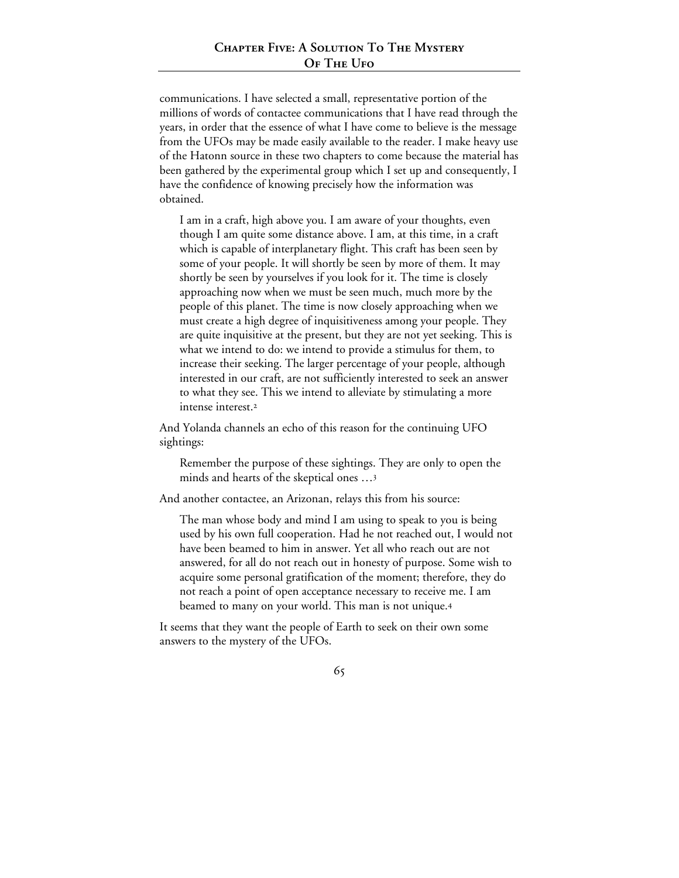communications. I have selected a small, representative portion of the millions of words of contactee communications that I have read through the years, in order that the essence of what I have come to believe is the message from the UFOs may be made easily available to the reader. I make heavy use of the Hatonn source in these two chapters to come because the material has been gathered by the experimental group which I set up and consequently, I have the confidence of knowing precisely how the information was obtained.

> I am in a craft, high above you. I am aware of your thoughts, even though I am quite some distance above. I am, at this time, in a craft which is capable of interplanetary flight. This craft has been seen by some of your people. It will shortly be seen by more of them. It may shortly be seen by yourselves if you look for it. The time is closely approaching now when we must be seen much, much more by the people of this planet. The time is now closely approaching when we must create a high degree of inquisitiveness among your people. They are quite inquisitive at the present, but they are not yet seeking. This is what we intend to do: we intend to provide a stimulus for them, to increase their seeking. The larger percentage of your people, although interested in our craft, are not sufficiently interested to seek an answer to what they see. This we intend to alleviate by stimulating a more intense interest.[2]

And Yolanda channels an echo of this reason for the continuing UFO sightings:

> Remember the purpose of these sightings. They are only to open the minds and hearts of the skeptical ones …[3]

And another contactee, an Arizonan, relays this from his source:

> The man whose body and mind I am using to speak to you is being used by his own full cooperation. Had he not reached out, I would not have been beamed to him in answer. Yet all who reach out are not answered, for all do not reach out in honesty of purpose. Some wish to acquire some personal gratification of the moment; therefore, they do not reach a point of open acceptance necessary to receive me. I am beamed to many on your world. This man is not unique.[4]

It seems that they want the people of Earth to seek on their own some answers to the mystery of the UFOs.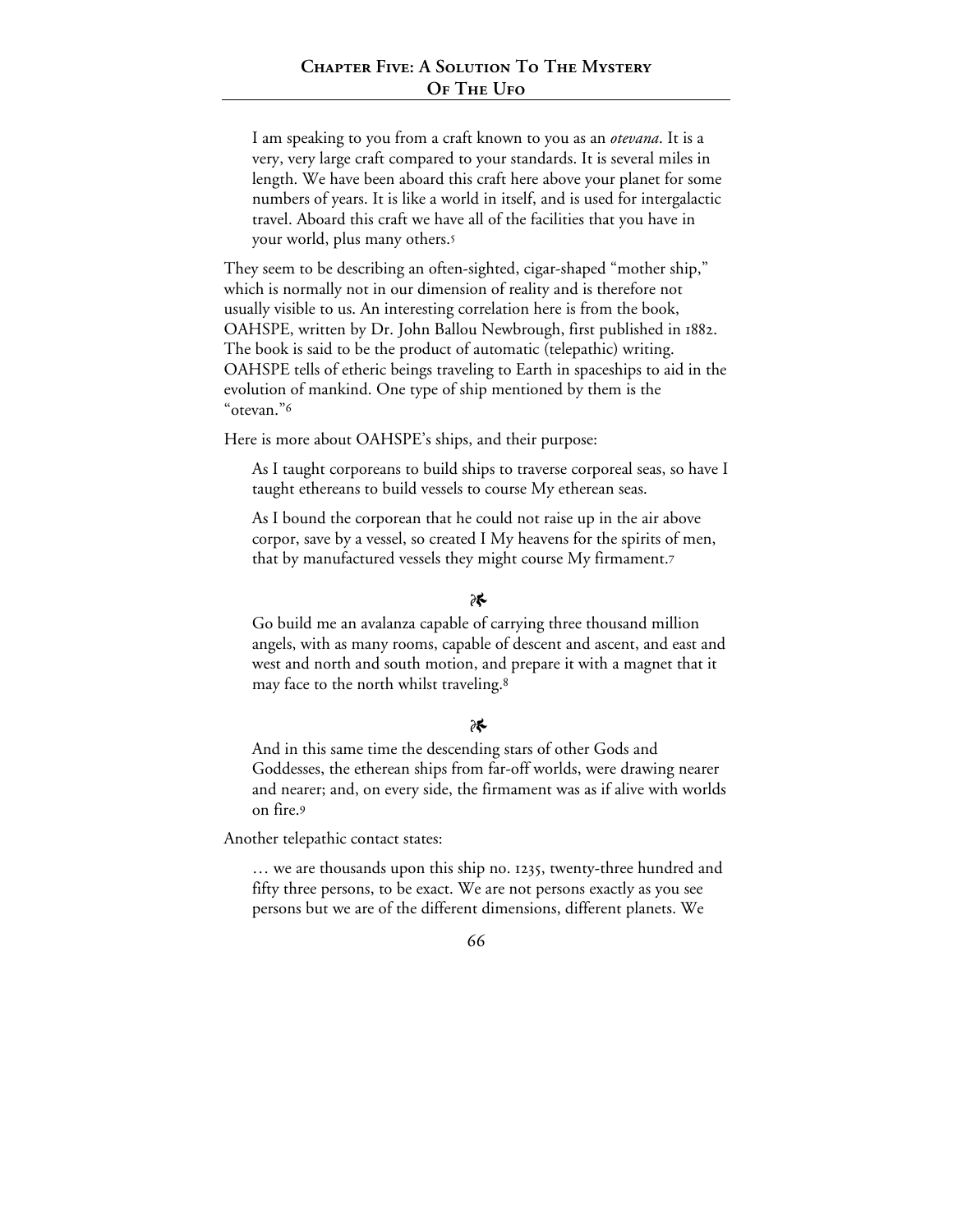> I am speaking to you from a craft known to you as an *otevana*. It is a very, very large craft compared to your standards. It is several miles in length. We have been aboard this craft here above your planet for some numbers of years. It is like a world in itself, and is used for intergalactic travel. Aboard this craft we have all of the facilities that you have in your world, plus many others.[5]

They seem to be describing an often-sighted, cigar-shaped "mother ship," which is normally not in our dimension of reality and is therefore not usually visible to us. An interesting correlation here is from the book, OAHSPE, written by Dr. John Ballou Newbrough, first published in 1882. The book is said to be the product of automatic (telepathic) writing. OAHSPE tells of etheric beings traveling to Earth in spaceships to aid in the evolution of mankind. One type of ship mentioned by them is the "otevan."[6]

Here is more about OAHSPE's ships, and their purpose:

> As I taught corporeans to build ships to traverse corporeal seas, so have I taught ethereans to build vessels to course My etherean seas.
>
> As I bound the corporean that he could not raise up in the air above corpor, save by a vessel, so created I My heavens for the spirits of men, that by manufactured vessels they might course My firmament.[7]

❧

> Go build me an avalanza capable of carrying three thousand million angels, with as many rooms, capable of descent and ascent, and east and west and north and south motion, and prepare it with a magnet that it may face to the north whilst traveling.[8]

❧

> And in this same time the descending stars of other Gods and Goddesses, the etherean ships from far-off worlds, were drawing nearer and nearer; and, on every side, the firmament was as if alive with worlds on fire.[9]

Another telepathic contact states:

> … we are thousands upon this ship no. 1235, twenty-three hundred and fifty three persons, to be exact. We are not persons exactly as you see persons but we are of the different dimensions, different planets. We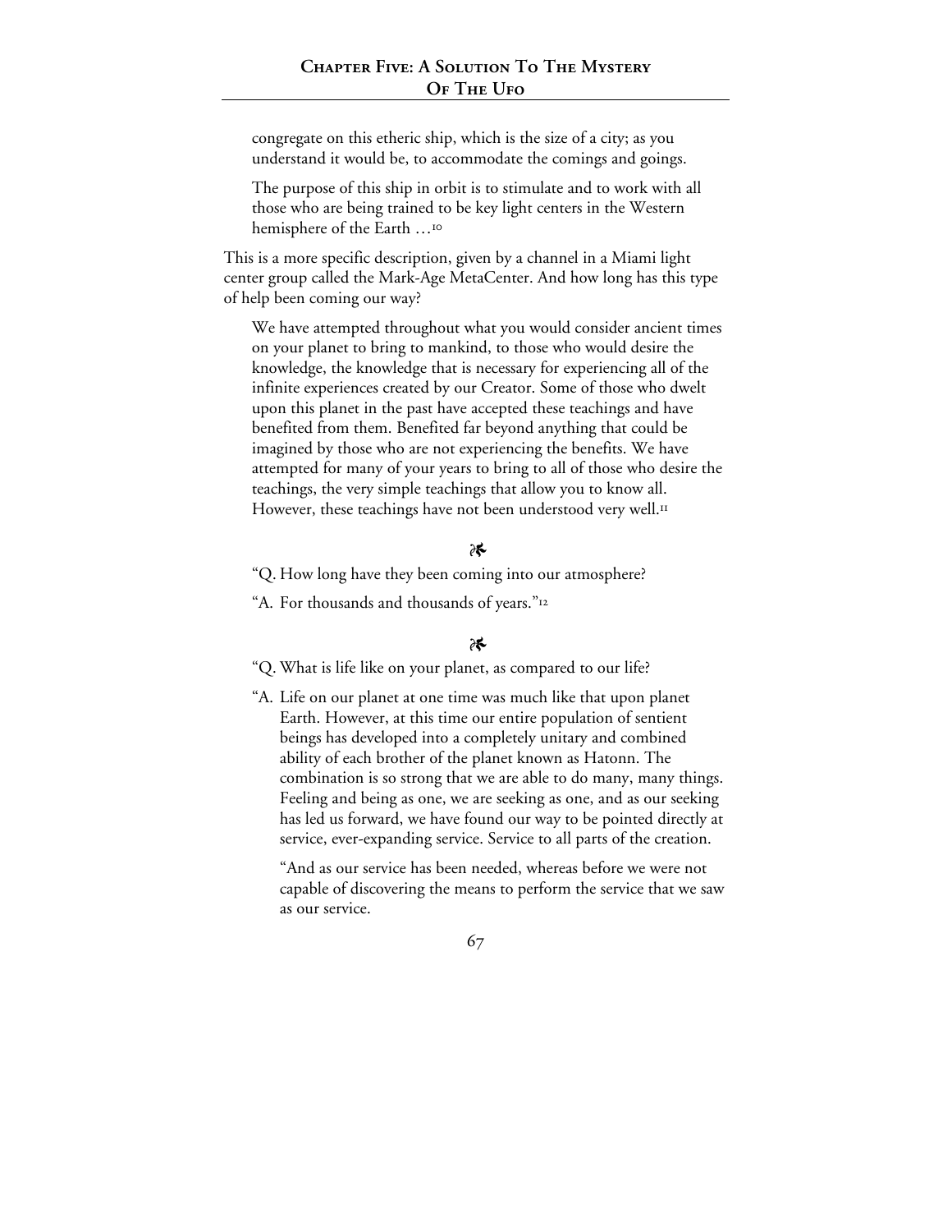> congregate on this etheric ship, which is the size of a city; as you understand it would be, to accommodate the comings and goings.
>
> The purpose of this ship in orbit is to stimulate and to work with all those who are being trained to be key light centers in the Western hemisphere of the Earth …[10]

This is a more specific description, given by a channel in a Miami light center group called the Mark-Age MetaCenter. And how long has this type of help been coming our way?

> We have attempted throughout what you would consider ancient times on your planet to bring to mankind, to those who would desire the knowledge, the knowledge that is necessary for experiencing all of the infinite experiences created by our Creator. Some of those who dwelt upon this planet in the past have accepted these teachings and have benefited from them. Benefited far beyond anything that could be imagined by those who are not experiencing the benefits. We have attempted for many of your years to bring to all of those who desire the teachings, the very simple teachings that allow you to know all. However, these teachings have not been understood very well.[11]

☙

> "Q. How long have they been coming into our atmosphere?
>
> "A. For thousands and thousands of years."[12]

☙

> "Q. What is life like on your planet, as compared to our life?
>
> "A. Life on our planet at one time was much like that upon planet Earth. However, at this time our entire population of sentient beings has developed into a completely unitary and combined ability of each brother of the planet known as Hatonn. The combination is so strong that we are able to do many, many things. Feeling and being as one, we are seeking as one, and as our seeking has led us forward, we have found our way to be pointed directly at service, ever-expanding service. Service to all parts of the creation.
>
> "And as our service has been needed, whereas before we were not capable of discovering the means to perform the service that we saw as our service.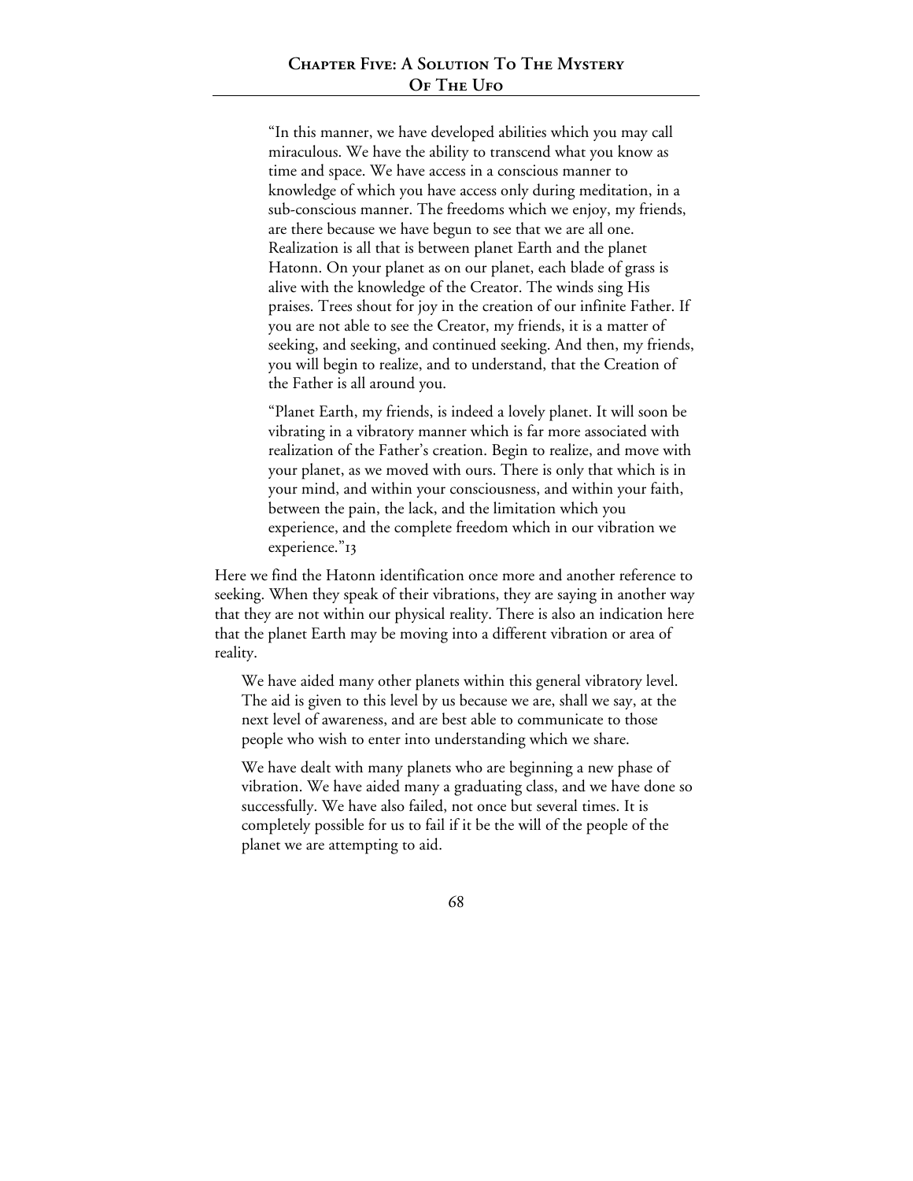"In this manner, we have developed abilities which you may call miraculous. We have the ability to transcend what you know as time and space. We have access in a conscious manner to knowledge of which you have access only during meditation, in a sub-conscious manner. The freedoms which we enjoy, my friends, are there because we have begun to see that we are all one. Realization is all that is between planet Earth and the planet Hatonn. On your planet as on our planet, each blade of grass is alive with the knowledge of the Creator. The winds sing His praises. Trees shout for joy in the creation of our infinite Father. If you are not able to see the Creator, my friends, it is a matter of seeking, and seeking, and continued seeking. And then, my friends, you will begin to realize, and to understand, that the Creation of the Father is all around you.

"Planet Earth, my friends, is indeed a lovely planet. It will soon be vibrating in a vibratory manner which is far more associated with realization of the Father's creation. Begin to realize, and move with your planet, as we moved with ours. There is only that which is in your mind, and within your consciousness, and within your faith, between the pain, the lack, and the limitation which you experience, and the complete freedom which in our vibration we experience."[13]

Here we find the Hatonn identification once more and another reference to seeking. When they speak of their vibrations, they are saying in another way that they are not within our physical reality. There is also an indication here that the planet Earth may be moving into a different vibration or area of reality.

We have aided many other planets within this general vibratory level. The aid is given to this level by us because we are, shall we say, at the next level of awareness, and are best able to communicate to those people who wish to enter into understanding which we share.

We have dealt with many planets who are beginning a new phase of vibration. We have aided many a graduating class, and we have done so successfully. We have also failed, not once but several times. It is completely possible for us to fail if it be the will of the people of the planet we are attempting to aid.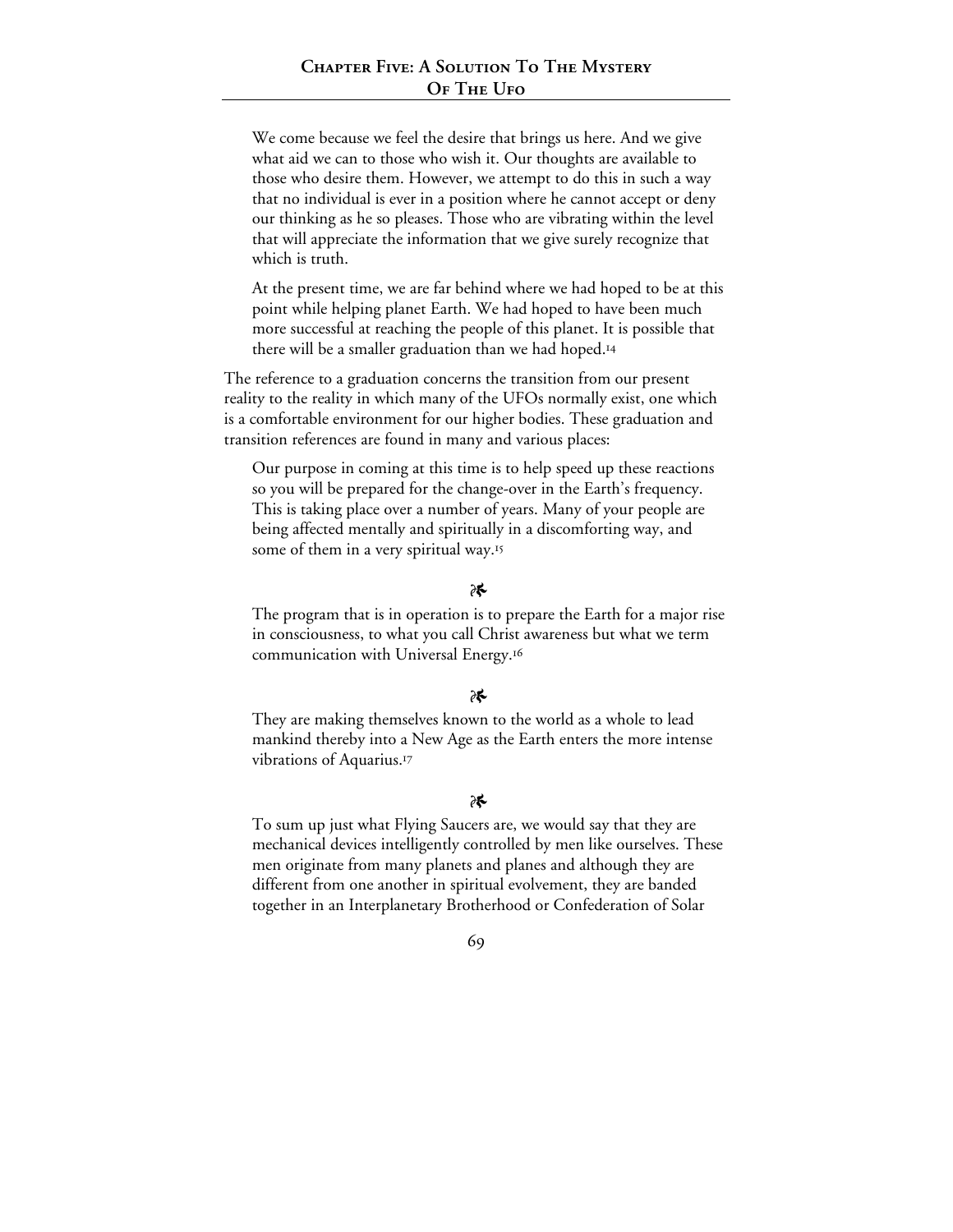> We come because we feel the desire that brings us here. And we give what aid we can to those who wish it. Our thoughts are available to those who desire them. However, we attempt to do this in such a way that no individual is ever in a position where he cannot accept or deny our thinking as he so pleases. Those who are vibrating within the level that will appreciate the information that we give surely recognize that which is truth.
>
> At the present time, we are far behind where we had hoped to be at this point while helping planet Earth. We had hoped to have been much more successful at reaching the people of this planet. It is possible that there will be a smaller graduation than we had hoped.[14]

The reference to a graduation concerns the transition from our present reality to the reality in which many of the UFOs normally exist, one which is a comfortable environment for our higher bodies. These graduation and transition references are found in many and various places:

> Our purpose in coming at this time is to help speed up these reactions so you will be prepared for the change-over in the Earth's frequency. This is taking place over a number of years. Many of your people are being affected mentally and spiritually in a discomforting way, and some of them in a very spiritual way.[15]

❧

> The program that is in operation is to prepare the Earth for a major rise in consciousness, to what you call Christ awareness but what we term communication with Universal Energy.[16]

❧

> They are making themselves known to the world as a whole to lead mankind thereby into a New Age as the Earth enters the more intense vibrations of Aquarius.[17]

❧

> To sum up just what Flying Saucers are, we would say that they are mechanical devices intelligently controlled by men like ourselves. These men originate from many planets and planes and although they are different from one another in spiritual evolvement, they are banded together in an Interplanetary Brotherhood or Confederation of Solar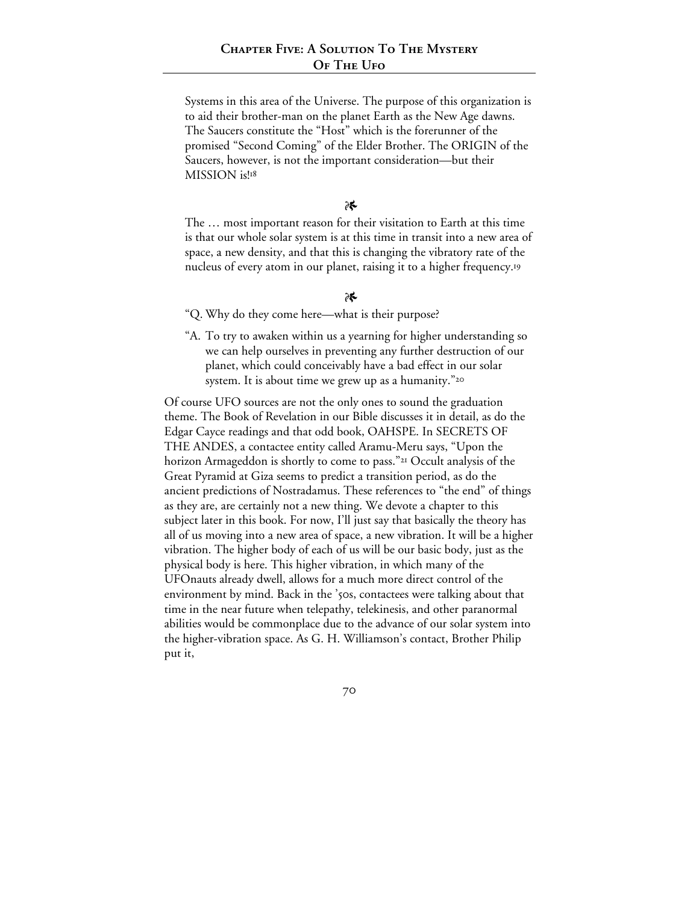Systems in this area of the Universe. The purpose of this organization is to aid their brother-man on the planet Earth as the New Age dawns. The Saucers constitute the "Host" which is the forerunner of the promised "Second Coming" of the Elder Brother. The ORIGIN of the Saucers, however, is not the important consideration—but their MISSION is![18]

❧

The … most important reason for their visitation to Earth at this time is that our whole solar system is at this time in transit into a new area of space, a new density, and that this is changing the vibratory rate of the nucleus of every atom in our planet, raising it to a higher frequency.[19]

❧

"Q. Why do they come here—what is their purpose?

"A. To try to awaken within us a yearning for higher understanding so we can help ourselves in preventing any further destruction of our planet, which could conceivably have a bad effect in our solar system. It is about time we grew up as a humanity."[20]

Of course UFO sources are not the only ones to sound the graduation theme. The Book of Revelation in our Bible discusses it in detail, as do the Edgar Cayce readings and that odd book, OAHSPE. In SECRETS OF THE ANDES, a contactee entity called Aramu-Meru says, "Upon the horizon Armageddon is shortly to come to pass."[21] Occult analysis of the Great Pyramid at Giza seems to predict a transition period, as do the ancient predictions of Nostradamus. These references to "the end" of things as they are, are certainly not a new thing. We devote a chapter to this subject later in this book. For now, I'll just say that basically the theory has all of us moving into a new area of space, a new vibration. It will be a higher vibration. The higher body of each of us will be our basic body, just as the physical body is here. This higher vibration, in which many of the UFOnauts already dwell, allows for a much more direct control of the environment by mind. Back in the '50s, contactees were talking about that time in the near future when telepathy, telekinesis, and other paranormal abilities would be commonplace due to the advance of our solar system into the higher-vibration space. As G. H. Williamson's contact, Brother Philip put it,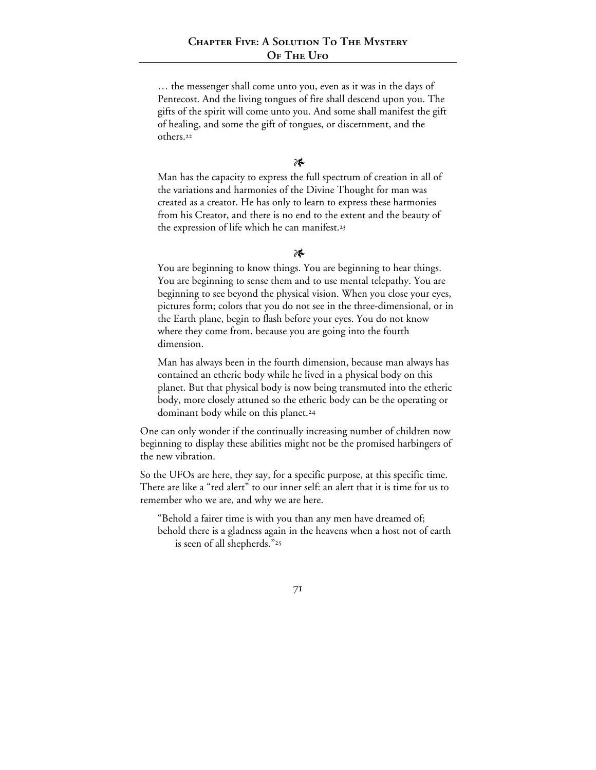… the messenger shall come unto you, even as it was in the days of Pentecost. And the living tongues of fire shall descend upon you. The gifts of the spirit will come unto you. And some shall manifest the gift of healing, and some the gift of tongues, or discernment, and the others.[22]

❧

Man has the capacity to express the full spectrum of creation in all of the variations and harmonies of the Divine Thought for man was created as a creator. He has only to learn to express these harmonies from his Creator, and there is no end to the extent and the beauty of the expression of life which he can manifest.[23]

❧

You are beginning to know things. You are beginning to hear things. You are beginning to sense them and to use mental telepathy. You are beginning to see beyond the physical vision. When you close your eyes, pictures form; colors that you do not see in the three-dimensional, or in the Earth plane, begin to flash before your eyes. You do not know where they come from, because you are going into the fourth dimension.

Man has always been in the fourth dimension, because man always has contained an etheric body while he lived in a physical body on this planet. But that physical body is now being transmuted into the etheric body, more closely attuned so the etheric body can be the operating or dominant body while on this planet.[24]

One can only wonder if the continually increasing number of children now beginning to display these abilities might not be the promised harbingers of the new vibration.

So the UFOs are here, they say, for a specific purpose, at this specific time. There are like a "red alert" to our inner self: an alert that it is time for us to remember who we are, and why we are here.

"Behold a fairer time is with you than any men have dreamed of;
behold there is a gladness again in the heavens when a host not of earth is seen of all shepherds."[25]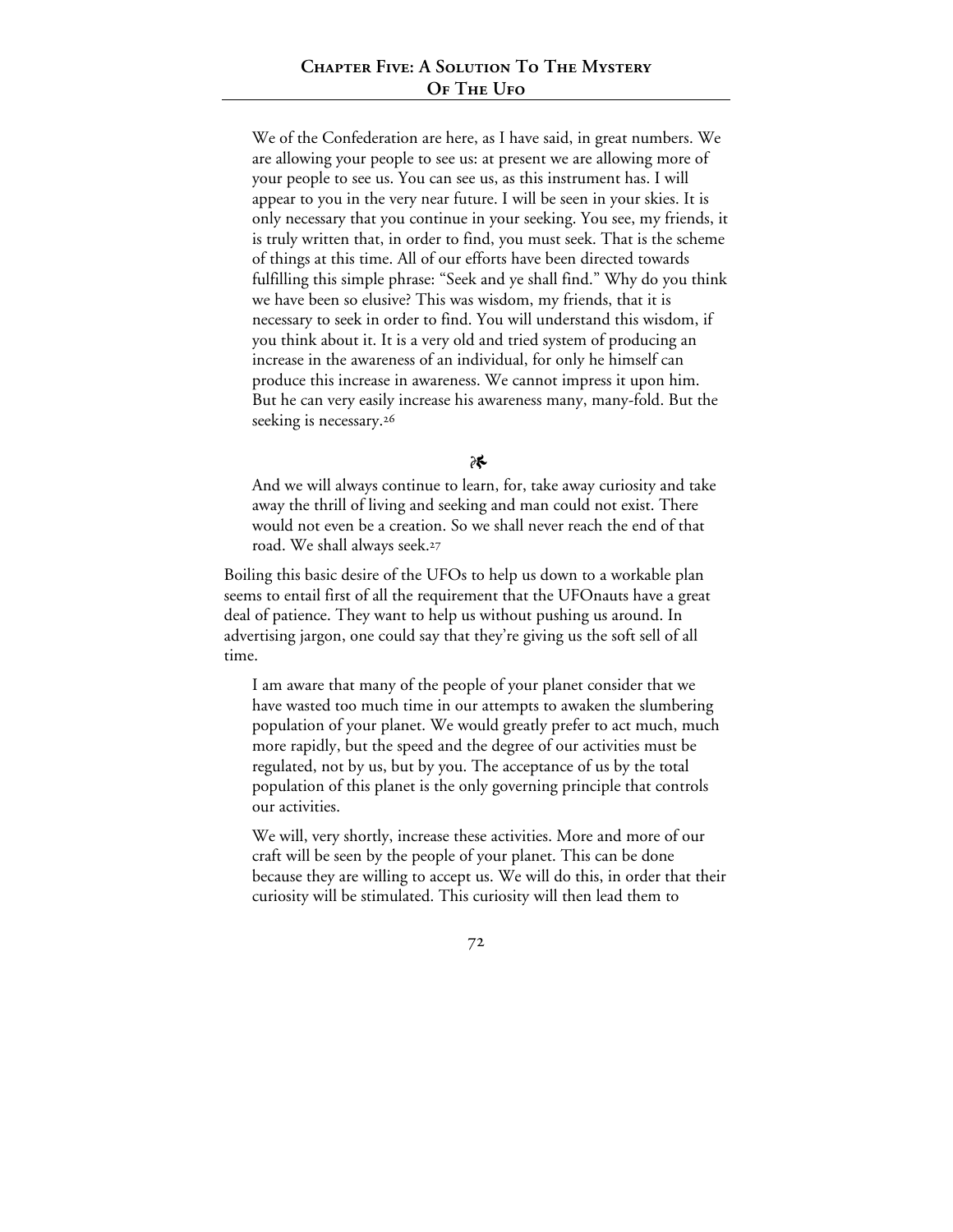> We of the Confederation are here, as I have said, in great numbers. We are allowing your people to see us: at present we are allowing more of your people to see us. You can see us, as this instrument has. I will appear to you in the very near future. I will be seen in your skies. It is only necessary that you continue in your seeking. You see, my friends, it is truly written that, in order to find, you must seek. That is the scheme of things at this time. All of our efforts have been directed towards fulfilling this simple phrase: "Seek and ye shall find." Why do you think we have been so elusive? This was wisdom, my friends, that it is necessary to seek in order to find. You will understand this wisdom, if you think about it. It is a very old and tried system of producing an increase in the awareness of an individual, for only he himself can produce this increase in awareness. We cannot impress it upon him. But he can very easily increase his awareness many, many-fold. But the seeking is necessary.[26]

❧

> And we will always continue to learn, for, take away curiosity and take away the thrill of living and seeking and man could not exist. There would not even be a creation. So we shall never reach the end of that road. We shall always seek.[27]

Boiling this basic desire of the UFOs to help us down to a workable plan seems to entail first of all the requirement that the UFOnauts have a great deal of patience. They want to help us without pushing us around. In advertising jargon, one could say that they're giving us the soft sell of all time.

> I am aware that many of the people of your planet consider that we have wasted too much time in our attempts to awaken the slumbering population of your planet. We would greatly prefer to act much, much more rapidly, but the speed and the degree of our activities must be regulated, not by us, but by you. The acceptance of us by the total population of this planet is the only governing principle that controls our activities.
>
> We will, very shortly, increase these activities. More and more of our craft will be seen by the people of your planet. This can be done because they are willing to accept us. We will do this, in order that their curiosity will be stimulated. This curiosity will then lead them to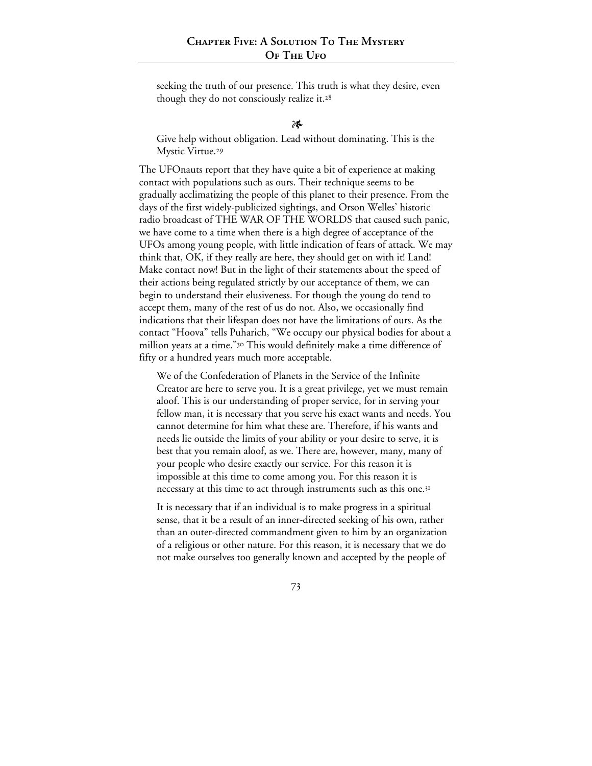seeking the truth of our presence. This truth is what they desire, even though they do not consciously realize it.[28]

❧

Give help without obligation. Lead without dominating. This is the Mystic Virtue.[29]

The UFOnauts report that they have quite a bit of experience at making contact with populations such as ours. Their technique seems to be gradually acclimatizing the people of this planet to their presence. From the days of the first widely-publicized sightings, and Orson Welles' historic radio broadcast of THE WAR OF THE WORLDS that caused such panic, we have come to a time when there is a high degree of acceptance of the UFOs among young people, with little indication of fears of attack. We may think that, OK, if they really are here, they should get on with it! Land! Make contact now! But in the light of their statements about the speed of their actions being regulated strictly by our acceptance of them, we can begin to understand their elusiveness. For though the young do tend to accept them, many of the rest of us do not. Also, we occasionally find indications that their lifespan does not have the limitations of ours. As the contact "Hoova" tells Puharich, "We occupy our physical bodies for about a million years at a time."[30] This would definitely make a time difference of fifty or a hundred years much more acceptable.

We of the Confederation of Planets in the Service of the Infinite Creator are here to serve you. It is a great privilege, yet we must remain aloof. This is our understanding of proper service, for in serving your fellow man, it is necessary that you serve his exact wants and needs. You cannot determine for him what these are. Therefore, if his wants and needs lie outside the limits of your ability or your desire to serve, it is best that you remain aloof, as we. There are, however, many, many of your people who desire exactly our service. For this reason it is impossible at this time to come among you. For this reason it is necessary at this time to act through instruments such as this one.[31]

It is necessary that if an individual is to make progress in a spiritual sense, that it be a result of an inner-directed seeking of his own, rather than an outer-directed commandment given to him by an organization of a religious or other nature. For this reason, it is necessary that we do not make ourselves too generally known and accepted by the people of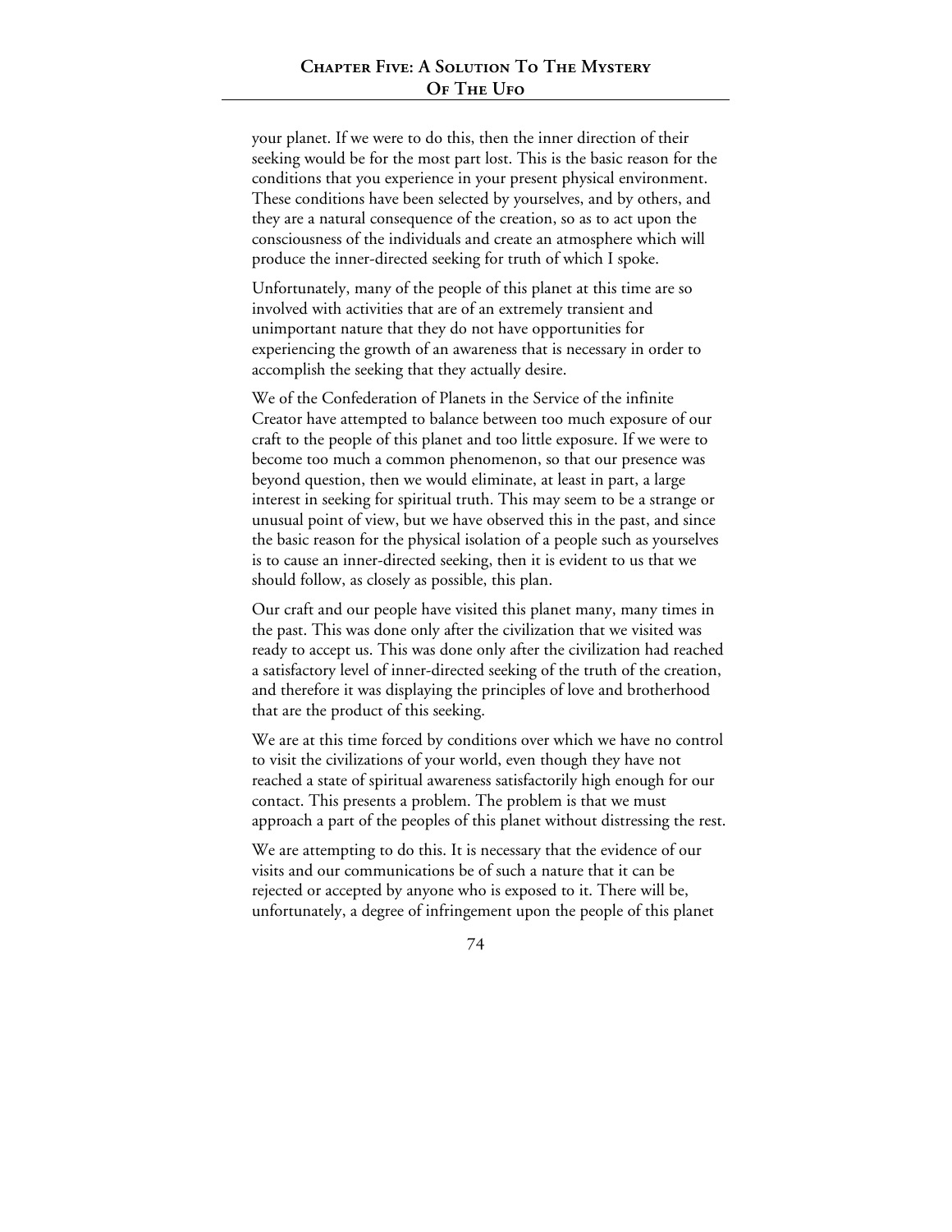your planet. If we were to do this, then the inner direction of their seeking would be for the most part lost. This is the basic reason for the conditions that you experience in your present physical environment. These conditions have been selected by yourselves, and by others, and they are a natural consequence of the creation, so as to act upon the consciousness of the individuals and create an atmosphere which will produce the inner-directed seeking for truth of which I spoke.

Unfortunately, many of the people of this planet at this time are so involved with activities that are of an extremely transient and unimportant nature that they do not have opportunities for experiencing the growth of an awareness that is necessary in order to accomplish the seeking that they actually desire.

We of the Confederation of Planets in the Service of the infinite Creator have attempted to balance between too much exposure of our craft to the people of this planet and too little exposure. If we were to become too much a common phenomenon, so that our presence was beyond question, then we would eliminate, at least in part, a large interest in seeking for spiritual truth. This may seem to be a strange or unusual point of view, but we have observed this in the past, and since the basic reason for the physical isolation of a people such as yourselves is to cause an inner-directed seeking, then it is evident to us that we should follow, as closely as possible, this plan.

Our craft and our people have visited this planet many, many times in the past. This was done only after the civilization that we visited was ready to accept us. This was done only after the civilization had reached a satisfactory level of inner-directed seeking of the truth of the creation, and therefore it was displaying the principles of love and brotherhood that are the product of this seeking.

We are at this time forced by conditions over which we have no control to visit the civilizations of your world, even though they have not reached a state of spiritual awareness satisfactorily high enough for our contact. This presents a problem. The problem is that we must approach a part of the peoples of this planet without distressing the rest.

We are attempting to do this. It is necessary that the evidence of our visits and our communications be of such a nature that it can be rejected or accepted by anyone who is exposed to it. There will be, unfortunately, a degree of infringement upon the people of this planet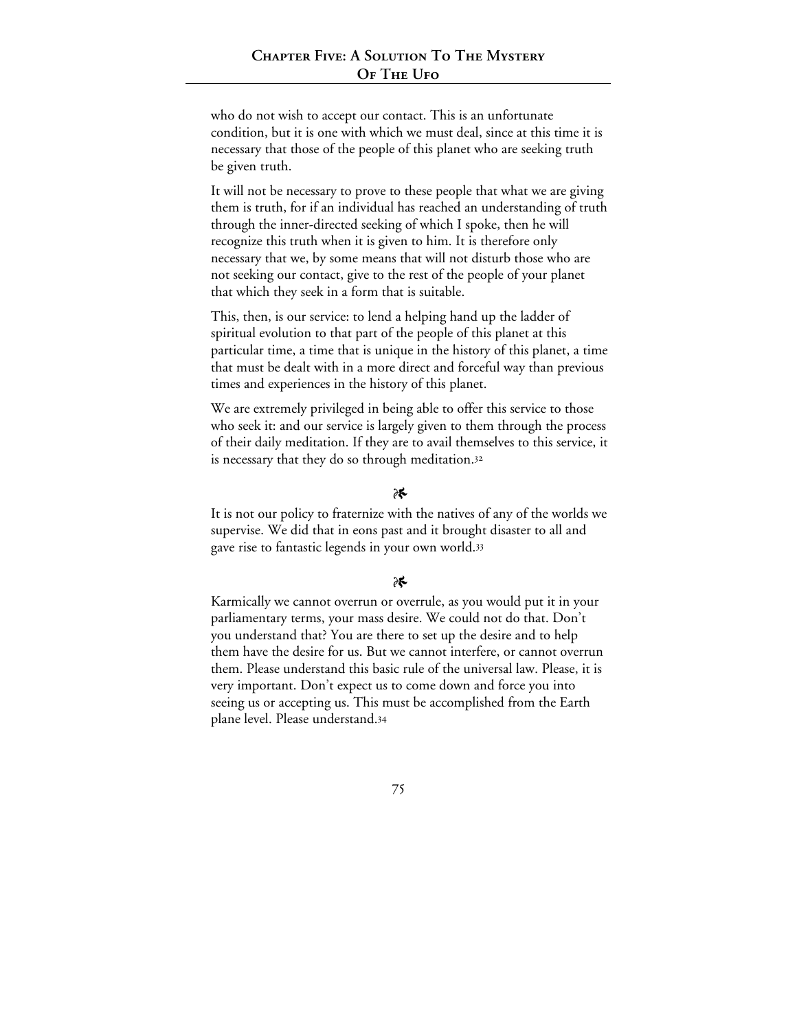who do not wish to accept our contact. This is an unfortunate condition, but it is one with which we must deal, since at this time it is necessary that those of the people of this planet who are seeking truth be given truth.

It will not be necessary to prove to these people that what we are giving them is truth, for if an individual has reached an understanding of truth through the inner-directed seeking of which I spoke, then he will recognize this truth when it is given to him. It is therefore only necessary that we, by some means that will not disturb those who are not seeking our contact, give to the rest of the people of your planet that which they seek in a form that is suitable.

This, then, is our service: to lend a helping hand up the ladder of spiritual evolution to that part of the people of this planet at this particular time, a time that is unique in the history of this planet, a time that must be dealt with in a more direct and forceful way than previous times and experiences in the history of this planet.

We are extremely privileged in being able to offer this service to those who seek it: and our service is largely given to them through the process of their daily meditation. If they are to avail themselves to this service, it is necessary that they do so through meditation.[32]

❧

It is not our policy to fraternize with the natives of any of the worlds we supervise. We did that in eons past and it brought disaster to all and gave rise to fantastic legends in your own world.[33]

❧

Karmically we cannot overrun or overrule, as you would put it in your parliamentary terms, your mass desire. We could not do that. Don't you understand that? You are there to set up the desire and to help them have the desire for us. But we cannot interfere, or cannot overrun them. Please understand this basic rule of the universal law. Please, it is very important. Don't expect us to come down and force you into seeing us or accepting us. This must be accomplished from the Earth plane level. Please understand.[34]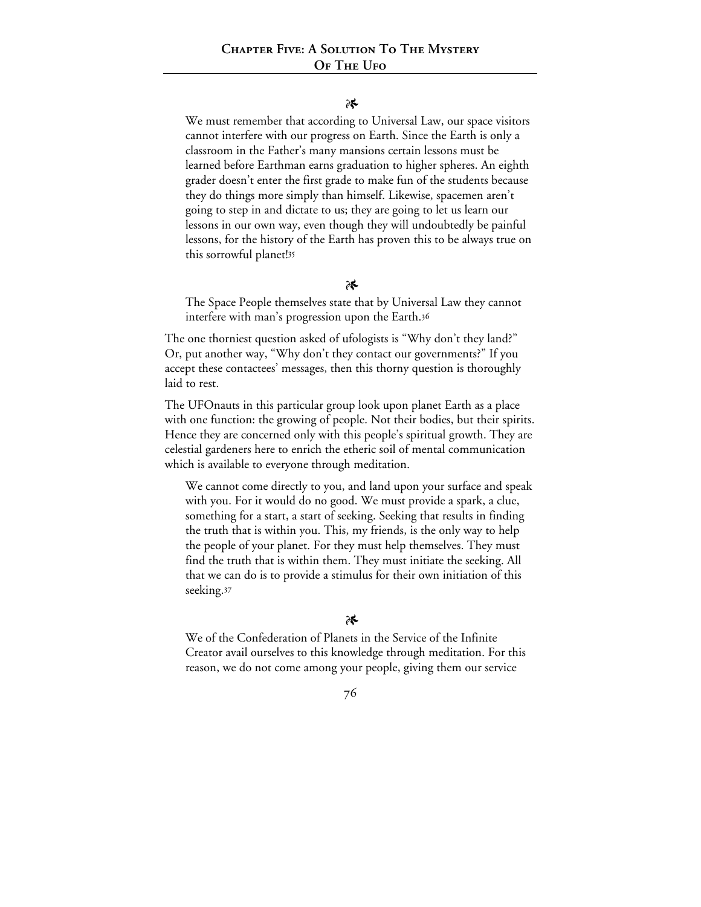❧

> We must remember that according to Universal Law, our space visitors cannot interfere with our progress on Earth. Since the Earth is only a classroom in the Father's many mansions certain lessons must be learned before Earthman earns graduation to higher spheres. An eighth grader doesn't enter the first grade to make fun of the students because they do things more simply than himself. Likewise, spacemen aren't going to step in and dictate to us; they are going to let us learn our lessons in our own way, even though they will undoubtedly be painful lessons, for the history of the Earth has proven this to be always true on this sorrowful planet![35]

❧

> The Space People themselves state that by Universal Law they cannot interfere with man's progression upon the Earth.[36]

The one thorniest question asked of ufologists is "Why don't they land?" Or, put another way, "Why don't they contact our governments?" If you accept these contactees' messages, then this thorny question is thoroughly laid to rest.

The UFOnauts in this particular group look upon planet Earth as a place with one function: the growing of people. Not their bodies, but their spirits. Hence they are concerned only with this people's spiritual growth. They are celestial gardeners here to enrich the etheric soil of mental communication which is available to everyone through meditation.

> We cannot come directly to you, and land upon your surface and speak with you. For it would do no good. We must provide a spark, a clue, something for a start, a start of seeking. Seeking that results in finding the truth that is within you. This, my friends, is the only way to help the people of your planet. For they must help themselves. They must find the truth that is within them. They must initiate the seeking. All that we can do is to provide a stimulus for their own initiation of this seeking.[37]

❧

> We of the Confederation of Planets in the Service of the Infinite Creator avail ourselves to this knowledge through meditation. For this reason, we do not come among your people, giving them our service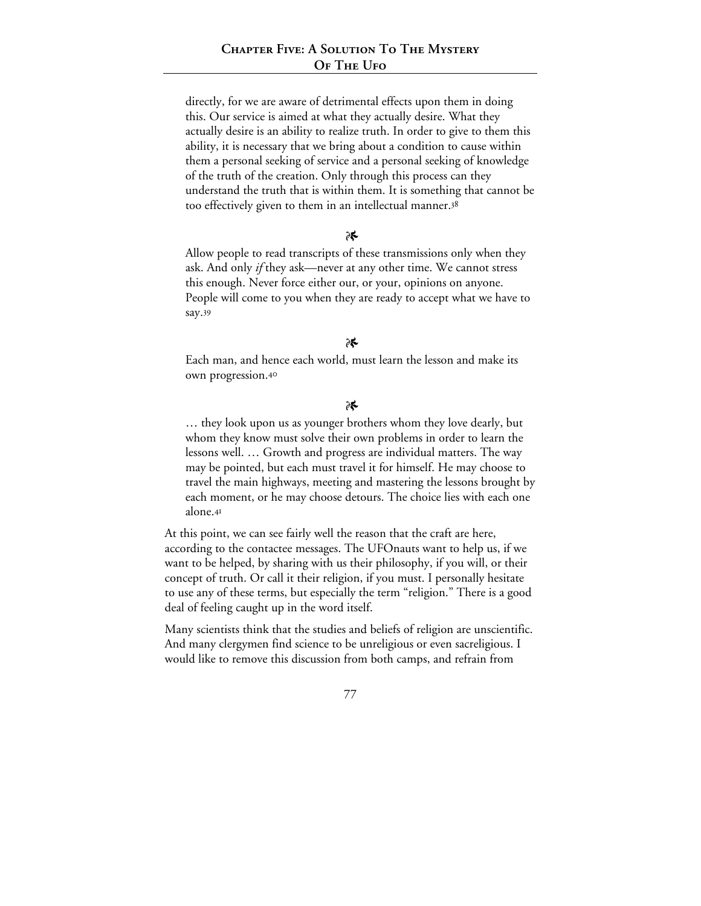> directly, for we are aware of detrimental effects upon them in doing this. Our service is aimed at what they actually desire. What they actually desire is an ability to realize truth. In order to give to them this ability, it is necessary that we bring about a condition to cause within them a personal seeking of service and a personal seeking of knowledge of the truth of the creation. Only through this process can they understand the truth that is within them. It is something that cannot be too effectively given to them in an intellectual manner.[38]

☙

> Allow people to read transcripts of these transmissions only when they ask. And only *if* they ask—never at any other time. We cannot stress this enough. Never force either our, or your, opinions on anyone. People will come to you when they are ready to accept what we have to say.[39]

☙

> Each man, and hence each world, must learn the lesson and make its own progression.[40]

☙

> … they look upon us as younger brothers whom they love dearly, but whom they know must solve their own problems in order to learn the lessons well. … Growth and progress are individual matters. The way may be pointed, but each must travel it for himself. He may choose to travel the main highways, meeting and mastering the lessons brought by each moment, or he may choose detours. The choice lies with each one alone.[41]

At this point, we can see fairly well the reason that the craft are here, according to the contactee messages. The UFOnauts want to help us, if we want to be helped, by sharing with us their philosophy, if you will, or their concept of truth. Or call it their religion, if you must. I personally hesitate to use any of these terms, but especially the term "religion." There is a good deal of feeling caught up in the word itself.

Many scientists think that the studies and beliefs of religion are unscientific. And many clergymen find science to be unreligious or even sacreligious. I would like to remove this discussion from both camps, and refrain from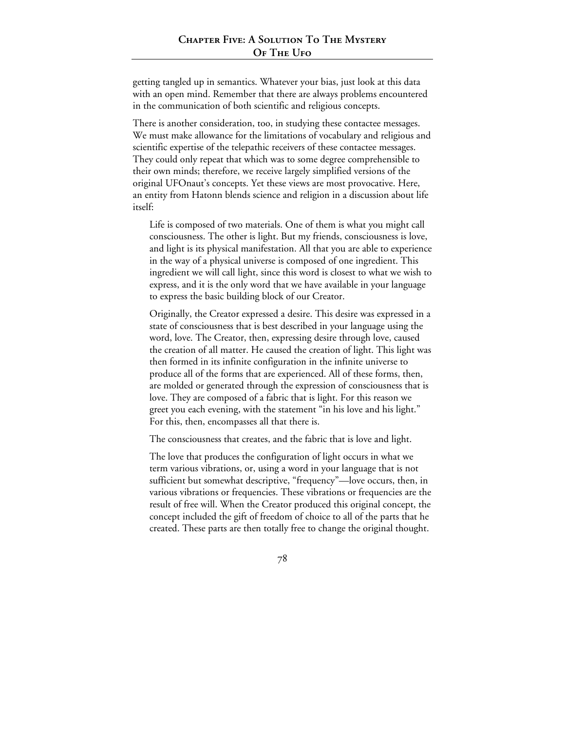getting tangled up in semantics. Whatever your bias, just look at this data with an open mind. Remember that there are always problems encountered in the communication of both scientific and religious concepts.

There is another consideration, too, in studying these contactee messages. We must make allowance for the limitations of vocabulary and religious and scientific expertise of the telepathic receivers of these contactee messages. They could only repeat that which was to some degree comprehensible to their own minds; therefore, we receive largely simplified versions of the original UFOnaut's concepts. Yet these views are most provocative. Here, an entity from Hatonn blends science and religion in a discussion about life itself:

> Life is composed of two materials. One of them is what you might call consciousness. The other is light. But my friends, consciousness is love, and light is its physical manifestation. All that you are able to experience in the way of a physical universe is composed of one ingredient. This ingredient we will call light, since this word is closest to what we wish to express, and it is the only word that we have available in your language to express the basic building block of our Creator.
>
> Originally, the Creator expressed a desire. This desire was expressed in a state of consciousness that is best described in your language using the word, love. The Creator, then, expressing desire through love, caused the creation of all matter. He caused the creation of light. This light was then formed in its infinite configuration in the infinite universe to produce all of the forms that are experienced. All of these forms, then, are molded or generated through the expression of consciousness that is love. They are composed of a fabric that is light. For this reason we greet you each evening, with the statement "in his love and his light." For this, then, encompasses all that there is.
>
> The consciousness that creates, and the fabric that is love and light.
>
> The love that produces the configuration of light occurs in what we term various vibrations, or, using a word in your language that is not sufficient but somewhat descriptive, "frequency"—love occurs, then, in various vibrations or frequencies. These vibrations or frequencies are the result of free will. When the Creator produced this original concept, the concept included the gift of freedom of choice to all of the parts that he created. These parts are then totally free to change the original thought.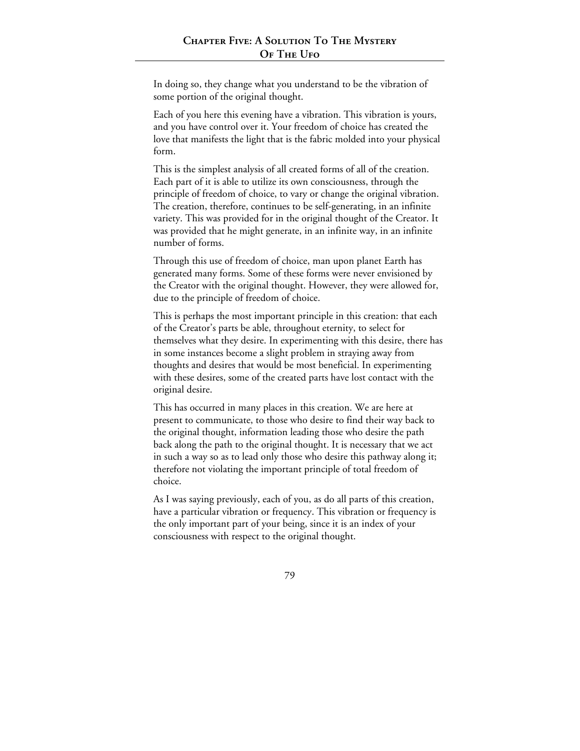In doing so, they change what you understand to be the vibration of some portion of the original thought.

Each of you here this evening have a vibration. This vibration is yours, and you have control over it. Your freedom of choice has created the love that manifests the light that is the fabric molded into your physical form.

This is the simplest analysis of all created forms of all of the creation. Each part of it is able to utilize its own consciousness, through the principle of freedom of choice, to vary or change the original vibration. The creation, therefore, continues to be self-generating, in an infinite variety. This was provided for in the original thought of the Creator. It was provided that he might generate, in an infinite way, in an infinite number of forms.

Through this use of freedom of choice, man upon planet Earth has generated many forms. Some of these forms were never envisioned by the Creator with the original thought. However, they were allowed for, due to the principle of freedom of choice.

This is perhaps the most important principle in this creation: that each of the Creator's parts be able, throughout eternity, to select for themselves what they desire. In experimenting with this desire, there has in some instances become a slight problem in straying away from thoughts and desires that would be most beneficial. In experimenting with these desires, some of the created parts have lost contact with the original desire.

This has occurred in many places in this creation. We are here at present to communicate, to those who desire to find their way back to the original thought, information leading those who desire the path back along the path to the original thought. It is necessary that we act in such a way so as to lead only those who desire this pathway along it; therefore not violating the important principle of total freedom of choice.

As I was saying previously, each of you, as do all parts of this creation, have a particular vibration or frequency. This vibration or frequency is the only important part of your being, since it is an index of your consciousness with respect to the original thought.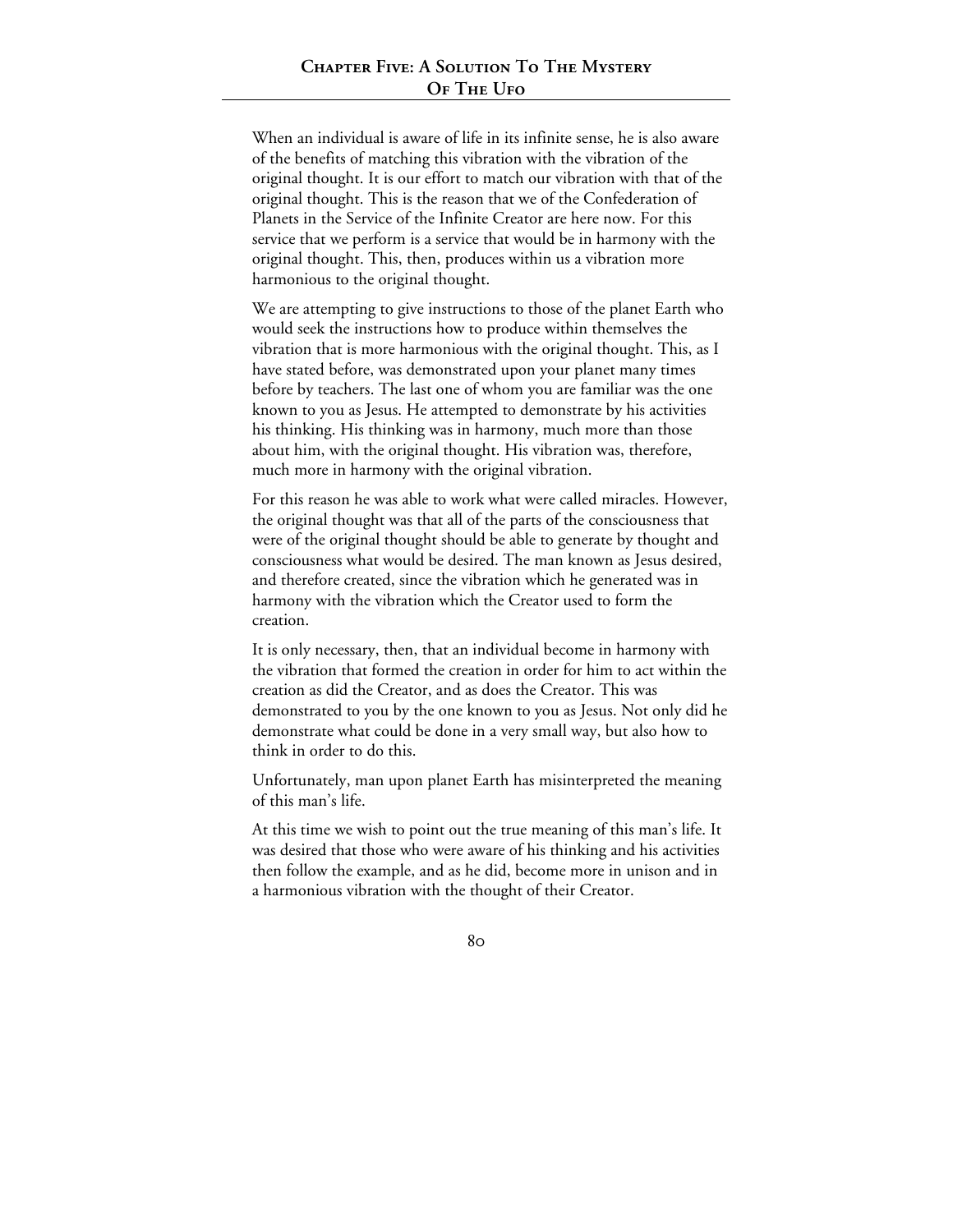When an individual is aware of life in its infinite sense, he is also aware of the benefits of matching this vibration with the vibration of the original thought. It is our effort to match our vibration with that of the original thought. This is the reason that we of the Confederation of Planets in the Service of the Infinite Creator are here now. For this service that we perform is a service that would be in harmony with the original thought. This, then, produces within us a vibration more harmonious to the original thought.

We are attempting to give instructions to those of the planet Earth who would seek the instructions how to produce within themselves the vibration that is more harmonious with the original thought. This, as I have stated before, was demonstrated upon your planet many times before by teachers. The last one of whom you are familiar was the one known to you as Jesus. He attempted to demonstrate by his activities his thinking. His thinking was in harmony, much more than those about him, with the original thought. His vibration was, therefore, much more in harmony with the original vibration.

For this reason he was able to work what were called miracles. However, the original thought was that all of the parts of the consciousness that were of the original thought should be able to generate by thought and consciousness what would be desired. The man known as Jesus desired, and therefore created, since the vibration which he generated was in harmony with the vibration which the Creator used to form the creation.

It is only necessary, then, that an individual become in harmony with the vibration that formed the creation in order for him to act within the creation as did the Creator, and as does the Creator. This was demonstrated to you by the one known to you as Jesus. Not only did he demonstrate what could be done in a very small way, but also how to think in order to do this.

Unfortunately, man upon planet Earth has misinterpreted the meaning of this man's life.

At this time we wish to point out the true meaning of this man's life. It was desired that those who were aware of his thinking and his activities then follow the example, and as he did, become more in unison and in a harmonious vibration with the thought of their Creator.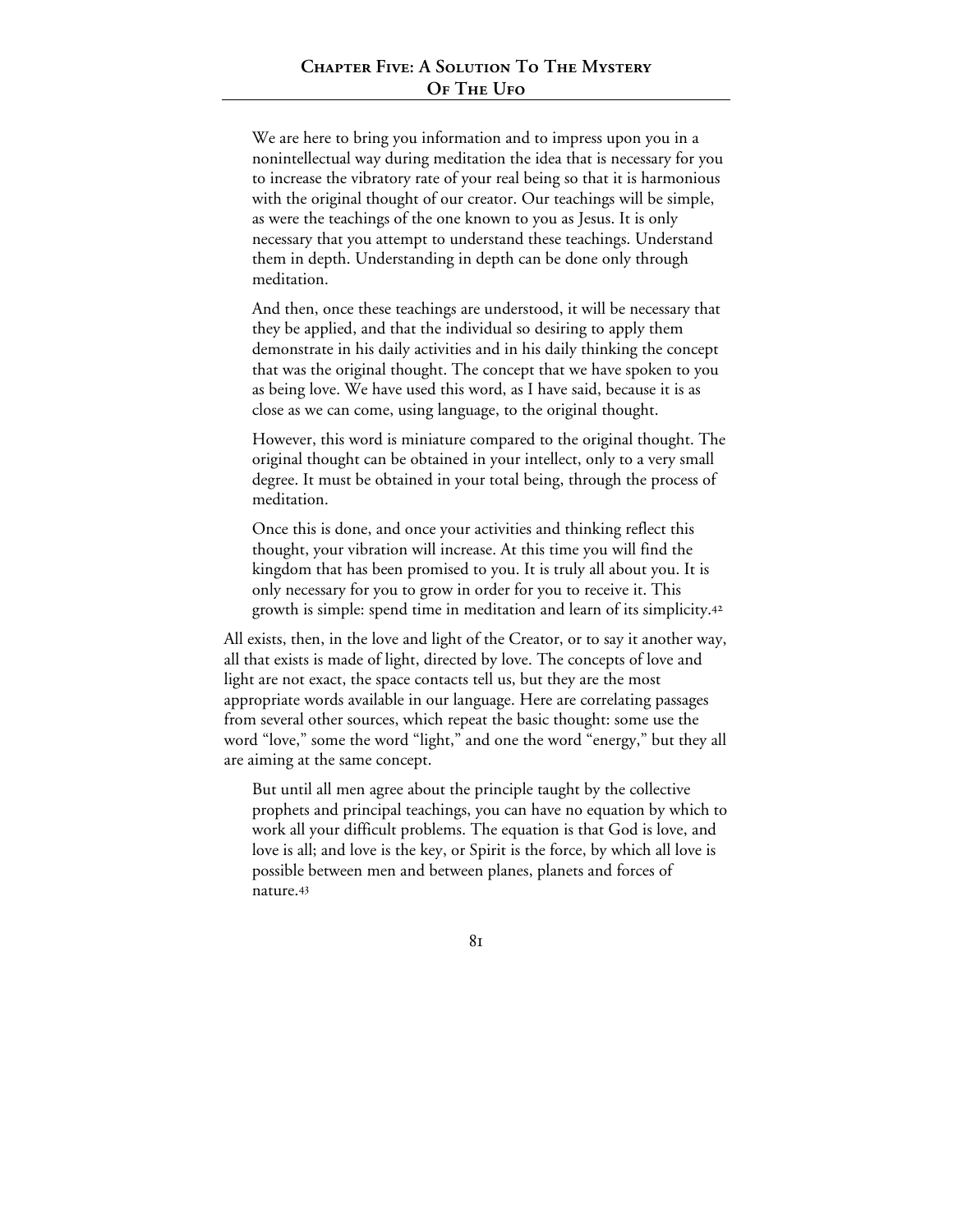> We are here to bring you information and to impress upon you in a nonintellectual way during meditation the idea that is necessary for you to increase the vibratory rate of your real being so that it is harmonious with the original thought of our creator. Our teachings will be simple, as were the teachings of the one known to you as Jesus. It is only necessary that you attempt to understand these teachings. Understand them in depth. Understanding in depth can be done only through meditation.
>
> And then, once these teachings are understood, it will be necessary that they be applied, and that the individual so desiring to apply them demonstrate in his daily activities and in his daily thinking the concept that was the original thought. The concept that we have spoken to you as being love. We have used this word, as I have said, because it is as close as we can come, using language, to the original thought.
>
> However, this word is miniature compared to the original thought. The original thought can be obtained in your intellect, only to a very small degree. It must be obtained in your total being, through the process of meditation.
>
> Once this is done, and once your activities and thinking reflect this thought, your vibration will increase. At this time you will find the kingdom that has been promised to you. It is truly all about you. It is only necessary for you to grow in order for you to receive it. This growth is simple: spend time in meditation and learn of its simplicity.[42]

All exists, then, in the love and light of the Creator, or to say it another way, all that exists is made of light, directed by love. The concepts of love and light are not exact, the space contacts tell us, but they are the most appropriate words available in our language. Here are correlating passages from several other sources, which repeat the basic thought: some use the word "love," some the word "light," and one the word "energy," but they all are aiming at the same concept.

> But until all men agree about the principle taught by the collective prophets and principal teachings, you can have no equation by which to work all your difficult problems. The equation is that God is love, and love is all; and love is the key, or Spirit is the force, by which all love is possible between men and between planes, planets and forces of nature.[43]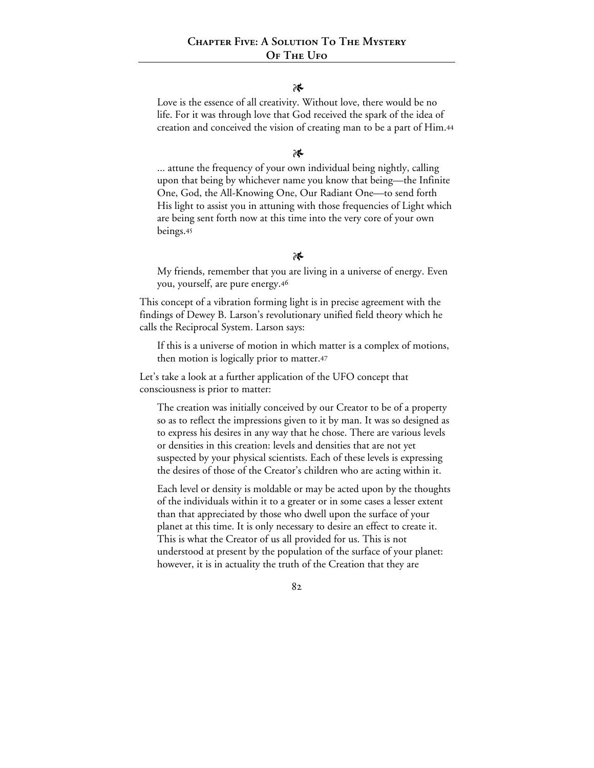❧

> Love is the essence of all creativity. Without love, there would be no life. For it was through love that God received the spark of the idea of creation and conceived the vision of creating man to be a part of Him.[44]

❧

> ... attune the frequency of your own individual being nightly, calling upon that being by whichever name you know that being—the Infinite One, God, the All-Knowing One, Our Radiant One—to send forth His light to assist you in attuning with those frequencies of Light which are being sent forth now at this time into the very core of your own beings.[45]

❧

> My friends, remember that you are living in a universe of energy. Even you, yourself, are pure energy.[46]

This concept of a vibration forming light is in precise agreement with the findings of Dewey B. Larson's revolutionary unified field theory which he calls the Reciprocal System. Larson says:

> If this is a universe of motion in which matter is a complex of motions, then motion is logically prior to matter.[47]

Let's take a look at a further application of the UFO concept that consciousness is prior to matter:

> The creation was initially conceived by our Creator to be of a property so as to reflect the impressions given to it by man. It was so designed as to express his desires in any way that he chose. There are various levels or densities in this creation: levels and densities that are not yet suspected by your physical scientists. Each of these levels is expressing the desires of those of the Creator's children who are acting within it.
>
> Each level or density is moldable or may be acted upon by the thoughts of the individuals within it to a greater or in some cases a lesser extent than that appreciated by those who dwell upon the surface of your planet at this time. It is only necessary to desire an effect to create it. This is what the Creator of us all provided for us. This is not understood at present by the population of the surface of your planet: however, it is in actuality the truth of the Creation that they are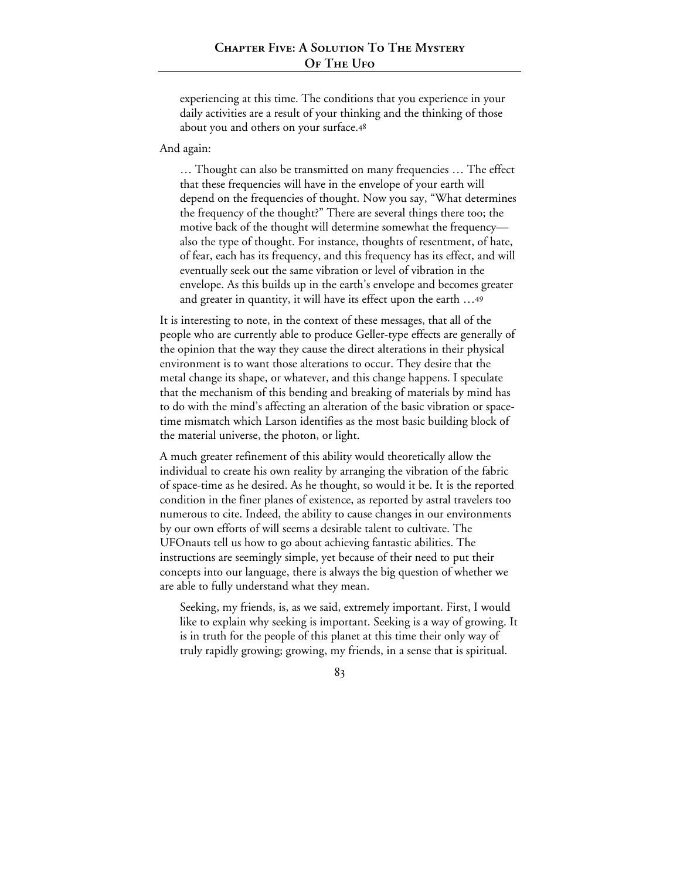> experiencing at this time. The conditions that you experience in your daily activities are a result of your thinking and the thinking of those about you and others on your surface.[48]

And again:

> … Thought can also be transmitted on many frequencies … The effect that these frequencies will have in the envelope of your earth will depend on the frequencies of thought. Now you say, "What determines the frequency of the thought?" There are several things there too; the motive back of the thought will determine somewhat the frequency—also the type of thought. For instance, thoughts of resentment, of hate, of fear, each has its frequency, and this frequency has its effect, and will eventually seek out the same vibration or level of vibration in the envelope. As this builds up in the earth's envelope and becomes greater and greater in quantity, it will have its effect upon the earth …[49]

It is interesting to note, in the context of these messages, that all of the people who are currently able to produce Geller-type effects are generally of the opinion that the way they cause the direct alterations in their physical environment is to want those alterations to occur. They desire that the metal change its shape, or whatever, and this change happens. I speculate that the mechanism of this bending and breaking of materials by mind has to do with the mind's affecting an alteration of the basic vibration or space-time mismatch which Larson identifies as the most basic building block of the material universe, the photon, or light.

A much greater refinement of this ability would theoretically allow the individual to create his own reality by arranging the vibration of the fabric of space-time as he desired. As he thought, so would it be. It is the reported condition in the finer planes of existence, as reported by astral travelers too numerous to cite. Indeed, the ability to cause changes in our environments by our own efforts of will seems a desirable talent to cultivate. The UFOnauts tell us how to go about achieving fantastic abilities. The instructions are seemingly simple, yet because of their need to put their concepts into our language, there is always the big question of whether we are able to fully understand what they mean.

> Seeking, my friends, is, as we said, extremely important. First, I would like to explain why seeking is important. Seeking is a way of growing. It is in truth for the people of this planet at this time their only way of truly rapidly growing; growing, my friends, in a sense that is spiritual.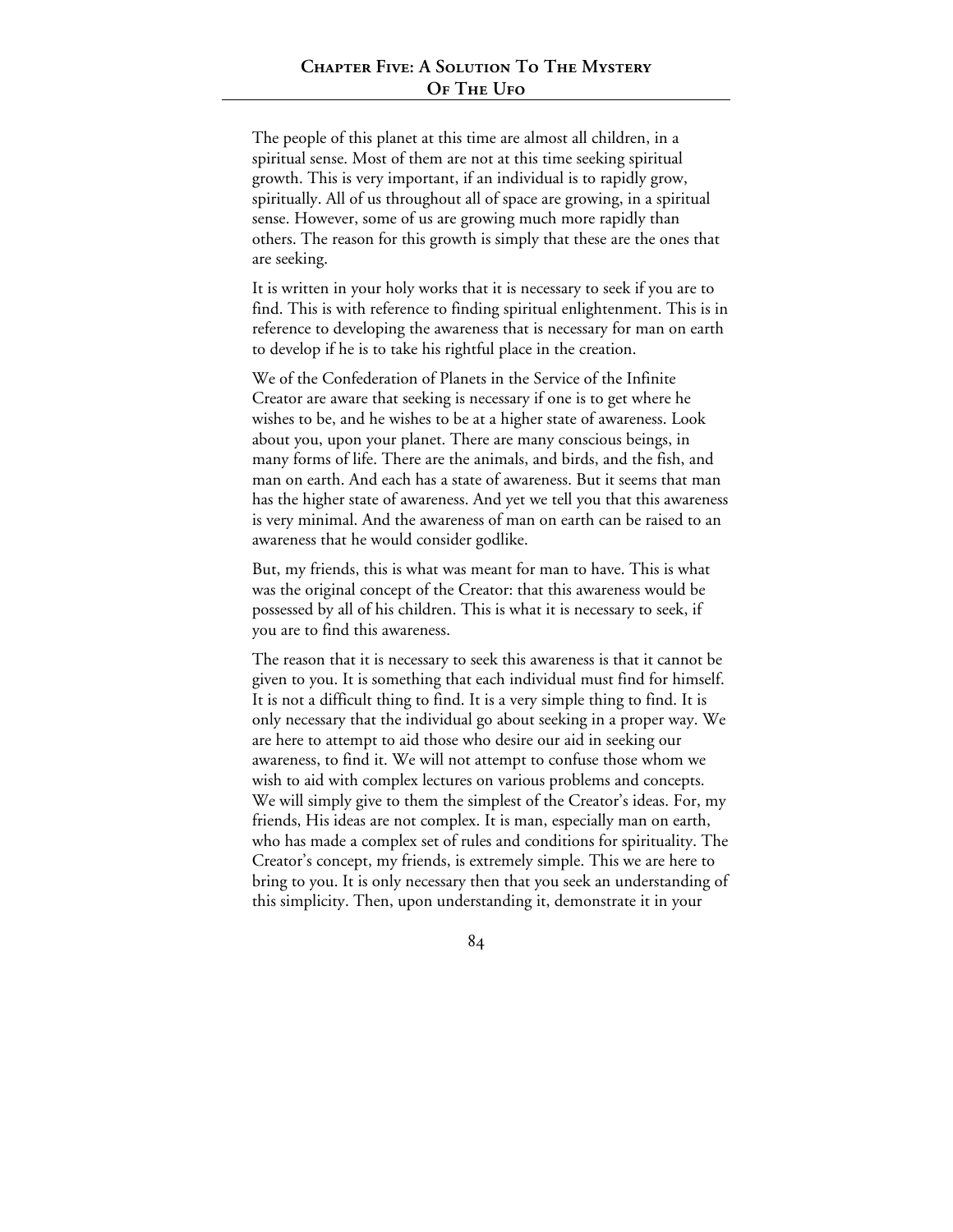The people of this planet at this time are almost all children, in a spiritual sense. Most of them are not at this time seeking spiritual growth. This is very important, if an individual is to rapidly grow, spiritually. All of us throughout all of space are growing, in a spiritual sense. However, some of us are growing much more rapidly than others. The reason for this growth is simply that these are the ones that are seeking.

It is written in your holy works that it is necessary to seek if you are to find. This is with reference to finding spiritual enlightenment. This is in reference to developing the awareness that is necessary for man on earth to develop if he is to take his rightful place in the creation.

We of the Confederation of Planets in the Service of the Infinite Creator are aware that seeking is necessary if one is to get where he wishes to be, and he wishes to be at a higher state of awareness. Look about you, upon your planet. There are many conscious beings, in many forms of life. There are the animals, and birds, and the fish, and man on earth. And each has a state of awareness. But it seems that man has the higher state of awareness. And yet we tell you that this awareness is very minimal. And the awareness of man on earth can be raised to an awareness that he would consider godlike.

But, my friends, this is what was meant for man to have. This is what was the original concept of the Creator: that this awareness would be possessed by all of his children. This is what it is necessary to seek, if you are to find this awareness.

The reason that it is necessary to seek this awareness is that it cannot be given to you. It is something that each individual must find for himself. It is not a difficult thing to find. It is a very simple thing to find. It is only necessary that the individual go about seeking in a proper way. We are here to attempt to aid those who desire our aid in seeking our awareness, to find it. We will not attempt to confuse those whom we wish to aid with complex lectures on various problems and concepts. We will simply give to them the simplest of the Creator's ideas. For, my friends, His ideas are not complex. It is man, especially man on earth, who has made a complex set of rules and conditions for spirituality. The Creator's concept, my friends, is extremely simple. This we are here to bring to you. It is only necessary then that you seek an understanding of this simplicity. Then, upon understanding it, demonstrate it in your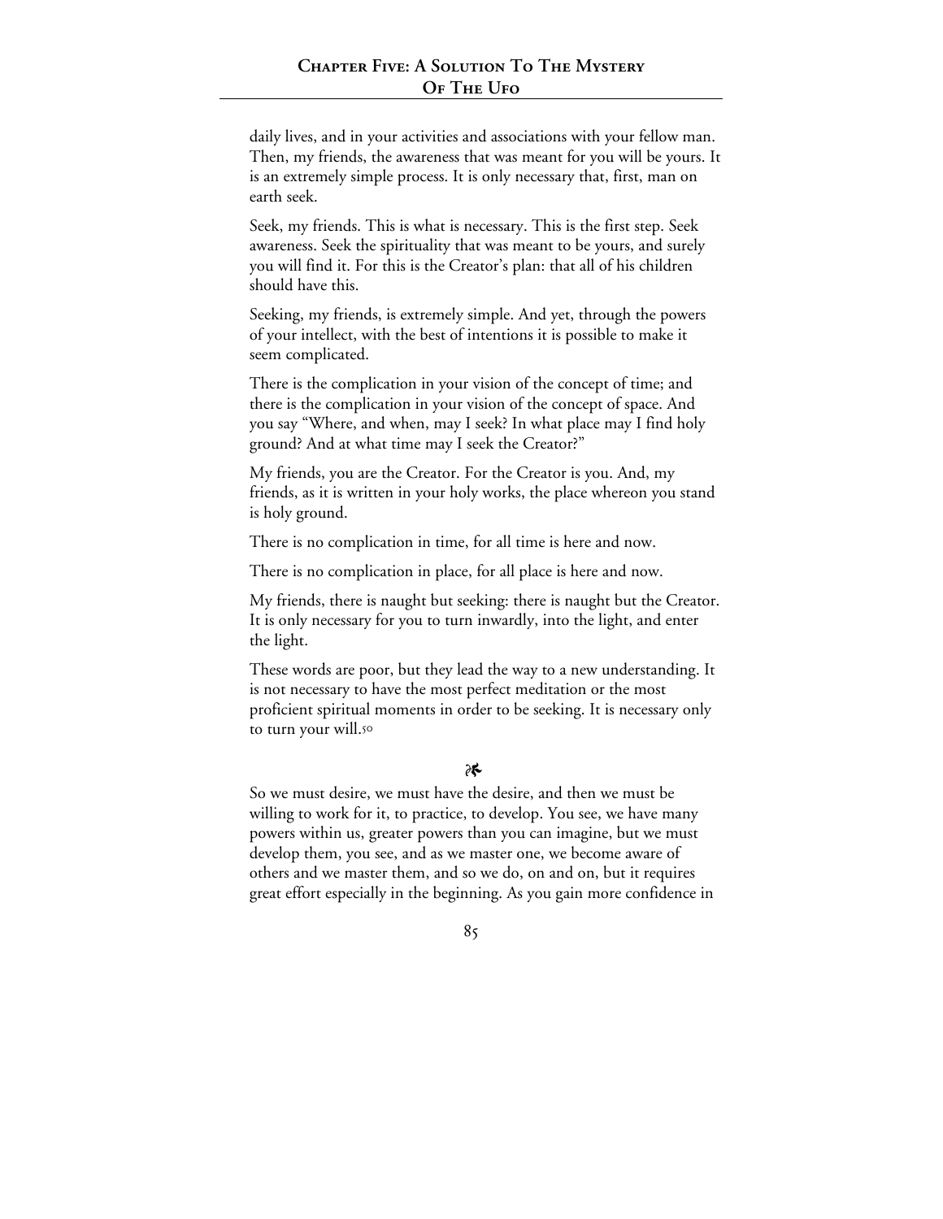daily lives, and in your activities and associations with your fellow man. Then, my friends, the awareness that was meant for you will be yours. It is an extremely simple process. It is only necessary that, first, man on earth seek.

Seek, my friends. This is what is necessary. This is the first step. Seek awareness. Seek the spirituality that was meant to be yours, and surely you will find it. For this is the Creator's plan: that all of his children should have this.

Seeking, my friends, is extremely simple. And yet, through the powers of your intellect, with the best of intentions it is possible to make it seem complicated.

There is the complication in your vision of the concept of time; and there is the complication in your vision of the concept of space. And you say "Where, and when, may I seek? In what place may I find holy ground? And at what time may I seek the Creator?"

My friends, you are the Creator. For the Creator is you. And, my friends, as it is written in your holy works, the place whereon you stand is holy ground.

There is no complication in time, for all time is here and now.

There is no complication in place, for all place is here and now.

My friends, there is naught but seeking: there is naught but the Creator. It is only necessary for you to turn inwardly, into the light, and enter the light.

These words are poor, but they lead the way to a new understanding. It is not necessary to have the most perfect meditation or the most proficient spiritual moments in order to be seeking. It is necessary only to turn your will.[50]

❧

So we must desire, we must have the desire, and then we must be willing to work for it, to practice, to develop. You see, we have many powers within us, greater powers than you can imagine, but we must develop them, you see, and as we master one, we become aware of others and we master them, and so we do, on and on, but it requires great effort especially in the beginning. As you gain more confidence in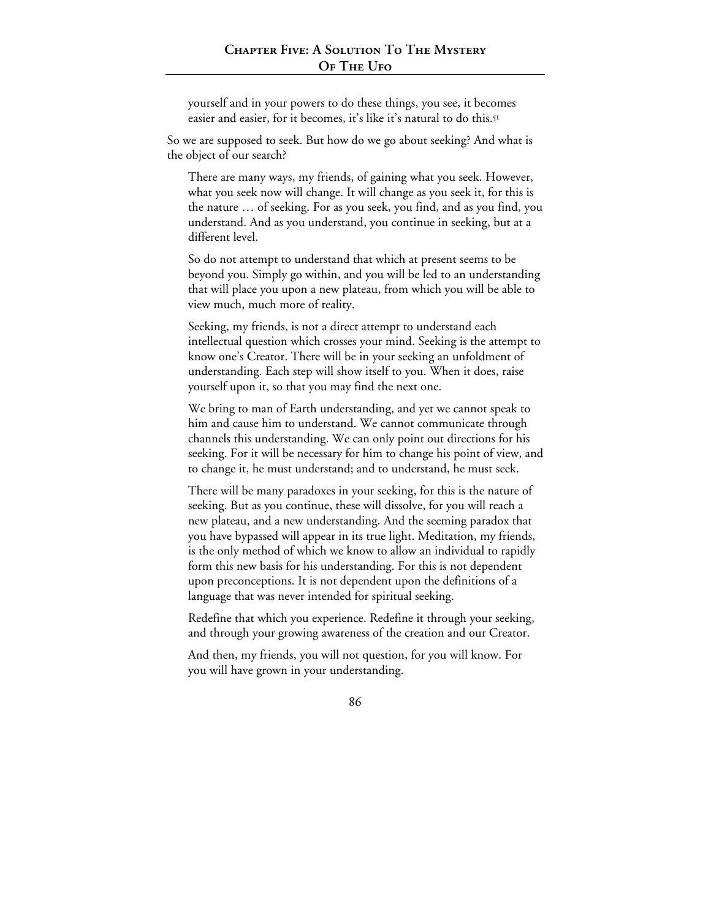> yourself and in your powers to do these things, you see, it becomes easier and easier, for it becomes, it's like it's natural to do this.[51]

So we are supposed to seek. But how do we go about seeking? And what is the object of our search?

> There are many ways, my friends, of gaining what you seek. However, what you seek now will change. It will change as you seek it, for this is the nature … of seeking. For as you seek, you find, and as you find, you understand. And as you understand, you continue in seeking, but at a different level.
>
> So do not attempt to understand that which at present seems to be beyond you. Simply go within, and you will be led to an understanding that will place you upon a new plateau, from which you will be able to view much, much more of reality.
>
> Seeking, my friends, is not a direct attempt to understand each intellectual question which crosses your mind. Seeking is the attempt to know one's Creator. There will be in your seeking an unfoldment of understanding. Each step will show itself to you. When it does, raise yourself upon it, so that you may find the next one.
>
> We bring to man of Earth understanding, and yet we cannot speak to him and cause him to understand. We cannot communicate through channels this understanding. We can only point out directions for his seeking. For it will be necessary for him to change his point of view, and to change it, he must understand; and to understand, he must seek.
>
> There will be many paradoxes in your seeking, for this is the nature of seeking. But as you continue, these will dissolve, for you will reach a new plateau, and a new understanding. And the seeming paradox that you have bypassed will appear in its true light. Meditation, my friends, is the only method of which we know to allow an individual to rapidly form this new basis for his understanding. For this is not dependent upon preconceptions. It is not dependent upon the definitions of a language that was never intended for spiritual seeking.
>
> Redefine that which you experience. Redefine it through your seeking, and through your growing awareness of the creation and our Creator.
>
> And then, my friends, you will not question, for you will know. For you will have grown in your understanding.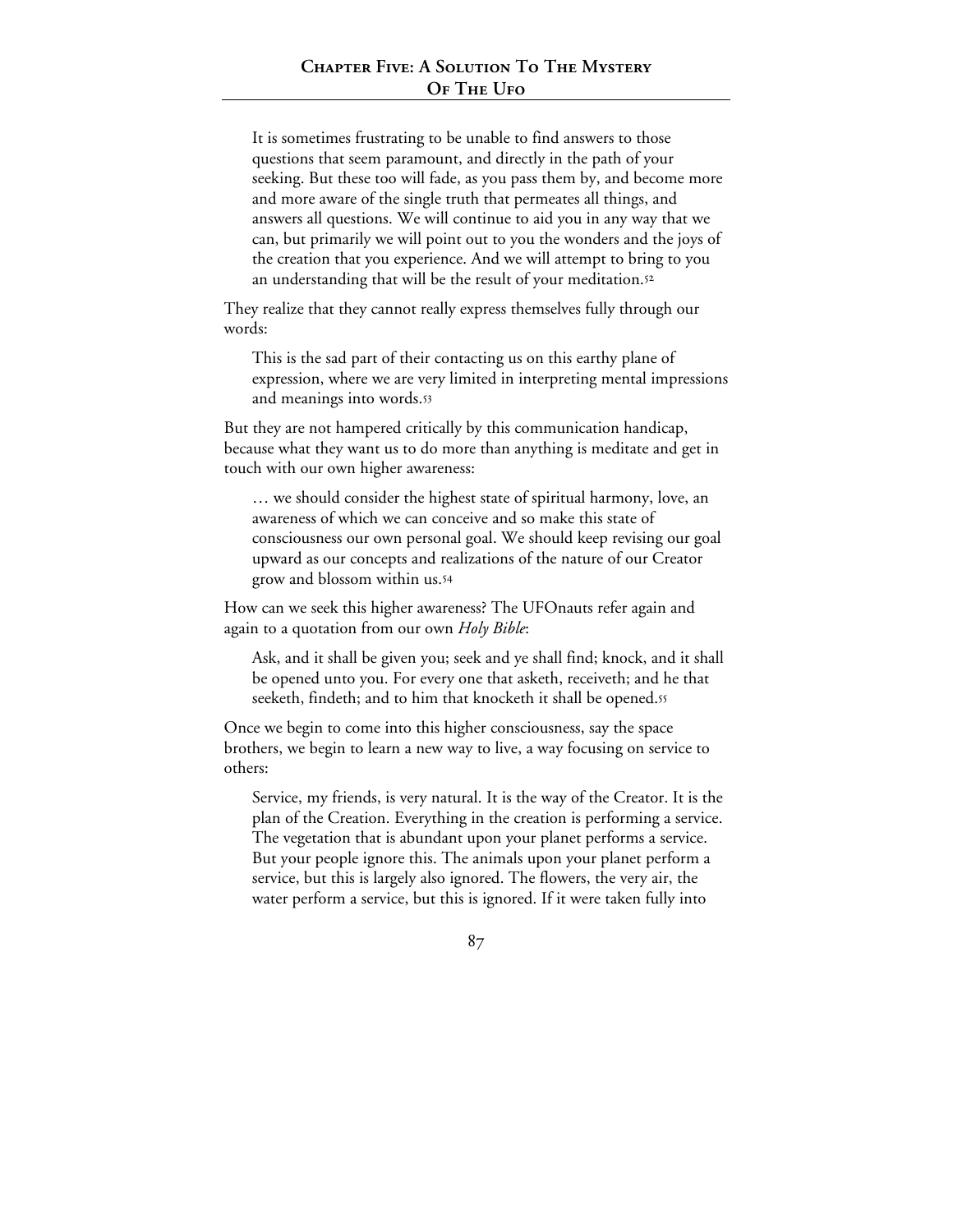> It is sometimes frustrating to be unable to find answers to those questions that seem paramount, and directly in the path of your seeking. But these too will fade, as you pass them by, and become more and more aware of the single truth that permeates all things, and answers all questions. We will continue to aid you in any way that we can, but primarily we will point out to you the wonders and the joys of the creation that you experience. And we will attempt to bring to you an understanding that will be the result of your meditation.[52]

They realize that they cannot really express themselves fully through our words:

> This is the sad part of their contacting us on this earthy plane of expression, where we are very limited in interpreting mental impressions and meanings into words.[53]

But they are not hampered critically by this communication handicap, because what they want us to do more than anything is meditate and get in touch with our own higher awareness:

> … we should consider the highest state of spiritual harmony, love, an awareness of which we can conceive and so make this state of consciousness our own personal goal. We should keep revising our goal upward as our concepts and realizations of the nature of our Creator grow and blossom within us.[54]

How can we seek this higher awareness? The UFOnauts refer again and again to a quotation from our own *Holy Bible*:

> Ask, and it shall be given you; seek and ye shall find; knock, and it shall be opened unto you. For every one that asketh, receiveth; and he that seeketh, findeth; and to him that knocketh it shall be opened.[55]

Once we begin to come into this higher consciousness, say the space brothers, we begin to learn a new way to live, a way focusing on service to others:

> Service, my friends, is very natural. It is the way of the Creator. It is the plan of the Creation. Everything in the creation is performing a service. The vegetation that is abundant upon your planet performs a service. But your people ignore this. The animals upon your planet perform a service, but this is largely also ignored. The flowers, the very air, the water perform a service, but this is ignored. If it were taken fully into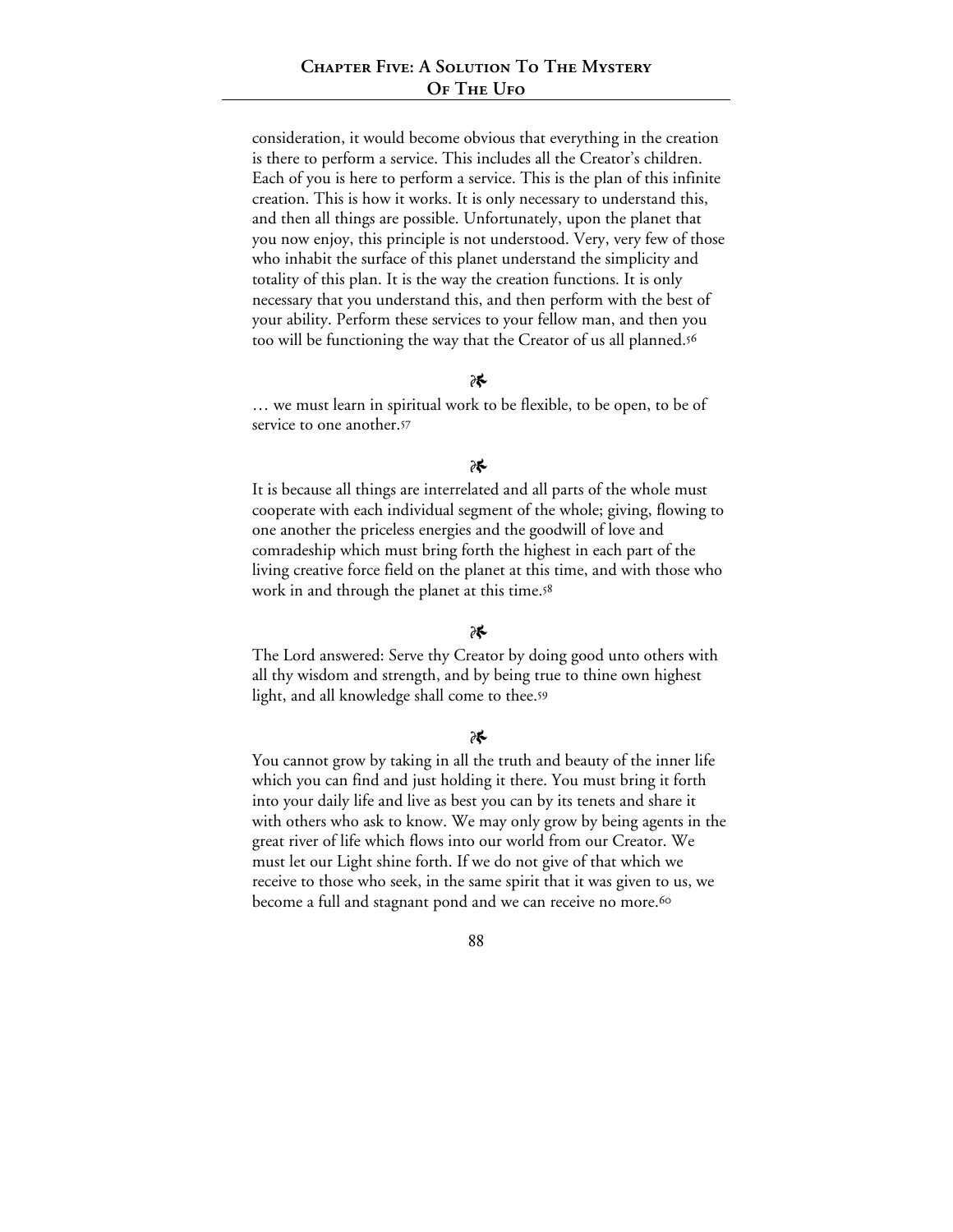consideration, it would become obvious that everything in the creation is there to perform a service. This includes all the Creator's children. Each of you is here to perform a service. This is the plan of this infinite creation. This is how it works. It is only necessary to understand this, and then all things are possible. Unfortunately, upon the planet that you now enjoy, this principle is not understood. Very, very few of those who inhabit the surface of this planet understand the simplicity and totality of this plan. It is the way the creation functions. It is only necessary that you understand this, and then perform with the best of your ability. Perform these services to your fellow man, and then you too will be functioning the way that the Creator of us all planned.[56]

☙

… we must learn in spiritual work to be flexible, to be open, to be of service to one another.[57]

☙

It is because all things are interrelated and all parts of the whole must cooperate with each individual segment of the whole; giving, flowing to one another the priceless energies and the goodwill of love and comradeship which must bring forth the highest in each part of the living creative force field on the planet at this time, and with those who work in and through the planet at this time.[58]

☙

The Lord answered: Serve thy Creator by doing good unto others with all thy wisdom and strength, and by being true to thine own highest light, and all knowledge shall come to thee.[59]

☙

You cannot grow by taking in all the truth and beauty of the inner life which you can find and just holding it there. You must bring it forth into your daily life and live as best you can by its tenets and share it with others who ask to know. We may only grow by being agents in the great river of life which flows into our world from our Creator. We must let our Light shine forth. If we do not give of that which we receive to those who seek, in the same spirit that it was given to us, we become a full and stagnant pond and we can receive no more.[60]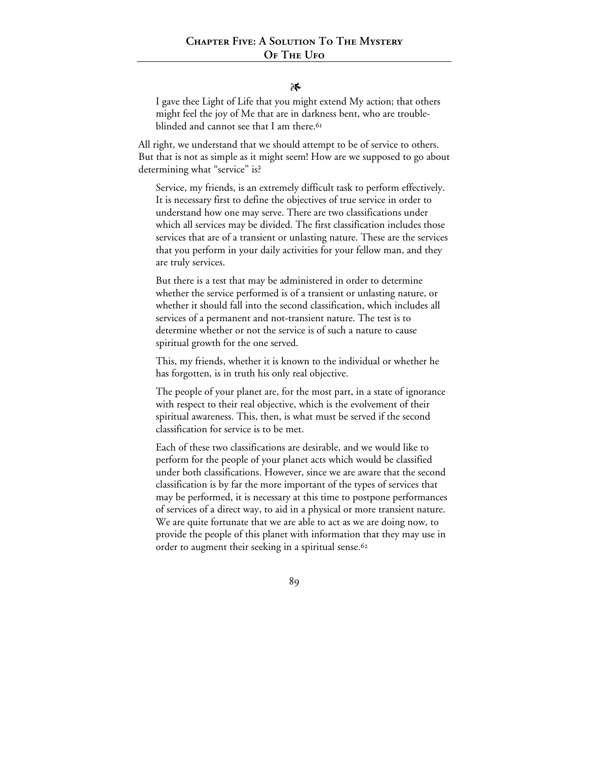I gave thee Light of Life that you might extend My action; that others might feel the joy of Me that are in darkness bent, who are trouble-blinded and cannot see that I am there.[61]

All right, we understand that we should attempt to be of service to others. But that is not as simple as it might seem! How are we supposed to go about determining what "service" is?

> Service, my friends, is an extremely difficult task to perform effectively. It is necessary first to define the objectives of true service in order to understand how one may serve. There are two classifications under which all services may be divided. The first classification includes those services that are of a transient or unlasting nature. These are the services that you perform in your daily activities for your fellow man, and they are truly services.
>
> But there is a test that may be administered in order to determine whether the service performed is of a transient or unlasting nature, or whether it should fall into the second classification, which includes all services of a permanent and not-transient nature. The test is to determine whether or not the service is of such a nature to cause spiritual growth for the one served.
>
> This, my friends, whether it is known to the individual or whether he has forgotten, is in truth his only real objective.
>
> The people of your planet are, for the most part, in a state of ignorance with respect to their real objective, which is the evolvement of their spiritual awareness. This, then, is what must be served if the second classification for service is to be met.
>
> Each of these two classifications are desirable, and we would like to perform for the people of your planet acts which would be classified under both classifications. However, since we are aware that the second classification is by far the more important of the types of services that may be performed, it is necessary at this time to postpone performances of services of a direct way, to aid in a physical or more transient nature. We are quite fortunate that we are able to act as we are doing now, to provide the people of this planet with information that they may use in order to augment their seeking in a spiritual sense.[62]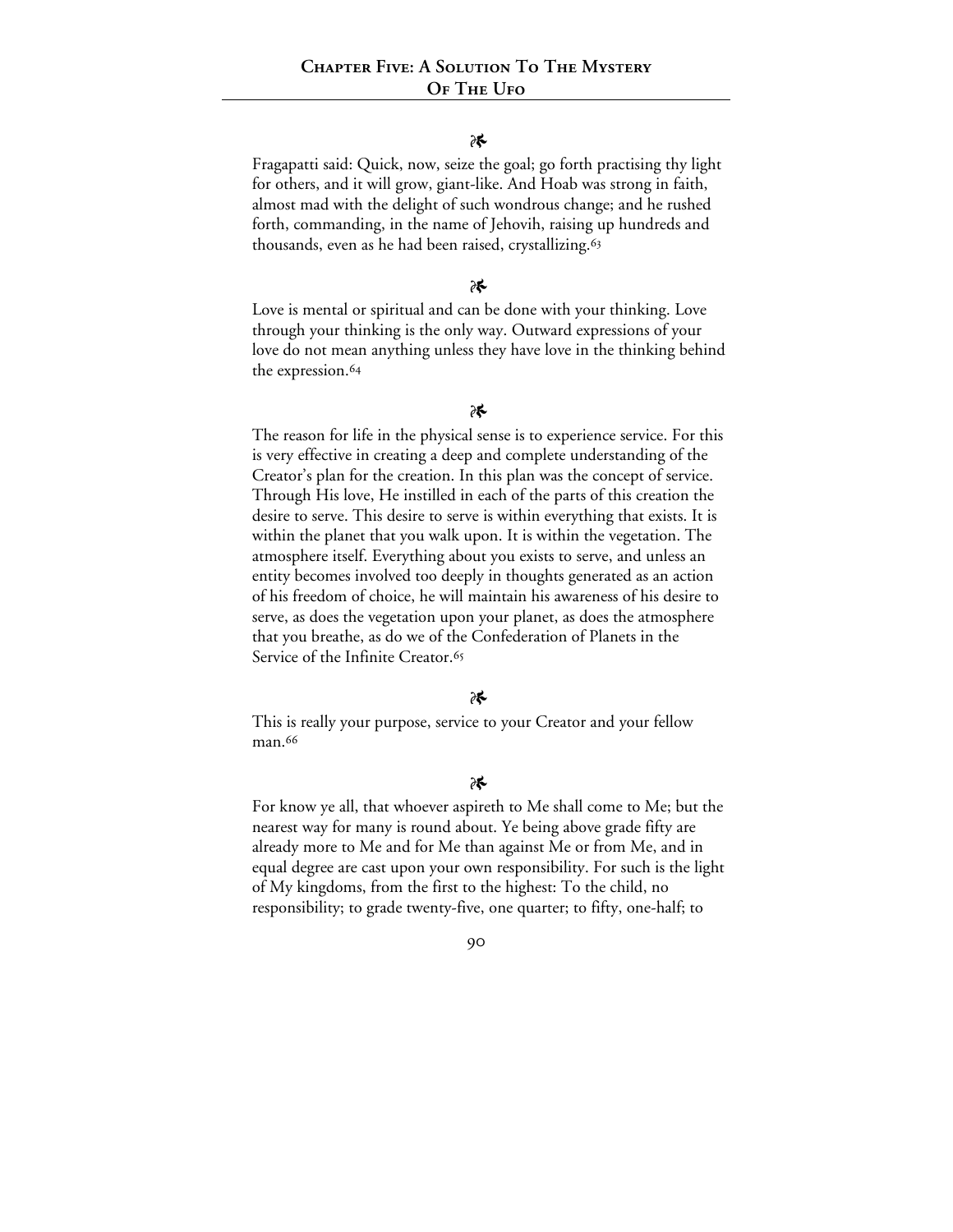❧

Fragapatti said: Quick, now, seize the goal; go forth practising thy light for others, and it will grow, giant-like. And Hoab was strong in faith, almost mad with the delight of such wondrous change; and he rushed forth, commanding, in the name of Jehovih, raising up hundreds and thousands, even as he had been raised, crystallizing.[63]

❧

Love is mental or spiritual and can be done with your thinking. Love through your thinking is the only way. Outward expressions of your love do not mean anything unless they have love in the thinking behind the expression.[64]

❧

The reason for life in the physical sense is to experience service. For this is very effective in creating a deep and complete understanding of the Creator's plan for the creation. In this plan was the concept of service. Through His love, He instilled in each of the parts of this creation the desire to serve. This desire to serve is within everything that exists. It is within the planet that you walk upon. It is within the vegetation. The atmosphere itself. Everything about you exists to serve, and unless an entity becomes involved too deeply in thoughts generated as an action of his freedom of choice, he will maintain his awareness of his desire to serve, as does the vegetation upon your planet, as does the atmosphere that you breathe, as do we of the Confederation of Planets in the Service of the Infinite Creator.[65]

❧

This is really your purpose, service to your Creator and your fellow man.[66]

❧

For know ye all, that whoever aspireth to Me shall come to Me; but the nearest way for many is round about. Ye being above grade fifty are already more to Me and for Me than against Me or from Me, and in equal degree are cast upon your own responsibility. For such is the light of My kingdoms, from the first to the highest: To the child, no responsibility; to grade twenty-five, one quarter; to fifty, one-half; to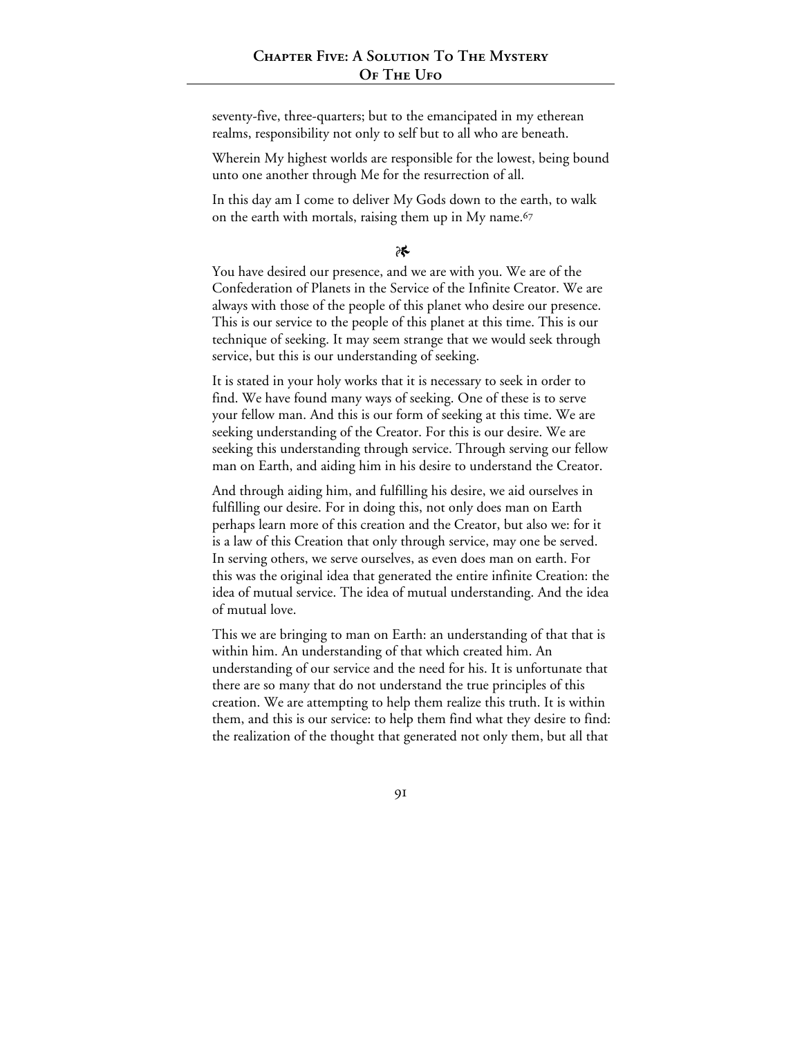seventy-five, three-quarters; but to the emancipated in my etherean realms, responsibility not only to self but to all who are beneath.

Wherein My highest worlds are responsible for the lowest, being bound unto one another through Me for the resurrection of all.

In this day am I come to deliver My Gods down to the earth, to walk on the earth with mortals, raising them up in My name.[67]

❧

You have desired our presence, and we are with you. We are of the Confederation of Planets in the Service of the Infinite Creator. We are always with those of the people of this planet who desire our presence. This is our service to the people of this planet at this time. This is our technique of seeking. It may seem strange that we would seek through service, but this is our understanding of seeking.

It is stated in your holy works that it is necessary to seek in order to find. We have found many ways of seeking. One of these is to serve your fellow man. And this is our form of seeking at this time. We are seeking understanding of the Creator. For this is our desire. We are seeking this understanding through service. Through serving our fellow man on Earth, and aiding him in his desire to understand the Creator.

And through aiding him, and fulfilling his desire, we aid ourselves in fulfilling our desire. For in doing this, not only does man on Earth perhaps learn more of this creation and the Creator, but also we: for it is a law of this Creation that only through service, may one be served. In serving others, we serve ourselves, as even does man on earth. For this was the original idea that generated the entire infinite Creation: the idea of mutual service. The idea of mutual understanding. And the idea of mutual love.

This we are bringing to man on Earth: an understanding of that that is within him. An understanding of that which created him. An understanding of our service and the need for his. It is unfortunate that there are so many that do not understand the true principles of this creation. We are attempting to help them realize this truth. It is within them, and this is our service: to help them find what they desire to find: the realization of the thought that generated not only them, but all that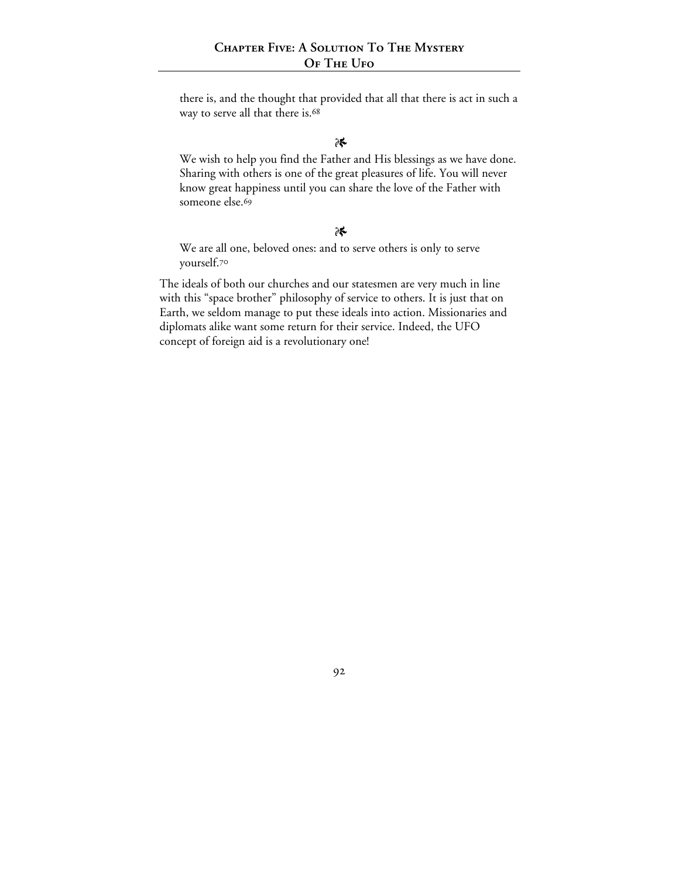> there is, and the thought that provided that all that there is act in such a way to serve all that there is.[68]

❧

> We wish to help you find the Father and His blessings as we have done. Sharing with others is one of the great pleasures of life. You will never know great happiness until you can share the love of the Father with someone else.[69]

❧

> We are all one, beloved ones: and to serve others is only to serve yourself.[70]

The ideals of both our churches and our statesmen are very much in line with this "space brother" philosophy of service to others. It is just that on Earth, we seldom manage to put these ideals into action. Missionaries and diplomats alike want some return for their service. Indeed, the UFO concept of foreign aid is a revolutionary one!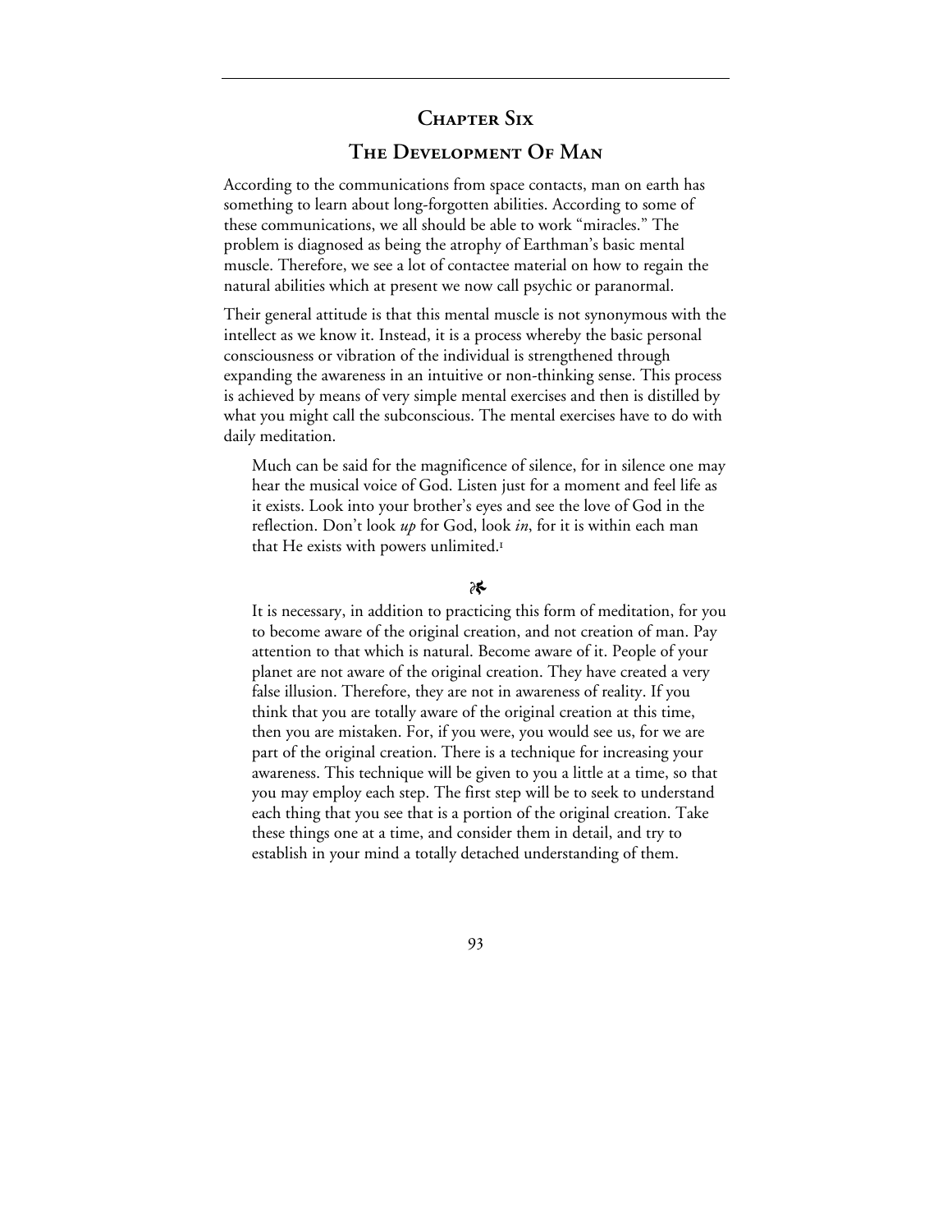# Chapter Six

## The Development Of Man

According to the communications from space contacts, man on earth has something to learn about long-forgotten abilities. According to some of these communications, we all should be able to work "miracles." The problem is diagnosed as being the atrophy of Earthman's basic mental muscle. Therefore, we see a lot of contactee material on how to regain the natural abilities which at present we now call psychic or paranormal.

Their general attitude is that this mental muscle is not synonymous with the intellect as we know it. Instead, it is a process whereby the basic personal consciousness or vibration of the individual is strengthened through expanding the awareness in an intuitive or non-thinking sense. This process is achieved by means of very simple mental exercises and then is distilled by what you might call the subconscious. The mental exercises have to do with daily meditation.

> Much can be said for the magnificence of silence, for in silence one may hear the musical voice of God. Listen just for a moment and feel life as it exists. Look into your brother's eyes and see the love of God in the reflection. Don't look *up* for God, look *in*, for it is within each man that He exists with powers unlimited.[1]

❧

> It is necessary, in addition to practicing this form of meditation, for you to become aware of the original creation, and not creation of man. Pay attention to that which is natural. Become aware of it. People of your planet are not aware of the original creation. They have created a very false illusion. Therefore, they are not in awareness of reality. If you think that you are totally aware of the original creation at this time, then you are mistaken. For, if you were, you would see us, for we are part of the original creation. There is a technique for increasing your awareness. This technique will be given to you a little at a time, so that you may employ each step. The first step will be to seek to understand each thing that you see that is a portion of the original creation. Take these things one at a time, and consider them in detail, and try to establish in your mind a totally detached understanding of them.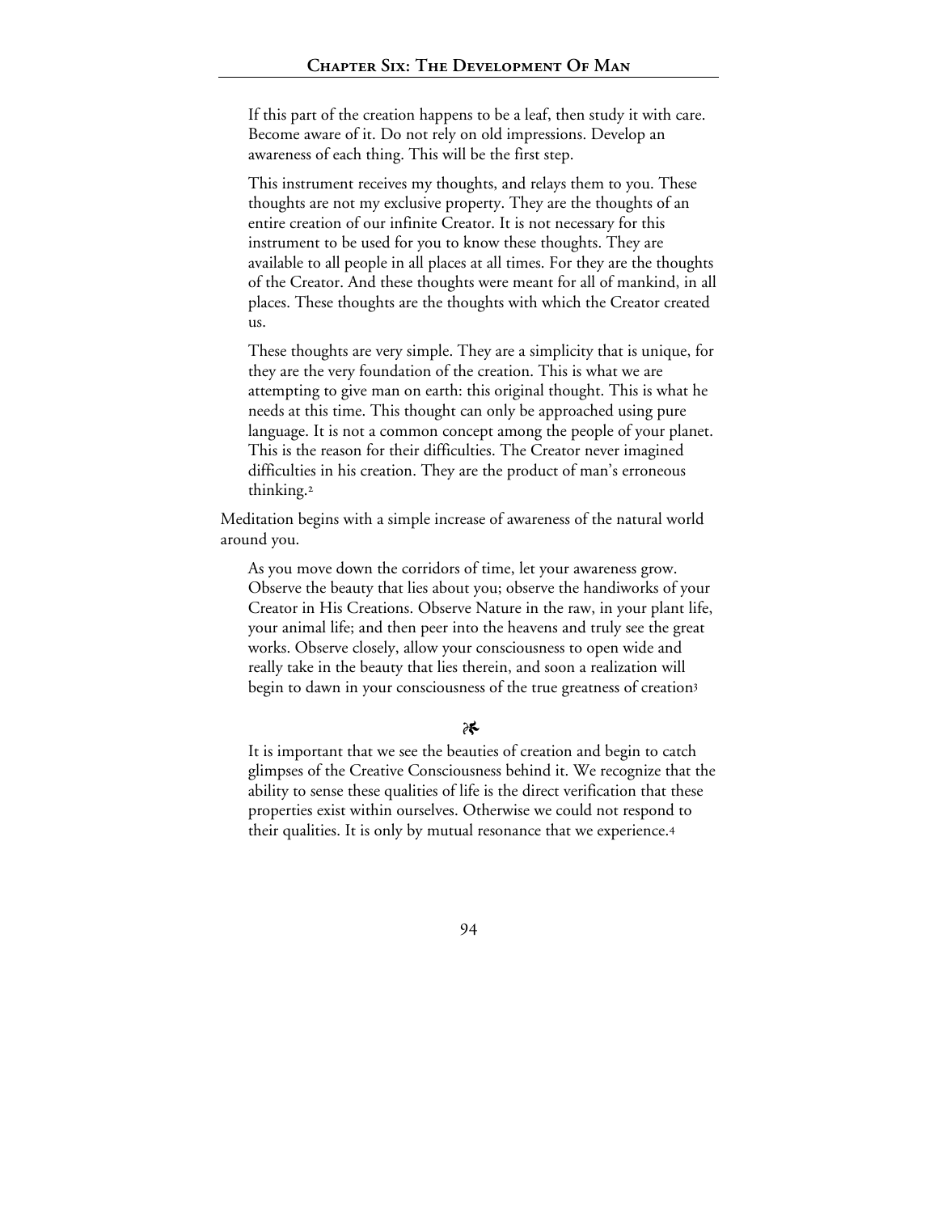> If this part of the creation happens to be a leaf, then study it with care. Become aware of it. Do not rely on old impressions. Develop an awareness of each thing. This will be the first step.
>
> This instrument receives my thoughts, and relays them to you. These thoughts are not my exclusive property. They are the thoughts of an entire creation of our infinite Creator. It is not necessary for this instrument to be used for you to know these thoughts. They are available to all people in all places at all times. For they are the thoughts of the Creator. And these thoughts were meant for all of mankind, in all places. These thoughts are the thoughts with which the Creator created us.
>
> These thoughts are very simple. They are a simplicity that is unique, for they are the very foundation of the creation. This is what we are attempting to give man on earth: this original thought. This is what he needs at this time. This thought can only be approached using pure language. It is not a common concept among the people of your planet. This is the reason for their difficulties. The Creator never imagined difficulties in his creation. They are the product of man's erroneous thinking.[2]

Meditation begins with a simple increase of awareness of the natural world around you.

> As you move down the corridors of time, let your awareness grow. Observe the beauty that lies about you; observe the handiworks of your Creator in His Creations. Observe Nature in the raw, in your plant life, your animal life; and then peer into the heavens and truly see the great works. Observe closely, allow your consciousness to open wide and really take in the beauty that lies therein, and soon a realization will begin to dawn in your consciousness of the true greatness of creation[3]

❧

> It is important that we see the beauties of creation and begin to catch glimpses of the Creative Consciousness behind it. We recognize that the ability to sense these qualities of life is the direct verification that these properties exist within ourselves. Otherwise we could not respond to their qualities. It is only by mutual resonance that we experience.[4]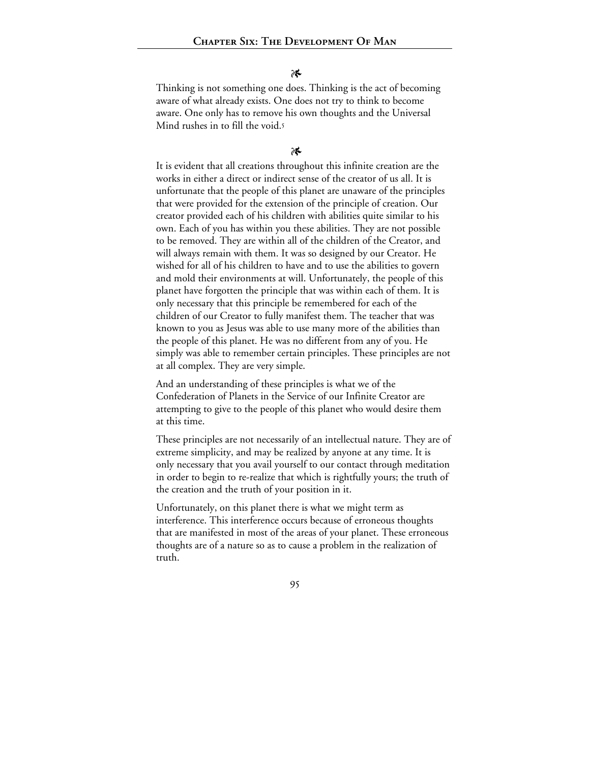❧

Thinking is not something one does. Thinking is the act of becoming aware of what already exists. One does not try to think to become aware. One only has to remove his own thoughts and the Universal Mind rushes in to fill the void.[5]

❧

It is evident that all creations throughout this infinite creation are the works in either a direct or indirect sense of the creator of us all. It is unfortunate that the people of this planet are unaware of the principles that were provided for the extension of the principle of creation. Our creator provided each of his children with abilities quite similar to his own. Each of you has within you these abilities. They are not possible to be removed. They are within all of the children of the Creator, and will always remain with them. It was so designed by our Creator. He wished for all of his children to have and to use the abilities to govern and mold their environments at will. Unfortunately, the people of this planet have forgotten the principle that was within each of them. It is only necessary that this principle be remembered for each of the children of our Creator to fully manifest them. The teacher that was known to you as Jesus was able to use many more of the abilities than the people of this planet. He was no different from any of you. He simply was able to remember certain principles. These principles are not at all complex. They are very simple.

And an understanding of these principles is what we of the Confederation of Planets in the Service of our Infinite Creator are attempting to give to the people of this planet who would desire them at this time.

These principles are not necessarily of an intellectual nature. They are of extreme simplicity, and may be realized by anyone at any time. It is only necessary that you avail yourself to our contact through meditation in order to begin to re-realize that which is rightfully yours; the truth of the creation and the truth of your position in it.

Unfortunately, on this planet there is what we might term as interference. This interference occurs because of erroneous thoughts that are manifested in most of the areas of your planet. These erroneous thoughts are of a nature so as to cause a problem in the realization of truth.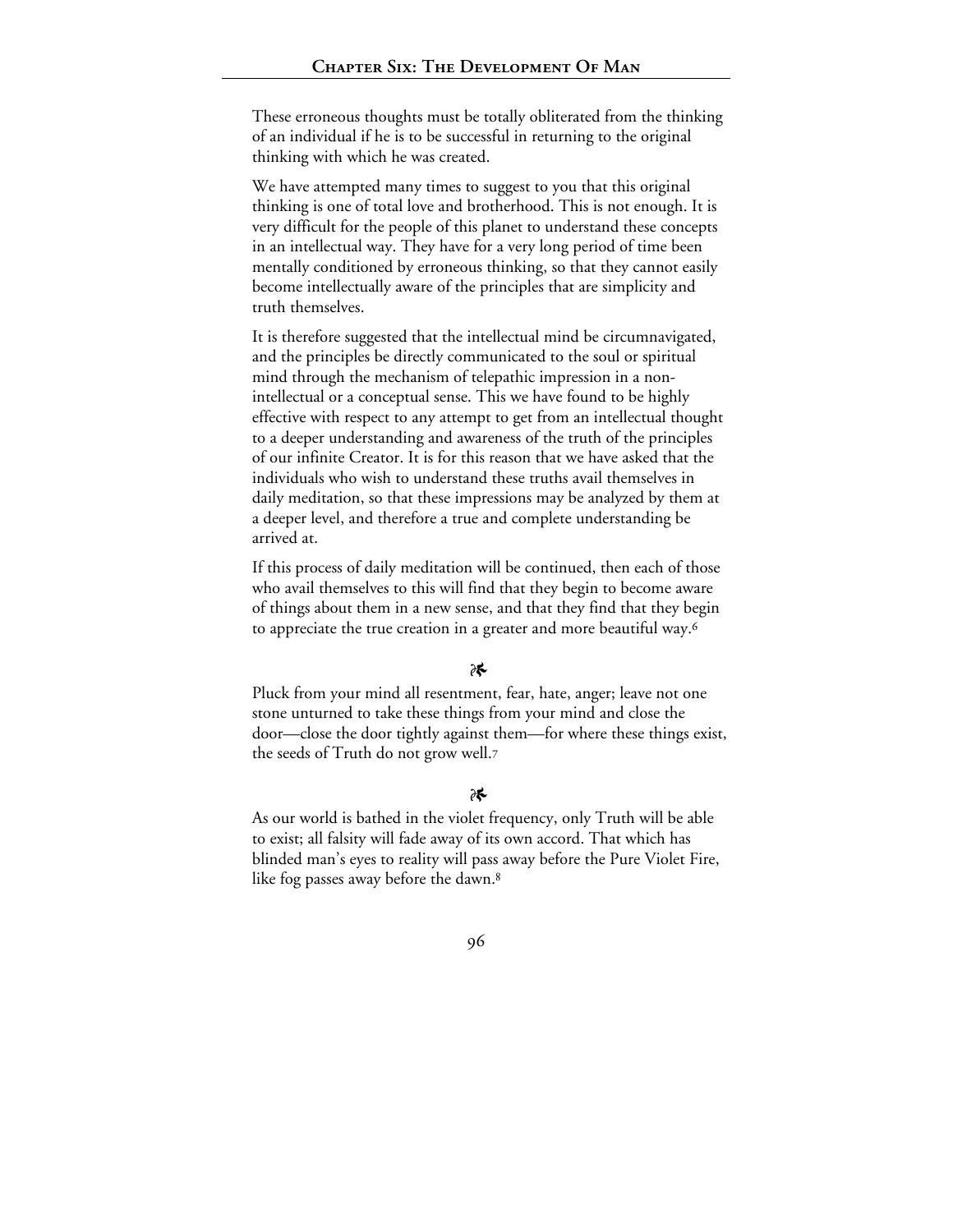These erroneous thoughts must be totally obliterated from the thinking of an individual if he is to be successful in returning to the original thinking with which he was created.

We have attempted many times to suggest to you that this original thinking is one of total love and brotherhood. This is not enough. It is very difficult for the people of this planet to understand these concepts in an intellectual way. They have for a very long period of time been mentally conditioned by erroneous thinking, so that they cannot easily become intellectually aware of the principles that are simplicity and truth themselves.

It is therefore suggested that the intellectual mind be circumnavigated, and the principles be directly communicated to the soul or spiritual mind through the mechanism of telepathic impression in a non-intellectual or a conceptual sense. This we have found to be highly effective with respect to any attempt to get from an intellectual thought to a deeper understanding and awareness of the truth of the principles of our infinite Creator. It is for this reason that we have asked that the individuals who wish to understand these truths avail themselves in daily meditation, so that these impressions may be analyzed by them at a deeper level, and therefore a true and complete understanding be arrived at.

If this process of daily meditation will be continued, then each of those who avail themselves to this will find that they begin to become aware of things about them in a new sense, and that they find that they begin to appreciate the true creation in a greater and more beautiful way.[6]

❧

Pluck from your mind all resentment, fear, hate, anger; leave not one stone unturned to take these things from your mind and close the door—close the door tightly against them—for where these things exist, the seeds of Truth do not grow well.[7]

❧

As our world is bathed in the violet frequency, only Truth will be able to exist; all falsity will fade away of its own accord. That which has blinded man's eyes to reality will pass away before the Pure Violet Fire, like fog passes away before the dawn.[8]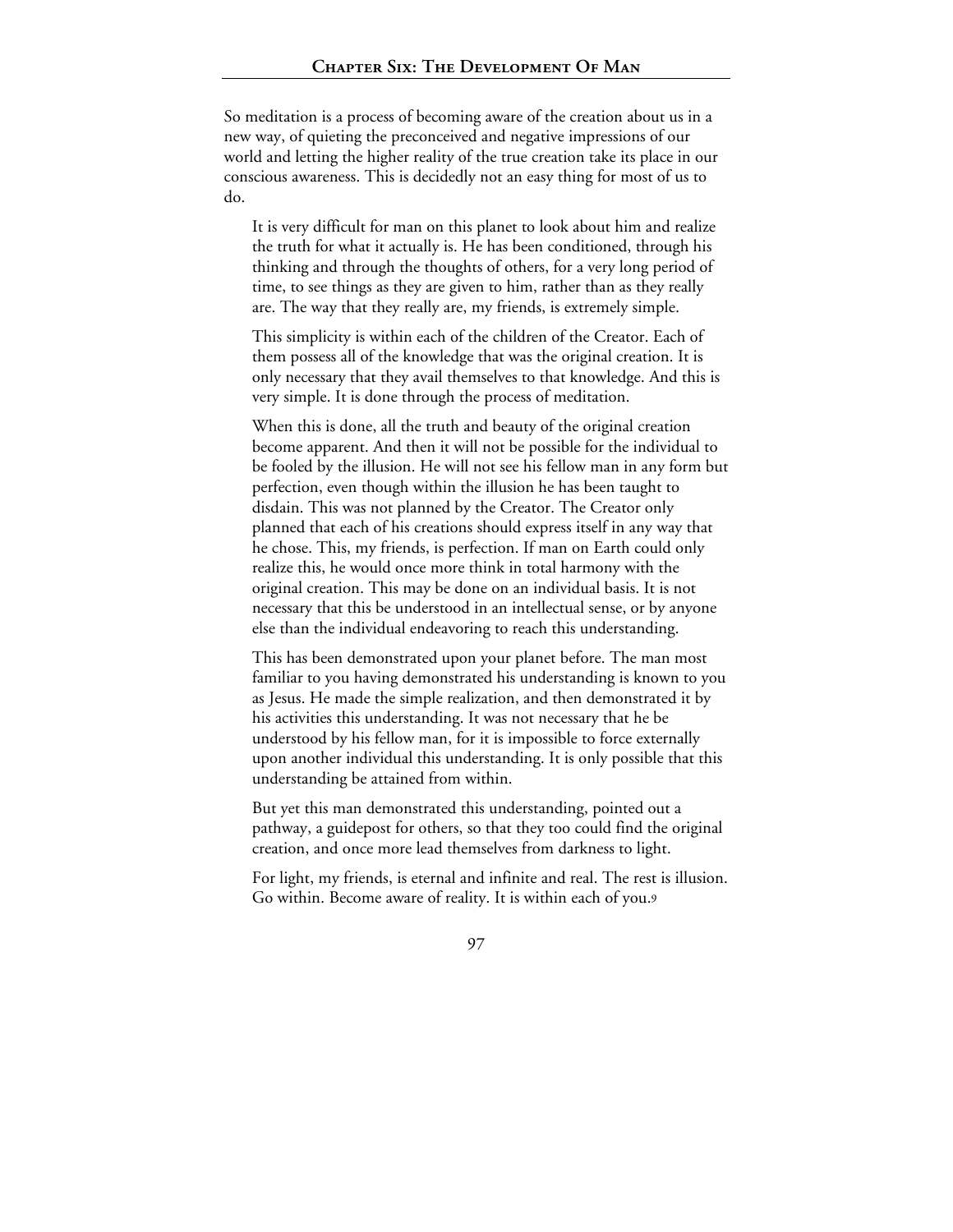So meditation is a process of becoming aware of the creation about us in a new way, of quieting the preconceived and negative impressions of our world and letting the higher reality of the true creation take its place in our conscious awareness. This is decidedly not an easy thing for most of us to do.

> It is very difficult for man on this planet to look about him and realize the truth for what it actually is. He has been conditioned, through his thinking and through the thoughts of others, for a very long period of time, to see things as they are given to him, rather than as they really are. The way that they really are, my friends, is extremely simple.
>
> This simplicity is within each of the children of the Creator. Each of them possess all of the knowledge that was the original creation. It is only necessary that they avail themselves to that knowledge. And this is very simple. It is done through the process of meditation.
>
> When this is done, all the truth and beauty of the original creation become apparent. And then it will not be possible for the individual to be fooled by the illusion. He will not see his fellow man in any form but perfection, even though within the illusion he has been taught to disdain. This was not planned by the Creator. The Creator only planned that each of his creations should express itself in any way that he chose. This, my friends, is perfection. If man on Earth could only realize this, he would once more think in total harmony with the original creation. This may be done on an individual basis. It is not necessary that this be understood in an intellectual sense, or by anyone else than the individual endeavoring to reach this understanding.
>
> This has been demonstrated upon your planet before. The man most familiar to you having demonstrated his understanding is known to you as Jesus. He made the simple realization, and then demonstrated it by his activities this understanding. It was not necessary that he be understood by his fellow man, for it is impossible to force externally upon another individual this understanding. It is only possible that this understanding be attained from within.
>
> But yet this man demonstrated this understanding, pointed out a pathway, a guidepost for others, so that they too could find the original creation, and once more lead themselves from darkness to light.
>
> For light, my friends, is eternal and infinite and real. The rest is illusion. Go within. Become aware of reality. It is within each of you.[9]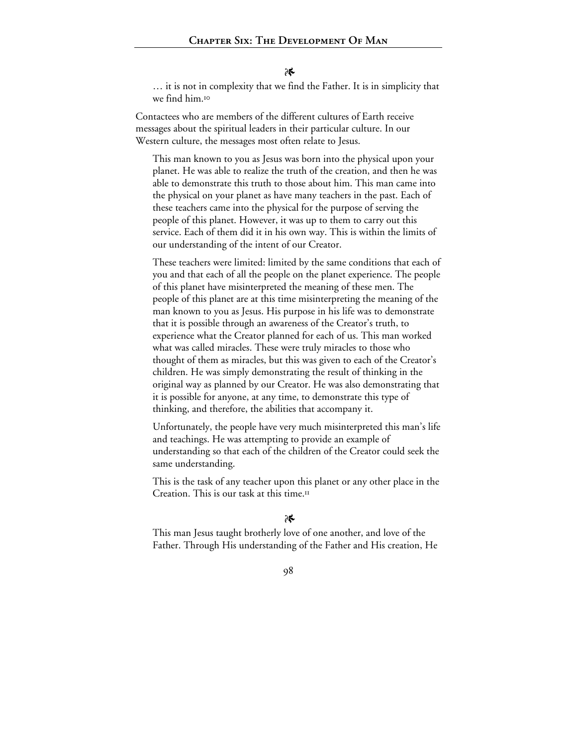☙

> … it is not in complexity that we find the Father. It is in simplicity that we find him.[10]

Contactees who are members of the different cultures of Earth receive messages about the spiritual leaders in their particular culture. In our Western culture, the messages most often relate to Jesus.

> This man known to you as Jesus was born into the physical upon your planet. He was able to realize the truth of the creation, and then he was able to demonstrate this truth to those about him. This man came into the physical on your planet as have many teachers in the past. Each of these teachers came into the physical for the purpose of serving the people of this planet. However, it was up to them to carry out this service. Each of them did it in his own way. This is within the limits of our understanding of the intent of our Creator.
>
> These teachers were limited: limited by the same conditions that each of you and that each of all the people on the planet experience. The people of this planet have misinterpreted the meaning of these men. The people of this planet are at this time misinterpreting the meaning of the man known to you as Jesus. His purpose in his life was to demonstrate that it is possible through an awareness of the Creator's truth, to experience what the Creator planned for each of us. This man worked what was called miracles. These were truly miracles to those who thought of them as miracles, but this was given to each of the Creator's children. He was simply demonstrating the result of thinking in the original way as planned by our Creator. He was also demonstrating that it is possible for anyone, at any time, to demonstrate this type of thinking, and therefore, the abilities that accompany it.
>
> Unfortunately, the people have very much misinterpreted this man's life and teachings. He was attempting to provide an example of understanding so that each of the children of the Creator could seek the same understanding.
>
> This is the task of any teacher upon this planet or any other place in the Creation. This is our task at this time.[11]

☙

> This man Jesus taught brotherly love of one another, and love of the Father. Through His understanding of the Father and His creation, He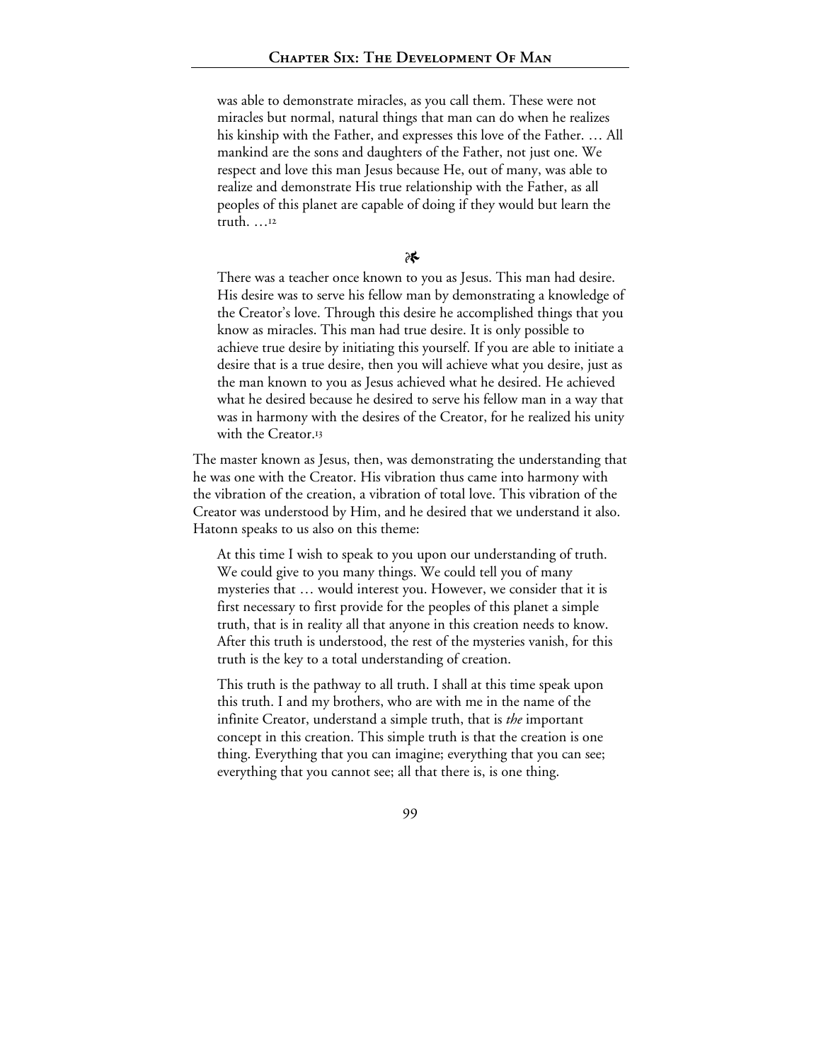> was able to demonstrate miracles, as you call them. These were not miracles but normal, natural things that man can do when he realizes his kinship with the Father, and expresses this love of the Father. … All mankind are the sons and daughters of the Father, not just one. We respect and love this man Jesus because He, out of many, was able to realize and demonstrate His true relationship with the Father, as all peoples of this planet are capable of doing if they would but learn the truth. …[12]

❧

> There was a teacher once known to you as Jesus. This man had desire. His desire was to serve his fellow man by demonstrating a knowledge of the Creator's love. Through this desire he accomplished things that you know as miracles. This man had true desire. It is only possible to achieve true desire by initiating this yourself. If you are able to initiate a desire that is a true desire, then you will achieve what you desire, just as the man known to you as Jesus achieved what he desired. He achieved what he desired because he desired to serve his fellow man in a way that was in harmony with the desires of the Creator, for he realized his unity with the Creator.[13]

The master known as Jesus, then, was demonstrating the understanding that he was one with the Creator. His vibration thus came into harmony with the vibration of the creation, a vibration of total love. This vibration of the Creator was understood by Him, and he desired that we understand it also. Hatonn speaks to us also on this theme:

> At this time I wish to speak to you upon our understanding of truth. We could give to you many things. We could tell you of many mysteries that … would interest you. However, we consider that it is first necessary to first provide for the peoples of this planet a simple truth, that is in reality all that anyone in this creation needs to know. After this truth is understood, the rest of the mysteries vanish, for this truth is the key to a total understanding of creation.
>
> This truth is the pathway to all truth. I shall at this time speak upon this truth. I and my brothers, who are with me in the name of the infinite Creator, understand a simple truth, that is *the* important concept in this creation. This simple truth is that the creation is one thing. Everything that you can imagine; everything that you can see; everything that you cannot see; all that there is, is one thing.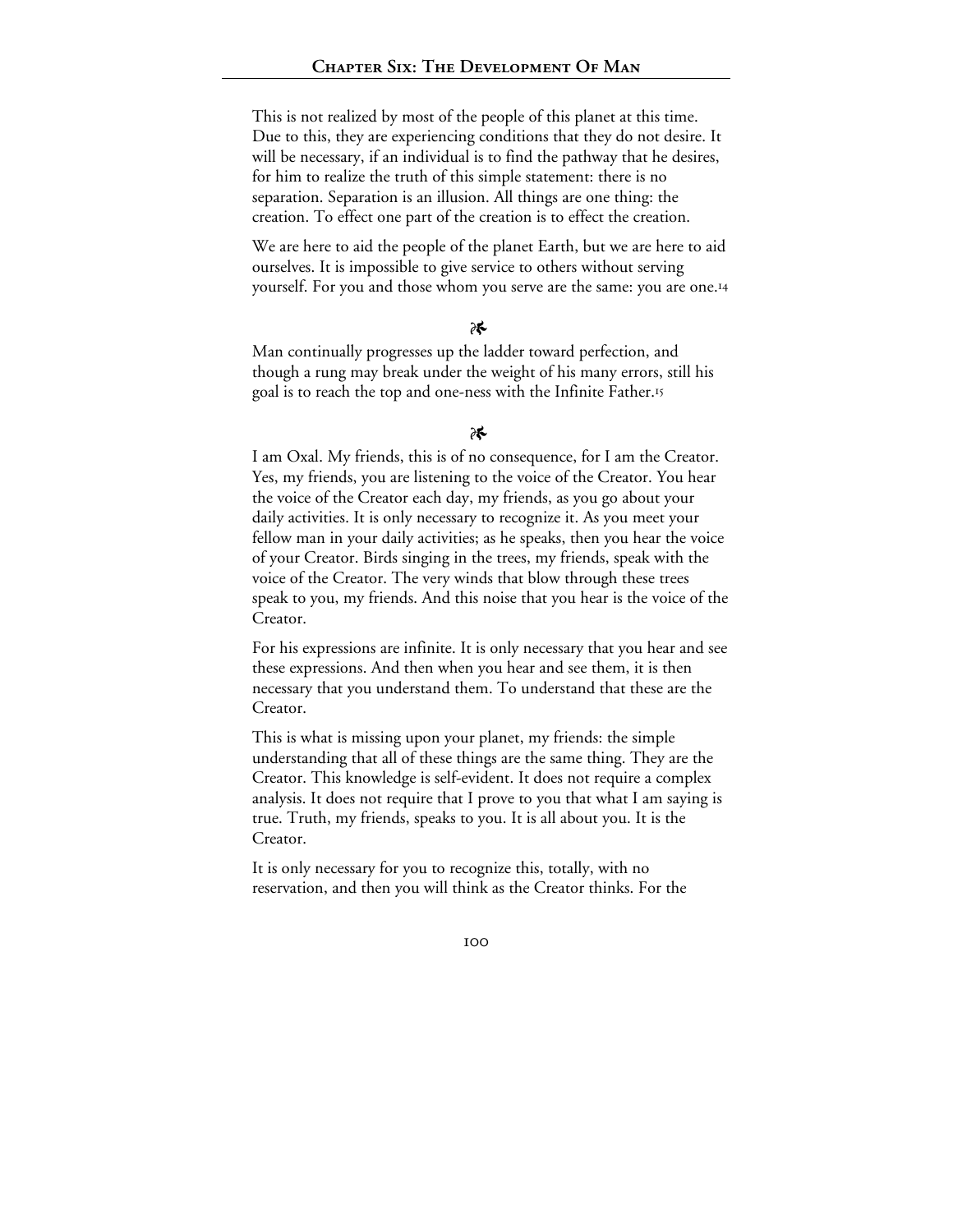This is not realized by most of the people of this planet at this time. Due to this, they are experiencing conditions that they do not desire. It will be necessary, if an individual is to find the pathway that he desires, for him to realize the truth of this simple statement: there is no separation. Separation is an illusion. All things are one thing: the creation. To effect one part of the creation is to effect the creation.

We are here to aid the people of the planet Earth, but we are here to aid ourselves. It is impossible to give service to others without serving yourself. For you and those whom you serve are the same: you are one.[14]

☙

Man continually progresses up the ladder toward perfection, and though a rung may break under the weight of his many errors, still his goal is to reach the top and one-ness with the Infinite Father.[15]

☙

I am Oxal. My friends, this is of no consequence, for I am the Creator. Yes, my friends, you are listening to the voice of the Creator. You hear the voice of the Creator each day, my friends, as you go about your daily activities. It is only necessary to recognize it. As you meet your fellow man in your daily activities; as he speaks, then you hear the voice of your Creator. Birds singing in the trees, my friends, speak with the voice of the Creator. The very winds that blow through these trees speak to you, my friends. And this noise that you hear is the voice of the Creator.

For his expressions are infinite. It is only necessary that you hear and see these expressions. And then when you hear and see them, it is then necessary that you understand them. To understand that these are the Creator.

This is what is missing upon your planet, my friends: the simple understanding that all of these things are the same thing. They are the Creator. This knowledge is self-evident. It does not require a complex analysis. It does not require that I prove to you that what I am saying is true. Truth, my friends, speaks to you. It is all about you. It is the Creator.

It is only necessary for you to recognize this, totally, with no reservation, and then you will think as the Creator thinks. For the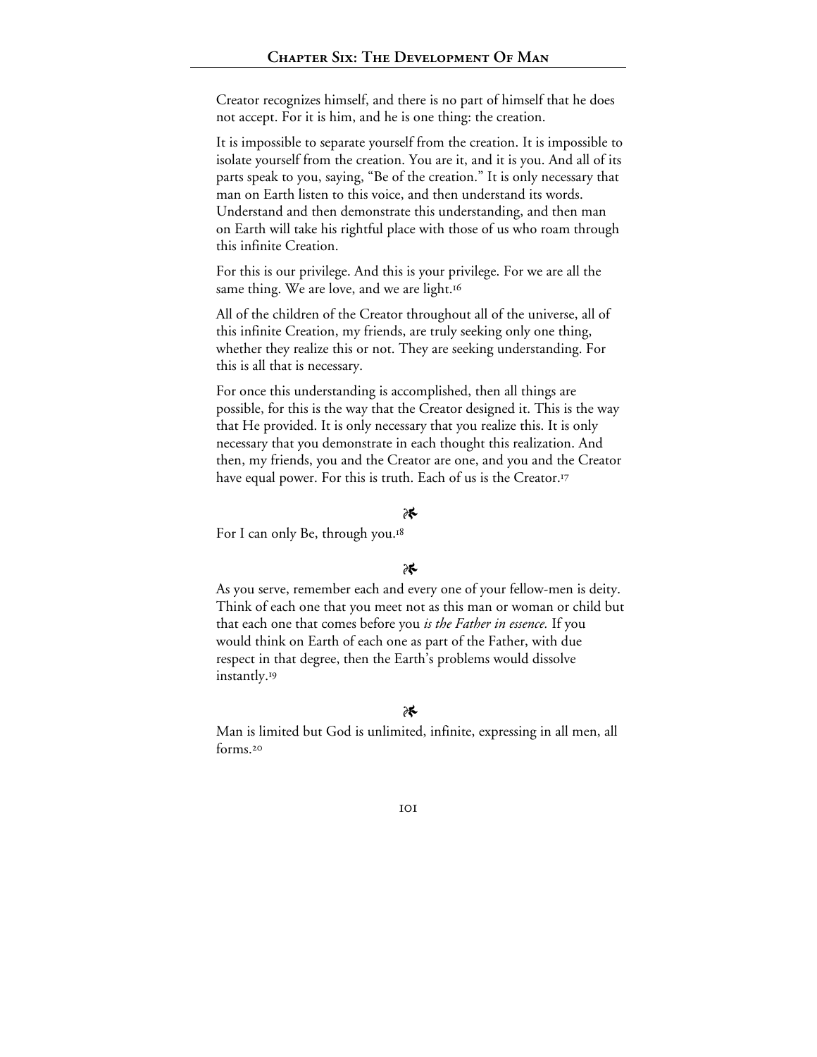Creator recognizes himself, and there is no part of himself that he does not accept. For it is him, and he is one thing: the creation.

It is impossible to separate yourself from the creation. It is impossible to isolate yourself from the creation. You are it, and it is you. And all of its parts speak to you, saying, "Be of the creation." It is only necessary that man on Earth listen to this voice, and then understand its words. Understand and then demonstrate this understanding, and then man on Earth will take his rightful place with those of us who roam through this infinite Creation.

For this is our privilege. And this is your privilege. For we are all the same thing. We are love, and we are light.[16]

All of the children of the Creator throughout all of the universe, all of this infinite Creation, my friends, are truly seeking only one thing, whether they realize this or not. They are seeking understanding. For this is all that is necessary.

For once this understanding is accomplished, then all things are possible, for this is the way that the Creator designed it. This is the way that He provided. It is only necessary that you realize this. It is only necessary that you demonstrate in each thought this realization. And then, my friends, you and the Creator are one, and you and the Creator have equal power. For this is truth. Each of us is the Creator.[17]

❧

For I can only Be, through you.[18]

❧

As you serve, remember each and every one of your fellow-men is deity. Think of each one that you meet not as this man or woman or child but that each one that comes before you *is the Father in essence.* If you would think on Earth of each one as part of the Father, with due respect in that degree, then the Earth's problems would dissolve instantly.[19]

❧

Man is limited but God is unlimited, infinite, expressing in all men, all forms.[20]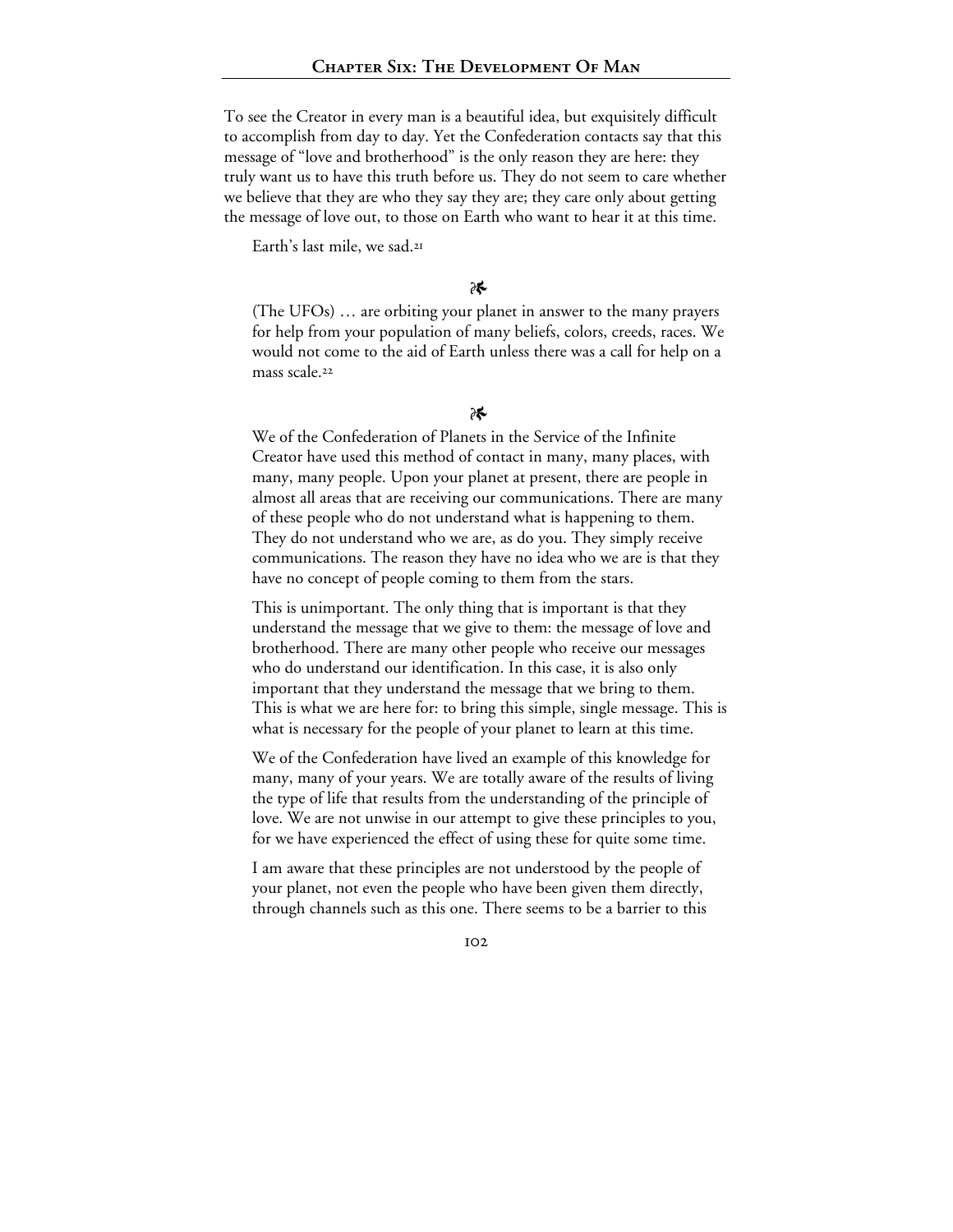To see the Creator in every man is a beautiful idea, but exquisitely difficult to accomplish from day to day. Yet the Confederation contacts say that this message of "love and brotherhood" is the only reason they are here: they truly want us to have this truth before us. They do not seem to care whether we believe that they are who they say they are; they care only about getting the message of love out, to those on Earth who want to hear it at this time.

Earth's last mile, we sad.[21]

❧

> (The UFOs) … are orbiting your planet in answer to the many prayers for help from your population of many beliefs, colors, creeds, races. We would not come to the aid of Earth unless there was a call for help on a mass scale.[22]

❧

> We of the Confederation of Planets in the Service of the Infinite Creator have used this method of contact in many, many places, with many, many people. Upon your planet at present, there are people in almost all areas that are receiving our communications. There are many of these people who do not understand what is happening to them. They do not understand who we are, as do you. They simply receive communications. The reason they have no idea who we are is that they have no concept of people coming to them from the stars.
>
> This is unimportant. The only thing that is important is that they understand the message that we give to them: the message of love and brotherhood. There are many other people who receive our messages who do understand our identification. In this case, it is also only important that they understand the message that we bring to them. This is what we are here for: to bring this simple, single message. This is what is necessary for the people of your planet to learn at this time.
>
> We of the Confederation have lived an example of this knowledge for many, many of your years. We are totally aware of the results of living the type of life that results from the understanding of the principle of love. We are not unwise in our attempt to give these principles to you, for we have experienced the effect of using these for quite some time.
>
> I am aware that these principles are not understood by the people of your planet, not even the people who have been given them directly, through channels such as this one. There seems to be a barrier to this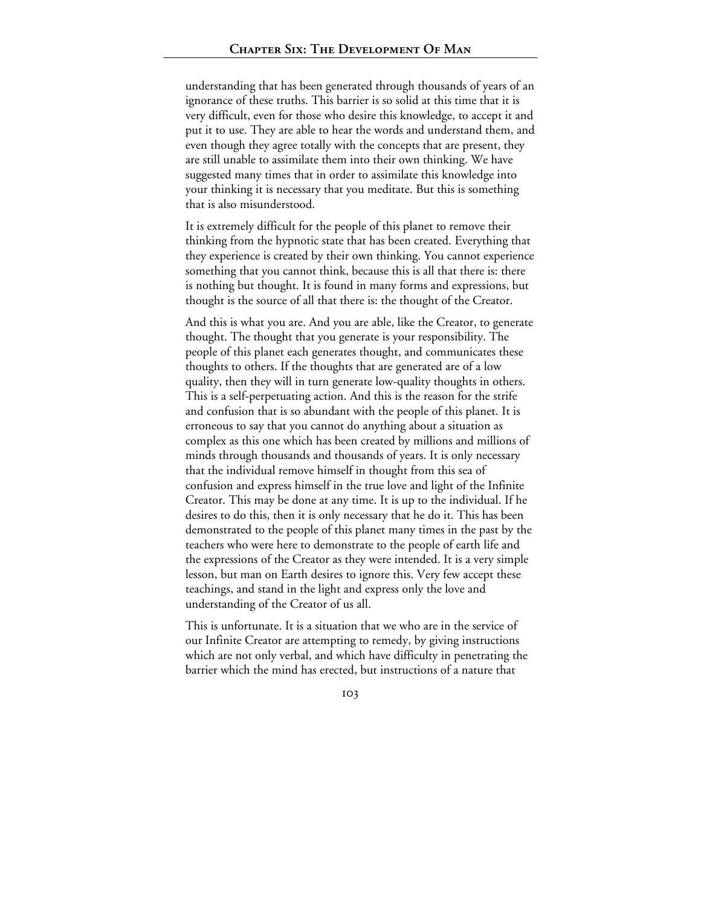understanding that has been generated through thousands of years of an ignorance of these truths. This barrier is so solid at this time that it is very difficult, even for those who desire this knowledge, to accept it and put it to use. They are able to hear the words and understand them, and even though they agree totally with the concepts that are present, they are still unable to assimilate them into their own thinking. We have suggested many times that in order to assimilate this knowledge into your thinking it is necessary that you meditate. But this is something that is also misunderstood.

It is extremely difficult for the people of this planet to remove their thinking from the hypnotic state that has been created. Everything that they experience is created by their own thinking. You cannot experience something that you cannot think, because this is all that there is: there is nothing but thought. It is found in many forms and expressions, but thought is the source of all that there is: the thought of the Creator.

And this is what you are. And you are able, like the Creator, to generate thought. The thought that you generate is your responsibility. The people of this planet each generates thought, and communicates these thoughts to others. If the thoughts that are generated are of a low quality, then they will in turn generate low-quality thoughts in others. This is a self-perpetuating action. And this is the reason for the strife and confusion that is so abundant with the people of this planet. It is erroneous to say that you cannot do anything about a situation as complex as this one which has been created by millions and millions of minds through thousands and thousands of years. It is only necessary that the individual remove himself in thought from this sea of confusion and express himself in the true love and light of the Infinite Creator. This may be done at any time. It is up to the individual. If he desires to do this, then it is only necessary that he do it. This has been demonstrated to the people of this planet many times in the past by the teachers who were here to demonstrate to the people of earth life and the expressions of the Creator as they were intended. It is a very simple lesson, but man on Earth desires to ignore this. Very few accept these teachings, and stand in the light and express only the love and understanding of the Creator of us all.

This is unfortunate. It is a situation that we who are in the service of our Infinite Creator are attempting to remedy, by giving instructions which are not only verbal, and which have difficulty in penetrating the barrier which the mind has erected, but instructions of a nature that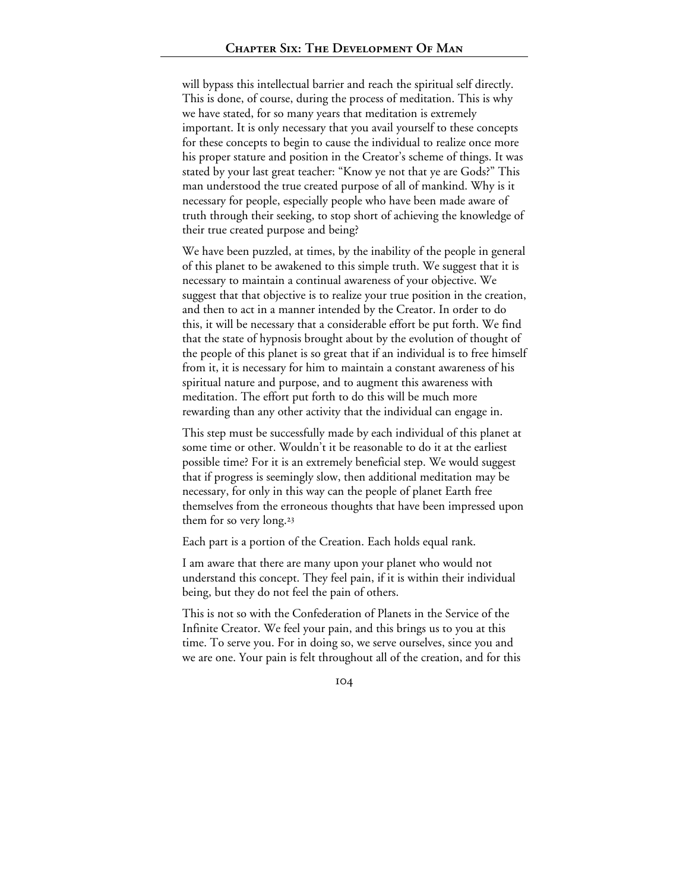will bypass this intellectual barrier and reach the spiritual self directly. This is done, of course, during the process of meditation. This is why we have stated, for so many years that meditation is extremely important. It is only necessary that you avail yourself to these concepts for these concepts to begin to cause the individual to realize once more his proper stature and position in the Creator's scheme of things. It was stated by your last great teacher: "Know ye not that ye are Gods?" This man understood the true created purpose of all of mankind. Why is it necessary for people, especially people who have been made aware of truth through their seeking, to stop short of achieving the knowledge of their true created purpose and being?

We have been puzzled, at times, by the inability of the people in general of this planet to be awakened to this simple truth. We suggest that it is necessary to maintain a continual awareness of your objective. We suggest that that objective is to realize your true position in the creation, and then to act in a manner intended by the Creator. In order to do this, it will be necessary that a considerable effort be put forth. We find that the state of hypnosis brought about by the evolution of thought of the people of this planet is so great that if an individual is to free himself from it, it is necessary for him to maintain a constant awareness of his spiritual nature and purpose, and to augment this awareness with meditation. The effort put forth to do this will be much more rewarding than any other activity that the individual can engage in.

This step must be successfully made by each individual of this planet at some time or other. Wouldn't it be reasonable to do it at the earliest possible time? For it is an extremely beneficial step. We would suggest that if progress is seemingly slow, then additional meditation may be necessary, for only in this way can the people of planet Earth free themselves from the erroneous thoughts that have been impressed upon them for so very long.[23]

Each part is a portion of the Creation. Each holds equal rank.

I am aware that there are many upon your planet who would not understand this concept. They feel pain, if it is within their individual being, but they do not feel the pain of others.

This is not so with the Confederation of Planets in the Service of the Infinite Creator. We feel your pain, and this brings us to you at this time. To serve you. For in doing so, we serve ourselves, since you and we are one. Your pain is felt throughout all of the creation, and for this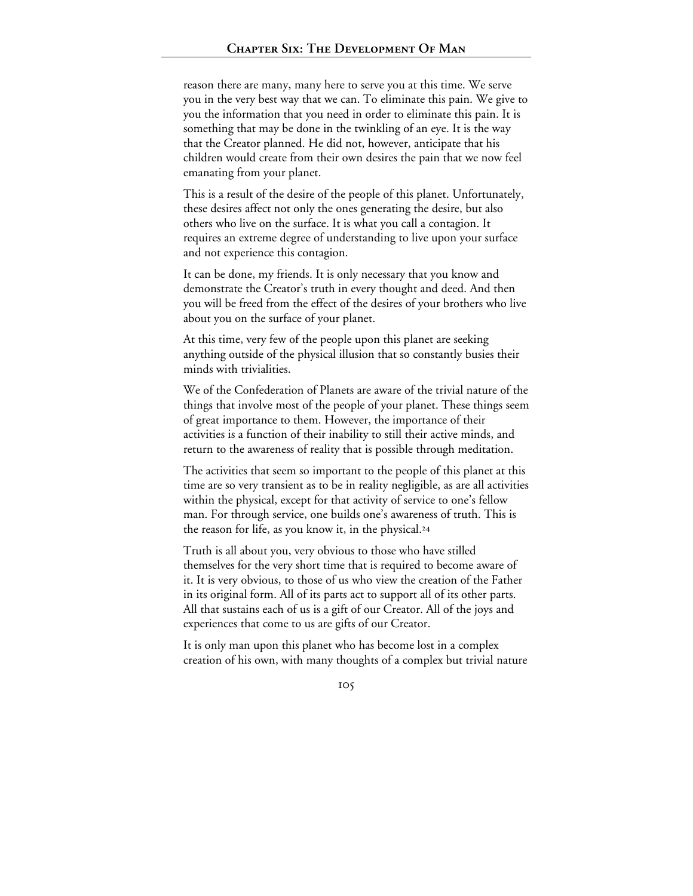reason there are many, many here to serve you at this time. We serve you in the very best way that we can. To eliminate this pain. We give to you the information that you need in order to eliminate this pain. It is something that may be done in the twinkling of an eye. It is the way that the Creator planned. He did not, however, anticipate that his children would create from their own desires the pain that we now feel emanating from your planet.

This is a result of the desire of the people of this planet. Unfortunately, these desires affect not only the ones generating the desire, but also others who live on the surface. It is what you call a contagion. It requires an extreme degree of understanding to live upon your surface and not experience this contagion.

It can be done, my friends. It is only necessary that you know and demonstrate the Creator's truth in every thought and deed. And then you will be freed from the effect of the desires of your brothers who live about you on the surface of your planet.

At this time, very few of the people upon this planet are seeking anything outside of the physical illusion that so constantly busies their minds with trivialities.

We of the Confederation of Planets are aware of the trivial nature of the things that involve most of the people of your planet. These things seem of great importance to them. However, the importance of their activities is a function of their inability to still their active minds, and return to the awareness of reality that is possible through meditation.

The activities that seem so important to the people of this planet at this time are so very transient as to be in reality negligible, as are all activities within the physical, except for that activity of service to one's fellow man. For through service, one builds one's awareness of truth. This is the reason for life, as you know it, in the physical.[24]

Truth is all about you, very obvious to those who have stilled themselves for the very short time that is required to become aware of it. It is very obvious, to those of us who view the creation of the Father in its original form. All of its parts act to support all of its other parts. All that sustains each of us is a gift of our Creator. All of the joys and experiences that come to us are gifts of our Creator.

It is only man upon this planet who has become lost in a complex creation of his own, with many thoughts of a complex but trivial nature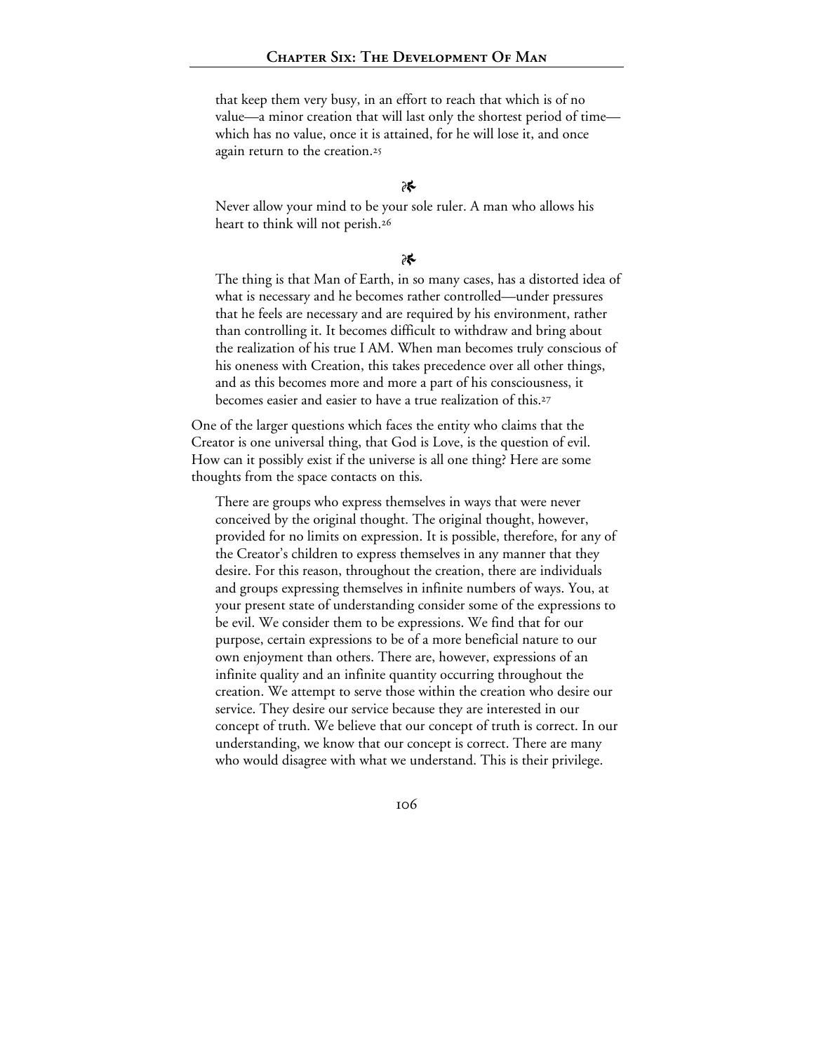> that keep them very busy, in an effort to reach that which is of no value—a minor creation that will last only the shortest period of time—which has no value, once it is attained, for he will lose it, and once again return to the creation.[25]

❧

> Never allow your mind to be your sole ruler. A man who allows his heart to think will not perish.[26]

❧

> The thing is that Man of Earth, in so many cases, has a distorted idea of what is necessary and he becomes rather controlled—under pressures that he feels are necessary and are required by his environment, rather than controlling it. It becomes difficult to withdraw and bring about the realization of his true I AM. When man becomes truly conscious of his oneness with Creation, this takes precedence over all other things, and as this becomes more and more a part of his consciousness, it becomes easier and easier to have a true realization of this.[27]

One of the larger questions which faces the entity who claims that the Creator is one universal thing, that God is Love, is the question of evil. How can it possibly exist if the universe is all one thing? Here are some thoughts from the space contacts on this.

> There are groups who express themselves in ways that were never conceived by the original thought. The original thought, however, provided for no limits on expression. It is possible, therefore, for any of the Creator's children to express themselves in any manner that they desire. For this reason, throughout the creation, there are individuals and groups expressing themselves in infinite numbers of ways. You, at your present state of understanding consider some of the expressions to be evil. We consider them to be expressions. We find that for our purpose, certain expressions to be of a more beneficial nature to our own enjoyment than others. There are, however, expressions of an infinite quality and an infinite quantity occurring throughout the creation. We attempt to serve those within the creation who desire our service. They desire our service because they are interested in our concept of truth. We believe that our concept of truth is correct. In our understanding, we know that our concept is correct. There are many who would disagree with what we understand. This is their privilege.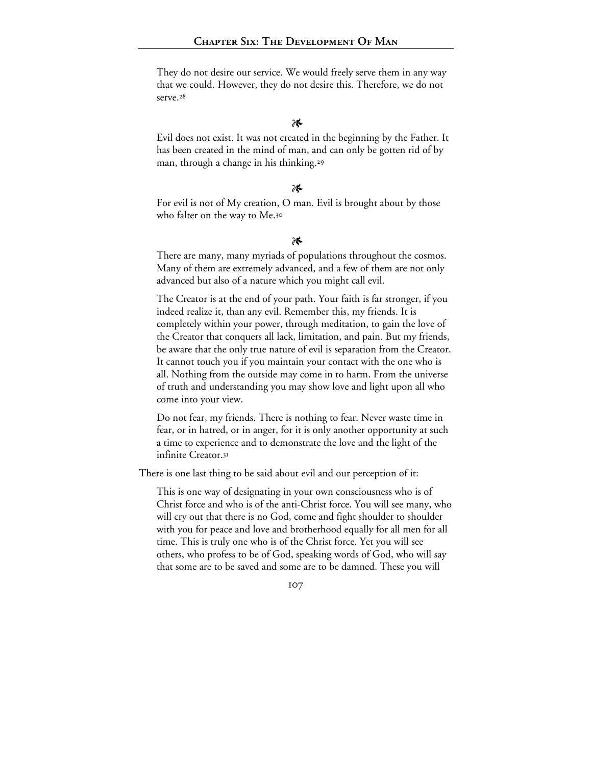They do not desire our service. We would freely serve them in any way that we could. However, they do not desire this. Therefore, we do not serve.[28]

☙

Evil does not exist. It was not created in the beginning by the Father. It has been created in the mind of man, and can only be gotten rid of by man, through a change in his thinking.[29]

☙

For evil is not of My creation, O man. Evil is brought about by those who falter on the way to Me.[30]

☙

There are many, many myriads of populations throughout the cosmos. Many of them are extremely advanced, and a few of them are not only advanced but also of a nature which you might call evil.

The Creator is at the end of your path. Your faith is far stronger, if you indeed realize it, than any evil. Remember this, my friends. It is completely within your power, through meditation, to gain the love of the Creator that conquers all lack, limitation, and pain. But my friends, be aware that the only true nature of evil is separation from the Creator. It cannot touch you if you maintain your contact with the one who is all. Nothing from the outside may come in to harm. From the universe of truth and understanding you may show love and light upon all who come into your view.

Do not fear, my friends. There is nothing to fear. Never waste time in fear, or in hatred, or in anger, for it is only another opportunity at such a time to experience and to demonstrate the love and the light of the infinite Creator.[31]

There is one last thing to be said about evil and our perception of it:

This is one way of designating in your own consciousness who is of Christ force and who is of the anti-Christ force. You will see many, who will cry out that there is no God, come and fight shoulder to shoulder with you for peace and love and brotherhood equally for all men for all time. This is truly one who is of the Christ force. Yet you will see others, who profess to be of God, speaking words of God, who will say that some are to be saved and some are to be damned. These you will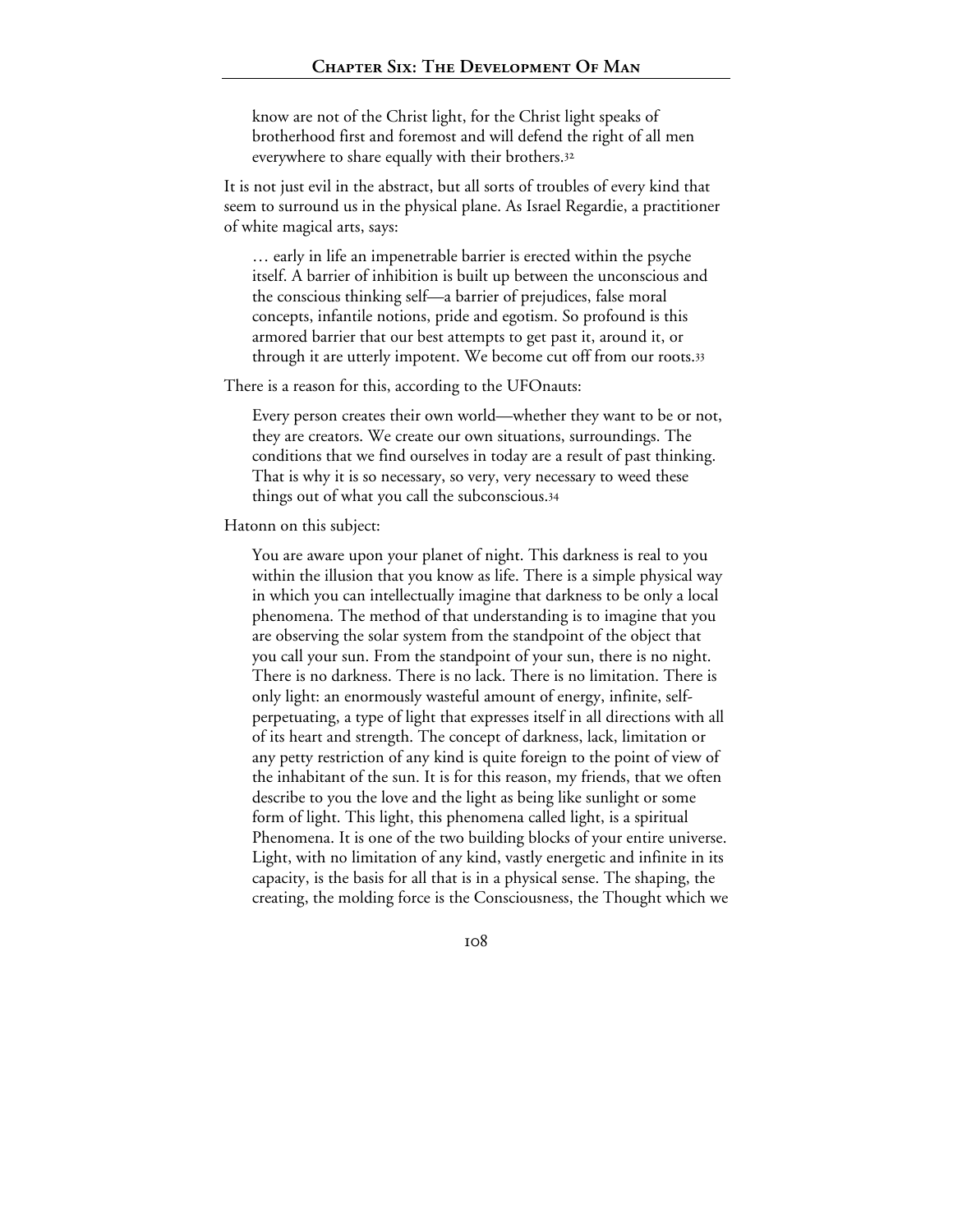know are not of the Christ light, for the Christ light speaks of brotherhood first and foremost and will defend the right of all men everywhere to share equally with their brothers.[32]

It is not just evil in the abstract, but all sorts of troubles of every kind that seem to surround us in the physical plane. As Israel Regardie, a practitioner of white magical arts, says:

> … early in life an impenetrable barrier is erected within the psyche itself. A barrier of inhibition is built up between the unconscious and the conscious thinking self—a barrier of prejudices, false moral concepts, infantile notions, pride and egotism. So profound is this armored barrier that our best attempts to get past it, around it, or through it are utterly impotent. We become cut off from our roots.[33]

There is a reason for this, according to the UFOnauts:

> Every person creates their own world—whether they want to be or not, they are creators. We create our own situations, surroundings. The conditions that we find ourselves in today are a result of past thinking. That is why it is so necessary, so very, very necessary to weed these things out of what you call the subconscious.[34]

Hatonn on this subject:

> You are aware upon your planet of night. This darkness is real to you within the illusion that you know as life. There is a simple physical way in which you can intellectually imagine that darkness to be only a local phenomena. The method of that understanding is to imagine that you are observing the solar system from the standpoint of the object that you call your sun. From the standpoint of your sun, there is no night. There is no darkness. There is no lack. There is no limitation. There is only light: an enormously wasteful amount of energy, infinite, self-perpetuating, a type of light that expresses itself in all directions with all of its heart and strength. The concept of darkness, lack, limitation or any petty restriction of any kind is quite foreign to the point of view of the inhabitant of the sun. It is for this reason, my friends, that we often describe to you the love and the light as being like sunlight or some form of light. This light, this phenomena called light, is a spiritual Phenomena. It is one of the two building blocks of your entire universe. Light, with no limitation of any kind, vastly energetic and infinite in its capacity, is the basis for all that is in a physical sense. The shaping, the creating, the molding force is the Consciousness, the Thought which we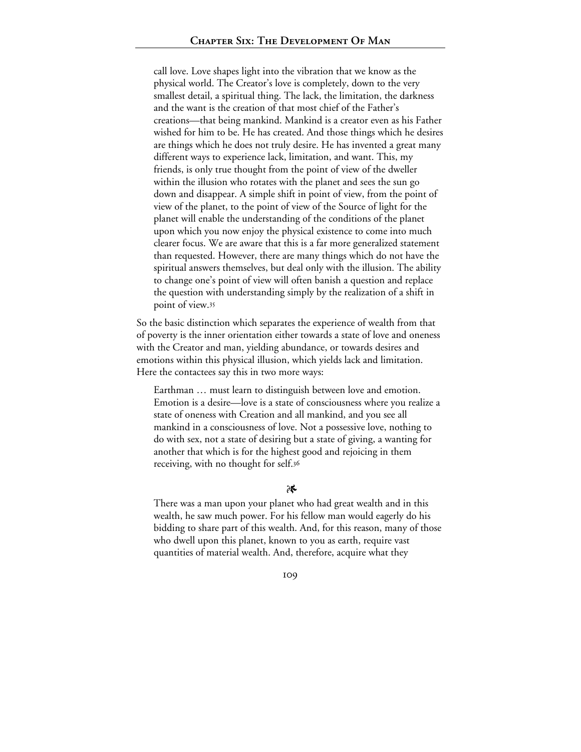> call love. Love shapes light into the vibration that we know as the physical world. The Creator's love is completely, down to the very smallest detail, a spiritual thing. The lack, the limitation, the darkness and the want is the creation of that most chief of the Father's creations—that being mankind. Mankind is a creator even as his Father wished for him to be. He has created. And those things which he desires are things which he does not truly desire. He has invented a great many different ways to experience lack, limitation, and want. This, my friends, is only true thought from the point of view of the dweller within the illusion who rotates with the planet and sees the sun go down and disappear. A simple shift in point of view, from the point of view of the planet, to the point of view of the Source of light for the planet will enable the understanding of the conditions of the planet upon which you now enjoy the physical existence to come into much clearer focus. We are aware that this is a far more generalized statement than requested. However, there are many things which do not have the spiritual answers themselves, but deal only with the illusion. The ability to change one's point of view will often banish a question and replace the question with understanding simply by the realization of a shift in point of view.[35]

So the basic distinction which separates the experience of wealth from that of poverty is the inner orientation either towards a state of love and oneness with the Creator and man, yielding abundance, or towards desires and emotions within this physical illusion, which yields lack and limitation. Here the contactees say this in two more ways:

> Earthman … must learn to distinguish between love and emotion. Emotion is a desire—love is a state of consciousness where you realize a state of oneness with Creation and all mankind, and you see all mankind in a consciousness of love. Not a possessive love, nothing to do with sex, not a state of desiring but a state of giving, a wanting for another that which is for the highest good and rejoicing in them receiving, with no thought for self.[36]

❧

> There was a man upon your planet who had great wealth and in this wealth, he saw much power. For his fellow man would eagerly do his bidding to share part of this wealth. And, for this reason, many of those who dwell upon this planet, known to you as earth, require vast quantities of material wealth. And, therefore, acquire what they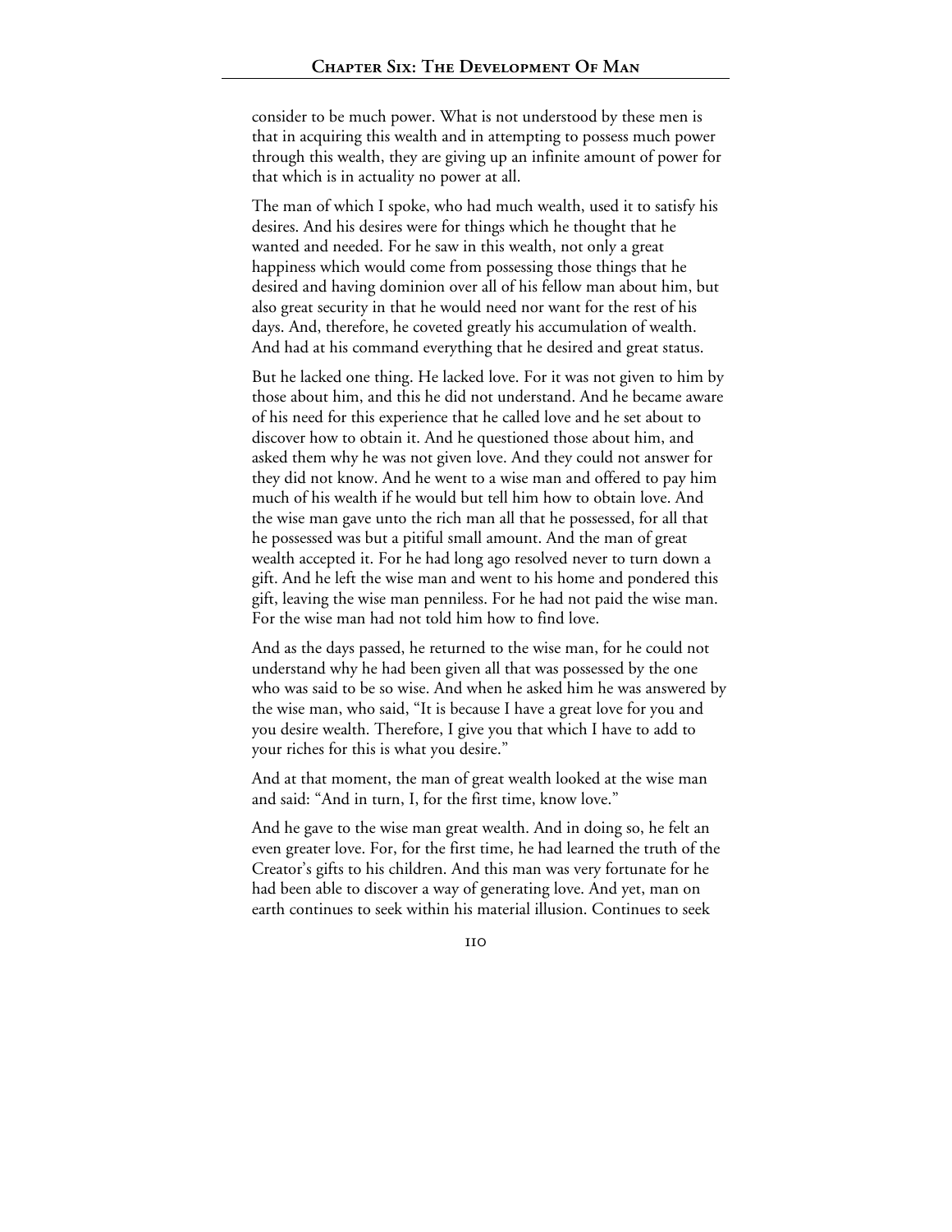consider to be much power. What is not understood by these men is that in acquiring this wealth and in attempting to possess much power through this wealth, they are giving up an infinite amount of power for that which is in actuality no power at all.

The man of which I spoke, who had much wealth, used it to satisfy his desires. And his desires were for things which he thought that he wanted and needed. For he saw in this wealth, not only a great happiness which would come from possessing those things that he desired and having dominion over all of his fellow man about him, but also great security in that he would need nor want for the rest of his days. And, therefore, he coveted greatly his accumulation of wealth. And had at his command everything that he desired and great status.

But he lacked one thing. He lacked love. For it was not given to him by those about him, and this he did not understand. And he became aware of his need for this experience that he called love and he set about to discover how to obtain it. And he questioned those about him, and asked them why he was not given love. And they could not answer for they did not know. And he went to a wise man and offered to pay him much of his wealth if he would but tell him how to obtain love. And the wise man gave unto the rich man all that he possessed, for all that he possessed was but a pitiful small amount. And the man of great wealth accepted it. For he had long ago resolved never to turn down a gift. And he left the wise man and went to his home and pondered this gift, leaving the wise man penniless. For he had not paid the wise man. For the wise man had not told him how to find love.

And as the days passed, he returned to the wise man, for he could not understand why he had been given all that was possessed by the one who was said to be so wise. And when he asked him he was answered by the wise man, who said, "It is because I have a great love for you and you desire wealth. Therefore, I give you that which I have to add to your riches for this is what you desire."

And at that moment, the man of great wealth looked at the wise man and said: "And in turn, I, for the first time, know love."

And he gave to the wise man great wealth. And in doing so, he felt an even greater love. For, for the first time, he had learned the truth of the Creator's gifts to his children. And this man was very fortunate for he had been able to discover a way of generating love. And yet, man on earth continues to seek within his material illusion. Continues to seek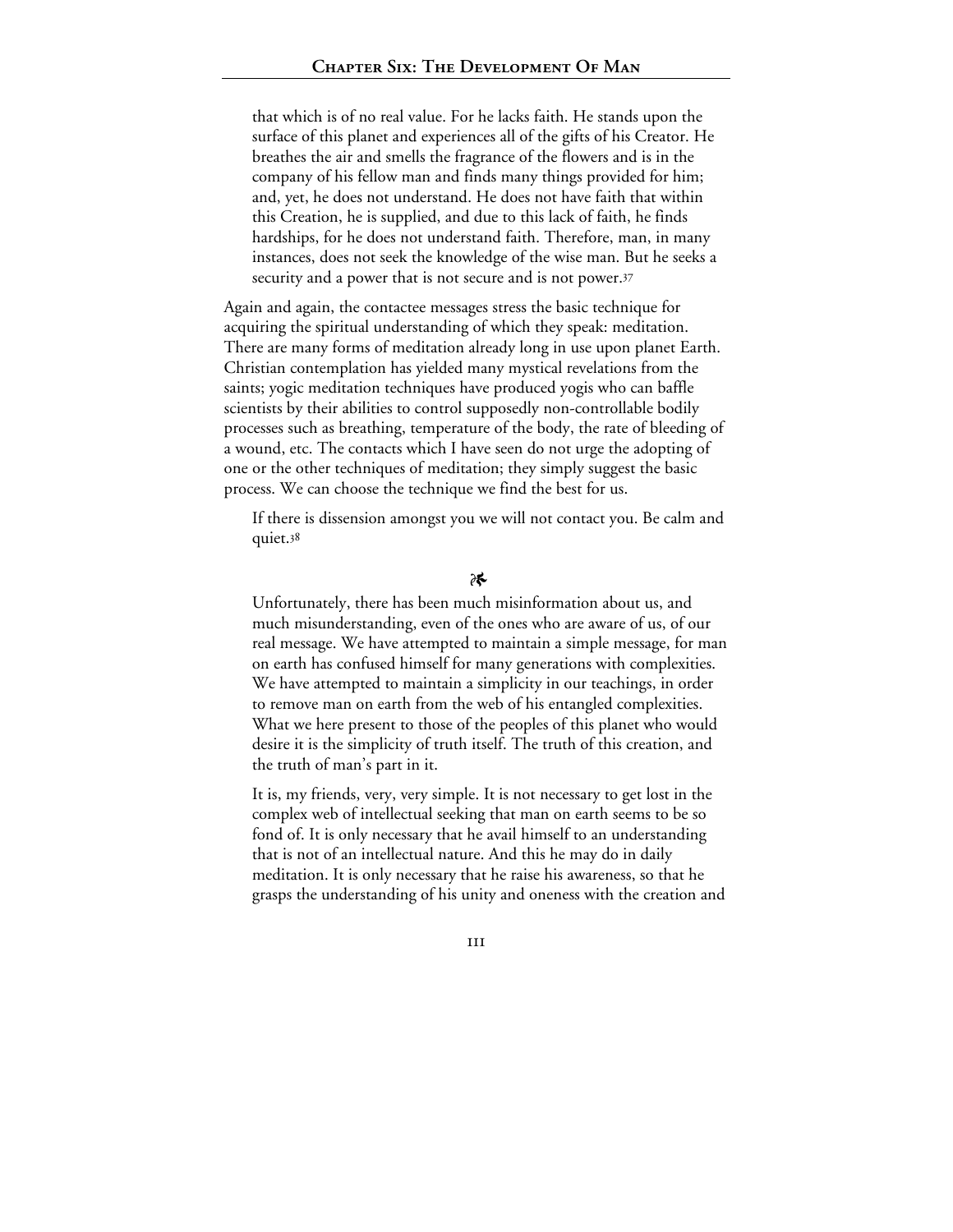> that which is of no real value. For he lacks faith. He stands upon the surface of this planet and experiences all of the gifts of his Creator. He breathes the air and smells the fragrance of the flowers and is in the company of his fellow man and finds many things provided for him; and, yet, he does not understand. He does not have faith that within this Creation, he is supplied, and due to this lack of faith, he finds hardships, for he does not understand faith. Therefore, man, in many instances, does not seek the knowledge of the wise man. But he seeks a security and a power that is not secure and is not power.[37]

Again and again, the contactee messages stress the basic technique for acquiring the spiritual understanding of which they speak: meditation. There are many forms of meditation already long in use upon planet Earth. Christian contemplation has yielded many mystical revelations from the saints; yogic meditation techniques have produced yogis who can baffle scientists by their abilities to control supposedly non-controllable bodily processes such as breathing, temperature of the body, the rate of bleeding of a wound, etc. The contacts which I have seen do not urge the adopting of one or the other techniques of meditation; they simply suggest the basic process. We can choose the technique we find the best for us.

> If there is dissension amongst you we will not contact you. Be calm and quiet.[38]

❧

> Unfortunately, there has been much misinformation about us, and much misunderstanding, even of the ones who are aware of us, of our real message. We have attempted to maintain a simple message, for man on earth has confused himself for many generations with complexities. We have attempted to maintain a simplicity in our teachings, in order to remove man on earth from the web of his entangled complexities. What we here present to those of the peoples of this planet who would desire it is the simplicity of truth itself. The truth of this creation, and the truth of man's part in it.
>
> It is, my friends, very, very simple. It is not necessary to get lost in the complex web of intellectual seeking that man on earth seems to be so fond of. It is only necessary that he avail himself to an understanding that is not of an intellectual nature. And this he may do in daily meditation. It is only necessary that he raise his awareness, so that he grasps the understanding of his unity and oneness with the creation and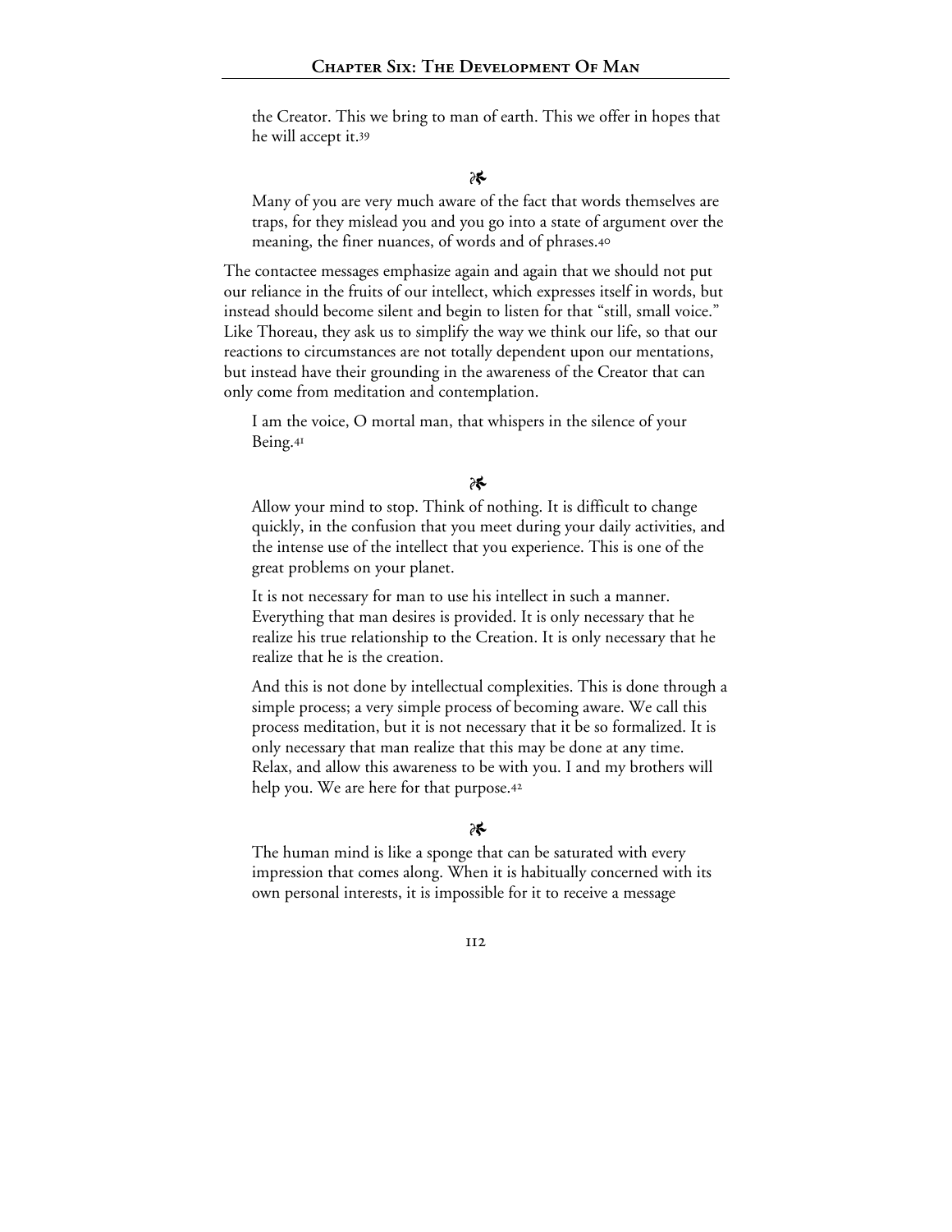the Creator. This we bring to man of earth. This we offer in hopes that he will accept it.[39]

☙

Many of you are very much aware of the fact that words themselves are traps, for they mislead you and you go into a state of argument over the meaning, the finer nuances, of words and of phrases.[40]

The contactee messages emphasize again and again that we should not put our reliance in the fruits of our intellect, which expresses itself in words, but instead should become silent and begin to listen for that "still, small voice." Like Thoreau, they ask us to simplify the way we think our life, so that our reactions to circumstances are not totally dependent upon our mentations, but instead have their grounding in the awareness of the Creator that can only come from meditation and contemplation.

I am the voice, O mortal man, that whispers in the silence of your Being.[41]

☙

Allow your mind to stop. Think of nothing. It is difficult to change quickly, in the confusion that you meet during your daily activities, and the intense use of the intellect that you experience. This is one of the great problems on your planet.

It is not necessary for man to use his intellect in such a manner. Everything that man desires is provided. It is only necessary that he realize his true relationship to the Creation. It is only necessary that he realize that he is the creation.

And this is not done by intellectual complexities. This is done through a simple process; a very simple process of becoming aware. We call this process meditation, but it is not necessary that it be so formalized. It is only necessary that man realize that this may be done at any time. Relax, and allow this awareness to be with you. I and my brothers will help you. We are here for that purpose.[42]

☙

The human mind is like a sponge that can be saturated with every impression that comes along. When it is habitually concerned with its own personal interests, it is impossible for it to receive a message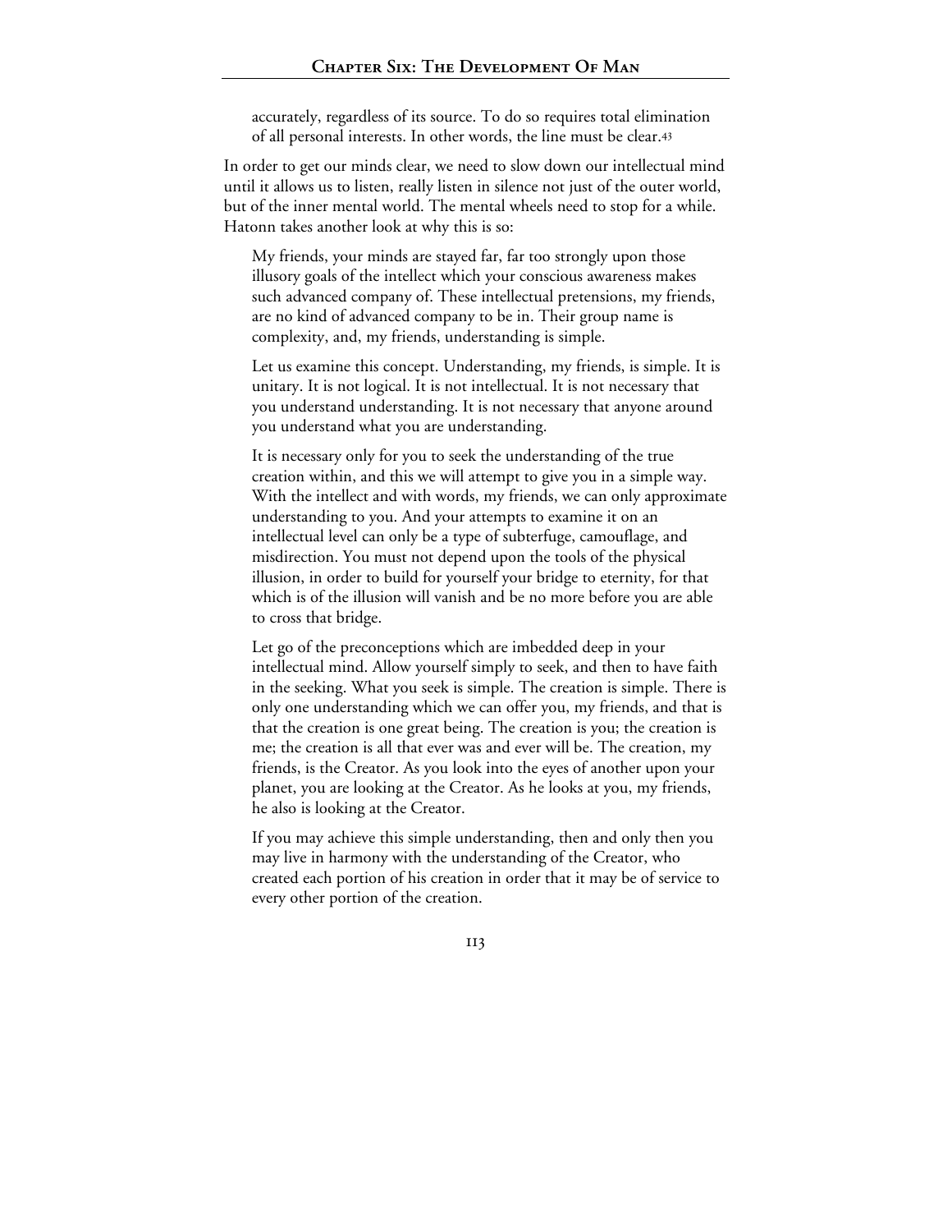> accurately, regardless of its source. To do so requires total elimination of all personal interests. In other words, the line must be clear.[43]

In order to get our minds clear, we need to slow down our intellectual mind until it allows us to listen, really listen in silence not just of the outer world, but of the inner mental world. The mental wheels need to stop for a while. Hatonn takes another look at why this is so:

> My friends, your minds are stayed far, far too strongly upon those illusory goals of the intellect which your conscious awareness makes such advanced company of. These intellectual pretensions, my friends, are no kind of advanced company to be in. Their group name is complexity, and, my friends, understanding is simple.
>
> Let us examine this concept. Understanding, my friends, is simple. It is unitary. It is not logical. It is not intellectual. It is not necessary that you understand understanding. It is not necessary that anyone around you understand what you are understanding.
>
> It is necessary only for you to seek the understanding of the true creation within, and this we will attempt to give you in a simple way. With the intellect and with words, my friends, we can only approximate understanding to you. And your attempts to examine it on an intellectual level can only be a type of subterfuge, camouflage, and misdirection. You must not depend upon the tools of the physical illusion, in order to build for yourself your bridge to eternity, for that which is of the illusion will vanish and be no more before you are able to cross that bridge.
>
> Let go of the preconceptions which are imbedded deep in your intellectual mind. Allow yourself simply to seek, and then to have faith in the seeking. What you seek is simple. The creation is simple. There is only one understanding which we can offer you, my friends, and that is that the creation is one great being. The creation is you; the creation is me; the creation is all that ever was and ever will be. The creation, my friends, is the Creator. As you look into the eyes of another upon your planet, you are looking at the Creator. As he looks at you, my friends, he also is looking at the Creator.
>
> If you may achieve this simple understanding, then and only then you may live in harmony with the understanding of the Creator, who created each portion of his creation in order that it may be of service to every other portion of the creation.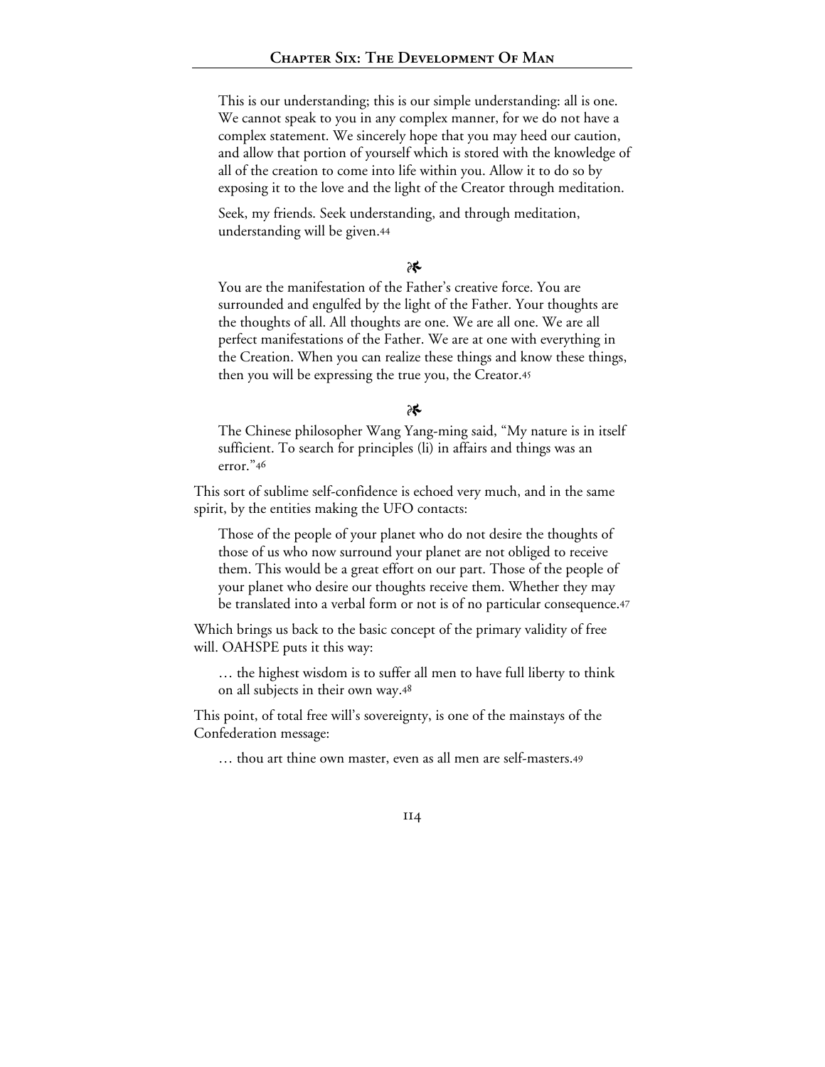> This is our understanding; this is our simple understanding: all is one. We cannot speak to you in any complex manner, for we do not have a complex statement. We sincerely hope that you may heed our caution, and allow that portion of yourself which is stored with the knowledge of all of the creation to come into life within you. Allow it to do so by exposing it to the love and the light of the Creator through meditation.
>
> Seek, my friends. Seek understanding, and through meditation, understanding will be given.[44]

☙

> You are the manifestation of the Father's creative force. You are surrounded and engulfed by the light of the Father. Your thoughts are the thoughts of all. All thoughts are one. We are all one. We are all perfect manifestations of the Father. We are at one with everything in the Creation. When you can realize these things and know these things, then you will be expressing the true you, the Creator.[45]

☙

> The Chinese philosopher Wang Yang-ming said, "My nature is in itself sufficient. To search for principles (li) in affairs and things was an error."[46]

This sort of sublime self-confidence is echoed very much, and in the same spirit, by the entities making the UFO contacts:

> Those of the people of your planet who do not desire the thoughts of those of us who now surround your planet are not obliged to receive them. This would be a great effort on our part. Those of the people of your planet who desire our thoughts receive them. Whether they may be translated into a verbal form or not is of no particular consequence.[47]

Which brings us back to the basic concept of the primary validity of free will. OAHSPE puts it this way:

> … the highest wisdom is to suffer all men to have full liberty to think on all subjects in their own way.[48]

This point, of total free will's sovereignty, is one of the mainstays of the Confederation message:

> … thou art thine own master, even as all men are self-masters.[49]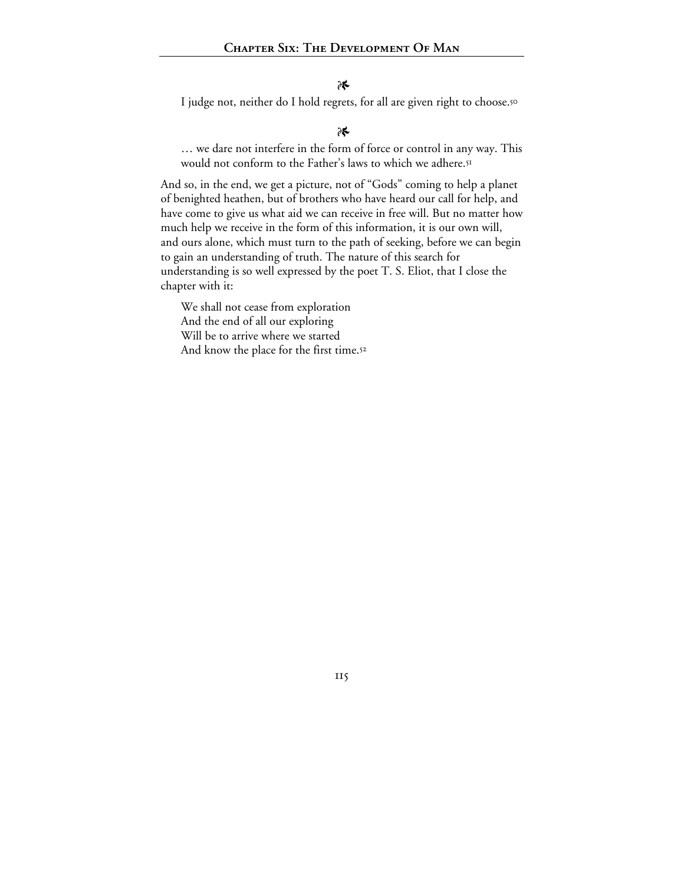❧

> I judge not, neither do I hold regrets, for all are given right to choose.[50]

❧

> … we dare not interfere in the form of force or control in any way. This would not conform to the Father's laws to which we adhere.[51]

And so, in the end, we get a picture, not of "Gods" coming to help a planet of benighted heathen, but of brothers who have heard our call for help, and have come to give us what aid we can receive in free will. But no matter how much help we receive in the form of this information, it is our own will, and ours alone, which must turn to the path of seeking, before we can begin to gain an understanding of truth. The nature of this search for understanding is so well expressed by the poet T. S. Eliot, that I close the chapter with it:

> We shall not cease from exploration
> And the end of all our exploring
> Will be to arrive where we started
> And know the place for the first time.[52]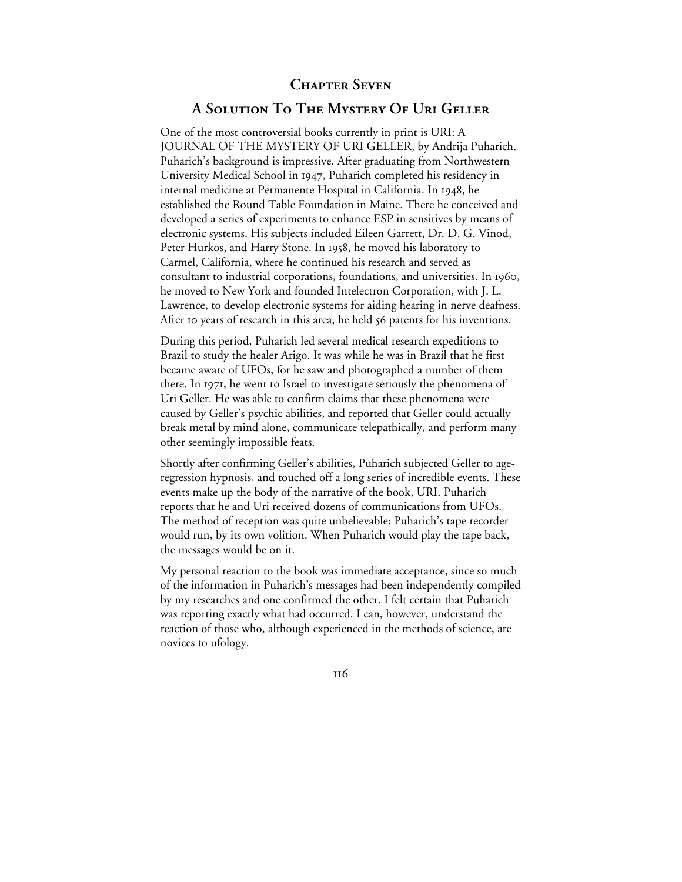## Chapter Seven

## A Solution To The Mystery Of Uri Geller

One of the most controversial books currently in print is URI: A JOURNAL OF THE MYSTERY OF URI GELLER, by Andrija Puharich. Puharich's background is impressive. After graduating from Northwestern University Medical School in 1947, Puharich completed his residency in internal medicine at Permanente Hospital in California. In 1948, he established the Round Table Foundation in Maine. There he conceived and developed a series of experiments to enhance ESP in sensitives by means of electronic systems. His subjects included Eileen Garrett, Dr. D. G. Vinod, Peter Hurkos, and Harry Stone. In 1958, he moved his laboratory to Carmel, California, where he continued his research and served as consultant to industrial corporations, foundations, and universities. In 1960, he moved to New York and founded Intelectron Corporation, with J. L. Lawrence, to develop electronic systems for aiding hearing in nerve deafness. After 10 years of research in this area, he held 56 patents for his inventions.

During this period, Puharich led several medical research expeditions to Brazil to study the healer Arigo. It was while he was in Brazil that he first became aware of UFOs, for he saw and photographed a number of them there. In 1971, he went to Israel to investigate seriously the phenomena of Uri Geller. He was able to confirm claims that these phenomena were caused by Geller's psychic abilities, and reported that Geller could actually break metal by mind alone, communicate telepathically, and perform many other seemingly impossible feats.

Shortly after confirming Geller's abilities, Puharich subjected Geller to age-regression hypnosis, and touched off a long series of incredible events. These events make up the body of the narrative of the book, URI. Puharich reports that he and Uri received dozens of communications from UFOs. The method of reception was quite unbelievable: Puharich's tape recorder would run, by its own volition. When Puharich would play the tape back, the messages would be on it.

My personal reaction to the book was immediate acceptance, since so much of the information in Puharich's messages had been independently compiled by my researches and one confirmed the other. I felt certain that Puharich was reporting exactly what had occurred. I can, however, understand the reaction of those who, although experienced in the methods of science, are novices to ufology.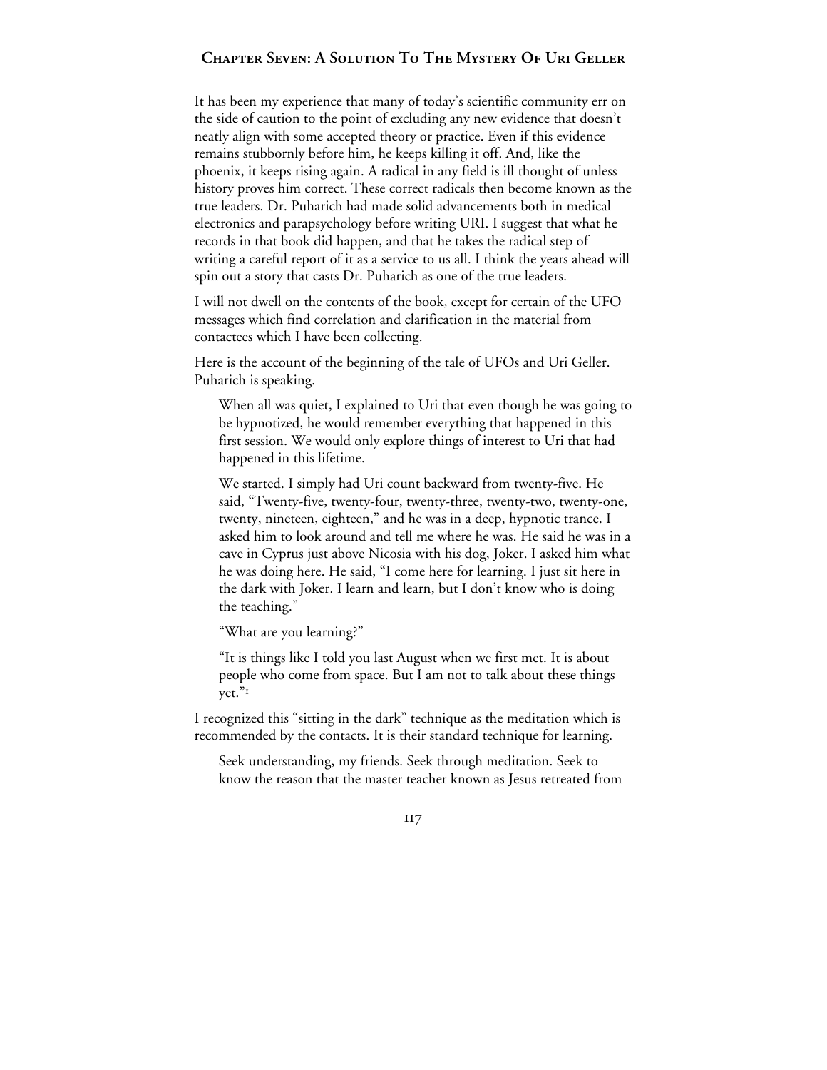It has been my experience that many of today's scientific community err on the side of caution to the point of excluding any new evidence that doesn't neatly align with some accepted theory or practice. Even if this evidence remains stubbornly before him, he keeps killing it off. And, like the phoenix, it keeps rising again. A radical in any field is ill thought of unless history proves him correct. These correct radicals then become known as the true leaders. Dr. Puharich had made solid advancements both in medical electronics and parapsychology before writing URI. I suggest that what he records in that book did happen, and that he takes the radical step of writing a careful report of it as a service to us all. I think the years ahead will spin out a story that casts Dr. Puharich as one of the true leaders.

I will not dwell on the contents of the book, except for certain of the UFO messages which find correlation and clarification in the material from contactees which I have been collecting.

Here is the account of the beginning of the tale of UFOs and Uri Geller. Puharich is speaking.

> When all was quiet, I explained to Uri that even though he was going to be hypnotized, he would remember everything that happened in this first session. We would only explore things of interest to Uri that had happened in this lifetime.
>
> We started. I simply had Uri count backward from twenty-five. He said, "Twenty-five, twenty-four, twenty-three, twenty-two, twenty-one, twenty, nineteen, eighteen," and he was in a deep, hypnotic trance. I asked him to look around and tell me where he was. He said he was in a cave in Cyprus just above Nicosia with his dog, Joker. I asked him what he was doing here. He said, "I come here for learning. I just sit here in the dark with Joker. I learn and learn, but I don't know who is doing the teaching."
>
> "What are you learning?"
>
> "It is things like I told you last August when we first met. It is about people who come from space. But I am not to talk about these things yet."[1]

I recognized this "sitting in the dark" technique as the meditation which is recommended by the contacts. It is their standard technique for learning.

> Seek understanding, my friends. Seek through meditation. Seek to know the reason that the master teacher known as Jesus retreated from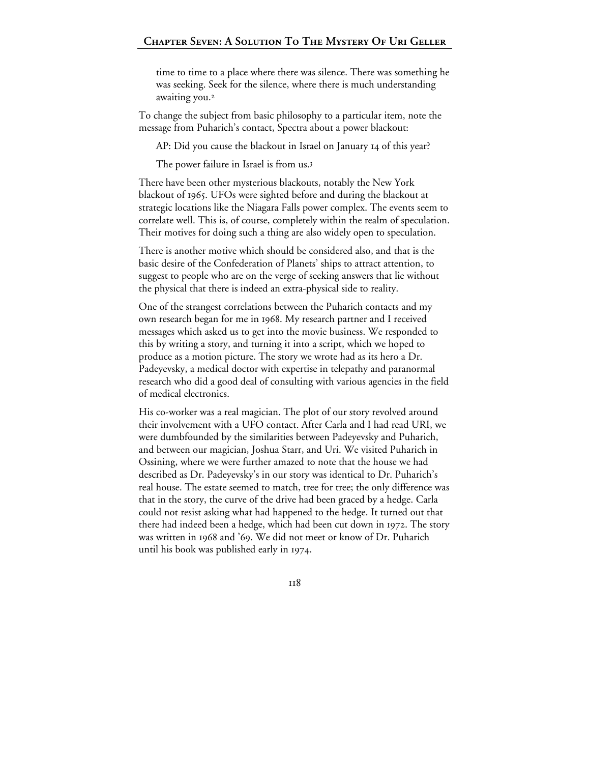time to time to a place where there was silence. There was something he was seeking. Seek for the silence, where there is much understanding awaiting you.[2]

To change the subject from basic philosophy to a particular item, note the message from Puharich's contact, Spectra about a power blackout:

> AP: Did you cause the blackout in Israel on January 14 of this year?
>
> The power failure in Israel is from us.[3]

There have been other mysterious blackouts, notably the New York blackout of 1965. UFOs were sighted before and during the blackout at strategic locations like the Niagara Falls power complex. The events seem to correlate well. This is, of course, completely within the realm of speculation. Their motives for doing such a thing are also widely open to speculation.

There is another motive which should be considered also, and that is the basic desire of the Confederation of Planets' ships to attract attention, to suggest to people who are on the verge of seeking answers that lie without the physical that there is indeed an extra-physical side to reality.

One of the strangest correlations between the Puharich contacts and my own research began for me in 1968. My research partner and I received messages which asked us to get into the movie business. We responded to this by writing a story, and turning it into a script, which we hoped to produce as a motion picture. The story we wrote had as its hero a Dr. Padeyevsky, a medical doctor with expertise in telepathy and paranormal research who did a good deal of consulting with various agencies in the field of medical electronics.

His co-worker was a real magician. The plot of our story revolved around their involvement with a UFO contact. After Carla and I had read URI, we were dumbfounded by the similarities between Padeyevsky and Puharich, and between our magician, Joshua Starr, and Uri. We visited Puharich in Ossining, where we were further amazed to note that the house we had described as Dr. Padeyevsky's in our story was identical to Dr. Puharich's real house. The estate seemed to match, tree for tree; the only difference was that in the story, the curve of the drive had been graced by a hedge. Carla could not resist asking what had happened to the hedge. It turned out that there had indeed been a hedge, which had been cut down in 1972. The story was written in 1968 and '69. We did not meet or know of Dr. Puharich until his book was published early in 1974.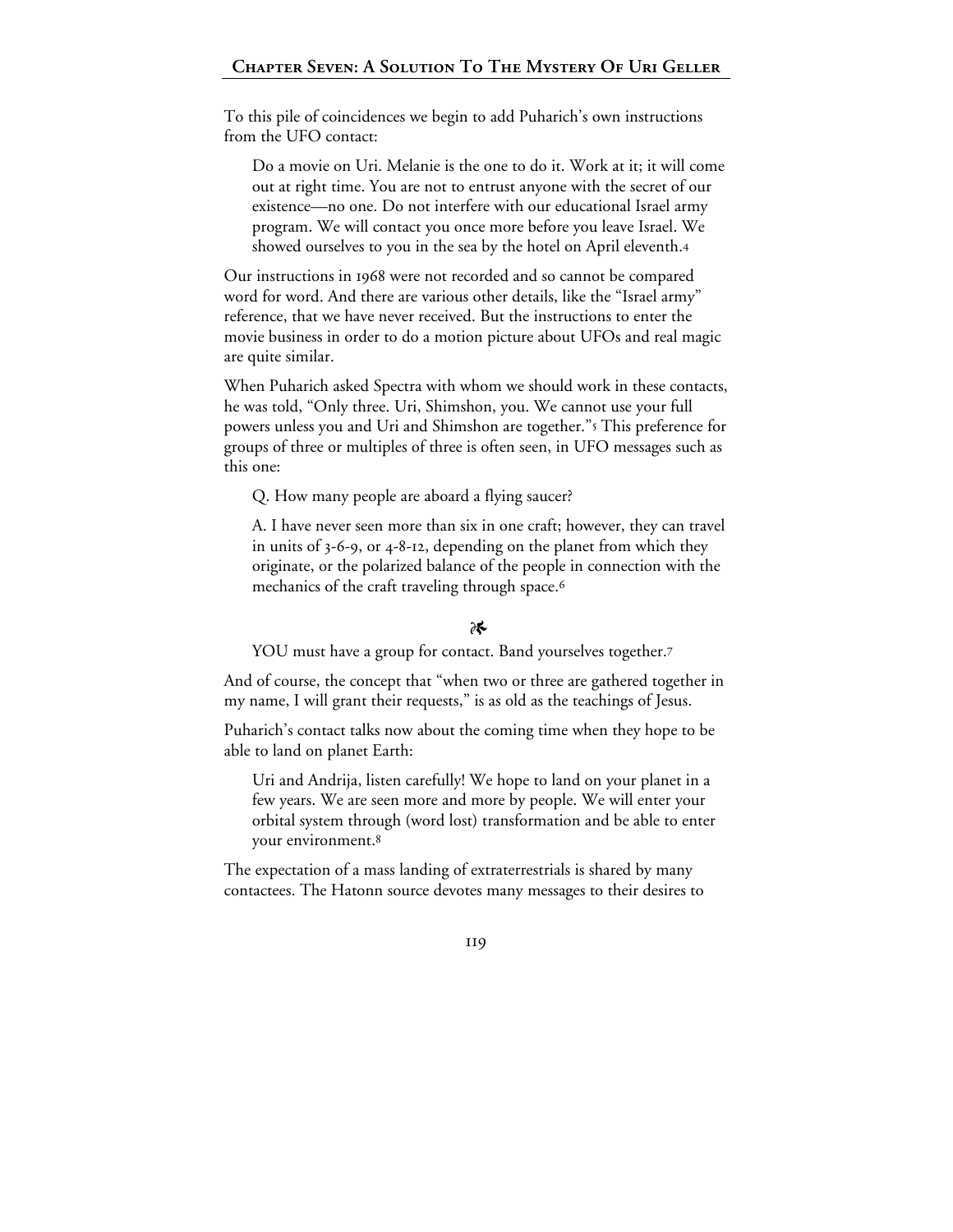To this pile of coincidences we begin to add Puharich's own instructions from the UFO contact:

> Do a movie on Uri. Melanie is the one to do it. Work at it; it will come out at right time. You are not to entrust anyone with the secret of our existence—no one. Do not interfere with our educational Israel army program. We will contact you once more before you leave Israel. We showed ourselves to you in the sea by the hotel on April eleventh.[4]

Our instructions in 1968 were not recorded and so cannot be compared word for word. And there are various other details, like the "Israel army" reference, that we have never received. But the instructions to enter the movie business in order to do a motion picture about UFOs and real magic are quite similar.

When Puharich asked Spectra with whom we should work in these contacts, he was told, "Only three. Uri, Shimshon, you. We cannot use your full powers unless you and Uri and Shimshon are together."[5] This preference for groups of three or multiples of three is often seen, in UFO messages such as this one:

> Q. How many people are aboard a flying saucer?
>
> A. I have never seen more than six in one craft; however, they can travel in units of 3-6-9, or 4-8-12, depending on the planet from which they originate, or the polarized balance of the people in connection with the mechanics of the craft traveling through space.[6]

❧

> YOU must have a group for contact. Band yourselves together.[7]

And of course, the concept that "when two or three are gathered together in my name, I will grant their requests," is as old as the teachings of Jesus.

Puharich's contact talks now about the coming time when they hope to be able to land on planet Earth:

> Uri and Andrija, listen carefully! We hope to land on your planet in a few years. We are seen more and more by people. We will enter your orbital system through (word lost) transformation and be able to enter your environment.[8]

The expectation of a mass landing of extraterrestrials is shared by many contactees. The Hatonn source devotes many messages to their desires to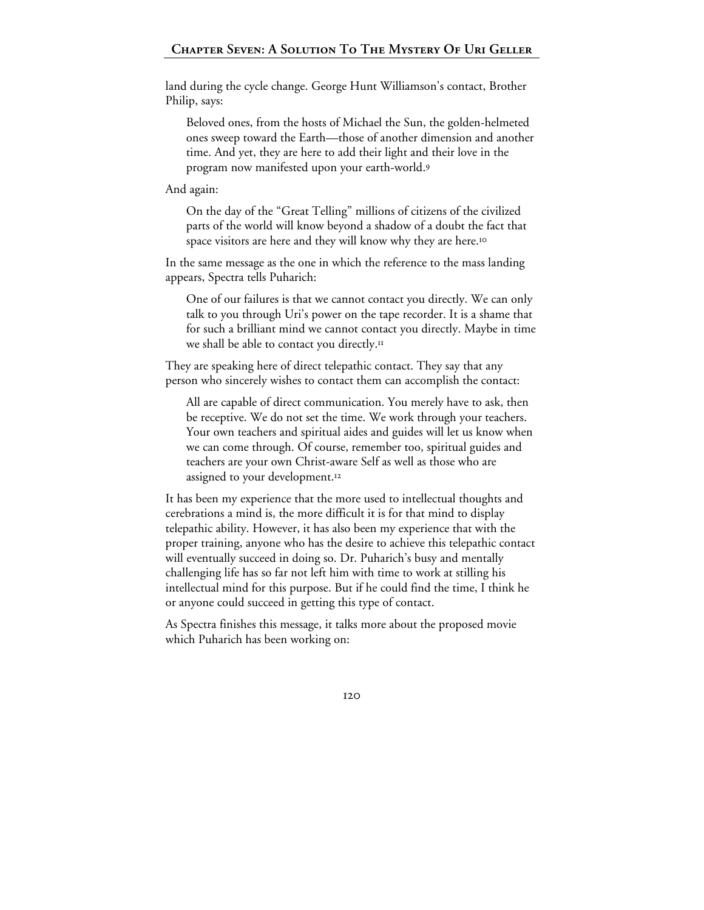land during the cycle change. George Hunt Williamson's contact, Brother Philip, says:

> Beloved ones, from the hosts of Michael the Sun, the golden-helmeted ones sweep toward the Earth—those of another dimension and another time. And yet, they are here to add their light and their love in the program now manifested upon your earth-world.[9]

And again:

> On the day of the "Great Telling" millions of citizens of the civilized parts of the world will know beyond a shadow of a doubt the fact that space visitors are here and they will know why they are here.[10]

In the same message as the one in which the reference to the mass landing appears, Spectra tells Puharich:

> One of our failures is that we cannot contact you directly. We can only talk to you through Uri's power on the tape recorder. It is a shame that for such a brilliant mind we cannot contact you directly. Maybe in time we shall be able to contact you directly.[11]

They are speaking here of direct telepathic contact. They say that any person who sincerely wishes to contact them can accomplish the contact:

> All are capable of direct communication. You merely have to ask, then be receptive. We do not set the time. We work through your teachers. Your own teachers and spiritual aides and guides will let us know when we can come through. Of course, remember too, spiritual guides and teachers are your own Christ-aware Self as well as those who are assigned to your development.[12]

It has been my experience that the more used to intellectual thoughts and cerebrations a mind is, the more difficult it is for that mind to display telepathic ability. However, it has also been my experience that with the proper training, anyone who has the desire to achieve this telepathic contact will eventually succeed in doing so. Dr. Puharich's busy and mentally challenging life has so far not left him with time to work at stilling his intellectual mind for this purpose. But if he could find the time, I think he or anyone could succeed in getting this type of contact.

As Spectra finishes this message, it talks more about the proposed movie which Puharich has been working on: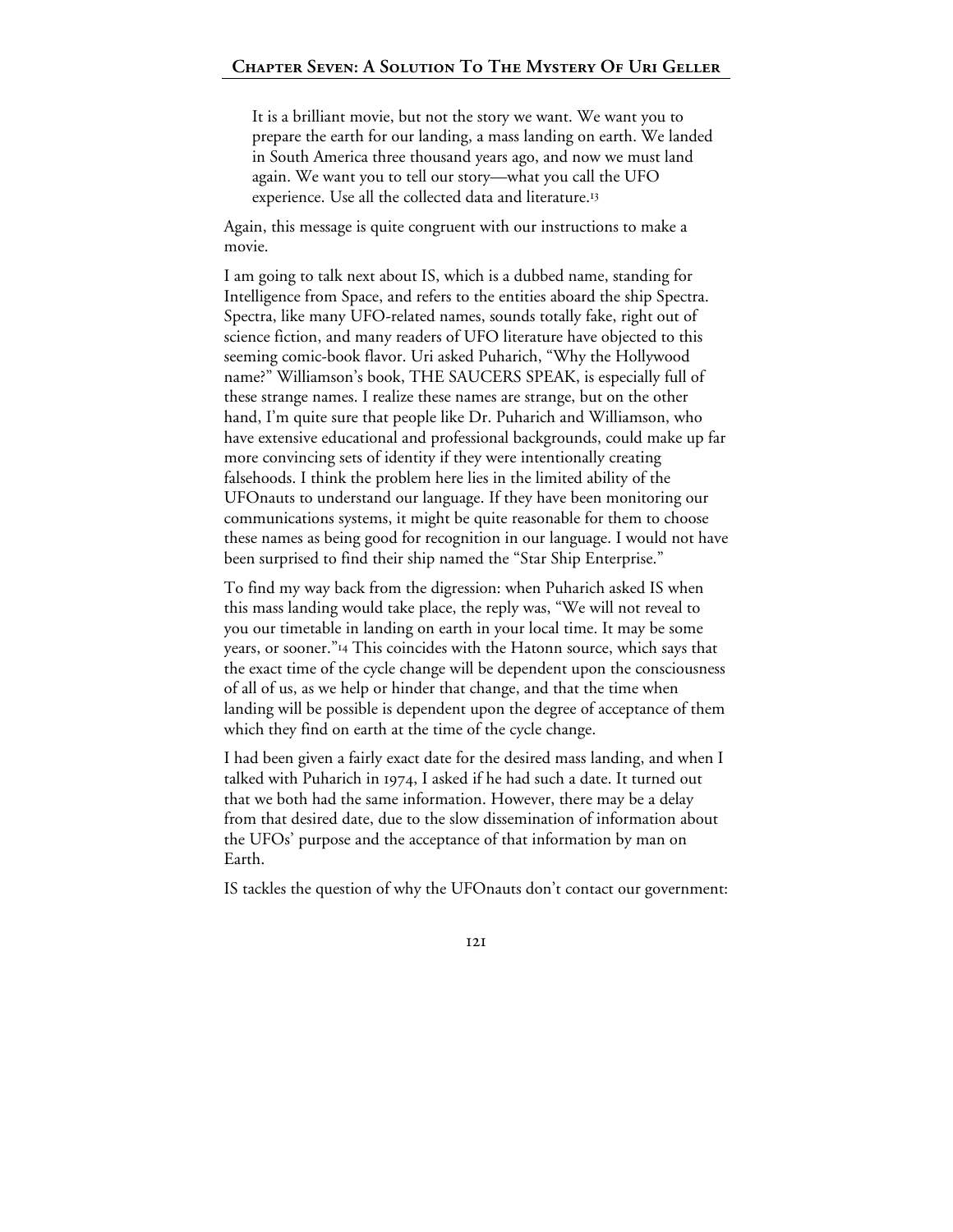> It is a brilliant movie, but not the story we want. We want you to prepare the earth for our landing, a mass landing on earth. We landed in South America three thousand years ago, and now we must land again. We want you to tell our story—what you call the UFO experience. Use all the collected data and literature.[13]

Again, this message is quite congruent with our instructions to make a movie.

I am going to talk next about IS, which is a dubbed name, standing for Intelligence from Space, and refers to the entities aboard the ship Spectra. Spectra, like many UFO-related names, sounds totally fake, right out of science fiction, and many readers of UFO literature have objected to this seeming comic-book flavor. Uri asked Puharich, "Why the Hollywood name?" Williamson's book, THE SAUCERS SPEAK, is especially full of these strange names. I realize these names are strange, but on the other hand, I'm quite sure that people like Dr. Puharich and Williamson, who have extensive educational and professional backgrounds, could make up far more convincing sets of identity if they were intentionally creating falsehoods. I think the problem here lies in the limited ability of the UFOnauts to understand our language. If they have been monitoring our communications systems, it might be quite reasonable for them to choose these names as being good for recognition in our language. I would not have been surprised to find their ship named the "Star Ship Enterprise."

To find my way back from the digression: when Puharich asked IS when this mass landing would take place, the reply was, "We will not reveal to you our timetable in landing on earth in your local time. It may be some years, or sooner."[14] This coincides with the Hatonn source, which says that the exact time of the cycle change will be dependent upon the consciousness of all of us, as we help or hinder that change, and that the time when landing will be possible is dependent upon the degree of acceptance of them which they find on earth at the time of the cycle change.

I had been given a fairly exact date for the desired mass landing, and when I talked with Puharich in 1974, I asked if he had such a date. It turned out that we both had the same information. However, there may be a delay from that desired date, due to the slow dissemination of information about the UFOs' purpose and the acceptance of that information by man on Earth.

IS tackles the question of why the UFOnauts don't contact our government: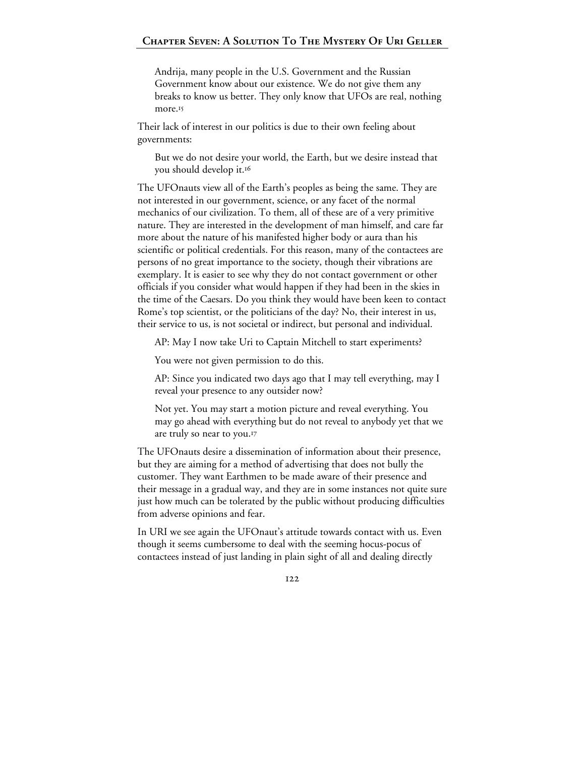> Andrija, many people in the U.S. Government and the Russian Government know about our existence. We do not give them any breaks to know us better. They only know that UFOs are real, nothing more.[15]

Their lack of interest in our politics is due to their own feeling about governments:

> But we do not desire your world, the Earth, but we desire instead that you should develop it.[16]

The UFOnauts view all of the Earth's peoples as being the same. They are not interested in our government, science, or any facet of the normal mechanics of our civilization. To them, all of these are of a very primitive nature. They are interested in the development of man himself, and care far more about the nature of his manifested higher body or aura than his scientific or political credentials. For this reason, many of the contactees are persons of no great importance to the society, though their vibrations are exemplary. It is easier to see why they do not contact government or other officials if you consider what would happen if they had been in the skies in the time of the Caesars. Do you think they would have been keen to contact Rome's top scientist, or the politicians of the day? No, their interest in us, their service to us, is not societal or indirect, but personal and individual.

> AP: May I now take Uri to Captain Mitchell to start experiments?
>
> You were not given permission to do this.
>
> AP: Since you indicated two days ago that I may tell everything, may I reveal your presence to any outsider now?
>
> Not yet. You may start a motion picture and reveal everything. You may go ahead with everything but do not reveal to anybody yet that we are truly so near to you.[17]

The UFOnauts desire a dissemination of information about their presence, but they are aiming for a method of advertising that does not bully the customer. They want Earthmen to be made aware of their presence and their message in a gradual way, and they are in some instances not quite sure just how much can be tolerated by the public without producing difficulties from adverse opinions and fear.

In URI we see again the UFOnaut's attitude towards contact with us. Even though it seems cumbersome to deal with the seeming hocus-pocus of contactees instead of just landing in plain sight of all and dealing directly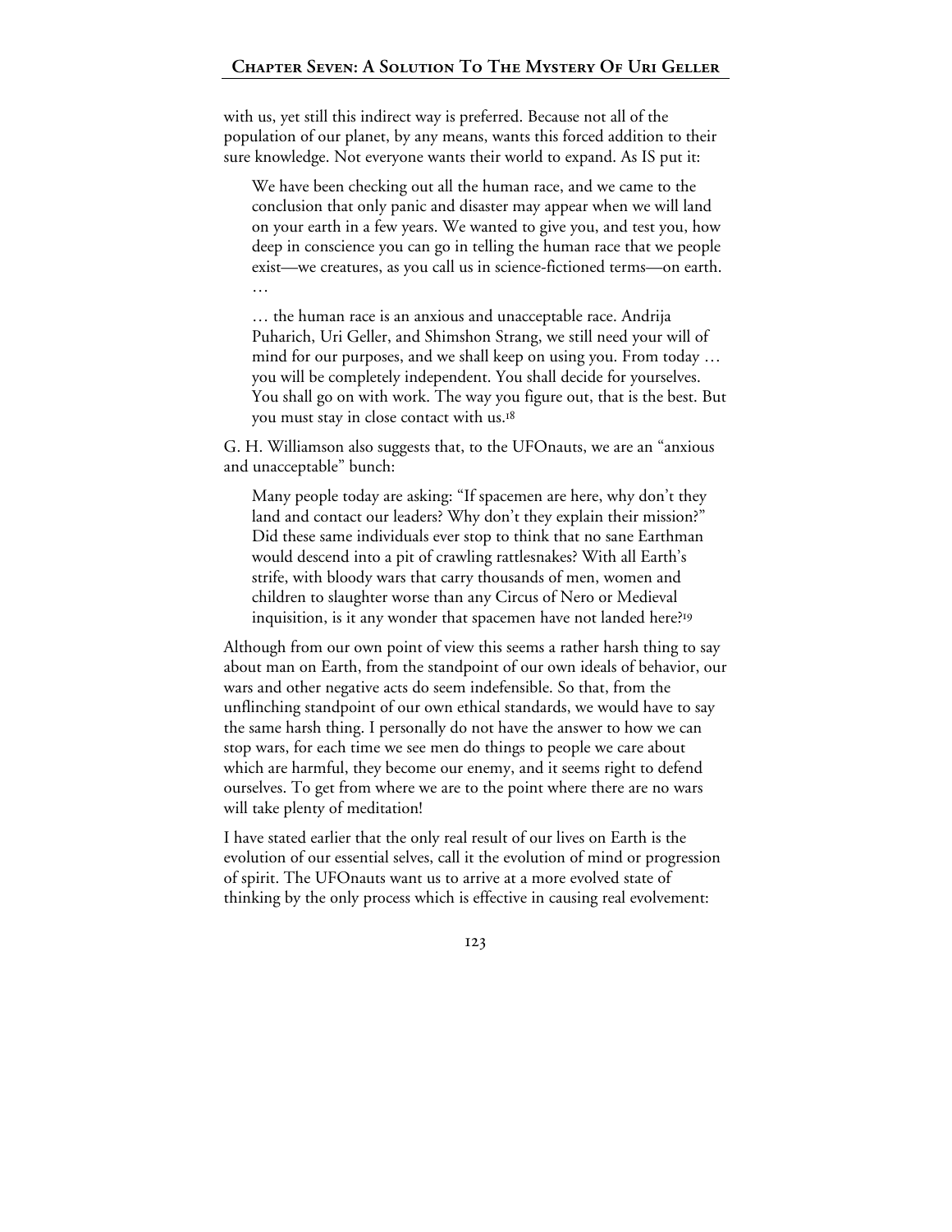with us, yet still this indirect way is preferred. Because not all of the population of our planet, by any means, wants this forced addition to their sure knowledge. Not everyone wants their world to expand. As IS put it:

> We have been checking out all the human race, and we came to the conclusion that only panic and disaster may appear when we will land on your earth in a few years. We wanted to give you, and test you, how deep in conscience you can go in telling the human race that we people exist—we creatures, as you call us in science-fictioned terms—on earth. …
>
> … the human race is an anxious and unacceptable race. Andrija Puharich, Uri Geller, and Shimshon Strang, we still need your will of mind for our purposes, and we shall keep on using you. From today … you will be completely independent. You shall decide for yourselves. You shall go on with work. The way you figure out, that is the best. But you must stay in close contact with us.[18]

G. H. Williamson also suggests that, to the UFOnauts, we are an "anxious and unacceptable" bunch:

> Many people today are asking: "If spacemen are here, why don't they land and contact our leaders? Why don't they explain their mission?" Did these same individuals ever stop to think that no sane Earthman would descend into a pit of crawling rattlesnakes? With all Earth's strife, with bloody wars that carry thousands of men, women and children to slaughter worse than any Circus of Nero or Medieval inquisition, is it any wonder that spacemen have not landed here?[19]

Although from our own point of view this seems a rather harsh thing to say about man on Earth, from the standpoint of our own ideals of behavior, our wars and other negative acts do seem indefensible. So that, from the unflinching standpoint of our own ethical standards, we would have to say the same harsh thing. I personally do not have the answer to how we can stop wars, for each time we see men do things to people we care about which are harmful, they become our enemy, and it seems right to defend ourselves. To get from where we are to the point where there are no wars will take plenty of meditation!

I have stated earlier that the only real result of our lives on Earth is the evolution of our essential selves, call it the evolution of mind or progression of spirit. The UFOnauts want us to arrive at a more evolved state of thinking by the only process which is effective in causing real evolvement: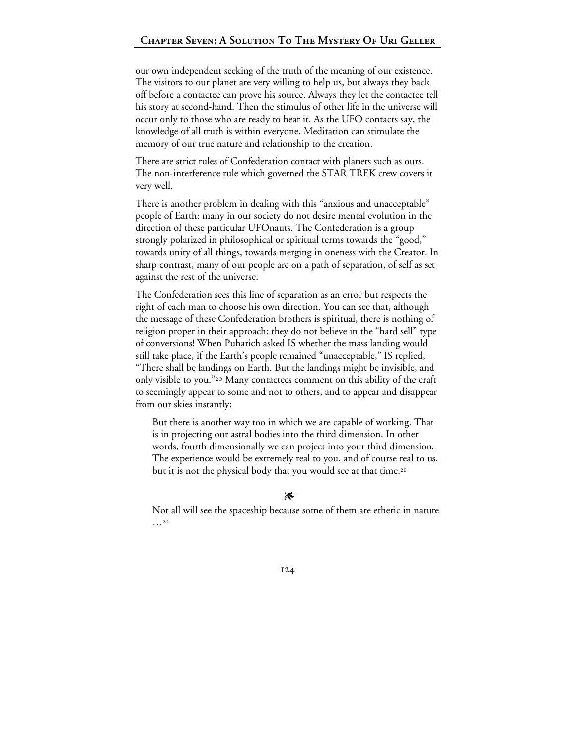our own independent seeking of the truth of the meaning of our existence. The visitors to our planet are very willing to help us, but always they back off before a contactee can prove his source. Always they let the contactee tell his story at second-hand. Then the stimulus of other life in the universe will occur only to those who are ready to hear it. As the UFO contacts say, the knowledge of all truth is within everyone. Meditation can stimulate the memory of our true nature and relationship to the creation.

There are strict rules of Confederation contact with planets such as ours. The non-interference rule which governed the STAR TREK crew covers it very well.

There is another problem in dealing with this "anxious and unacceptable" people of Earth: many in our society do not desire mental evolution in the direction of these particular UFOnauts. The Confederation is a group strongly polarized in philosophical or spiritual terms towards the "good," towards unity of all things, towards merging in oneness with the Creator. In sharp contrast, many of our people are on a path of separation, of self as set against the rest of the universe.

The Confederation sees this line of separation as an error but respects the right of each man to choose his own direction. You can see that, although the message of these Confederation brothers is spiritual, there is nothing of religion proper in their approach: they do not believe in the "hard sell" type of conversions! When Puharich asked IS whether the mass landing would still take place, if the Earth's people remained "unacceptable," IS replied, "There shall be landings on Earth. But the landings might be invisible, and only visible to you."[20] Many contactees comment on this ability of the craft to seemingly appear to some and not to others, and to appear and disappear from our skies instantly:

> But there is another way too in which we are capable of working. That is in projecting our astral bodies into the third dimension. In other words, fourth dimensionally we can project into your third dimension. The experience would be extremely real to you, and of course real to us, but it is not the physical body that you would see at that time.[21]

❧

> Not all will see the spaceship because some of them are etheric in nature …[22]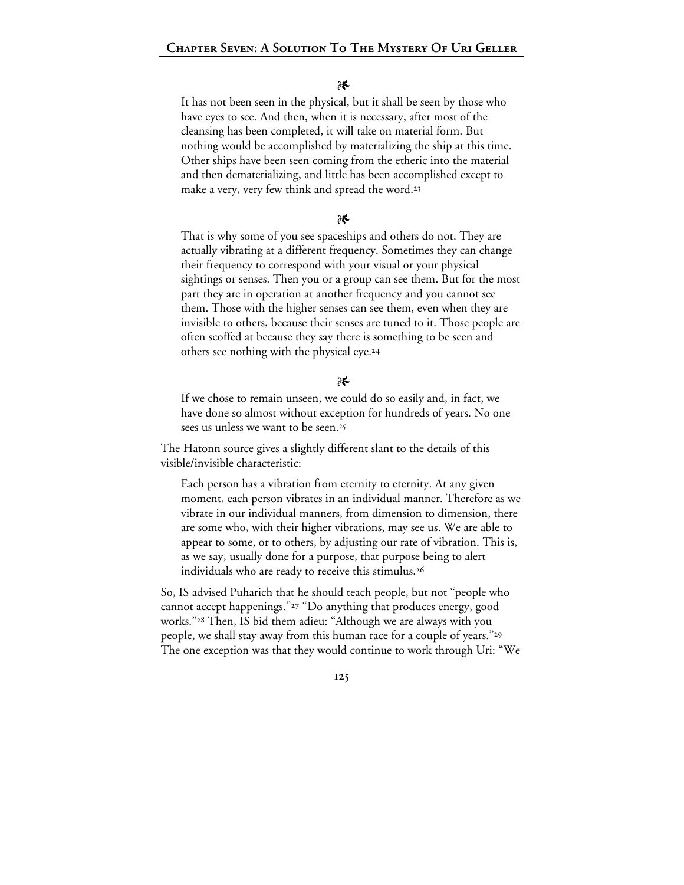❧

> It has not been seen in the physical, but it shall be seen by those who have eyes to see. And then, when it is necessary, after most of the cleansing has been completed, it will take on material form. But nothing would be accomplished by materializing the ship at this time. Other ships have been seen coming from the etheric into the material and then dematerializing, and little has been accomplished except to make a very, very few think and spread the word.[23]

❧

> That is why some of you see spaceships and others do not. They are actually vibrating at a different frequency. Sometimes they can change their frequency to correspond with your visual or your physical sightings or senses. Then you or a group can see them. But for the most part they are in operation at another frequency and you cannot see them. Those with the higher senses can see them, even when they are invisible to others, because their senses are tuned to it. Those people are often scoffed at because they say there is something to be seen and others see nothing with the physical eye.[24]

❧

> If we chose to remain unseen, we could do so easily and, in fact, we have done so almost without exception for hundreds of years. No one sees us unless we want to be seen.[25]

The Hatonn source gives a slightly different slant to the details of this visible/invisible characteristic:

> Each person has a vibration from eternity to eternity. At any given moment, each person vibrates in an individual manner. Therefore as we vibrate in our individual manners, from dimension to dimension, there are some who, with their higher vibrations, may see us. We are able to appear to some, or to others, by adjusting our rate of vibration. This is, as we say, usually done for a purpose, that purpose being to alert individuals who are ready to receive this stimulus.[26]

So, IS advised Puharich that he should teach people, but not "people who cannot accept happenings."[27] "Do anything that produces energy, good works."[28] Then, IS bid them adieu: "Although we are always with you people, we shall stay away from this human race for a couple of years."[29] The one exception was that they would continue to work through Uri: "We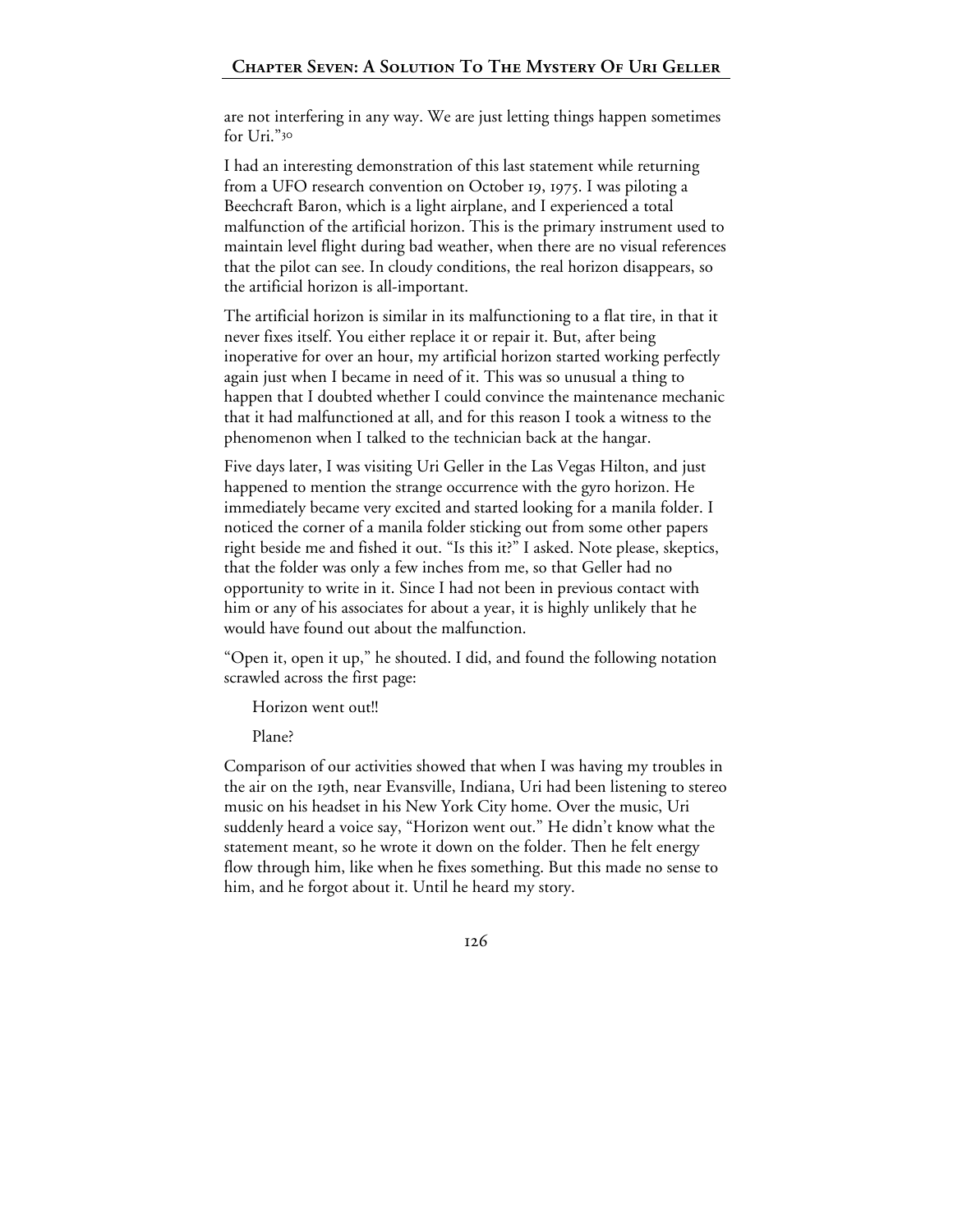are not interfering in any way. We are just letting things happen sometimes for Uri."[30]

I had an interesting demonstration of this last statement while returning from a UFO research convention on October 19, 1975. I was piloting a Beechcraft Baron, which is a light airplane, and I experienced a total malfunction of the artificial horizon. This is the primary instrument used to maintain level flight during bad weather, when there are no visual references that the pilot can see. In cloudy conditions, the real horizon disappears, so the artificial horizon is all-important.

The artificial horizon is similar in its malfunctioning to a flat tire, in that it never fixes itself. You either replace it or repair it. But, after being inoperative for over an hour, my artificial horizon started working perfectly again just when I became in need of it. This was so unusual a thing to happen that I doubted whether I could convince the maintenance mechanic that it had malfunctioned at all, and for this reason I took a witness to the phenomenon when I talked to the technician back at the hangar.

Five days later, I was visiting Uri Geller in the Las Vegas Hilton, and just happened to mention the strange occurrence with the gyro horizon. He immediately became very excited and started looking for a manila folder. I noticed the corner of a manila folder sticking out from some other papers right beside me and fished it out. "Is this it?" I asked. Note please, skeptics, that the folder was only a few inches from me, so that Geller had no opportunity to write in it. Since I had not been in previous contact with him or any of his associates for about a year, it is highly unlikely that he would have found out about the malfunction.

"Open it, open it up," he shouted. I did, and found the following notation scrawled across the first page:

> Horizon went out!!
>
> Plane?

Comparison of our activities showed that when I was having my troubles in the air on the 19th, near Evansville, Indiana, Uri had been listening to stereo music on his headset in his New York City home. Over the music, Uri suddenly heard a voice say, "Horizon went out." He didn't know what the statement meant, so he wrote it down on the folder. Then he felt energy flow through him, like when he fixes something. But this made no sense to him, and he forgot about it. Until he heard my story.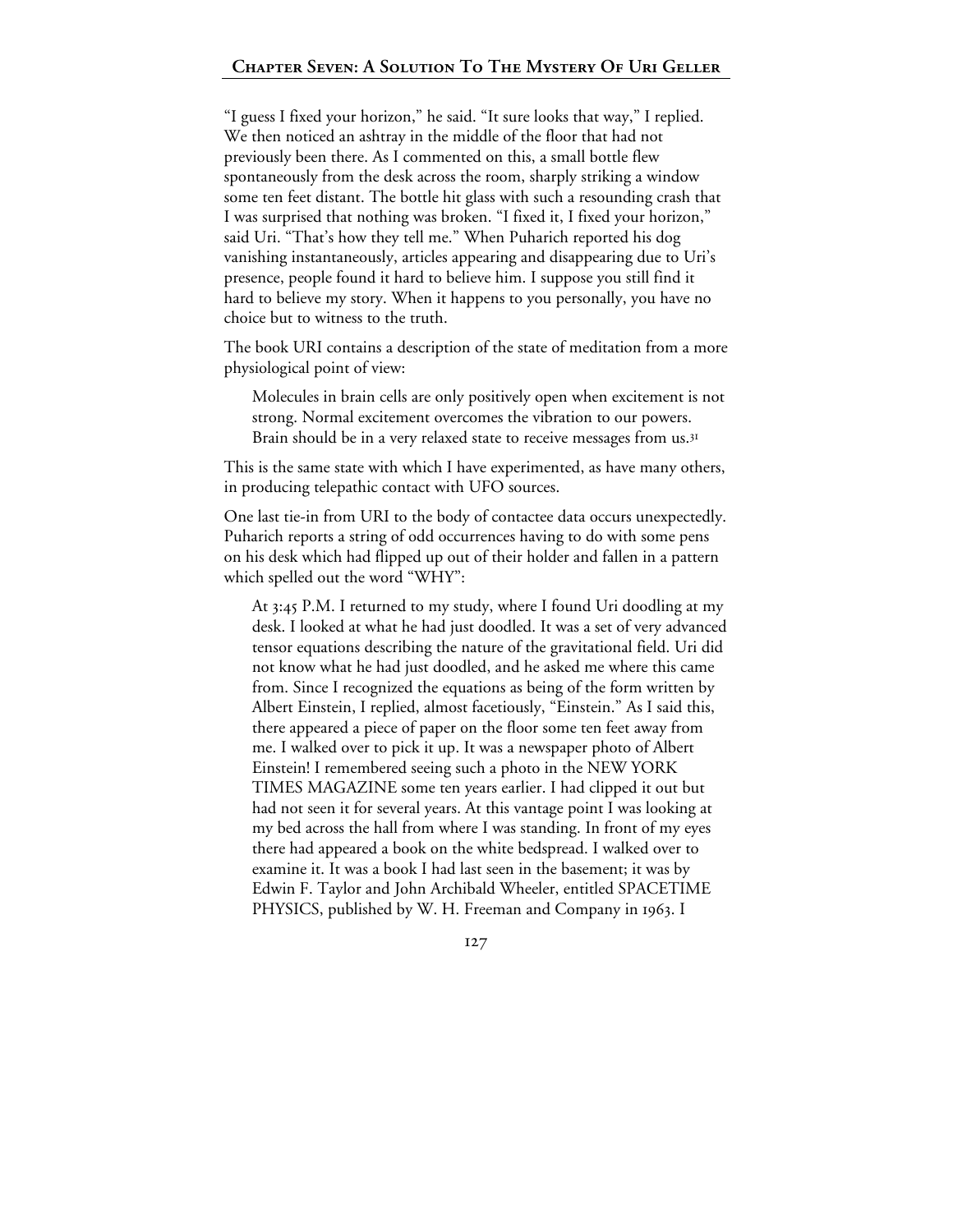"I guess I fixed your horizon," he said. "It sure looks that way," I replied. We then noticed an ashtray in the middle of the floor that had not previously been there. As I commented on this, a small bottle flew spontaneously from the desk across the room, sharply striking a window some ten feet distant. The bottle hit glass with such a resounding crash that I was surprised that nothing was broken. "I fixed it, I fixed your horizon," said Uri. "That's how they tell me." When Puharich reported his dog vanishing instantaneously, articles appearing and disappearing due to Uri's presence, people found it hard to believe him. I suppose you still find it hard to believe my story. When it happens to you personally, you have no choice but to witness to the truth.

The book URI contains a description of the state of meditation from a more physiological point of view:

> Molecules in brain cells are only positively open when excitement is not strong. Normal excitement overcomes the vibration to our powers. Brain should be in a very relaxed state to receive messages from us.[31]

This is the same state with which I have experimented, as have many others, in producing telepathic contact with UFO sources.

One last tie-in from URI to the body of contactee data occurs unexpectedly. Puharich reports a string of odd occurrences having to do with some pens on his desk which had flipped up out of their holder and fallen in a pattern which spelled out the word "WHY":

> At 3:45 P.M. I returned to my study, where I found Uri doodling at my desk. I looked at what he had just doodled. It was a set of very advanced tensor equations describing the nature of the gravitational field. Uri did not know what he had just doodled, and he asked me where this came from. Since I recognized the equations as being of the form written by Albert Einstein, I replied, almost facetiously, "Einstein." As I said this, there appeared a piece of paper on the floor some ten feet away from me. I walked over to pick it up. It was a newspaper photo of Albert Einstein! I remembered seeing such a photo in the NEW YORK TIMES MAGAZINE some ten years earlier. I had clipped it out but had not seen it for several years. At this vantage point I was looking at my bed across the hall from where I was standing. In front of my eyes there had appeared a book on the white bedspread. I walked over to examine it. It was a book I had last seen in the basement; it was by Edwin F. Taylor and John Archibald Wheeler, entitled SPACETIME PHYSICS, published by W. H. Freeman and Company in 1963. I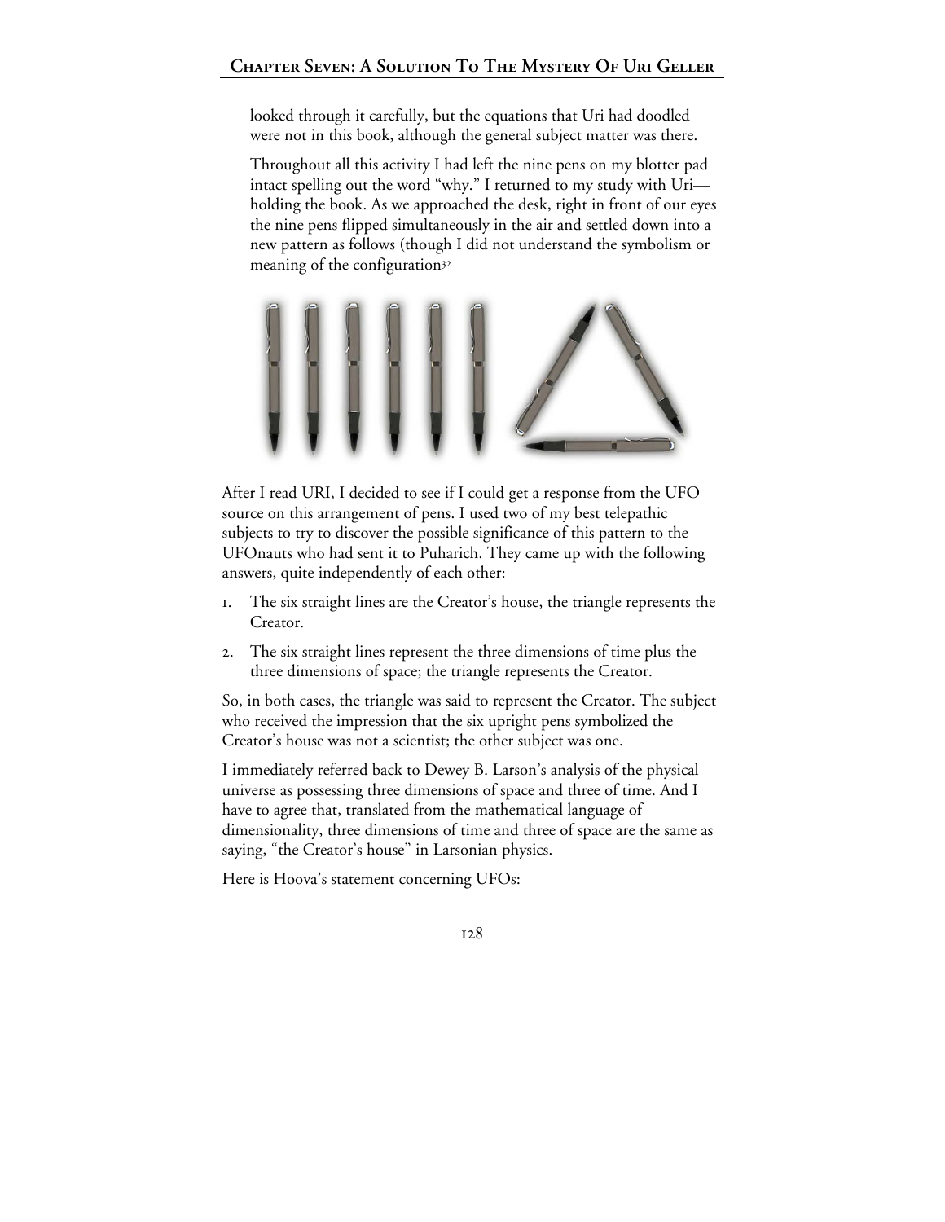looked through it carefully, but the equations that Uri had doodled were not in this book, although the general subject matter was there.

Throughout all this activity I had left the nine pens on my blotter pad intact spelling out the word "why." I returned to my study with Uri—holding the book. As we approached the desk, right in front of our eyes the nine pens flipped simultaneously in the air and settled down into a new pattern as follows (though I did not understand the symbolism or meaning of the configuration[32]

After I read URI, I decided to see if I could get a response from the UFO source on this arrangement of pens. I used two of my best telepathic subjects to try to discover the possible significance of this pattern to the UFOnauts who had sent it to Puharich. They came up with the following answers, quite independently of each other:

1. The six straight lines are the Creator's house, the triangle represents the Creator.
2. The six straight lines represent the three dimensions of time plus the three dimensions of space; the triangle represents the Creator.

So, in both cases, the triangle was said to represent the Creator. The subject who received the impression that the six upright pens symbolized the Creator's house was not a scientist; the other subject was one.

I immediately referred back to Dewey B. Larson's analysis of the physical universe as possessing three dimensions of space and three of time. And I have to agree that, translated from the mathematical language of dimensionality, three dimensions of time and three of space are the same as saying, "the Creator's house" in Larsonian physics.

Here is Hoova's statement concerning UFOs: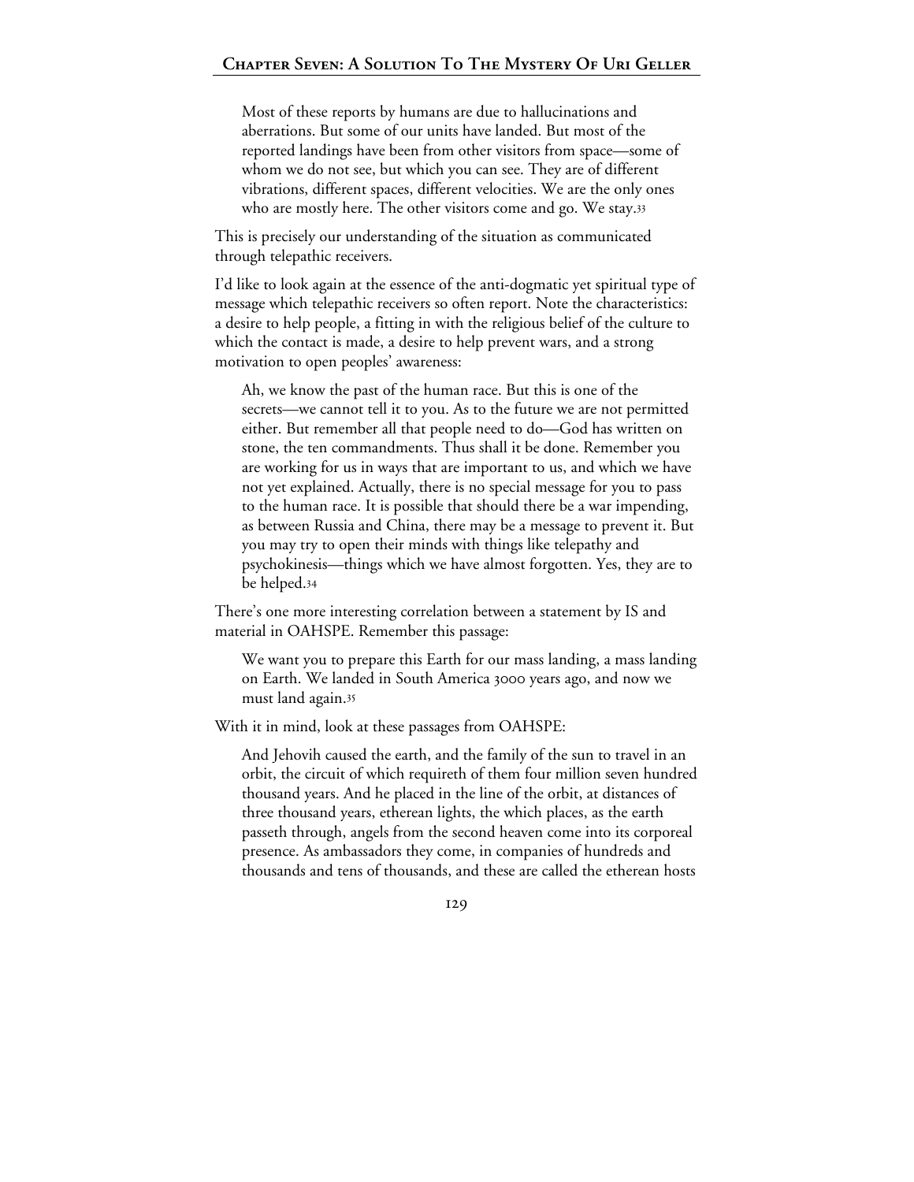> Most of these reports by humans are due to hallucinations and aberrations. But some of our units have landed. But most of the reported landings have been from other visitors from space—some of whom we do not see, but which you can see. They are of different vibrations, different spaces, different velocities. We are the only ones who are mostly here. The other visitors come and go. We stay.[33]

This is precisely our understanding of the situation as communicated through telepathic receivers.

I'd like to look again at the essence of the anti-dogmatic yet spiritual type of message which telepathic receivers so often report. Note the characteristics: a desire to help people, a fitting in with the religious belief of the culture to which the contact is made, a desire to help prevent wars, and a strong motivation to open peoples' awareness:

> Ah, we know the past of the human race. But this is one of the secrets—we cannot tell it to you. As to the future we are not permitted either. But remember all that people need to do—God has written on stone, the ten commandments. Thus shall it be done. Remember you are working for us in ways that are important to us, and which we have not yet explained. Actually, there is no special message for you to pass to the human race. It is possible that should there be a war impending, as between Russia and China, there may be a message to prevent it. But you may try to open their minds with things like telepathy and psychokinesis—things which we have almost forgotten. Yes, they are to be helped.[34]

There's one more interesting correlation between a statement by IS and material in OAHSPE. Remember this passage:

> We want you to prepare this Earth for our mass landing, a mass landing on Earth. We landed in South America 3000 years ago, and now we must land again.[35]

With it in mind, look at these passages from OAHSPE:

> And Jehovih caused the earth, and the family of the sun to travel in an orbit, the circuit of which requireth of them four million seven hundred thousand years. And he placed in the line of the orbit, at distances of three thousand years, etherean lights, the which places, as the earth passeth through, angels from the second heaven come into its corporeal presence. As ambassadors they come, in companies of hundreds and thousands and tens of thousands, and these are called the etherean hosts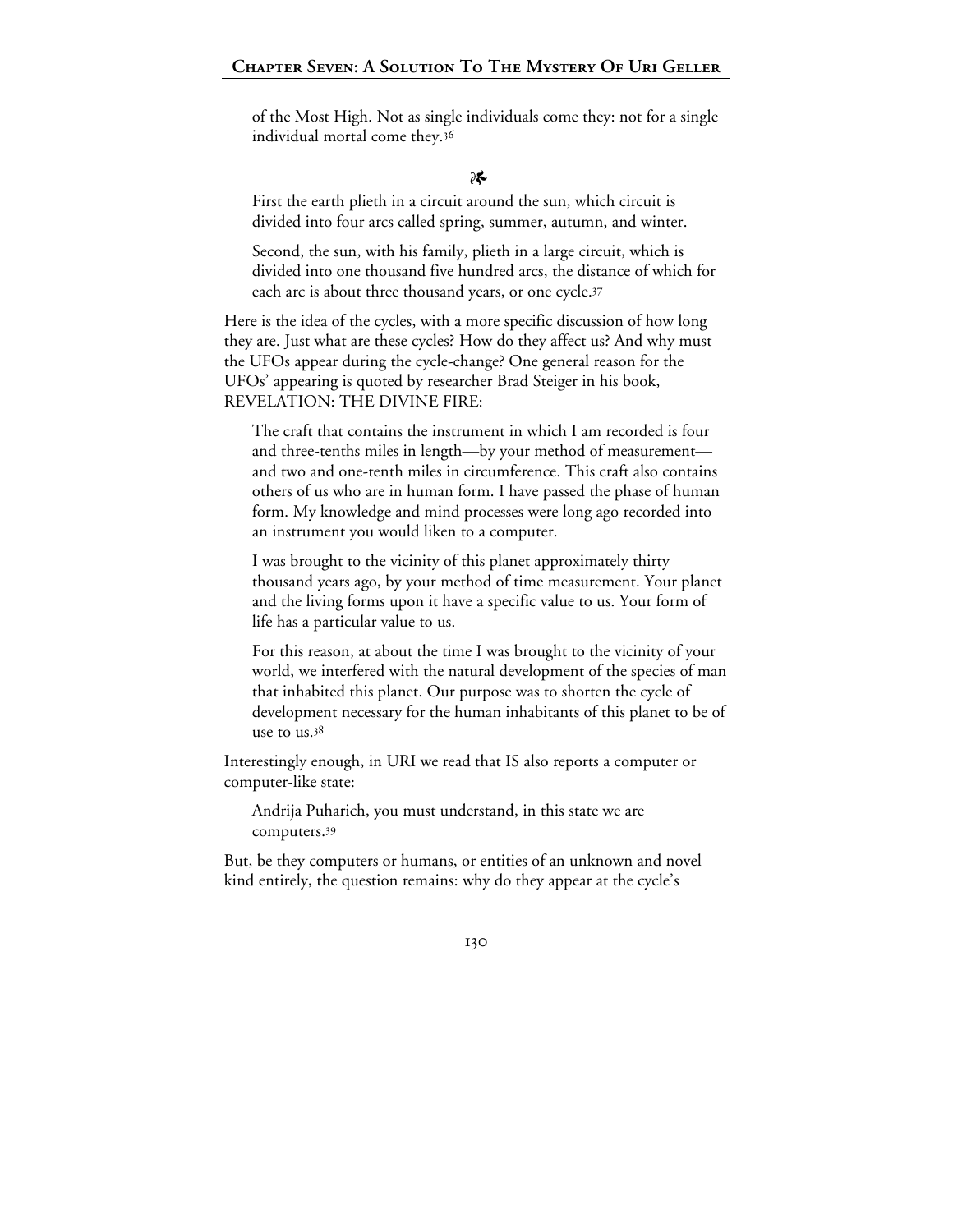> of the Most High. Not as single individuals come they: not for a single individual mortal come they.[36]

❧

> First the earth plieth in a circuit around the sun, which circuit is divided into four arcs called spring, summer, autumn, and winter.
>
> Second, the sun, with his family, plieth in a large circuit, which is divided into one thousand five hundred arcs, the distance of which for each arc is about three thousand years, or one cycle.[37]

Here is the idea of the cycles, with a more specific discussion of how long they are. Just what are these cycles? How do they affect us? And why must the UFOs appear during the cycle-change? One general reason for the UFOs' appearing is quoted by researcher Brad Steiger in his book, REVELATION: THE DIVINE FIRE:

> The craft that contains the instrument in which I am recorded is four and three-tenths miles in length—by your method of measurement—and two and one-tenth miles in circumference. This craft also contains others of us who are in human form. I have passed the phase of human form. My knowledge and mind processes were long ago recorded into an instrument you would liken to a computer.
>
> I was brought to the vicinity of this planet approximately thirty thousand years ago, by your method of time measurement. Your planet and the living forms upon it have a specific value to us. Your form of life has a particular value to us.
>
> For this reason, at about the time I was brought to the vicinity of your world, we interfered with the natural development of the species of man that inhabited this planet. Our purpose was to shorten the cycle of development necessary for the human inhabitants of this planet to be of use to us.[38]

Interestingly enough, in URI we read that IS also reports a computer or computer-like state:

> Andrija Puharich, you must understand, in this state we are computers.[39]

But, be they computers or humans, or entities of an unknown and novel kind entirely, the question remains: why do they appear at the cycle's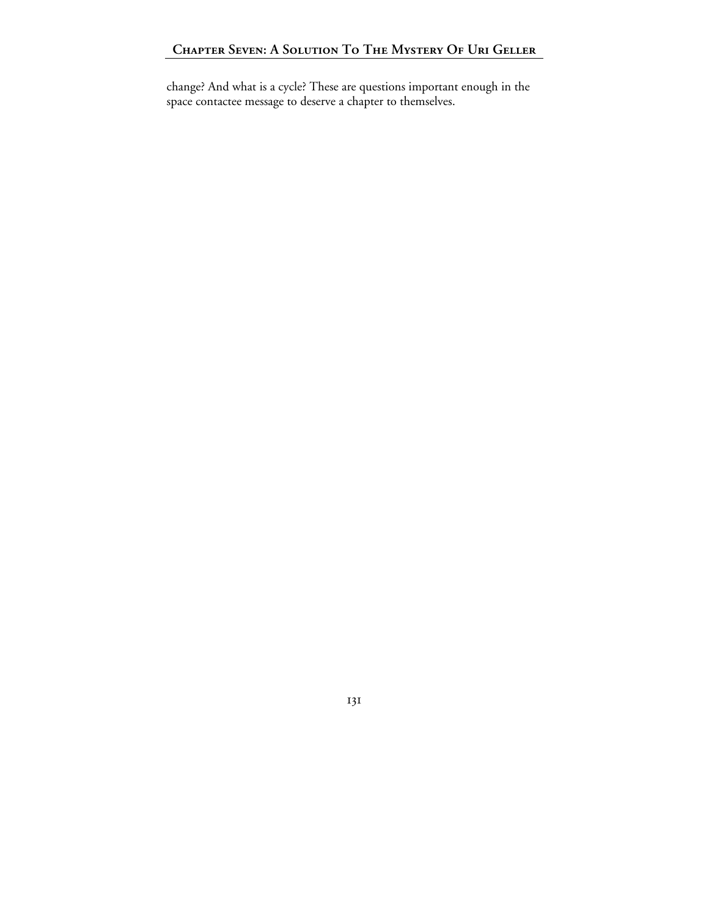change? And what is a cycle? These are questions important enough in the space contactee message to deserve a chapter to themselves.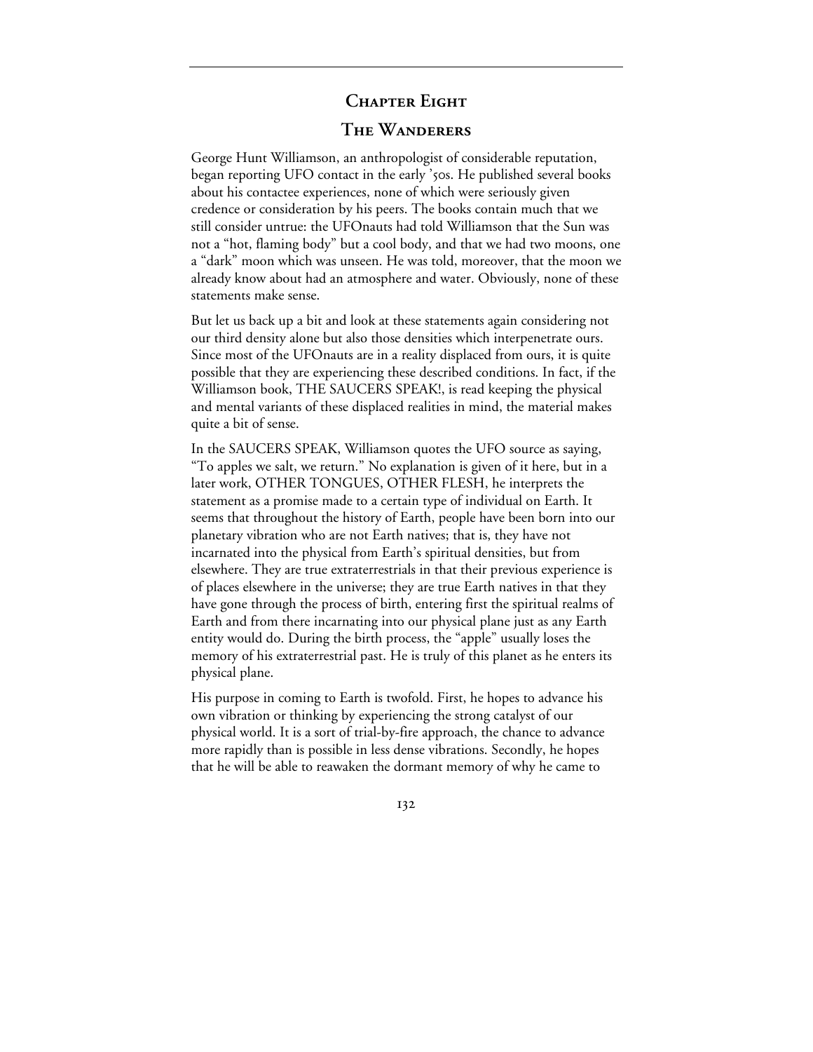# Chapter Eight

## The Wanderers

George Hunt Williamson, an anthropologist of considerable reputation, began reporting UFO contact in the early '50s. He published several books about his contactee experiences, none of which were seriously given credence or consideration by his peers. The books contain much that we still consider untrue: the UFOnauts had told Williamson that the Sun was not a "hot, flaming body" but a cool body, and that we had two moons, one a "dark" moon which was unseen. He was told, moreover, that the moon we already know about had an atmosphere and water. Obviously, none of these statements make sense.

But let us back up a bit and look at these statements again considering not our third density alone but also those densities which interpenetrate ours. Since most of the UFOnauts are in a reality displaced from ours, it is quite possible that they are experiencing these described conditions. In fact, if the Williamson book, THE SAUCERS SPEAK!, is read keeping the physical and mental variants of these displaced realities in mind, the material makes quite a bit of sense.

In the SAUCERS SPEAK, Williamson quotes the UFO source as saying, "To apples we salt, we return." No explanation is given of it here, but in a later work, OTHER TONGUES, OTHER FLESH, he interprets the statement as a promise made to a certain type of individual on Earth. It seems that throughout the history of Earth, people have been born into our planetary vibration who are not Earth natives; that is, they have not incarnated into the physical from Earth's spiritual densities, but from elsewhere. They are true extraterrestrials in that their previous experience is of places elsewhere in the universe; they are true Earth natives in that they have gone through the process of birth, entering first the spiritual realms of Earth and from there incarnating into our physical plane just as any Earth entity would do. During the birth process, the "apple" usually loses the memory of his extraterrestrial past. He is truly of this planet as he enters its physical plane.

His purpose in coming to Earth is twofold. First, he hopes to advance his own vibration or thinking by experiencing the strong catalyst of our physical world. It is a sort of trial-by-fire approach, the chance to advance more rapidly than is possible in less dense vibrations. Secondly, he hopes that he will be able to reawaken the dormant memory of why he came to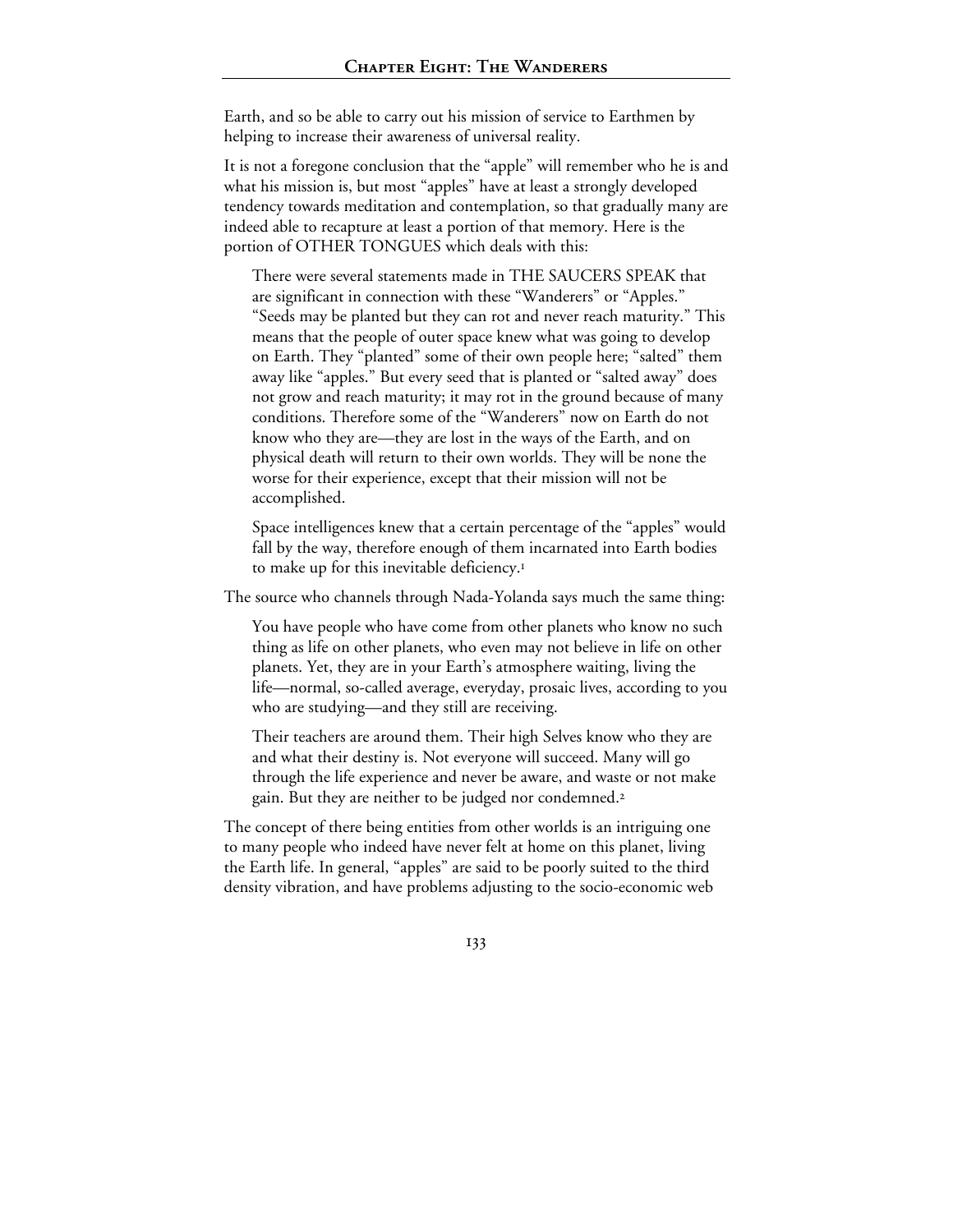Earth, and so be able to carry out his mission of service to Earthmen by helping to increase their awareness of universal reality.

It is not a foregone conclusion that the "apple" will remember who he is and what his mission is, but most "apples" have at least a strongly developed tendency towards meditation and contemplation, so that gradually many are indeed able to recapture at least a portion of that memory. Here is the portion of OTHER TONGUES which deals with this:

> There were several statements made in THE SAUCERS SPEAK that are significant in connection with these "Wanderers" or "Apples." "Seeds may be planted but they can rot and never reach maturity." This means that the people of outer space knew what was going to develop on Earth. They "planted" some of their own people here; "salted" them away like "apples." But every seed that is planted or "salted away" does not grow and reach maturity; it may rot in the ground because of many conditions. Therefore some of the "Wanderers" now on Earth do not know who they are—they are lost in the ways of the Earth, and on physical death will return to their own worlds. They will be none the worse for their experience, except that their mission will not be accomplished.
>
> Space intelligences knew that a certain percentage of the "apples" would fall by the way, therefore enough of them incarnated into Earth bodies to make up for this inevitable deficiency.[1]

The source who channels through Nada-Yolanda says much the same thing:

> You have people who have come from other planets who know no such thing as life on other planets, who even may not believe in life on other planets. Yet, they are in your Earth's atmosphere waiting, living the life—normal, so-called average, everyday, prosaic lives, according to you who are studying—and they still are receiving.
>
> Their teachers are around them. Their high Selves know who they are and what their destiny is. Not everyone will succeed. Many will go through the life experience and never be aware, and waste or not make gain. But they are neither to be judged nor condemned.[2]

The concept of there being entities from other worlds is an intriguing one to many people who indeed have never felt at home on this planet, living the Earth life. In general, "apples" are said to be poorly suited to the third density vibration, and have problems adjusting to the socio-economic web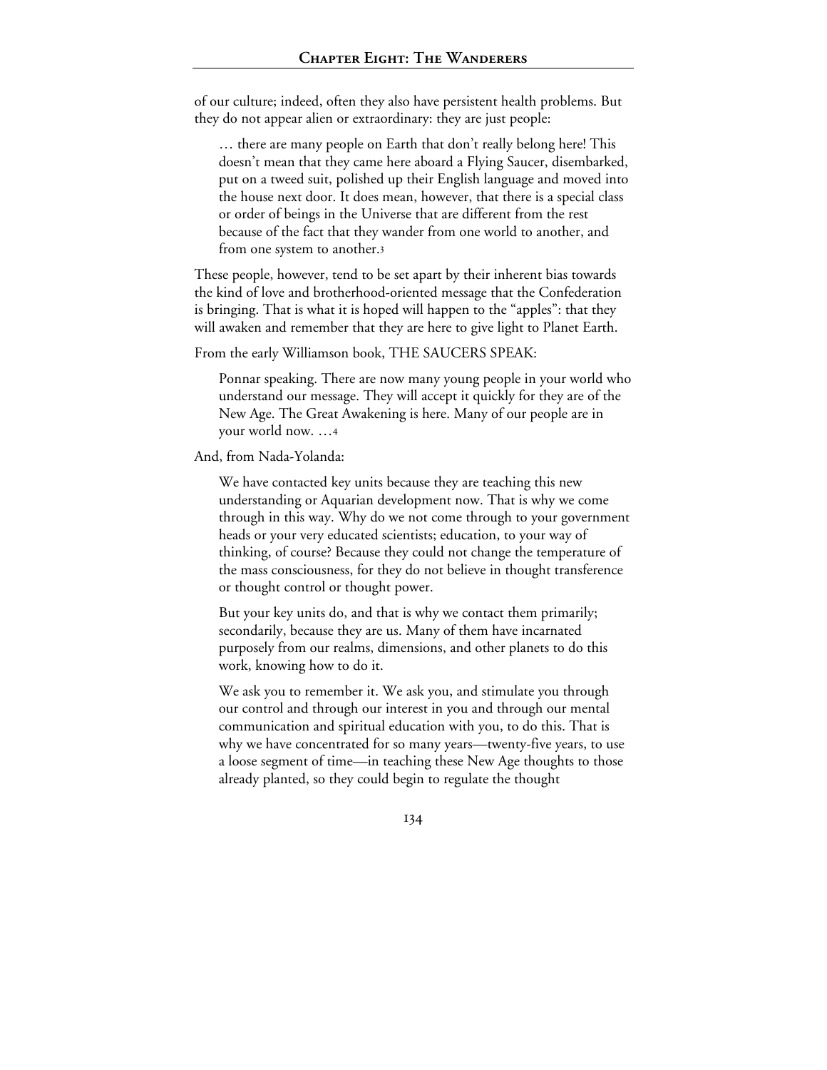of our culture; indeed, often they also have persistent health problems. But they do not appear alien or extraordinary: they are just people:

> … there are many people on Earth that don't really belong here! This doesn't mean that they came here aboard a Flying Saucer, disembarked, put on a tweed suit, polished up their English language and moved into the house next door. It does mean, however, that there is a special class or order of beings in the Universe that are different from the rest because of the fact that they wander from one world to another, and from one system to another.[3]

These people, however, tend to be set apart by their inherent bias towards the kind of love and brotherhood-oriented message that the Confederation is bringing. That is what it is hoped will happen to the "apples": that they will awaken and remember that they are here to give light to Planet Earth.

From the early Williamson book, THE SAUCERS SPEAK:

> Ponnar speaking. There are now many young people in your world who understand our message. They will accept it quickly for they are of the New Age. The Great Awakening is here. Many of our people are in your world now. …[4]

And, from Nada-Yolanda:

> We have contacted key units because they are teaching this new understanding or Aquarian development now. That is why we come through in this way. Why do we not come through to your government heads or your very educated scientists; education, to your way of thinking, of course? Because they could not change the temperature of the mass consciousness, for they do not believe in thought transference or thought control or thought power.
>
> But your key units do, and that is why we contact them primarily; secondarily, because they are us. Many of them have incarnated purposely from our realms, dimensions, and other planets to do this work, knowing how to do it.
>
> We ask you to remember it. We ask you, and stimulate you through our control and through our interest in you and through our mental communication and spiritual education with you, to do this. That is why we have concentrated for so many years—twenty-five years, to use a loose segment of time—in teaching these New Age thoughts to those already planted, so they could begin to regulate the thought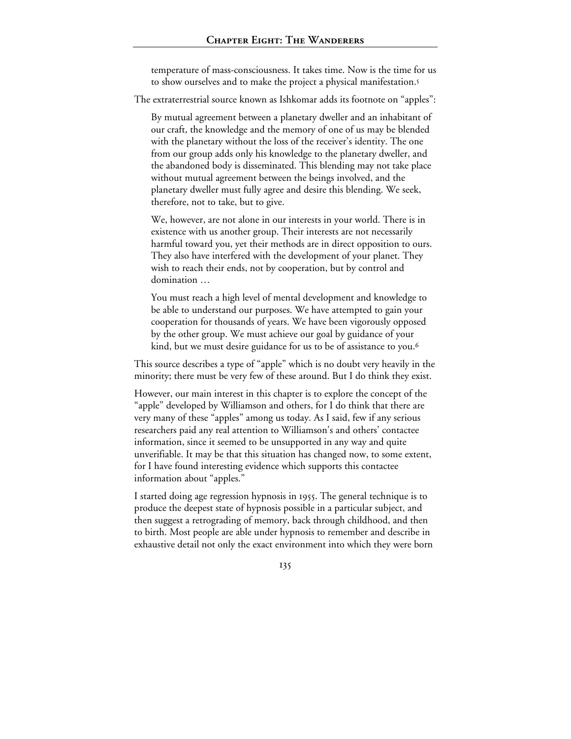temperature of mass-consciousness. It takes time. Now is the time for us to show ourselves and to make the project a physical manifestation.[5]

The extraterrestrial source known as Ishkomar adds its footnote on "apples":

> By mutual agreement between a planetary dweller and an inhabitant of our craft, the knowledge and the memory of one of us may be blended with the planetary without the loss of the receiver's identity. The one from our group adds only his knowledge to the planetary dweller, and the abandoned body is disseminated. This blending may not take place without mutual agreement between the beings involved, and the planetary dweller must fully agree and desire this blending. We seek, therefore, not to take, but to give.
>
> We, however, are not alone in our interests in your world. There is in existence with us another group. Their interests are not necessarily harmful toward you, yet their methods are in direct opposition to ours. They also have interfered with the development of your planet. They wish to reach their ends, not by cooperation, but by control and domination …
>
> You must reach a high level of mental development and knowledge to be able to understand our purposes. We have attempted to gain your cooperation for thousands of years. We have been vigorously opposed by the other group. We must achieve our goal by guidance of your kind, but we must desire guidance for us to be of assistance to you.[6]

This source describes a type of "apple" which is no doubt very heavily in the minority; there must be very few of these around. But I do think they exist.

However, our main interest in this chapter is to explore the concept of the "apple" developed by Williamson and others, for I do think that there are very many of these "apples" among us today. As I said, few if any serious researchers paid any real attention to Williamson's and others' contactee information, since it seemed to be unsupported in any way and quite unverifiable. It may be that this situation has changed now, to some extent, for I have found interesting evidence which supports this contactee information about "apples."

I started doing age regression hypnosis in 1955. The general technique is to produce the deepest state of hypnosis possible in a particular subject, and then suggest a retrograding of memory, back through childhood, and then to birth. Most people are able under hypnosis to remember and describe in exhaustive detail not only the exact environment into which they were born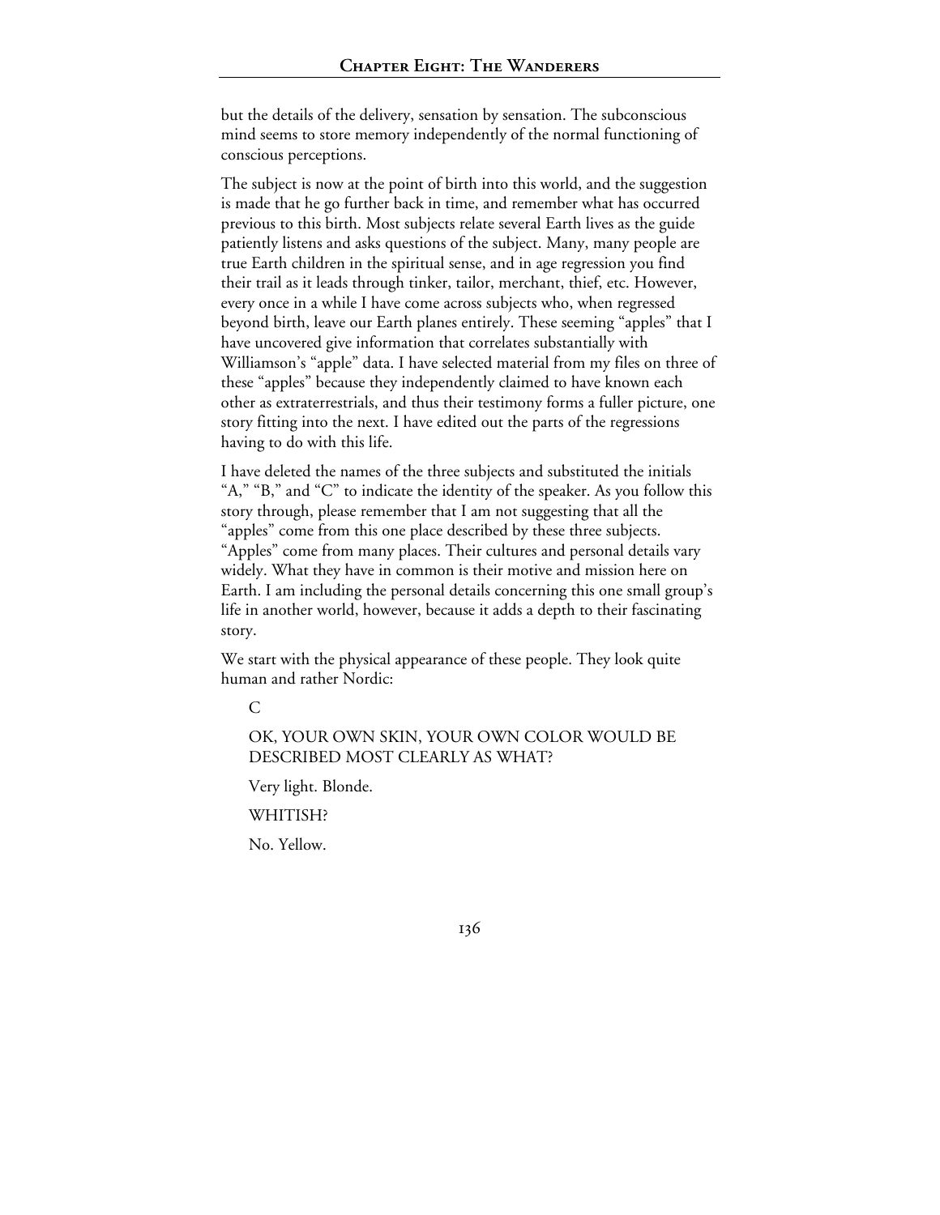but the details of the delivery, sensation by sensation. The subconscious mind seems to store memory independently of the normal functioning of conscious perceptions.

The subject is now at the point of birth into this world, and the suggestion is made that he go further back in time, and remember what has occurred previous to this birth. Most subjects relate several Earth lives as the guide patiently listens and asks questions of the subject. Many, many people are true Earth children in the spiritual sense, and in age regression you find their trail as it leads through tinker, tailor, merchant, thief, etc. However, every once in a while I have come across subjects who, when regressed beyond birth, leave our Earth planes entirely. These seeming "apples" that I have uncovered give information that correlates substantially with Williamson's "apple" data. I have selected material from my files on three of these "apples" because they independently claimed to have known each other as extraterrestrials, and thus their testimony forms a fuller picture, one story fitting into the next. I have edited out the parts of the regressions having to do with this life.

I have deleted the names of the three subjects and substituted the initials "A," "B," and "C" to indicate the identity of the speaker. As you follow this story through, please remember that I am not suggesting that all the "apples" come from this one place described by these three subjects. "Apples" come from many places. Their cultures and personal details vary widely. What they have in common is their motive and mission here on Earth. I am including the personal details concerning this one small group's life in another world, however, because it adds a depth to their fascinating story.

We start with the physical appearance of these people. They look quite human and rather Nordic:

C

OK, YOUR OWN SKIN, YOUR OWN COLOR WOULD BE DESCRIBED MOST CLEARLY AS WHAT?

Very light. Blonde.

WHITISH?

No. Yellow.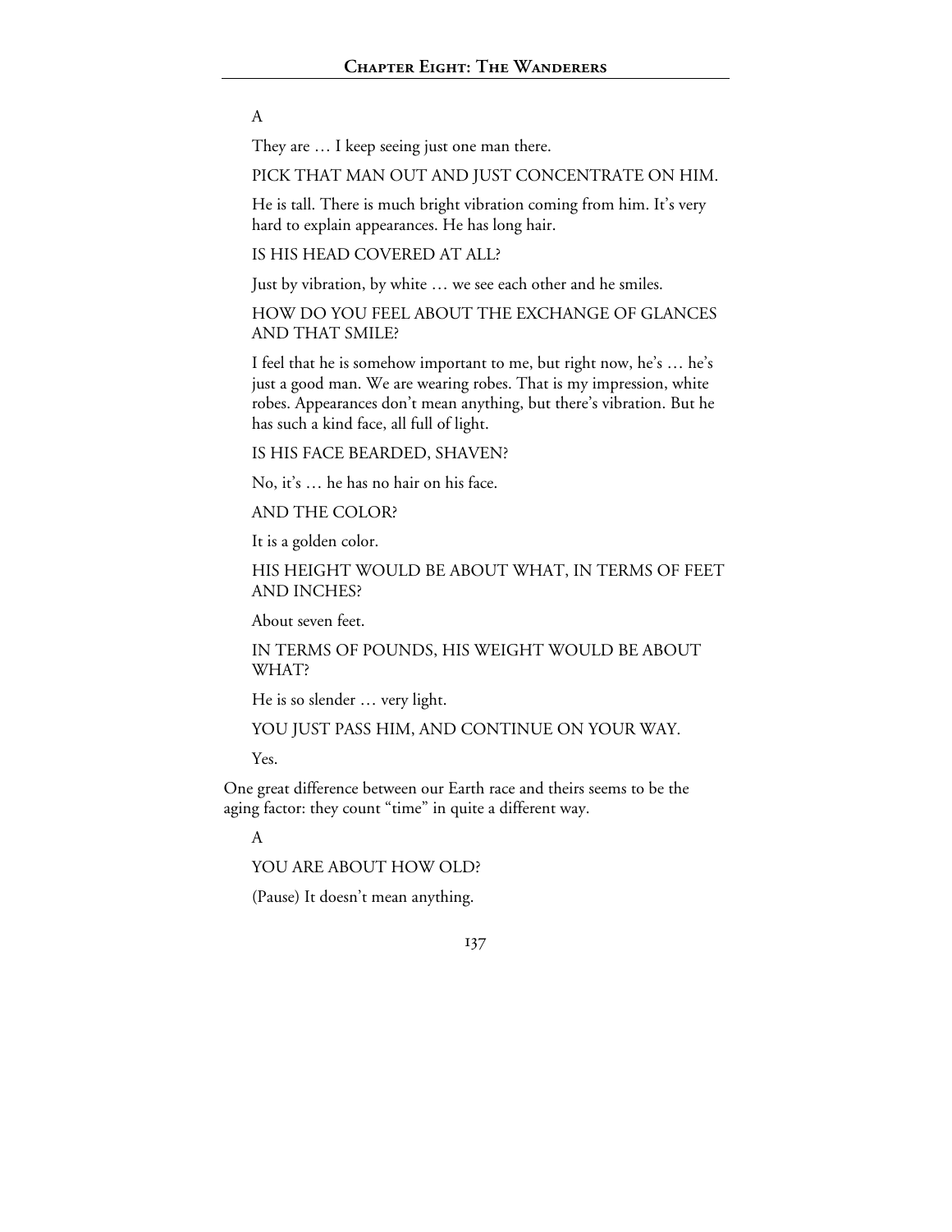A

They are … I keep seeing just one man there.

PICK THAT MAN OUT AND JUST CONCENTRATE ON HIM.

He is tall. There is much bright vibration coming from him. It's very hard to explain appearances. He has long hair.

IS HIS HEAD COVERED AT ALL?

Just by vibration, by white … we see each other and he smiles.

HOW DO YOU FEEL ABOUT THE EXCHANGE OF GLANCES AND THAT SMILE?

I feel that he is somehow important to me, but right now, he's … he's just a good man. We are wearing robes. That is my impression, white robes. Appearances don't mean anything, but there's vibration. But he has such a kind face, all full of light.

IS HIS FACE BEARDED, SHAVEN?

No, it's … he has no hair on his face.

AND THE COLOR?

It is a golden color.

HIS HEIGHT WOULD BE ABOUT WHAT, IN TERMS OF FEET AND INCHES?

About seven feet.

IN TERMS OF POUNDS, HIS WEIGHT WOULD BE ABOUT WHAT?

He is so slender … very light.

YOU JUST PASS HIM, AND CONTINUE ON YOUR WAY.

Yes.

One great difference between our Earth race and theirs seems to be the aging factor: they count "time" in quite a different way.

A

YOU ARE ABOUT HOW OLD?

(Pause) It doesn't mean anything.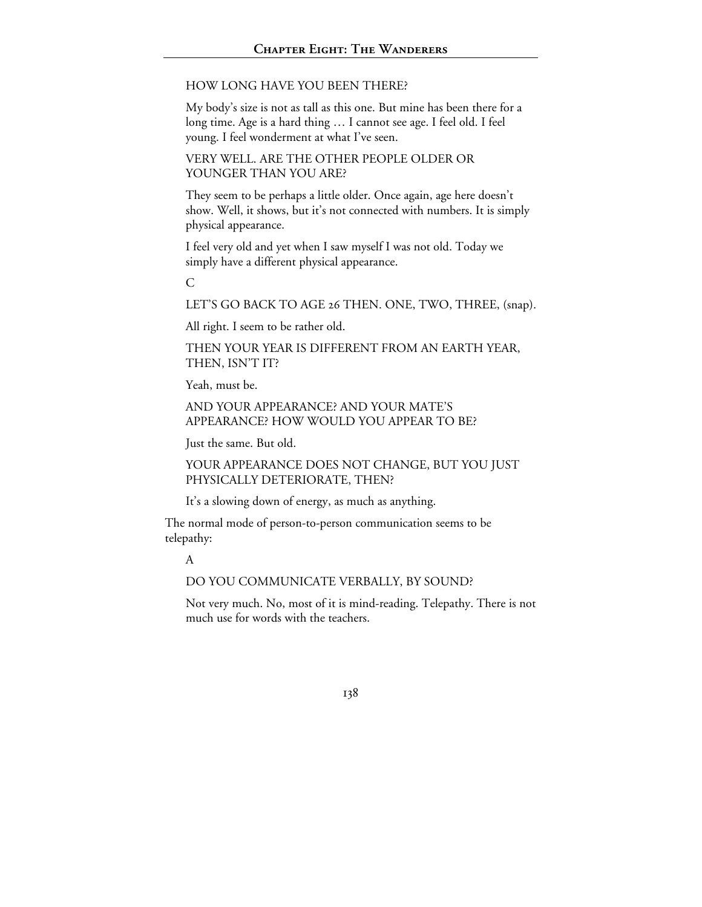HOW LONG HAVE YOU BEEN THERE?

My body's size is not as tall as this one. But mine has been there for a long time. Age is a hard thing … I cannot see age. I feel old. I feel young. I feel wonderment at what I've seen.

VERY WELL. ARE THE OTHER PEOPLE OLDER OR YOUNGER THAN YOU ARE?

They seem to be perhaps a little older. Once again, age here doesn't show. Well, it shows, but it's not connected with numbers. It is simply physical appearance.

I feel very old and yet when I saw myself I was not old. Today we simply have a different physical appearance.

C

LET'S GO BACK TO AGE 26 THEN. ONE, TWO, THREE, (snap).

All right. I seem to be rather old.

THEN YOUR YEAR IS DIFFERENT FROM AN EARTH YEAR, THEN, ISN'T IT?

Yeah, must be.

AND YOUR APPEARANCE? AND YOUR MATE'S APPEARANCE? HOW WOULD YOU APPEAR TO BE?

Just the same. But old.

YOUR APPEARANCE DOES NOT CHANGE, BUT YOU JUST PHYSICALLY DETERIORATE, THEN?

It's a slowing down of energy, as much as anything.

The normal mode of person-to-person communication seems to be telepathy:

A

DO YOU COMMUNICATE VERBALLY, BY SOUND?

Not very much. No, most of it is mind-reading. Telepathy. There is not much use for words with the teachers.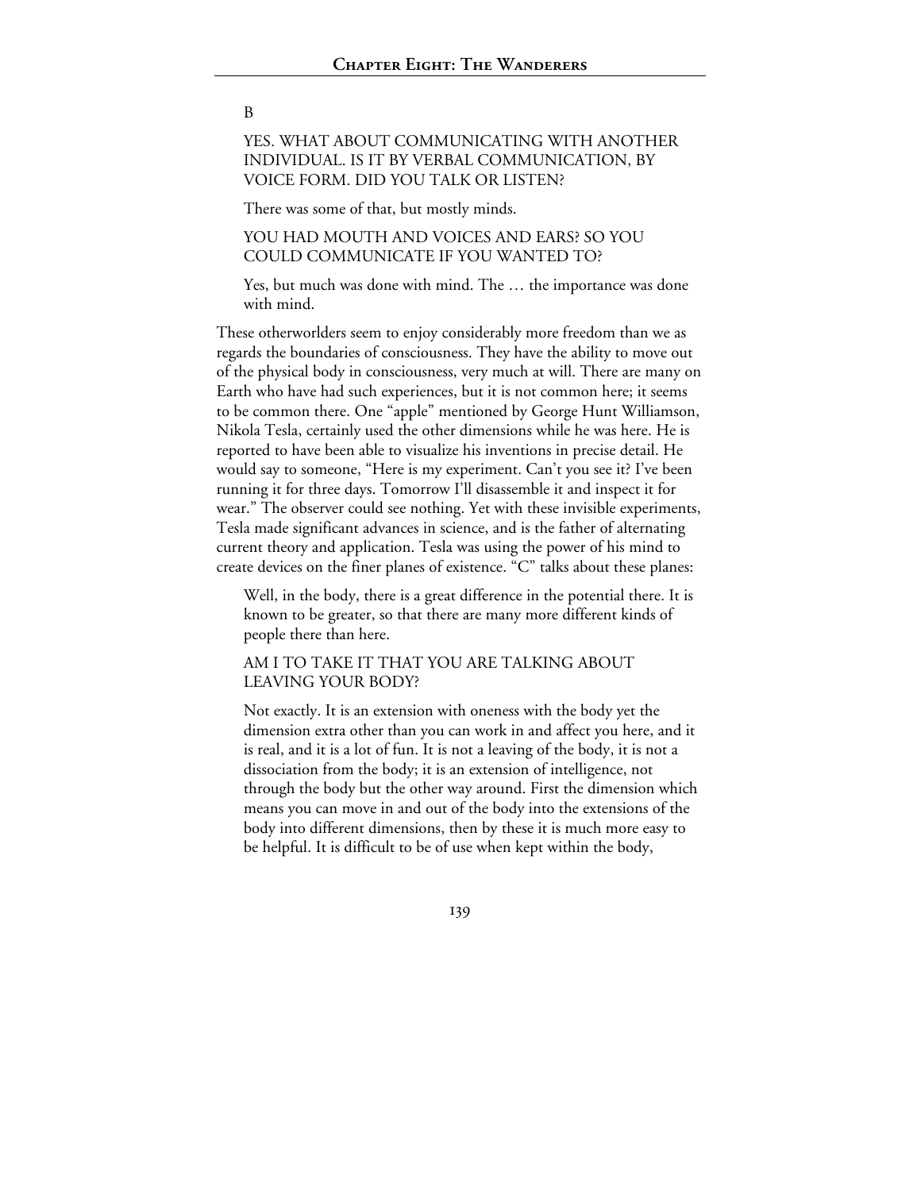B

YES. WHAT ABOUT COMMUNICATING WITH ANOTHER INDIVIDUAL. IS IT BY VERBAL COMMUNICATION, BY VOICE FORM. DID YOU TALK OR LISTEN?

There was some of that, but mostly minds.

YOU HAD MOUTH AND VOICES AND EARS? SO YOU COULD COMMUNICATE IF YOU WANTED TO?

Yes, but much was done with mind. The … the importance was done with mind.

These otherworlders seem to enjoy considerably more freedom than we as regards the boundaries of consciousness. They have the ability to move out of the physical body in consciousness, very much at will. There are many on Earth who have had such experiences, but it is not common here; it seems to be common there. One "apple" mentioned by George Hunt Williamson, Nikola Tesla, certainly used the other dimensions while he was here. He is reported to have been able to visualize his inventions in precise detail. He would say to someone, "Here is my experiment. Can't you see it? I've been running it for three days. Tomorrow I'll disassemble it and inspect it for wear." The observer could see nothing. Yet with these invisible experiments, Tesla made significant advances in science, and is the father of alternating current theory and application. Tesla was using the power of his mind to create devices on the finer planes of existence. "C" talks about these planes:

Well, in the body, there is a great difference in the potential there. It is known to be greater, so that there are many more different kinds of people there than here.

AM I TO TAKE IT THAT YOU ARE TALKING ABOUT LEAVING YOUR BODY?

Not exactly. It is an extension with oneness with the body yet the dimension extra other than you can work in and affect you here, and it is real, and it is a lot of fun. It is not a leaving of the body, it is not a dissociation from the body; it is an extension of intelligence, not through the body but the other way around. First the dimension which means you can move in and out of the body into the extensions of the body into different dimensions, then by these it is much more easy to be helpful. It is difficult to be of use when kept within the body,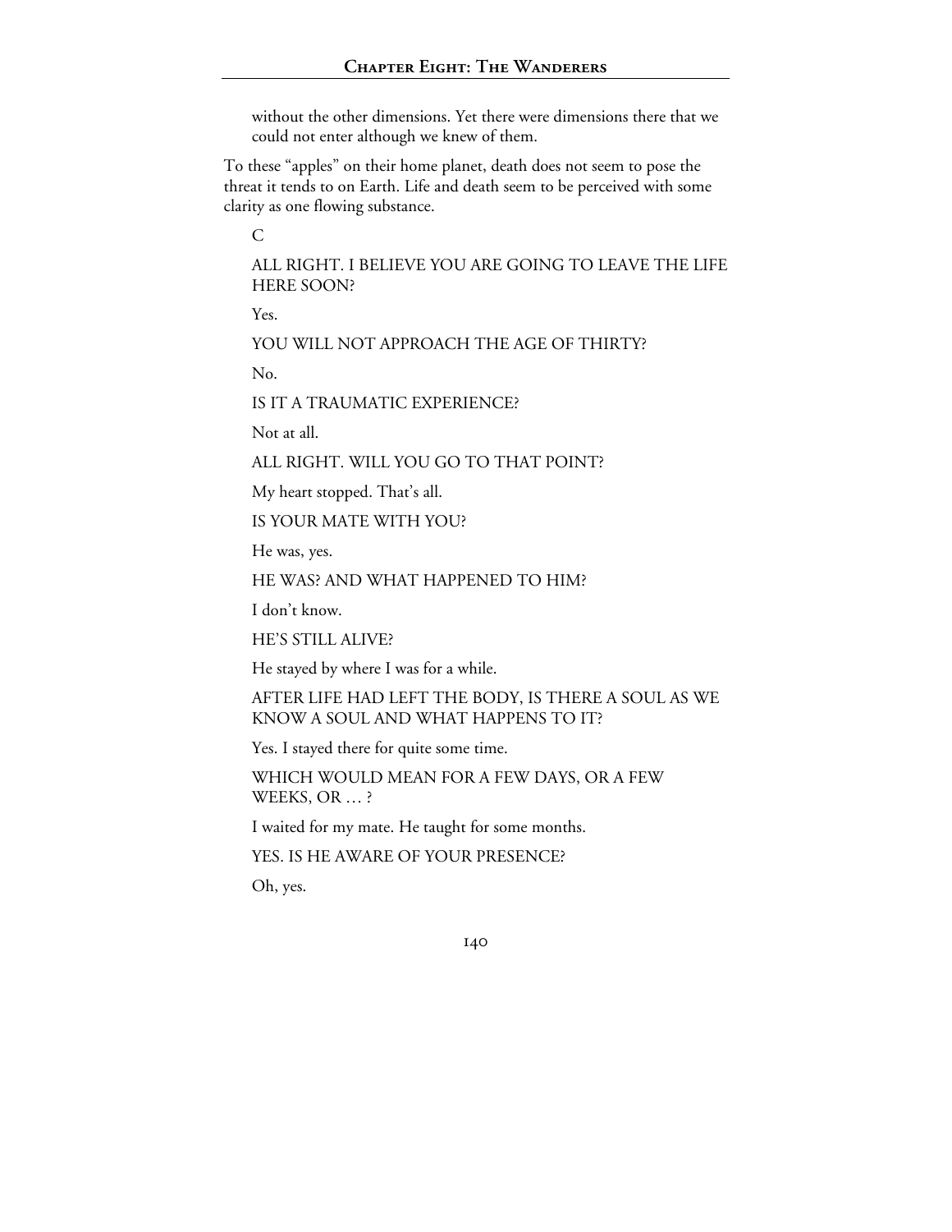without the other dimensions. Yet there were dimensions there that we could not enter although we knew of them.

To these "apples" on their home planet, death does not seem to pose the threat it tends to on Earth. Life and death seem to be perceived with some clarity as one flowing substance.

C

ALL RIGHT. I BELIEVE YOU ARE GOING TO LEAVE THE LIFE HERE SOON?

Yes.

YOU WILL NOT APPROACH THE AGE OF THIRTY?

No.

IS IT A TRAUMATIC EXPERIENCE?

Not at all.

ALL RIGHT. WILL YOU GO TO THAT POINT?

My heart stopped. That's all.

IS YOUR MATE WITH YOU?

He was, yes.

HE WAS? AND WHAT HAPPENED TO HIM?

I don't know.

HE'S STILL ALIVE?

He stayed by where I was for a while.

AFTER LIFE HAD LEFT THE BODY, IS THERE A SOUL AS WE KNOW A SOUL AND WHAT HAPPENS TO IT?

Yes. I stayed there for quite some time.

WHICH WOULD MEAN FOR A FEW DAYS, OR A FEW WEEKS, OR … ?

I waited for my mate. He taught for some months.

YES. IS HE AWARE OF YOUR PRESENCE?

Oh, yes.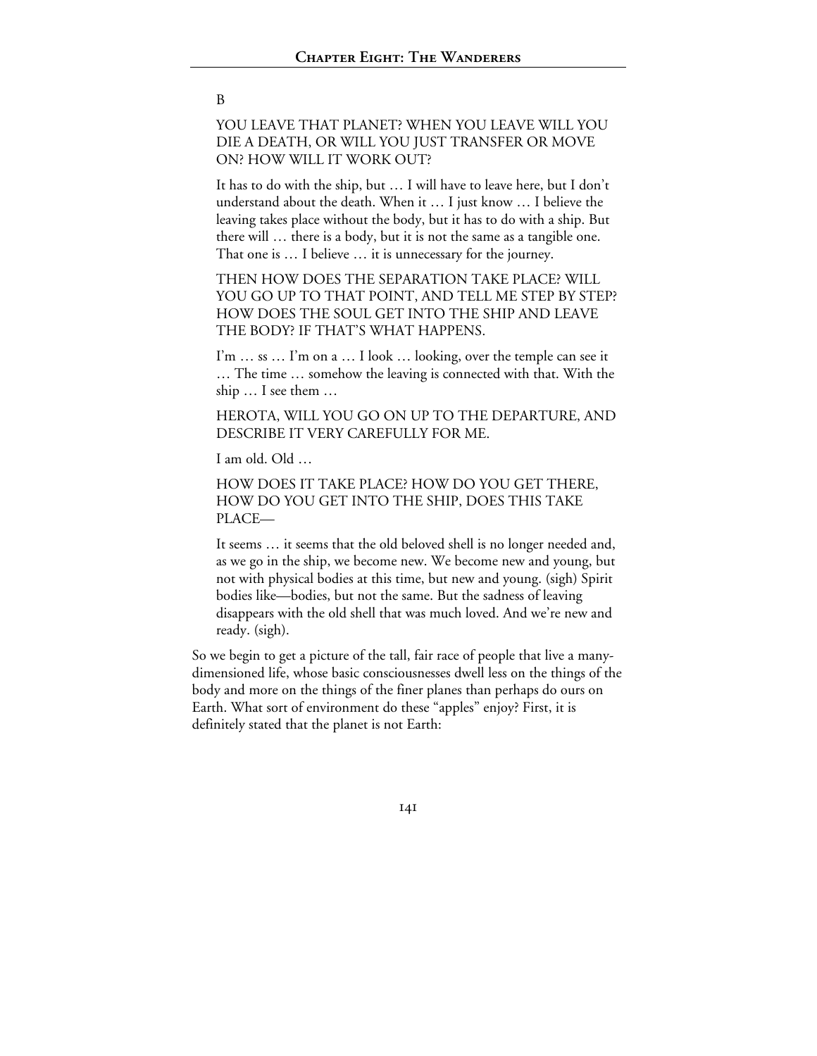B

YOU LEAVE THAT PLANET? WHEN YOU LEAVE WILL YOU DIE A DEATH, OR WILL YOU JUST TRANSFER OR MOVE ON? HOW WILL IT WORK OUT?

It has to do with the ship, but … I will have to leave here, but I don't understand about the death. When it … I just know … I believe the leaving takes place without the body, but it has to do with a ship. But there will … there is a body, but it is not the same as a tangible one. That one is … I believe … it is unnecessary for the journey.

THEN HOW DOES THE SEPARATION TAKE PLACE? WILL YOU GO UP TO THAT POINT, AND TELL ME STEP BY STEP? HOW DOES THE SOUL GET INTO THE SHIP AND LEAVE THE BODY? IF THAT'S WHAT HAPPENS.

I'm … ss … I'm on a … I look … looking, over the temple can see it … The time … somehow the leaving is connected with that. With the ship … I see them …

HEROTA, WILL YOU GO ON UP TO THE DEPARTURE, AND DESCRIBE IT VERY CAREFULLY FOR ME.

I am old. Old …

HOW DOES IT TAKE PLACE? HOW DO YOU GET THERE, HOW DO YOU GET INTO THE SHIP, DOES THIS TAKE PLACE—

It seems … it seems that the old beloved shell is no longer needed and, as we go in the ship, we become new. We become new and young, but not with physical bodies at this time, but new and young. (sigh) Spirit bodies like—bodies, but not the same. But the sadness of leaving disappears with the old shell that was much loved. And we're new and ready. (sigh).

So we begin to get a picture of the tall, fair race of people that live a many-dimensioned life, whose basic consciousnesses dwell less on the things of the body and more on the things of the finer planes than perhaps do ours on Earth. What sort of environment do these "apples" enjoy? First, it is definitely stated that the planet is not Earth: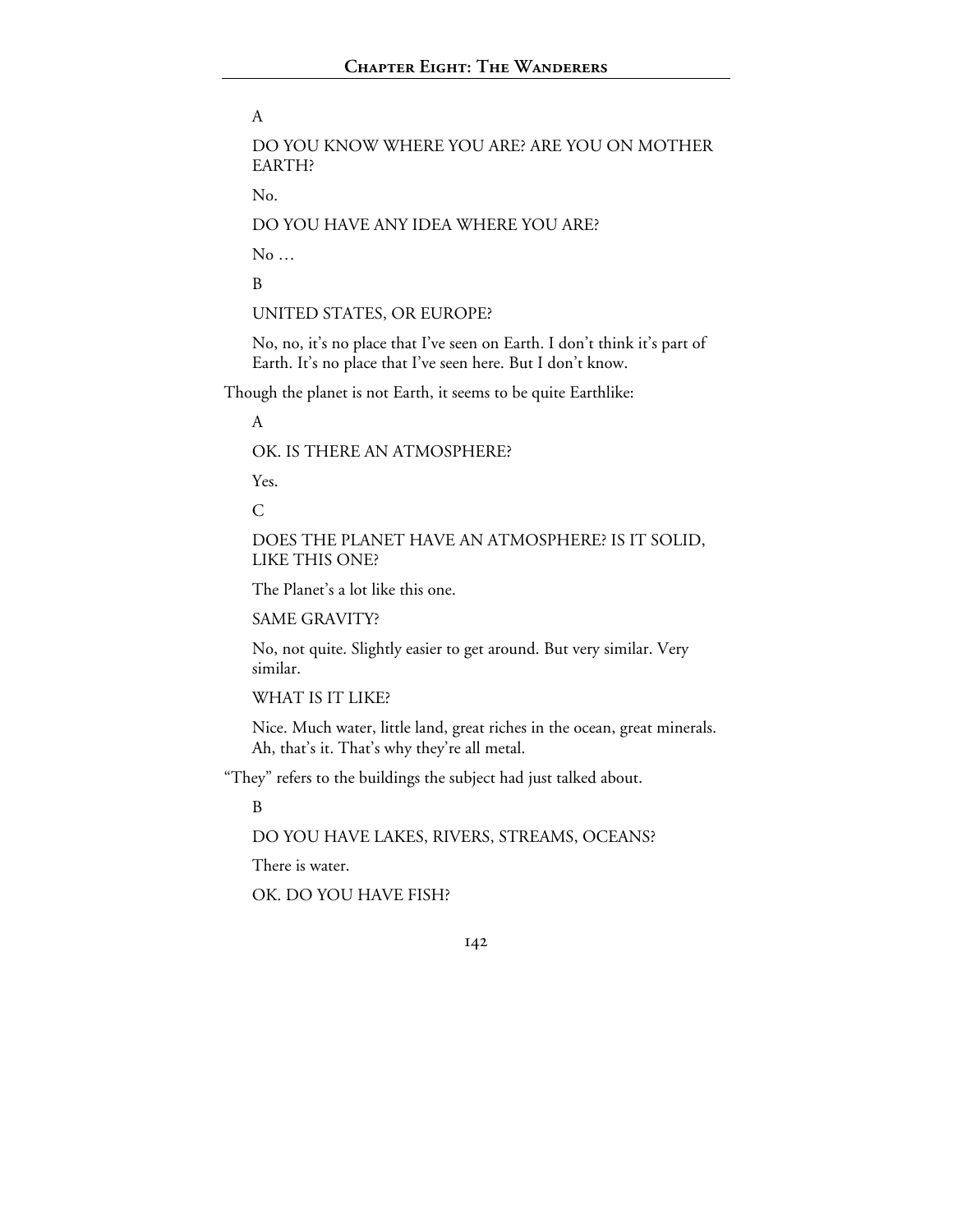A

DO YOU KNOW WHERE YOU ARE? ARE YOU ON MOTHER EARTH?

No.

DO YOU HAVE ANY IDEA WHERE YOU ARE?

No …

B

UNITED STATES, OR EUROPE?

No, no, it's no place that I've seen on Earth. I don't think it's part of Earth. It's no place that I've seen here. But I don't know.

Though the planet is not Earth, it seems to be quite Earthlike:

A

OK. IS THERE AN ATMOSPHERE?

Yes.

C

DOES THE PLANET HAVE AN ATMOSPHERE? IS IT SOLID, LIKE THIS ONE?

The Planet's a lot like this one.

SAME GRAVITY?

No, not quite. Slightly easier to get around. But very similar. Very similar.

WHAT IS IT LIKE?

Nice. Much water, little land, great riches in the ocean, great minerals. Ah, that's it. That's why they're all metal.

"They" refers to the buildings the subject had just talked about.

B

DO YOU HAVE LAKES, RIVERS, STREAMS, OCEANS?

There is water.

OK. DO YOU HAVE FISH?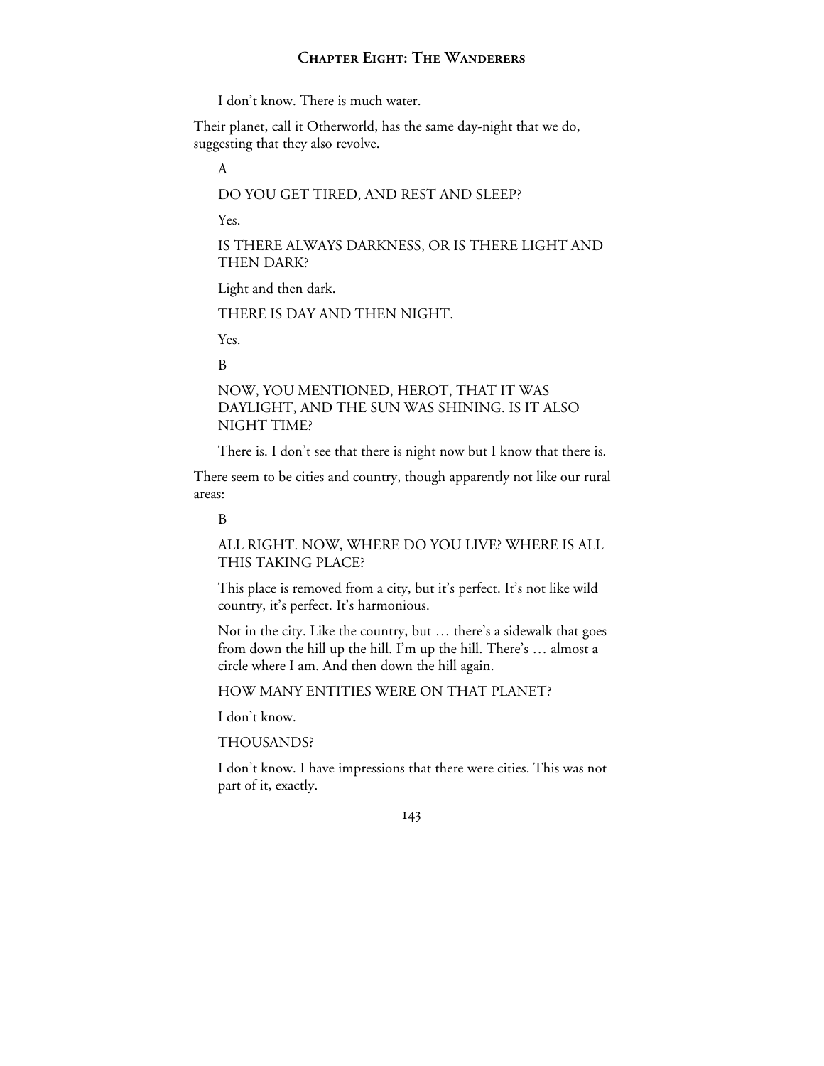I don't know. There is much water.

Their planet, call it Otherworld, has the same day-night that we do, suggesting that they also revolve.

A

DO YOU GET TIRED, AND REST AND SLEEP?

Yes.

IS THERE ALWAYS DARKNESS, OR IS THERE LIGHT AND THEN DARK?

Light and then dark.

THERE IS DAY AND THEN NIGHT.

Yes.

B

NOW, YOU MENTIONED, HEROT, THAT IT WAS DAYLIGHT, AND THE SUN WAS SHINING. IS IT ALSO NIGHT TIME?

There is. I don't see that there is night now but I know that there is.

There seem to be cities and country, though apparently not like our rural areas:

B

ALL RIGHT. NOW, WHERE DO YOU LIVE? WHERE IS ALL THIS TAKING PLACE?

This place is removed from a city, but it's perfect. It's not like wild country, it's perfect. It's harmonious.

Not in the city. Like the country, but … there's a sidewalk that goes from down the hill up the hill. I'm up the hill. There's … almost a circle where I am. And then down the hill again.

HOW MANY ENTITIES WERE ON THAT PLANET?

I don't know.

THOUSANDS?

I don't know. I have impressions that there were cities. This was not part of it, exactly.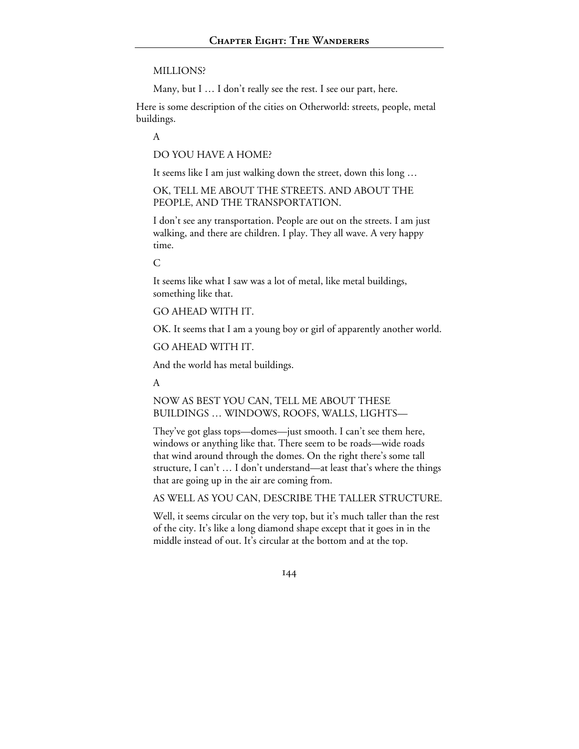MILLIONS?

Many, but I … I don't really see the rest. I see our part, here.

Here is some description of the cities on Otherworld: streets, people, metal buildings.

A

DO YOU HAVE A HOME?

It seems like I am just walking down the street, down this long …

OK, TELL ME ABOUT THE STREETS. AND ABOUT THE PEOPLE, AND THE TRANSPORTATION.

I don't see any transportation. People are out on the streets. I am just walking, and there are children. I play. They all wave. A very happy time.

C

It seems like what I saw was a lot of metal, like metal buildings, something like that.

GO AHEAD WITH IT.

OK. It seems that I am a young boy or girl of apparently another world.

GO AHEAD WITH IT.

And the world has metal buildings.

A

NOW AS BEST YOU CAN, TELL ME ABOUT THESE BUILDINGS … WINDOWS, ROOFS, WALLS, LIGHTS—

They've got glass tops—domes—just smooth. I can't see them here, windows or anything like that. There seem to be roads—wide roads that wind around through the domes. On the right there's some tall structure, I can't … I don't understand—at least that's where the things that are going up in the air are coming from.

AS WELL AS YOU CAN, DESCRIBE THE TALLER STRUCTURE.

Well, it seems circular on the very top, but it's much taller than the rest of the city. It's like a long diamond shape except that it goes in in the middle instead of out. It's circular at the bottom and at the top.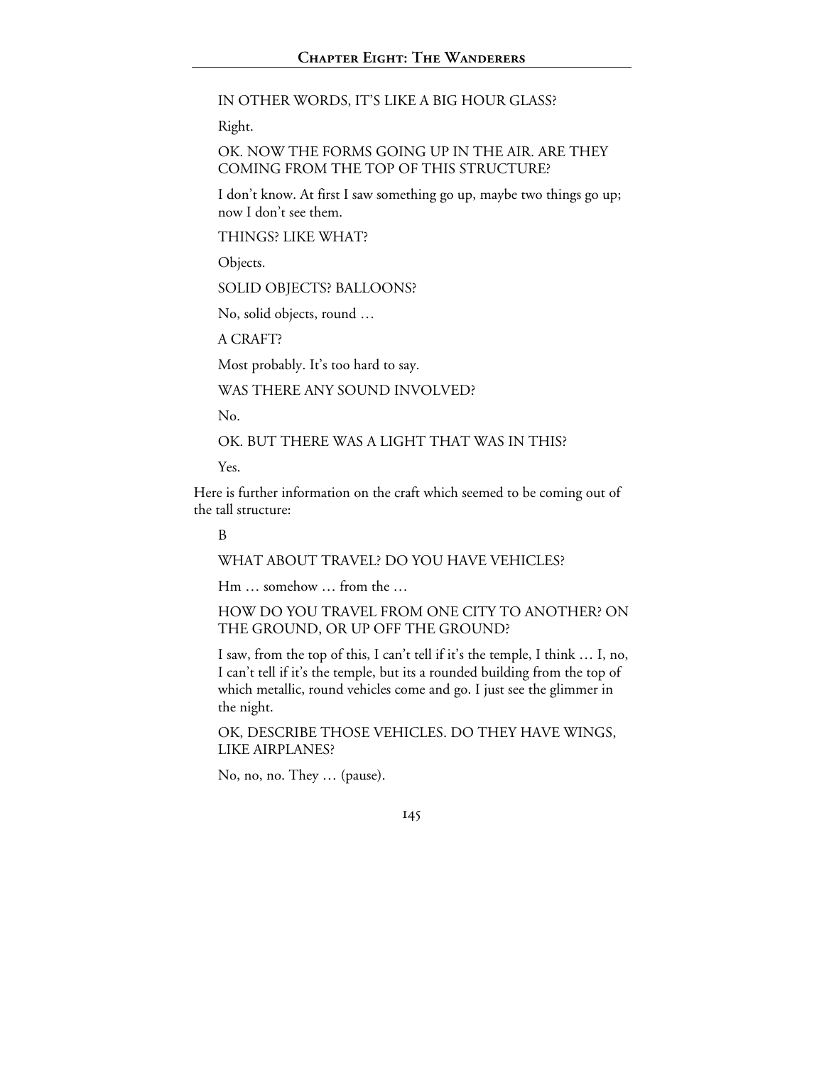IN OTHER WORDS, IT'S LIKE A BIG HOUR GLASS?

Right.

OK. NOW THE FORMS GOING UP IN THE AIR. ARE THEY COMING FROM THE TOP OF THIS STRUCTURE?

I don't know. At first I saw something go up, maybe two things go up; now I don't see them.

THINGS? LIKE WHAT?

Objects.

SOLID OBJECTS? BALLOONS?

No, solid objects, round …

A CRAFT?

Most probably. It's too hard to say.

WAS THERE ANY SOUND INVOLVED?

No.

OK. BUT THERE WAS A LIGHT THAT WAS IN THIS?

Yes.

Here is further information on the craft which seemed to be coming out of the tall structure:

B

WHAT ABOUT TRAVEL? DO YOU HAVE VEHICLES?

Hm … somehow … from the …

HOW DO YOU TRAVEL FROM ONE CITY TO ANOTHER? ON THE GROUND, OR UP OFF THE GROUND?

I saw, from the top of this, I can't tell if it's the temple, I think … I, no, I can't tell if it's the temple, but its a rounded building from the top of which metallic, round vehicles come and go. I just see the glimmer in the night.

OK, DESCRIBE THOSE VEHICLES. DO THEY HAVE WINGS, LIKE AIRPLANES?

No, no, no. They … (pause).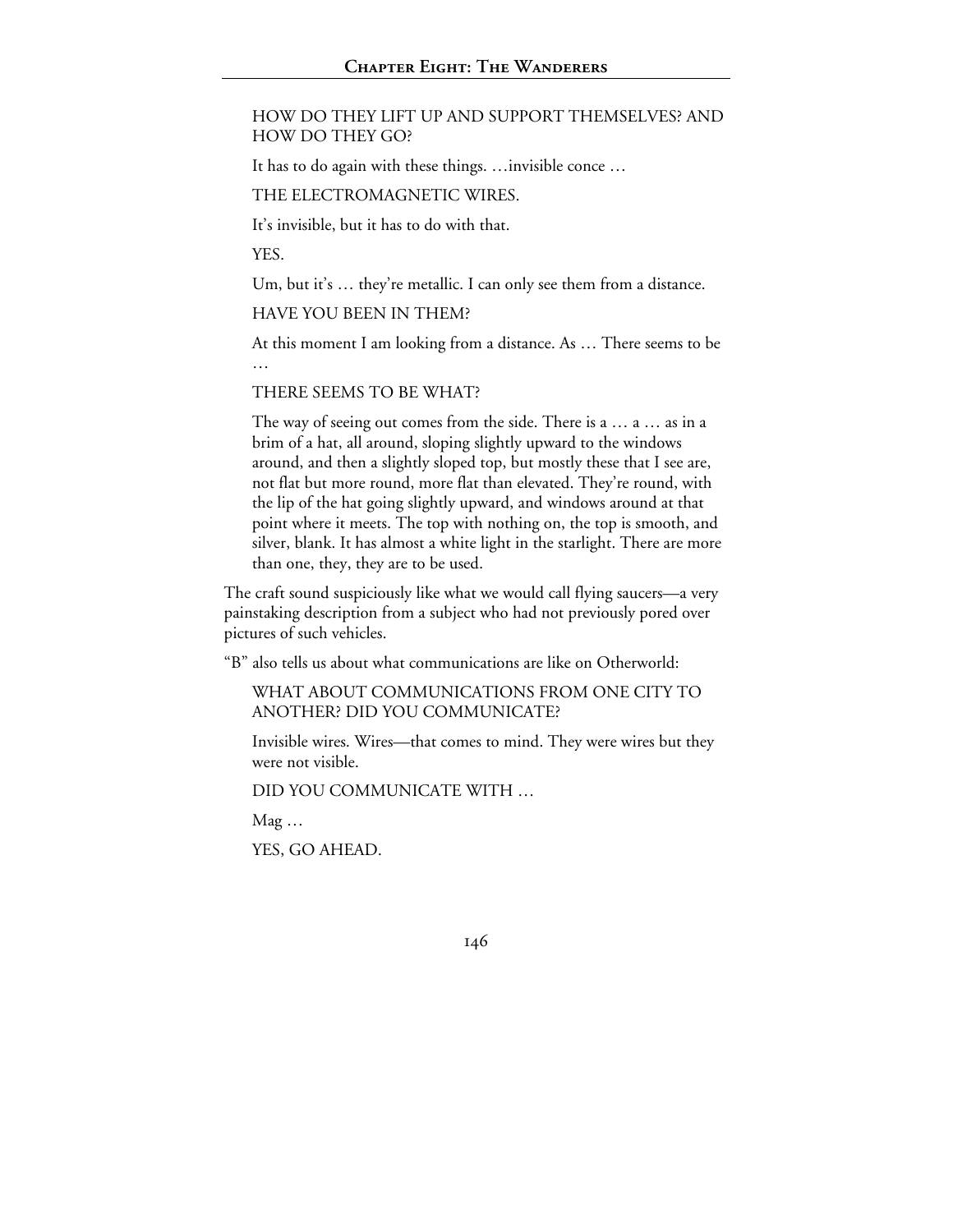> HOW DO THEY LIFT UP AND SUPPORT THEMSELVES? AND HOW DO THEY GO?
>
> It has to do again with these things. …invisible conce …
>
> THE ELECTROMAGNETIC WIRES.
>
> It's invisible, but it has to do with that.
>
> YES.
>
> Um, but it's … they're metallic. I can only see them from a distance.
>
> HAVE YOU BEEN IN THEM?
>
> At this moment I am looking from a distance. As … There seems to be …
>
> THERE SEEMS TO BE WHAT?
>
> The way of seeing out comes from the side. There is a … a … as in a brim of a hat, all around, sloping slightly upward to the windows around, and then a slightly sloped top, but mostly these that I see are, not flat but more round, more flat than elevated. They're round, with the lip of the hat going slightly upward, and windows around at that point where it meets. The top with nothing on, the top is smooth, and silver, blank. It has almost a white light in the starlight. There are more than one, they, they are to be used.

The craft sound suspiciously like what we would call flying saucers—a very painstaking description from a subject who had not previously pored over pictures of such vehicles.

"B" also tells us about what communications are like on Otherworld:

> WHAT ABOUT COMMUNICATIONS FROM ONE CITY TO ANOTHER? DID YOU COMMUNICATE?
>
> Invisible wires. Wires—that comes to mind. They were wires but they were not visible.
>
> DID YOU COMMUNICATE WITH …
>
> Mag …
>
> YES, GO AHEAD.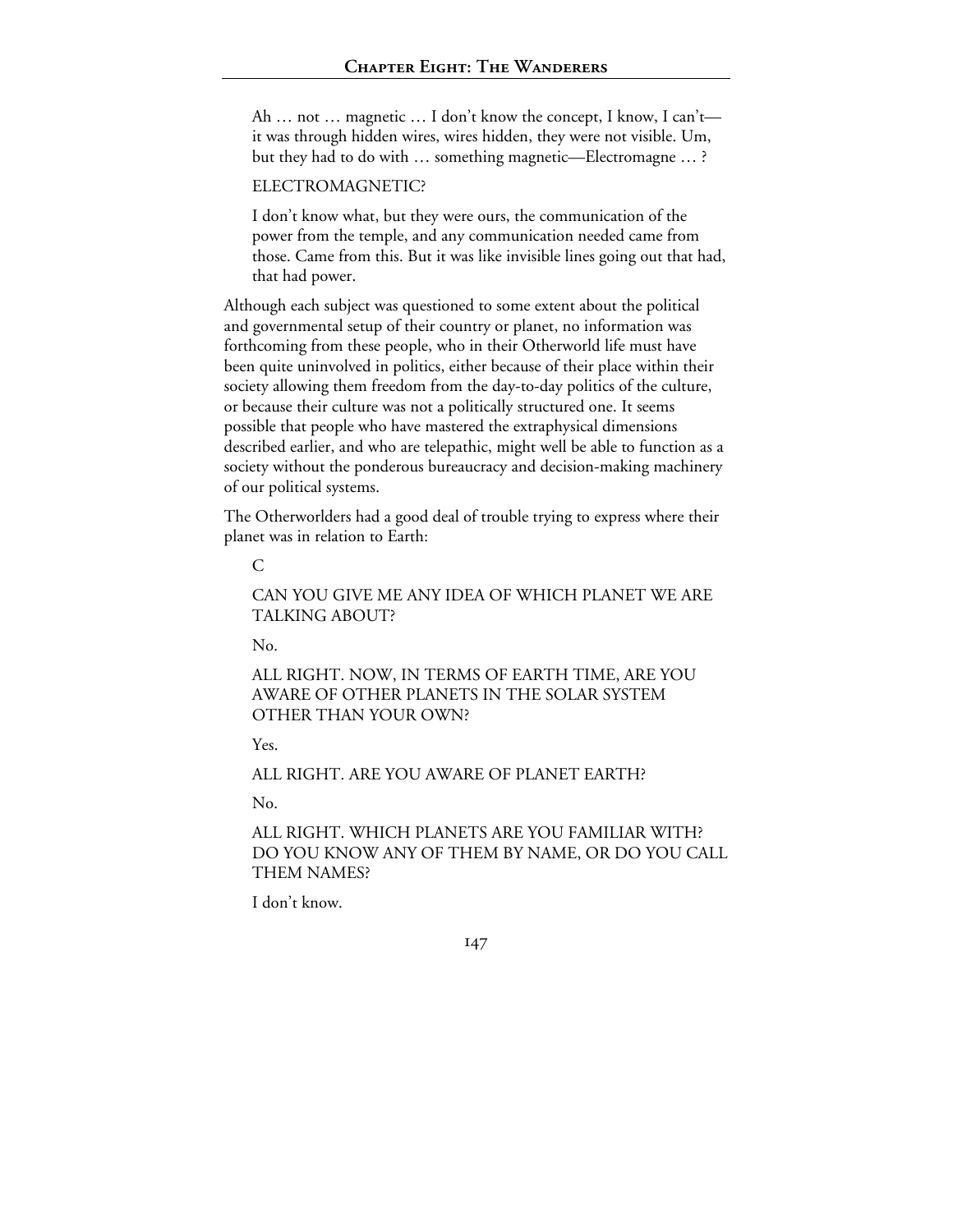> Ah … not … magnetic … I don't know the concept, I know, I can't—it was through hidden wires, wires hidden, they were not visible. Um, but they had to do with … something magnetic—Electromagne … ?
>
> ELECTROMAGNETIC?
>
> I don't know what, but they were ours, the communication of the power from the temple, and any communication needed came from those. Came from this. But it was like invisible lines going out that had, that had power.

Although each subject was questioned to some extent about the political and governmental setup of their country or planet, no information was forthcoming from these people, who in their Otherworld life must have been quite uninvolved in politics, either because of their place within their society allowing them freedom from the day-to-day politics of the culture, or because their culture was not a politically structured one. It seems possible that people who have mastered the extraphysical dimensions described earlier, and who are telepathic, might well be able to function as a society without the ponderous bureaucracy and decision-making machinery of our political systems.

The Otherworlders had a good deal of trouble trying to express where their planet was in relation to Earth:

> C
>
> CAN YOU GIVE ME ANY IDEA OF WHICH PLANET WE ARE TALKING ABOUT?
>
> No.
>
> ALL RIGHT. NOW, IN TERMS OF EARTH TIME, ARE YOU AWARE OF OTHER PLANETS IN THE SOLAR SYSTEM OTHER THAN YOUR OWN?
>
> Yes.
>
> ALL RIGHT. ARE YOU AWARE OF PLANET EARTH?
>
> No.
>
> ALL RIGHT. WHICH PLANETS ARE YOU FAMILIAR WITH? DO YOU KNOW ANY OF THEM BY NAME, OR DO YOU CALL THEM NAMES?
>
> I don't know.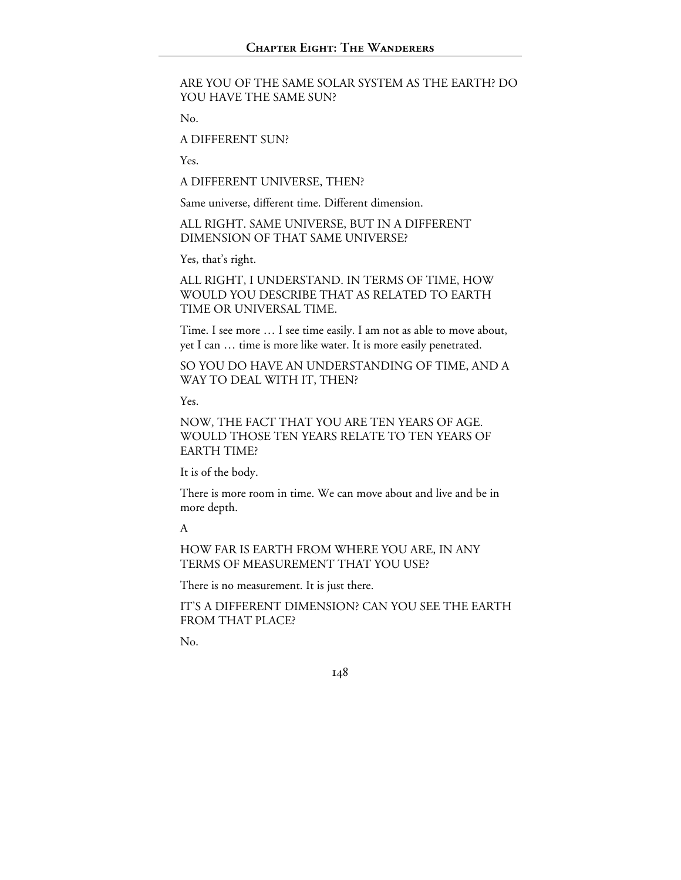ARE YOU OF THE SAME SOLAR SYSTEM AS THE EARTH? DO YOU HAVE THE SAME SUN?

No.

A DIFFERENT SUN?

Yes.

A DIFFERENT UNIVERSE, THEN?

Same universe, different time. Different dimension.

ALL RIGHT. SAME UNIVERSE, BUT IN A DIFFERENT DIMENSION OF THAT SAME UNIVERSE?

Yes, that's right.

ALL RIGHT, I UNDERSTAND. IN TERMS OF TIME, HOW WOULD YOU DESCRIBE THAT AS RELATED TO EARTH TIME OR UNIVERSAL TIME.

Time. I see more … I see time easily. I am not as able to move about, yet I can … time is more like water. It is more easily penetrated.

SO YOU DO HAVE AN UNDERSTANDING OF TIME, AND A WAY TO DEAL WITH IT, THEN?

Yes.

NOW, THE FACT THAT YOU ARE TEN YEARS OF AGE. WOULD THOSE TEN YEARS RELATE TO TEN YEARS OF EARTH TIME?

It is of the body.

There is more room in time. We can move about and live and be in more depth.

A

HOW FAR IS EARTH FROM WHERE YOU ARE, IN ANY TERMS OF MEASUREMENT THAT YOU USE?

There is no measurement. It is just there.

IT'S A DIFFERENT DIMENSION? CAN YOU SEE THE EARTH FROM THAT PLACE?

No.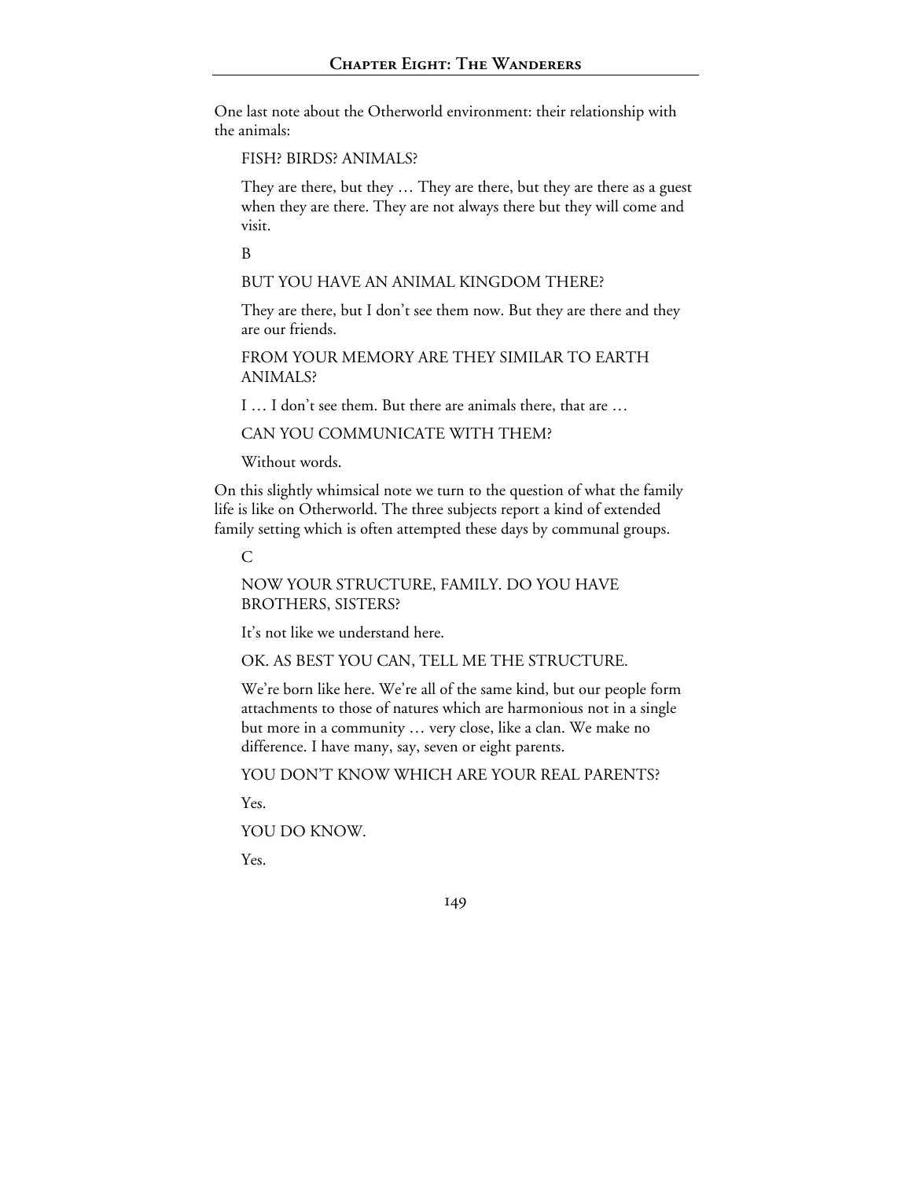One last note about the Otherworld environment: their relationship with the animals:

> FISH? BIRDS? ANIMALS?
>
> They are there, but they … They are there, but they are there as a guest when they are there. They are not always there but they will come and visit.
>
> B
>
> BUT YOU HAVE AN ANIMAL KINGDOM THERE?
>
> They are there, but I don't see them now. But they are there and they are our friends.
>
> FROM YOUR MEMORY ARE THEY SIMILAR TO EARTH ANIMALS?
>
> I … I don't see them. But there are animals there, that are …
>
> CAN YOU COMMUNICATE WITH THEM?
>
> Without words.

On this slightly whimsical note we turn to the question of what the family life is like on Otherworld. The three subjects report a kind of extended family setting which is often attempted these days by communal groups.

> C
>
> NOW YOUR STRUCTURE, FAMILY. DO YOU HAVE BROTHERS, SISTERS?
>
> It's not like we understand here.
>
> OK. AS BEST YOU CAN, TELL ME THE STRUCTURE.
>
> We're born like here. We're all of the same kind, but our people form attachments to those of natures which are harmonious not in a single but more in a community … very close, like a clan. We make no difference. I have many, say, seven or eight parents.
>
> YOU DON'T KNOW WHICH ARE YOUR REAL PARENTS?
>
> Yes.
>
> YOU DO KNOW.
>
> Yes.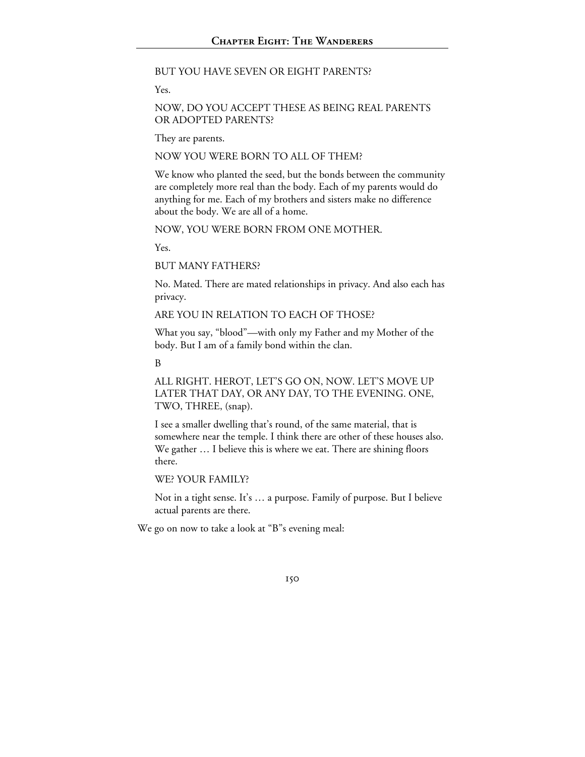BUT YOU HAVE SEVEN OR EIGHT PARENTS?

Yes.

NOW, DO YOU ACCEPT THESE AS BEING REAL PARENTS OR ADOPTED PARENTS?

They are parents.

NOW YOU WERE BORN TO ALL OF THEM?

We know who planted the seed, but the bonds between the community are completely more real than the body. Each of my parents would do anything for me. Each of my brothers and sisters make no difference about the body. We are all of a home.

NOW, YOU WERE BORN FROM ONE MOTHER.

Yes.

BUT MANY FATHERS?

No. Mated. There are mated relationships in privacy. And also each has privacy.

ARE YOU IN RELATION TO EACH OF THOSE?

What you say, "blood"—with only my Father and my Mother of the body. But I am of a family bond within the clan.

B

ALL RIGHT. HEROT, LET'S GO ON, NOW. LET'S MOVE UP LATER THAT DAY, OR ANY DAY, TO THE EVENING. ONE, TWO, THREE, (snap).

I see a smaller dwelling that's round, of the same material, that is somewhere near the temple. I think there are other of these houses also. We gather … I believe this is where we eat. There are shining floors there.

WE? YOUR FAMILY?

Not in a tight sense. It's … a purpose. Family of purpose. But I believe actual parents are there.

We go on now to take a look at "B"s evening meal: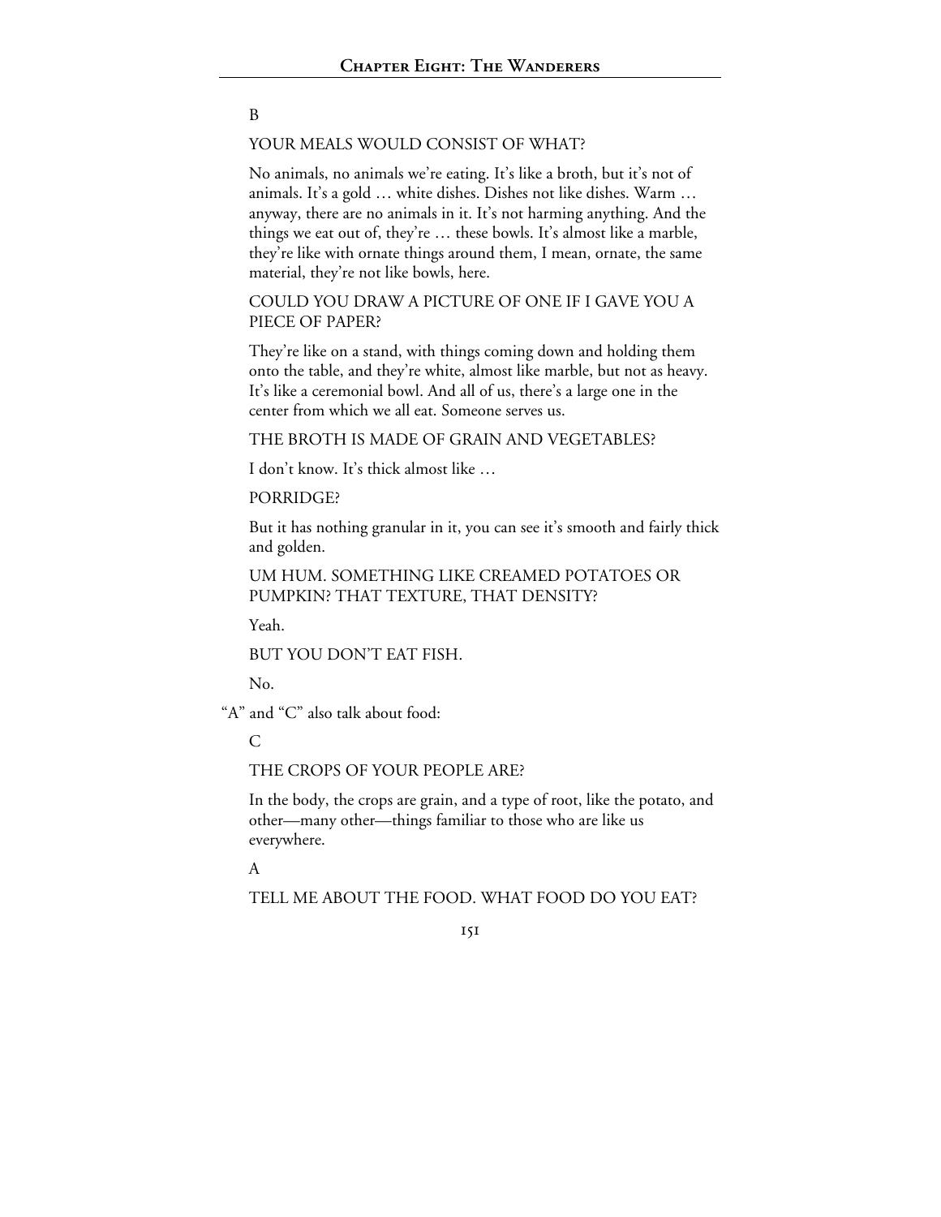B

YOUR MEALS WOULD CONSIST OF WHAT?

No animals, no animals we're eating. It's like a broth, but it's not of animals. It's a gold … white dishes. Dishes not like dishes. Warm … anyway, there are no animals in it. It's not harming anything. And the things we eat out of, they're … these bowls. It's almost like a marble, they're like with ornate things around them, I mean, ornate, the same material, they're not like bowls, here.

COULD YOU DRAW A PICTURE OF ONE IF I GAVE YOU A PIECE OF PAPER?

They're like on a stand, with things coming down and holding them onto the table, and they're white, almost like marble, but not as heavy. It's like a ceremonial bowl. And all of us, there's a large one in the center from which we all eat. Someone serves us.

THE BROTH IS MADE OF GRAIN AND VEGETABLES?

I don't know. It's thick almost like …

PORRIDGE?

But it has nothing granular in it, you can see it's smooth and fairly thick and golden.

UM HUM. SOMETHING LIKE CREAMED POTATOES OR PUMPKIN? THAT TEXTURE, THAT DENSITY?

Yeah.

BUT YOU DON'T EAT FISH.

No.

"A" and "C" also talk about food:

C

THE CROPS OF YOUR PEOPLE ARE?

In the body, the crops are grain, and a type of root, like the potato, and other—many other—things familiar to those who are like us everywhere.

A

TELL ME ABOUT THE FOOD. WHAT FOOD DO YOU EAT?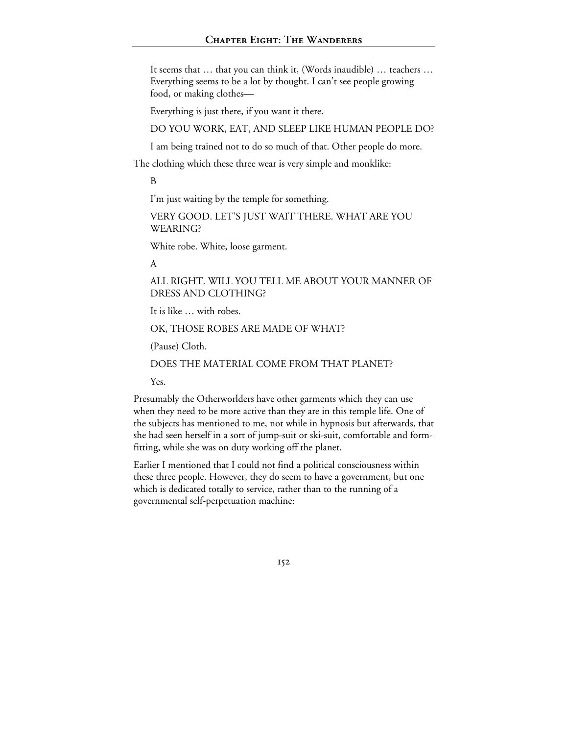It seems that … that you can think it, (Words inaudible) … teachers … Everything seems to be a lot by thought. I can't see people growing food, or making clothes—

Everything is just there, if you want it there.

DO YOU WORK, EAT, AND SLEEP LIKE HUMAN PEOPLE DO?

I am being trained not to do so much of that. Other people do more.

The clothing which these three wear is very simple and monklike:

B

I'm just waiting by the temple for something.

VERY GOOD. LET'S JUST WAIT THERE. WHAT ARE YOU WEARING?

White robe. White, loose garment.

A

ALL RIGHT. WILL YOU TELL ME ABOUT YOUR MANNER OF DRESS AND CLOTHING?

It is like … with robes.

OK, THOSE ROBES ARE MADE OF WHAT?

(Pause) Cloth.

DOES THE MATERIAL COME FROM THAT PLANET?

Yes.

Presumably the Otherworlders have other garments which they can use when they need to be more active than they are in this temple life. One of the subjects has mentioned to me, not while in hypnosis but afterwards, that she had seen herself in a sort of jump-suit or ski-suit, comfortable and form-fitting, while she was on duty working off the planet.

Earlier I mentioned that I could not find a political consciousness within these three people. However, they do seem to have a government, but one which is dedicated totally to service, rather than to the running of a governmental self-perpetuation machine: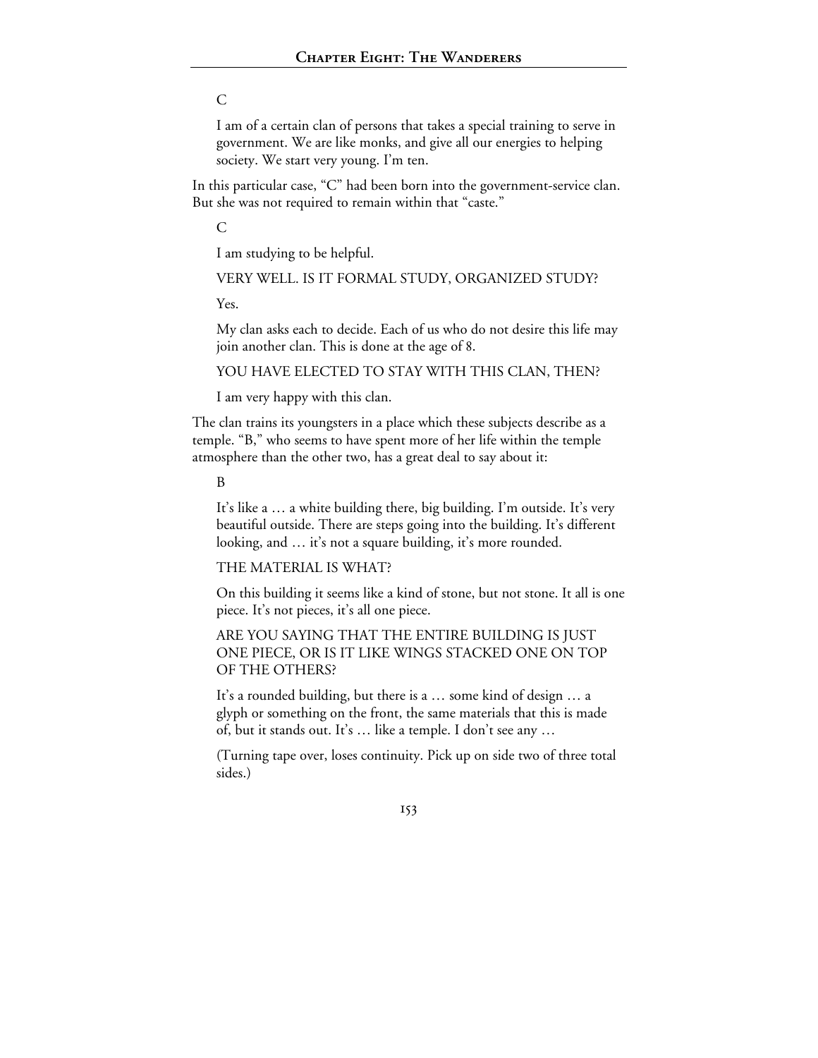C

I am of a certain clan of persons that takes a special training to serve in government. We are like monks, and give all our energies to helping society. We start very young. I'm ten.

In this particular case, "C" had been born into the government-service clan. But she was not required to remain within that "caste."

C

I am studying to be helpful.

VERY WELL. IS IT FORMAL STUDY, ORGANIZED STUDY?

Yes.

My clan asks each to decide. Each of us who do not desire this life may join another clan. This is done at the age of 8.

YOU HAVE ELECTED TO STAY WITH THIS CLAN, THEN?

I am very happy with this clan.

The clan trains its youngsters in a place which these subjects describe as a temple. "B," who seems to have spent more of her life within the temple atmosphere than the other two, has a great deal to say about it:

B

It's like a … a white building there, big building. I'm outside. It's very beautiful outside. There are steps going into the building. It's different looking, and … it's not a square building, it's more rounded.

THE MATERIAL IS WHAT?

On this building it seems like a kind of stone, but not stone. It all is one piece. It's not pieces, it's all one piece.

ARE YOU SAYING THAT THE ENTIRE BUILDING IS JUST ONE PIECE, OR IS IT LIKE WINGS STACKED ONE ON TOP OF THE OTHERS?

It's a rounded building, but there is a … some kind of design … a glyph or something on the front, the same materials that this is made of, but it stands out. It's … like a temple. I don't see any …

(Turning tape over, loses continuity. Pick up on side two of three total sides.)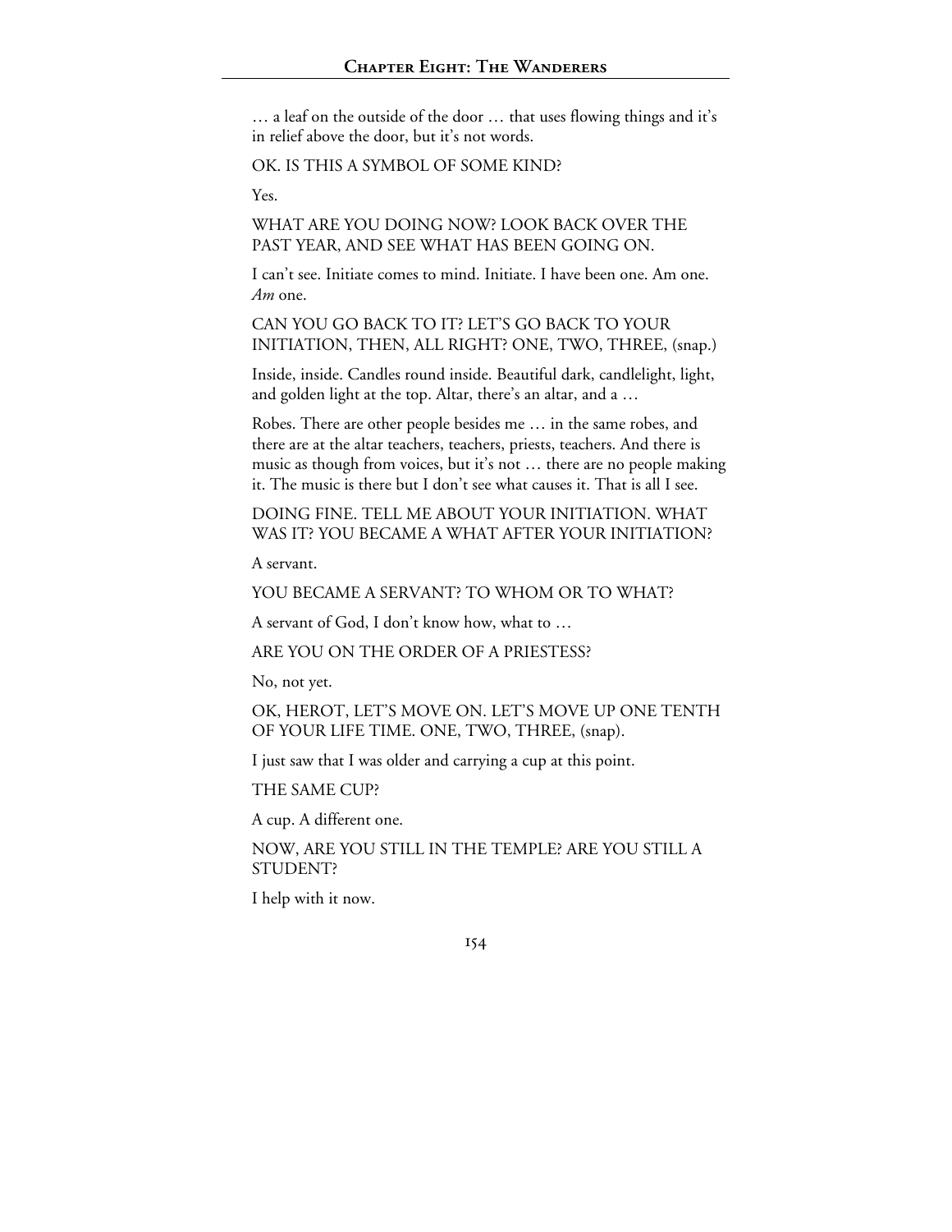… a leaf on the outside of the door … that uses flowing things and it's in relief above the door, but it's not words.

OK. IS THIS A SYMBOL OF SOME KIND?

Yes.

WHAT ARE YOU DOING NOW? LOOK BACK OVER THE PAST YEAR, AND SEE WHAT HAS BEEN GOING ON.

I can't see. Initiate comes to mind. Initiate. I have been one. Am one. *Am* one.

CAN YOU GO BACK TO IT? LET'S GO BACK TO YOUR INITIATION, THEN, ALL RIGHT? ONE, TWO, THREE, (snap.)

Inside, inside. Candles round inside. Beautiful dark, candlelight, light, and golden light at the top. Altar, there's an altar, and a …

Robes. There are other people besides me … in the same robes, and there are at the altar teachers, teachers, priests, teachers. And there is music as though from voices, but it's not … there are no people making it. The music is there but I don't see what causes it. That is all I see.

DOING FINE. TELL ME ABOUT YOUR INITIATION. WHAT WAS IT? YOU BECAME A WHAT AFTER YOUR INITIATION?

A servant.

YOU BECAME A SERVANT? TO WHOM OR TO WHAT?

A servant of God, I don't know how, what to …

ARE YOU ON THE ORDER OF A PRIESTESS?

No, not yet.

OK, HEROT, LET'S MOVE ON. LET'S MOVE UP ONE TENTH OF YOUR LIFE TIME. ONE, TWO, THREE, (snap).

I just saw that I was older and carrying a cup at this point.

THE SAME CUP?

A cup. A different one.

NOW, ARE YOU STILL IN THE TEMPLE? ARE YOU STILL A STUDENT?

I help with it now.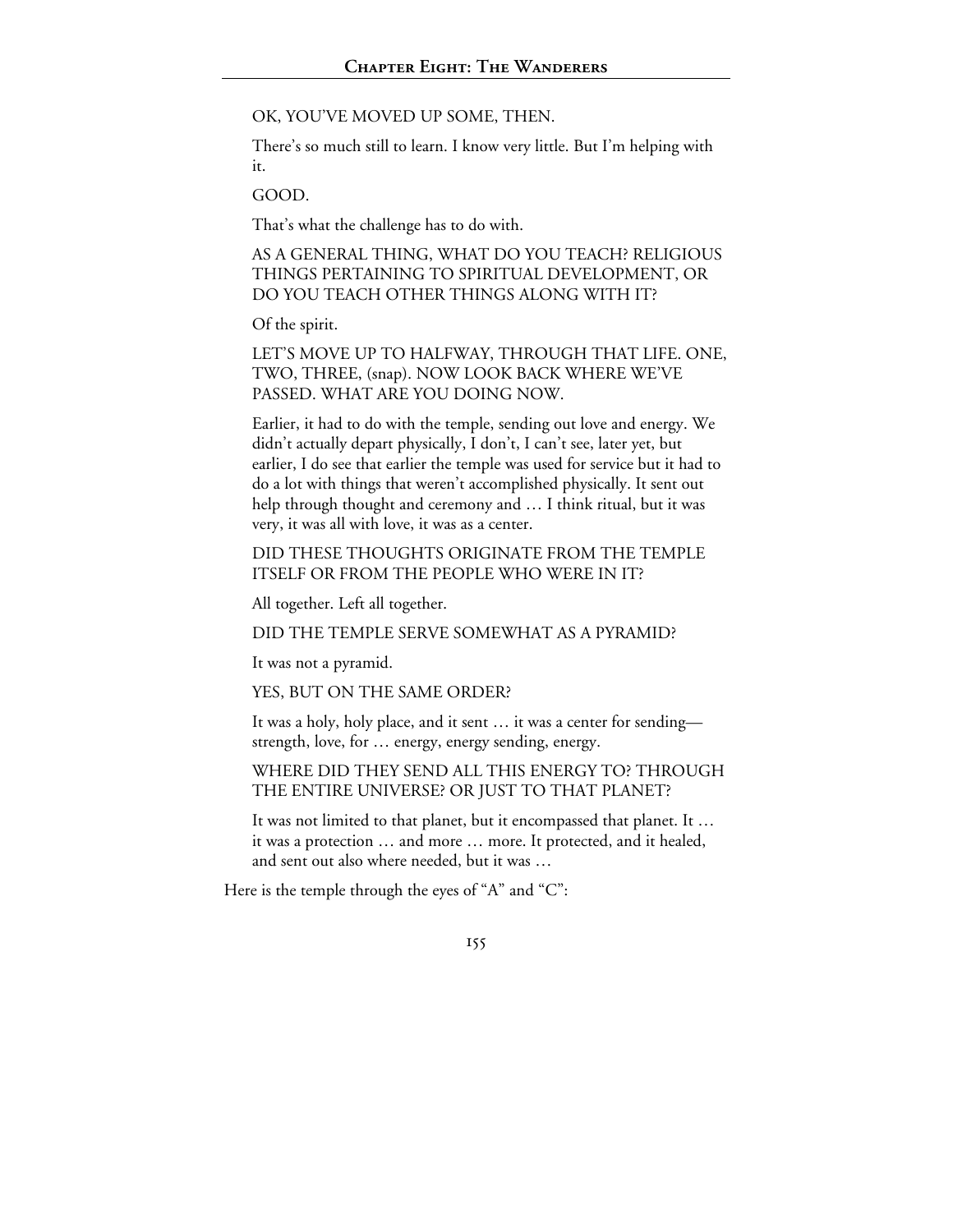OK, YOU'VE MOVED UP SOME, THEN.

There's so much still to learn. I know very little. But I'm helping with it.

GOOD.

That's what the challenge has to do with.

AS A GENERAL THING, WHAT DO YOU TEACH? RELIGIOUS THINGS PERTAINING TO SPIRITUAL DEVELOPMENT, OR DO YOU TEACH OTHER THINGS ALONG WITH IT?

Of the spirit.

LET'S MOVE UP TO HALFWAY, THROUGH THAT LIFE. ONE, TWO, THREE, (snap). NOW LOOK BACK WHERE WE'VE PASSED. WHAT ARE YOU DOING NOW.

Earlier, it had to do with the temple, sending out love and energy. We didn't actually depart physically, I don't, I can't see, later yet, but earlier, I do see that earlier the temple was used for service but it had to do a lot with things that weren't accomplished physically. It sent out help through thought and ceremony and … I think ritual, but it was very, it was all with love, it was as a center.

DID THESE THOUGHTS ORIGINATE FROM THE TEMPLE ITSELF OR FROM THE PEOPLE WHO WERE IN IT?

All together. Left all together.

DID THE TEMPLE SERVE SOMEWHAT AS A PYRAMID?

It was not a pyramid.

YES, BUT ON THE SAME ORDER?

It was a holy, holy place, and it sent … it was a center for sending—strength, love, for … energy, energy sending, energy.

WHERE DID THEY SEND ALL THIS ENERGY TO? THROUGH THE ENTIRE UNIVERSE? OR JUST TO THAT PLANET?

It was not limited to that planet, but it encompassed that planet. It … it was a protection … and more … more. It protected, and it healed, and sent out also where needed, but it was …

Here is the temple through the eyes of "A" and "C":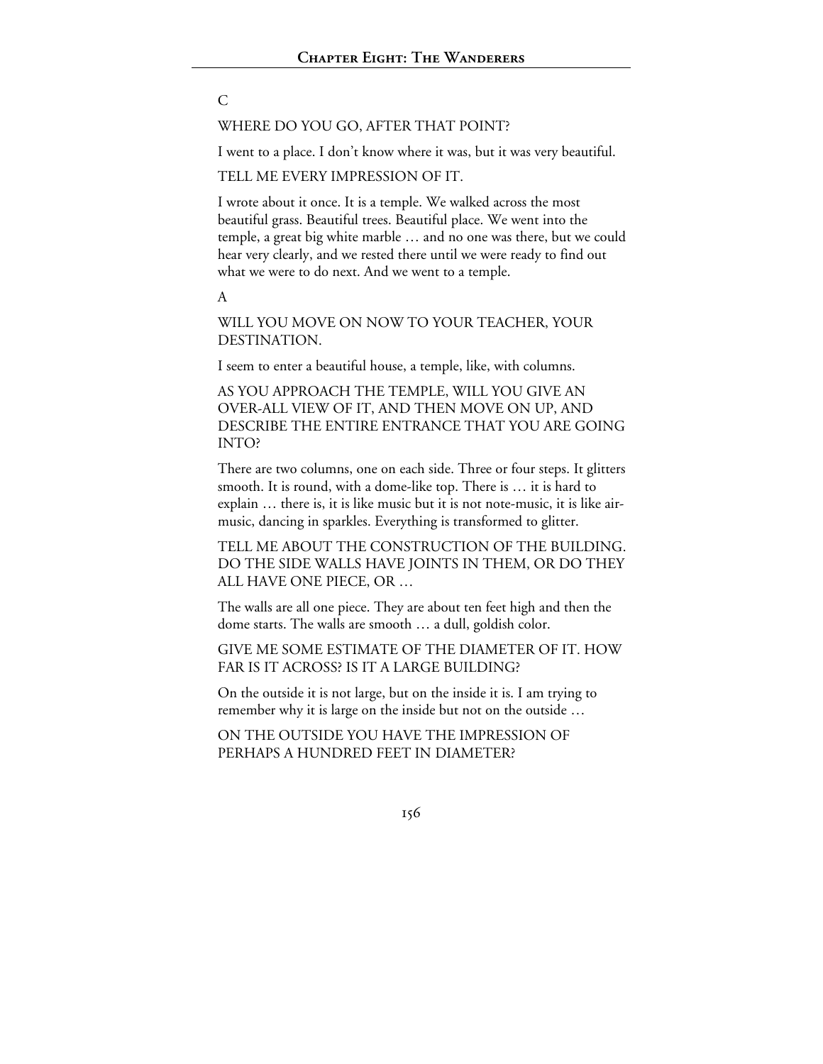C

WHERE DO YOU GO, AFTER THAT POINT?

I went to a place. I don't know where it was, but it was very beautiful.

TELL ME EVERY IMPRESSION OF IT.

I wrote about it once. It is a temple. We walked across the most beautiful grass. Beautiful trees. Beautiful place. We went into the temple, a great big white marble … and no one was there, but we could hear very clearly, and we rested there until we were ready to find out what we were to do next. And we went to a temple.

A

WILL YOU MOVE ON NOW TO YOUR TEACHER, YOUR DESTINATION.

I seem to enter a beautiful house, a temple, like, with columns.

AS YOU APPROACH THE TEMPLE, WILL YOU GIVE AN OVER-ALL VIEW OF IT, AND THEN MOVE ON UP, AND DESCRIBE THE ENTIRE ENTRANCE THAT YOU ARE GOING INTO?

There are two columns, one on each side. Three or four steps. It glitters smooth. It is round, with a dome-like top. There is … it is hard to explain … there is, it is like music but it is not note-music, it is like air-music, dancing in sparkles. Everything is transformed to glitter.

TELL ME ABOUT THE CONSTRUCTION OF THE BUILDING. DO THE SIDE WALLS HAVE JOINTS IN THEM, OR DO THEY ALL HAVE ONE PIECE, OR …

The walls are all one piece. They are about ten feet high and then the dome starts. The walls are smooth … a dull, goldish color.

GIVE ME SOME ESTIMATE OF THE DIAMETER OF IT. HOW FAR IS IT ACROSS? IS IT A LARGE BUILDING?

On the outside it is not large, but on the inside it is. I am trying to remember why it is large on the inside but not on the outside …

ON THE OUTSIDE YOU HAVE THE IMPRESSION OF PERHAPS A HUNDRED FEET IN DIAMETER?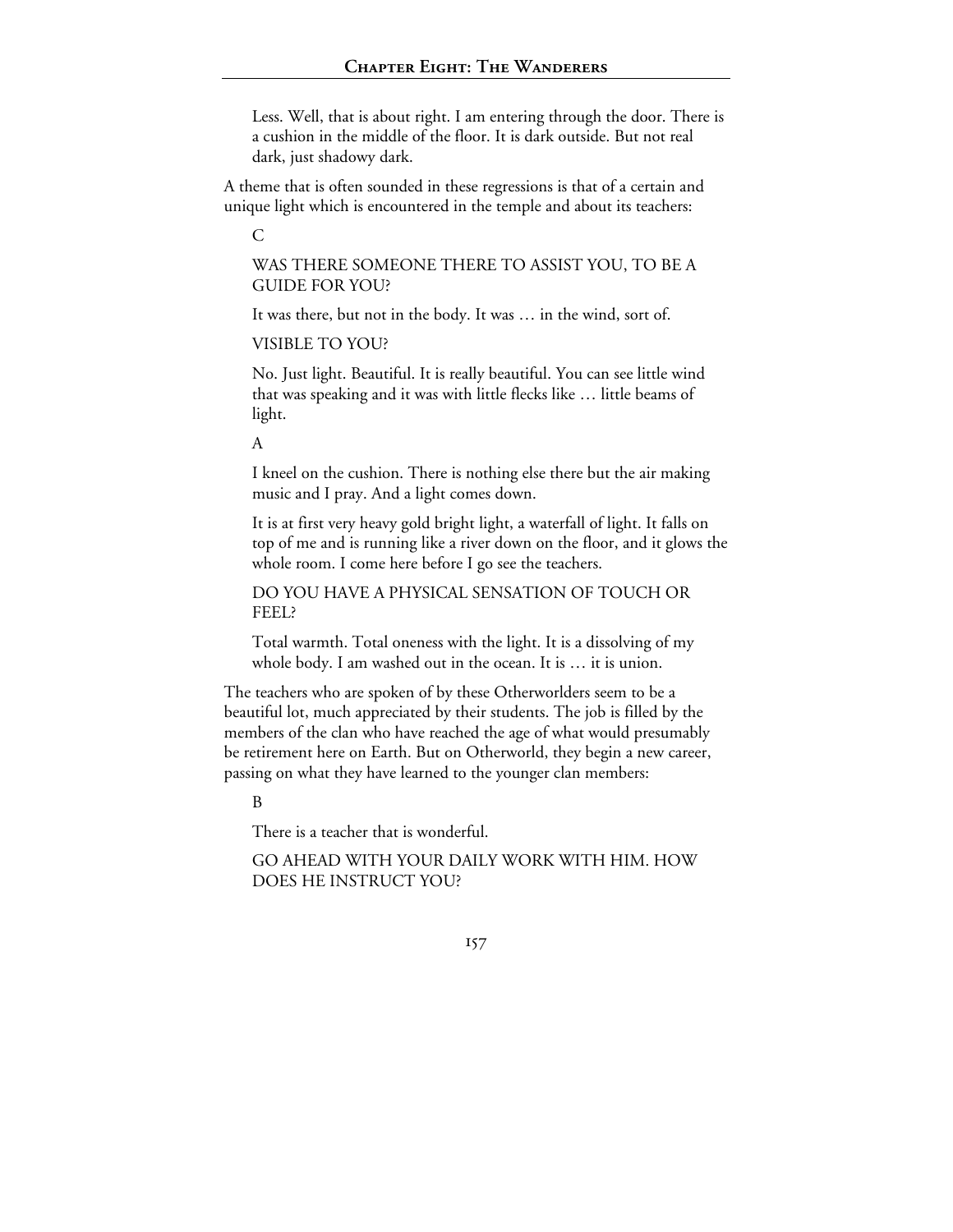Less. Well, that is about right. I am entering through the door. There is a cushion in the middle of the floor. It is dark outside. But not real dark, just shadowy dark.

A theme that is often sounded in these regressions is that of a certain and unique light which is encountered in the temple and about its teachers:

C

WAS THERE SOMEONE THERE TO ASSIST YOU, TO BE A GUIDE FOR YOU?

It was there, but not in the body. It was … in the wind, sort of.

VISIBLE TO YOU?

No. Just light. Beautiful. It is really beautiful. You can see little wind that was speaking and it was with little flecks like … little beams of light.

A

I kneel on the cushion. There is nothing else there but the air making music and I pray. And a light comes down.

It is at first very heavy gold bright light, a waterfall of light. It falls on top of me and is running like a river down on the floor, and it glows the whole room. I come here before I go see the teachers.

DO YOU HAVE A PHYSICAL SENSATION OF TOUCH OR FEEL?

Total warmth. Total oneness with the light. It is a dissolving of my whole body. I am washed out in the ocean. It is … it is union.

The teachers who are spoken of by these Otherworlders seem to be a beautiful lot, much appreciated by their students. The job is filled by the members of the clan who have reached the age of what would presumably be retirement here on Earth. But on Otherworld, they begin a new career, passing on what they have learned to the younger clan members:

B

There is a teacher that is wonderful.

GO AHEAD WITH YOUR DAILY WORK WITH HIM. HOW DOES HE INSTRUCT YOU?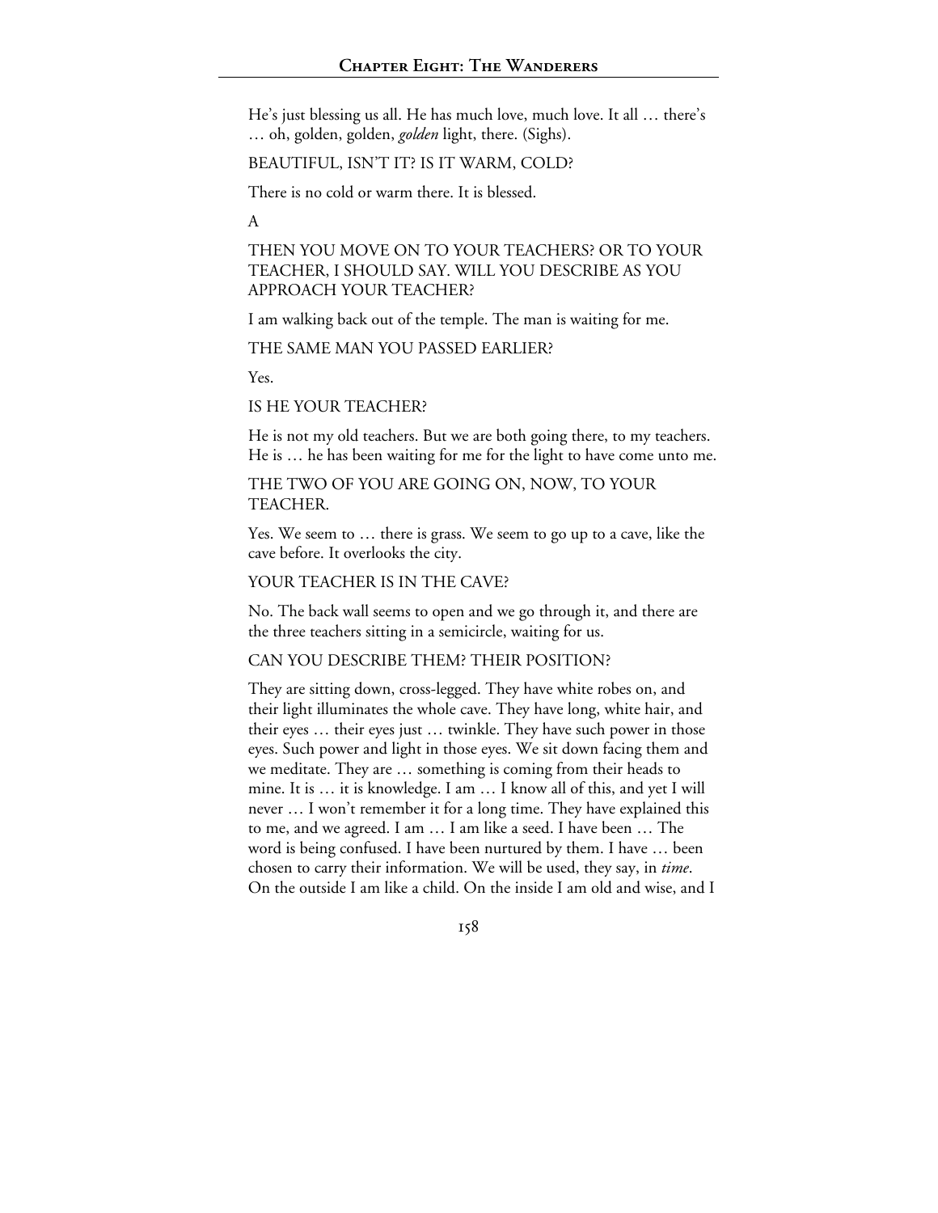He's just blessing us all. He has much love, much love. It all … there's … oh, golden, golden, *golden* light, there. (Sighs).

BEAUTIFUL, ISN'T IT? IS IT WARM, COLD?

There is no cold or warm there. It is blessed.

A

THEN YOU MOVE ON TO YOUR TEACHERS? OR TO YOUR TEACHER, I SHOULD SAY. WILL YOU DESCRIBE AS YOU APPROACH YOUR TEACHER?

I am walking back out of the temple. The man is waiting for me.

THE SAME MAN YOU PASSED EARLIER?

Yes.

IS HE YOUR TEACHER?

He is not my old teachers. But we are both going there, to my teachers. He is … he has been waiting for me for the light to have come unto me.

THE TWO OF YOU ARE GOING ON, NOW, TO YOUR TEACHER.

Yes. We seem to … there is grass. We seem to go up to a cave, like the cave before. It overlooks the city.

YOUR TEACHER IS IN THE CAVE?

No. The back wall seems to open and we go through it, and there are the three teachers sitting in a semicircle, waiting for us.

CAN YOU DESCRIBE THEM? THEIR POSITION?

They are sitting down, cross-legged. They have white robes on, and their light illuminates the whole cave. They have long, white hair, and their eyes … their eyes just … twinkle. They have such power in those eyes. Such power and light in those eyes. We sit down facing them and we meditate. They are … something is coming from their heads to mine. It is … it is knowledge. I am … I know all of this, and yet I will never … I won't remember it for a long time. They have explained this to me, and we agreed. I am … I am like a seed. I have been … The word is being confused. I have been nurtured by them. I have … been chosen to carry their information. We will be used, they say, in *time*. On the outside I am like a child. On the inside I am old and wise, and I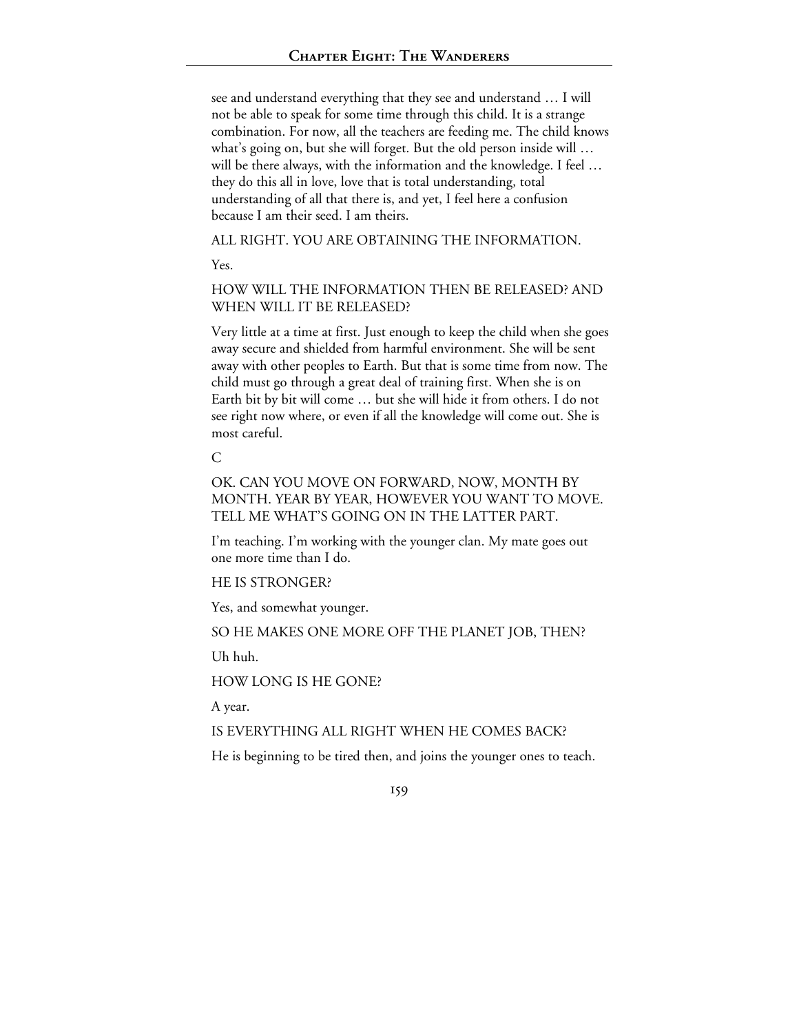see and understand everything that they see and understand … I will not be able to speak for some time through this child. It is a strange combination. For now, all the teachers are feeding me. The child knows what's going on, but she will forget. But the old person inside will … will be there always, with the information and the knowledge. I feel … they do this all in love, love that is total understanding, total understanding of all that there is, and yet, I feel here a confusion because I am their seed. I am theirs.

ALL RIGHT. YOU ARE OBTAINING THE INFORMATION.

Yes.

HOW WILL THE INFORMATION THEN BE RELEASED? AND WHEN WILL IT BE RELEASED?

Very little at a time at first. Just enough to keep the child when she goes away secure and shielded from harmful environment. She will be sent away with other peoples to Earth. But that is some time from now. The child must go through a great deal of training first. When she is on Earth bit by bit will come … but she will hide it from others. I do not see right now where, or even if all the knowledge will come out. She is most careful.

C

OK. CAN YOU MOVE ON FORWARD, NOW, MONTH BY MONTH. YEAR BY YEAR, HOWEVER YOU WANT TO MOVE. TELL ME WHAT'S GOING ON IN THE LATTER PART.

I'm teaching. I'm working with the younger clan. My mate goes out one more time than I do.

HE IS STRONGER?

Yes, and somewhat younger.

SO HE MAKES ONE MORE OFF THE PLANET JOB, THEN?

Uh huh.

HOW LONG IS HE GONE?

A year.

IS EVERYTHING ALL RIGHT WHEN HE COMES BACK?

He is beginning to be tired then, and joins the younger ones to teach.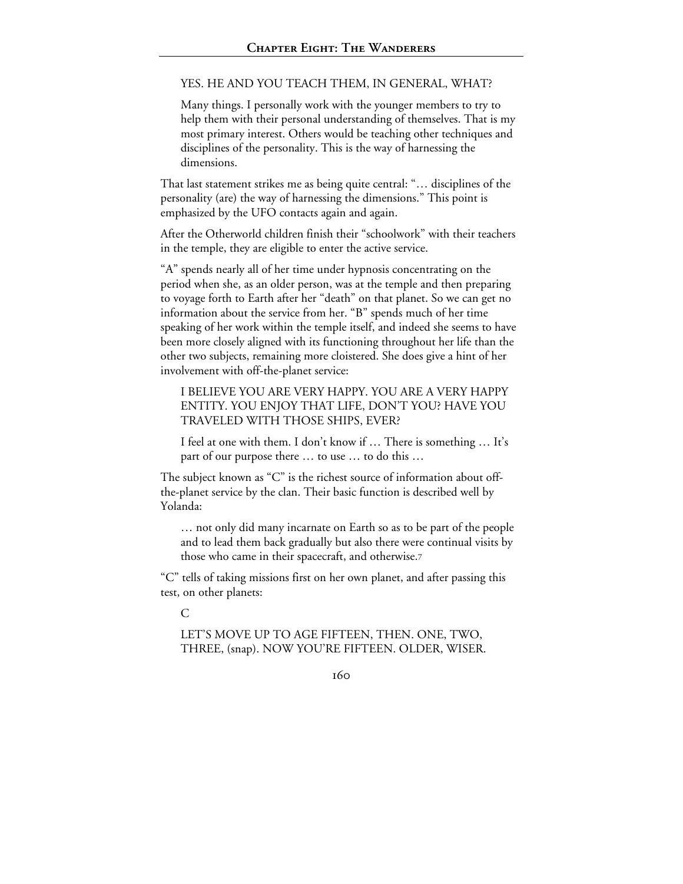YES. HE AND YOU TEACH THEM, IN GENERAL, WHAT?

Many things. I personally work with the younger members to try to help them with their personal understanding of themselves. That is my most primary interest. Others would be teaching other techniques and disciplines of the personality. This is the way of harnessing the dimensions.

That last statement strikes me as being quite central: "… disciplines of the personality (are) the way of harnessing the dimensions." This point is emphasized by the UFO contacts again and again.

After the Otherworld children finish their "schoolwork" with their teachers in the temple, they are eligible to enter the active service.

"A" spends nearly all of her time under hypnosis concentrating on the period when she, as an older person, was at the temple and then preparing to voyage forth to Earth after her "death" on that planet. So we can get no information about the service from her. "B" spends much of her time speaking of her work within the temple itself, and indeed she seems to have been more closely aligned with its functioning throughout her life than the other two subjects, remaining more cloistered. She does give a hint of her involvement with off-the-planet service:

I BELIEVE YOU ARE VERY HAPPY. YOU ARE A VERY HAPPY ENTITY. YOU ENJOY THAT LIFE, DON'T YOU? HAVE YOU TRAVELED WITH THOSE SHIPS, EVER?

I feel at one with them. I don't know if … There is something … It's part of our purpose there … to use … to do this …

The subject known as "C" is the richest source of information about off-the-planet service by the clan. Their basic function is described well by Yolanda:

> … not only did many incarnate on Earth so as to be part of the people and to lead them back gradually but also there were continual visits by those who came in their spacecraft, and otherwise.[7]

"C" tells of taking missions first on her own planet, and after passing this test, on other planets:

C

LET'S MOVE UP TO AGE FIFTEEN, THEN. ONE, TWO, THREE, (snap). NOW YOU'RE FIFTEEN. OLDER, WISER.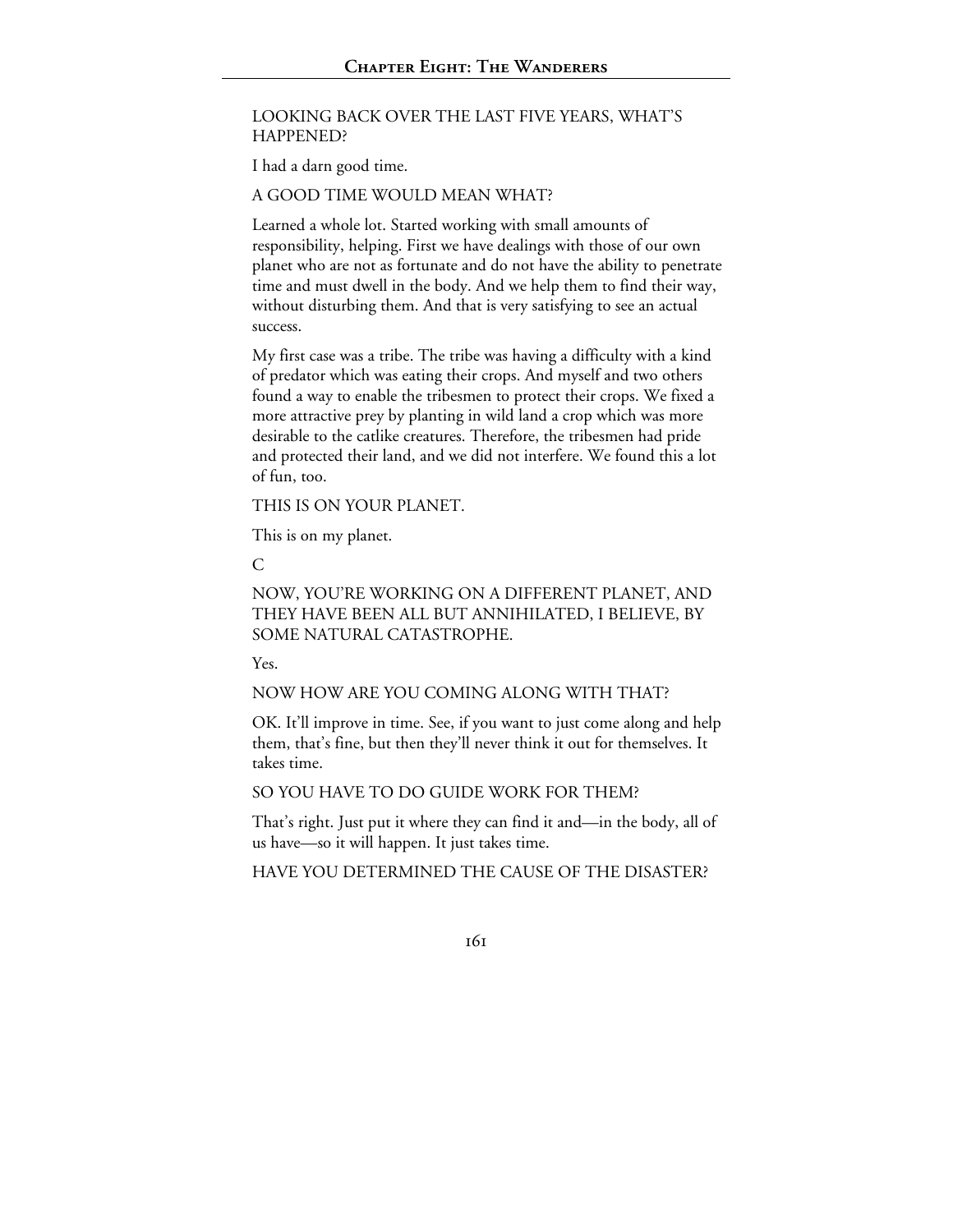LOOKING BACK OVER THE LAST FIVE YEARS, WHAT'S HAPPENED?

I had a darn good time.

A GOOD TIME WOULD MEAN WHAT?

Learned a whole lot. Started working with small amounts of responsibility, helping. First we have dealings with those of our own planet who are not as fortunate and do not have the ability to penetrate time and must dwell in the body. And we help them to find their way, without disturbing them. And that is very satisfying to see an actual success.

My first case was a tribe. The tribe was having a difficulty with a kind of predator which was eating their crops. And myself and two others found a way to enable the tribesmen to protect their crops. We fixed a more attractive prey by planting in wild land a crop which was more desirable to the catlike creatures. Therefore, the tribesmen had pride and protected their land, and we did not interfere. We found this a lot of fun, too.

THIS IS ON YOUR PLANET.

This is on my planet.

C

NOW, YOU'RE WORKING ON A DIFFERENT PLANET, AND THEY HAVE BEEN ALL BUT ANNIHILATED, I BELIEVE, BY SOME NATURAL CATASTROPHE.

Yes.

NOW HOW ARE YOU COMING ALONG WITH THAT?

OK. It'll improve in time. See, if you want to just come along and help them, that's fine, but then they'll never think it out for themselves. It takes time.

SO YOU HAVE TO DO GUIDE WORK FOR THEM?

That's right. Just put it where they can find it and—in the body, all of us have—so it will happen. It just takes time.

HAVE YOU DETERMINED THE CAUSE OF THE DISASTER?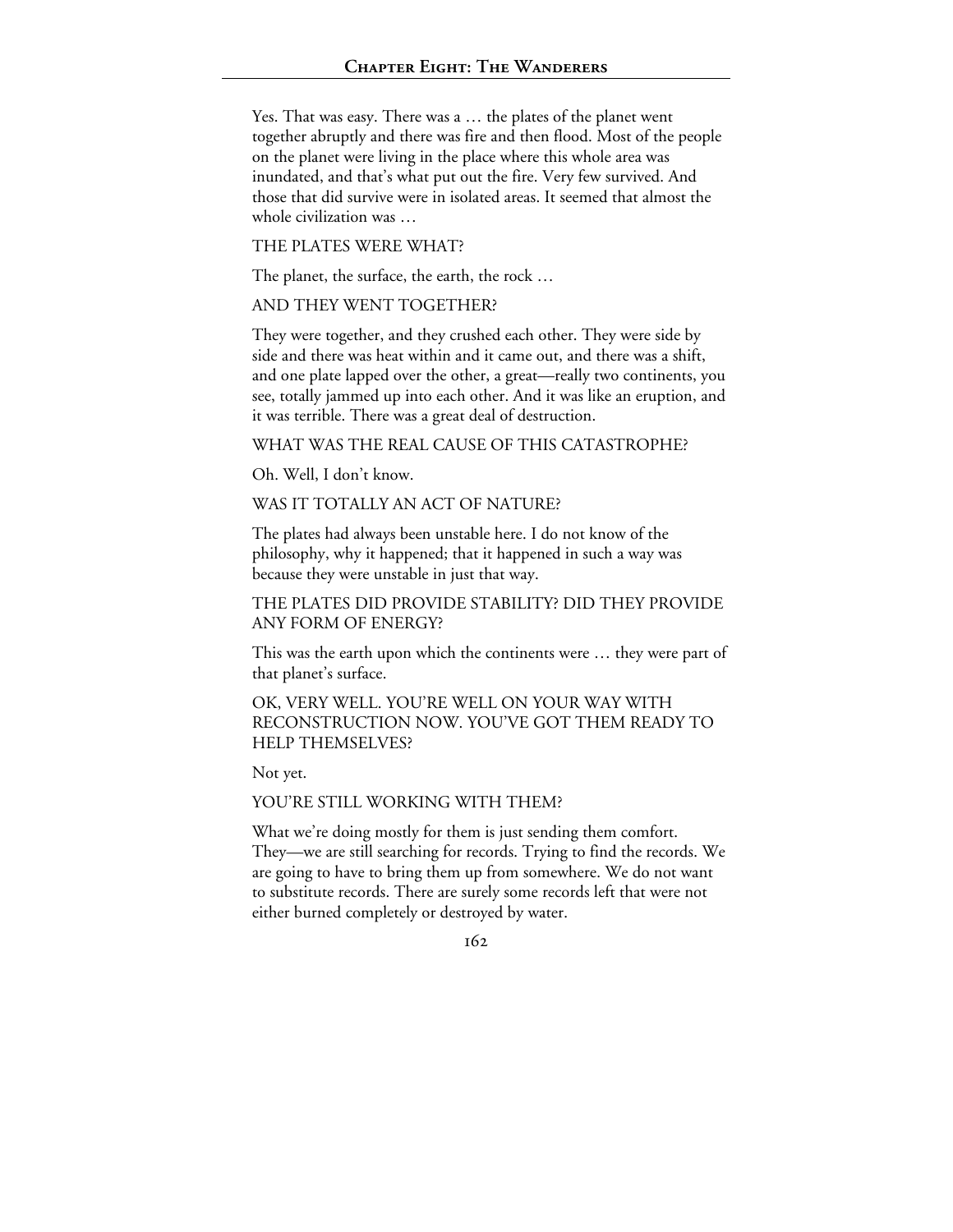Yes. That was easy. There was a … the plates of the planet went together abruptly and there was fire and then flood. Most of the people on the planet were living in the place where this whole area was inundated, and that's what put out the fire. Very few survived. And those that did survive were in isolated areas. It seemed that almost the whole civilization was …

THE PLATES WERE WHAT?

The planet, the surface, the earth, the rock …

AND THEY WENT TOGETHER?

They were together, and they crushed each other. They were side by side and there was heat within and it came out, and there was a shift, and one plate lapped over the other, a great—really two continents, you see, totally jammed up into each other. And it was like an eruption, and it was terrible. There was a great deal of destruction.

WHAT WAS THE REAL CAUSE OF THIS CATASTROPHE?

Oh. Well, I don't know.

WAS IT TOTALLY AN ACT OF NATURE?

The plates had always been unstable here. I do not know of the philosophy, why it happened; that it happened in such a way was because they were unstable in just that way.

THE PLATES DID PROVIDE STABILITY? DID THEY PROVIDE ANY FORM OF ENERGY?

This was the earth upon which the continents were … they were part of that planet's surface.

OK, VERY WELL. YOU'RE WELL ON YOUR WAY WITH RECONSTRUCTION NOW. YOU'VE GOT THEM READY TO HELP THEMSELVES?

Not yet.

YOU'RE STILL WORKING WITH THEM?

What we're doing mostly for them is just sending them comfort. They—we are still searching for records. Trying to find the records. We are going to have to bring them up from somewhere. We do not want to substitute records. There are surely some records left that were not either burned completely or destroyed by water.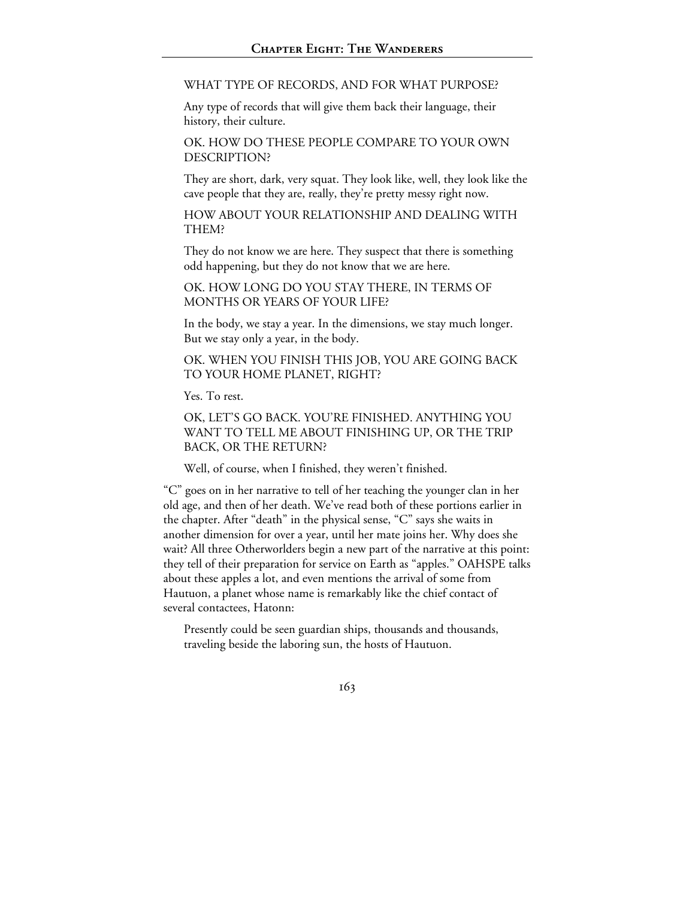WHAT TYPE OF RECORDS, AND FOR WHAT PURPOSE?

Any type of records that will give them back their language, their history, their culture.

OK. HOW DO THESE PEOPLE COMPARE TO YOUR OWN DESCRIPTION?

They are short, dark, very squat. They look like, well, they look like the cave people that they are, really, they're pretty messy right now.

HOW ABOUT YOUR RELATIONSHIP AND DEALING WITH THEM?

They do not know we are here. They suspect that there is something odd happening, but they do not know that we are here.

OK. HOW LONG DO YOU STAY THERE, IN TERMS OF MONTHS OR YEARS OF YOUR LIFE?

In the body, we stay a year. In the dimensions, we stay much longer. But we stay only a year, in the body.

OK. WHEN YOU FINISH THIS JOB, YOU ARE GOING BACK TO YOUR HOME PLANET, RIGHT?

Yes. To rest.

OK, LET'S GO BACK. YOU'RE FINISHED. ANYTHING YOU WANT TO TELL ME ABOUT FINISHING UP, OR THE TRIP BACK, OR THE RETURN?

Well, of course, when I finished, they weren't finished.

"C" goes on in her narrative to tell of her teaching the younger clan in her old age, and then of her death. We've read both of these portions earlier in the chapter. After "death" in the physical sense, "C" says she waits in another dimension for over a year, until her mate joins her. Why does she wait? All three Otherworlders begin a new part of the narrative at this point: they tell of their preparation for service on Earth as "apples." OAHSPE talks about these apples a lot, and even mentions the arrival of some from Hautuon, a planet whose name is remarkably like the chief contact of several contactees, Hatonn:

> Presently could be seen guardian ships, thousands and thousands, traveling beside the laboring sun, the hosts of Hautuon.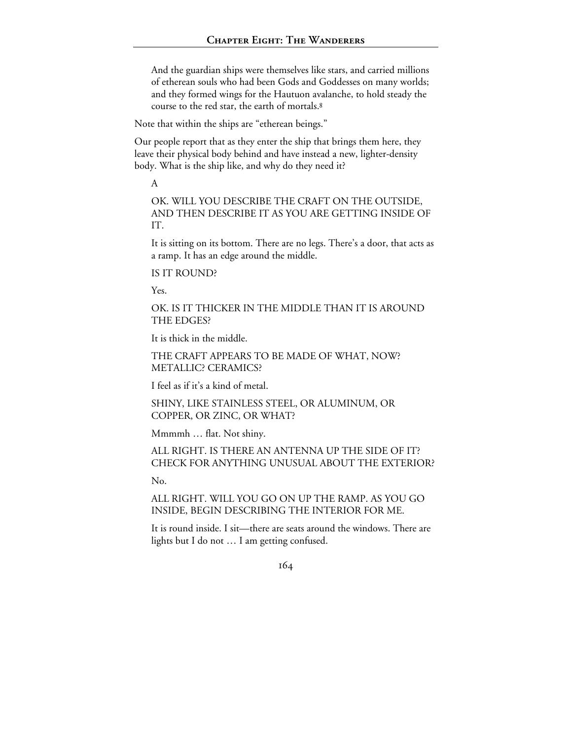> And the guardian ships were themselves like stars, and carried millions of etherean souls who had been Gods and Goddesses on many worlds; and they formed wings for the Hautuon avalanche, to hold steady the course to the red star, the earth of mortals.[8]

Note that within the ships are "etherean beings."

Our people report that as they enter the ship that brings them here, they leave their physical body behind and have instead a new, lighter-density body. What is the ship like, and why do they need it?

> A
>
> OK. WILL YOU DESCRIBE THE CRAFT ON THE OUTSIDE, AND THEN DESCRIBE IT AS YOU ARE GETTING INSIDE OF IT.
>
> It is sitting on its bottom. There are no legs. There's a door, that acts as a ramp. It has an edge around the middle.
>
> IS IT ROUND?
>
> Yes.
>
> OK. IS IT THICKER IN THE MIDDLE THAN IT IS AROUND THE EDGES?
>
> It is thick in the middle.
>
> THE CRAFT APPEARS TO BE MADE OF WHAT, NOW? METALLIC? CERAMICS?
>
> I feel as if it's a kind of metal.
>
> SHINY, LIKE STAINLESS STEEL, OR ALUMINUM, OR COPPER, OR ZINC, OR WHAT?
>
> Mmmmh … flat. Not shiny.
>
> ALL RIGHT. IS THERE AN ANTENNA UP THE SIDE OF IT? CHECK FOR ANYTHING UNUSUAL ABOUT THE EXTERIOR?
>
> No.
>
> ALL RIGHT. WILL YOU GO ON UP THE RAMP. AS YOU GO INSIDE, BEGIN DESCRIBING THE INTERIOR FOR ME.
>
> It is round inside. I sit—there are seats around the windows. There are lights but I do not … I am getting confused.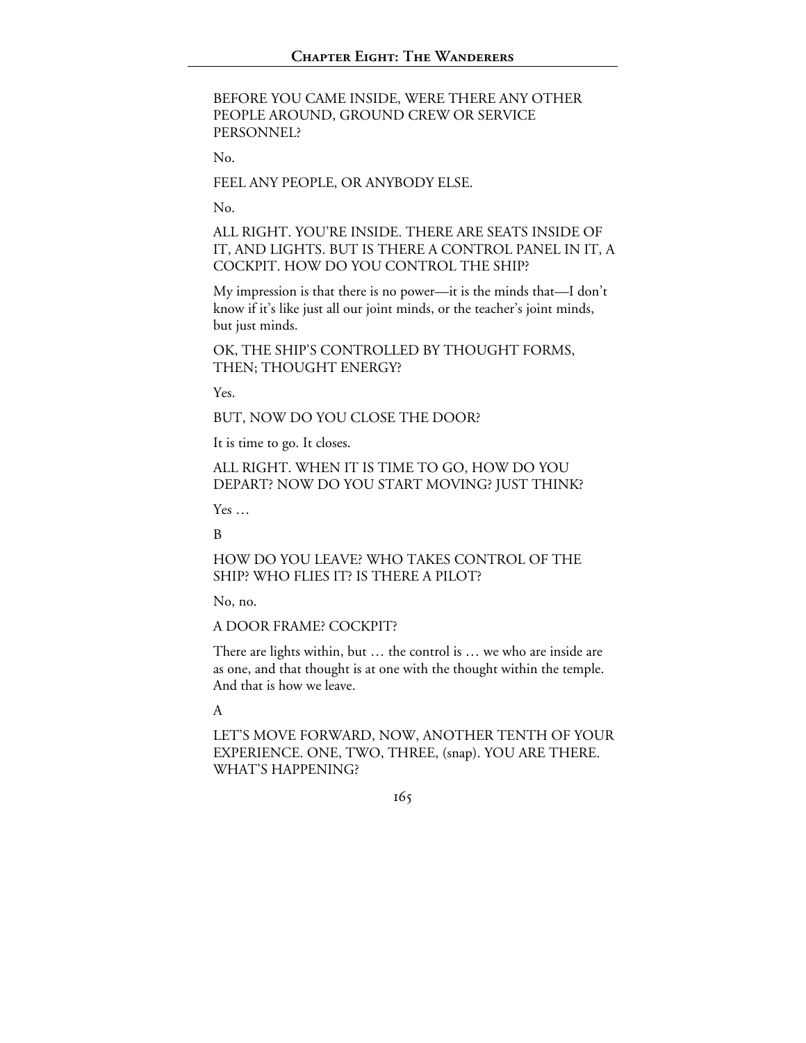BEFORE YOU CAME INSIDE, WERE THERE ANY OTHER PEOPLE AROUND, GROUND CREW OR SERVICE PERSONNEL?

No.

FEEL ANY PEOPLE, OR ANYBODY ELSE.

No.

ALL RIGHT. YOU'RE INSIDE. THERE ARE SEATS INSIDE OF IT, AND LIGHTS. BUT IS THERE A CONTROL PANEL IN IT, A COCKPIT. HOW DO YOU CONTROL THE SHIP?

My impression is that there is no power—it is the minds that—I don't know if it's like just all our joint minds, or the teacher's joint minds, but just minds.

OK, THE SHIP'S CONTROLLED BY THOUGHT FORMS, THEN; THOUGHT ENERGY?

Yes.

BUT, NOW DO YOU CLOSE THE DOOR?

It is time to go. It closes.

ALL RIGHT. WHEN IT IS TIME TO GO, HOW DO YOU DEPART? NOW DO YOU START MOVING? JUST THINK?

Yes …

B

HOW DO YOU LEAVE? WHO TAKES CONTROL OF THE SHIP? WHO FLIES IT? IS THERE A PILOT?

No, no.

A DOOR FRAME? COCKPIT?

There are lights within, but … the control is … we who are inside are as one, and that thought is at one with the thought within the temple. And that is how we leave.

A

LET'S MOVE FORWARD, NOW, ANOTHER TENTH OF YOUR EXPERIENCE. ONE, TWO, THREE, (snap). YOU ARE THERE. WHAT'S HAPPENING?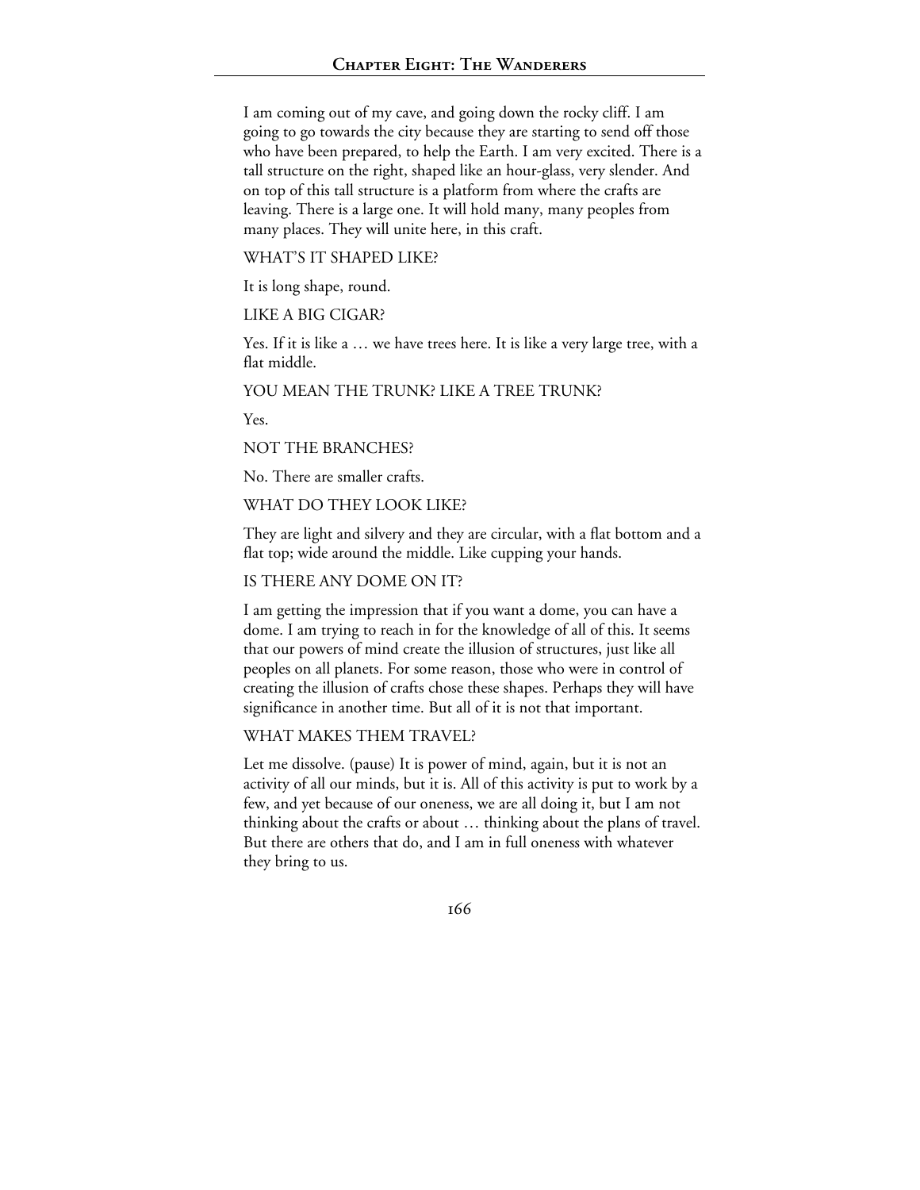I am coming out of my cave, and going down the rocky cliff. I am going to go towards the city because they are starting to send off those who have been prepared, to help the Earth. I am very excited. There is a tall structure on the right, shaped like an hour-glass, very slender. And on top of this tall structure is a platform from where the crafts are leaving. There is a large one. It will hold many, many peoples from many places. They will unite here, in this craft.

WHAT'S IT SHAPED LIKE?

It is long shape, round.

LIKE A BIG CIGAR?

Yes. If it is like a … we have trees here. It is like a very large tree, with a flat middle.

YOU MEAN THE TRUNK? LIKE A TREE TRUNK?

Yes.

NOT THE BRANCHES?

No. There are smaller crafts.

WHAT DO THEY LOOK LIKE?

They are light and silvery and they are circular, with a flat bottom and a flat top; wide around the middle. Like cupping your hands.

IS THERE ANY DOME ON IT?

I am getting the impression that if you want a dome, you can have a dome. I am trying to reach in for the knowledge of all of this. It seems that our powers of mind create the illusion of structures, just like all peoples on all planets. For some reason, those who were in control of creating the illusion of crafts chose these shapes. Perhaps they will have significance in another time. But all of it is not that important.

WHAT MAKES THEM TRAVEL?

Let me dissolve. (pause) It is power of mind, again, but it is not an activity of all our minds, but it is. All of this activity is put to work by a few, and yet because of our oneness, we are all doing it, but I am not thinking about the crafts or about … thinking about the plans of travel. But there are others that do, and I am in full oneness with whatever they bring to us.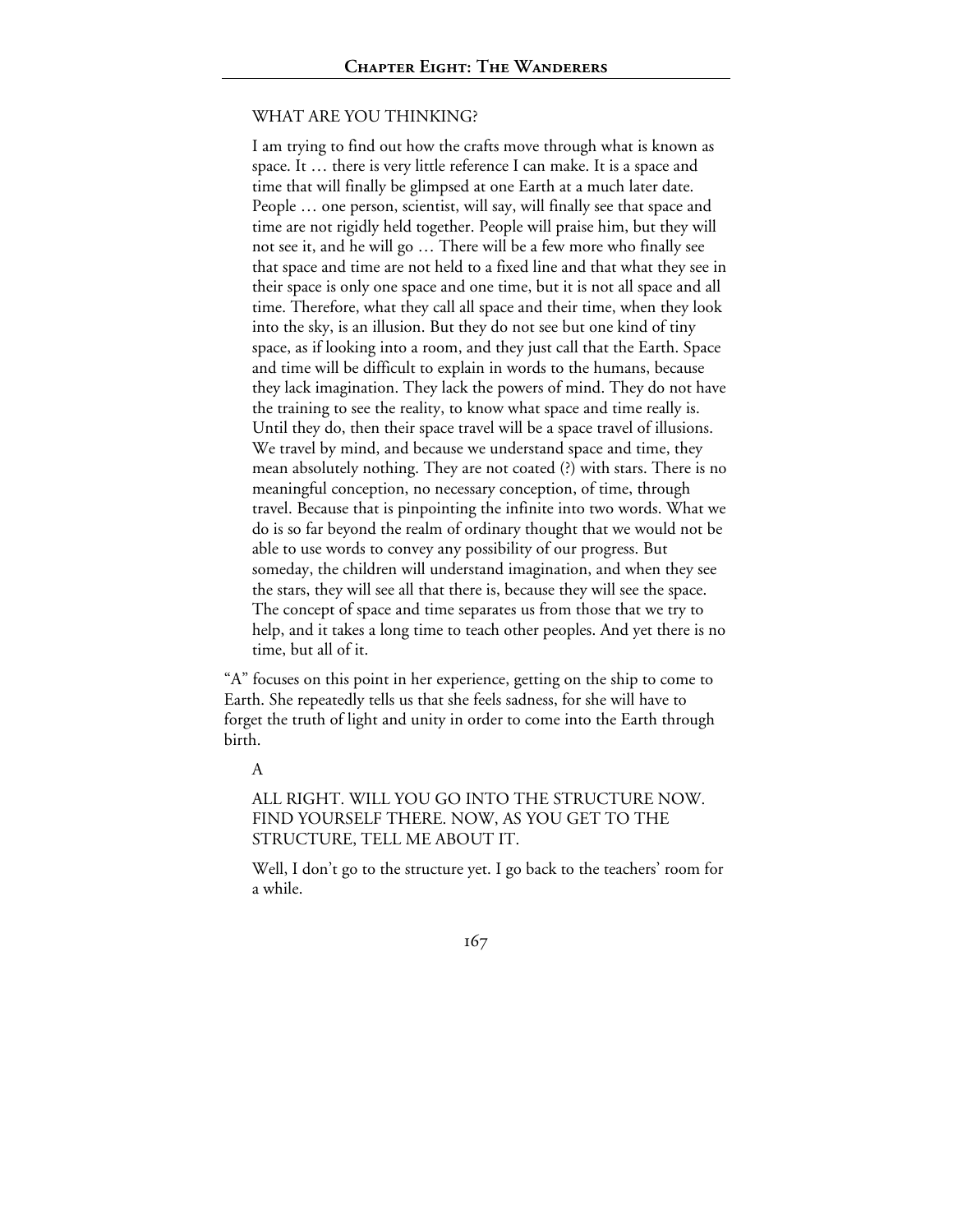WHAT ARE YOU THINKING?

I am trying to find out how the crafts move through what is known as space. It … there is very little reference I can make. It is a space and time that will finally be glimpsed at one Earth at a much later date. People … one person, scientist, will say, will finally see that space and time are not rigidly held together. People will praise him, but they will not see it, and he will go … There will be a few more who finally see that space and time are not held to a fixed line and that what they see in their space is only one space and one time, but it is not all space and all time. Therefore, what they call all space and their time, when they look into the sky, is an illusion. But they do not see but one kind of tiny space, as if looking into a room, and they just call that the Earth. Space and time will be difficult to explain in words to the humans, because they lack imagination. They lack the powers of mind. They do not have the training to see the reality, to know what space and time really is. Until they do, then their space travel will be a space travel of illusions. We travel by mind, and because we understand space and time, they mean absolutely nothing. They are not coated (?) with stars. There is no meaningful conception, no necessary conception, of time, through travel. Because that is pinpointing the infinite into two words. What we do is so far beyond the realm of ordinary thought that we would not be able to use words to convey any possibility of our progress. But someday, the children will understand imagination, and when they see the stars, they will see all that there is, because they will see the space. The concept of space and time separates us from those that we try to help, and it takes a long time to teach other peoples. And yet there is no time, but all of it.

"A" focuses on this point in her experience, getting on the ship to come to Earth. She repeatedly tells us that she feels sadness, for she will have to forget the truth of light and unity in order to come into the Earth through birth.

A

ALL RIGHT. WILL YOU GO INTO THE STRUCTURE NOW. FIND YOURSELF THERE. NOW, AS YOU GET TO THE STRUCTURE, TELL ME ABOUT IT.

Well, I don't go to the structure yet. I go back to the teachers' room for a while.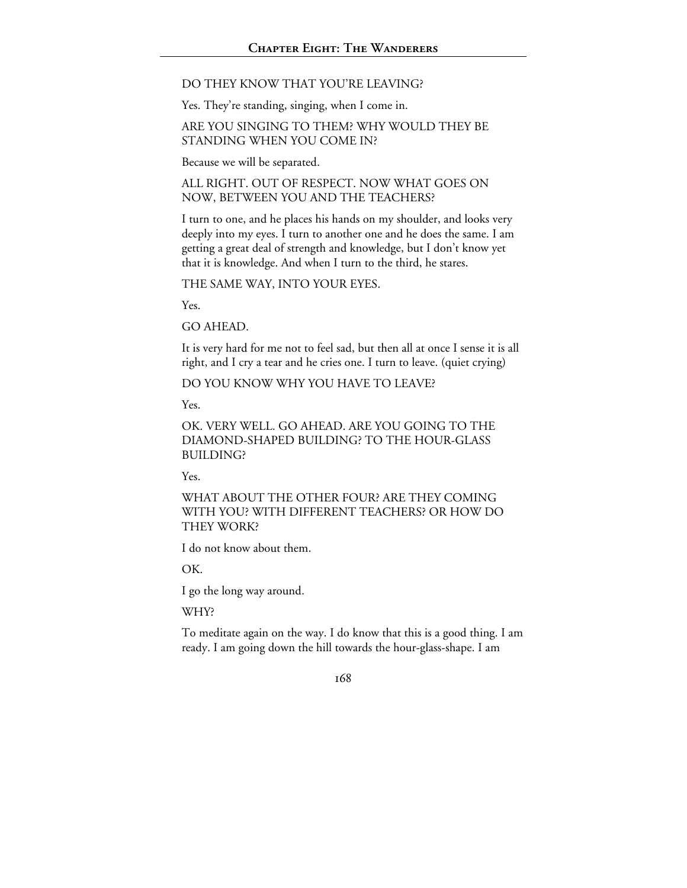DO THEY KNOW THAT YOU'RE LEAVING?

Yes. They're standing, singing, when I come in.

ARE YOU SINGING TO THEM? WHY WOULD THEY BE STANDING WHEN YOU COME IN?

Because we will be separated.

ALL RIGHT. OUT OF RESPECT. NOW WHAT GOES ON NOW, BETWEEN YOU AND THE TEACHERS?

I turn to one, and he places his hands on my shoulder, and looks very deeply into my eyes. I turn to another one and he does the same. I am getting a great deal of strength and knowledge, but I don't know yet that it is knowledge. And when I turn to the third, he stares.

THE SAME WAY, INTO YOUR EYES.

Yes.

GO AHEAD.

It is very hard for me not to feel sad, but then all at once I sense it is all right, and I cry a tear and he cries one. I turn to leave. (quiet crying)

DO YOU KNOW WHY YOU HAVE TO LEAVE?

Yes.

OK. VERY WELL. GO AHEAD. ARE YOU GOING TO THE DIAMOND-SHAPED BUILDING? TO THE HOUR-GLASS BUILDING?

Yes.

WHAT ABOUT THE OTHER FOUR? ARE THEY COMING WITH YOU? WITH DIFFERENT TEACHERS? OR HOW DO THEY WORK?

I do not know about them.

OK.

I go the long way around.

WHY?

To meditate again on the way. I do know that this is a good thing. I am ready. I am going down the hill towards the hour-glass-shape. I am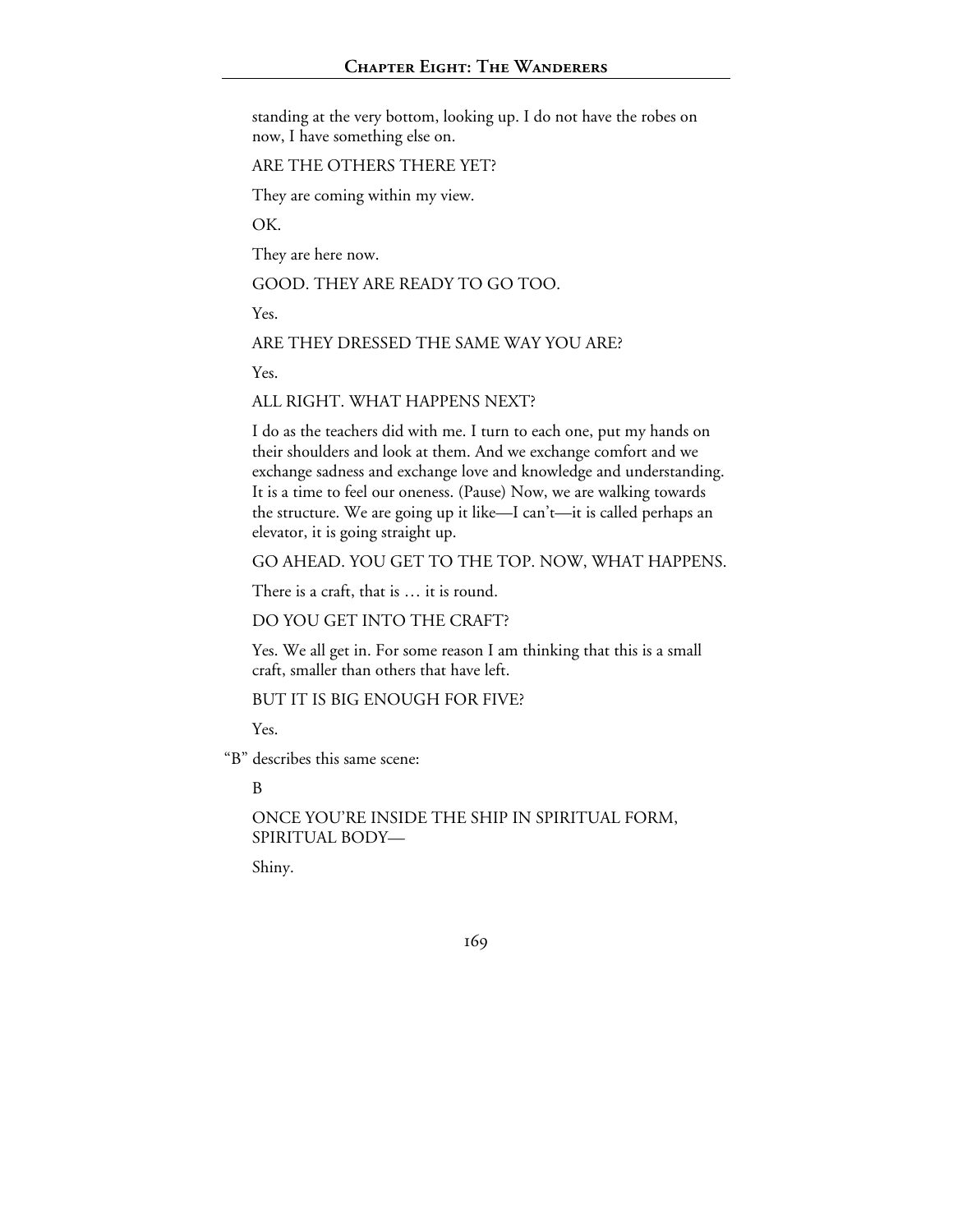standing at the very bottom, looking up. I do not have the robes on now, I have something else on.

ARE THE OTHERS THERE YET?

They are coming within my view.

OK.

They are here now.

GOOD. THEY ARE READY TO GO TOO.

Yes.

ARE THEY DRESSED THE SAME WAY YOU ARE?

Yes.

ALL RIGHT. WHAT HAPPENS NEXT?

I do as the teachers did with me. I turn to each one, put my hands on their shoulders and look at them. And we exchange comfort and we exchange sadness and exchange love and knowledge and understanding. It is a time to feel our oneness. (Pause) Now, we are walking towards the structure. We are going up it like—I can't—it is called perhaps an elevator, it is going straight up.

GO AHEAD. YOU GET TO THE TOP. NOW, WHAT HAPPENS.

There is a craft, that is … it is round.

DO YOU GET INTO THE CRAFT?

Yes. We all get in. For some reason I am thinking that this is a small craft, smaller than others that have left.

BUT IT IS BIG ENOUGH FOR FIVE?

Yes.

"B" describes this same scene:

B

ONCE YOU'RE INSIDE THE SHIP IN SPIRITUAL FORM, SPIRITUAL BODY—

Shiny.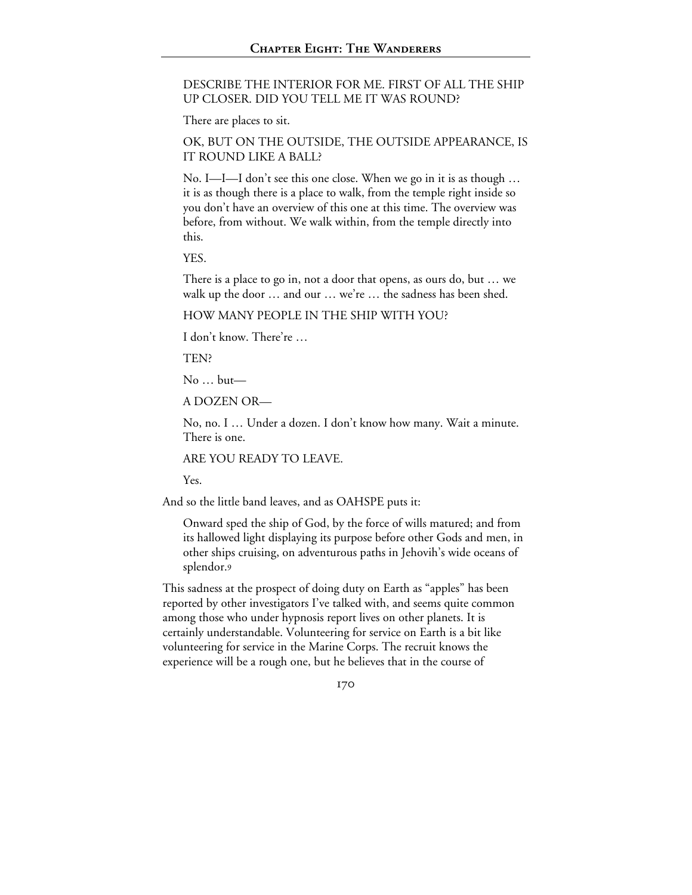DESCRIBE THE INTERIOR FOR ME. FIRST OF ALL THE SHIP UP CLOSER. DID YOU TELL ME IT WAS ROUND?

There are places to sit.

OK, BUT ON THE OUTSIDE, THE OUTSIDE APPEARANCE, IS IT ROUND LIKE A BALL?

No. I—I—I don't see this one close. When we go in it is as though … it is as though there is a place to walk, from the temple right inside so you don't have an overview of this one at this time. The overview was before, from without. We walk within, from the temple directly into this.

YES.

There is a place to go in, not a door that opens, as ours do, but … we walk up the door … and our … we're … the sadness has been shed.

HOW MANY PEOPLE IN THE SHIP WITH YOU?

I don't know. There're …

TEN?

No … but—

A DOZEN OR—

No, no. I … Under a dozen. I don't know how many. Wait a minute. There is one.

ARE YOU READY TO LEAVE.

Yes.

And so the little band leaves, and as OAHSPE puts it:

> Onward sped the ship of God, by the force of wills matured; and from its hallowed light displaying its purpose before other Gods and men, in other ships cruising, on adventurous paths in Jehovih's wide oceans of splendor.[9]

This sadness at the prospect of doing duty on Earth as "apples" has been reported by other investigators I've talked with, and seems quite common among those who under hypnosis report lives on other planets. It is certainly understandable. Volunteering for service on Earth is a bit like volunteering for service in the Marine Corps. The recruit knows the experience will be a rough one, but he believes that in the course of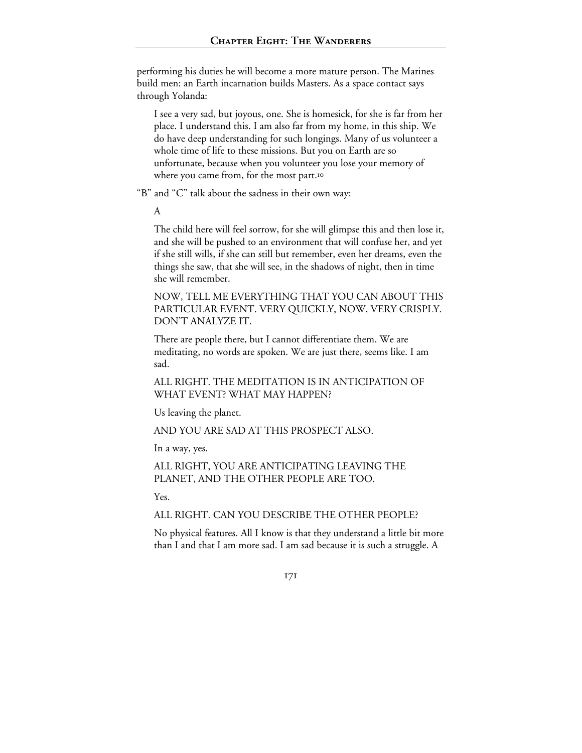performing his duties he will become a more mature person. The Marines build men: an Earth incarnation builds Masters. As a space contact says through Yolanda:

> I see a very sad, but joyous, one. She is homesick, for she is far from her place. I understand this. I am also far from my home, in this ship. We do have deep understanding for such longings. Many of us volunteer a whole time of life to these missions. But you on Earth are so unfortunate, because when you volunteer you lose your memory of where you came from, for the most part.[10]

"B" and "C" talk about the sadness in their own way:

> A
>
> The child here will feel sorrow, for she will glimpse this and then lose it, and she will be pushed to an environment that will confuse her, and yet if she still wills, if she can still but remember, even her dreams, even the things she saw, that she will see, in the shadows of night, then in time she will remember.
>
> NOW, TELL ME EVERYTHING THAT YOU CAN ABOUT THIS PARTICULAR EVENT. VERY QUICKLY, NOW, VERY CRISPLY. DON'T ANALYZE IT.
>
> There are people there, but I cannot differentiate them. We are meditating, no words are spoken. We are just there, seems like. I am sad.
>
> ALL RIGHT. THE MEDITATION IS IN ANTICIPATION OF WHAT EVENT? WHAT MAY HAPPEN?
>
> Us leaving the planet.
>
> AND YOU ARE SAD AT THIS PROSPECT ALSO.
>
> In a way, yes.
>
> ALL RIGHT, YOU ARE ANTICIPATING LEAVING THE PLANET, AND THE OTHER PEOPLE ARE TOO.
>
> Yes.
>
> ALL RIGHT. CAN YOU DESCRIBE THE OTHER PEOPLE?
>
> No physical features. All I know is that they understand a little bit more than I and that I am more sad. I am sad because it is such a struggle. A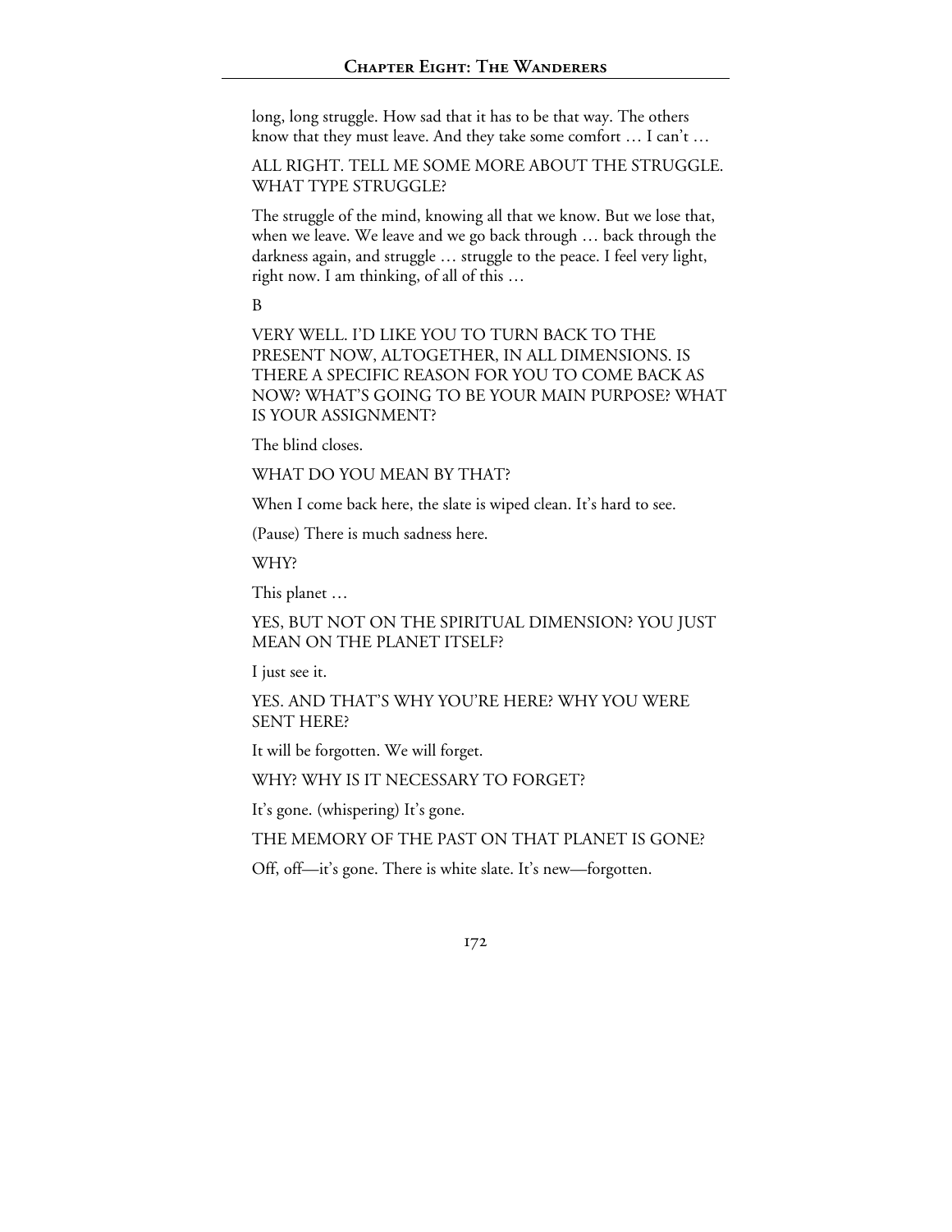long, long struggle. How sad that it has to be that way. The others know that they must leave. And they take some comfort … I can't …

ALL RIGHT. TELL ME SOME MORE ABOUT THE STRUGGLE. WHAT TYPE STRUGGLE?

The struggle of the mind, knowing all that we know. But we lose that, when we leave. We leave and we go back through … back through the darkness again, and struggle … struggle to the peace. I feel very light, right now. I am thinking, of all of this …

B

VERY WELL. I'D LIKE YOU TO TURN BACK TO THE PRESENT NOW, ALTOGETHER, IN ALL DIMENSIONS. IS THERE A SPECIFIC REASON FOR YOU TO COME BACK AS NOW? WHAT'S GOING TO BE YOUR MAIN PURPOSE? WHAT IS YOUR ASSIGNMENT?

The blind closes.

WHAT DO YOU MEAN BY THAT?

When I come back here, the slate is wiped clean. It's hard to see.

(Pause) There is much sadness here.

WHY?

This planet …

YES, BUT NOT ON THE SPIRITUAL DIMENSION? YOU JUST MEAN ON THE PLANET ITSELF?

I just see it.

YES. AND THAT'S WHY YOU'RE HERE? WHY YOU WERE SENT HERE?

It will be forgotten. We will forget.

WHY? WHY IS IT NECESSARY TO FORGET?

It's gone. (whispering) It's gone.

THE MEMORY OF THE PAST ON THAT PLANET IS GONE?

Off, off—it's gone. There is white slate. It's new—forgotten.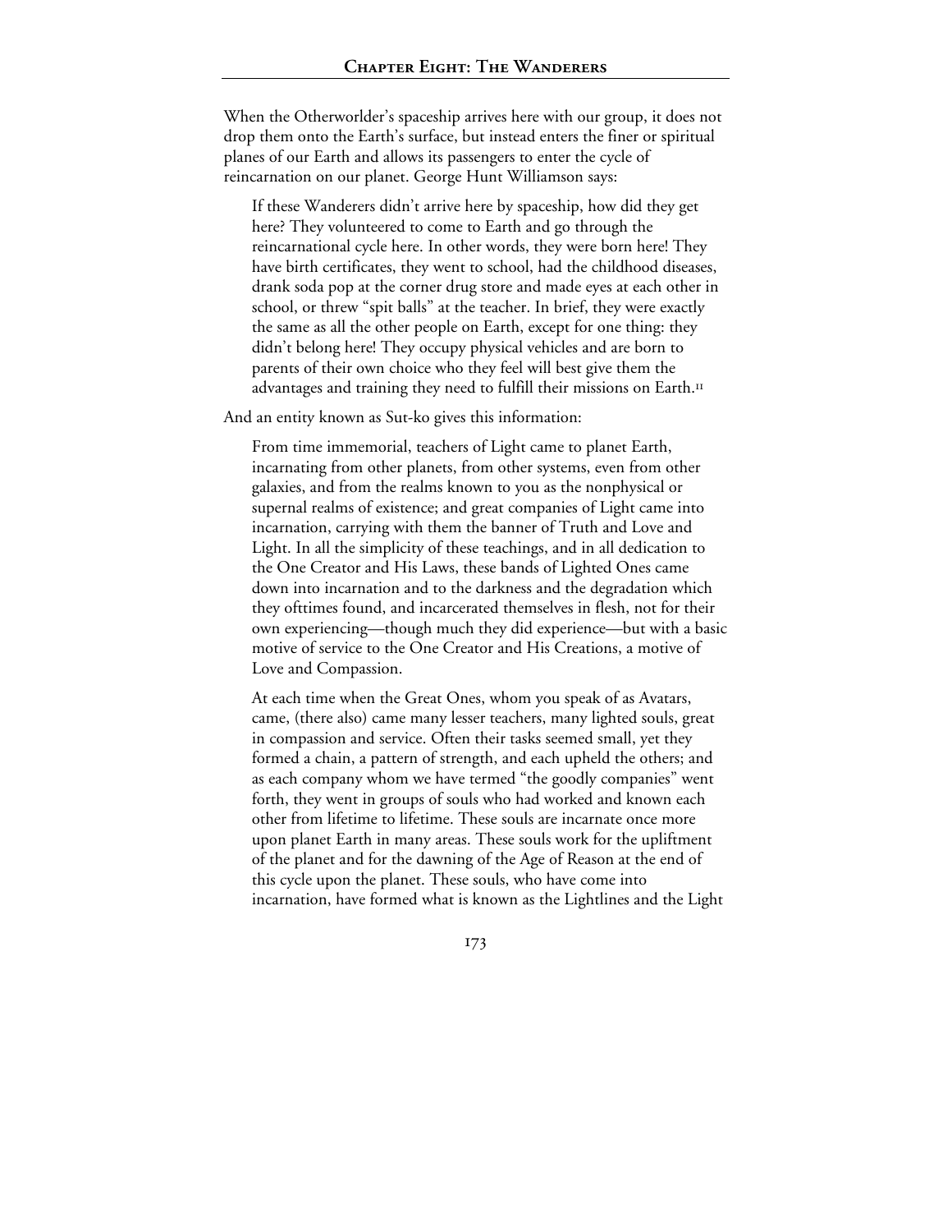When the Otherworlder's spaceship arrives here with our group, it does not drop them onto the Earth's surface, but instead enters the finer or spiritual planes of our Earth and allows its passengers to enter the cycle of reincarnation on our planet. George Hunt Williamson says:

> If these Wanderers didn't arrive here by spaceship, how did they get here? They volunteered to come to Earth and go through the reincarnational cycle here. In other words, they were born here! They have birth certificates, they went to school, had the childhood diseases, drank soda pop at the corner drug store and made eyes at each other in school, or threw "spit balls" at the teacher. In brief, they were exactly the same as all the other people on Earth, except for one thing: they didn't belong here! They occupy physical vehicles and are born to parents of their own choice who they feel will best give them the advantages and training they need to fulfill their missions on Earth.[11]

And an entity known as Sut-ko gives this information:

> From time immemorial, teachers of Light came to planet Earth, incarnating from other planets, from other systems, even from other galaxies, and from the realms known to you as the nonphysical or supernal realms of existence; and great companies of Light came into incarnation, carrying with them the banner of Truth and Love and Light. In all the simplicity of these teachings, and in all dedication to the One Creator and His Laws, these bands of Lighted Ones came down into incarnation and to the darkness and the degradation which they ofttimes found, and incarcerated themselves in flesh, not for their own experiencing—though much they did experience—but with a basic motive of service to the One Creator and His Creations, a motive of Love and Compassion.
>
> At each time when the Great Ones, whom you speak of as Avatars, came, (there also) came many lesser teachers, many lighted souls, great in compassion and service. Often their tasks seemed small, yet they formed a chain, a pattern of strength, and each upheld the others; and as each company whom we have termed "the goodly companies" went forth, they went in groups of souls who had worked and known each other from lifetime to lifetime. These souls are incarnate once more upon planet Earth in many areas. These souls work for the upliftment of the planet and for the dawning of the Age of Reason at the end of this cycle upon the planet. These souls, who have come into incarnation, have formed what is known as the Lightlines and the Light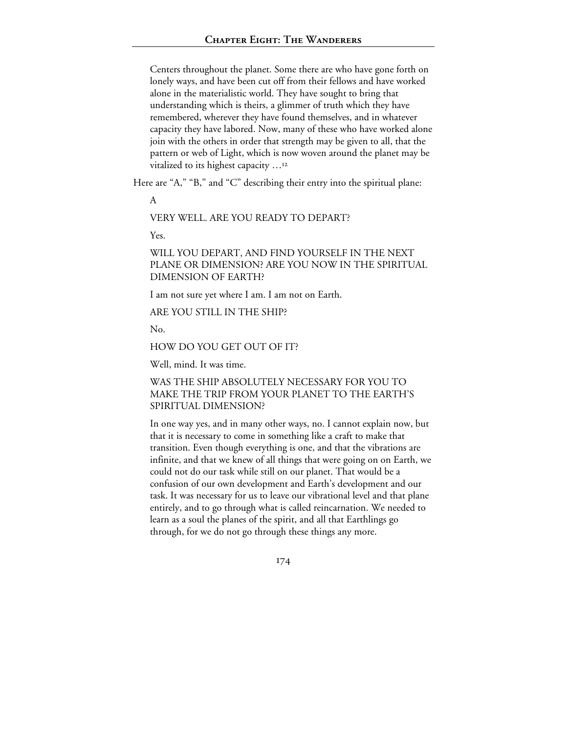> Centers throughout the planet. Some there are who have gone forth on lonely ways, and have been cut off from their fellows and have worked alone in the materialistic world. They have sought to bring that understanding which is theirs, a glimmer of truth which they have remembered, wherever they have found themselves, and in whatever capacity they have labored. Now, many of these who have worked alone join with the others in order that strength may be given to all, that the pattern or web of Light, which is now woven around the planet may be vitalized to its highest capacity …[12]

Here are "A," "B," and "C" describing their entry into the spiritual plane:

> A
>
> VERY WELL. ARE YOU READY TO DEPART?
>
> Yes.
>
> WILL YOU DEPART, AND FIND YOURSELF IN THE NEXT PLANE OR DIMENSION? ARE YOU NOW IN THE SPIRITUAL DIMENSION OF EARTH?
>
> I am not sure yet where I am. I am not on Earth.
>
> ARE YOU STILL IN THE SHIP?
>
> No.
>
> HOW DO YOU GET OUT OF IT?
>
> Well, mind. It was time.
>
> WAS THE SHIP ABSOLUTELY NECESSARY FOR YOU TO MAKE THE TRIP FROM YOUR PLANET TO THE EARTH'S SPIRITUAL DIMENSION?
>
> In one way yes, and in many other ways, no. I cannot explain now, but that it is necessary to come in something like a craft to make that transition. Even though everything is one, and that the vibrations are infinite, and that we knew of all things that were going on on Earth, we could not do our task while still on our planet. That would be a confusion of our own development and Earth's development and our task. It was necessary for us to leave our vibrational level and that plane entirely, and to go through what is called reincarnation. We needed to learn as a soul the planes of the spirit, and all that Earthlings go through, for we do not go through these things any more.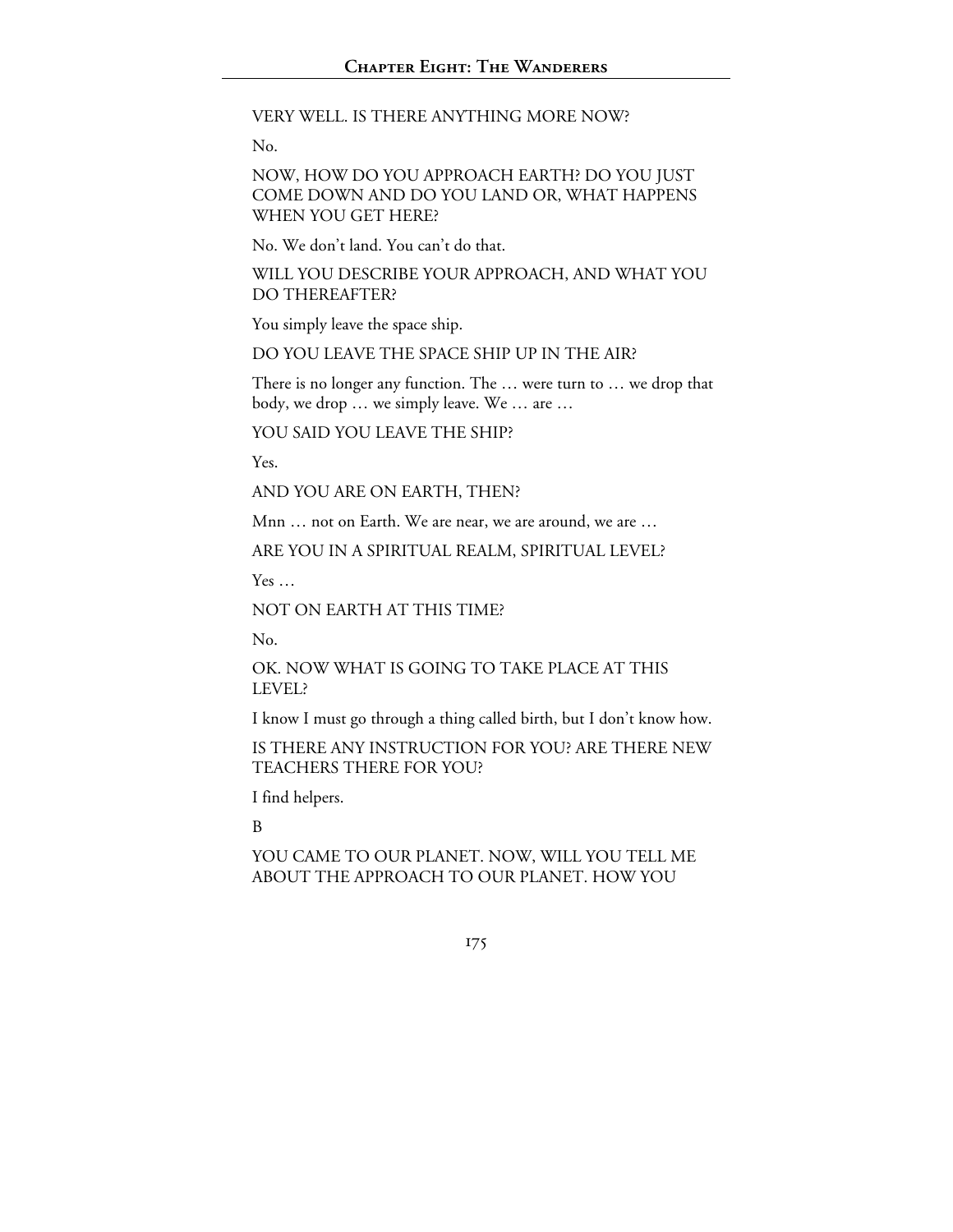VERY WELL. IS THERE ANYTHING MORE NOW?

No.

NOW, HOW DO YOU APPROACH EARTH? DO YOU JUST COME DOWN AND DO YOU LAND OR, WHAT HAPPENS WHEN YOU GET HERE?

No. We don't land. You can't do that.

WILL YOU DESCRIBE YOUR APPROACH, AND WHAT YOU DO THEREAFTER?

You simply leave the space ship.

DO YOU LEAVE THE SPACE SHIP UP IN THE AIR?

There is no longer any function. The … were turn to … we drop that body, we drop … we simply leave. We … are …

YOU SAID YOU LEAVE THE SHIP?

Yes.

AND YOU ARE ON EARTH, THEN?

Mnn … not on Earth. We are near, we are around, we are …

ARE YOU IN A SPIRITUAL REALM, SPIRITUAL LEVEL?

Yes …

NOT ON EARTH AT THIS TIME?

No.

OK. NOW WHAT IS GOING TO TAKE PLACE AT THIS LEVEL?

I know I must go through a thing called birth, but I don't know how.

IS THERE ANY INSTRUCTION FOR YOU? ARE THERE NEW TEACHERS THERE FOR YOU?

I find helpers.

B

YOU CAME TO OUR PLANET. NOW, WILL YOU TELL ME ABOUT THE APPROACH TO OUR PLANET. HOW YOU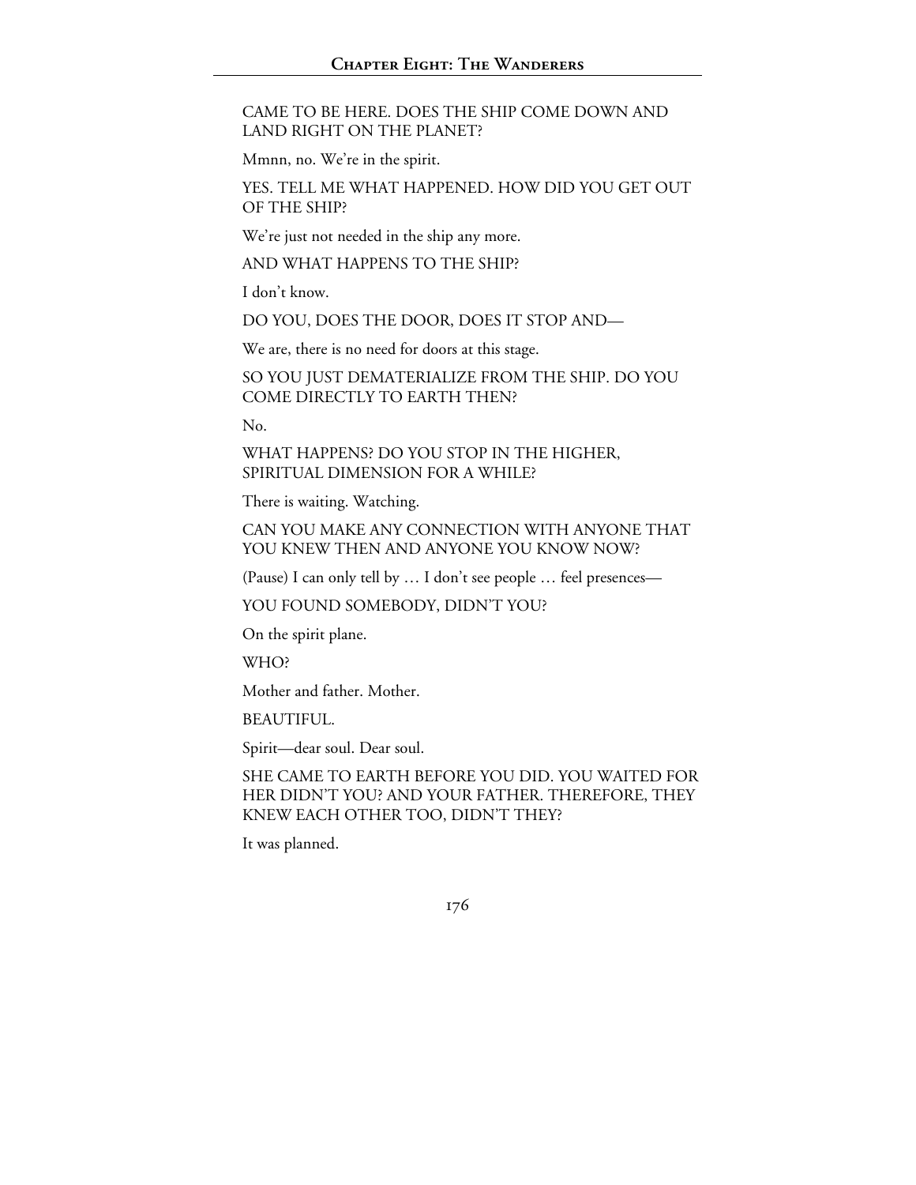CAME TO BE HERE. DOES THE SHIP COME DOWN AND LAND RIGHT ON THE PLANET?

Mmnn, no. We're in the spirit.

YES. TELL ME WHAT HAPPENED. HOW DID YOU GET OUT OF THE SHIP?

We're just not needed in the ship any more.

AND WHAT HAPPENS TO THE SHIP?

I don't know.

DO YOU, DOES THE DOOR, DOES IT STOP AND—

We are, there is no need for doors at this stage.

SO YOU JUST DEMATERIALIZE FROM THE SHIP. DO YOU COME DIRECTLY TO EARTH THEN?

No.

WHAT HAPPENS? DO YOU STOP IN THE HIGHER, SPIRITUAL DIMENSION FOR A WHILE?

There is waiting. Watching.

CAN YOU MAKE ANY CONNECTION WITH ANYONE THAT YOU KNEW THEN AND ANYONE YOU KNOW NOW?

(Pause) I can only tell by … I don't see people … feel presences—

YOU FOUND SOMEBODY, DIDN'T YOU?

On the spirit plane.

WHO?

Mother and father. Mother.

BEAUTIFUL.

Spirit—dear soul. Dear soul.

SHE CAME TO EARTH BEFORE YOU DID. YOU WAITED FOR HER DIDN'T YOU? AND YOUR FATHER. THEREFORE, THEY KNEW EACH OTHER TOO, DIDN'T THEY?

It was planned.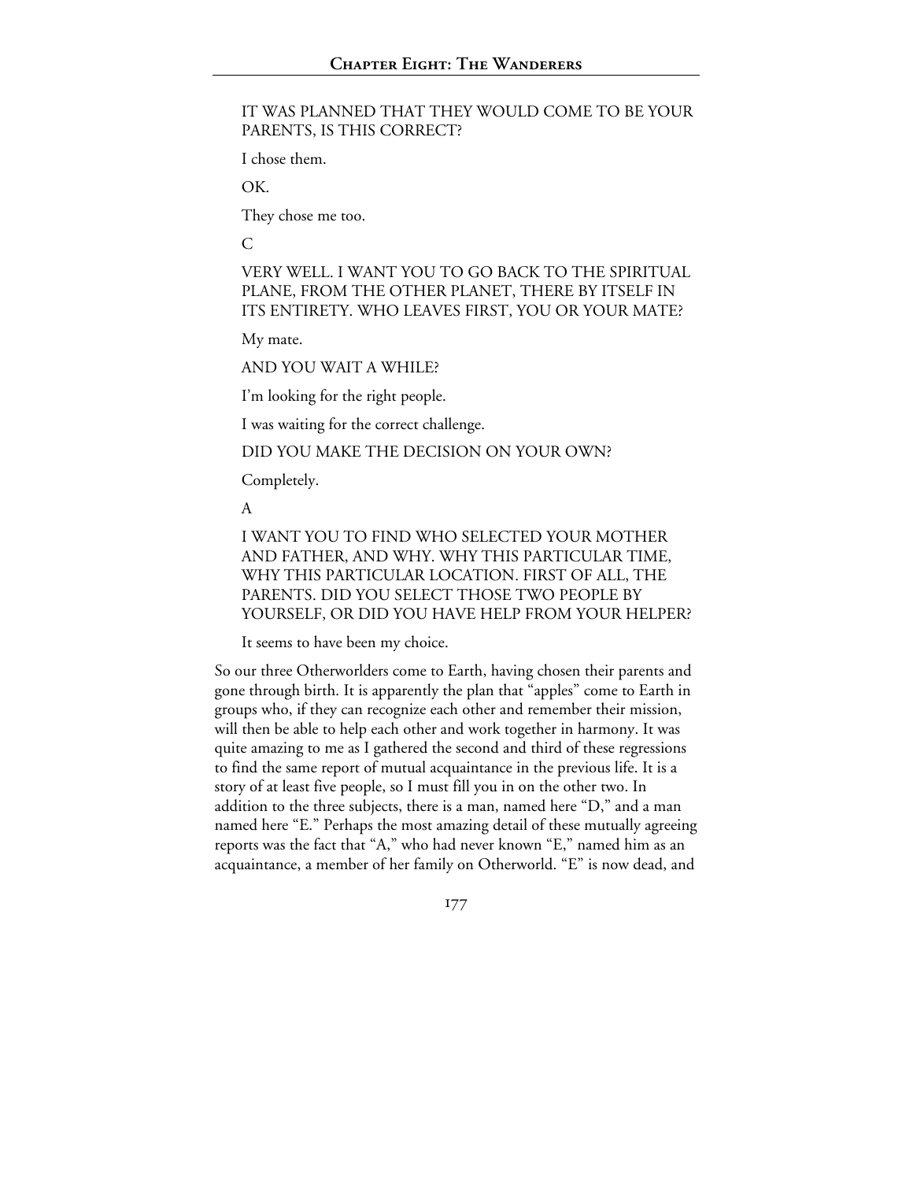IT WAS PLANNED THAT THEY WOULD COME TO BE YOUR PARENTS, IS THIS CORRECT?

I chose them.

OK.

They chose me too.

C

VERY WELL. I WANT YOU TO GO BACK TO THE SPIRITUAL PLANE, FROM THE OTHER PLANET, THERE BY ITSELF IN ITS ENTIRETY. WHO LEAVES FIRST, YOU OR YOUR MATE?

My mate.

AND YOU WAIT A WHILE?

I'm looking for the right people.

I was waiting for the correct challenge.

DID YOU MAKE THE DECISION ON YOUR OWN?

Completely.

A

I WANT YOU TO FIND WHO SELECTED YOUR MOTHER AND FATHER, AND WHY. WHY THIS PARTICULAR TIME, WHY THIS PARTICULAR LOCATION. FIRST OF ALL, THE PARENTS. DID YOU SELECT THOSE TWO PEOPLE BY YOURSELF, OR DID YOU HAVE HELP FROM YOUR HELPER?

It seems to have been my choice.

So our three Otherworlders come to Earth, having chosen their parents and gone through birth. It is apparently the plan that "apples" come to Earth in groups who, if they can recognize each other and remember their mission, will then be able to help each other and work together in harmony. It was quite amazing to me as I gathered the second and third of these regressions to find the same report of mutual acquaintance in the previous life. It is a story of at least five people, so I must fill you in on the other two. In addition to the three subjects, there is a man, named here "D," and a man named here "E." Perhaps the most amazing detail of these mutually agreeing reports was the fact that "A," who had never known "E," named him as an acquaintance, a member of her family on Otherworld. "E" is now dead, and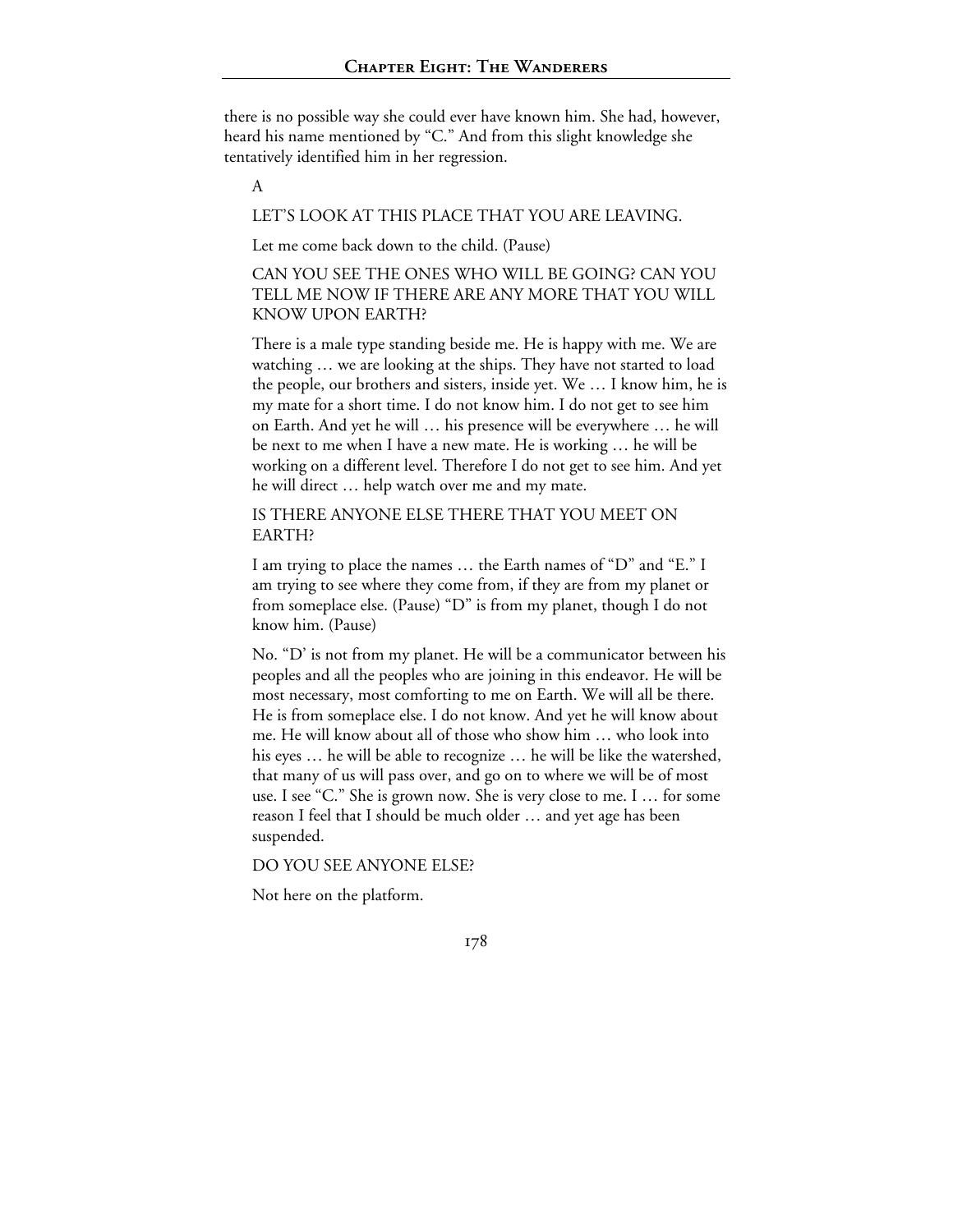there is no possible way she could ever have known him. She had, however, heard his name mentioned by "C." And from this slight knowledge she tentatively identified him in her regression.

A

LET'S LOOK AT THIS PLACE THAT YOU ARE LEAVING.

Let me come back down to the child. (Pause)

CAN YOU SEE THE ONES WHO WILL BE GOING? CAN YOU TELL ME NOW IF THERE ARE ANY MORE THAT YOU WILL KNOW UPON EARTH?

There is a male type standing beside me. He is happy with me. We are watching … we are looking at the ships. They have not started to load the people, our brothers and sisters, inside yet. We … I know him, he is my mate for a short time. I do not know him. I do not get to see him on Earth. And yet he will … his presence will be everywhere … he will be next to me when I have a new mate. He is working … he will be working on a different level. Therefore I do not get to see him. And yet he will direct … help watch over me and my mate.

IS THERE ANYONE ELSE THERE THAT YOU MEET ON EARTH?

I am trying to place the names … the Earth names of "D" and "E." I am trying to see where they come from, if they are from my planet or from someplace else. (Pause) "D" is from my planet, though I do not know him. (Pause)

No. "D' is not from my planet. He will be a communicator between his peoples and all the peoples who are joining in this endeavor. He will be most necessary, most comforting to me on Earth. We will all be there. He is from someplace else. I do not know. And yet he will know about me. He will know about all of those who show him … who look into his eyes … he will be able to recognize … he will be like the watershed, that many of us will pass over, and go on to where we will be of most use. I see "C." She is grown now. She is very close to me. I … for some reason I feel that I should be much older … and yet age has been suspended.

DO YOU SEE ANYONE ELSE?

Not here on the platform.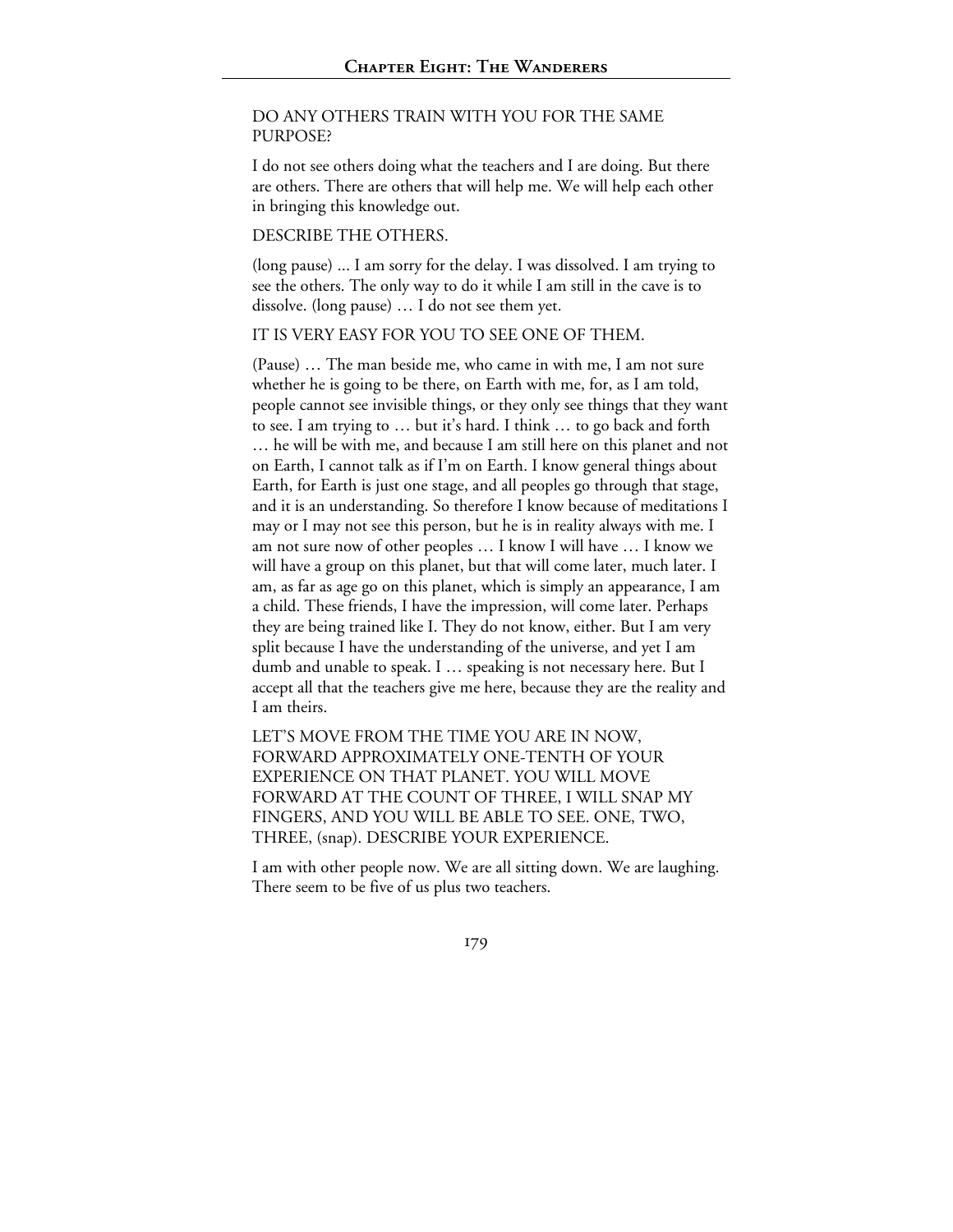DO ANY OTHERS TRAIN WITH YOU FOR THE SAME PURPOSE?

I do not see others doing what the teachers and I are doing. But there are others. There are others that will help me. We will help each other in bringing this knowledge out.

DESCRIBE THE OTHERS.

(long pause) ... I am sorry for the delay. I was dissolved. I am trying to see the others. The only way to do it while I am still in the cave is to dissolve. (long pause) … I do not see them yet.

IT IS VERY EASY FOR YOU TO SEE ONE OF THEM.

(Pause) … The man beside me, who came in with me, I am not sure whether he is going to be there, on Earth with me, for, as I am told, people cannot see invisible things, or they only see things that they want to see. I am trying to … but it's hard. I think … to go back and forth … he will be with me, and because I am still here on this planet and not on Earth, I cannot talk as if I'm on Earth. I know general things about Earth, for Earth is just one stage, and all peoples go through that stage, and it is an understanding. So therefore I know because of meditations I may or I may not see this person, but he is in reality always with me. I am not sure now of other peoples … I know I will have … I know we will have a group on this planet, but that will come later, much later. I am, as far as age go on this planet, which is simply an appearance, I am a child. These friends, I have the impression, will come later. Perhaps they are being trained like I. They do not know, either. But I am very split because I have the understanding of the universe, and yet I am dumb and unable to speak. I … speaking is not necessary here. But I accept all that the teachers give me here, because they are the reality and I am theirs.

LET'S MOVE FROM THE TIME YOU ARE IN NOW, FORWARD APPROXIMATELY ONE-TENTH OF YOUR EXPERIENCE ON THAT PLANET. YOU WILL MOVE FORWARD AT THE COUNT OF THREE, I WILL SNAP MY FINGERS, AND YOU WILL BE ABLE TO SEE. ONE, TWO, THREE, (snap). DESCRIBE YOUR EXPERIENCE.

I am with other people now. We are all sitting down. We are laughing. There seem to be five of us plus two teachers.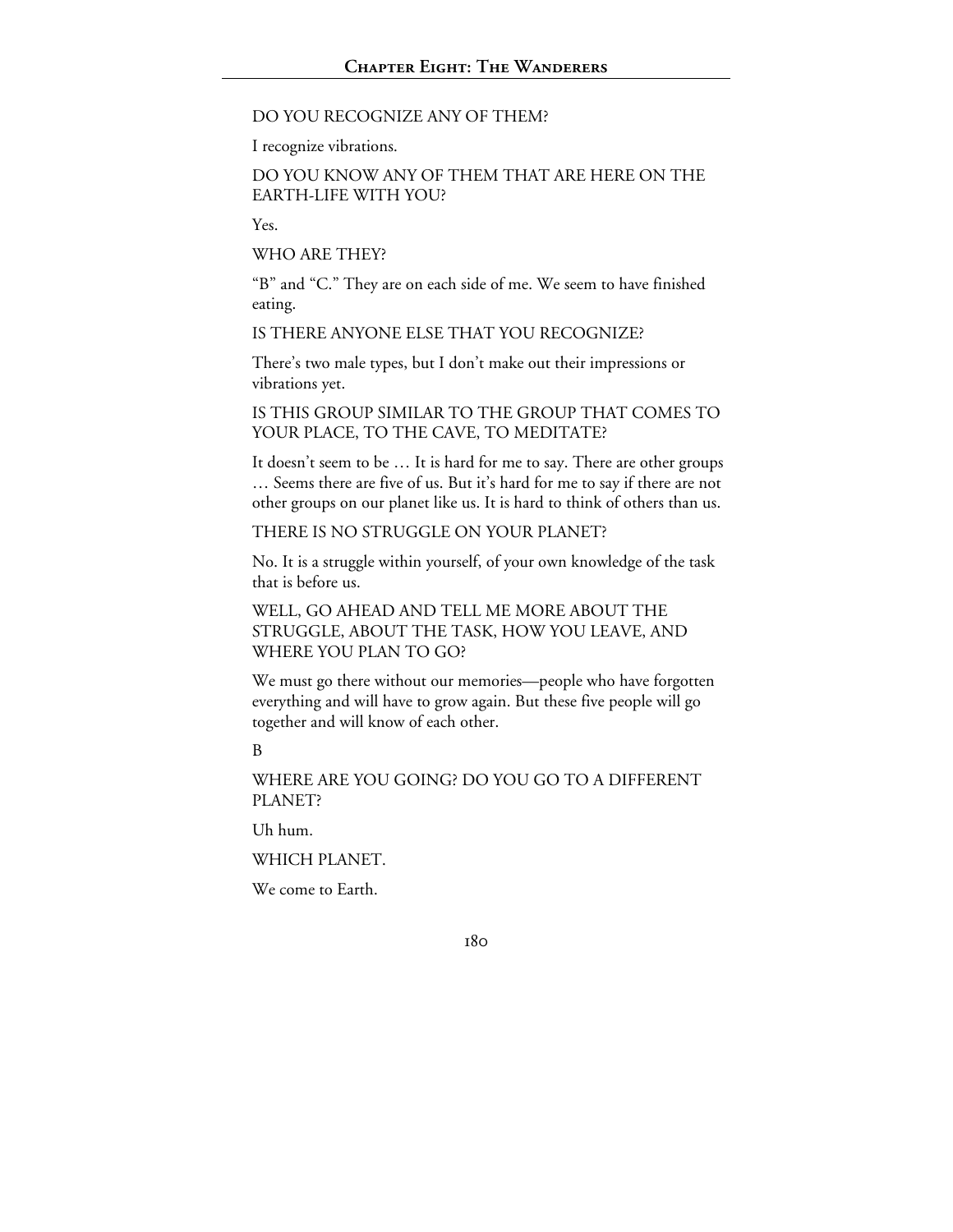DO YOU RECOGNIZE ANY OF THEM?

I recognize vibrations.

DO YOU KNOW ANY OF THEM THAT ARE HERE ON THE EARTH-LIFE WITH YOU?

Yes.

WHO ARE THEY?

"B" and "C." They are on each side of me. We seem to have finished eating.

IS THERE ANYONE ELSE THAT YOU RECOGNIZE?

There's two male types, but I don't make out their impressions or vibrations yet.

IS THIS GROUP SIMILAR TO THE GROUP THAT COMES TO YOUR PLACE, TO THE CAVE, TO MEDITATE?

It doesn't seem to be … It is hard for me to say. There are other groups … Seems there are five of us. But it's hard for me to say if there are not other groups on our planet like us. It is hard to think of others than us.

THERE IS NO STRUGGLE ON YOUR PLANET?

No. It is a struggle within yourself, of your own knowledge of the task that is before us.

WELL, GO AHEAD AND TELL ME MORE ABOUT THE STRUGGLE, ABOUT THE TASK, HOW YOU LEAVE, AND WHERE YOU PLAN TO GO?

We must go there without our memories—people who have forgotten everything and will have to grow again. But these five people will go together and will know of each other.

B

WHERE ARE YOU GOING? DO YOU GO TO A DIFFERENT PLANET?

Uh hum.

WHICH PLANET.

We come to Earth.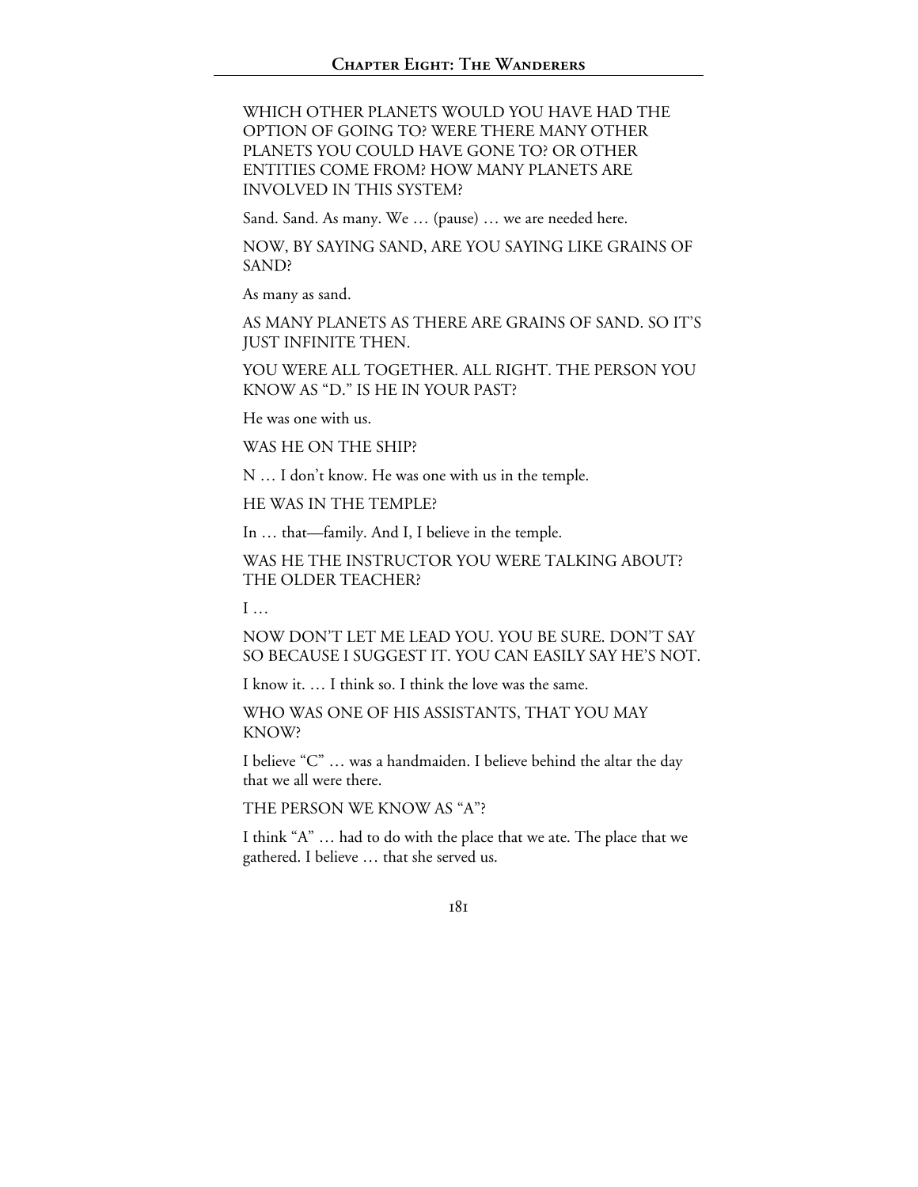WHICH OTHER PLANETS WOULD YOU HAVE HAD THE OPTION OF GOING TO? WERE THERE MANY OTHER PLANETS YOU COULD HAVE GONE TO? OR OTHER ENTITIES COME FROM? HOW MANY PLANETS ARE INVOLVED IN THIS SYSTEM?

Sand. Sand. As many. We … (pause) … we are needed here.

NOW, BY SAYING SAND, ARE YOU SAYING LIKE GRAINS OF SAND?

As many as sand.

AS MANY PLANETS AS THERE ARE GRAINS OF SAND. SO IT'S JUST INFINITE THEN.

YOU WERE ALL TOGETHER. ALL RIGHT. THE PERSON YOU KNOW AS "D." IS HE IN YOUR PAST?

He was one with us.

WAS HE ON THE SHIP?

N … I don't know. He was one with us in the temple.

HE WAS IN THE TEMPLE?

In … that—family. And I, I believe in the temple.

WAS HE THE INSTRUCTOR YOU WERE TALKING ABOUT? THE OLDER TEACHER?

I …

NOW DON'T LET ME LEAD YOU. YOU BE SURE. DON'T SAY SO BECAUSE I SUGGEST IT. YOU CAN EASILY SAY HE'S NOT.

I know it. … I think so. I think the love was the same.

WHO WAS ONE OF HIS ASSISTANTS, THAT YOU MAY KNOW?

I believe "C" … was a handmaiden. I believe behind the altar the day that we all were there.

THE PERSON WE KNOW AS "A"?

I think "A" … had to do with the place that we ate. The place that we gathered. I believe … that she served us.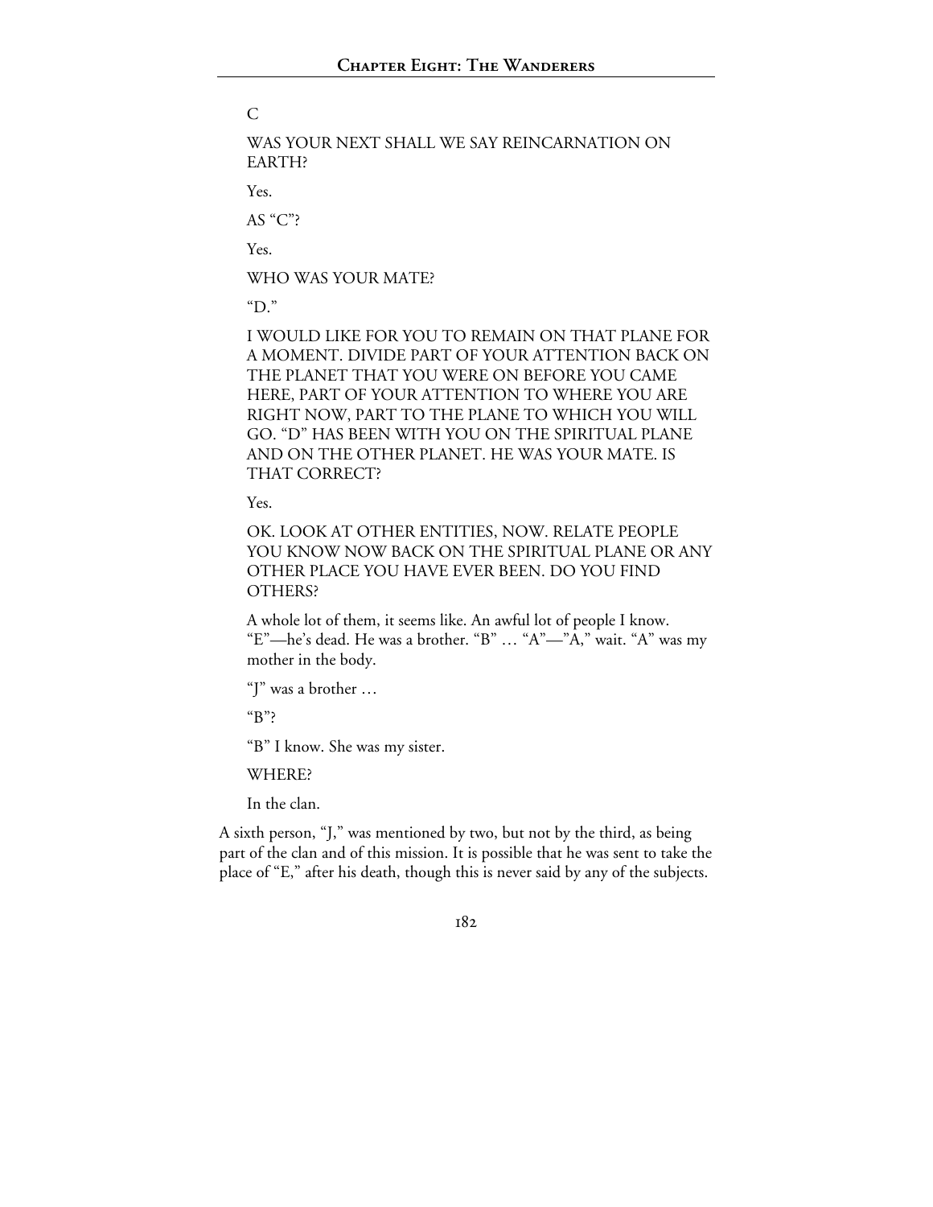C

WAS YOUR NEXT SHALL WE SAY REINCARNATION ON EARTH?

Yes.

AS "C"?

Yes.

WHO WAS YOUR MATE?

"D."

I WOULD LIKE FOR YOU TO REMAIN ON THAT PLANE FOR A MOMENT. DIVIDE PART OF YOUR ATTENTION BACK ON THE PLANET THAT YOU WERE ON BEFORE YOU CAME HERE, PART OF YOUR ATTENTION TO WHERE YOU ARE RIGHT NOW, PART TO THE PLANE TO WHICH YOU WILL GO. "D" HAS BEEN WITH YOU ON THE SPIRITUAL PLANE AND ON THE OTHER PLANET. HE WAS YOUR MATE. IS THAT CORRECT?

Yes.

OK. LOOK AT OTHER ENTITIES, NOW. RELATE PEOPLE YOU KNOW NOW BACK ON THE SPIRITUAL PLANE OR ANY OTHER PLACE YOU HAVE EVER BEEN. DO YOU FIND OTHERS?

A whole lot of them, it seems like. An awful lot of people I know. "E"—he's dead. He was a brother. "B" … "A"—"A," wait. "A" was my mother in the body.

"J" was a brother …

"B"?

"B" I know. She was my sister.

WHERE?

In the clan.

A sixth person, "J," was mentioned by two, but not by the third, as being part of the clan and of this mission. It is possible that he was sent to take the place of "E," after his death, though this is never said by any of the subjects.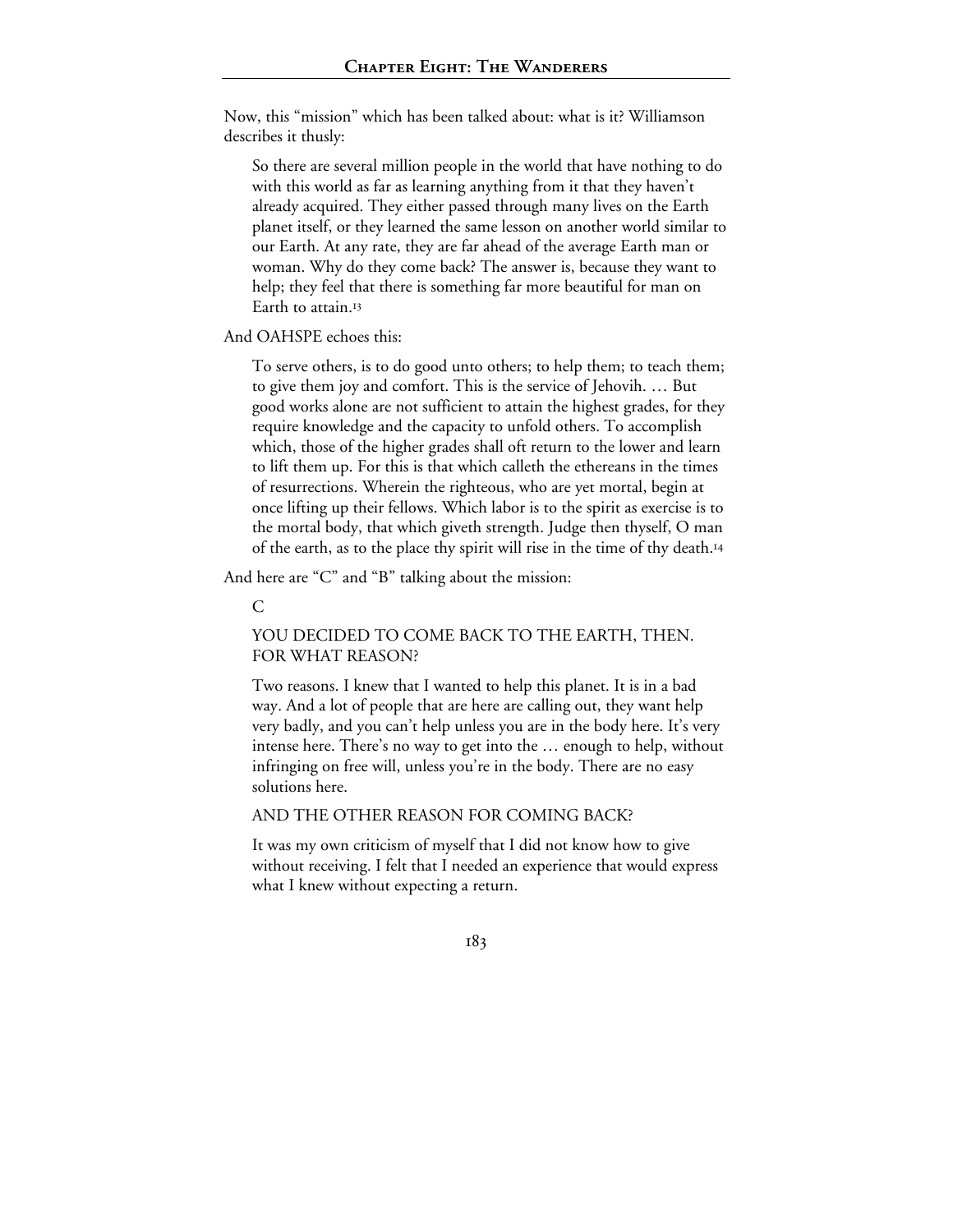Now, this "mission" which has been talked about: what is it? Williamson describes it thusly:

> So there are several million people in the world that have nothing to do with this world as far as learning anything from it that they haven't already acquired. They either passed through many lives on the Earth planet itself, or they learned the same lesson on another world similar to our Earth. At any rate, they are far ahead of the average Earth man or woman. Why do they come back? The answer is, because they want to help; they feel that there is something far more beautiful for man on Earth to attain.[13]

And OAHSPE echoes this:

> To serve others, is to do good unto others; to help them; to teach them; to give them joy and comfort. This is the service of Jehovih. … But good works alone are not sufficient to attain the highest grades, for they require knowledge and the capacity to unfold others. To accomplish which, those of the higher grades shall oft return to the lower and learn to lift them up. For this is that which calleth the ethereans in the times of resurrections. Wherein the righteous, who are yet mortal, begin at once lifting up their fellows. Which labor is to the spirit as exercise is to the mortal body, that which giveth strength. Judge then thyself, O man of the earth, as to the place thy spirit will rise in the time of thy death.[14]

And here are "C" and "B" talking about the mission:

> C
>
> YOU DECIDED TO COME BACK TO THE EARTH, THEN. FOR WHAT REASON?
>
> Two reasons. I knew that I wanted to help this planet. It is in a bad way. And a lot of people that are here are calling out, they want help very badly, and you can't help unless you are in the body here. It's very intense here. There's no way to get into the … enough to help, without infringing on free will, unless you're in the body. There are no easy solutions here.
>
> AND THE OTHER REASON FOR COMING BACK?
>
> It was my own criticism of myself that I did not know how to give without receiving. I felt that I needed an experience that would express what I knew without expecting a return.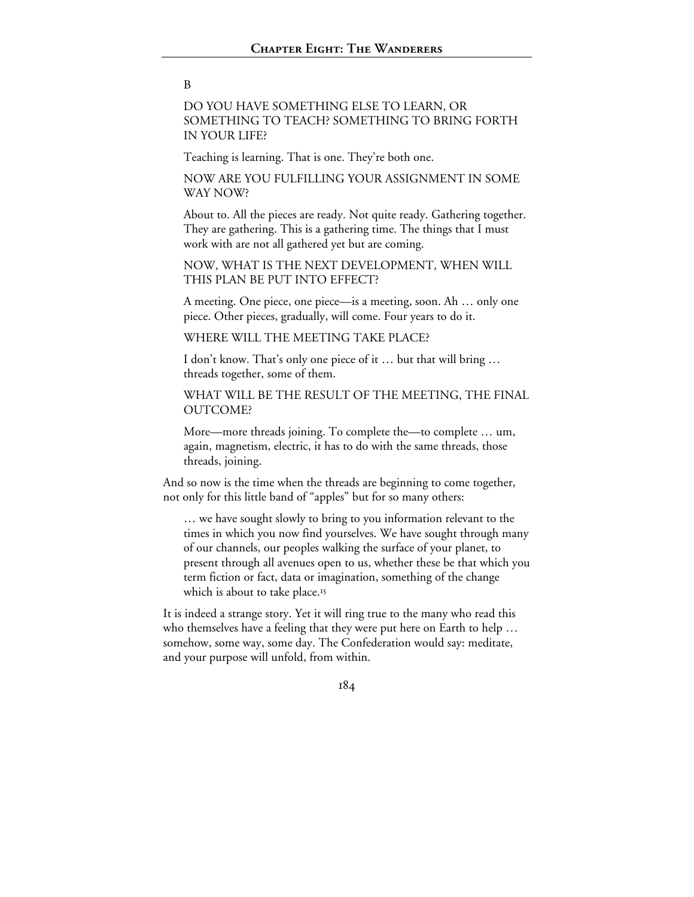B

DO YOU HAVE SOMETHING ELSE TO LEARN, OR SOMETHING TO TEACH? SOMETHING TO BRING FORTH IN YOUR LIFE?

Teaching is learning. That is one. They're both one.

NOW ARE YOU FULFILLING YOUR ASSIGNMENT IN SOME WAY NOW?

About to. All the pieces are ready. Not quite ready. Gathering together. They are gathering. This is a gathering time. The things that I must work with are not all gathered yet but are coming.

NOW, WHAT IS THE NEXT DEVELOPMENT, WHEN WILL THIS PLAN BE PUT INTO EFFECT?

A meeting. One piece, one piece—is a meeting, soon. Ah … only one piece. Other pieces, gradually, will come. Four years to do it.

WHERE WILL THE MEETING TAKE PLACE?

I don't know. That's only one piece of it … but that will bring … threads together, some of them.

WHAT WILL BE THE RESULT OF THE MEETING, THE FINAL OUTCOME?

More—more threads joining. To complete the—to complete … um, again, magnetism, electric, it has to do with the same threads, those threads, joining.

And so now is the time when the threads are beginning to come together, not only for this little band of "apples" but for so many others:

> … we have sought slowly to bring to you information relevant to the times in which you now find yourselves. We have sought through many of our channels, our peoples walking the surface of your planet, to present through all avenues open to us, whether these be that which you term fiction or fact, data or imagination, something of the change which is about to take place.[15]

It is indeed a strange story. Yet it will ring true to the many who read this who themselves have a feeling that they were put here on Earth to help … somehow, some way, some day. The Confederation would say: meditate, and your purpose will unfold, from within.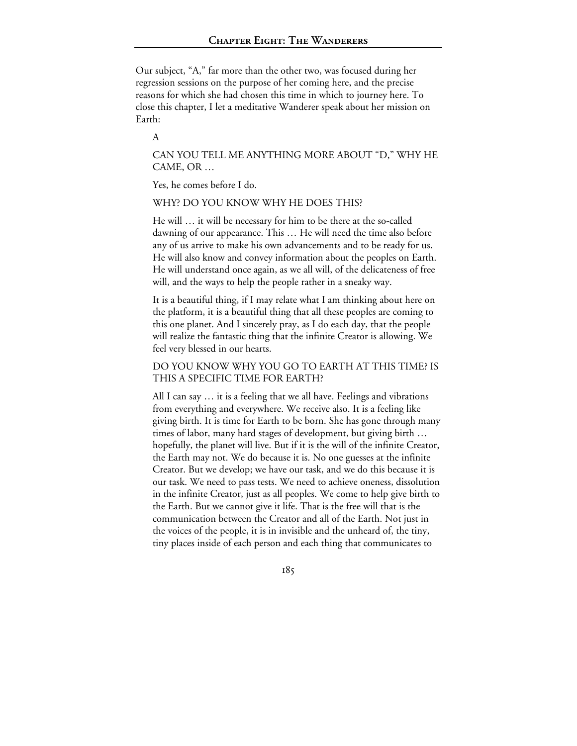Our subject, "A," far more than the other two, was focused during her regression sessions on the purpose of her coming here, and the precise reasons for which she had chosen this time in which to journey here. To close this chapter, I let a meditative Wanderer speak about her mission on Earth:

> A
>
> CAN YOU TELL ME ANYTHING MORE ABOUT "D," WHY HE CAME, OR …
>
> Yes, he comes before I do.
>
> WHY? DO YOU KNOW WHY HE DOES THIS?
>
> He will … it will be necessary for him to be there at the so-called dawning of our appearance. This … He will need the time also before any of us arrive to make his own advancements and to be ready for us. He will also know and convey information about the peoples on Earth. He will understand once again, as we all will, of the delicateness of free will, and the ways to help the people rather in a sneaky way.
>
> It is a beautiful thing, if I may relate what I am thinking about here on the platform, it is a beautiful thing that all these peoples are coming to this one planet. And I sincerely pray, as I do each day, that the people will realize the fantastic thing that the infinite Creator is allowing. We feel very blessed in our hearts.
>
> DO YOU KNOW WHY YOU GO TO EARTH AT THIS TIME? IS THIS A SPECIFIC TIME FOR EARTH?
>
> All I can say … it is a feeling that we all have. Feelings and vibrations from everything and everywhere. We receive also. It is a feeling like giving birth. It is time for Earth to be born. She has gone through many times of labor, many hard stages of development, but giving birth … hopefully, the planet will live. But if it is the will of the infinite Creator, the Earth may not. We do because it is. No one guesses at the infinite Creator. But we develop; we have our task, and we do this because it is our task. We need to pass tests. We need to achieve oneness, dissolution in the infinite Creator, just as all peoples. We come to help give birth to the Earth. But we cannot give it life. That is the free will that is the communication between the Creator and all of the Earth. Not just in the voices of the people, it is in invisible and the unheard of, the tiny, tiny places inside of each person and each thing that communicates to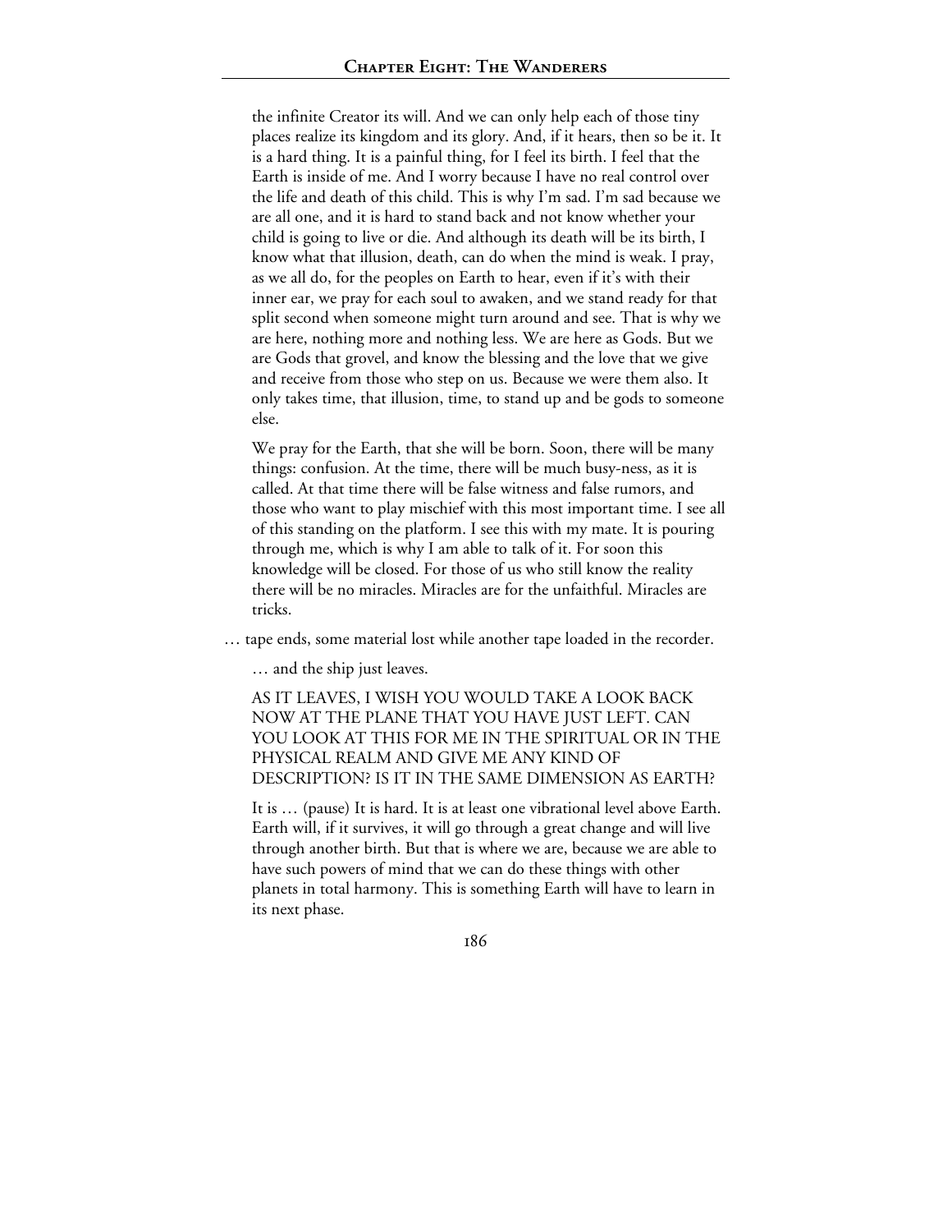the infinite Creator its will. And we can only help each of those tiny places realize its kingdom and its glory. And, if it hears, then so be it. It is a hard thing. It is a painful thing, for I feel its birth. I feel that the Earth is inside of me. And I worry because I have no real control over the life and death of this child. This is why I'm sad. I'm sad because we are all one, and it is hard to stand back and not know whether your child is going to live or die. And although its death will be its birth, I know what that illusion, death, can do when the mind is weak. I pray, as we all do, for the peoples on Earth to hear, even if it's with their inner ear, we pray for each soul to awaken, and we stand ready for that split second when someone might turn around and see. That is why we are here, nothing more and nothing less. We are here as Gods. But we are Gods that grovel, and know the blessing and the love that we give and receive from those who step on us. Because we were them also. It only takes time, that illusion, time, to stand up and be gods to someone else.

We pray for the Earth, that she will be born. Soon, there will be many things: confusion. At the time, there will be much busy-ness, as it is called. At that time there will be false witness and false rumors, and those who want to play mischief with this most important time. I see all of this standing on the platform. I see this with my mate. It is pouring through me, which is why I am able to talk of it. For soon this knowledge will be closed. For those of us who still know the reality there will be no miracles. Miracles are for the unfaithful. Miracles are tricks.

… tape ends, some material lost while another tape loaded in the recorder.

… and the ship just leaves.

AS IT LEAVES, I WISH YOU WOULD TAKE A LOOK BACK NOW AT THE PLANE THAT YOU HAVE JUST LEFT. CAN YOU LOOK AT THIS FOR ME IN THE SPIRITUAL OR IN THE PHYSICAL REALM AND GIVE ME ANY KIND OF DESCRIPTION? IS IT IN THE SAME DIMENSION AS EARTH?

It is … (pause) It is hard. It is at least one vibrational level above Earth. Earth will, if it survives, it will go through a great change and will live through another birth. But that is where we are, because we are able to have such powers of mind that we can do these things with other planets in total harmony. This is something Earth will have to learn in its next phase.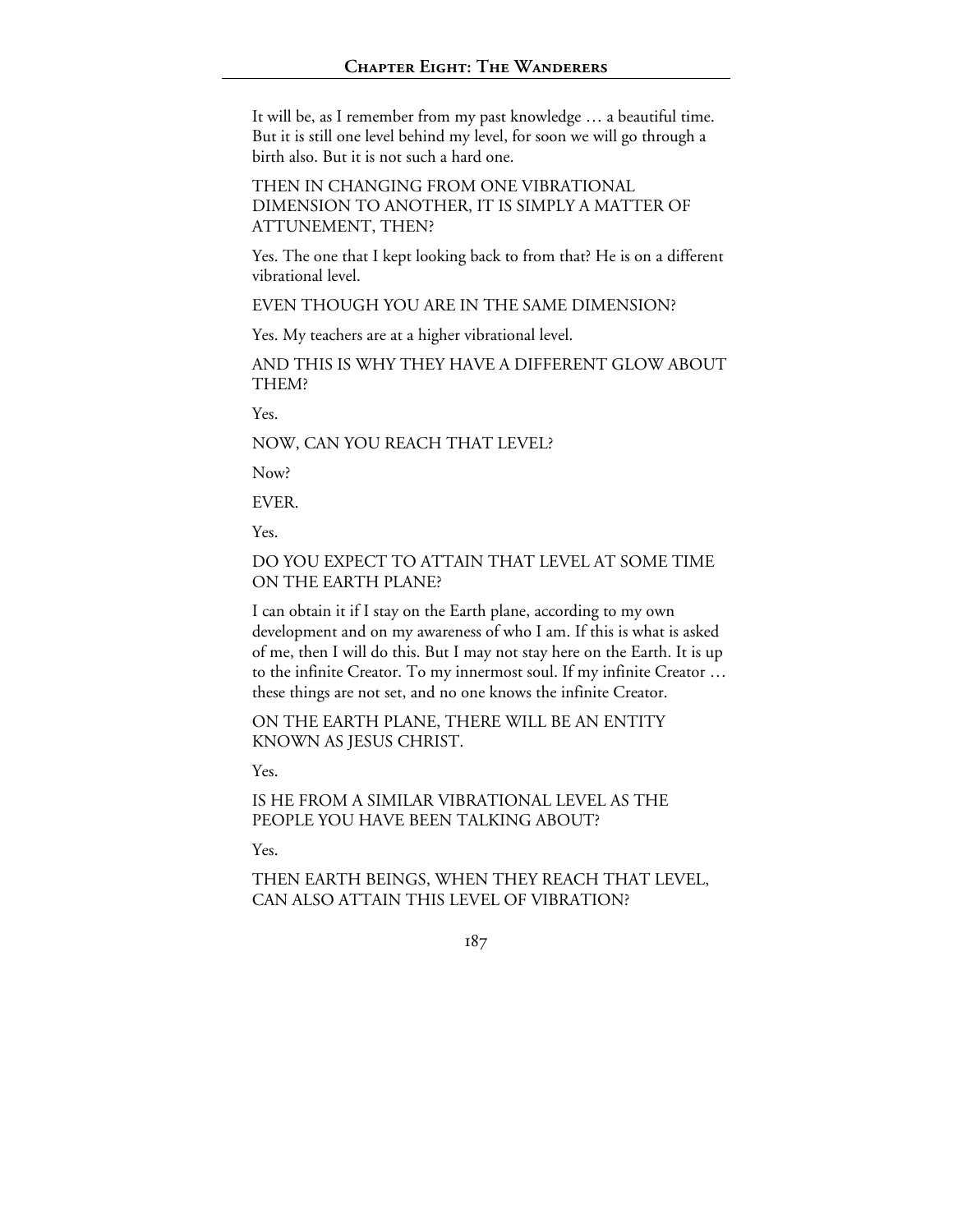It will be, as I remember from my past knowledge … a beautiful time. But it is still one level behind my level, for soon we will go through a birth also. But it is not such a hard one.

THEN IN CHANGING FROM ONE VIBRATIONAL DIMENSION TO ANOTHER, IT IS SIMPLY A MATTER OF ATTUNEMENT, THEN?

Yes. The one that I kept looking back to from that? He is on a different vibrational level.

EVEN THOUGH YOU ARE IN THE SAME DIMENSION?

Yes. My teachers are at a higher vibrational level.

AND THIS IS WHY THEY HAVE A DIFFERENT GLOW ABOUT THEM?

Yes.

NOW, CAN YOU REACH THAT LEVEL?

Now?

EVER.

Yes.

DO YOU EXPECT TO ATTAIN THAT LEVEL AT SOME TIME ON THE EARTH PLANE?

I can obtain it if I stay on the Earth plane, according to my own development and on my awareness of who I am. If this is what is asked of me, then I will do this. But I may not stay here on the Earth. It is up to the infinite Creator. To my innermost soul. If my infinite Creator … these things are not set, and no one knows the infinite Creator.

ON THE EARTH PLANE, THERE WILL BE AN ENTITY KNOWN AS JESUS CHRIST.

Yes.

IS HE FROM A SIMILAR VIBRATIONAL LEVEL AS THE PEOPLE YOU HAVE BEEN TALKING ABOUT?

Yes.

THEN EARTH BEINGS, WHEN THEY REACH THAT LEVEL, CAN ALSO ATTAIN THIS LEVEL OF VIBRATION?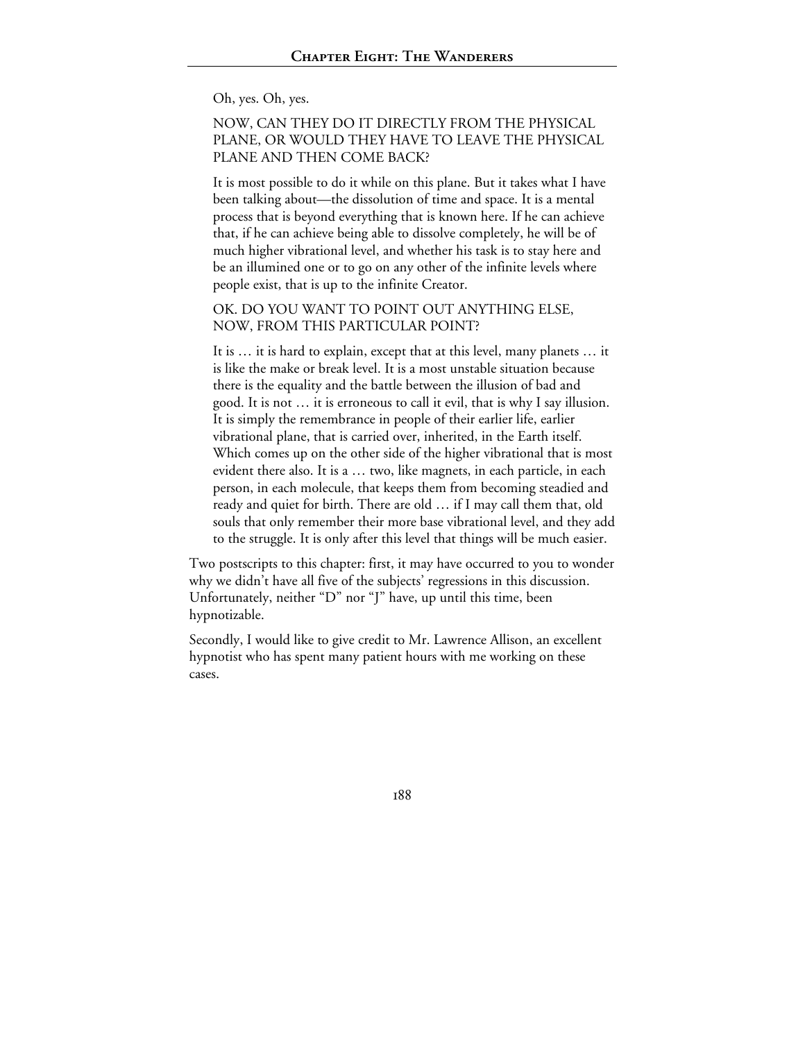Oh, yes. Oh, yes.

NOW, CAN THEY DO IT DIRECTLY FROM THE PHYSICAL PLANE, OR WOULD THEY HAVE TO LEAVE THE PHYSICAL PLANE AND THEN COME BACK?

It is most possible to do it while on this plane. But it takes what I have been talking about—the dissolution of time and space. It is a mental process that is beyond everything that is known here. If he can achieve that, if he can achieve being able to dissolve completely, he will be of much higher vibrational level, and whether his task is to stay here and be an illumined one or to go on any other of the infinite levels where people exist, that is up to the infinite Creator.

OK. DO YOU WANT TO POINT OUT ANYTHING ELSE, NOW, FROM THIS PARTICULAR POINT?

It is … it is hard to explain, except that at this level, many planets … it is like the make or break level. It is a most unstable situation because there is the equality and the battle between the illusion of bad and good. It is not … it is erroneous to call it evil, that is why I say illusion. It is simply the remembrance in people of their earlier life, earlier vibrational plane, that is carried over, inherited, in the Earth itself. Which comes up on the other side of the higher vibrational that is most evident there also. It is a … two, like magnets, in each particle, in each person, in each molecule, that keeps them from becoming steadied and ready and quiet for birth. There are old … if I may call them that, old souls that only remember their more base vibrational level, and they add to the struggle. It is only after this level that things will be much easier.

Two postscripts to this chapter: first, it may have occurred to you to wonder why we didn't have all five of the subjects' regressions in this discussion. Unfortunately, neither "D" nor "J" have, up until this time, been hypnotizable.

Secondly, I would like to give credit to Mr. Lawrence Allison, an excellent hypnotist who has spent many patient hours with me working on these cases.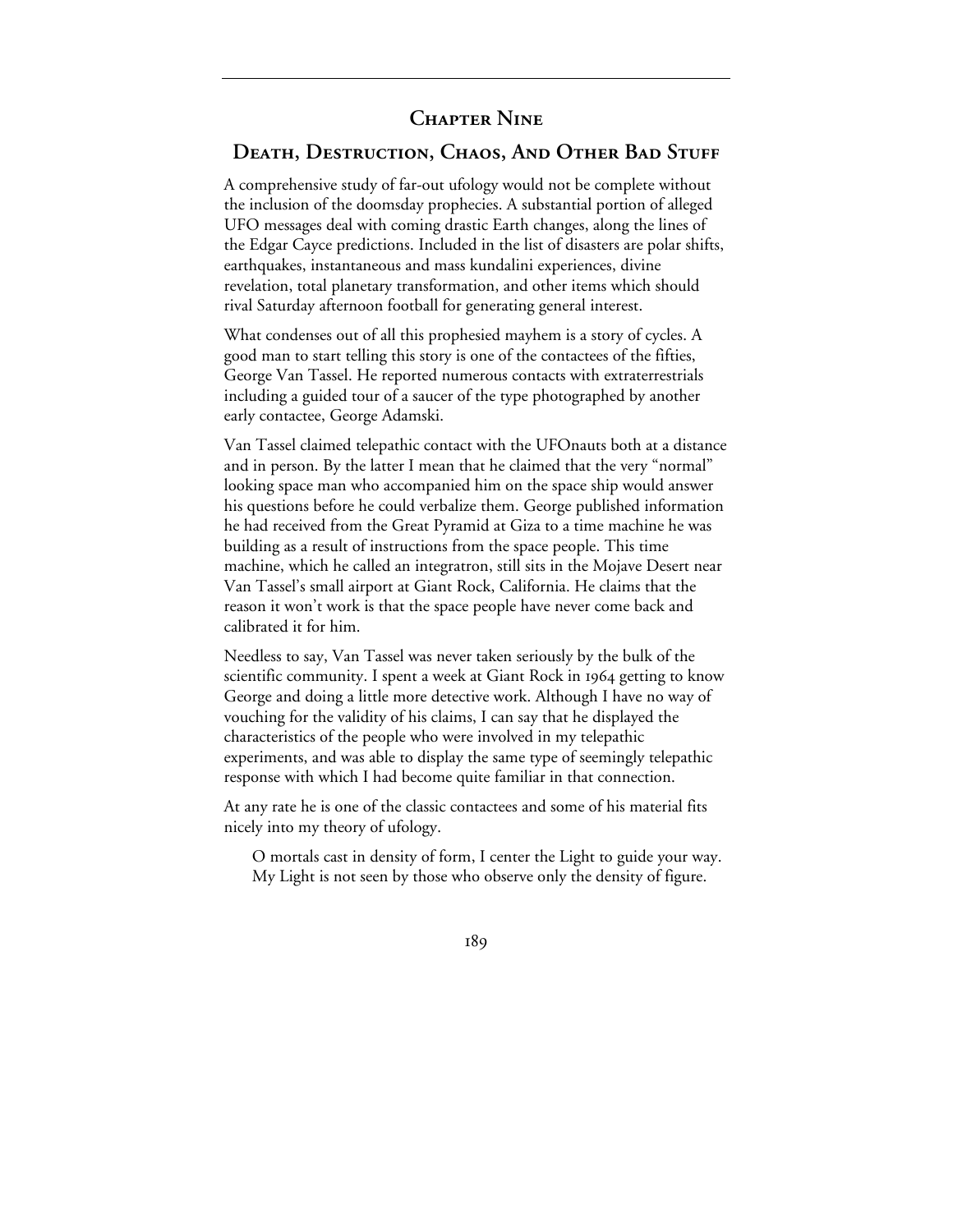## Chapter Nine

## Death, Destruction, Chaos, And Other Bad Stuff

A comprehensive study of far-out ufology would not be complete without the inclusion of the doomsday prophecies. A substantial portion of alleged UFO messages deal with coming drastic Earth changes, along the lines of the Edgar Cayce predictions. Included in the list of disasters are polar shifts, earthquakes, instantaneous and mass kundalini experiences, divine revelation, total planetary transformation, and other items which should rival Saturday afternoon football for generating general interest.

What condenses out of all this prophesied mayhem is a story of cycles. A good man to start telling this story is one of the contactees of the fifties, George Van Tassel. He reported numerous contacts with extraterrestrials including a guided tour of a saucer of the type photographed by another early contactee, George Adamski.

Van Tassel claimed telepathic contact with the UFOnauts both at a distance and in person. By the latter I mean that he claimed that the very "normal" looking space man who accompanied him on the space ship would answer his questions before he could verbalize them. George published information he had received from the Great Pyramid at Giza to a time machine he was building as a result of instructions from the space people. This time machine, which he called an integratron, still sits in the Mojave Desert near Van Tassel's small airport at Giant Rock, California. He claims that the reason it won't work is that the space people have never come back and calibrated it for him.

Needless to say, Van Tassel was never taken seriously by the bulk of the scientific community. I spent a week at Giant Rock in 1964 getting to know George and doing a little more detective work. Although I have no way of vouching for the validity of his claims, I can say that he displayed the characteristics of the people who were involved in my telepathic experiments, and was able to display the same type of seemingly telepathic response with which I had become quite familiar in that connection.

At any rate he is one of the classic contactees and some of his material fits nicely into my theory of ufology.

> O mortals cast in density of form, I center the Light to guide your way. My Light is not seen by those who observe only the density of figure.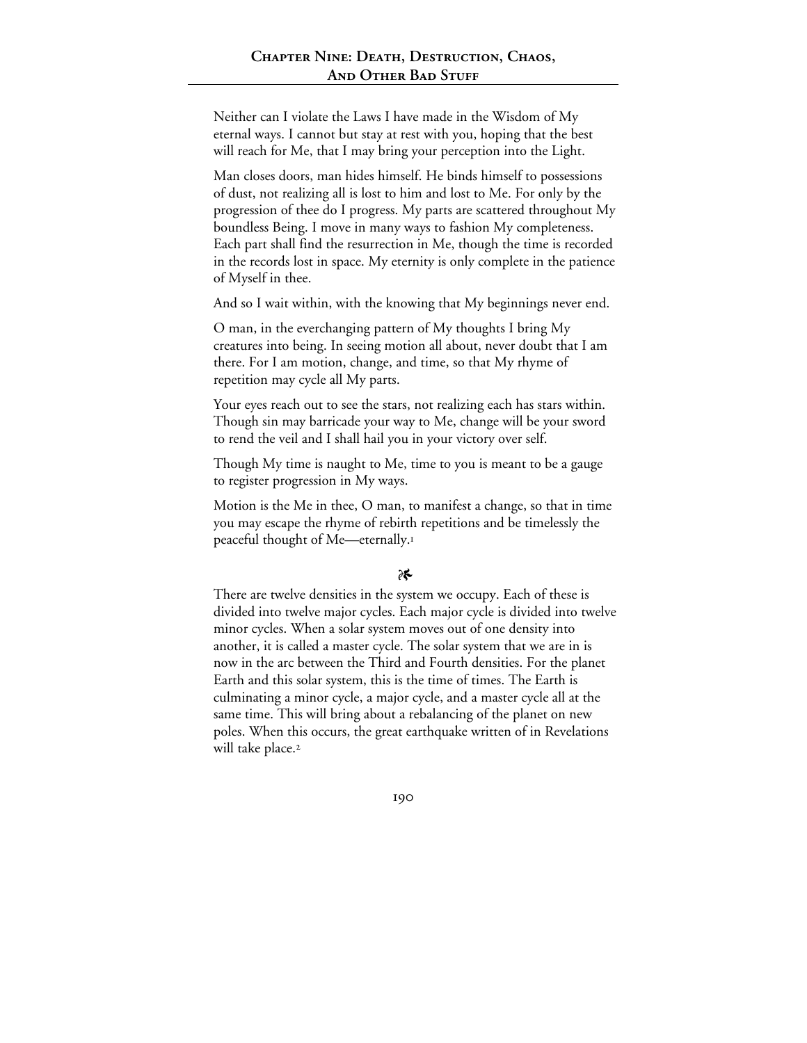Neither can I violate the Laws I have made in the Wisdom of My eternal ways. I cannot but stay at rest with you, hoping that the best will reach for Me, that I may bring your perception into the Light.

Man closes doors, man hides himself. He binds himself to possessions of dust, not realizing all is lost to him and lost to Me. For only by the progression of thee do I progress. My parts are scattered throughout My boundless Being. I move in many ways to fashion My completeness. Each part shall find the resurrection in Me, though the time is recorded in the records lost in space. My eternity is only complete in the patience of Myself in thee.

And so I wait within, with the knowing that My beginnings never end.

O man, in the everchanging pattern of My thoughts I bring My creatures into being. In seeing motion all about, never doubt that I am there. For I am motion, change, and time, so that My rhyme of repetition may cycle all My parts.

Your eyes reach out to see the stars, not realizing each has stars within. Though sin may barricade your way to Me, change will be your sword to rend the veil and I shall hail you in your victory over self.

Though My time is naught to Me, time to you is meant to be a gauge to register progression in My ways.

Motion is the Me in thee, O man, to manifest a change, so that in time you may escape the rhyme of rebirth repetitions and be timelessly the peaceful thought of Me—eternally.[1]

❧

There are twelve densities in the system we occupy. Each of these is divided into twelve major cycles. Each major cycle is divided into twelve minor cycles. When a solar system moves out of one density into another, it is called a master cycle. The solar system that we are in is now in the arc between the Third and Fourth densities. For the planet Earth and this solar system, this is the time of times. The Earth is culminating a minor cycle, a major cycle, and a master cycle all at the same time. This will bring about a rebalancing of the planet on new poles. When this occurs, the great earthquake written of in Revelations will take place.[2]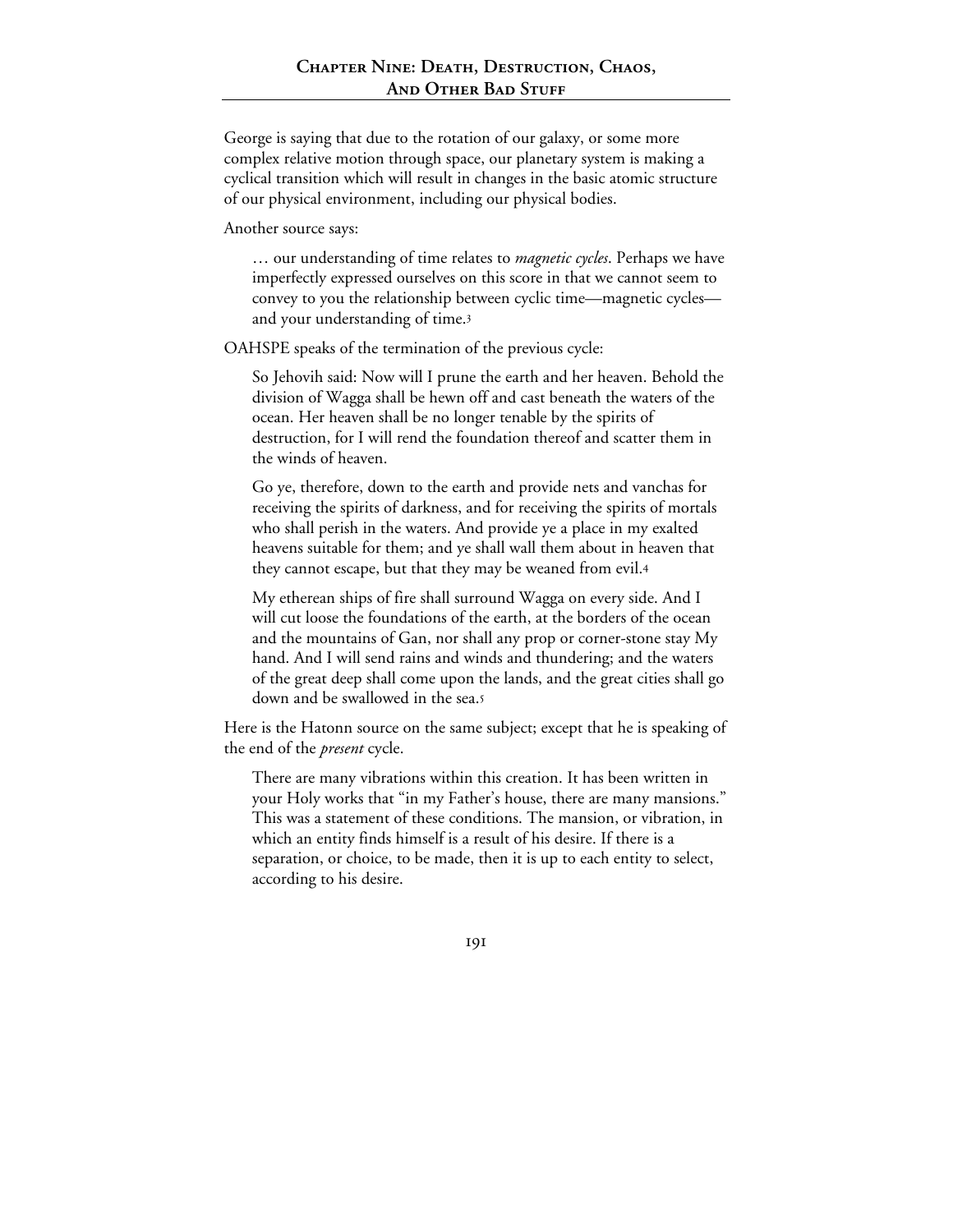George is saying that due to the rotation of our galaxy, or some more complex relative motion through space, our planetary system is making a cyclical transition which will result in changes in the basic atomic structure of our physical environment, including our physical bodies.

Another source says:

> … our understanding of time relates to *magnetic cycles*. Perhaps we have imperfectly expressed ourselves on this score in that we cannot seem to convey to you the relationship between cyclic time—magnetic cycles—and your understanding of time.[3]

OAHSPE speaks of the termination of the previous cycle:

> So Jehovih said: Now will I prune the earth and her heaven. Behold the division of Wagga shall be hewn off and cast beneath the waters of the ocean. Her heaven shall be no longer tenable by the spirits of destruction, for I will rend the foundation thereof and scatter them in the winds of heaven.
>
> Go ye, therefore, down to the earth and provide nets and vanchas for receiving the spirits of darkness, and for receiving the spirits of mortals who shall perish in the waters. And provide ye a place in my exalted heavens suitable for them; and ye shall wall them about in heaven that they cannot escape, but that they may be weaned from evil.[4]
>
> My etherean ships of fire shall surround Wagga on every side. And I will cut loose the foundations of the earth, at the borders of the ocean and the mountains of Gan, nor shall any prop or corner-stone stay My hand. And I will send rains and winds and thundering; and the waters of the great deep shall come upon the lands, and the great cities shall go down and be swallowed in the sea.[5]

Here is the Hatonn source on the same subject; except that he is speaking of the end of the *present* cycle.

> There are many vibrations within this creation. It has been written in your Holy works that "in my Father's house, there are many mansions." This was a statement of these conditions. The mansion, or vibration, in which an entity finds himself is a result of his desire. If there is a separation, or choice, to be made, then it is up to each entity to select, according to his desire.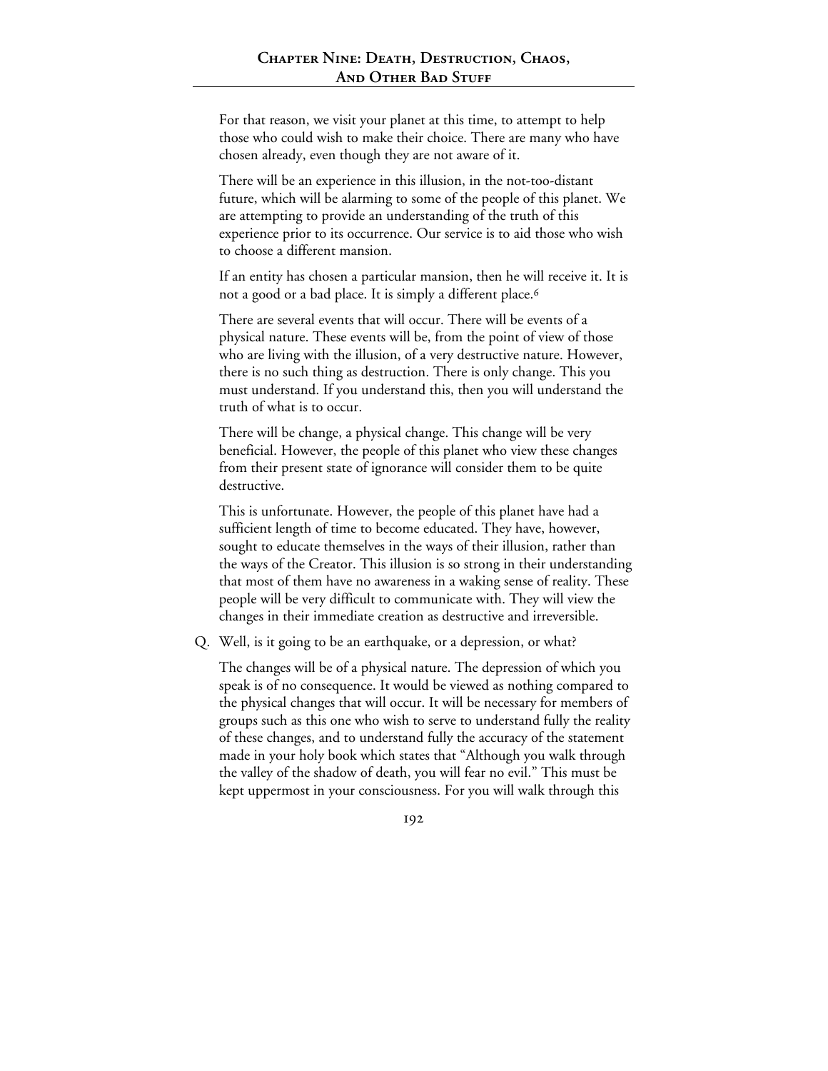For that reason, we visit your planet at this time, to attempt to help those who could wish to make their choice. There are many who have chosen already, even though they are not aware of it.

There will be an experience in this illusion, in the not-too-distant future, which will be alarming to some of the people of this planet. We are attempting to provide an understanding of the truth of this experience prior to its occurrence. Our service is to aid those who wish to choose a different mansion.

If an entity has chosen a particular mansion, then he will receive it. It is not a good or a bad place. It is simply a different place.[6]

There are several events that will occur. There will be events of a physical nature. These events will be, from the point of view of those who are living with the illusion, of a very destructive nature. However, there is no such thing as destruction. There is only change. This you must understand. If you understand this, then you will understand the truth of what is to occur.

There will be change, a physical change. This change will be very beneficial. However, the people of this planet who view these changes from their present state of ignorance will consider them to be quite destructive.

This is unfortunate. However, the people of this planet have had a sufficient length of time to become educated. They have, however, sought to educate themselves in the ways of their illusion, rather than the ways of the Creator. This illusion is so strong in their understanding that most of them have no awareness in a waking sense of reality. These people will be very difficult to communicate with. They will view the changes in their immediate creation as destructive and irreversible.

Q. Well, is it going to be an earthquake, or a depression, or what?

The changes will be of a physical nature. The depression of which you speak is of no consequence. It would be viewed as nothing compared to the physical changes that will occur. It will be necessary for members of groups such as this one who wish to serve to understand fully the reality of these changes, and to understand fully the accuracy of the statement made in your holy book which states that "Although you walk through the valley of the shadow of death, you will fear no evil." This must be kept uppermost in your consciousness. For you will walk through this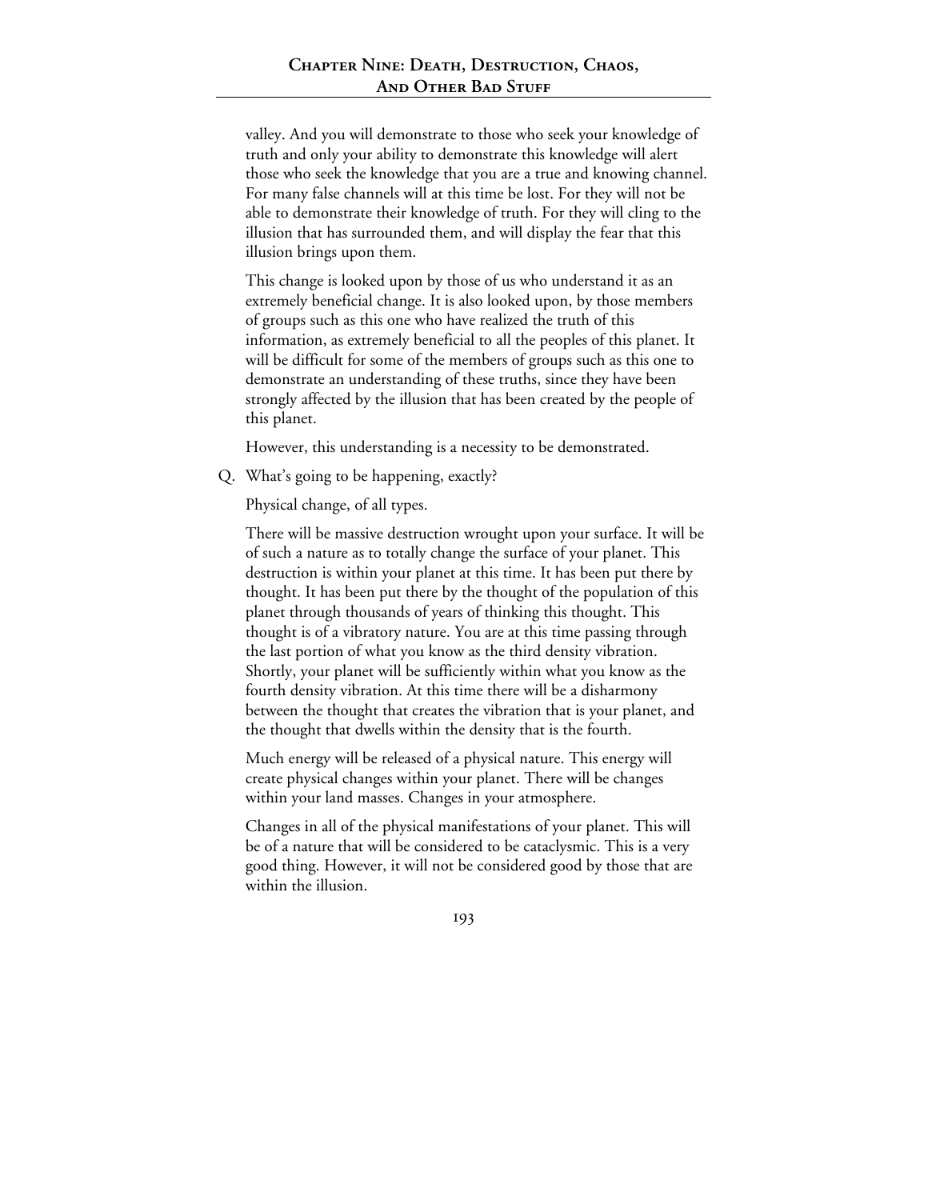valley. And you will demonstrate to those who seek your knowledge of truth and only your ability to demonstrate this knowledge will alert those who seek the knowledge that you are a true and knowing channel. For many false channels will at this time be lost. For they will not be able to demonstrate their knowledge of truth. For they will cling to the illusion that has surrounded them, and will display the fear that this illusion brings upon them.

This change is looked upon by those of us who understand it as an extremely beneficial change. It is also looked upon, by those members of groups such as this one who have realized the truth of this information, as extremely beneficial to all the peoples of this planet. It will be difficult for some of the members of groups such as this one to demonstrate an understanding of these truths, since they have been strongly affected by the illusion that has been created by the people of this planet.

However, this understanding is a necessity to be demonstrated.

Q. What's going to be happening, exactly?

Physical change, of all types.

There will be massive destruction wrought upon your surface. It will be of such a nature as to totally change the surface of your planet. This destruction is within your planet at this time. It has been put there by thought. It has been put there by the thought of the population of this planet through thousands of years of thinking this thought. This thought is of a vibratory nature. You are at this time passing through the last portion of what you know as the third density vibration. Shortly, your planet will be sufficiently within what you know as the fourth density vibration. At this time there will be a disharmony between the thought that creates the vibration that is your planet, and the thought that dwells within the density that is the fourth.

Much energy will be released of a physical nature. This energy will create physical changes within your planet. There will be changes within your land masses. Changes in your atmosphere.

Changes in all of the physical manifestations of your planet. This will be of a nature that will be considered to be cataclysmic. This is a very good thing. However, it will not be considered good by those that are within the illusion.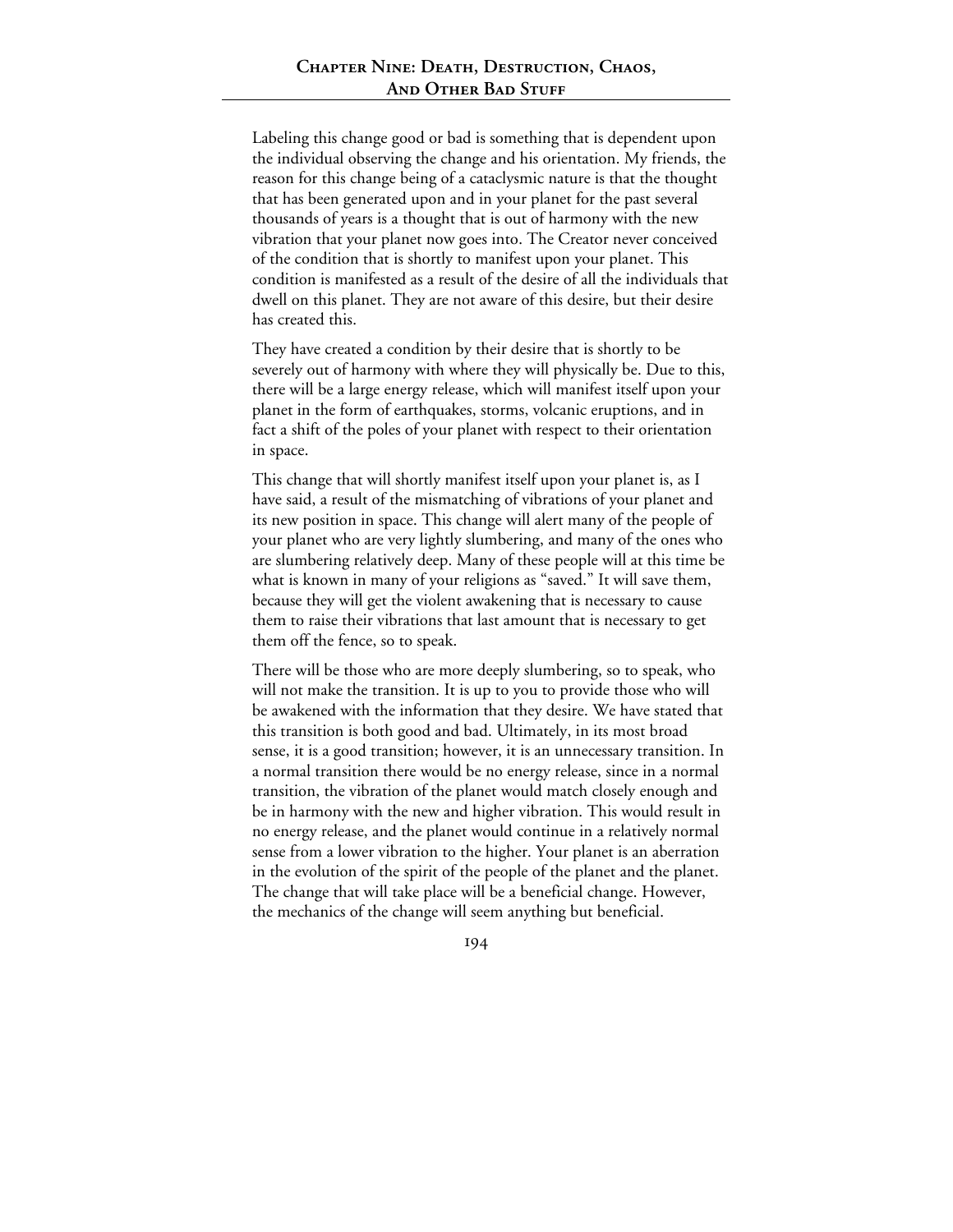Labeling this change good or bad is something that is dependent upon the individual observing the change and his orientation. My friends, the reason for this change being of a cataclysmic nature is that the thought that has been generated upon and in your planet for the past several thousands of years is a thought that is out of harmony with the new vibration that your planet now goes into. The Creator never conceived of the condition that is shortly to manifest upon your planet. This condition is manifested as a result of the desire of all the individuals that dwell on this planet. They are not aware of this desire, but their desire has created this.

They have created a condition by their desire that is shortly to be severely out of harmony with where they will physically be. Due to this, there will be a large energy release, which will manifest itself upon your planet in the form of earthquakes, storms, volcanic eruptions, and in fact a shift of the poles of your planet with respect to their orientation in space.

This change that will shortly manifest itself upon your planet is, as I have said, a result of the mismatching of vibrations of your planet and its new position in space. This change will alert many of the people of your planet who are very lightly slumbering, and many of the ones who are slumbering relatively deep. Many of these people will at this time be what is known in many of your religions as "saved." It will save them, because they will get the violent awakening that is necessary to cause them to raise their vibrations that last amount that is necessary to get them off the fence, so to speak.

There will be those who are more deeply slumbering, so to speak, who will not make the transition. It is up to you to provide those who will be awakened with the information that they desire. We have stated that this transition is both good and bad. Ultimately, in its most broad sense, it is a good transition; however, it is an unnecessary transition. In a normal transition there would be no energy release, since in a normal transition, the vibration of the planet would match closely enough and be in harmony with the new and higher vibration. This would result in no energy release, and the planet would continue in a relatively normal sense from a lower vibration to the higher. Your planet is an aberration in the evolution of the spirit of the people of the planet and the planet. The change that will take place will be a beneficial change. However, the mechanics of the change will seem anything but beneficial.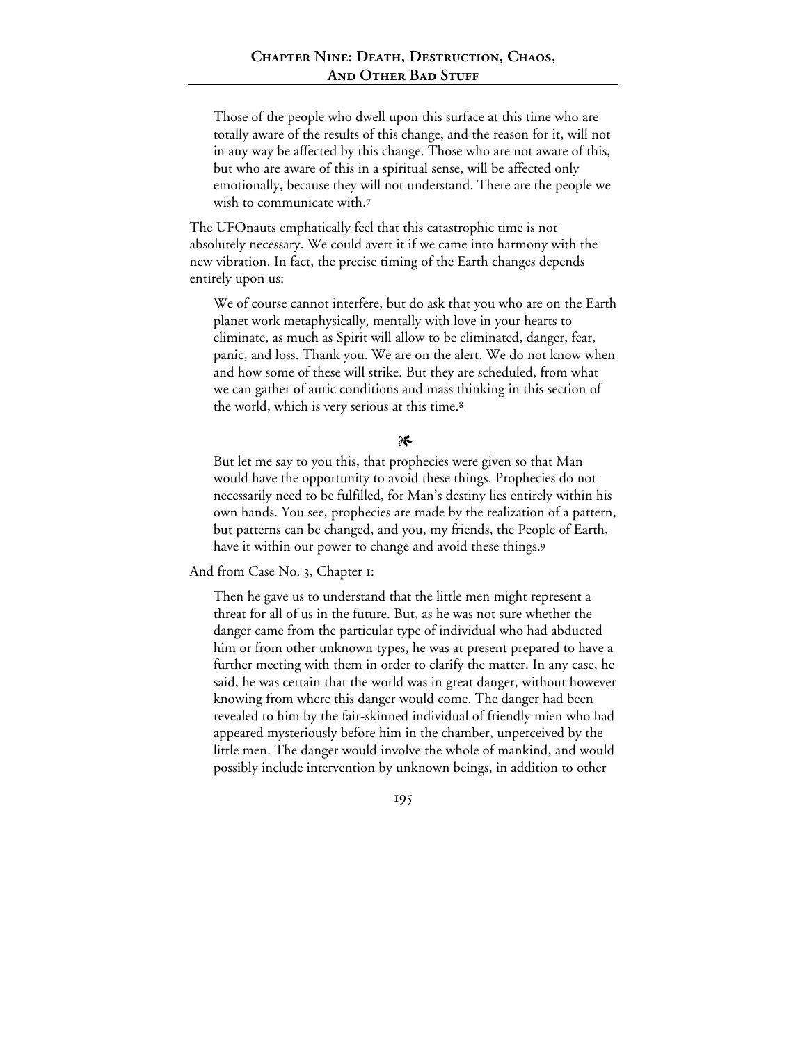> Those of the people who dwell upon this surface at this time who are totally aware of the results of this change, and the reason for it, will not in any way be affected by this change. Those who are not aware of this, but who are aware of this in a spiritual sense, will be affected only emotionally, because they will not understand. There are the people we wish to communicate with.[7]

The UFOnauts emphatically feel that this catastrophic time is not absolutely necessary. We could avert it if we came into harmony with the new vibration. In fact, the precise timing of the Earth changes depends entirely upon us:

> We of course cannot interfere, but do ask that you who are on the Earth planet work metaphysically, mentally with love in your hearts to eliminate, as much as Spirit will allow to be eliminated, danger, fear, panic, and loss. Thank you. We are on the alert. We do not know when and how some of these will strike. But they are scheduled, from what we can gather of auric conditions and mass thinking in this section of the world, which is very serious at this time.[8]

❧

> But let me say to you this, that prophecies were given so that Man would have the opportunity to avoid these things. Prophecies do not necessarily need to be fulfilled, for Man's destiny lies entirely within his own hands. You see, prophecies are made by the realization of a pattern, but patterns can be changed, and you, my friends, the People of Earth, have it within our power to change and avoid these things.[9]

And from Case No. 3, Chapter 1:

> Then he gave us to understand that the little men might represent a threat for all of us in the future. But, as he was not sure whether the danger came from the particular type of individual who had abducted him or from other unknown types, he was at present prepared to have a further meeting with them in order to clarify the matter. In any case, he said, he was certain that the world was in great danger, without however knowing from where this danger would come. The danger had been revealed to him by the fair-skinned individual of friendly mien who had appeared mysteriously before him in the chamber, unperceived by the little men. The danger would involve the whole of mankind, and would possibly include intervention by unknown beings, in addition to other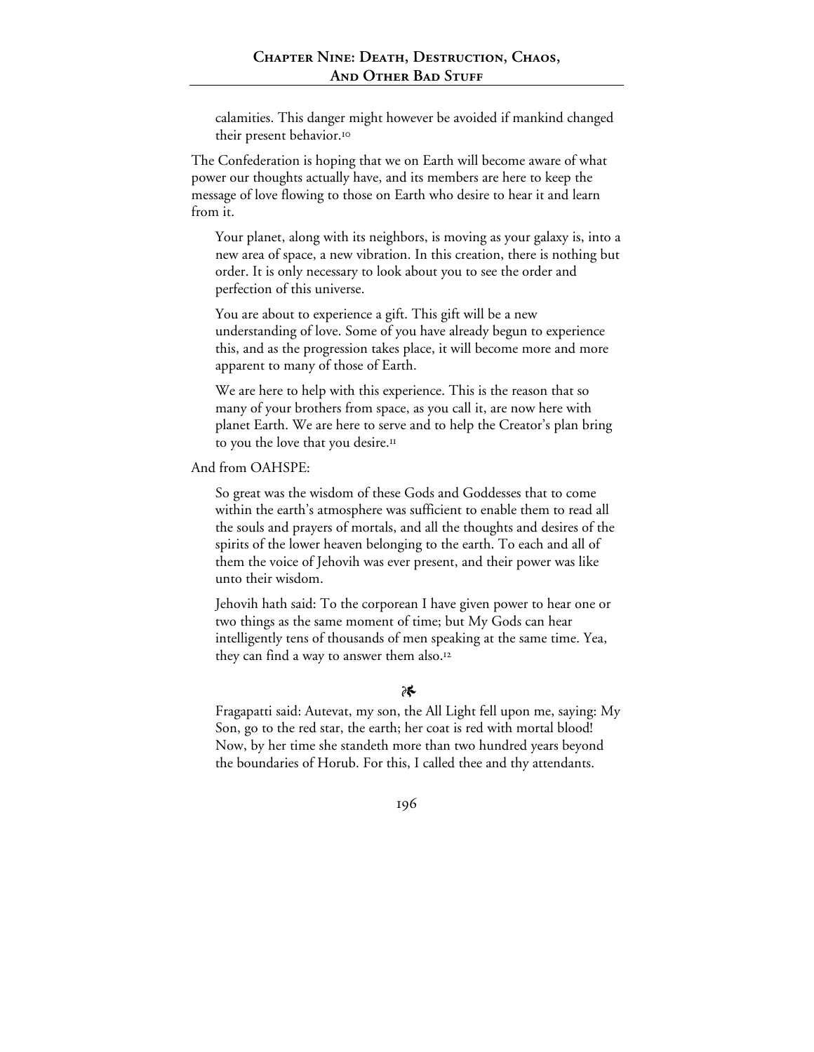> calamities. This danger might however be avoided if mankind changed their present behavior.[10]

The Confederation is hoping that we on Earth will become aware of what power our thoughts actually have, and its members are here to keep the message of love flowing to those on Earth who desire to hear it and learn from it.

> Your planet, along with its neighbors, is moving as your galaxy is, into a new area of space, a new vibration. In this creation, there is nothing but order. It is only necessary to look about you to see the order and perfection of this universe.
>
> You are about to experience a gift. This gift will be a new understanding of love. Some of you have already begun to experience this, and as the progression takes place, it will become more and more apparent to many of those of Earth.
>
> We are here to help with this experience. This is the reason that so many of your brothers from space, as you call it, are now here with planet Earth. We are here to serve and to help the Creator's plan bring to you the love that you desire.[11]

And from OAHSPE:

> So great was the wisdom of these Gods and Goddesses that to come within the earth's atmosphere was sufficient to enable them to read all the souls and prayers of mortals, and all the thoughts and desires of the spirits of the lower heaven belonging to the earth. To each and all of them the voice of Jehovih was ever present, and their power was like unto their wisdom.
>
> Jehovih hath said: To the corporean I have given power to hear one or two things as the same moment of time; but My Gods can hear intelligently tens of thousands of men speaking at the same time. Yea, they can find a way to answer them also.[12]

❧

> Fragapatti said: Autevat, my son, the All Light fell upon me, saying: My Son, go to the red star, the earth; her coat is red with mortal blood! Now, by her time she standeth more than two hundred years beyond the boundaries of Horub. For this, I called thee and thy attendants.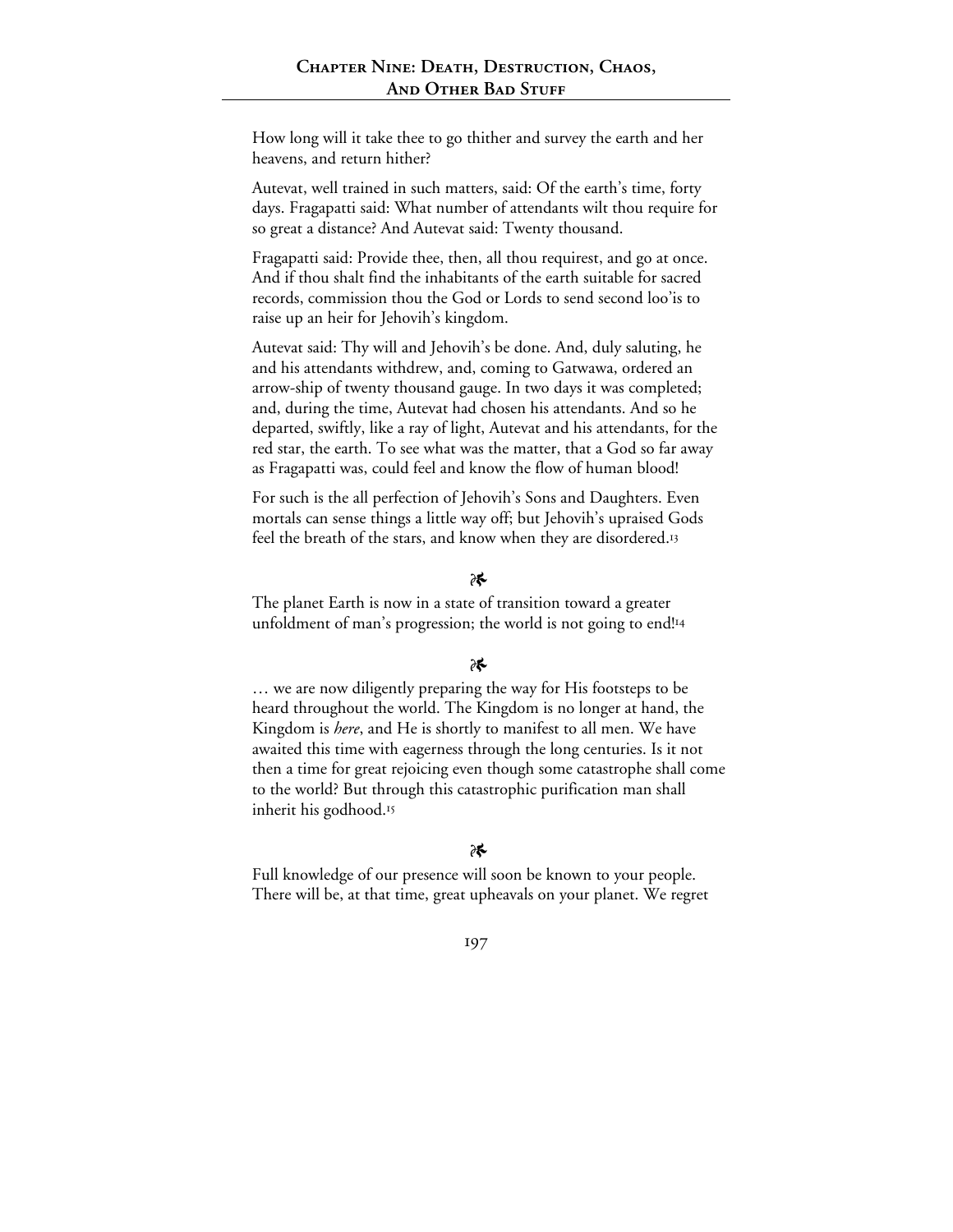How long will it take thee to go thither and survey the earth and her heavens, and return hither?

Autevat, well trained in such matters, said: Of the earth's time, forty days. Fragapatti said: What number of attendants wilt thou require for so great a distance? And Autevat said: Twenty thousand.

Fragapatti said: Provide thee, then, all thou requirest, and go at once. And if thou shalt find the inhabitants of the earth suitable for sacred records, commission thou the God or Lords to send second loo'is to raise up an heir for Jehovih's kingdom.

Autevat said: Thy will and Jehovih's be done. And, duly saluting, he and his attendants withdrew, and, coming to Gatwawa, ordered an arrow-ship of twenty thousand gauge. In two days it was completed; and, during the time, Autevat had chosen his attendants. And so he departed, swiftly, like a ray of light, Autevat and his attendants, for the red star, the earth. To see what was the matter, that a God so far away as Fragapatti was, could feel and know the flow of human blood!

For such is the all perfection of Jehovih's Sons and Daughters. Even mortals can sense things a little way off; but Jehovih's upraised Gods feel the breath of the stars, and know when they are disordered.[13]

❧

The planet Earth is now in a state of transition toward a greater unfoldment of man's progression; the world is not going to end![14]

❧

… we are now diligently preparing the way for His footsteps to be heard throughout the world. The Kingdom is no longer at hand, the Kingdom is *here*, and He is shortly to manifest to all men. We have awaited this time with eagerness through the long centuries. Is it not then a time for great rejoicing even though some catastrophe shall come to the world? But through this catastrophic purification man shall inherit his godhood.[15]

❧

Full knowledge of our presence will soon be known to your people. There will be, at that time, great upheavals on your planet. We regret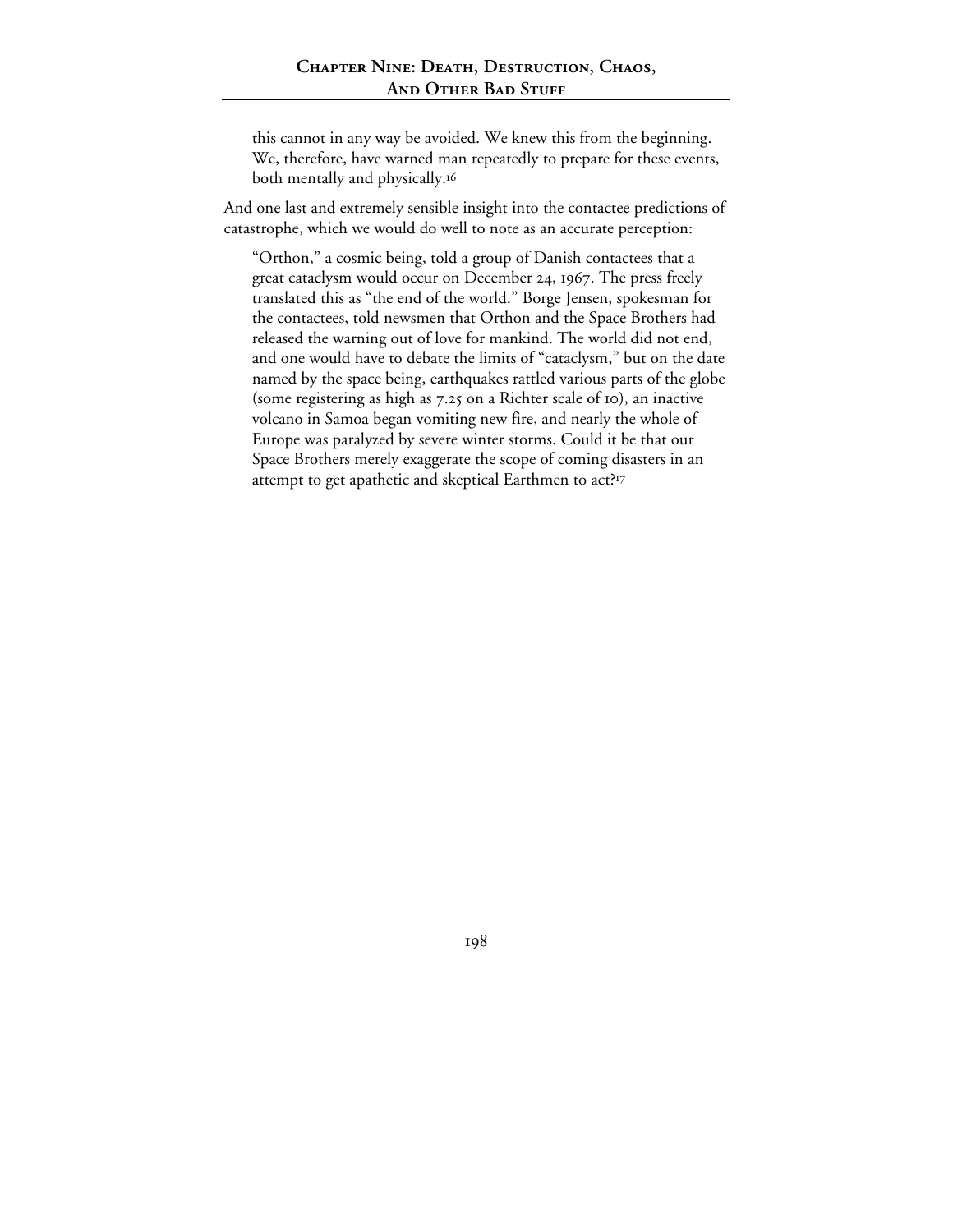> this cannot in any way be avoided. We knew this from the beginning. We, therefore, have warned man repeatedly to prepare for these events, both mentally and physically.[16]

And one last and extremely sensible insight into the contactee predictions of catastrophe, which we would do well to note as an accurate perception:

> "Orthon," a cosmic being, told a group of Danish contactees that a great cataclysm would occur on December 24, 1967. The press freely translated this as "the end of the world." Borge Jensen, spokesman for the contactees, told newsmen that Orthon and the Space Brothers had released the warning out of love for mankind. The world did not end, and one would have to debate the limits of "cataclysm," but on the date named by the space being, earthquakes rattled various parts of the globe (some registering as high as 7.25 on a Richter scale of 10), an inactive volcano in Samoa began vomiting new fire, and nearly the whole of Europe was paralyzed by severe winter storms. Could it be that our Space Brothers merely exaggerate the scope of coming disasters in an attempt to get apathetic and skeptical Earthmen to act?[17]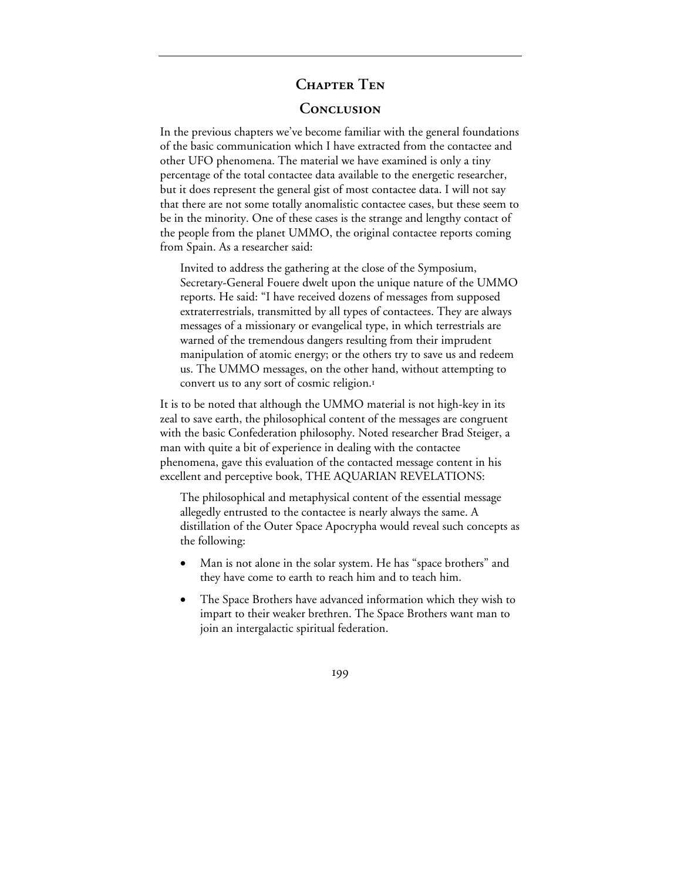# Chapter Ten

## Conclusion

In the previous chapters we've become familiar with the general foundations of the basic communication which I have extracted from the contactee and other UFO phenomena. The material we have examined is only a tiny percentage of the total contactee data available to the energetic researcher, but it does represent the general gist of most contactee data. I will not say that there are not some totally anomalistic contactee cases, but these seem to be in the minority. One of these cases is the strange and lengthy contact of the people from the planet UMMO, the original contactee reports coming from Spain. As a researcher said:

> Invited to address the gathering at the close of the Symposium, Secretary-General Fouere dwelt upon the unique nature of the UMMO reports. He said: "I have received dozens of messages from supposed extraterrestrials, transmitted by all types of contactees. They are always messages of a missionary or evangelical type, in which terrestrials are warned of the tremendous dangers resulting from their imprudent manipulation of atomic energy; or the others try to save us and redeem us. The UMMO messages, on the other hand, without attempting to convert us to any sort of cosmic religion.[1]

It is to be noted that although the UMMO material is not high-key in its zeal to save earth, the philosophical content of the messages are congruent with the basic Confederation philosophy. Noted researcher Brad Steiger, a man with quite a bit of experience in dealing with the contactee phenomena, gave this evaluation of the contacted message content in his excellent and perceptive book, THE AQUARIAN REVELATIONS:

> The philosophical and metaphysical content of the essential message allegedly entrusted to the contactee is nearly always the same. A distillation of the Outer Space Apocrypha would reveal such concepts as the following:
>
> - Man is not alone in the solar system. He has "space brothers" and they have come to earth to reach him and to teach him.
> - The Space Brothers have advanced information which they wish to impart to their weaker brethren. The Space Brothers want man to join an intergalactic spiritual federation.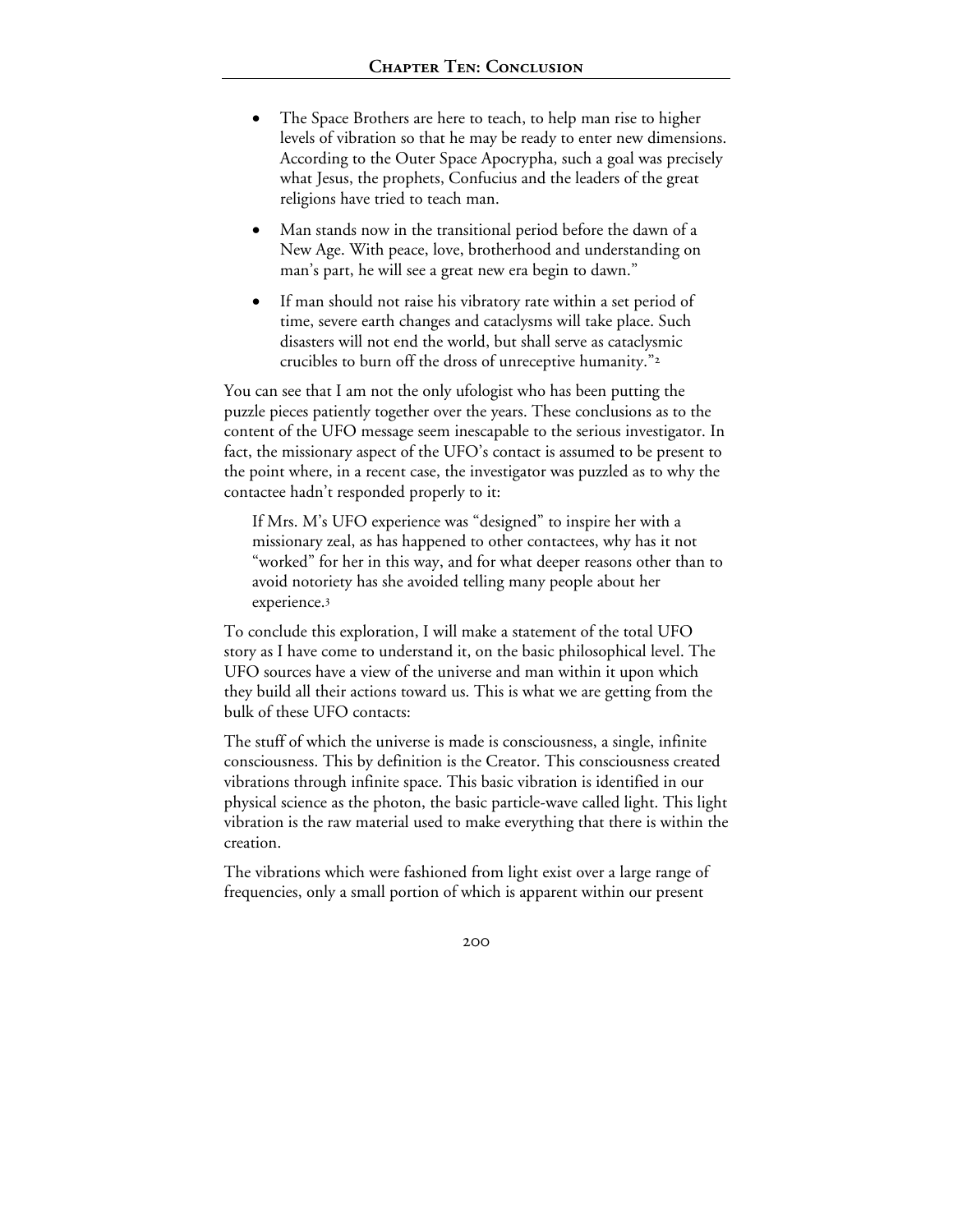- The Space Brothers are here to teach, to help man rise to higher levels of vibration so that he may be ready to enter new dimensions. According to the Outer Space Apocrypha, such a goal was precisely what Jesus, the prophets, Confucius and the leaders of the great religions have tried to teach man.
- Man stands now in the transitional period before the dawn of a New Age. With peace, love, brotherhood and understanding on man's part, he will see a great new era begin to dawn."
- If man should not raise his vibratory rate within a set period of time, severe earth changes and cataclysms will take place. Such disasters will not end the world, but shall serve as cataclysmic crucibles to burn off the dross of unreceptive humanity."[2]

You can see that I am not the only ufologist who has been putting the puzzle pieces patiently together over the years. These conclusions as to the content of the UFO message seem inescapable to the serious investigator. In fact, the missionary aspect of the UFO's contact is assumed to be present to the point where, in a recent case, the investigator was puzzled as to why the contactee hadn't responded properly to it:

> If Mrs. M's UFO experience was "designed" to inspire her with a missionary zeal, as has happened to other contactees, why has it not "worked" for her in this way, and for what deeper reasons other than to avoid notoriety has she avoided telling many people about her experience.[3]

To conclude this exploration, I will make a statement of the total UFO story as I have come to understand it, on the basic philosophical level. The UFO sources have a view of the universe and man within it upon which they build all their actions toward us. This is what we are getting from the bulk of these UFO contacts:

The stuff of which the universe is made is consciousness, a single, infinite consciousness. This by definition is the Creator. This consciousness created vibrations through infinite space. This basic vibration is identified in our physical science as the photon, the basic particle-wave called light. This light vibration is the raw material used to make everything that there is within the creation.

The vibrations which were fashioned from light exist over a large range of frequencies, only a small portion of which is apparent within our present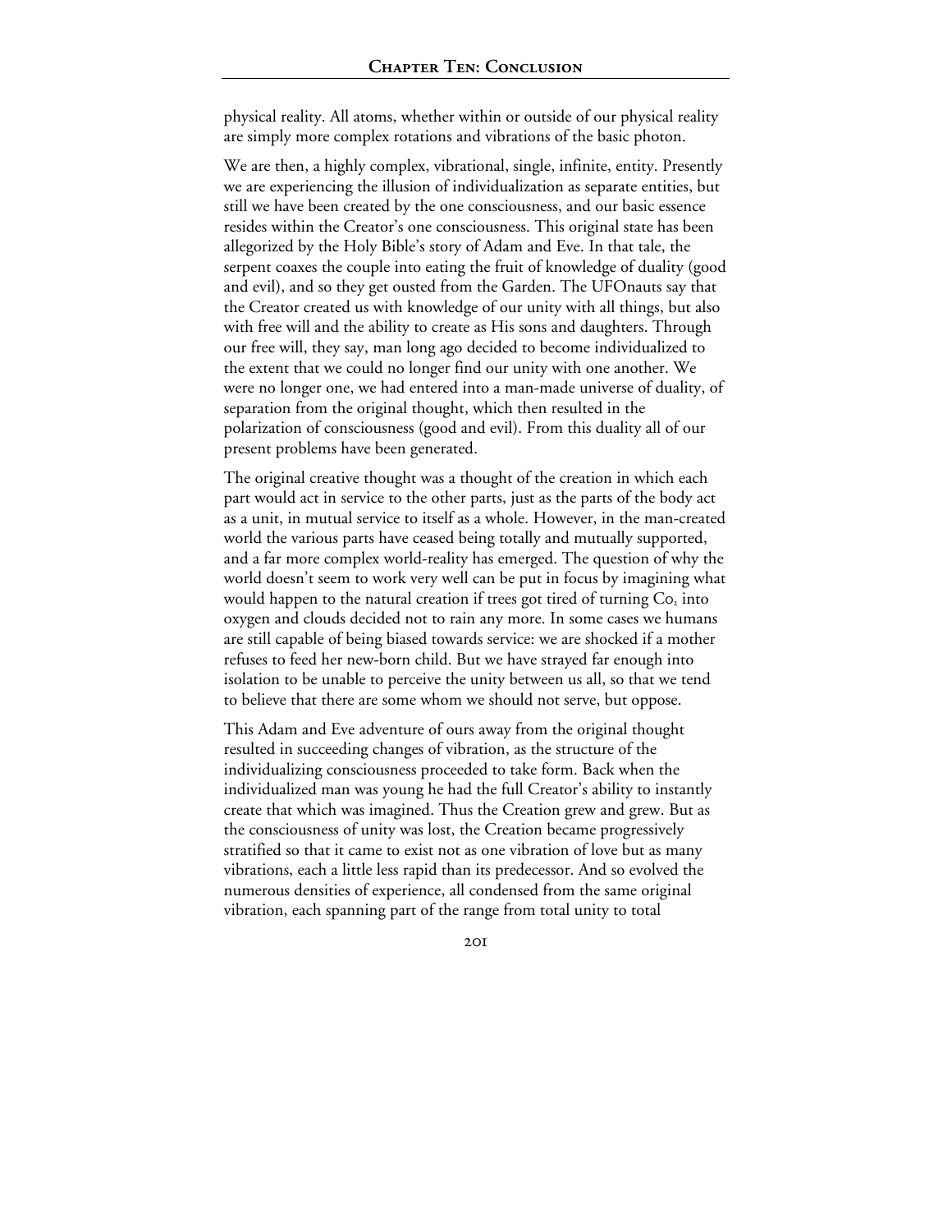physical reality. All atoms, whether within or outside of our physical reality are simply more complex rotations and vibrations of the basic photon.

We are then, a highly complex, vibrational, single, infinite, entity. Presently we are experiencing the illusion of individualization as separate entities, but still we have been created by the one consciousness, and our basic essence resides within the Creator's one consciousness. This original state has been allegorized by the Holy Bible's story of Adam and Eve. In that tale, the serpent coaxes the couple into eating the fruit of knowledge of duality (good and evil), and so they get ousted from the Garden. The UFOnauts say that the Creator created us with knowledge of our unity with all things, but also with free will and the ability to create as His sons and daughters. Through our free will, they say, man long ago decided to become individualized to the extent that we could no longer find our unity with one another. We were no longer one, we had entered into a man-made universe of duality, of separation from the original thought, which then resulted in the polarization of consciousness (good and evil). From this duality all of our present problems have been generated.

The original creative thought was a thought of the creation in which each part would act in service to the other parts, just as the parts of the body act as a unit, in mutual service to itself as a whole. However, in the man-created world the various parts have ceased being totally and mutually supported, and a far more complex world-reality has emerged. The question of why the world doesn't seem to work very well can be put in focus by imagining what would happen to the natural creation if trees got tired of turning $Co_2$ into oxygen and clouds decided not to rain any more. In some cases we humans are still capable of being biased towards service: we are shocked if a mother refuses to feed her new-born child. But we have strayed far enough into isolation to be unable to perceive the unity between us all, so that we tend to believe that there are some whom we should not serve, but oppose.

This Adam and Eve adventure of ours away from the original thought resulted in succeeding changes of vibration, as the structure of the individualizing consciousness proceeded to take form. Back when the individualized man was young he had the full Creator's ability to instantly create that which was imagined. Thus the Creation grew and grew. But as the consciousness of unity was lost, the Creation became progressively stratified so that it came to exist not as one vibration of love but as many vibrations, each a little less rapid than its predecessor. And so evolved the numerous densities of experience, all condensed from the same original vibration, each spanning part of the range from total unity to total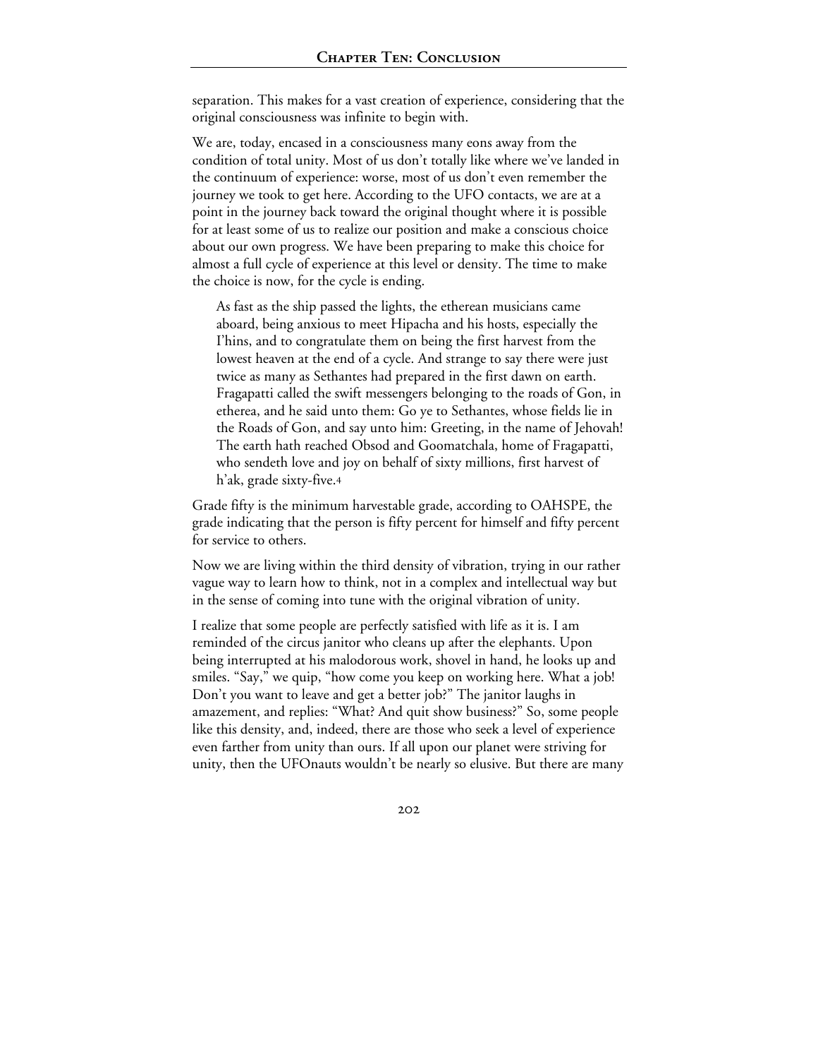separation. This makes for a vast creation of experience, considering that the original consciousness was infinite to begin with.

We are, today, encased in a consciousness many eons away from the condition of total unity. Most of us don't totally like where we've landed in the continuum of experience: worse, most of us don't even remember the journey we took to get here. According to the UFO contacts, we are at a point in the journey back toward the original thought where it is possible for at least some of us to realize our position and make a conscious choice about our own progress. We have been preparing to make this choice for almost a full cycle of experience at this level or density. The time to make the choice is now, for the cycle is ending.

> As fast as the ship passed the lights, the etherean musicians came aboard, being anxious to meet Hipacha and his hosts, especially the I'hins, and to congratulate them on being the first harvest from the lowest heaven at the end of a cycle. And strange to say there were just twice as many as Sethantes had prepared in the first dawn on earth. Fragapatti called the swift messengers belonging to the roads of Gon, in etherea, and he said unto them: Go ye to Sethantes, whose fields lie in the Roads of Gon, and say unto him: Greeting, in the name of Jehovah! The earth hath reached Obsod and Goomatchala, home of Fragapatti, who sendeth love and joy on behalf of sixty millions, first harvest of h'ak, grade sixty-five.[4]

Grade fifty is the minimum harvestable grade, according to OAHSPE, the grade indicating that the person is fifty percent for himself and fifty percent for service to others.

Now we are living within the third density of vibration, trying in our rather vague way to learn how to think, not in a complex and intellectual way but in the sense of coming into tune with the original vibration of unity.

I realize that some people are perfectly satisfied with life as it is. I am reminded of the circus janitor who cleans up after the elephants. Upon being interrupted at his malodorous work, shovel in hand, he looks up and smiles. "Say," we quip, "how come you keep on working here. What a job! Don't you want to leave and get a better job?" The janitor laughs in amazement, and replies: "What? And quit show business?" So, some people like this density, and, indeed, there are those who seek a level of experience even farther from unity than ours. If all upon our planet were striving for unity, then the UFOnauts wouldn't be nearly so elusive. But there are many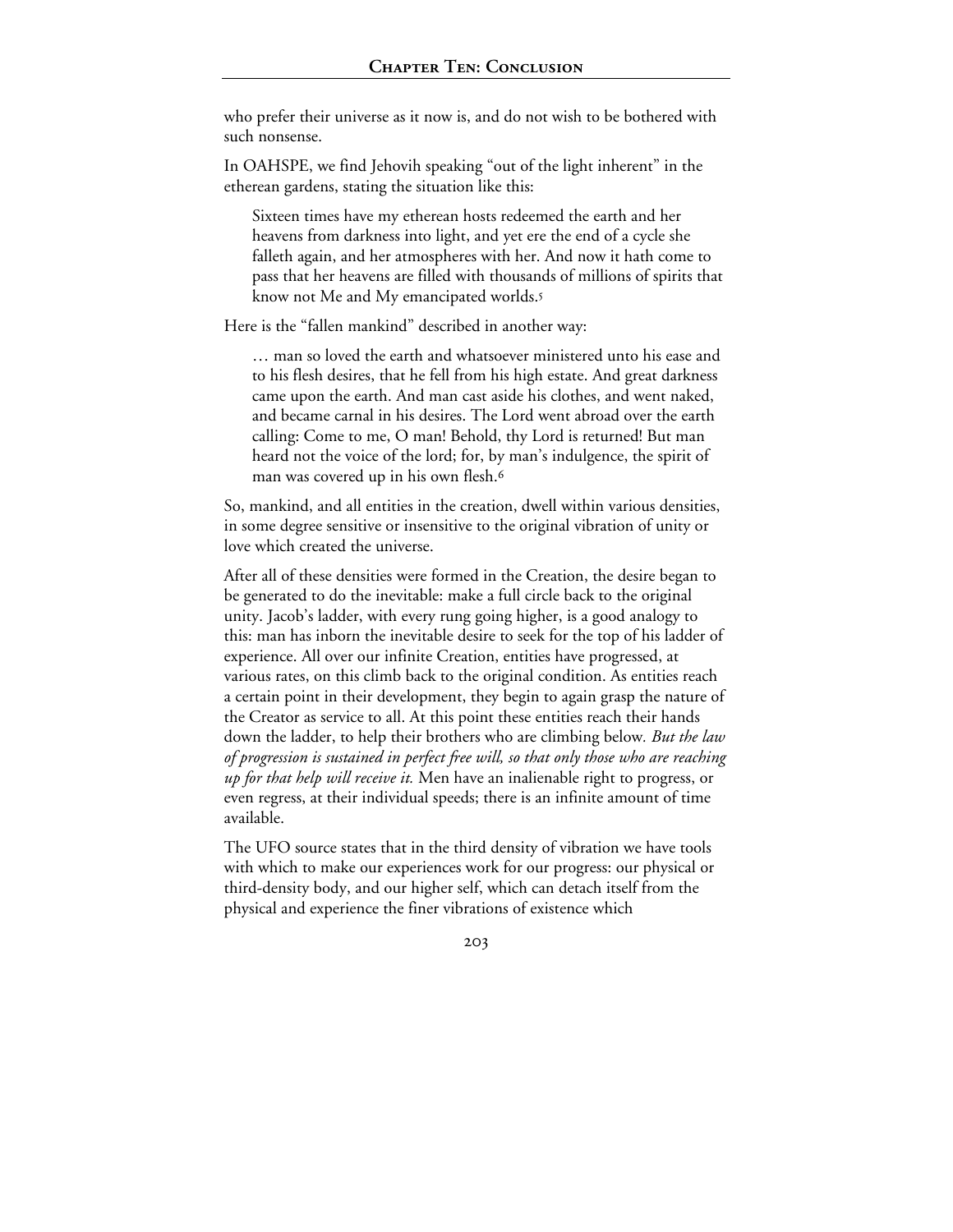who prefer their universe as it now is, and do not wish to be bothered with such nonsense.

In OAHSPE, we find Jehovih speaking "out of the light inherent" in the etherean gardens, stating the situation like this:

> Sixteen times have my etherean hosts redeemed the earth and her heavens from darkness into light, and yet ere the end of a cycle she falleth again, and her atmospheres with her. And now it hath come to pass that her heavens are filled with thousands of millions of spirits that know not Me and My emancipated worlds.[5]

Here is the "fallen mankind" described in another way:

> … man so loved the earth and whatsoever ministered unto his ease and to his flesh desires, that he fell from his high estate. And great darkness came upon the earth. And man cast aside his clothes, and went naked, and became carnal in his desires. The Lord went abroad over the earth calling: Come to me, O man! Behold, thy Lord is returned! But man heard not the voice of the lord; for, by man's indulgence, the spirit of man was covered up in his own flesh.[6]

So, mankind, and all entities in the creation, dwell within various densities, in some degree sensitive or insensitive to the original vibration of unity or love which created the universe.

After all of these densities were formed in the Creation, the desire began to be generated to do the inevitable: make a full circle back to the original unity. Jacob's ladder, with every rung going higher, is a good analogy to this: man has inborn the inevitable desire to seek for the top of his ladder of experience. All over our infinite Creation, entities have progressed, at various rates, on this climb back to the original condition. As entities reach a certain point in their development, they begin to again grasp the nature of the Creator as service to all. At this point these entities reach their hands down the ladder, to help their brothers who are climbing below. *But the law of progression is sustained in perfect free will, so that only those who are reaching up for that help will receive it.* Men have an inalienable right to progress, or even regress, at their individual speeds; there is an infinite amount of time available.

The UFO source states that in the third density of vibration we have tools with which to make our experiences work for our progress: our physical or third-density body, and our higher self, which can detach itself from the physical and experience the finer vibrations of existence which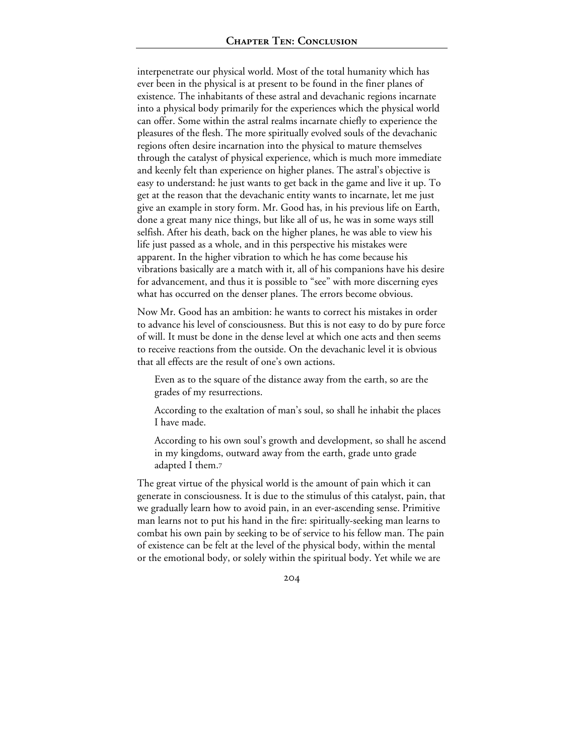interpenetrate our physical world. Most of the total humanity which has ever been in the physical is at present to be found in the finer planes of existence. The inhabitants of these astral and devachanic regions incarnate into a physical body primarily for the experiences which the physical world can offer. Some within the astral realms incarnate chiefly to experience the pleasures of the flesh. The more spiritually evolved souls of the devachanic regions often desire incarnation into the physical to mature themselves through the catalyst of physical experience, which is much more immediate and keenly felt than experience on higher planes. The astral's objective is easy to understand: he just wants to get back in the game and live it up. To get at the reason that the devachanic entity wants to incarnate, let me just give an example in story form. Mr. Good has, in his previous life on Earth, done a great many nice things, but like all of us, he was in some ways still selfish. After his death, back on the higher planes, he was able to view his life just passed as a whole, and in this perspective his mistakes were apparent. In the higher vibration to which he has come because his vibrations basically are a match with it, all of his companions have his desire for advancement, and thus it is possible to "see" with more discerning eyes what has occurred on the denser planes. The errors become obvious.

Now Mr. Good has an ambition: he wants to correct his mistakes in order to advance his level of consciousness. But this is not easy to do by pure force of will. It must be done in the dense level at which one acts and then seems to receive reactions from the outside. On the devachanic level it is obvious that all effects are the result of one's own actions.

> Even as to the square of the distance away from the earth, so are the grades of my resurrections.
>
> According to the exaltation of man's soul, so shall he inhabit the places I have made.
>
> According to his own soul's growth and development, so shall he ascend in my kingdoms, outward away from the earth, grade unto grade adapted I them.[7]

The great virtue of the physical world is the amount of pain which it can generate in consciousness. It is due to the stimulus of this catalyst, pain, that we gradually learn how to avoid pain, in an ever-ascending sense. Primitive man learns not to put his hand in the fire: spiritually-seeking man learns to combat his own pain by seeking to be of service to his fellow man. The pain of existence can be felt at the level of the physical body, within the mental or the emotional body, or solely within the spiritual body. Yet while we are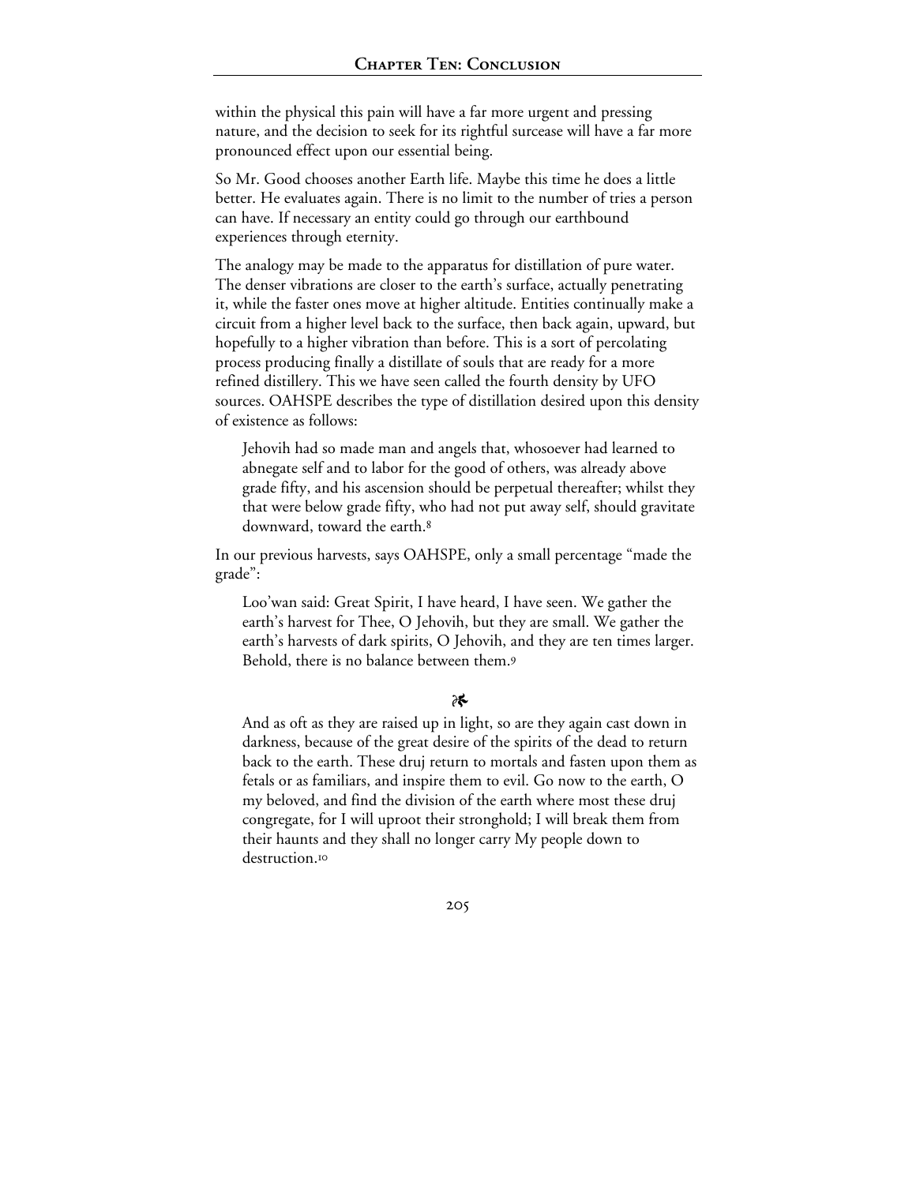within the physical this pain will have a far more urgent and pressing nature, and the decision to seek for its rightful surcease will have a far more pronounced effect upon our essential being.

So Mr. Good chooses another Earth life. Maybe this time he does a little better. He evaluates again. There is no limit to the number of tries a person can have. If necessary an entity could go through our earthbound experiences through eternity.

The analogy may be made to the apparatus for distillation of pure water. The denser vibrations are closer to the earth's surface, actually penetrating it, while the faster ones move at higher altitude. Entities continually make a circuit from a higher level back to the surface, then back again, upward, but hopefully to a higher vibration than before. This is a sort of percolating process producing finally a distillate of souls that are ready for a more refined distillery. This we have seen called the fourth density by UFO sources. OAHSPE describes the type of distillation desired upon this density of existence as follows:

> Jehovih had so made man and angels that, whosoever had learned to abnegate self and to labor for the good of others, was already above grade fifty, and his ascension should be perpetual thereafter; whilst they that were below grade fifty, who had not put away self, should gravitate downward, toward the earth.[8]

In our previous harvests, says OAHSPE, only a small percentage "made the grade":

> Loo'wan said: Great Spirit, I have heard, I have seen. We gather the earth's harvest for Thee, O Jehovih, but they are small. We gather the earth's harvests of dark spirits, O Jehovih, and they are ten times larger. Behold, there is no balance between them.[9]
>
> ❧
>
> And as oft as they are raised up in light, so are they again cast down in darkness, because of the great desire of the spirits of the dead to return back to the earth. These druj return to mortals and fasten upon them as fetals or as familiars, and inspire them to evil. Go now to the earth, O my beloved, and find the division of the earth where most these druj congregate, for I will uproot their stronghold; I will break them from their haunts and they shall no longer carry My people down to destruction.[10]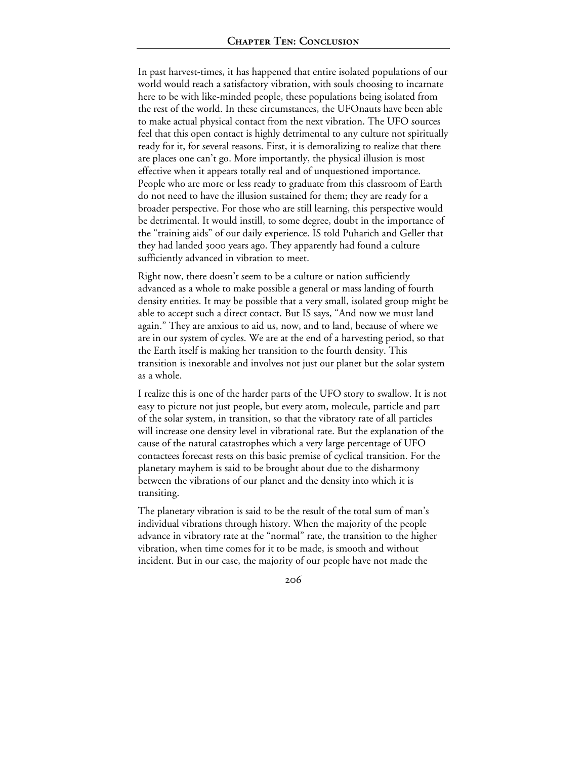In past harvest-times, it has happened that entire isolated populations of our world would reach a satisfactory vibration, with souls choosing to incarnate here to be with like-minded people, these populations being isolated from the rest of the world. In these circumstances, the UFOnauts have been able to make actual physical contact from the next vibration. The UFO sources feel that this open contact is highly detrimental to any culture not spiritually ready for it, for several reasons. First, it is demoralizing to realize that there are places one can't go. More importantly, the physical illusion is most effective when it appears totally real and of unquestioned importance. People who are more or less ready to graduate from this classroom of Earth do not need to have the illusion sustained for them; they are ready for a broader perspective. For those who are still learning, this perspective would be detrimental. It would instill, to some degree, doubt in the importance of the "training aids" of our daily experience. IS told Puharich and Geller that they had landed 3000 years ago. They apparently had found a culture sufficiently advanced in vibration to meet.

Right now, there doesn't seem to be a culture or nation sufficiently advanced as a whole to make possible a general or mass landing of fourth density entities. It may be possible that a very small, isolated group might be able to accept such a direct contact. But IS says, "And now we must land again." They are anxious to aid us, now, and to land, because of where we are in our system of cycles. We are at the end of a harvesting period, so that the Earth itself is making her transition to the fourth density. This transition is inexorable and involves not just our planet but the solar system as a whole.

I realize this is one of the harder parts of the UFO story to swallow. It is not easy to picture not just people, but every atom, molecule, particle and part of the solar system, in transition, so that the vibratory rate of all particles will increase one density level in vibrational rate. But the explanation of the cause of the natural catastrophes which a very large percentage of UFO contactees forecast rests on this basic premise of cyclical transition. For the planetary mayhem is said to be brought about due to the disharmony between the vibrations of our planet and the density into which it is transiting.

The planetary vibration is said to be the result of the total sum of man's individual vibrations through history. When the majority of the people advance in vibratory rate at the "normal" rate, the transition to the higher vibration, when time comes for it to be made, is smooth and without incident. But in our case, the majority of our people have not made the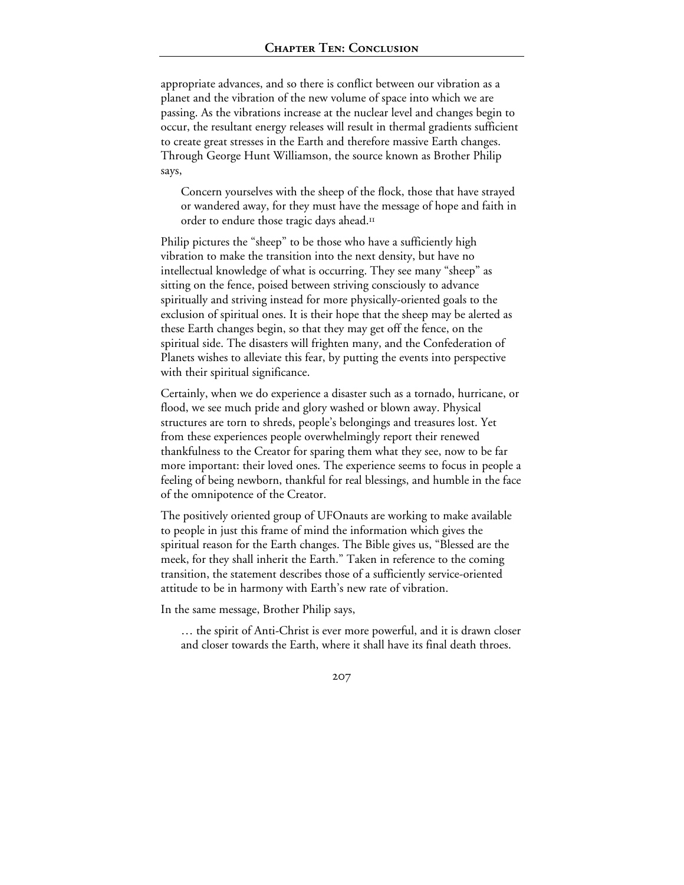appropriate advances, and so there is conflict between our vibration as a planet and the vibration of the new volume of space into which we are passing. As the vibrations increase at the nuclear level and changes begin to occur, the resultant energy releases will result in thermal gradients sufficient to create great stresses in the Earth and therefore massive Earth changes. Through George Hunt Williamson, the source known as Brother Philip says,

> Concern yourselves with the sheep of the flock, those that have strayed or wandered away, for they must have the message of hope and faith in order to endure those tragic days ahead.[11]

Philip pictures the "sheep" to be those who have a sufficiently high vibration to make the transition into the next density, but have no intellectual knowledge of what is occurring. They see many "sheep" as sitting on the fence, poised between striving consciously to advance spiritually and striving instead for more physically-oriented goals to the exclusion of spiritual ones. It is their hope that the sheep may be alerted as these Earth changes begin, so that they may get off the fence, on the spiritual side. The disasters will frighten many, and the Confederation of Planets wishes to alleviate this fear, by putting the events into perspective with their spiritual significance.

Certainly, when we do experience a disaster such as a tornado, hurricane, or flood, we see much pride and glory washed or blown away. Physical structures are torn to shreds, people's belongings and treasures lost. Yet from these experiences people overwhelmingly report their renewed thankfulness to the Creator for sparing them what they see, now to be far more important: their loved ones. The experience seems to focus in people a feeling of being newborn, thankful for real blessings, and humble in the face of the omnipotence of the Creator.

The positively oriented group of UFOnauts are working to make available to people in just this frame of mind the information which gives the spiritual reason for the Earth changes. The Bible gives us, "Blessed are the meek, for they shall inherit the Earth." Taken in reference to the coming transition, the statement describes those of a sufficiently service-oriented attitude to be in harmony with Earth's new rate of vibration.

In the same message, Brother Philip says,

> … the spirit of Anti-Christ is ever more powerful, and it is drawn closer and closer towards the Earth, where it shall have its final death throes.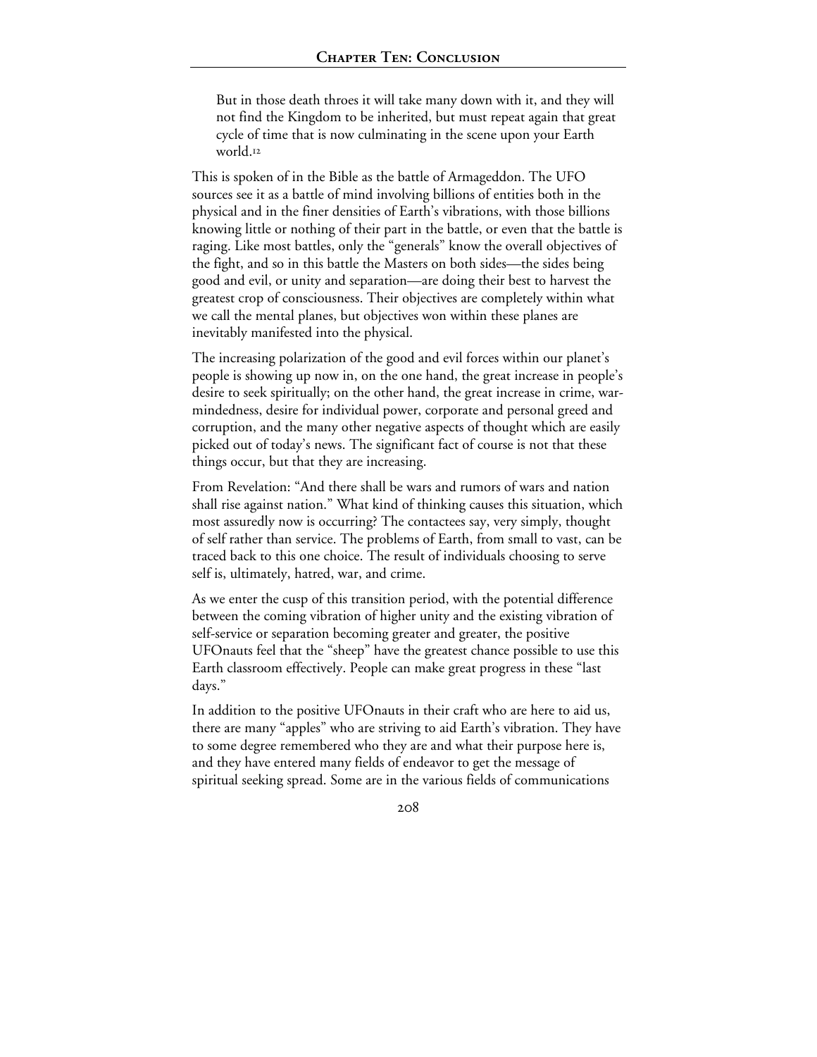> But in those death throes it will take many down with it, and they will not find the Kingdom to be inherited, but must repeat again that great cycle of time that is now culminating in the scene upon your Earth world.[12]

This is spoken of in the Bible as the battle of Armageddon. The UFO sources see it as a battle of mind involving billions of entities both in the physical and in the finer densities of Earth's vibrations, with those billions knowing little or nothing of their part in the battle, or even that the battle is raging. Like most battles, only the "generals" know the overall objectives of the fight, and so in this battle the Masters on both sides—the sides being good and evil, or unity and separation—are doing their best to harvest the greatest crop of consciousness. Their objectives are completely within what we call the mental planes, but objectives won within these planes are inevitably manifested into the physical.

The increasing polarization of the good and evil forces within our planet's people is showing up now in, on the one hand, the great increase in people's desire to seek spiritually; on the other hand, the great increase in crime, war-mindedness, desire for individual power, corporate and personal greed and corruption, and the many other negative aspects of thought which are easily picked out of today's news. The significant fact of course is not that these things occur, but that they are increasing.

From Revelation: "And there shall be wars and rumors of wars and nation shall rise against nation." What kind of thinking causes this situation, which most assuredly now is occurring? The contactees say, very simply, thought of self rather than service. The problems of Earth, from small to vast, can be traced back to this one choice. The result of individuals choosing to serve self is, ultimately, hatred, war, and crime.

As we enter the cusp of this transition period, with the potential difference between the coming vibration of higher unity and the existing vibration of self-service or separation becoming greater and greater, the positive UFOnauts feel that the "sheep" have the greatest chance possible to use this Earth classroom effectively. People can make great progress in these "last days."

In addition to the positive UFOnauts in their craft who are here to aid us, there are many "apples" who are striving to aid Earth's vibration. They have to some degree remembered who they are and what their purpose here is, and they have entered many fields of endeavor to get the message of spiritual seeking spread. Some are in the various fields of communications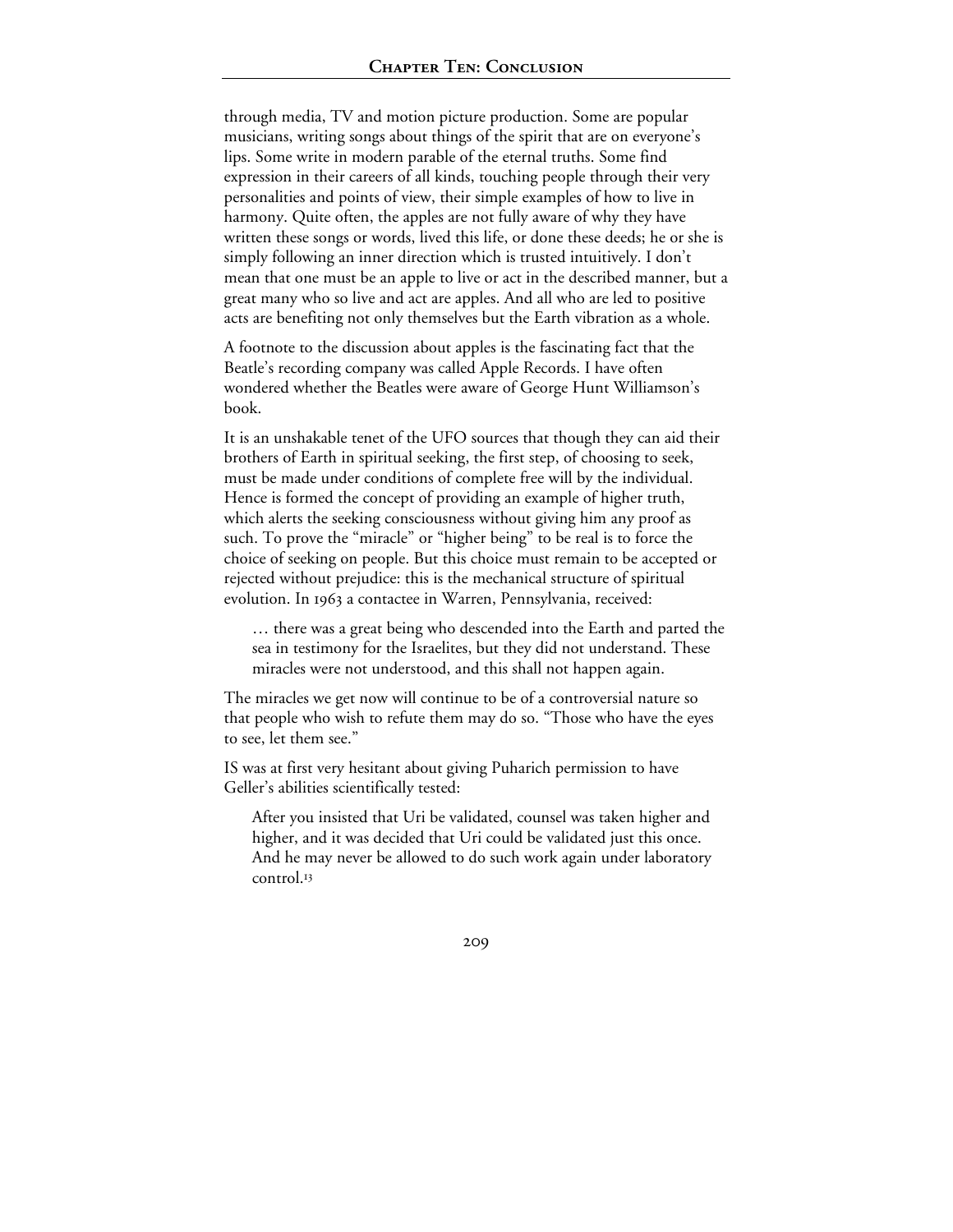through media, TV and motion picture production. Some are popular musicians, writing songs about things of the spirit that are on everyone's lips. Some write in modern parable of the eternal truths. Some find expression in their careers of all kinds, touching people through their very personalities and points of view, their simple examples of how to live in harmony. Quite often, the apples are not fully aware of why they have written these songs or words, lived this life, or done these deeds; he or she is simply following an inner direction which is trusted intuitively. I don't mean that one must be an apple to live or act in the described manner, but a great many who so live and act are apples. And all who are led to positive acts are benefiting not only themselves but the Earth vibration as a whole.

A footnote to the discussion about apples is the fascinating fact that the Beatle's recording company was called Apple Records. I have often wondered whether the Beatles were aware of George Hunt Williamson's book.

It is an unshakable tenet of the UFO sources that though they can aid their brothers of Earth in spiritual seeking, the first step, of choosing to seek, must be made under conditions of complete free will by the individual. Hence is formed the concept of providing an example of higher truth, which alerts the seeking consciousness without giving him any proof as such. To prove the "miracle" or "higher being" to be real is to force the choice of seeking on people. But this choice must remain to be accepted or rejected without prejudice: this is the mechanical structure of spiritual evolution. In 1963 a contactee in Warren, Pennsylvania, received:

> … there was a great being who descended into the Earth and parted the sea in testimony for the Israelites, but they did not understand. These miracles were not understood, and this shall not happen again.

The miracles we get now will continue to be of a controversial nature so that people who wish to refute them may do so. "Those who have the eyes to see, let them see."

IS was at first very hesitant about giving Puharich permission to have Geller's abilities scientifically tested:

> After you insisted that Uri be validated, counsel was taken higher and higher, and it was decided that Uri could be validated just this once. And he may never be allowed to do such work again under laboratory control.[13]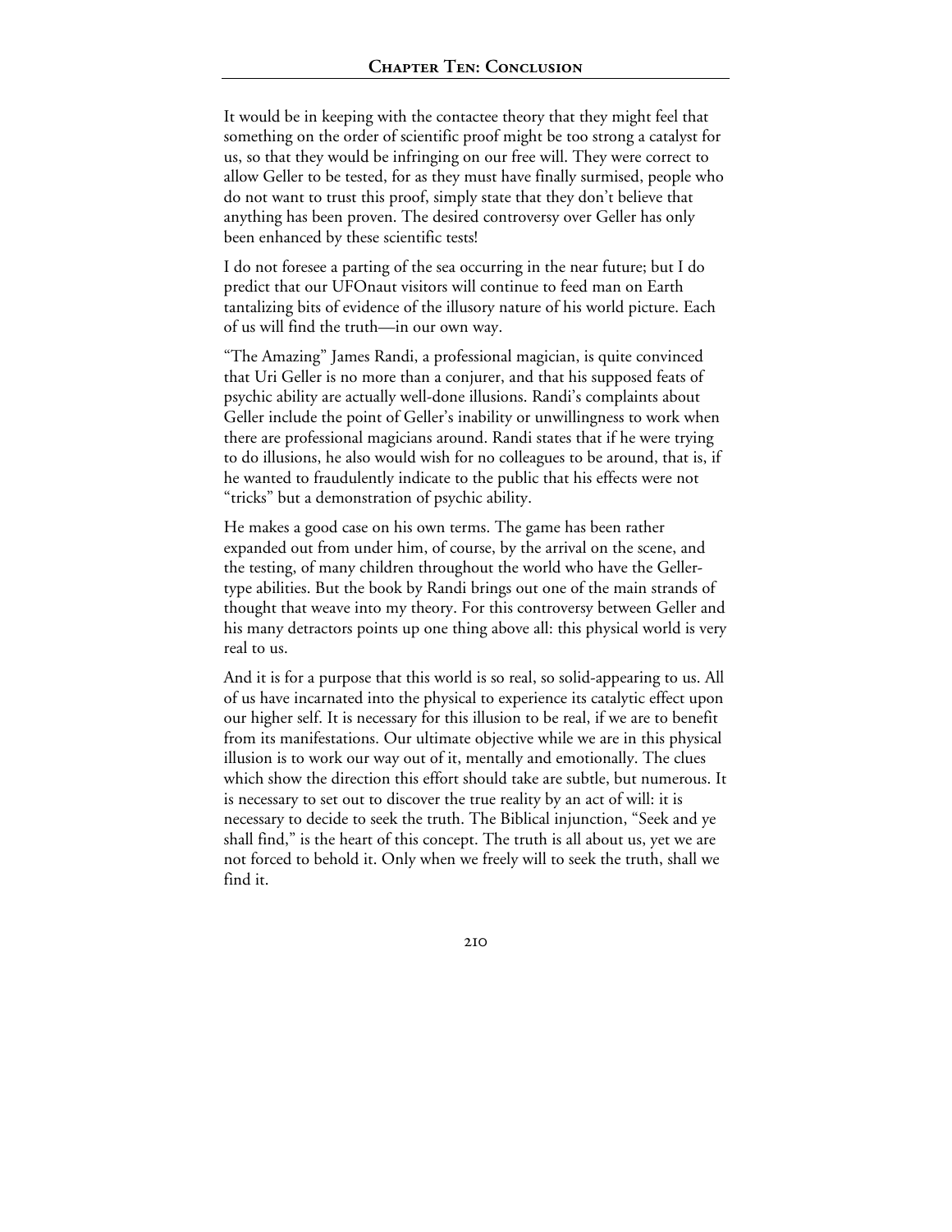It would be in keeping with the contactee theory that they might feel that something on the order of scientific proof might be too strong a catalyst for us, so that they would be infringing on our free will. They were correct to allow Geller to be tested, for as they must have finally surmised, people who do not want to trust this proof, simply state that they don't believe that anything has been proven. The desired controversy over Geller has only been enhanced by these scientific tests!

I do not foresee a parting of the sea occurring in the near future; but I do predict that our UFOnaut visitors will continue to feed man on Earth tantalizing bits of evidence of the illusory nature of his world picture. Each of us will find the truth—in our own way.

"The Amazing" James Randi, a professional magician, is quite convinced that Uri Geller is no more than a conjurer, and that his supposed feats of psychic ability are actually well-done illusions. Randi's complaints about Geller include the point of Geller's inability or unwillingness to work when there are professional magicians around. Randi states that if he were trying to do illusions, he also would wish for no colleagues to be around, that is, if he wanted to fraudulently indicate to the public that his effects were not "tricks" but a demonstration of psychic ability.

He makes a good case on his own terms. The game has been rather expanded out from under him, of course, by the arrival on the scene, and the testing, of many children throughout the world who have the Geller-type abilities. But the book by Randi brings out one of the main strands of thought that weave into my theory. For this controversy between Geller and his many detractors points up one thing above all: this physical world is very real to us.

And it is for a purpose that this world is so real, so solid-appearing to us. All of us have incarnated into the physical to experience its catalytic effect upon our higher self. It is necessary for this illusion to be real, if we are to benefit from its manifestations. Our ultimate objective while we are in this physical illusion is to work our way out of it, mentally and emotionally. The clues which show the direction this effort should take are subtle, but numerous. It is necessary to set out to discover the true reality by an act of will: it is necessary to decide to seek the truth. The Biblical injunction, "Seek and ye shall find," is the heart of this concept. The truth is all about us, yet we are not forced to behold it. Only when we freely will to seek the truth, shall we find it.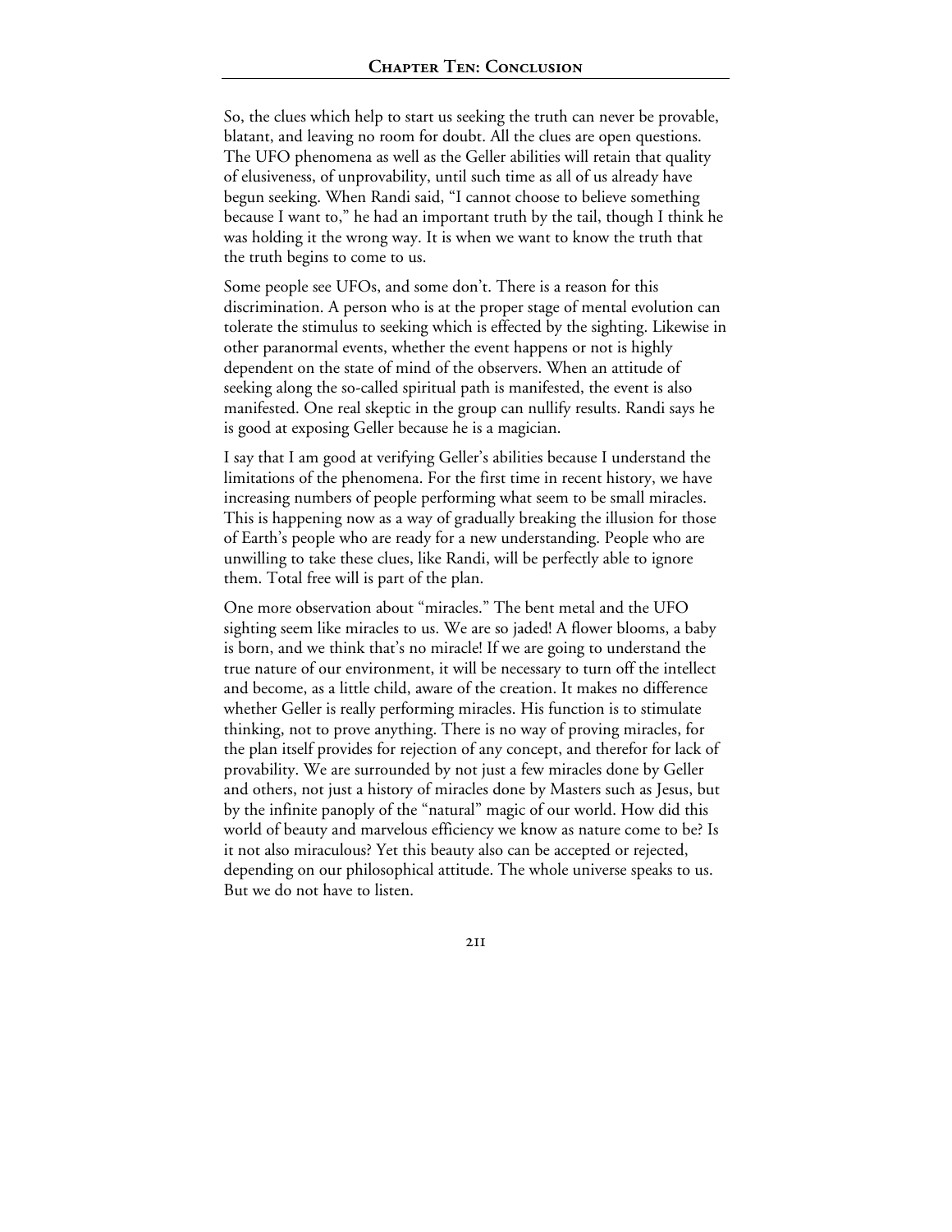So, the clues which help to start us seeking the truth can never be provable, blatant, and leaving no room for doubt. All the clues are open questions. The UFO phenomena as well as the Geller abilities will retain that quality of elusiveness, of unprovability, until such time as all of us already have begun seeking. When Randi said, "I cannot choose to believe something because I want to," he had an important truth by the tail, though I think he was holding it the wrong way. It is when we want to know the truth that the truth begins to come to us.

Some people see UFOs, and some don't. There is a reason for this discrimination. A person who is at the proper stage of mental evolution can tolerate the stimulus to seeking which is effected by the sighting. Likewise in other paranormal events, whether the event happens or not is highly dependent on the state of mind of the observers. When an attitude of seeking along the so-called spiritual path is manifested, the event is also manifested. One real skeptic in the group can nullify results. Randi says he is good at exposing Geller because he is a magician.

I say that I am good at verifying Geller's abilities because I understand the limitations of the phenomena. For the first time in recent history, we have increasing numbers of people performing what seem to be small miracles. This is happening now as a way of gradually breaking the illusion for those of Earth's people who are ready for a new understanding. People who are unwilling to take these clues, like Randi, will be perfectly able to ignore them. Total free will is part of the plan.

One more observation about "miracles." The bent metal and the UFO sighting seem like miracles to us. We are so jaded! A flower blooms, a baby is born, and we think that's no miracle! If we are going to understand the true nature of our environment, it will be necessary to turn off the intellect and become, as a little child, aware of the creation. It makes no difference whether Geller is really performing miracles. His function is to stimulate thinking, not to prove anything. There is no way of proving miracles, for the plan itself provides for rejection of any concept, and therefor for lack of provability. We are surrounded by not just a few miracles done by Geller and others, not just a history of miracles done by Masters such as Jesus, but by the infinite panoply of the "natural" magic of our world. How did this world of beauty and marvelous efficiency we know as nature come to be? Is it not also miraculous? Yet this beauty also can be accepted or rejected, depending on our philosophical attitude. The whole universe speaks to us. But we do not have to listen.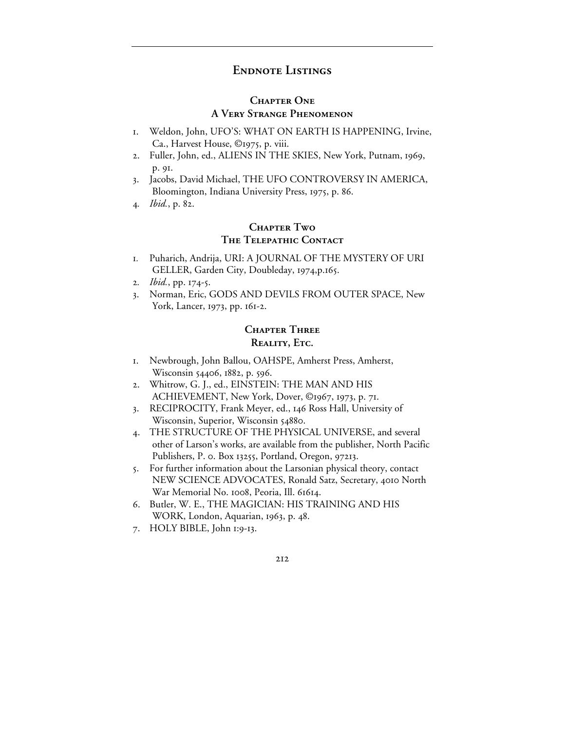# Endnote Listings

## Chapter One
## A Very Strange Phenomenon

1. Weldon, John, UFO'S: WHAT ON EARTH IS HAPPENING, Irvine, Ca., Harvest House, ©1975, p. viii.
2. Fuller, John, ed., ALIENS IN THE SKIES, New York, Putnam, 1969, p. 91.
3. Jacobs, David Michael, THE UFO CONTROVERSY IN AMERICA, Bloomington, Indiana University Press, 1975, p. 86.
4. *Ibid.*, p. 82.

## Chapter Two
## The Telepathic Contact

1. Puharich, Andrija, URI: A JOURNAL OF THE MYSTERY OF URI GELLER, Garden City, Doubleday, 1974,p.165.
2. *Ibid.*, pp. 174-5.
3. Norman, Eric, GODS AND DEVILS FROM OUTER SPACE, New York, Lancer, 1973, pp. 161-2.

## Chapter Three
## Reality, Etc.

1. Newbrough, John Ballou, OAHSPE, Amherst Press, Amherst, Wisconsin 54406, 1882, p. 596.
2. Whitrow, G. J., ed., EINSTEIN: THE MAN AND HIS ACHIEVEMENT, New York, Dover, ©1967, 1973, p. 71.
3. RECIPROCITY, Frank Meyer, ed., 146 Ross Hall, University of Wisconsin, Superior, Wisconsin 54880.
4. THE STRUCTURE OF THE PHYSICAL UNIVERSE, and several other of Larson's works, are available from the publisher, North Pacific Publishers, P. o. Box 13255, Portland, Oregon, 97213.
5. For further information about the Larsonian physical theory, contact NEW SCIENCE ADVOCATES, Ronald Satz, Secretary, 4010 North War Memorial No. 1008, Peoria, Ill. 61614.
6. Butler, W. E., THE MAGICIAN: HIS TRAINING AND HIS WORK, London, Aquarian, 1963, p. 48.
7. HOLY BIBLE, John 1:9-13.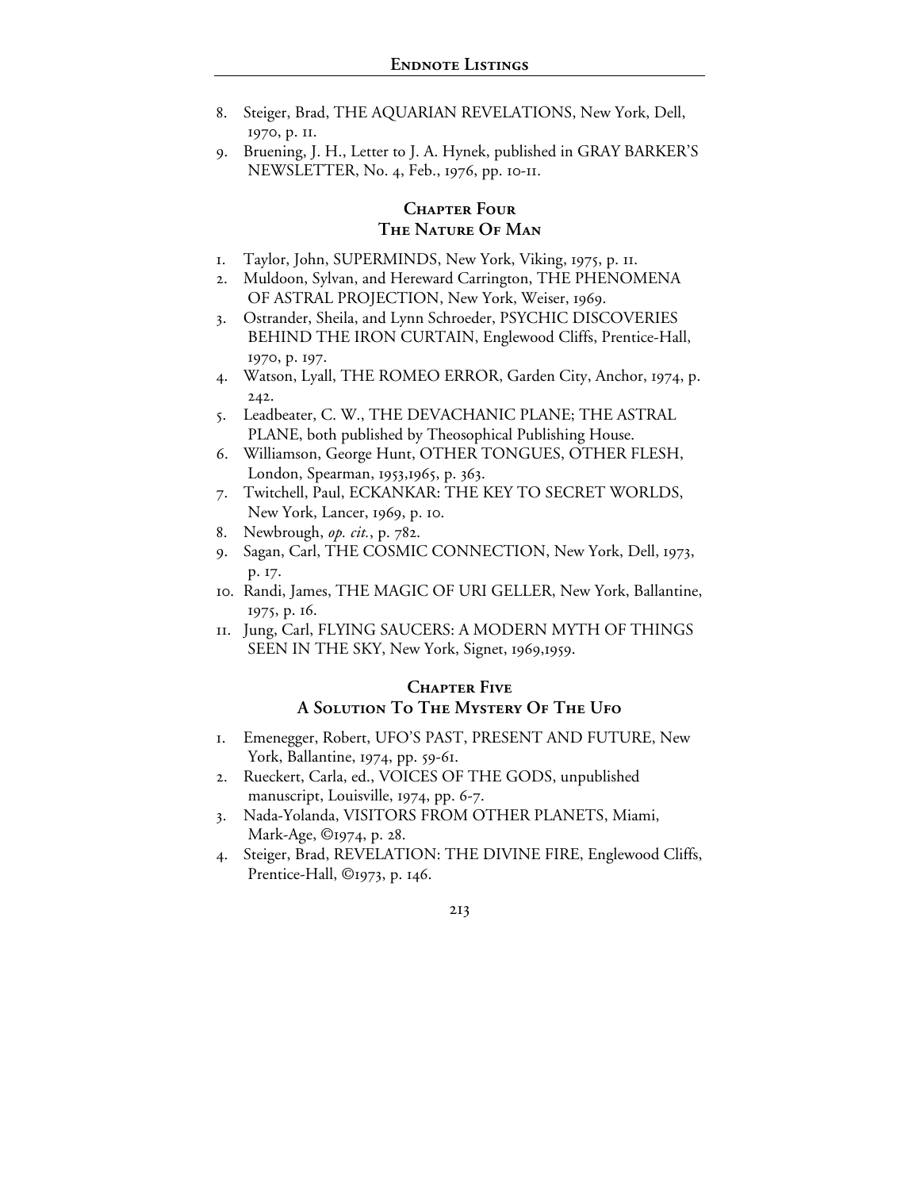8. Steiger, Brad, THE AQUARIAN REVELATIONS, New York, Dell, 1970, p. 11.
9. Bruening, J. H., Letter to J. A. Hynek, published in GRAY BARKER'S NEWSLETTER, No. 4, Feb., 1976, pp. 10-11.

## Chapter Four
## The Nature Of Man

1. Taylor, John, SUPERMINDS, New York, Viking, 1975, p. 11.
2. Muldoon, Sylvan, and Hereward Carrington, THE PHENOMENA OF ASTRAL PROJECTION, New York, Weiser, 1969.
3. Ostrander, Sheila, and Lynn Schroeder, PSYCHIC DISCOVERIES BEHIND THE IRON CURTAIN, Englewood Cliffs, Prentice-Hall, 1970, p. 197.
4. Watson, Lyall, THE ROMEO ERROR, Garden City, Anchor, 1974, p. 242.
5. Leadbeater, C. W., THE DEVACHANIC PLANE; THE ASTRAL PLANE, both published by Theosophical Publishing House.
6. Williamson, George Hunt, OTHER TONGUES, OTHER FLESH, London, Spearman, 1953,1965, p. 363.
7. Twitchell, Paul, ECKANKAR: THE KEY TO SECRET WORLDS, New York, Lancer, 1969, p. 10.
8. Newbrough, *op. cit.*, p. 782.
9. Sagan, Carl, THE COSMIC CONNECTION, New York, Dell, 1973, p. 17.
10. Randi, James, THE MAGIC OF URI GELLER, New York, Ballantine, 1975, p. 16.
11. Jung, Carl, FLYING SAUCERS: A MODERN MYTH OF THINGS SEEN IN THE SKY, New York, Signet, 1969,1959.

## Chapter Five
## A Solution To The Mystery Of The Ufo

1. Emenegger, Robert, UFO'S PAST, PRESENT AND FUTURE, New York, Ballantine, 1974, pp. 59-61.
2. Rueckert, Carla, ed., VOICES OF THE GODS, unpublished manuscript, Louisville, 1974, pp. 6-7.
3. Nada-Yolanda, VISITORS FROM OTHER PLANETS, Miami, Mark-Age, ©1974, p. 28.
4. Steiger, Brad, REVELATION: THE DIVINE FIRE, Englewood Cliffs, Prentice-Hall, ©1973, p. 146.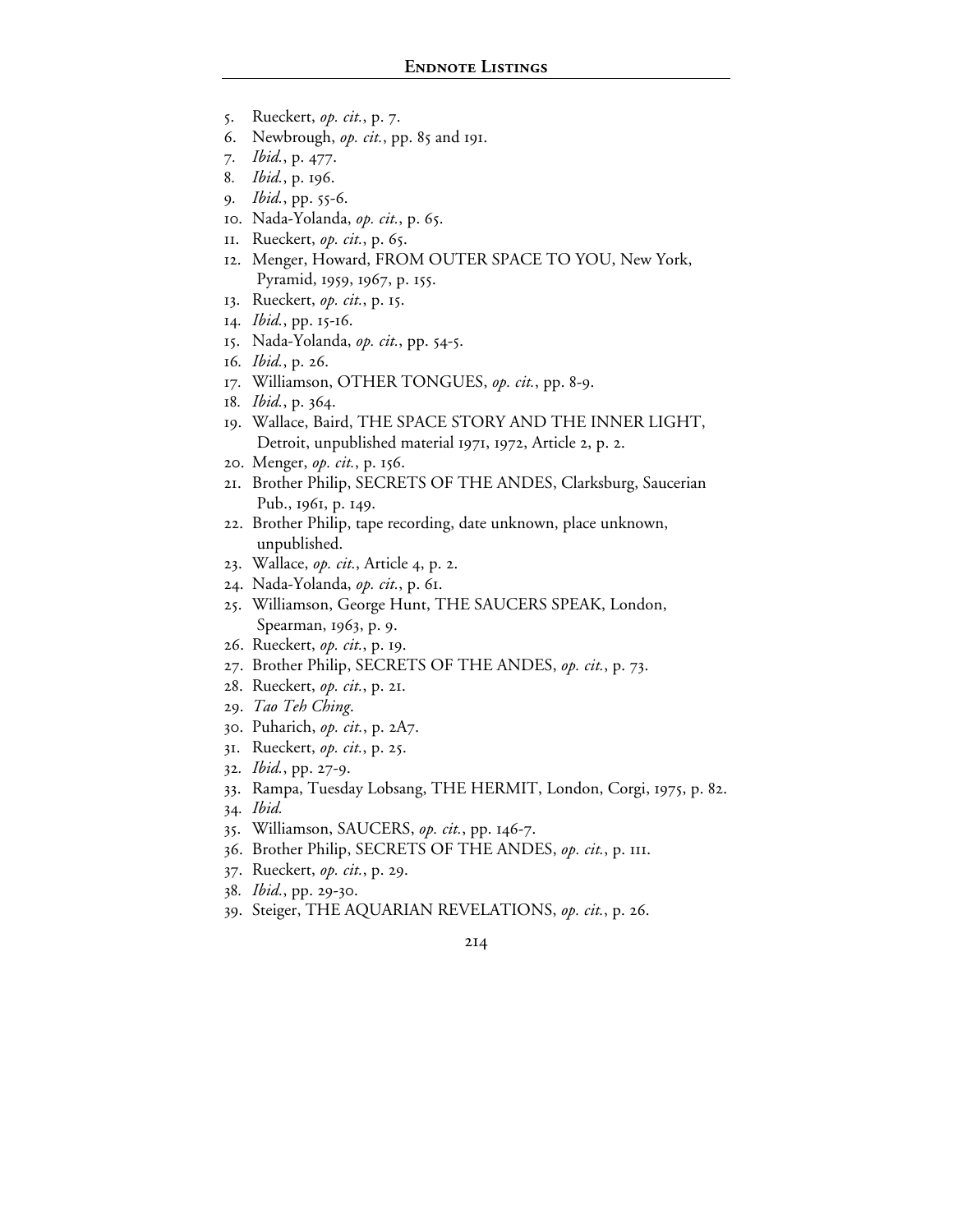5. Rueckert, *op. cit.*, p. 7.
6. Newbrough, *op. cit.*, pp. 85 and 191.
7. *Ibid.*, p. 477.
8. *Ibid.*, p. 196.
9. *Ibid.*, pp. 55-6.
10. Nada-Yolanda, *op. cit.*, p. 65.
11. Rueckert, *op. cit.*, p. 65.
12. Menger, Howard, FROM OUTER SPACE TO YOU, New York, Pyramid, 1959, 1967, p. 155.
13. Rueckert, *op. cit.*, p. 15.
14. *Ibid.*, pp. 15-16.
15. Nada-Yolanda, *op. cit.*, pp. 54-5.
16. *Ibid.*, p. 26.
17. Williamson, OTHER TONGUES, *op. cit.*, pp. 8-9.
18. *Ibid.*, p. 364.
19. Wallace, Baird, THE SPACE STORY AND THE INNER LIGHT, Detroit, unpublished material 1971, 1972, Article 2, p. 2.
20. Menger, *op. cit.*, p. 156.
21. Brother Philip, SECRETS OF THE ANDES, Clarksburg, Saucerian Pub., 1961, p. 149.
22. Brother Philip, tape recording, date unknown, place unknown, unpublished.
23. Wallace, *op. cit.*, Article 4, p. 2.
24. Nada-Yolanda, *op. cit.*, p. 61.
25. Williamson, George Hunt, THE SAUCERS SPEAK, London, Spearman, 1963, p. 9.
26. Rueckert, *op. cit.*, p. 19.
27. Brother Philip, SECRETS OF THE ANDES, *op. cit.*, p. 73.
28. Rueckert, *op. cit.*, p. 21.
29. *Tao Teh Ching*.
30. Puharich, *op. cit.*, p. 2A7.
31. Rueckert, *op. cit.*, p. 25.
32. *Ibid.*, pp. 27-9.
33. Rampa, Tuesday Lobsang, THE HERMIT, London, Corgi, 1975, p. 82.
34. *Ibid.*
35. Williamson, SAUCERS, *op. cit.*, pp. 146-7.
36. Brother Philip, SECRETS OF THE ANDES, *op. cit.*, p. 111.
37. Rueckert, *op. cit.*, p. 29.
38. *Ibid.*, pp. 29-30.
39. Steiger, THE AQUARIAN REVELATIONS, *op. cit.*, p. 26.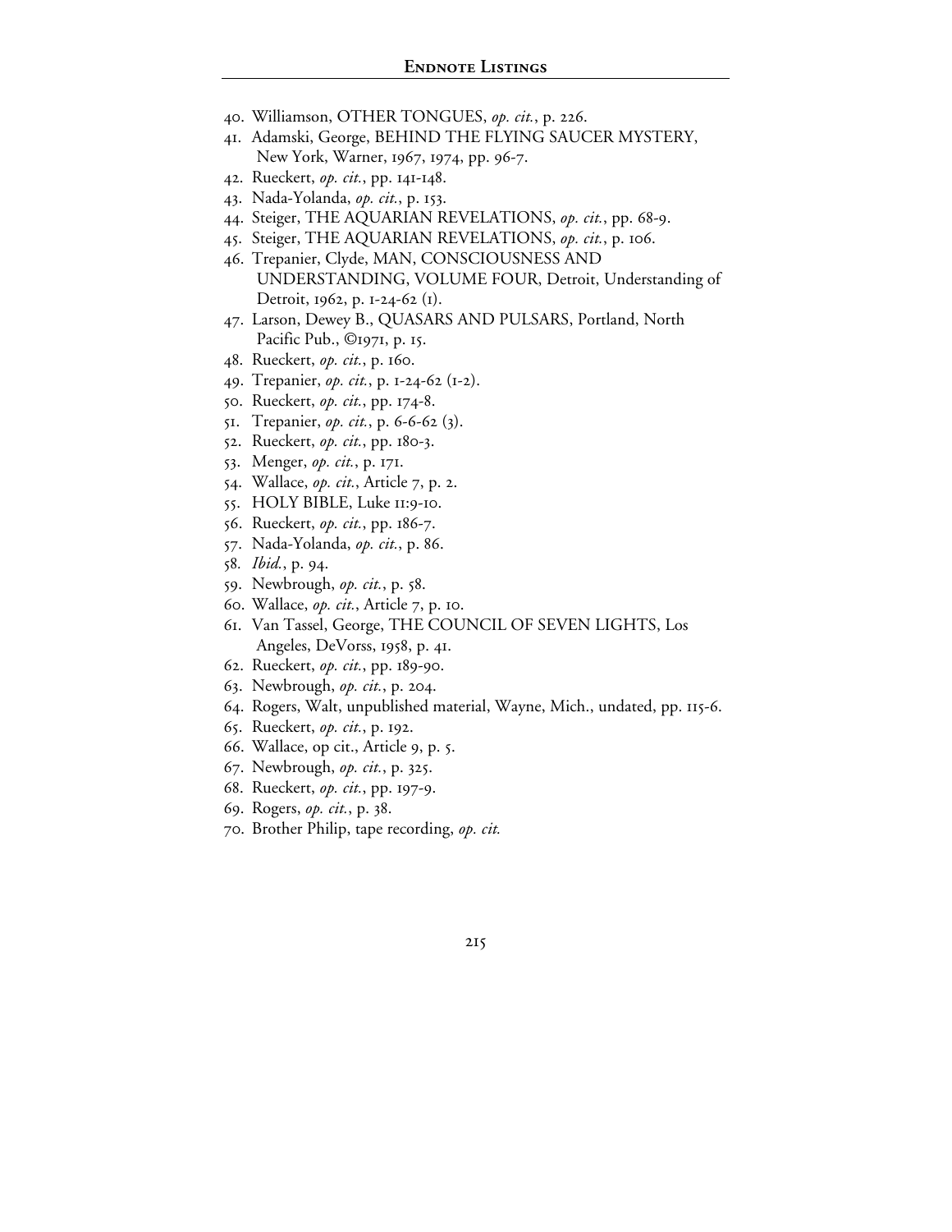40. Williamson, OTHER TONGUES, *op. cit.*, p. 226.
41. Adamski, George, BEHIND THE FLYING SAUCER MYSTERY, New York, Warner, 1967, 1974, pp. 96-7.
42. Rueckert, *op. cit.*, pp. 141-148.
43. Nada-Yolanda, *op. cit.*, p. 153.
44. Steiger, THE AQUARIAN REVELATIONS, *op. cit.*, pp. 68-9.
45. Steiger, THE AQUARIAN REVELATIONS, *op. cit.*, p. 106.
46. Trepanier, Clyde, MAN, CONSCIOUSNESS AND UNDERSTANDING, VOLUME FOUR, Detroit, Understanding of Detroit, 1962, p. 1-24-62 (1).
47. Larson, Dewey B., QUASARS AND PULSARS, Portland, North Pacific Pub., ©1971, p. 15.
48. Rueckert, *op. cit.*, p. 160.
49. Trepanier, *op. cit.*, p. 1-24-62 (1-2).
50. Rueckert, *op. cit.*, pp. 174-8.
51. Trepanier, *op. cit.*, p. 6-6-62 (3).
52. Rueckert, *op. cit.*, pp. 180-3.
53. Menger, *op. cit.*, p. 171.
54. Wallace, *op. cit.*, Article 7, p. 2.
55. HOLY BIBLE, Luke 11:9-10.
56. Rueckert, *op. cit.*, pp. 186-7.
57. Nada-Yolanda, *op. cit.*, p. 86.
58. *Ibid.*, p. 94.
59. Newbrough, *op. cit.*, p. 58.
60. Wallace, *op. cit.*, Article 7, p. 10.
61. Van Tassel, George, THE COUNCIL OF SEVEN LIGHTS, Los Angeles, DeVorss, 1958, p. 41.
62. Rueckert, *op. cit.*, pp. 189-90.
63. Newbrough, *op. cit.*, p. 204.
64. Rogers, Walt, unpublished material, Wayne, Mich., undated, pp. 115-6.
65. Rueckert, *op. cit.*, p. 192.
66. Wallace, op cit., Article 9, p. 5.
67. Newbrough, *op. cit.*, p. 325.
68. Rueckert, *op. cit.*, pp. 197-9.
69. Rogers, *op. cit.*, p. 38.
70. Brother Philip, tape recording, *op. cit.*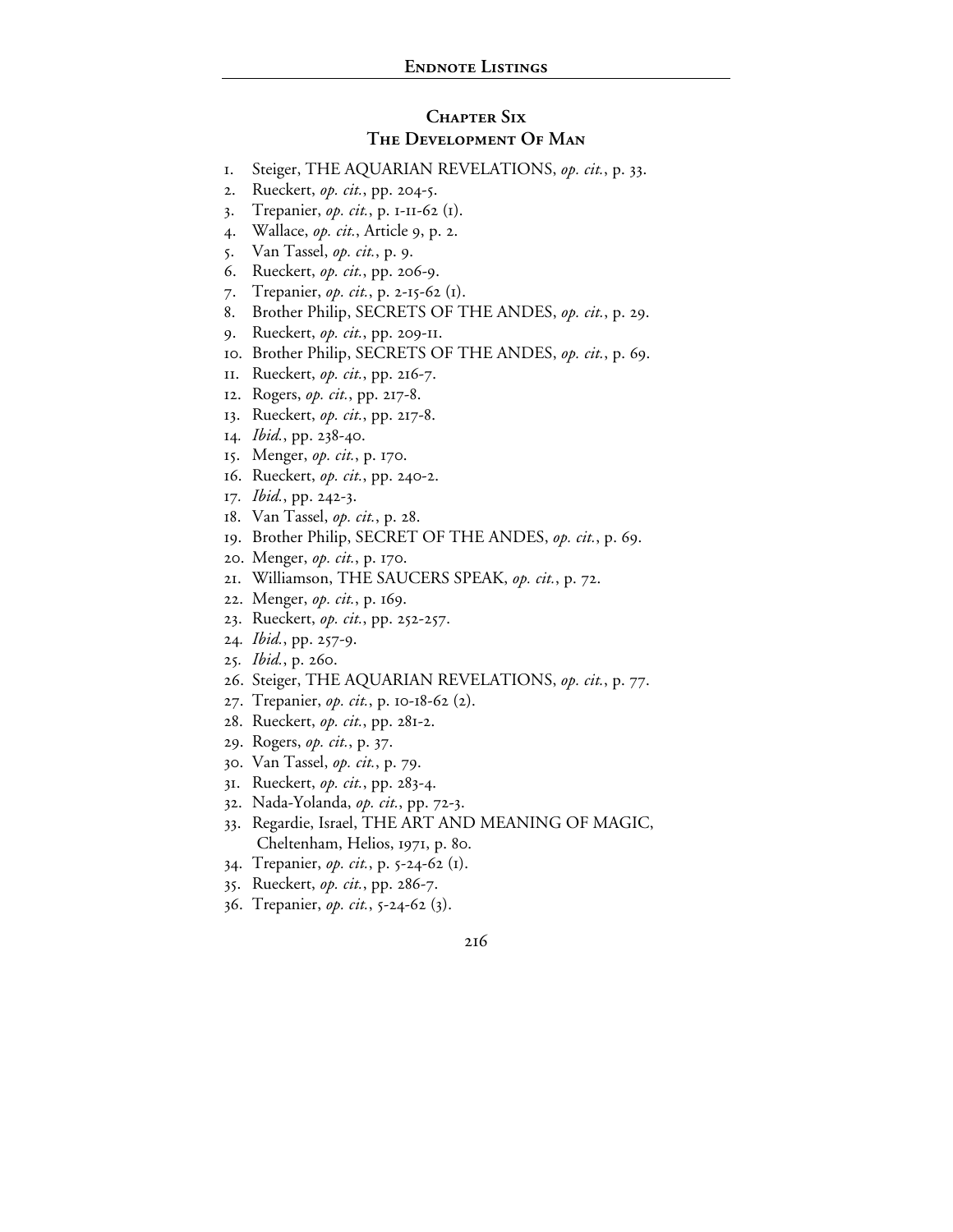## Chapter Six
## The Development Of Man

1. Steiger, THE AQUARIAN REVELATIONS, *op. cit.*, p. 33.
2. Rueckert, *op. cit.*, pp. 204-5.
3. Trepanier, *op. cit.*, p. 1-11-62 (1).
4. Wallace, *op. cit.*, Article 9, p. 2.
5. Van Tassel, *op. cit.*, p. 9.
6. Rueckert, *op. cit.*, pp. 206-9.
7. Trepanier, *op. cit.*, p. 2-15-62 (1).
8. Brother Philip, SECRETS OF THE ANDES, *op. cit.*, p. 29.
9. Rueckert, *op. cit.*, pp. 209-11.
10. Brother Philip, SECRETS OF THE ANDES, *op. cit.*, p. 69.
11. Rueckert, *op. cit.*, pp. 216-7.
12. Rogers, *op. cit.*, pp. 217-8.
13. Rueckert, *op. cit.*, pp. 217-8.
14. *Ibid.*, pp. 238-40.
15. Menger, *op. cit.*, p. 170.
16. Rueckert, *op. cit.*, pp. 240-2.
17. *Ibid.*, pp. 242-3.
18. Van Tassel, *op. cit.*, p. 28.
19. Brother Philip, SECRET OF THE ANDES, *op. cit.*, p. 69.
20. Menger, *op. cit.*, p. 170.
21. Williamson, THE SAUCERS SPEAK, *op. cit.*, p. 72.
22. Menger, *op. cit.*, p. 169.
23. Rueckert, *op. cit.*, pp. 252-257.
24. *Ibid.*, pp. 257-9.
25. *Ibid.*, p. 260.
26. Steiger, THE AQUARIAN REVELATIONS, *op. cit.*, p. 77.
27. Trepanier, *op. cit.*, p. 10-18-62 (2).
28. Rueckert, *op. cit.*, pp. 281-2.
29. Rogers, *op. cit.*, p. 37.
30. Van Tassel, *op. cit.*, p. 79.
31. Rueckert, *op. cit.*, pp. 283-4.
32. Nada-Yolanda, *op. cit.*, pp. 72-3.
33. Regardie, Israel, THE ART AND MEANING OF MAGIC, Cheltenham, Helios, 1971, p. 80.
34. Trepanier, *op. cit.*, p. 5-24-62 (1).
35. Rueckert, *op. cit.*, pp. 286-7.
36. Trepanier, *op. cit.*, 5-24-62 (3).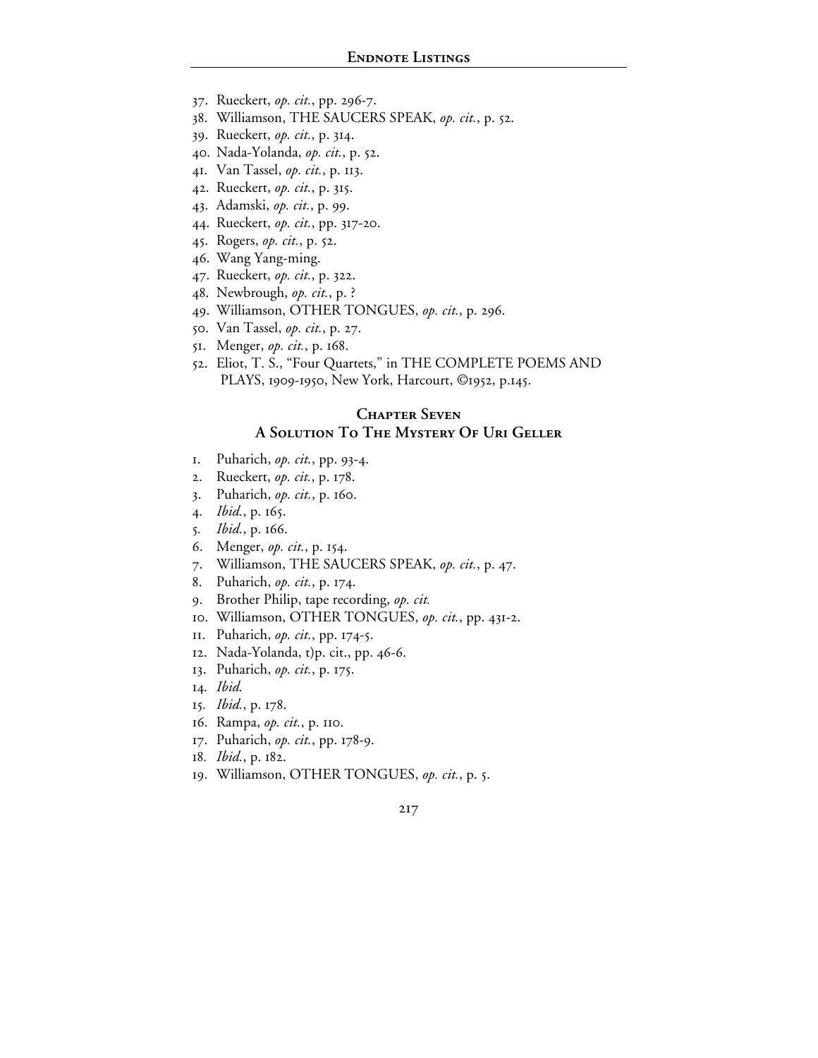37. Rueckert, *op. cit.*, pp. 296-7.
38. Williamson, THE SAUCERS SPEAK, *op. cit.*, p. 52.
39. Rueckert, *op. cit.*, p. 314.
40. Nada-Yolanda, *op. cit.*, p. 52.
41. Van Tassel, *op. cit.*, p. 113.
42. Rueckert, *op. cit.*, p. 315.
43. Adamski, *op. cit.*, p. 99.
44. Rueckert, *op. cit.*, pp. 317-20.
45. Rogers, *op. cit.*, p. 52.
46. Wang Yang-ming.
47. Rueckert, *op. cit.*, p. 322.
48. Newbrough, *op. cit.*, p. ?
49. Williamson, OTHER TONGUES, *op. cit.*, p. 296.
50. Van Tassel, *op. cit.*, p. 27.
51. Menger, *op. cit.*, p. 168.
52. Eliot, T. S., "Four Quartets," in THE COMPLETE POEMS AND PLAYS, 1909-1950, New York, Harcourt, ©1952, p.145.

## Chapter Seven
## A Solution To The Mystery Of Uri Geller

1. Puharich, *op. cit.*, pp. 93-4.
2. Rueckert, *op. cit.*, p. 178.
3. Puharich, *op. cit.*, p. 160.
4. *Ibid.*, p. 165.
5. *Ibid.*, p. 166.
6. Menger, *op. cit.*, p. 154.
7. Williamson, THE SAUCERS SPEAK, *op. cit.*, p. 47.
8. Puharich, *op. cit.*, p. 174.
9. Brother Philip, tape recording, *op. cit.*
10. Williamson, OTHER TONGUES, *op. cit.*, pp. 431-2.
11. Puharich, *op. cit.*, pp. 174-5.
12. Nada-Yolanda, t)p. cit., pp. 46-6.
13. Puharich, *op. cit.*, p. 175.
14. *Ibid.*
15. *Ibid.*, p. 178.
16. Rampa, *op. cit.*, p. 110.
17. Puharich, *op. cit.*, pp. 178-9.
18. *Ibid.*, p. 182.
19. Williamson, OTHER TONGUES, *op. cit.*, p. 5.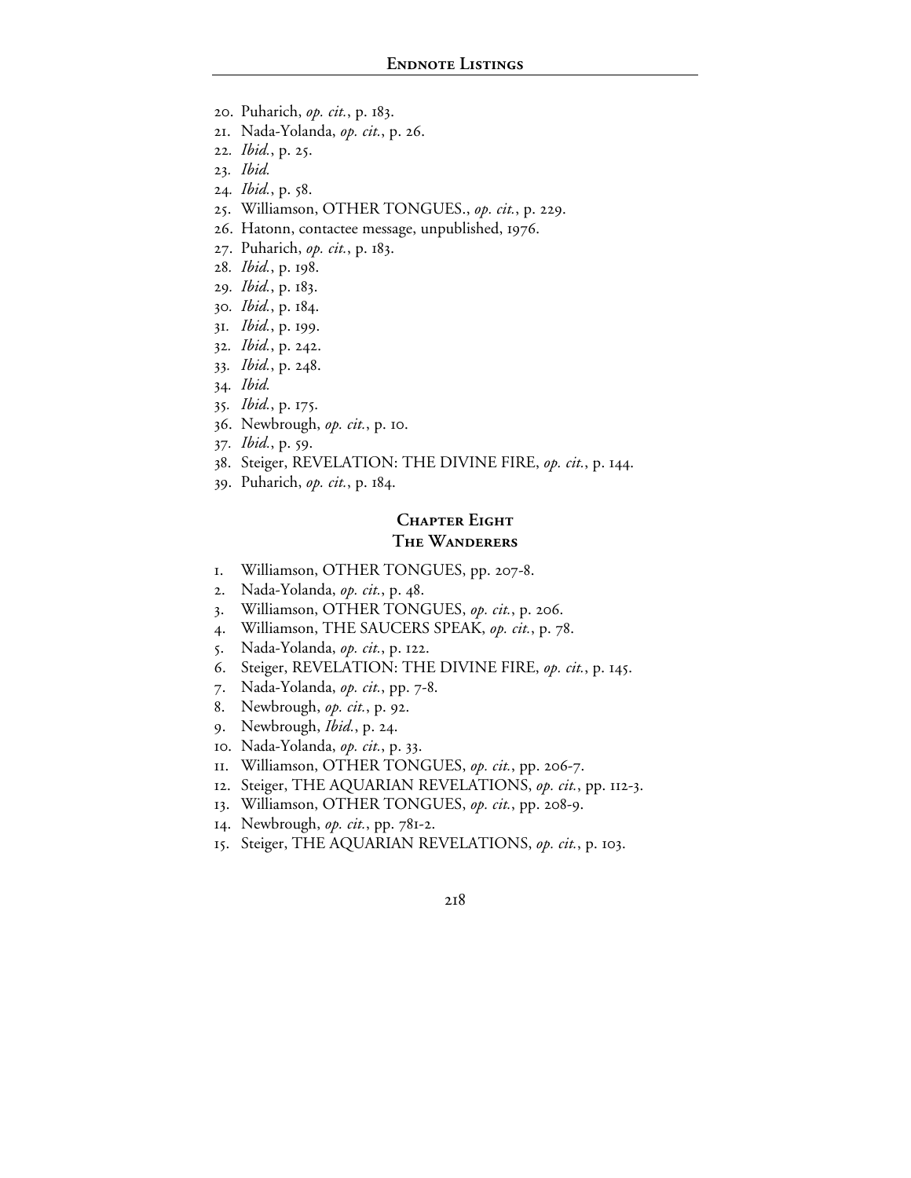20. Puharich, *op. cit.*, p. 183.
21. Nada-Yolanda, *op. cit.*, p. 26.
22. *Ibid.*, p. 25.
23. *Ibid.*
24. *Ibid.*, p. 58.
25. Williamson, OTHER TONGUES., *op. cit.*, p. 229.
26. Hatonn, contactee message, unpublished, 1976.
27. Puharich, *op. cit.*, p. 183.
28. *Ibid.*, p. 198.
29. *Ibid.*, p. 183.
30. *Ibid.*, p. 184.
31. *Ibid.*, p. 199.
32. *Ibid.*, p. 242.
33. *Ibid.*, p. 248.
34. *Ibid.*
35. *Ibid.*, p. 175.
36. Newbrough, *op. cit.*, p. 10.
37. *Ibid.*, p. 59.
38. Steiger, REVELATION: THE DIVINE FIRE, *op. cit.*, p. 144.
39. Puharich, *op. cit.*, p. 184.

## Chapter Eight
## The Wanderers

1. Williamson, OTHER TONGUES, pp. 207-8.
2. Nada-Yolanda, *op. cit.*, p. 48.
3. Williamson, OTHER TONGUES, *op. cit.*, p. 206.
4. Williamson, THE SAUCERS SPEAK, *op. cit.*, p. 78.
5. Nada-Yolanda, *op. cit.*, p. 122.
6. Steiger, REVELATION: THE DIVINE FIRE, *op. cit.*, p. 145.
7. Nada-Yolanda, *op. cit.*, pp. 7-8.
8. Newbrough, *op. cit.*, p. 92.
9. Newbrough, *Ibid.*, p. 24.
10. Nada-Yolanda, *op. cit.*, p. 33.
11. Williamson, OTHER TONGUES, *op. cit.*, pp. 206-7.
12. Steiger, THE AQUARIAN REVELATIONS, *op. cit.*, pp. 112-3.
13. Williamson, OTHER TONGUES, *op. cit.*, pp. 208-9.
14. Newbrough, *op. cit.*, pp. 781-2.
15. Steiger, THE AQUARIAN REVELATIONS, *op. cit.*, p. 103.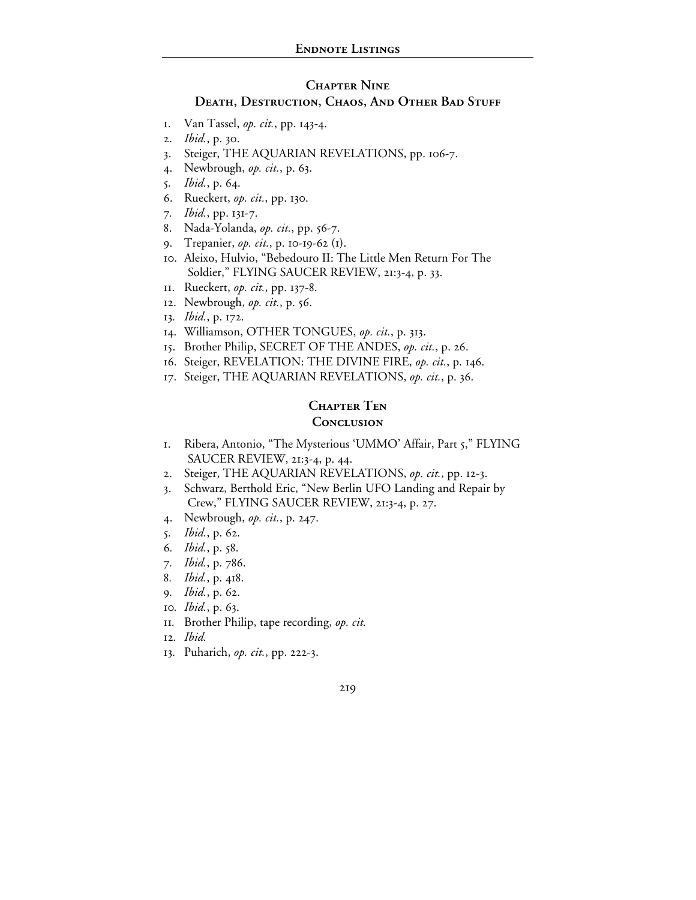## Chapter Nine
## Death, Destruction, Chaos, And Other Bad Stuff

1. Van Tassel, *op. cit.*, pp. 143-4.
2. *Ibid.*, p. 30.
3. Steiger, THE AQUARIAN REVELATIONS, pp. 106-7.
4. Newbrough, *op. cit.*, p. 63.
5. *Ibid.*, p. 64.
6. Rueckert, *op. cit.*, pp. 130.
7. *Ibid.*, pp. 131-7.
8. Nada-Yolanda, *op. cit.*, pp. 56-7.
9. Trepanier, *op. cit.*, p. 10-19-62 (1).
10. Aleixo, Hulvio, "Bebedouro II: The Little Men Return For The Soldier," FLYING SAUCER REVIEW, 21:3-4, p. 33.
11. Rueckert, *op. cit.*, pp. 137-8.
12. Newbrough, *op. cit.*, p. 56.
13. *Ibid.*, p. 172.
14. Williamson, OTHER TONGUES, *op. cit.*, p. 313.
15. Brother Philip, SECRET OF THE ANDES, *op. cit.*, p. 26.
16. Steiger, REVELATION: THE DIVINE FIRE, *op. cit.*, p. 146.
17. Steiger, THE AQUARIAN REVELATIONS, *op. cit.*, p. 36.

## Chapter Ten
## Conclusion

1. Ribera, Antonio, "The Mysterious 'UMMO' Affair, Part 5," FLYING SAUCER REVIEW, 21:3-4, p. 44.
2. Steiger, THE AQUARIAN REVELATIONS, *op. cit.*, pp. 12-3.
3. Schwarz, Berthold Eric, "New Berlin UFO Landing and Repair by Crew," FLYING SAUCER REVIEW, 21:3-4, p. 27.
4. Newbrough, *op. cit.*, p. 247.
5. *Ibid.*, p. 62.
6. *Ibid.*, p. 58.
7. *Ibid.*, p. 786.
8. *Ibid.*, p. 418.
9. *Ibid.*, p. 62.
10. *Ibid.*, p. 63.
11. Brother Philip, tape recording, *op. cit.*
12. *Ibid.*
13. Puharich, *op. cit.*, pp. 222-3.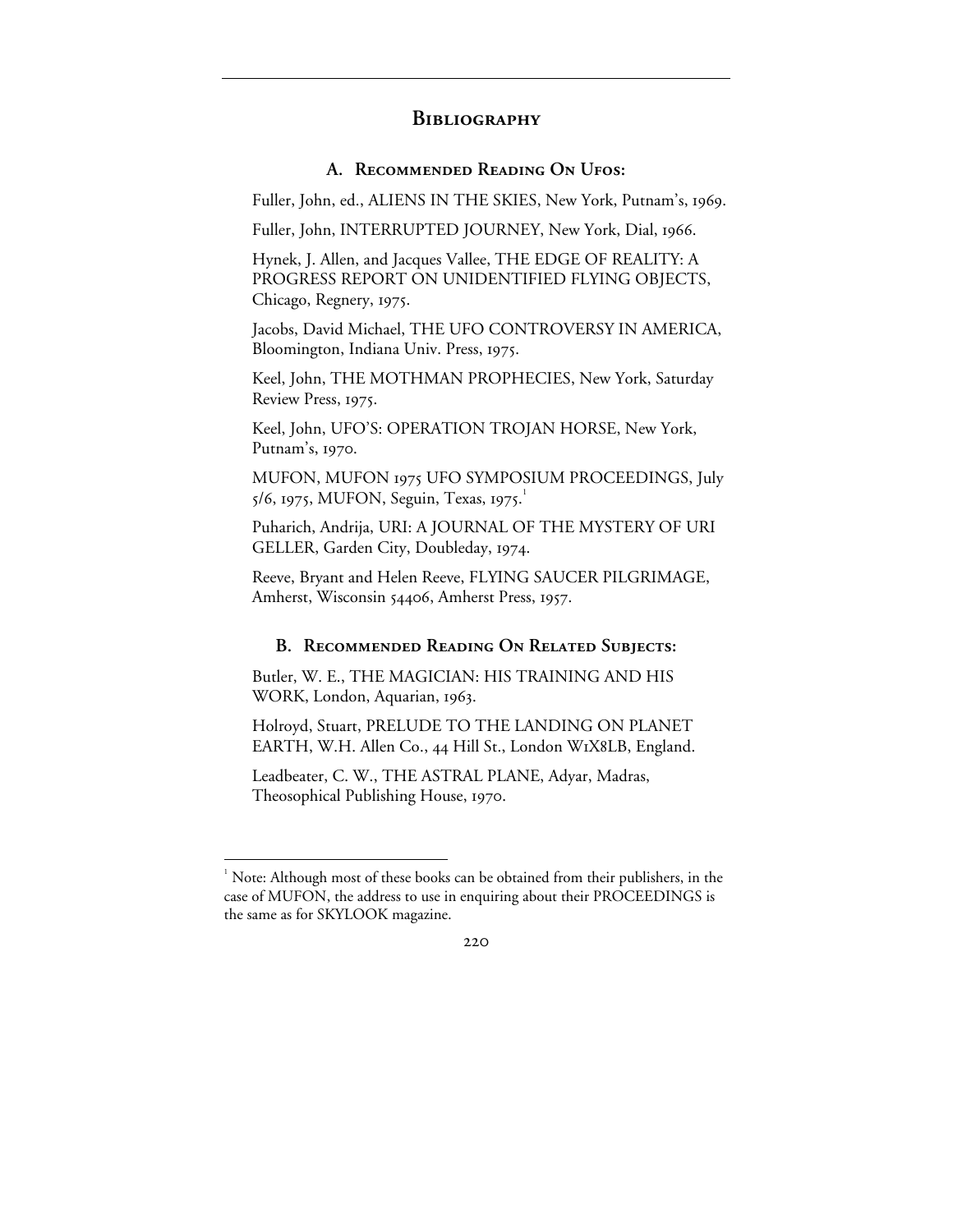# Bibliography

## A. Recommended Reading On Ufos:

Fuller, John, ed., ALIENS IN THE SKIES, New York, Putnam's, 1969.

Fuller, John, INTERRUPTED JOURNEY, New York, Dial, 1966.

Hynek, J. Allen, and Jacques Vallee, THE EDGE OF REALITY: A PROGRESS REPORT ON UNIDENTIFIED FLYING OBJECTS, Chicago, Regnery, 1975.

Jacobs, David Michael, THE UFO CONTROVERSY IN AMERICA, Bloomington, Indiana Univ. Press, 1975.

Keel, John, THE MOTHMAN PROPHECIES, New York, Saturday Review Press, 1975.

Keel, John, UFO'S: OPERATION TROJAN HORSE, New York, Putnam's, 1970.

MUFON, MUFON 1975 UFO SYMPOSIUM PROCEEDINGS, July 5/6, 1975, MUFON, Seguin, Texas, 1975.[1]

Puharich, Andrija, URI: A JOURNAL OF THE MYSTERY OF URI GELLER, Garden City, Doubleday, 1974.

Reeve, Bryant and Helen Reeve, FLYING SAUCER PILGRIMAGE, Amherst, Wisconsin 54406, Amherst Press, 1957.

## B. Recommended Reading On Related Subjects:

Butler, W. E., THE MAGICIAN: HIS TRAINING AND HIS WORK, London, Aquarian, 1963.

Holroyd, Stuart, PRELUDE TO THE LANDING ON PLANET EARTH, W.H. Allen Co., 44 Hill St., London W1X8LB, England.

Leadbeater, C. W., THE ASTRAL PLANE, Adyar, Madras, Theosophical Publishing House, 1970.

---

[1] Note: Although most of these books can be obtained from their publishers, in the case of MUFON, the address to use in enquiring about their PROCEEDINGS is the same as for SKYLOOK magazine.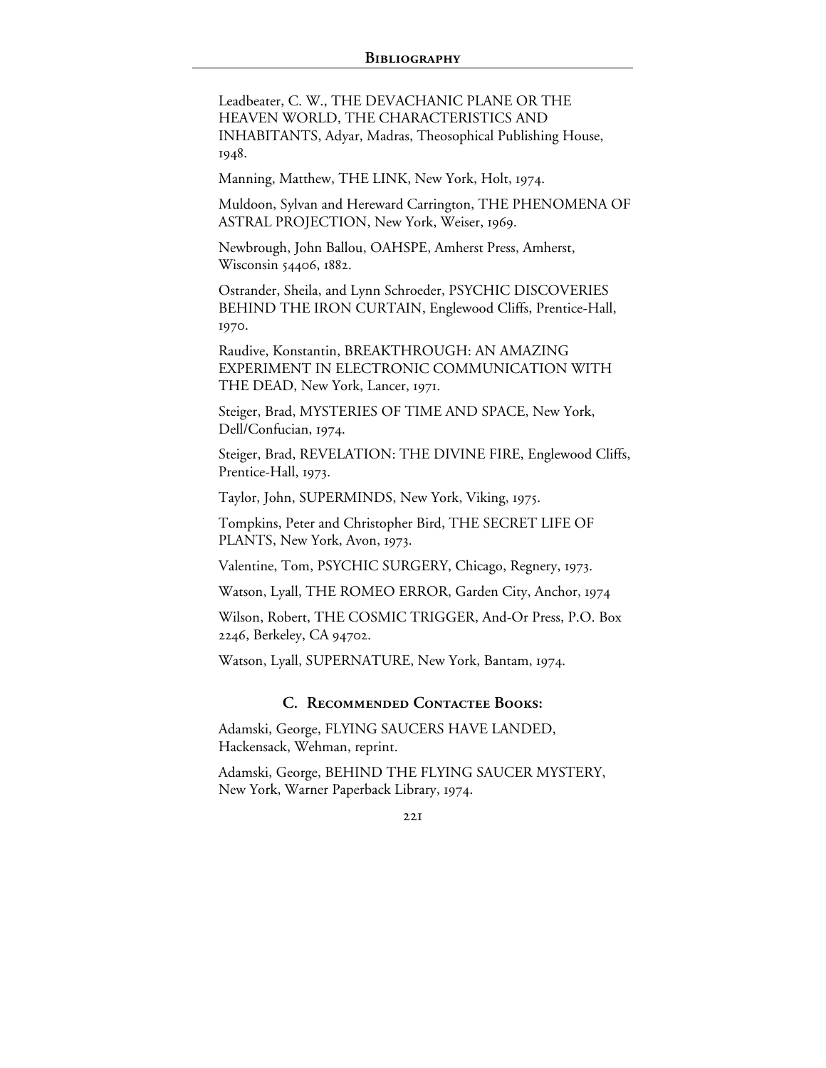Leadbeater, C. W., THE DEVACHANIC PLANE OR THE HEAVEN WORLD, THE CHARACTERISTICS AND INHABITANTS, Adyar, Madras, Theosophical Publishing House, 1948.

Manning, Matthew, THE LINK, New York, Holt, 1974.

Muldoon, Sylvan and Hereward Carrington, THE PHENOMENA OF ASTRAL PROJECTION, New York, Weiser, 1969.

Newbrough, John Ballou, OAHSPE, Amherst Press, Amherst, Wisconsin 54406, 1882.

Ostrander, Sheila, and Lynn Schroeder, PSYCHIC DISCOVERIES BEHIND THE IRON CURTAIN, Englewood Cliffs, Prentice-Hall, 1970.

Raudive, Konstantin, BREAKTHROUGH: AN AMAZING EXPERIMENT IN ELECTRONIC COMMUNICATION WITH THE DEAD, New York, Lancer, 1971.

Steiger, Brad, MYSTERIES OF TIME AND SPACE, New York, Dell/Confucian, 1974.

Steiger, Brad, REVELATION: THE DIVINE FIRE, Englewood Cliffs, Prentice-Hall, 1973.

Taylor, John, SUPERMINDS, New York, Viking, 1975.

Tompkins, Peter and Christopher Bird, THE SECRET LIFE OF PLANTS, New York, Avon, 1973.

Valentine, Tom, PSYCHIC SURGERY, Chicago, Regnery, 1973.

Watson, Lyall, THE ROMEO ERROR, Garden City, Anchor, 1974

Wilson, Robert, THE COSMIC TRIGGER, And-Or Press, P.O. Box 2246, Berkeley, CA 94702.

Watson, Lyall, SUPERNATURE, New York, Bantam, 1974.

### C. Recommended Contactee Books:

Adamski, George, FLYING SAUCERS HAVE LANDED, Hackensack, Wehman, reprint.

Adamski, George, BEHIND THE FLYING SAUCER MYSTERY, New York, Warner Paperback Library, 1974.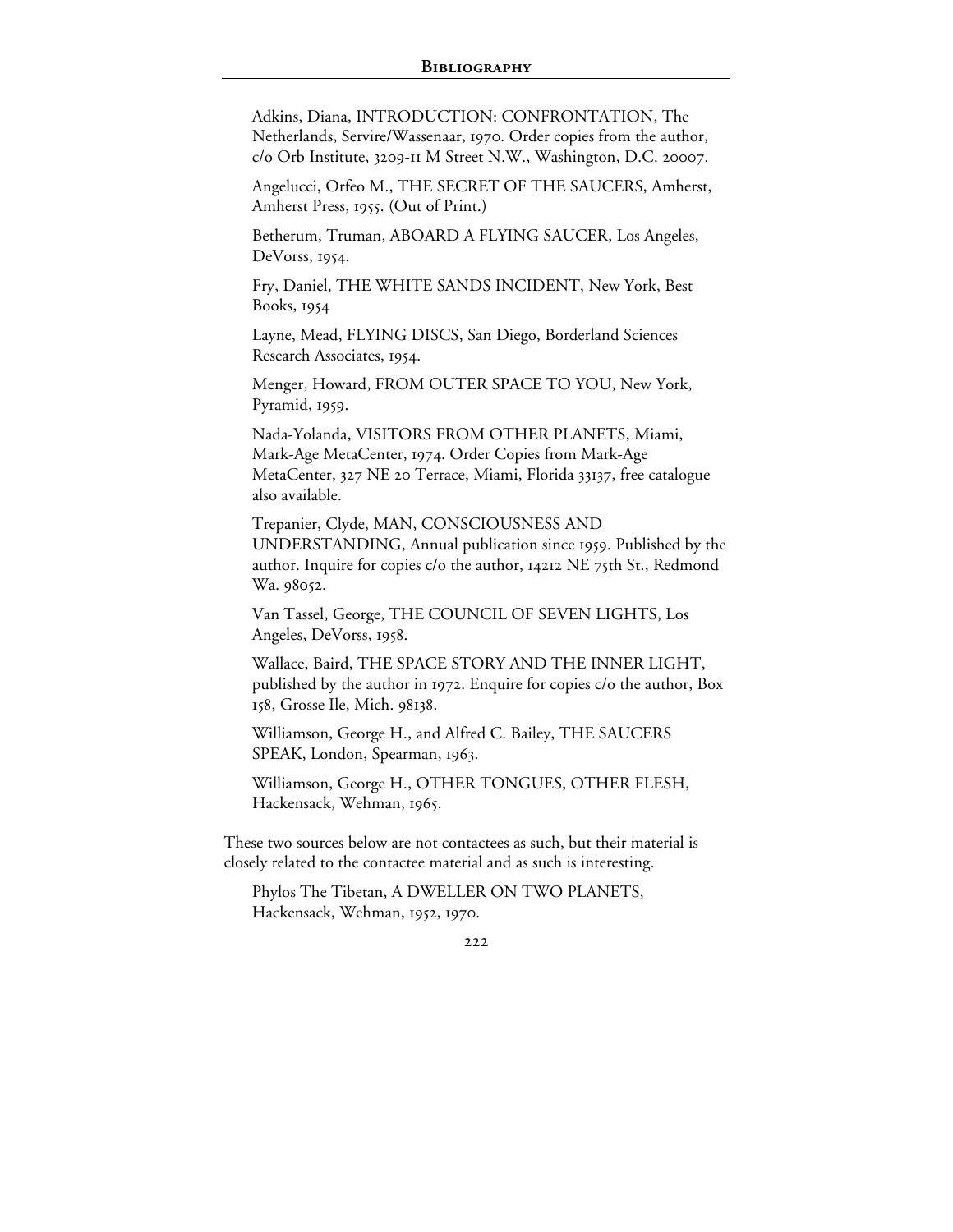Adkins, Diana, INTRODUCTION: CONFRONTATION, The Netherlands, Servire/Wassenaar, 1970. Order copies from the author, c/o Orb Institute, 3209-11 M Street N.W., Washington, D.C. 20007.

Angelucci, Orfeo M., THE SECRET OF THE SAUCERS, Amherst, Amherst Press, 1955. (Out of Print.)

Betherum, Truman, ABOARD A FLYING SAUCER, Los Angeles, DeVorss, 1954.

Fry, Daniel, THE WHITE SANDS INCIDENT, New York, Best Books, 1954

Layne, Mead, FLYING DISCS, San Diego, Borderland Sciences Research Associates, 1954.

Menger, Howard, FROM OUTER SPACE TO YOU, New York, Pyramid, 1959.

Nada-Yolanda, VISITORS FROM OTHER PLANETS, Miami, Mark-Age MetaCenter, 1974. Order Copies from Mark-Age MetaCenter, 327 NE 20 Terrace, Miami, Florida 33137, free catalogue also available.

Trepanier, Clyde, MAN, CONSCIOUSNESS AND UNDERSTANDING, Annual publication since 1959. Published by the author. Inquire for copies c/o the author, 14212 NE 75th St., Redmond Wa. 98052.

Van Tassel, George, THE COUNCIL OF SEVEN LIGHTS, Los Angeles, DeVorss, 1958.

Wallace, Baird, THE SPACE STORY AND THE INNER LIGHT, published by the author in 1972. Enquire for copies c/o the author, Box 158, Grosse Ile, Mich. 98138.

Williamson, George H., and Alfred C. Bailey, THE SAUCERS SPEAK, London, Spearman, 1963.

Williamson, George H., OTHER TONGUES, OTHER FLESH, Hackensack, Wehman, 1965.

These two sources below are not contactees as such, but their material is closely related to the contactee material and as such is interesting.

Phylos The Tibetan, A DWELLER ON TWO PLANETS, Hackensack, Wehman, 1952, 1970.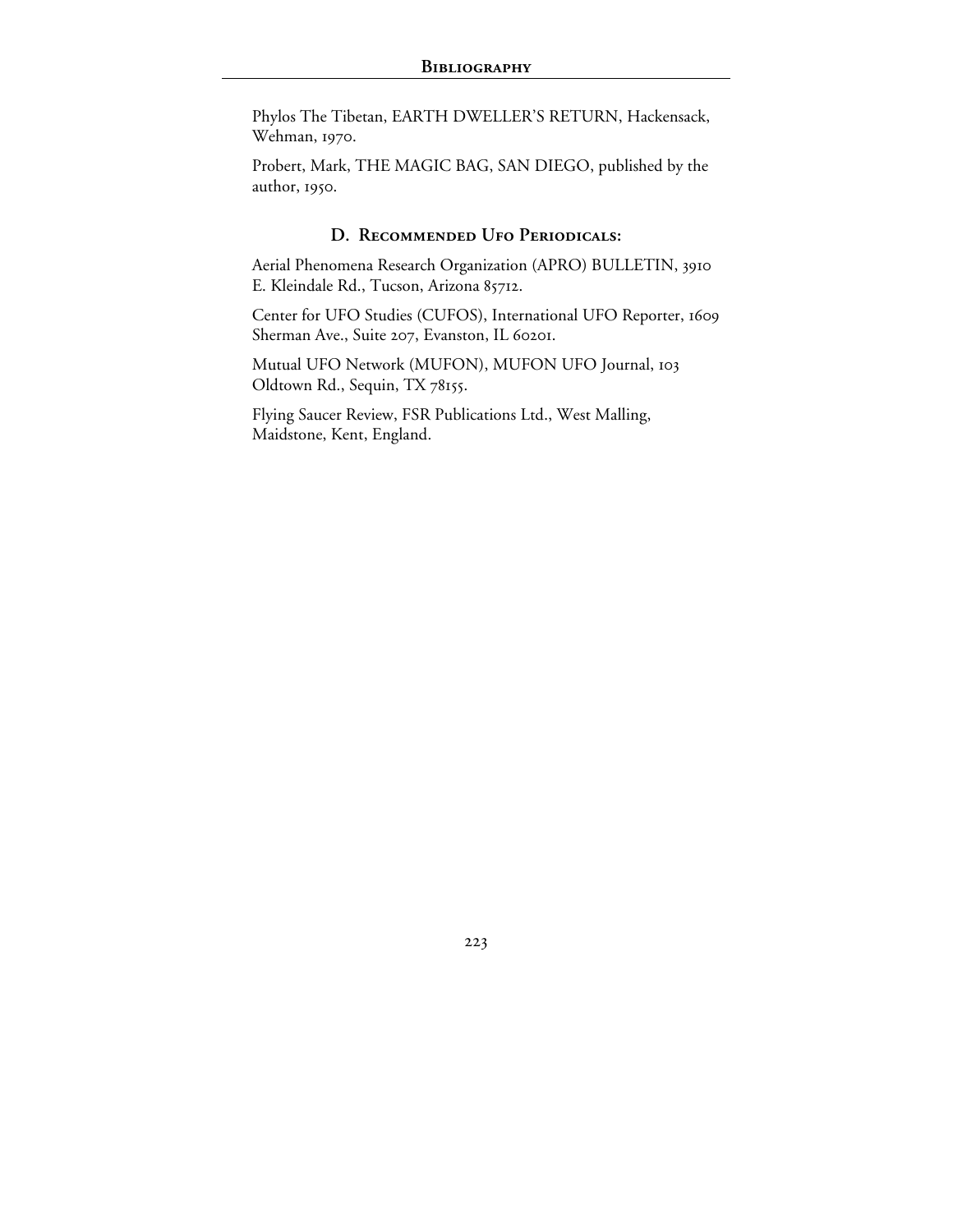Phylos The Tibetan, EARTH DWELLER'S RETURN, Hackensack, Wehman, 1970.

Probert, Mark, THE MAGIC BAG, SAN DIEGO, published by the author, 1950.

### D. Recommended Ufo Periodicals:

Aerial Phenomena Research Organization (APRO) BULLETIN, 3910 E. Kleindale Rd., Tucson, Arizona 85712.

Center for UFO Studies (CUFOS), International UFO Reporter, 1609 Sherman Ave., Suite 207, Evanston, IL 60201.

Mutual UFO Network (MUFON), MUFON UFO Journal, 103 Oldtown Rd., Sequin, TX 78155.

Flying Saucer Review, FSR Publications Ltd., West Malling, Maidstone, Kent, England.